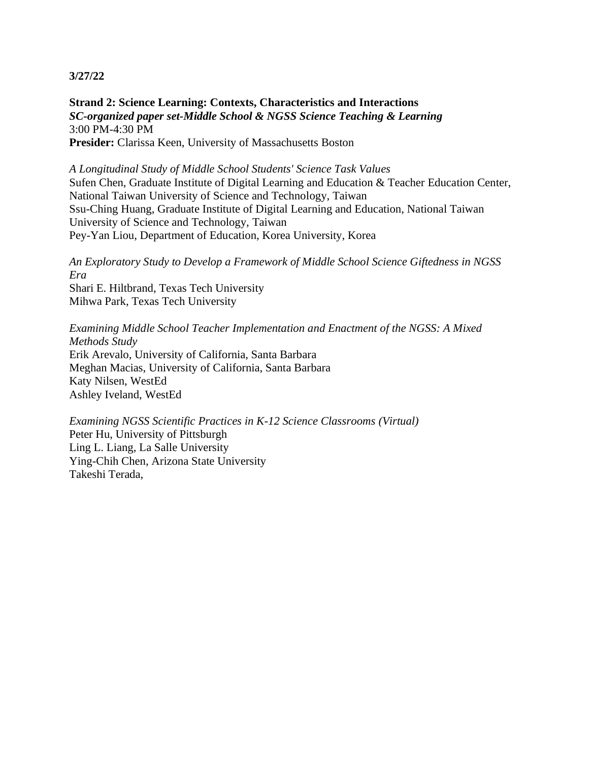**3/27/22**

**Strand 2: Science Learning: Contexts, Characteristics and Interactions**
***SC-organized paper set-Middle School & NGSS Science Teaching & Learning***
3:00 PM-4:30 PM
**Presider:** Clarissa Keen, University of Massachusetts Boston

*A Longitudinal Study of Middle School Students' Science Task Values*
Sufen Chen, Graduate Institute of Digital Learning and Education & Teacher Education Center, National Taiwan University of Science and Technology, Taiwan
Ssu-Ching Huang, Graduate Institute of Digital Learning and Education, National Taiwan University of Science and Technology, Taiwan
Pey-Yan Liou, Department of Education, Korea University, Korea

*An Exploratory Study to Develop a Framework of Middle School Science Giftedness in NGSS Era*
Shari E. Hiltbrand, Texas Tech University
Mihwa Park, Texas Tech University

*Examining Middle School Teacher Implementation and Enactment of the NGSS: A Mixed Methods Study*
Erik Arevalo, University of California, Santa Barbara
Meghan Macias, University of California, Santa Barbara
Katy Nilsen, WestEd
Ashley Iveland, WestEd

*Examining NGSS Scientific Practices in K-12 Science Classrooms (Virtual)*
Peter Hu, University of Pittsburgh
Ling L. Liang, La Salle University
Ying-Chih Chen, Arizona State University
Takeshi Terada,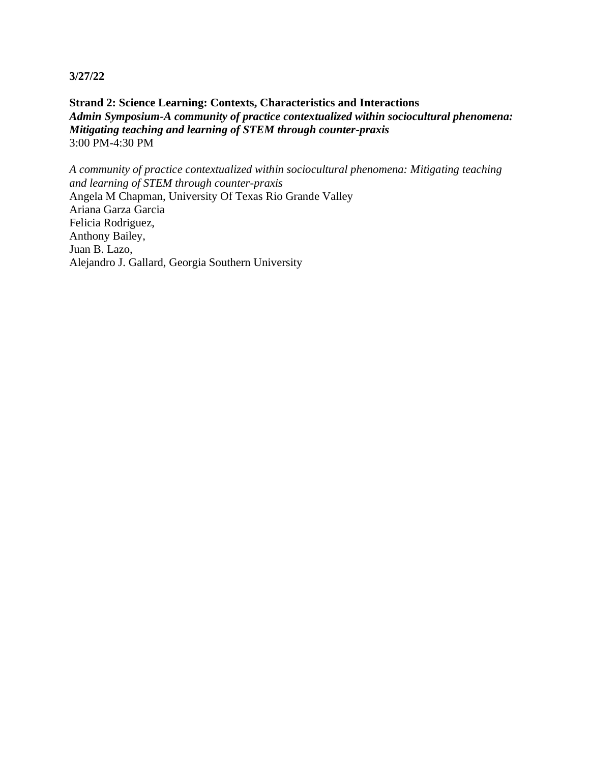**3/27/22**

**Strand 2: Science Learning: Contexts, Characteristics and Interactions**
***Admin Symposium-A community of practice contextualized within sociocultural phenomena: Mitigating teaching and learning of STEM through counter-praxis***
3:00 PM-4:30 PM

*A community of practice contextualized within sociocultural phenomena: Mitigating teaching and learning of STEM through counter-praxis*
Angela M Chapman, University Of Texas Rio Grande Valley
Ariana Garza Garcia
Felicia Rodriguez,
Anthony Bailey,
Juan B. Lazo,
Alejandro J. Gallard, Georgia Southern University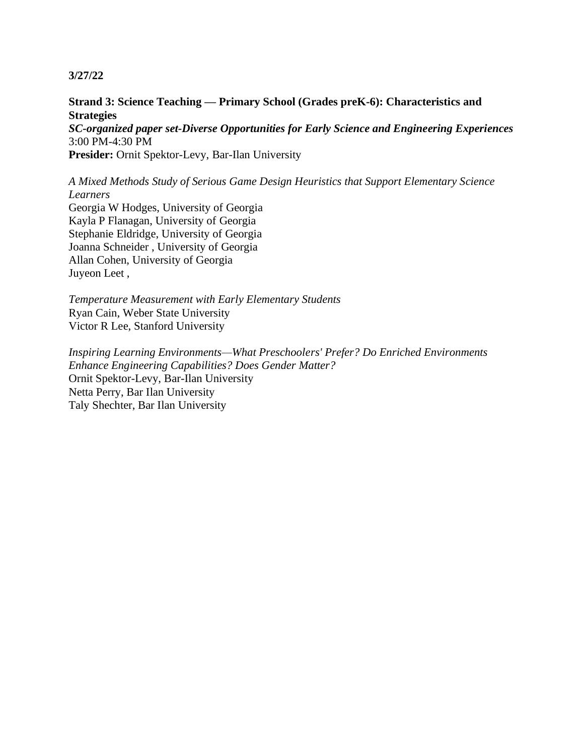**3/27/22**

**Strand 3: Science Teaching — Primary School (Grades preK-6): Characteristics and Strategies**
***SC-organized paper set-Diverse Opportunities for Early Science and Engineering Experiences***
3:00 PM-4:30 PM
**Presider:** Ornit Spektor-Levy, Bar-Ilan University

*A Mixed Methods Study of Serious Game Design Heuristics that Support Elementary Science Learners*
Georgia W Hodges, University of Georgia
Kayla P Flanagan, University of Georgia
Stephanie Eldridge, University of Georgia
Joanna Schneider , University of Georgia
Allan Cohen, University of Georgia
Juyeon Leet ,

*Temperature Measurement with Early Elementary Students*
Ryan Cain, Weber State University
Victor R Lee, Stanford University

*Inspiring Learning Environments—What Preschoolers' Prefer? Do Enriched Environments Enhance Engineering Capabilities? Does Gender Matter?*
Ornit Spektor-Levy, Bar-Ilan University
Netta Perry, Bar Ilan University
Taly Shechter, Bar Ilan University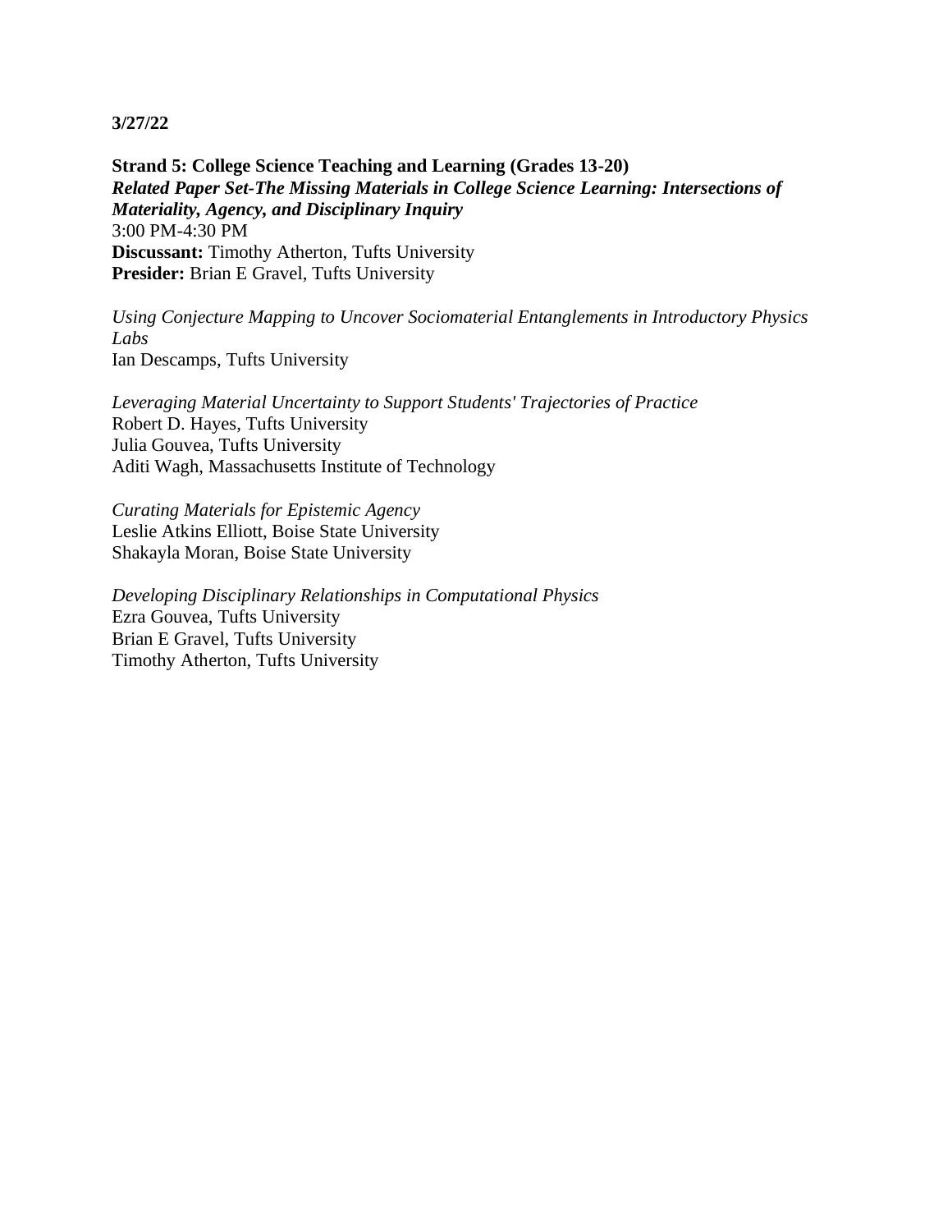**3/27/22**

**Strand 5: College Science Teaching and Learning (Grades 13-20)**
***Related Paper Set-The Missing Materials in College Science Learning: Intersections of Materiality, Agency, and Disciplinary Inquiry***
3:00 PM-4:30 PM
**Discussant:** Timothy Atherton, Tufts University
**Presider:** Brian E Gravel, Tufts University

*Using Conjecture Mapping to Uncover Sociomaterial Entanglements in Introductory Physics Labs*
Ian Descamps, Tufts University

*Leveraging Material Uncertainty to Support Students' Trajectories of Practice*
Robert D. Hayes, Tufts University
Julia Gouvea, Tufts University
Aditi Wagh, Massachusetts Institute of Technology

*Curating Materials for Epistemic Agency*
Leslie Atkins Elliott, Boise State University
Shakayla Moran, Boise State University

*Developing Disciplinary Relationships in Computational Physics*
Ezra Gouvea, Tufts University
Brian E Gravel, Tufts University
Timothy Atherton, Tufts University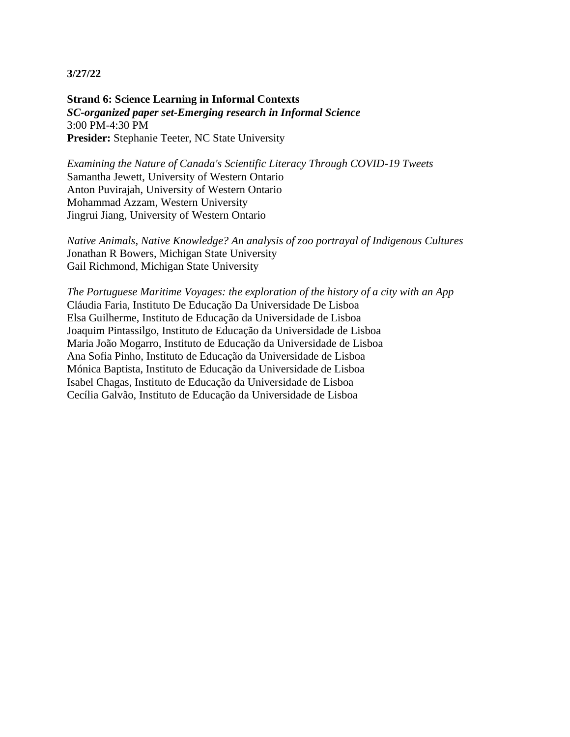**3/27/22**

**Strand 6: Science Learning in Informal Contexts**
***SC-organized paper set-Emerging research in Informal Science***
3:00 PM-4:30 PM
**Presider:** Stephanie Teeter, NC State University

*Examining the Nature of Canada's Scientific Literacy Through COVID-19 Tweets*
Samantha Jewett, University of Western Ontario
Anton Puvirajah, University of Western Ontario
Mohammad Azzam, Western University
Jingrui Jiang, University of Western Ontario

*Native Animals, Native Knowledge? An analysis of zoo portrayal of Indigenous Cultures*
Jonathan R Bowers, Michigan State University
Gail Richmond, Michigan State University

*The Portuguese Maritime Voyages: the exploration of the history of a city with an App*
Cláudia Faria, Instituto De Educação Da Universidade De Lisboa
Elsa Guilherme, Instituto de Educação da Universidade de Lisboa
Joaquim Pintassilgo, Instituto de Educação da Universidade de Lisboa
Maria João Mogarro, Instituto de Educação da Universidade de Lisboa
Ana Sofia Pinho, Instituto de Educação da Universidade de Lisboa
Mónica Baptista, Instituto de Educação da Universidade de Lisboa
Isabel Chagas, Instituto de Educação da Universidade de Lisboa
Cecília Galvão, Instituto de Educação da Universidade de Lisboa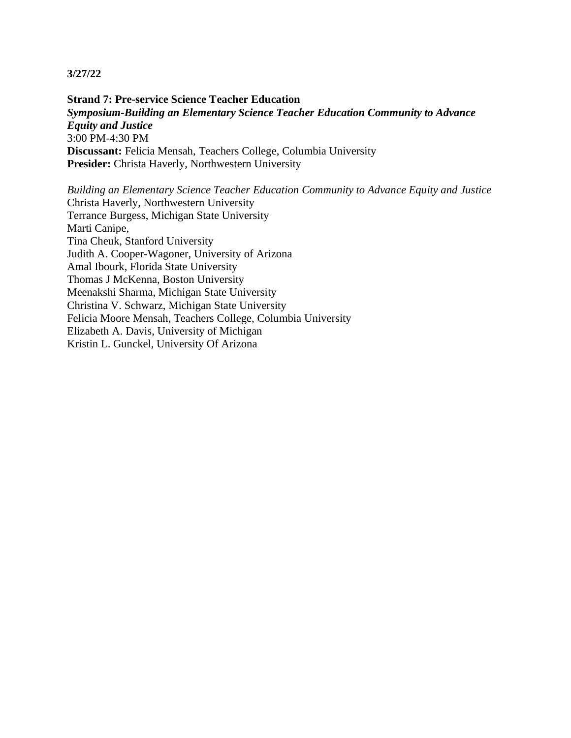**3/27/22**

**Strand 7: Pre-service Science Teacher Education**
***Symposium-Building an Elementary Science Teacher Education Community to Advance Equity and Justice***
3:00 PM-4:30 PM
**Discussant:** Felicia Mensah, Teachers College, Columbia University
**Presider:** Christa Haverly, Northwestern University

*Building an Elementary Science Teacher Education Community to Advance Equity and Justice*
Christa Haverly, Northwestern University
Terrance Burgess, Michigan State University
Marti Canipe,
Tina Cheuk, Stanford University
Judith A. Cooper-Wagoner, University of Arizona
Amal Ibourk, Florida State University
Thomas J McKenna, Boston University
Meenakshi Sharma, Michigan State University
Christina V. Schwarz, Michigan State University
Felicia Moore Mensah, Teachers College, Columbia University
Elizabeth A. Davis, University of Michigan
Kristin L. Gunckel, University Of Arizona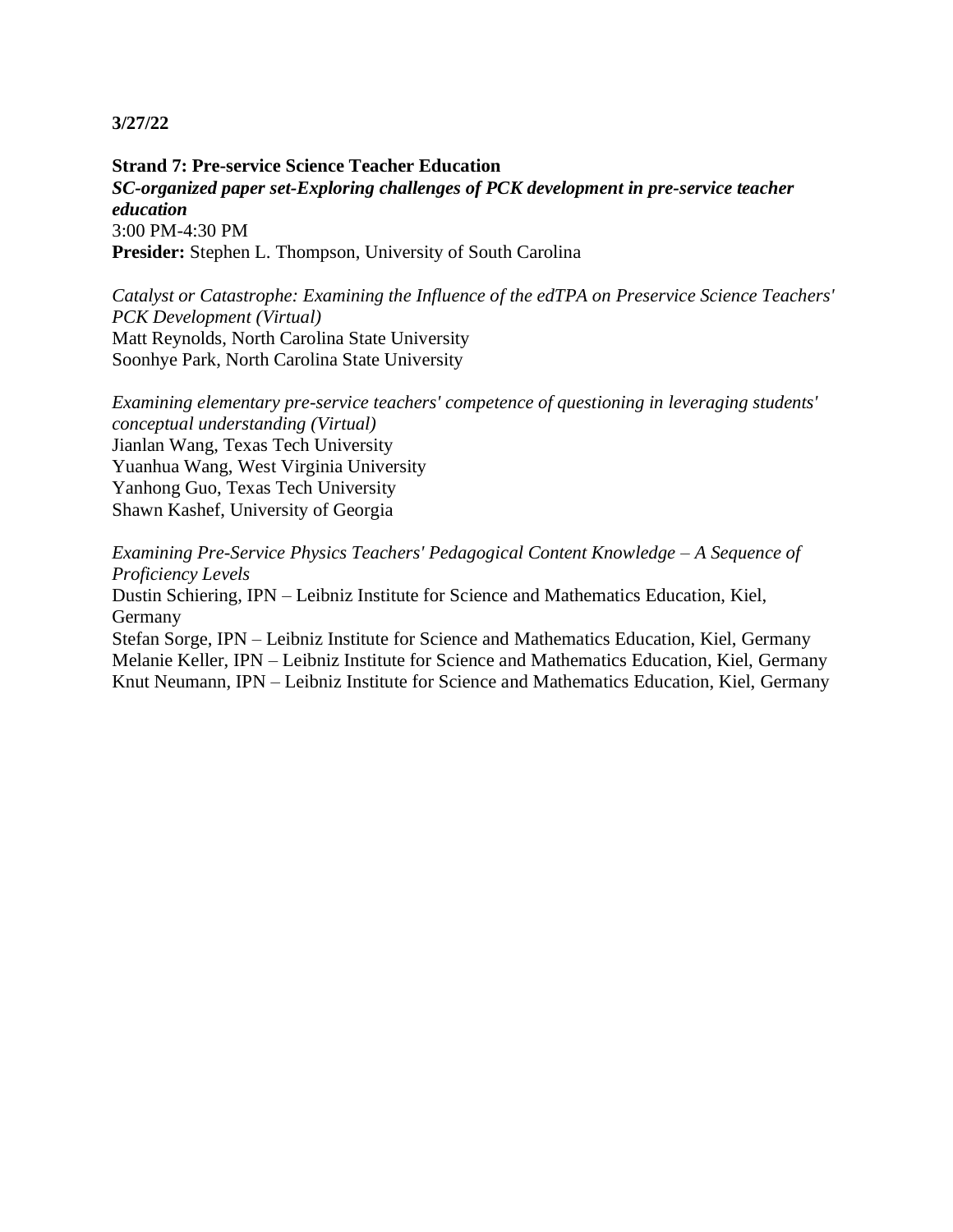**3/27/22**

**Strand 7: Pre-service Science Teacher Education**
***SC-organized paper set-Exploring challenges of PCK development in pre-service teacher education***
3:00 PM-4:30 PM
**Presider:** Stephen L. Thompson, University of South Carolina

*Catalyst or Catastrophe: Examining the Influence of the edTPA on Preservice Science Teachers' PCK Development (Virtual)*
Matt Reynolds, North Carolina State University
Soonhye Park, North Carolina State University

*Examining elementary pre-service teachers' competence of questioning in leveraging students' conceptual understanding (Virtual)*
Jianlan Wang, Texas Tech University
Yuanhua Wang, West Virginia University
Yanhong Guo, Texas Tech University
Shawn Kashef, University of Georgia

*Examining Pre-Service Physics Teachers' Pedagogical Content Knowledge – A Sequence of Proficiency Levels*
Dustin Schiering, IPN – Leibniz Institute for Science and Mathematics Education, Kiel, Germany
Stefan Sorge, IPN – Leibniz Institute for Science and Mathematics Education, Kiel, Germany
Melanie Keller, IPN – Leibniz Institute for Science and Mathematics Education, Kiel, Germany
Knut Neumann, IPN – Leibniz Institute for Science and Mathematics Education, Kiel, Germany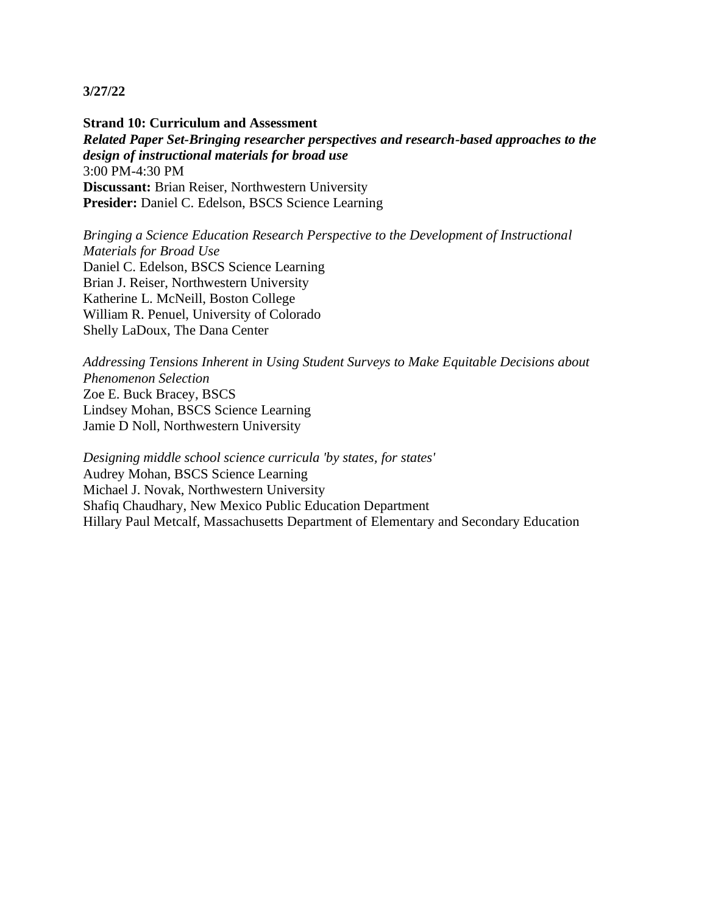**3/27/22**

**Strand 10: Curriculum and Assessment**
***Related Paper Set-Bringing researcher perspectives and research-based approaches to the design of instructional materials for broad use***
3:00 PM-4:30 PM
**Discussant:** Brian Reiser, Northwestern University
**Presider:** Daniel C. Edelson, BSCS Science Learning

*Bringing a Science Education Research Perspective to the Development of Instructional Materials for Broad Use*
Daniel C. Edelson, BSCS Science Learning
Brian J. Reiser, Northwestern University
Katherine L. McNeill, Boston College
William R. Penuel, University of Colorado
Shelly LaDoux, The Dana Center

*Addressing Tensions Inherent in Using Student Surveys to Make Equitable Decisions about Phenomenon Selection*
Zoe E. Buck Bracey, BSCS
Lindsey Mohan, BSCS Science Learning
Jamie D Noll, Northwestern University

*Designing middle school science curricula 'by states, for states'*
Audrey Mohan, BSCS Science Learning
Michael J. Novak, Northwestern University
Shafiq Chaudhary, New Mexico Public Education Department
Hillary Paul Metcalf, Massachusetts Department of Elementary and Secondary Education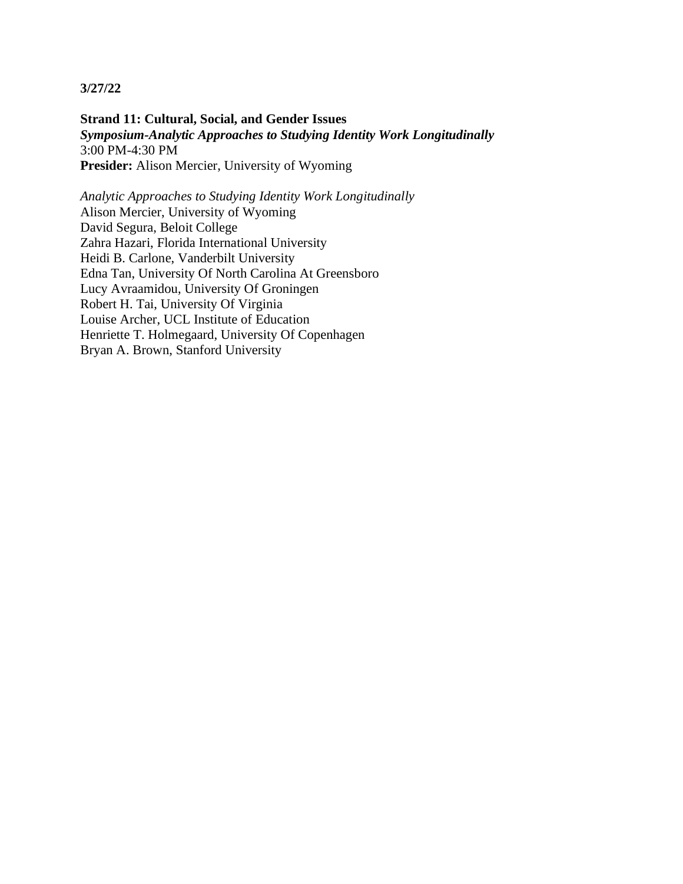**3/27/22**

**Strand 11: Cultural, Social, and Gender Issues**
***Symposium-Analytic Approaches to Studying Identity Work Longitudinally***
3:00 PM-4:30 PM
**Presider:** Alison Mercier, University of Wyoming

*Analytic Approaches to Studying Identity Work Longitudinally*
Alison Mercier, University of Wyoming
David Segura, Beloit College
Zahra Hazari, Florida International University
Heidi B. Carlone, Vanderbilt University
Edna Tan, University Of North Carolina At Greensboro
Lucy Avraamidou, University Of Groningen
Robert H. Tai, University Of Virginia
Louise Archer, UCL Institute of Education
Henriette T. Holmegaard, University Of Copenhagen
Bryan A. Brown, Stanford University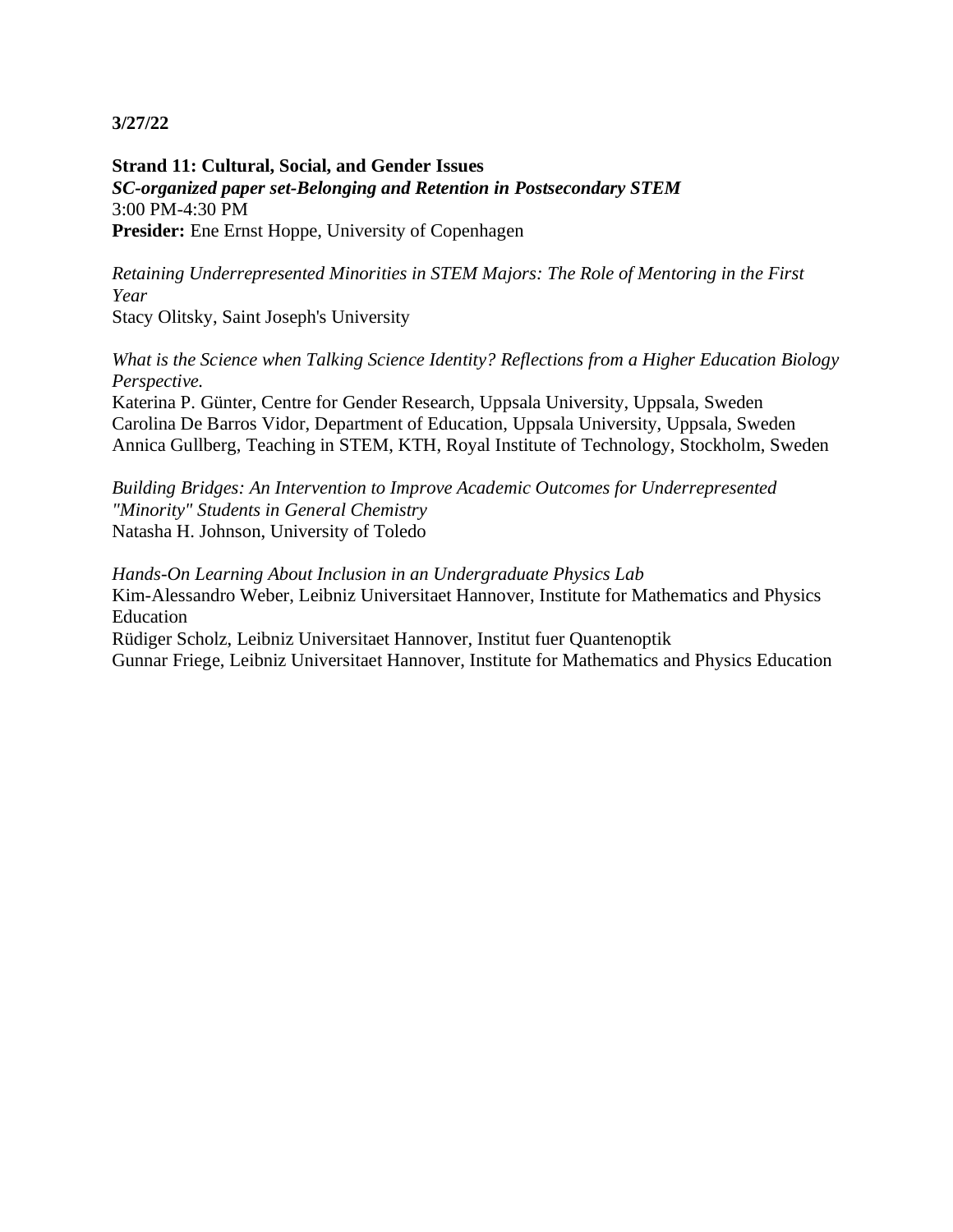**3/27/22**

**Strand 11: Cultural, Social, and Gender Issues**
***SC-organized paper set-Belonging and Retention in Postsecondary STEM***
3:00 PM-4:30 PM
**Presider:** Ene Ernst Hoppe, University of Copenhagen

*Retaining Underrepresented Minorities in STEM Majors: The Role of Mentoring in the First Year*
Stacy Olitsky, Saint Joseph's University

*What is the Science when Talking Science Identity? Reflections from a Higher Education Biology Perspective.*
Katerina P. Günter, Centre for Gender Research, Uppsala University, Uppsala, Sweden
Carolina De Barros Vidor, Department of Education, Uppsala University, Uppsala, Sweden
Annica Gullberg, Teaching in STEM, KTH, Royal Institute of Technology, Stockholm, Sweden

*Building Bridges: An Intervention to Improve Academic Outcomes for Underrepresented "Minority" Students in General Chemistry*
Natasha H. Johnson, University of Toledo

*Hands-On Learning About Inclusion in an Undergraduate Physics Lab*
Kim-Alessandro Weber, Leibniz Universitaet Hannover, Institute for Mathematics and Physics Education
Rüdiger Scholz, Leibniz Universitaet Hannover, Institut fuer Quantenoptik
Gunnar Friege, Leibniz Universitaet Hannover, Institute for Mathematics and Physics Education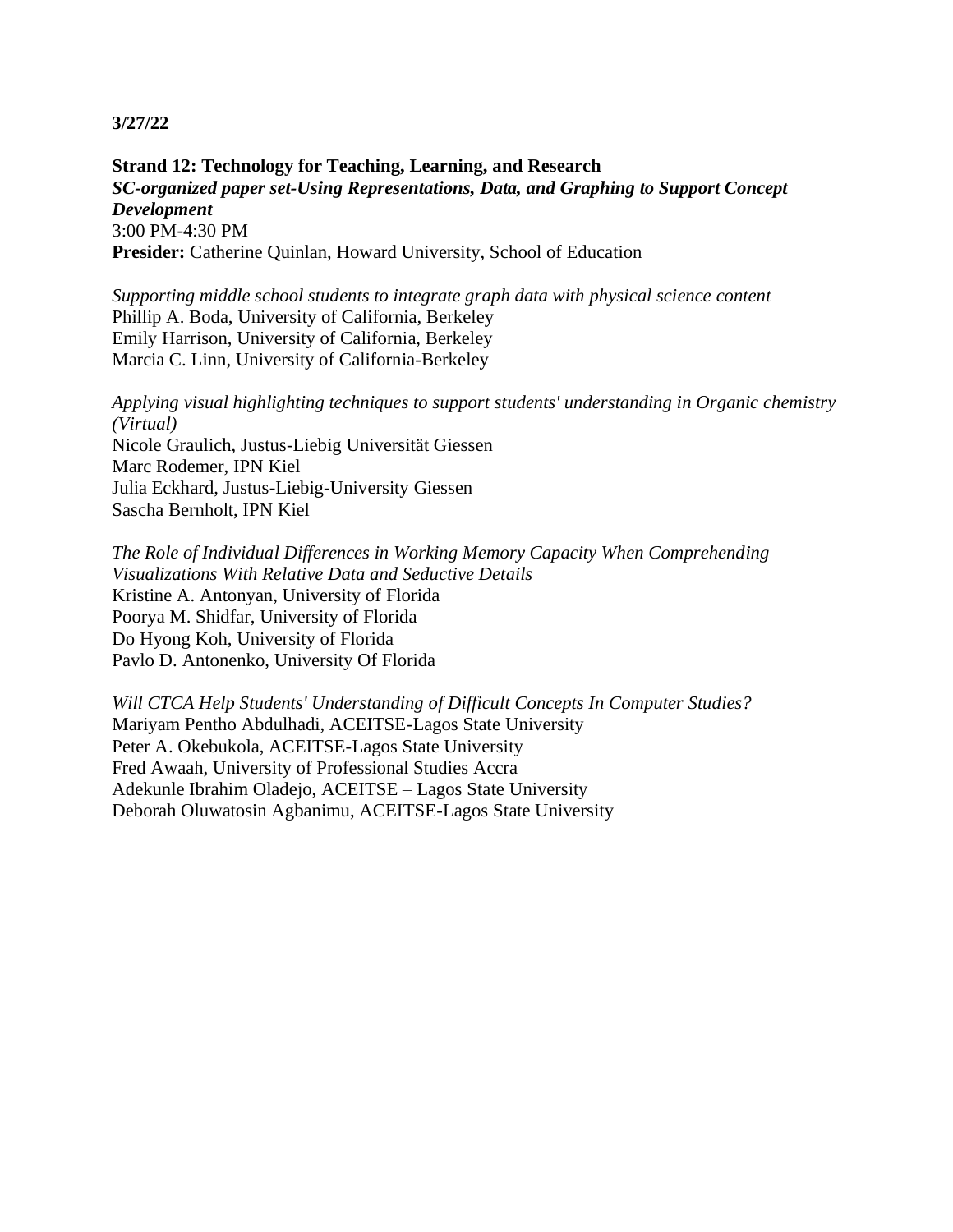**3/27/22**

**Strand 12: Technology for Teaching, Learning, and Research**
***SC-organized paper set-Using Representations, Data, and Graphing to Support Concept Development***
3:00 PM-4:30 PM
**Presider:** Catherine Quinlan, Howard University, School of Education

*Supporting middle school students to integrate graph data with physical science content*
Phillip A. Boda, University of California, Berkeley
Emily Harrison, University of California, Berkeley
Marcia C. Linn, University of California-Berkeley

*Applying visual highlighting techniques to support students' understanding in Organic chemistry (Virtual)*
Nicole Graulich, Justus-Liebig Universität Giessen
Marc Rodemer, IPN Kiel
Julia Eckhard, Justus-Liebig-University Giessen
Sascha Bernholt, IPN Kiel

*The Role of Individual Differences in Working Memory Capacity When Comprehending Visualizations With Relative Data and Seductive Details*
Kristine A. Antonyan, University of Florida
Poorya M. Shidfar, University of Florida
Do Hyong Koh, University of Florida
Pavlo D. Antonenko, University Of Florida

*Will CTCA Help Students' Understanding of Difficult Concepts In Computer Studies?*
Mariyam Pentho Abdulhadi, ACEITSE-Lagos State University
Peter A. Okebukola, ACEITSE-Lagos State University
Fred Awaah, University of Professional Studies Accra
Adekunle Ibrahim Oladejo, ACEITSE – Lagos State University
Deborah Oluwatosin Agbanimu, ACEITSE-Lagos State University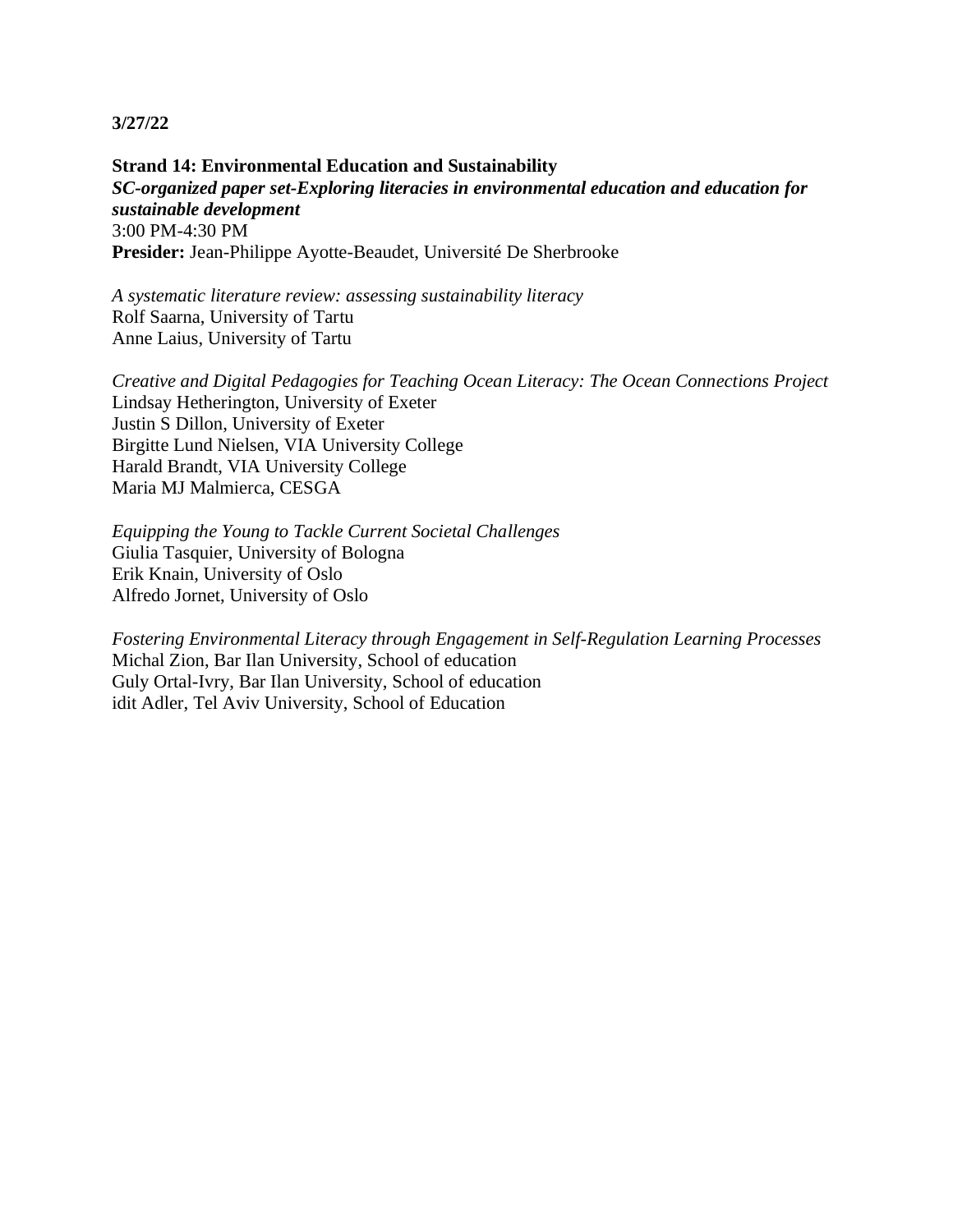**3/27/22**

**Strand 14: Environmental Education and Sustainability**
***SC-organized paper set-Exploring literacies in environmental education and education for sustainable development***
3:00 PM-4:30 PM
**Presider:** Jean-Philippe Ayotte-Beaudet, Université De Sherbrooke

*A systematic literature review: assessing sustainability literacy*
Rolf Saarna, University of Tartu
Anne Laius, University of Tartu

*Creative and Digital Pedagogies for Teaching Ocean Literacy: The Ocean Connections Project*
Lindsay Hetherington, University of Exeter
Justin S Dillon, University of Exeter
Birgitte Lund Nielsen, VIA University College
Harald Brandt, VIA University College
Maria MJ Malmierca, CESGA

*Equipping the Young to Tackle Current Societal Challenges*
Giulia Tasquier, University of Bologna
Erik Knain, University of Oslo
Alfredo Jornet, University of Oslo

*Fostering Environmental Literacy through Engagement in Self-Regulation Learning Processes*
Michal Zion, Bar Ilan University, School of education
Guly Ortal-Ivry, Bar Ilan University, School of education
idit Adler, Tel Aviv University, School of Education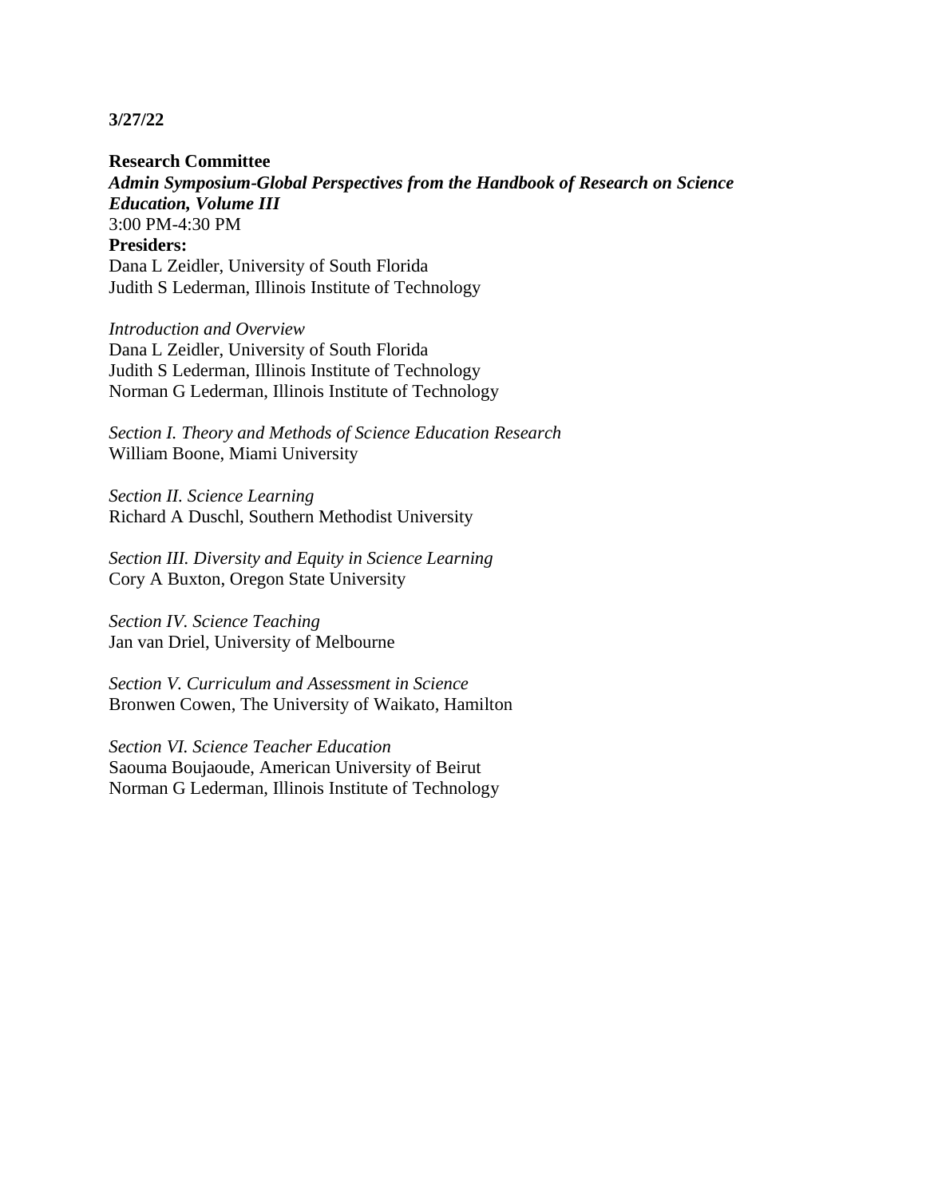**3/27/22**

**Research Committee**
***Admin Symposium-Global Perspectives from the Handbook of Research on Science Education, Volume III***
3:00 PM-4:30 PM
**Presiders:**
Dana L Zeidler, University of South Florida
Judith S Lederman, Illinois Institute of Technology

*Introduction and Overview*
Dana L Zeidler, University of South Florida
Judith S Lederman, Illinois Institute of Technology
Norman G Lederman, Illinois Institute of Technology

*Section I. Theory and Methods of Science Education Research*
William Boone, Miami University

*Section II. Science Learning*
Richard A Duschl, Southern Methodist University

*Section III. Diversity and Equity in Science Learning*
Cory A Buxton, Oregon State University

*Section IV. Science Teaching*
Jan van Driel, University of Melbourne

*Section V. Curriculum and Assessment in Science*
Bronwen Cowen, The University of Waikato, Hamilton

*Section VI. Science Teacher Education*
Saouma Boujaoude, American University of Beirut
Norman G Lederman, Illinois Institute of Technology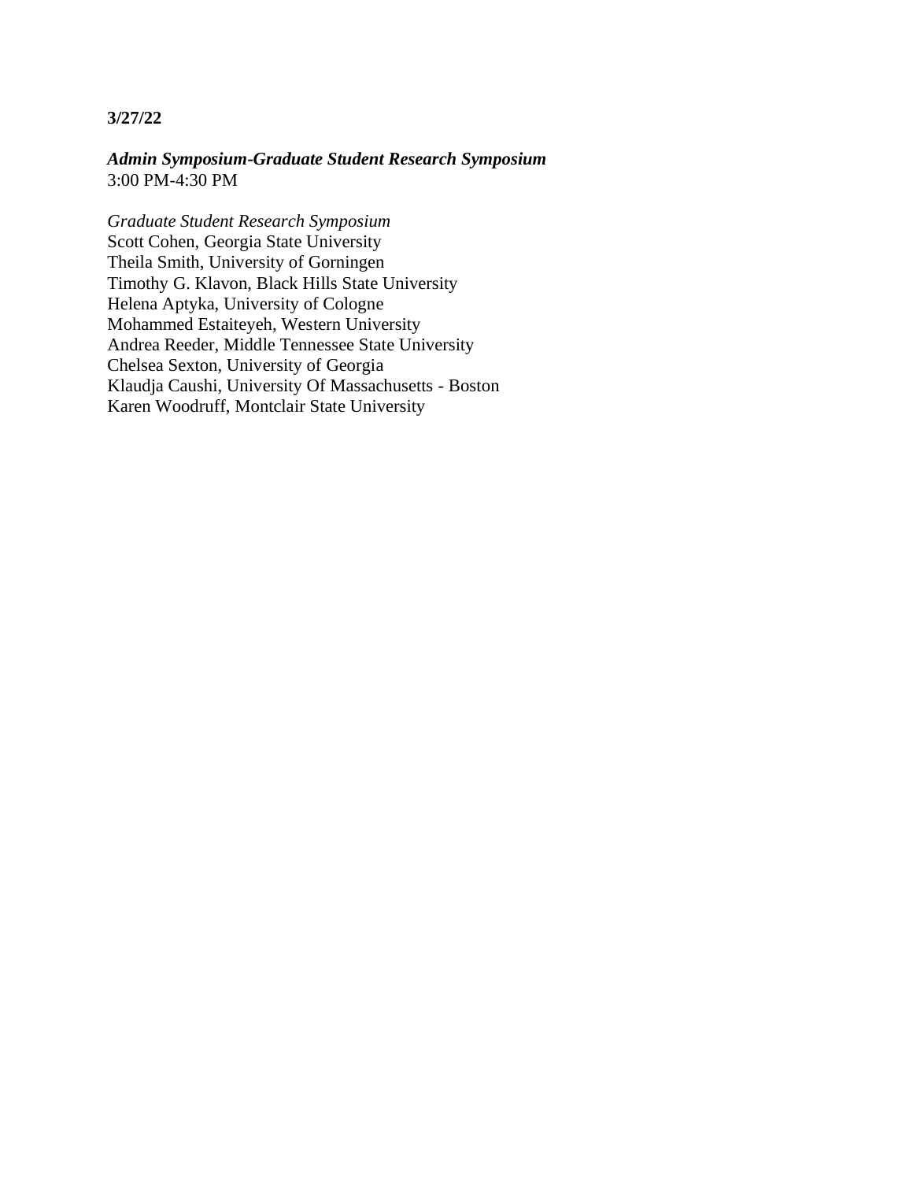**3/27/22**

***Admin Symposium-Graduate Student Research Symposium***
3:00 PM-4:30 PM

*Graduate Student Research Symposium*
Scott Cohen, Georgia State University
Theila Smith, University of Gorningen
Timothy G. Klavon, Black Hills State University
Helena Aptyka, University of Cologne
Mohammed Estaiteyeh, Western University
Andrea Reeder, Middle Tennessee State University
Chelsea Sexton, University of Georgia
Klaudja Caushi, University Of Massachusetts - Boston
Karen Woodruff, Montclair State University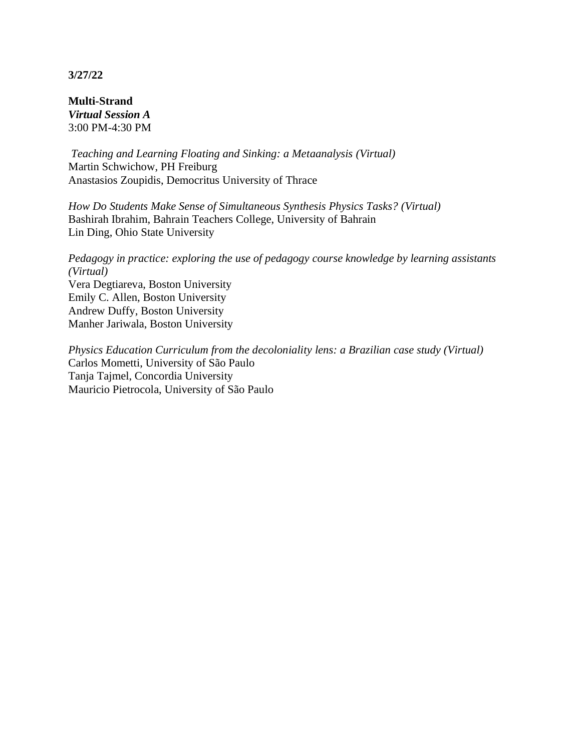**3/27/22**

**Multi-Strand**
***Virtual Session A***
3:00 PM-4:30 PM

*Teaching and Learning Floating and Sinking: a Metaanalysis (Virtual)*
Martin Schwichow, PH Freiburg
Anastasios Zoupidis, Democritus University of Thrace

*How Do Students Make Sense of Simultaneous Synthesis Physics Tasks? (Virtual)*
Bashirah Ibrahim, Bahrain Teachers College, University of Bahrain
Lin Ding, Ohio State University

*Pedagogy in practice: exploring the use of pedagogy course knowledge by learning assistants (Virtual)*
Vera Degtiareva, Boston University
Emily C. Allen, Boston University
Andrew Duffy, Boston University
Manher Jariwala, Boston University

*Physics Education Curriculum from the decoloniality lens: a Brazilian case study (Virtual)*
Carlos Mometti, University of São Paulo
Tanja Tajmel, Concordia University
Mauricio Pietrocola, University of São Paulo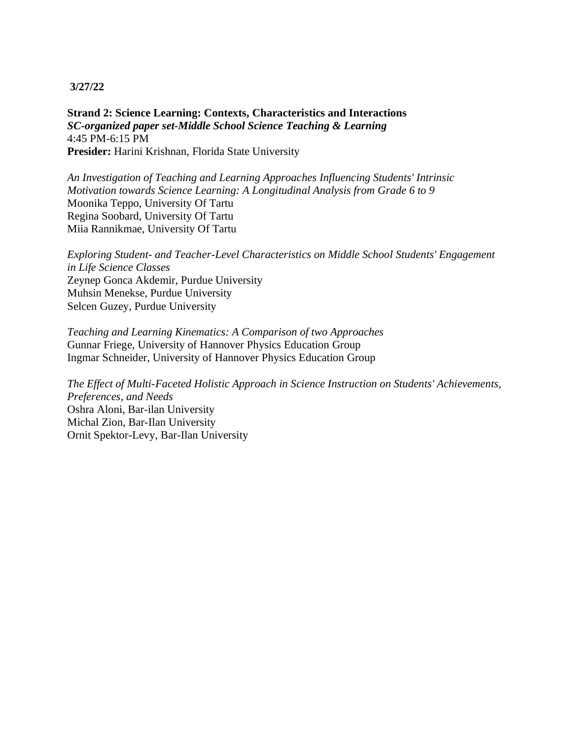**3/27/22**

**Strand 2: Science Learning: Contexts, Characteristics and Interactions**
***SC-organized paper set-Middle School Science Teaching & Learning***
4:45 PM-6:15 PM
**Presider:** Harini Krishnan, Florida State University

*An Investigation of Teaching and Learning Approaches Influencing Students' Intrinsic Motivation towards Science Learning: A Longitudinal Analysis from Grade 6 to 9*
Moonika Teppo, University Of Tartu
Regina Soobard, University Of Tartu
Miia Rannikmae, University Of Tartu

*Exploring Student- and Teacher-Level Characteristics on Middle School Students' Engagement in Life Science Classes*
Zeynep Gonca Akdemir, Purdue University
Muhsin Menekse, Purdue University
Selcen Guzey, Purdue University

*Teaching and Learning Kinematics: A Comparison of two Approaches*
Gunnar Friege, University of Hannover Physics Education Group
Ingmar Schneider, University of Hannover Physics Education Group

*The Effect of Multi-Faceted Holistic Approach in Science Instruction on Students' Achievements, Preferences, and Needs*
Oshra Aloni, Bar-ilan University
Michal Zion, Bar-Ilan University
Ornit Spektor-Levy, Bar-Ilan University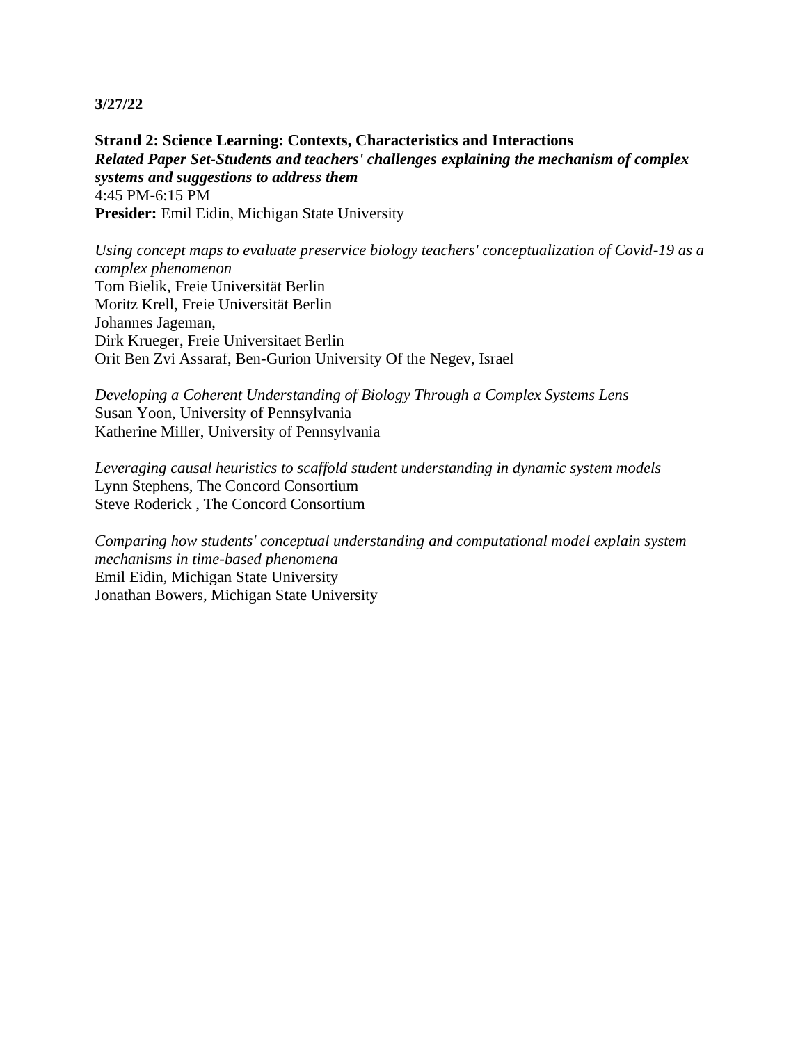**3/27/22**

**Strand 2: Science Learning: Contexts, Characteristics and Interactions**
***Related Paper Set-Students and teachers' challenges explaining the mechanism of complex systems and suggestions to address them***
4:45 PM-6:15 PM
**Presider:** Emil Eidin, Michigan State University

*Using concept maps to evaluate preservice biology teachers' conceptualization of Covid-19 as a complex phenomenon*
Tom Bielik, Freie Universität Berlin
Moritz Krell, Freie Universität Berlin
Johannes Jageman,
Dirk Krueger, Freie Universitaet Berlin
Orit Ben Zvi Assaraf, Ben-Gurion University Of the Negev, Israel

*Developing a Coherent Understanding of Biology Through a Complex Systems Lens*
Susan Yoon, University of Pennsylvania
Katherine Miller, University of Pennsylvania

*Leveraging causal heuristics to scaffold student understanding in dynamic system models*
Lynn Stephens, The Concord Consortium
Steve Roderick , The Concord Consortium

*Comparing how students' conceptual understanding and computational model explain system mechanisms in time-based phenomena*
Emil Eidin, Michigan State University
Jonathan Bowers, Michigan State University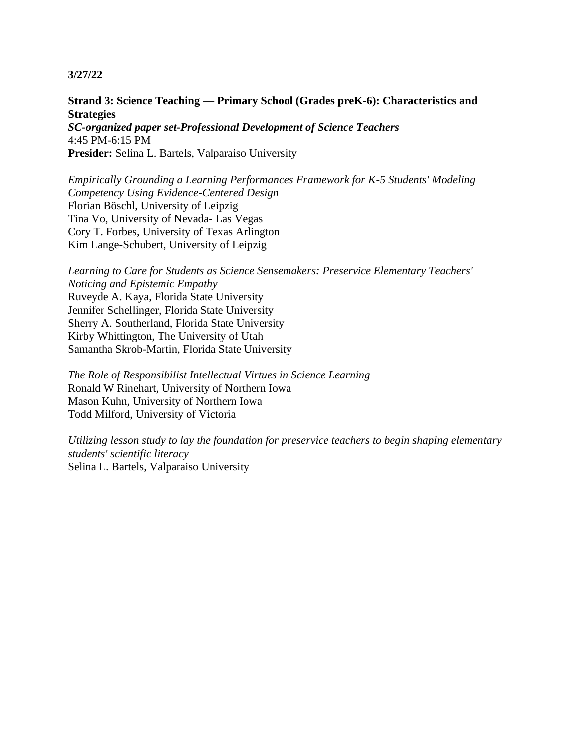**3/27/22**

**Strand 3: Science Teaching — Primary School (Grades preK-6): Characteristics and Strategies**
***SC-organized paper set-Professional Development of Science Teachers***
4:45 PM-6:15 PM
**Presider:** Selina L. Bartels, Valparaiso University

*Empirically Grounding a Learning Performances Framework for K-5 Students' Modeling Competency Using Evidence-Centered Design*
Florian Böschl, University of Leipzig
Tina Vo, University of Nevada- Las Vegas
Cory T. Forbes, University of Texas Arlington
Kim Lange-Schubert, University of Leipzig

*Learning to Care for Students as Science Sensemakers: Preservice Elementary Teachers' Noticing and Epistemic Empathy*
Ruveyde A. Kaya, Florida State University
Jennifer Schellinger, Florida State University
Sherry A. Southerland, Florida State University
Kirby Whittington, The University of Utah
Samantha Skrob-Martin, Florida State University

*The Role of Responsibilist Intellectual Virtues in Science Learning*
Ronald W Rinehart, University of Northern Iowa
Mason Kuhn, University of Northern Iowa
Todd Milford, University of Victoria

*Utilizing lesson study to lay the foundation for preservice teachers to begin shaping elementary students' scientific literacy*
Selina L. Bartels, Valparaiso University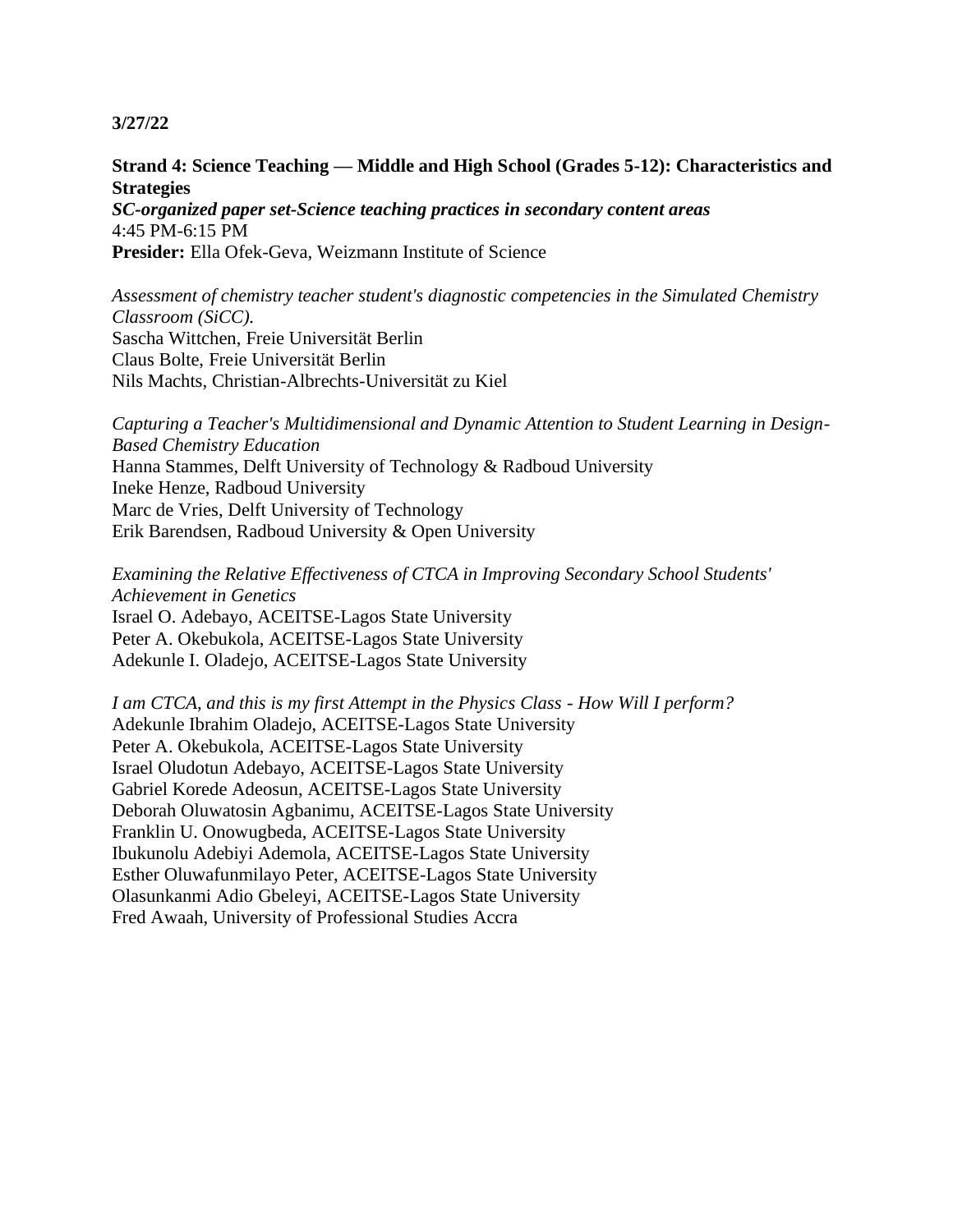**3/27/22**

**Strand 4: Science Teaching — Middle and High School (Grades 5-12): Characteristics and Strategies**
***SC-organized paper set-Science teaching practices in secondary content areas***
4:45 PM-6:15 PM
**Presider:** Ella Ofek-Geva, Weizmann Institute of Science

*Assessment of chemistry teacher student's diagnostic competencies in the Simulated Chemistry Classroom (SiCC).*
Sascha Wittchen, Freie Universität Berlin
Claus Bolte, Freie Universität Berlin
Nils Machts, Christian-Albrechts-Universität zu Kiel

*Capturing a Teacher's Multidimensional and Dynamic Attention to Student Learning in Design-Based Chemistry Education*
Hanna Stammes, Delft University of Technology & Radboud University
Ineke Henze, Radboud University
Marc de Vries, Delft University of Technology
Erik Barendsen, Radboud University & Open University

*Examining the Relative Effectiveness of CTCA in Improving Secondary School Students' Achievement in Genetics*
Israel O. Adebayo, ACEITSE-Lagos State University
Peter A. Okebukola, ACEITSE-Lagos State University
Adekunle I. Oladejo, ACEITSE-Lagos State University

*I am CTCA, and this is my first Attempt in the Physics Class - How Will I perform?*
Adekunle Ibrahim Oladejo, ACEITSE-Lagos State University
Peter A. Okebukola, ACEITSE-Lagos State University
Israel Oludotun Adebayo, ACEITSE-Lagos State University
Gabriel Korede Adeosun, ACEITSE-Lagos State University
Deborah Oluwatosin Agbanimu, ACEITSE-Lagos State University
Franklin U. Onowugbeda, ACEITSE-Lagos State University
Ibukunolu Adebiyi Ademola, ACEITSE-Lagos State University
Esther Oluwafunmilayo Peter, ACEITSE-Lagos State University
Olasunkanmi Adio Gbeleyi, ACEITSE-Lagos State University
Fred Awaah, University of Professional Studies Accra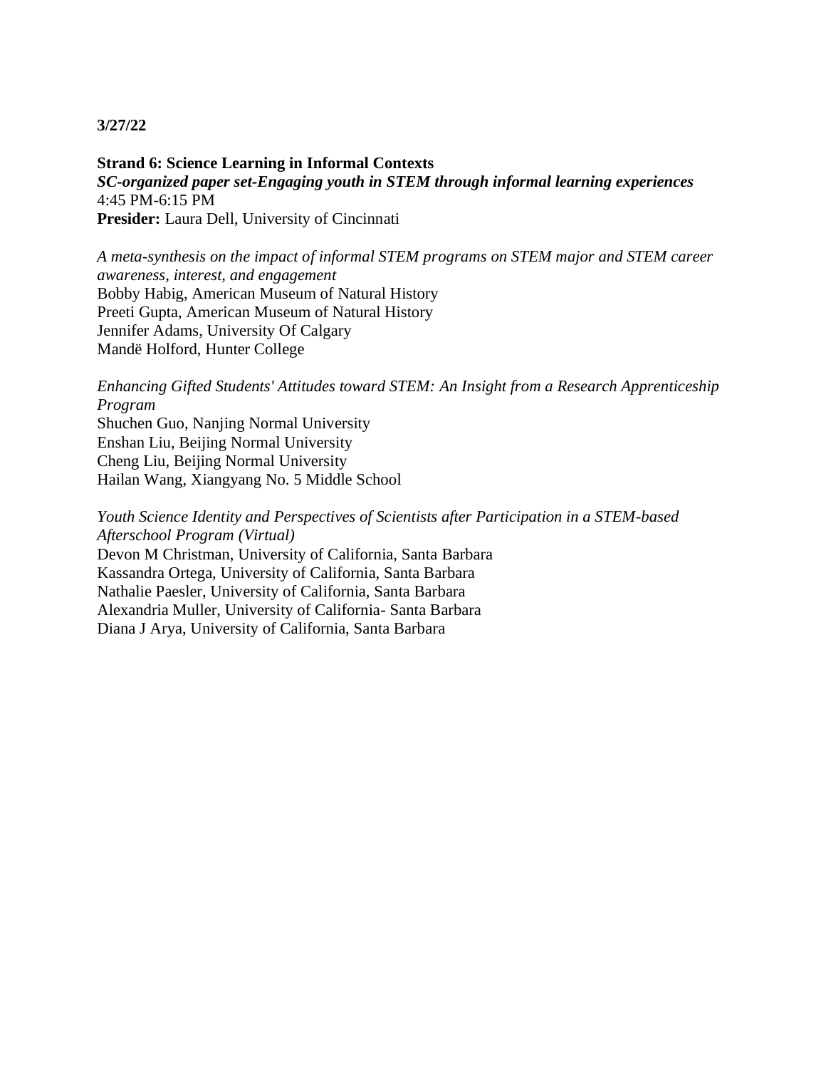**3/27/22**

**Strand 6: Science Learning in Informal Contexts**
***SC-organized paper set-Engaging youth in STEM through informal learning experiences***
4:45 PM-6:15 PM
**Presider:** Laura Dell, University of Cincinnati

*A meta-synthesis on the impact of informal STEM programs on STEM major and STEM career awareness, interest, and engagement*
Bobby Habig, American Museum of Natural History
Preeti Gupta, American Museum of Natural History
Jennifer Adams, University Of Calgary
Mandë Holford, Hunter College

*Enhancing Gifted Students' Attitudes toward STEM: An Insight from a Research Apprenticeship Program*
Shuchen Guo, Nanjing Normal University
Enshan Liu, Beijing Normal University
Cheng Liu, Beijing Normal University
Hailan Wang, Xiangyang No. 5 Middle School

*Youth Science Identity and Perspectives of Scientists after Participation in a STEM-based Afterschool Program (Virtual)*
Devon M Christman, University of California, Santa Barbara
Kassandra Ortega, University of California, Santa Barbara
Nathalie Paesler, University of California, Santa Barbara
Alexandria Muller, University of California- Santa Barbara
Diana J Arya, University of California, Santa Barbara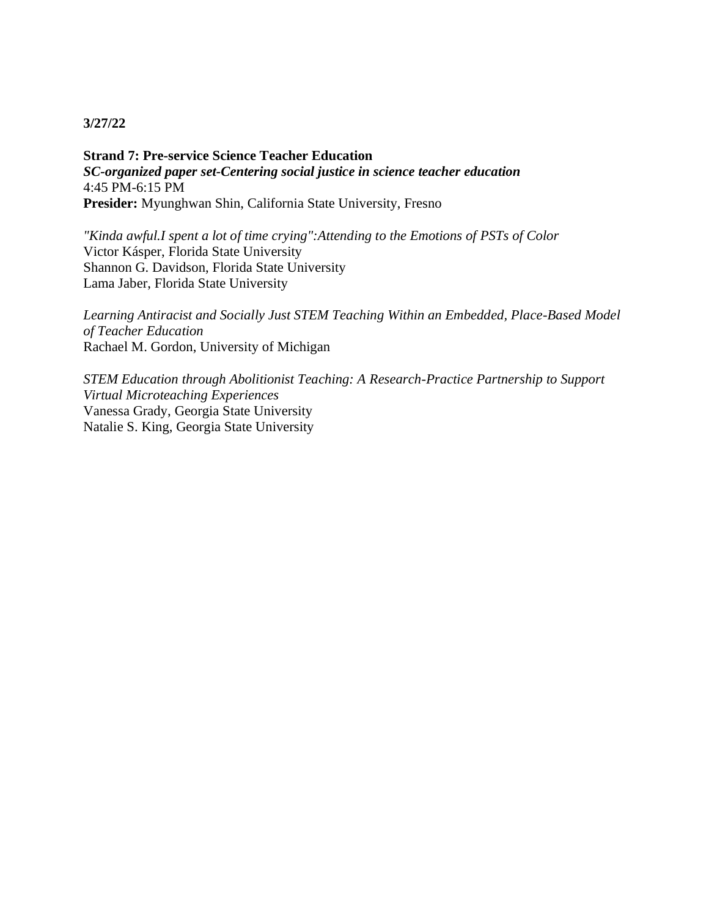**3/27/22**

**Strand 7: Pre-service Science Teacher Education**
***SC-organized paper set-Centering social justice in science teacher education***
4:45 PM-6:15 PM
**Presider:** Myunghwan Shin, California State University, Fresno

*"Kinda awful.I spent a lot of time crying":Attending to the Emotions of PSTs of Color*
Victor Kásper, Florida State University
Shannon G. Davidson, Florida State University
Lama Jaber, Florida State University

*Learning Antiracist and Socially Just STEM Teaching Within an Embedded, Place-Based Model of Teacher Education*
Rachael M. Gordon, University of Michigan

*STEM Education through Abolitionist Teaching: A Research-Practice Partnership to Support Virtual Microteaching Experiences*
Vanessa Grady, Georgia State University
Natalie S. King, Georgia State University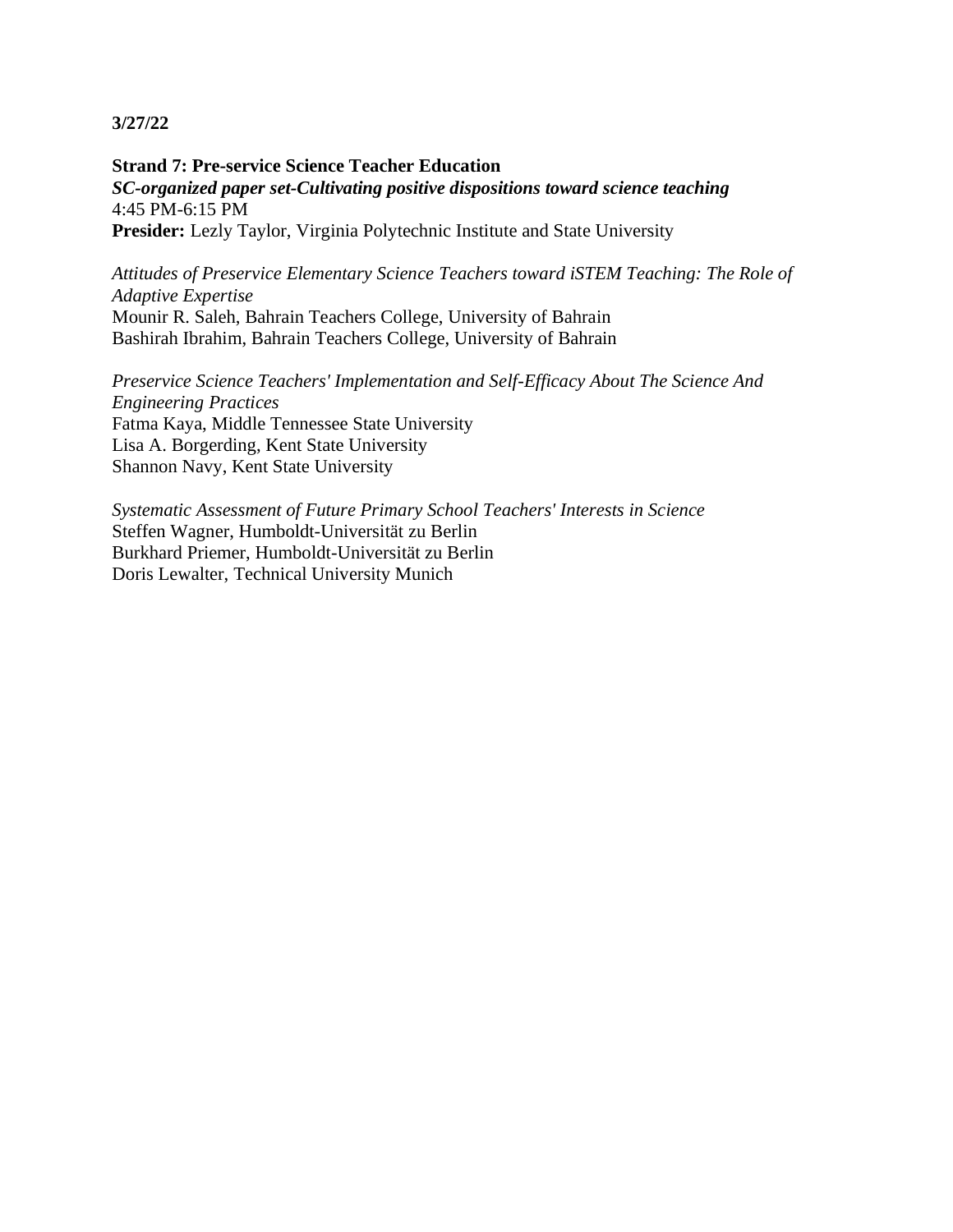**3/27/22**

**Strand 7: Pre-service Science Teacher Education**
***SC-organized paper set-Cultivating positive dispositions toward science teaching***
4:45 PM-6:15 PM
**Presider:** Lezly Taylor, Virginia Polytechnic Institute and State University

*Attitudes of Preservice Elementary Science Teachers toward iSTEM Teaching: The Role of Adaptive Expertise*
Mounir R. Saleh, Bahrain Teachers College, University of Bahrain
Bashirah Ibrahim, Bahrain Teachers College, University of Bahrain

*Preservice Science Teachers' Implementation and Self-Efficacy About The Science And Engineering Practices*
Fatma Kaya, Middle Tennessee State University
Lisa A. Borgerding, Kent State University
Shannon Navy, Kent State University

*Systematic Assessment of Future Primary School Teachers' Interests in Science*
Steffen Wagner, Humboldt-Universität zu Berlin
Burkhard Priemer, Humboldt-Universität zu Berlin
Doris Lewalter, Technical University Munich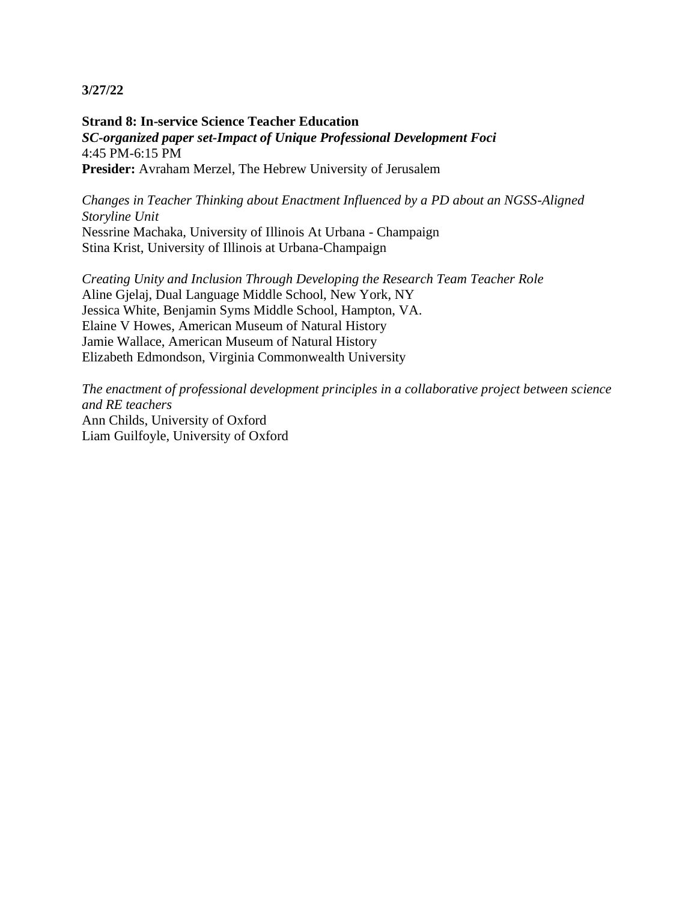**3/27/22**

**Strand 8: In-service Science Teacher Education**
***SC-organized paper set-Impact of Unique Professional Development Foci***
4:45 PM-6:15 PM
**Presider:** Avraham Merzel, The Hebrew University of Jerusalem

*Changes in Teacher Thinking about Enactment Influenced by a PD about an NGSS-Aligned Storyline Unit*
Nessrine Machaka, University of Illinois At Urbana - Champaign
Stina Krist, University of Illinois at Urbana-Champaign

*Creating Unity and Inclusion Through Developing the Research Team Teacher Role*
Aline Gjelaj, Dual Language Middle School, New York, NY
Jessica White, Benjamin Syms Middle School, Hampton, VA.
Elaine V Howes, American Museum of Natural History
Jamie Wallace, American Museum of Natural History
Elizabeth Edmondson, Virginia Commonwealth University

*The enactment of professional development principles in a collaborative project between science and RE teachers*
Ann Childs, University of Oxford
Liam Guilfoyle, University of Oxford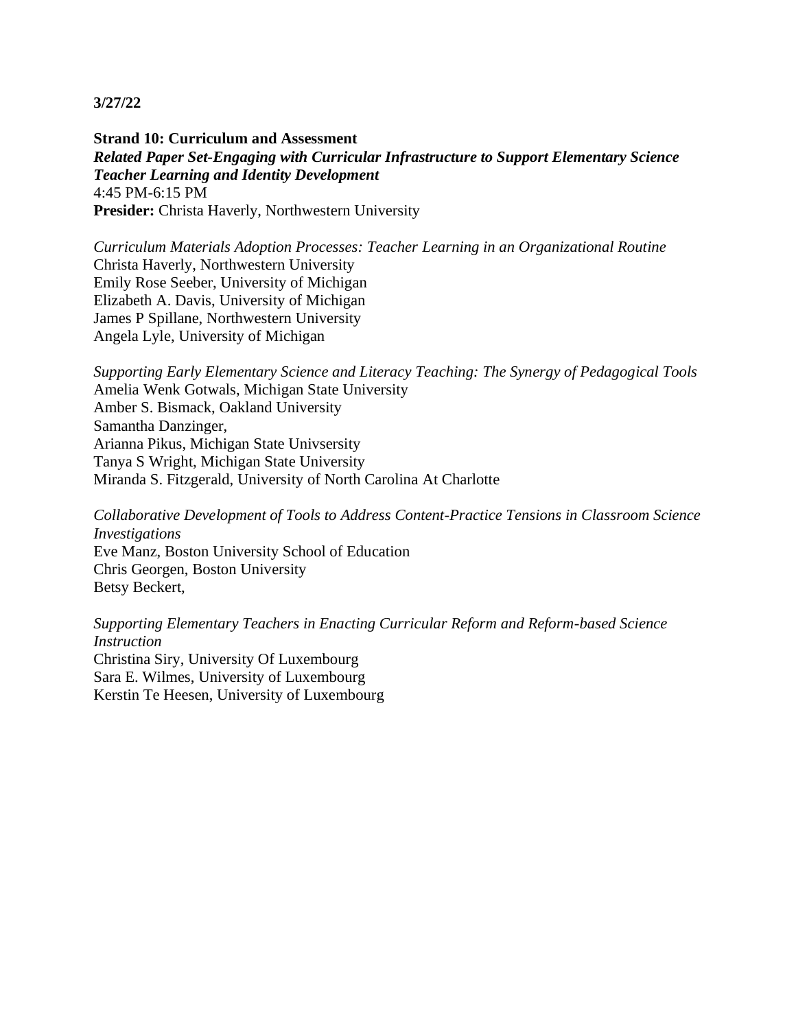**3/27/22**

**Strand 10: Curriculum and Assessment**
***Related Paper Set-Engaging with Curricular Infrastructure to Support Elementary Science Teacher Learning and Identity Development***
4:45 PM-6:15 PM
**Presider:** Christa Haverly, Northwestern University

*Curriculum Materials Adoption Processes: Teacher Learning in an Organizational Routine*
Christa Haverly, Northwestern University
Emily Rose Seeber, University of Michigan
Elizabeth A. Davis, University of Michigan
James P Spillane, Northwestern University
Angela Lyle, University of Michigan

*Supporting Early Elementary Science and Literacy Teaching: The Synergy of Pedagogical Tools*
Amelia Wenk Gotwals, Michigan State University
Amber S. Bismack, Oakland University
Samantha Danzinger,
Arianna Pikus, Michigan State Univsersity
Tanya S Wright, Michigan State University
Miranda S. Fitzgerald, University of North Carolina At Charlotte

*Collaborative Development of Tools to Address Content-Practice Tensions in Classroom Science Investigations*
Eve Manz, Boston University School of Education
Chris Georgen, Boston University
Betsy Beckert,

*Supporting Elementary Teachers in Enacting Curricular Reform and Reform-based Science Instruction*
Christina Siry, University Of Luxembourg
Sara E. Wilmes, University of Luxembourg
Kerstin Te Heesen, University of Luxembourg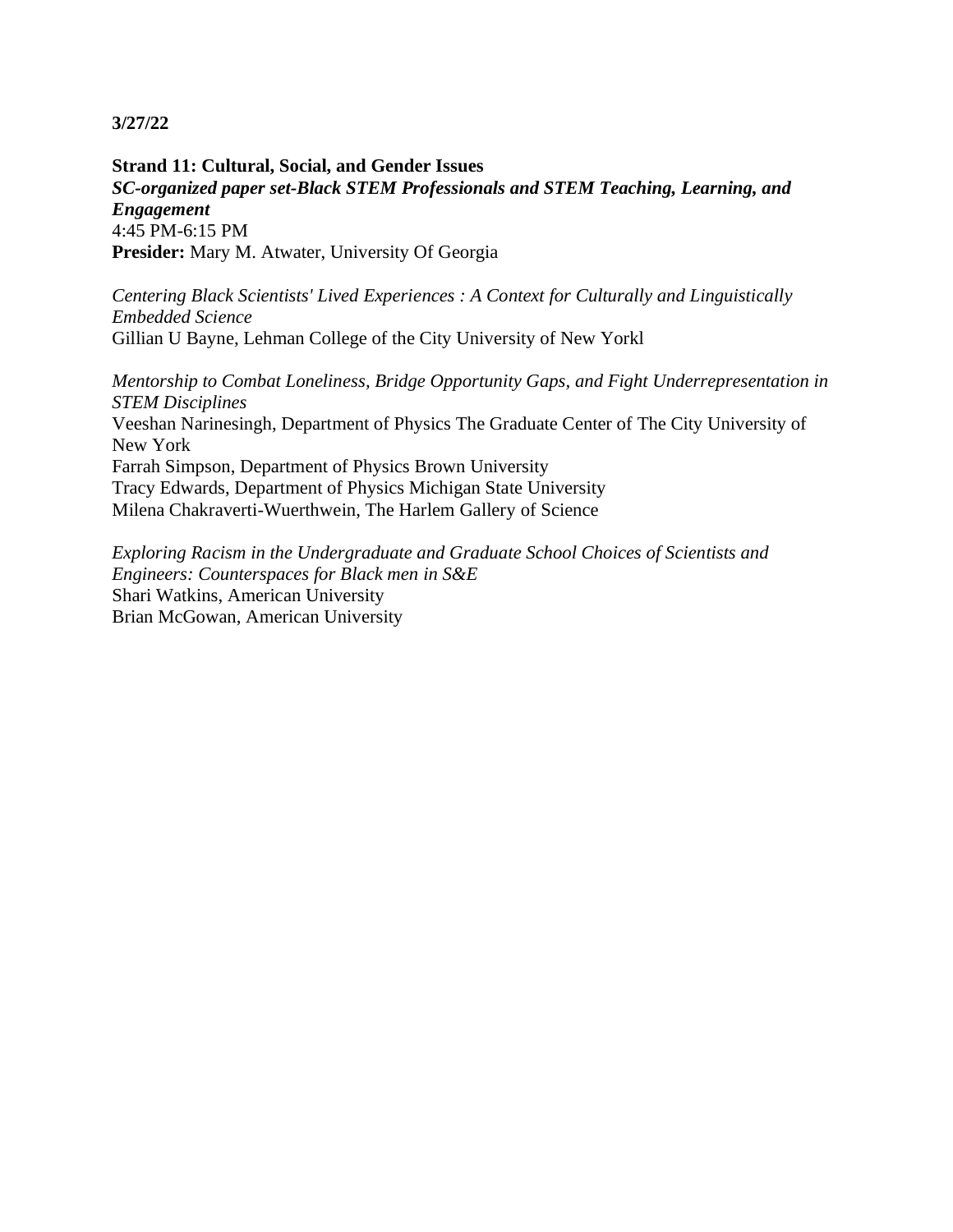**3/27/22**

**Strand 11: Cultural, Social, and Gender Issues**
***SC-organized paper set-Black STEM Professionals and STEM Teaching, Learning, and Engagement***
4:45 PM-6:15 PM
**Presider:** Mary M. Atwater, University Of Georgia

*Centering Black Scientists' Lived Experiences : A Context for Culturally and Linguistically Embedded Science*
Gillian U Bayne, Lehman College of the City University of New Yorkl

*Mentorship to Combat Loneliness, Bridge Opportunity Gaps, and Fight Underrepresentation in STEM Disciplines*
Veeshan Narinesingh, Department of Physics The Graduate Center of The City University of New York
Farrah Simpson, Department of Physics Brown University
Tracy Edwards, Department of Physics Michigan State University
Milena Chakraverti-Wuerthwein, The Harlem Gallery of Science

*Exploring Racism in the Undergraduate and Graduate School Choices of Scientists and Engineers: Counterspaces for Black men in S&E*
Shari Watkins, American University
Brian McGowan, American University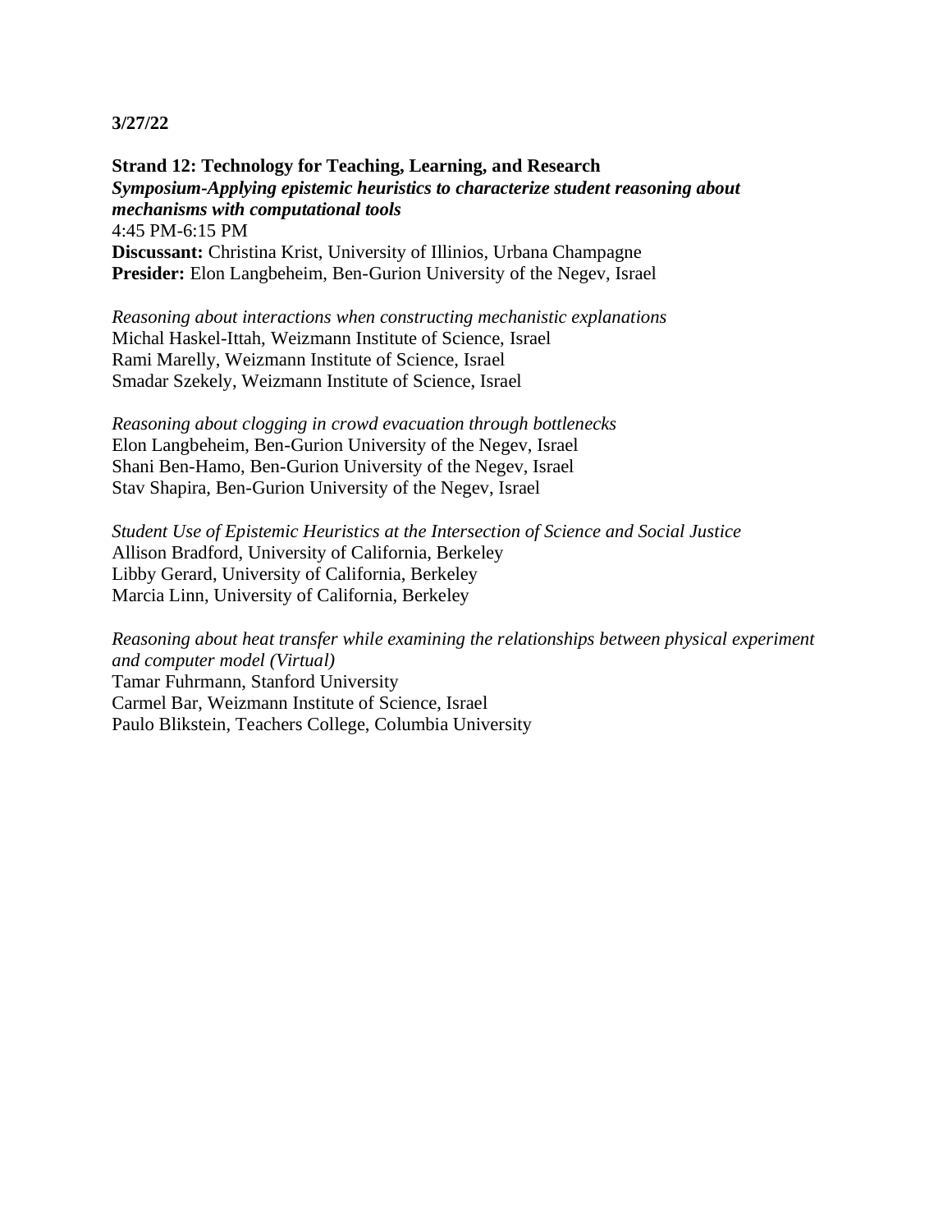**3/27/22**

**Strand 12: Technology for Teaching, Learning, and Research**
***Symposium-Applying epistemic heuristics to characterize student reasoning about mechanisms with computational tools***
4:45 PM-6:15 PM
**Discussant:** Christina Krist, University of Illinios, Urbana Champagne
**Presider:** Elon Langbeheim, Ben-Gurion University of the Negev, Israel

*Reasoning about interactions when constructing mechanistic explanations*
Michal Haskel-Ittah, Weizmann Institute of Science, Israel
Rami Marelly, Weizmann Institute of Science, Israel
Smadar Szekely, Weizmann Institute of Science, Israel

*Reasoning about clogging in crowd evacuation through bottlenecks*
Elon Langbeheim, Ben-Gurion University of the Negev, Israel
Shani Ben-Hamo, Ben-Gurion University of the Negev, Israel
Stav Shapira, Ben-Gurion University of the Negev, Israel

*Student Use of Epistemic Heuristics at the Intersection of Science and Social Justice*
Allison Bradford, University of California, Berkeley
Libby Gerard, University of California, Berkeley
Marcia Linn, University of California, Berkeley

*Reasoning about heat transfer while examining the relationships between physical experiment and computer model (Virtual)*
Tamar Fuhrmann, Stanford University
Carmel Bar, Weizmann Institute of Science, Israel
Paulo Blikstein, Teachers College, Columbia University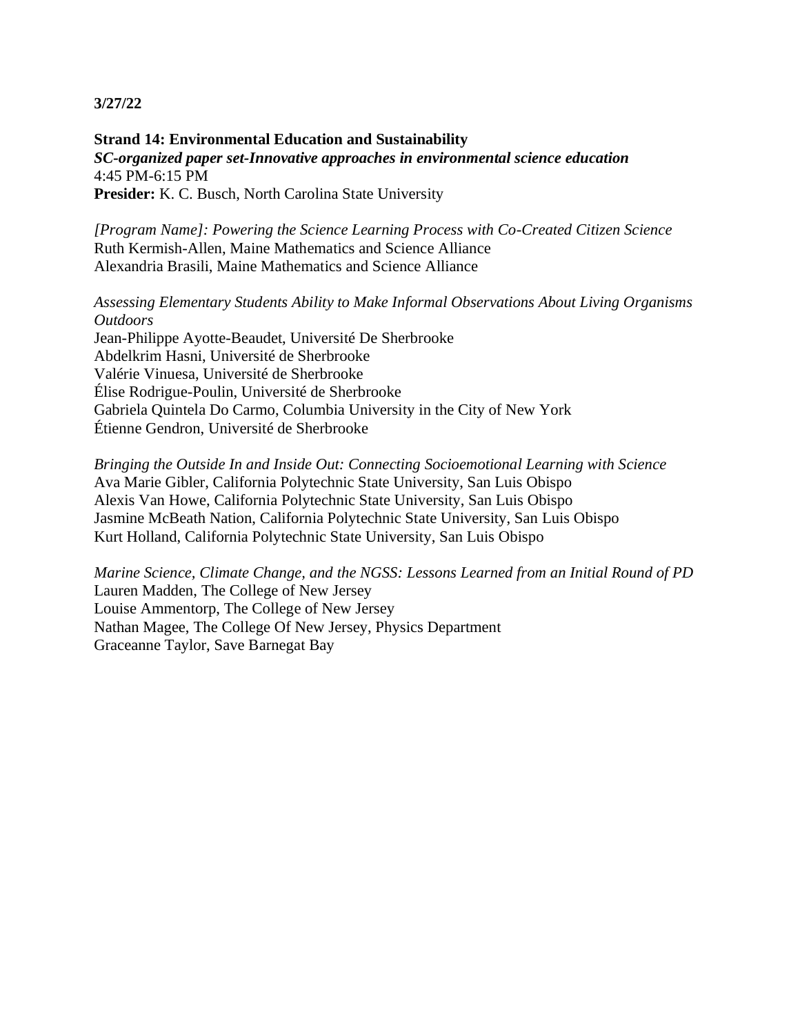**3/27/22**

**Strand 14: Environmental Education and Sustainability**
***SC-organized paper set-Innovative approaches in environmental science education***
4:45 PM-6:15 PM
**Presider:** K. C. Busch, North Carolina State University

*[Program Name]: Powering the Science Learning Process with Co-Created Citizen Science*
Ruth Kermish-Allen, Maine Mathematics and Science Alliance
Alexandria Brasili, Maine Mathematics and Science Alliance

*Assessing Elementary Students Ability to Make Informal Observations About Living Organisms Outdoors*
Jean-Philippe Ayotte-Beaudet, Université De Sherbrooke
Abdelkrim Hasni, Université de Sherbrooke
Valérie Vinuesa, Université de Sherbrooke
Élise Rodrigue-Poulin, Université de Sherbrooke
Gabriela Quintela Do Carmo, Columbia University in the City of New York
Étienne Gendron, Université de Sherbrooke

*Bringing the Outside In and Inside Out: Connecting Socioemotional Learning with Science*
Ava Marie Gibler, California Polytechnic State University, San Luis Obispo
Alexis Van Howe, California Polytechnic State University, San Luis Obispo
Jasmine McBeath Nation, California Polytechnic State University, San Luis Obispo
Kurt Holland, California Polytechnic State University, San Luis Obispo

*Marine Science, Climate Change, and the NGSS: Lessons Learned from an Initial Round of PD*
Lauren Madden, The College of New Jersey
Louise Ammentorp, The College of New Jersey
Nathan Magee, The College Of New Jersey, Physics Department
Graceanne Taylor, Save Barnegat Bay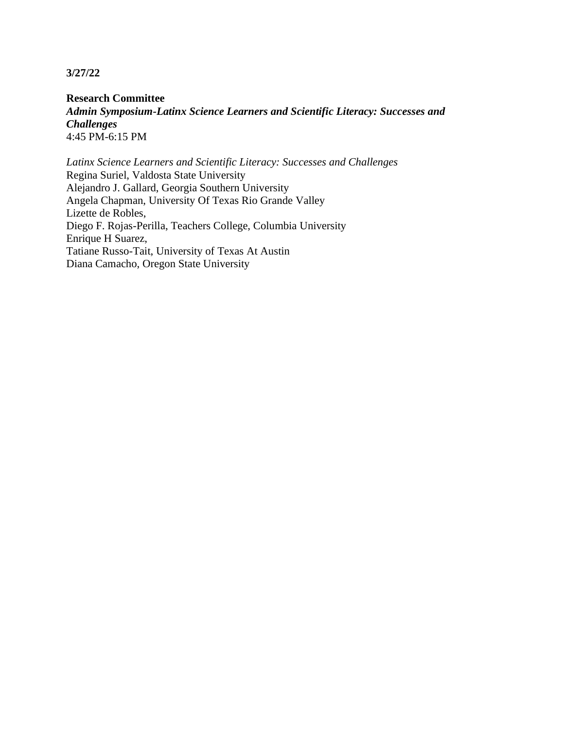**3/27/22**

**Research Committee**
***Admin Symposium-Latinx Science Learners and Scientific Literacy: Successes and Challenges***
4:45 PM-6:15 PM

*Latinx Science Learners and Scientific Literacy: Successes and Challenges*
Regina Suriel, Valdosta State University
Alejandro J. Gallard, Georgia Southern University
Angela Chapman, University Of Texas Rio Grande Valley
Lizette de Robles,
Diego F. Rojas-Perilla, Teachers College, Columbia University
Enrique H Suarez,
Tatiane Russo-Tait, University of Texas At Austin
Diana Camacho, Oregon State University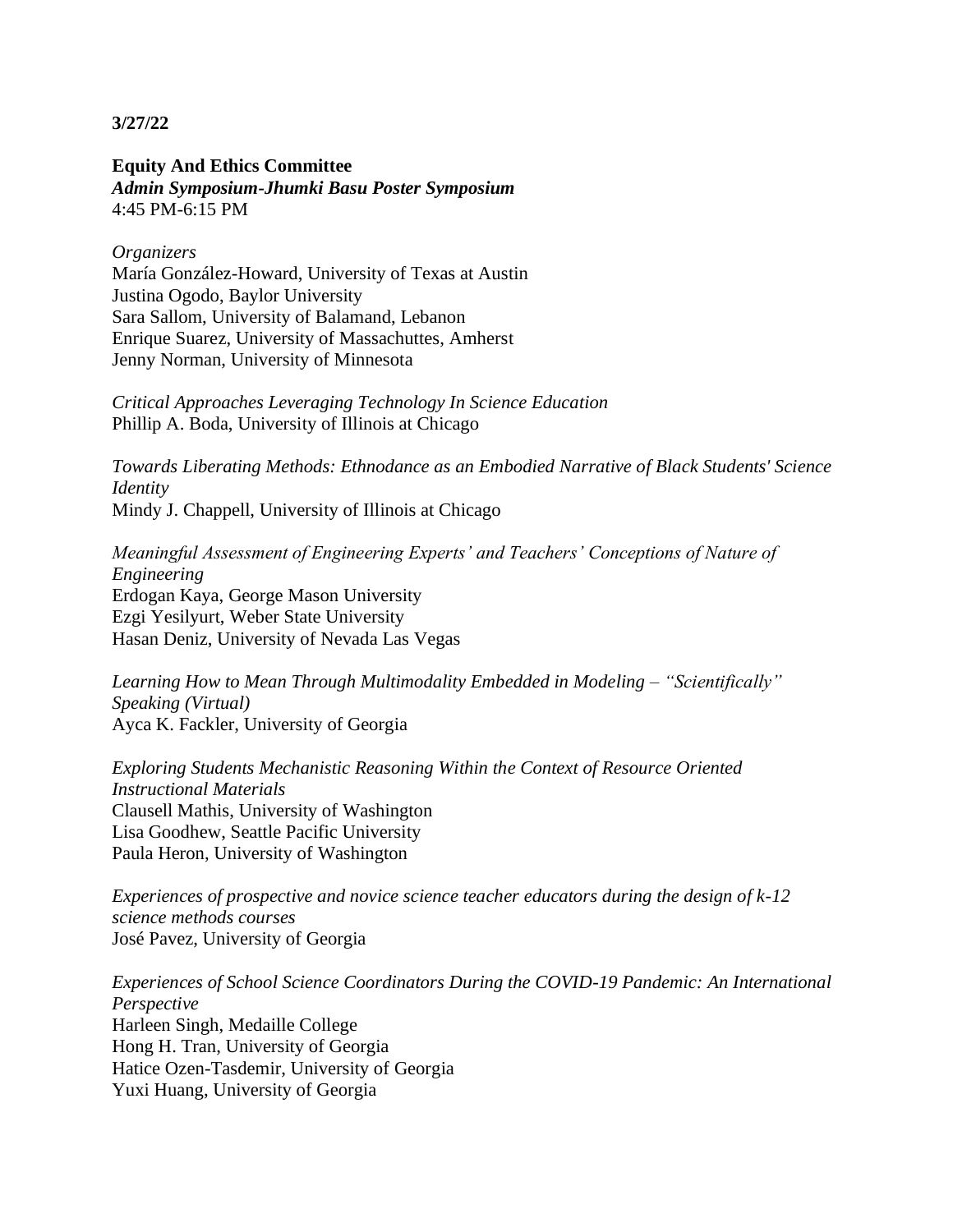**3/27/22**

**Equity And Ethics Committee**
***Admin Symposium-Jhumki Basu Poster Symposium***
4:45 PM-6:15 PM

*Organizers*
María González-Howard, University of Texas at Austin
Justina Ogodo, Baylor University
Sara Sallom, University of Balamand, Lebanon
Enrique Suarez, University of Massachuttes, Amherst
Jenny Norman, University of Minnesota

*Critical Approaches Leveraging Technology In Science Education*
Phillip A. Boda, University of Illinois at Chicago

*Towards Liberating Methods: Ethnodance as an Embodied Narrative of Black Students' Science Identity*
Mindy J. Chappell, University of Illinois at Chicago

*Meaningful Assessment of Engineering Experts' and Teachers' Conceptions of Nature of Engineering*
Erdogan Kaya, George Mason University
Ezgi Yesilyurt, Weber State University
Hasan Deniz, University of Nevada Las Vegas

*Learning How to Mean Through Multimodality Embedded in Modeling – "Scientifically" Speaking (Virtual)*
Ayca K. Fackler, University of Georgia

*Exploring Students Mechanistic Reasoning Within the Context of Resource Oriented Instructional Materials*
Clausell Mathis, University of Washington
Lisa Goodhew, Seattle Pacific University
Paula Heron, University of Washington

*Experiences of prospective and novice science teacher educators during the design of k-12 science methods courses*
José Pavez, University of Georgia

*Experiences of School Science Coordinators During the COVID-19 Pandemic: An International Perspective*
Harleen Singh, Medaille College
Hong H. Tran, University of Georgia
Hatice Ozen-Tasdemir, University of Georgia
Yuxi Huang, University of Georgia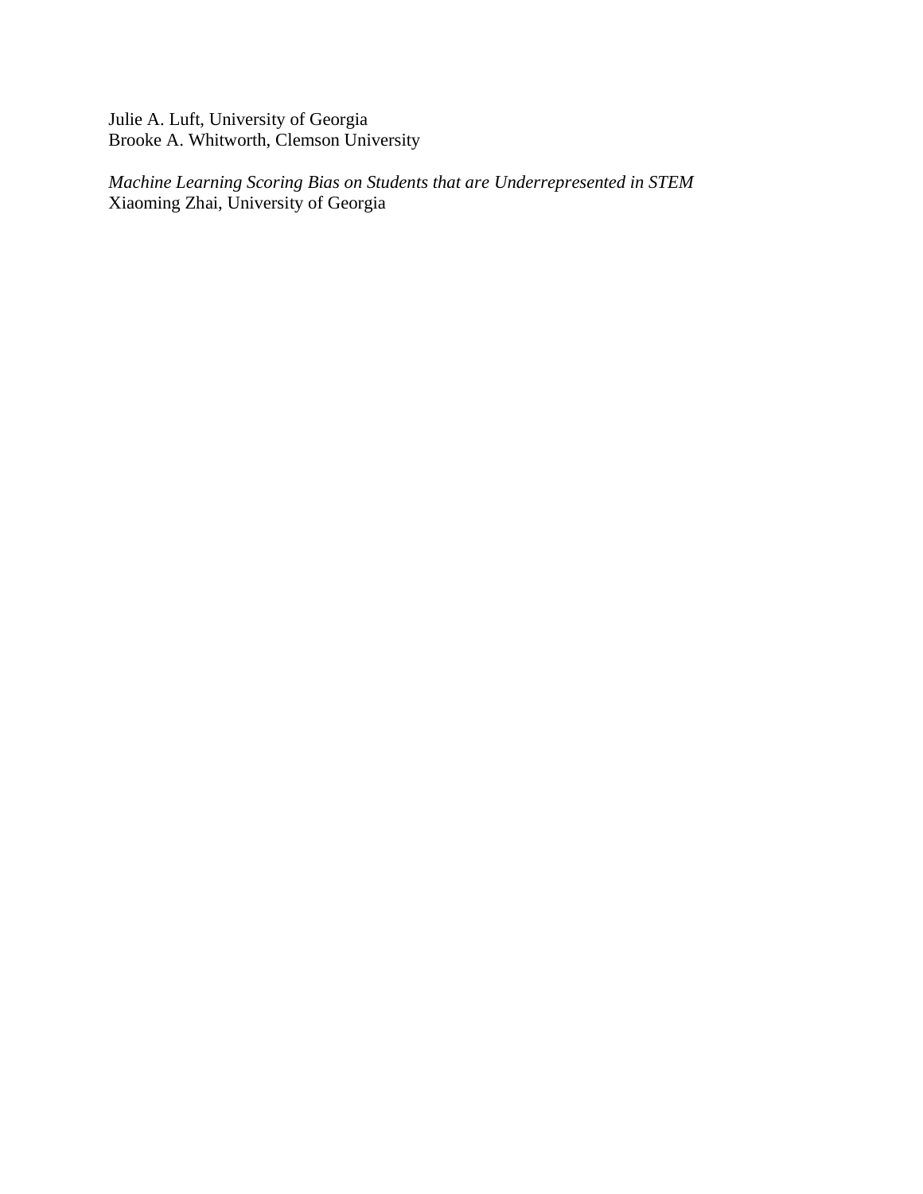Julie A. Luft, University of Georgia
Brooke A. Whitworth, Clemson University

*Machine Learning Scoring Bias on Students that are Underrepresented in STEM*
Xiaoming Zhai, University of Georgia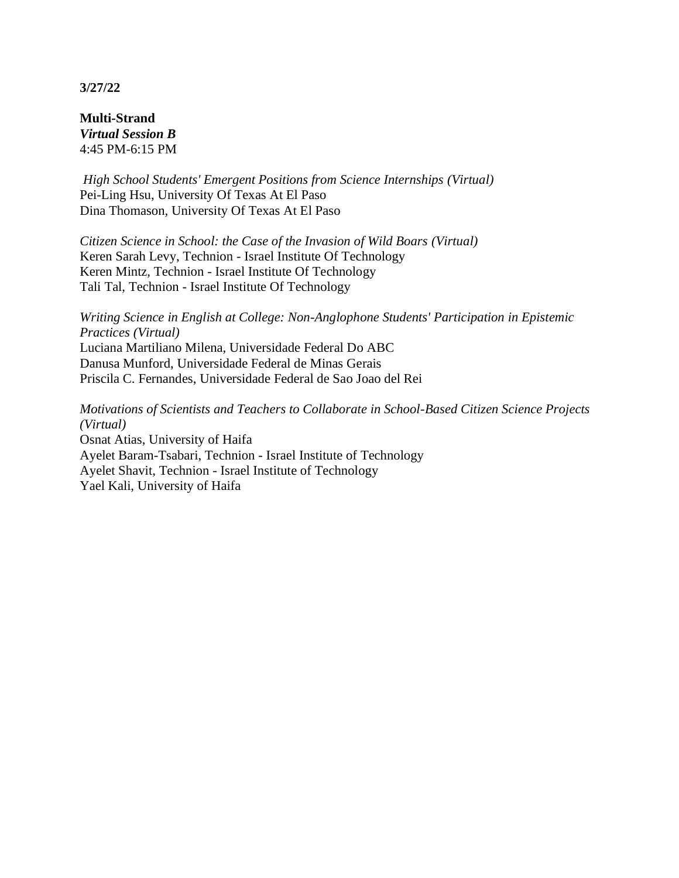**3/27/22**

**Multi-Strand**
***Virtual Session B***
4:45 PM-6:15 PM

*High School Students' Emergent Positions from Science Internships (Virtual)*
Pei-Ling Hsu, University Of Texas At El Paso
Dina Thomason, University Of Texas At El Paso

*Citizen Science in School: the Case of the Invasion of Wild Boars (Virtual)*
Keren Sarah Levy, Technion - Israel Institute Of Technology
Keren Mintz, Technion - Israel Institute Of Technology
Tali Tal, Technion - Israel Institute Of Technology

*Writing Science in English at College: Non-Anglophone Students' Participation in Epistemic Practices (Virtual)*
Luciana Martiliano Milena, Universidade Federal Do ABC
Danusa Munford, Universidade Federal de Minas Gerais
Priscila C. Fernandes, Universidade Federal de Sao Joao del Rei

*Motivations of Scientists and Teachers to Collaborate in School-Based Citizen Science Projects (Virtual)*
Osnat Atias, University of Haifa
Ayelet Baram-Tsabari, Technion - Israel Institute of Technology
Ayelet Shavit, Technion - Israel Institute of Technology
Yael Kali, University of Haifa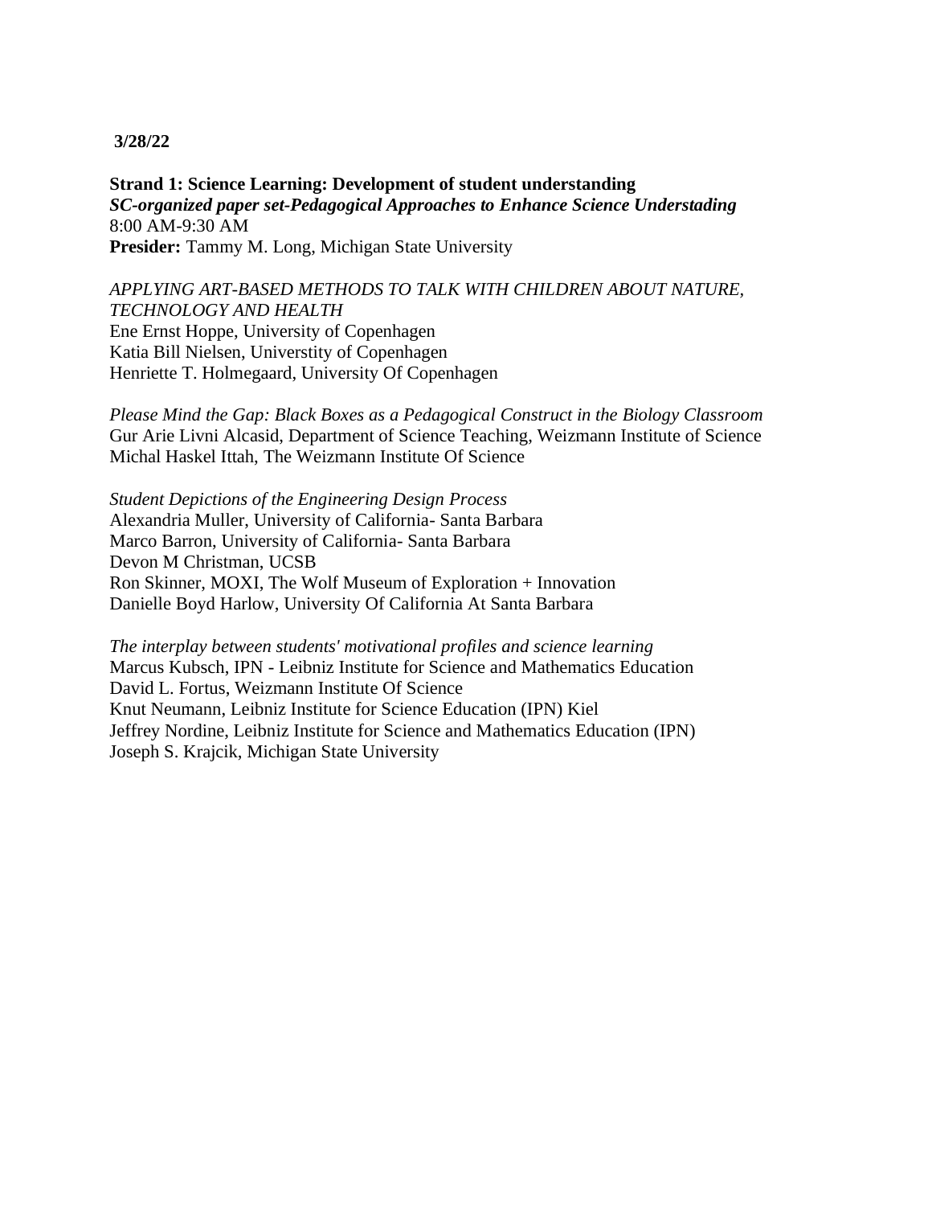**3/28/22**

**Strand 1: Science Learning: Development of student understanding**  
***SC-organized paper set-Pedagogical Approaches to Enhance Science Understading***  
8:00 AM-9:30 AM  
**Presider:** Tammy M. Long, Michigan State University

*APPLYING ART-BASED METHODS TO TALK WITH CHILDREN ABOUT NATURE, TECHNOLOGY AND HEALTH*  
Ene Ernst Hoppe, University of Copenhagen  
Katia Bill Nielsen, Universtity of Copenhagen  
Henriette T. Holmegaard, University Of Copenhagen

*Please Mind the Gap: Black Boxes as a Pedagogical Construct in the Biology Classroom*  
Gur Arie Livni Alcasid, Department of Science Teaching, Weizmann Institute of Science  
Michal Haskel Ittah, The Weizmann Institute Of Science

*Student Depictions of the Engineering Design Process*  
Alexandria Muller, University of California- Santa Barbara  
Marco Barron, University of California- Santa Barbara  
Devon M Christman, UCSB  
Ron Skinner, MOXI, The Wolf Museum of Exploration + Innovation  
Danielle Boyd Harlow, University Of California At Santa Barbara

*The interplay between students' motivational profiles and science learning*  
Marcus Kubsch, IPN - Leibniz Institute for Science and Mathematics Education  
David L. Fortus, Weizmann Institute Of Science  
Knut Neumann, Leibniz Institute for Science Education (IPN) Kiel  
Jeffrey Nordine, Leibniz Institute for Science and Mathematics Education (IPN)  
Joseph S. Krajcik, Michigan State University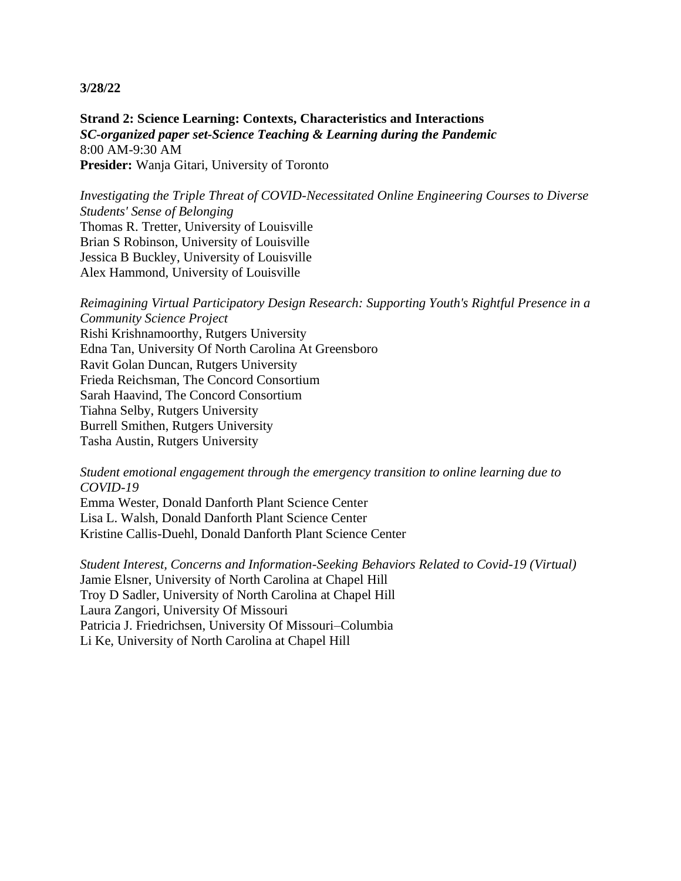**3/28/22**

**Strand 2: Science Learning: Contexts, Characteristics and Interactions**
***SC-organized paper set-Science Teaching & Learning during the Pandemic***
8:00 AM-9:30 AM
**Presider:** Wanja Gitari, University of Toronto

*Investigating the Triple Threat of COVID-Necessitated Online Engineering Courses to Diverse Students' Sense of Belonging*
Thomas R. Tretter, University of Louisville
Brian S Robinson, University of Louisville
Jessica B Buckley, University of Louisville
Alex Hammond, University of Louisville

*Reimagining Virtual Participatory Design Research: Supporting Youth's Rightful Presence in a Community Science Project*
Rishi Krishnamoorthy, Rutgers University
Edna Tan, University Of North Carolina At Greensboro
Ravit Golan Duncan, Rutgers University
Frieda Reichsman, The Concord Consortium
Sarah Haavind, The Concord Consortium
Tiahna Selby, Rutgers University
Burrell Smithen, Rutgers University
Tasha Austin, Rutgers University

*Student emotional engagement through the emergency transition to online learning due to COVID-19*
Emma Wester, Donald Danforth Plant Science Center
Lisa L. Walsh, Donald Danforth Plant Science Center
Kristine Callis-Duehl, Donald Danforth Plant Science Center

*Student Interest, Concerns and Information-Seeking Behaviors Related to Covid-19 (Virtual)*
Jamie Elsner, University of North Carolina at Chapel Hill
Troy D Sadler, University of North Carolina at Chapel Hill
Laura Zangori, University Of Missouri
Patricia J. Friedrichsen, University Of Missouri–Columbia
Li Ke, University of North Carolina at Chapel Hill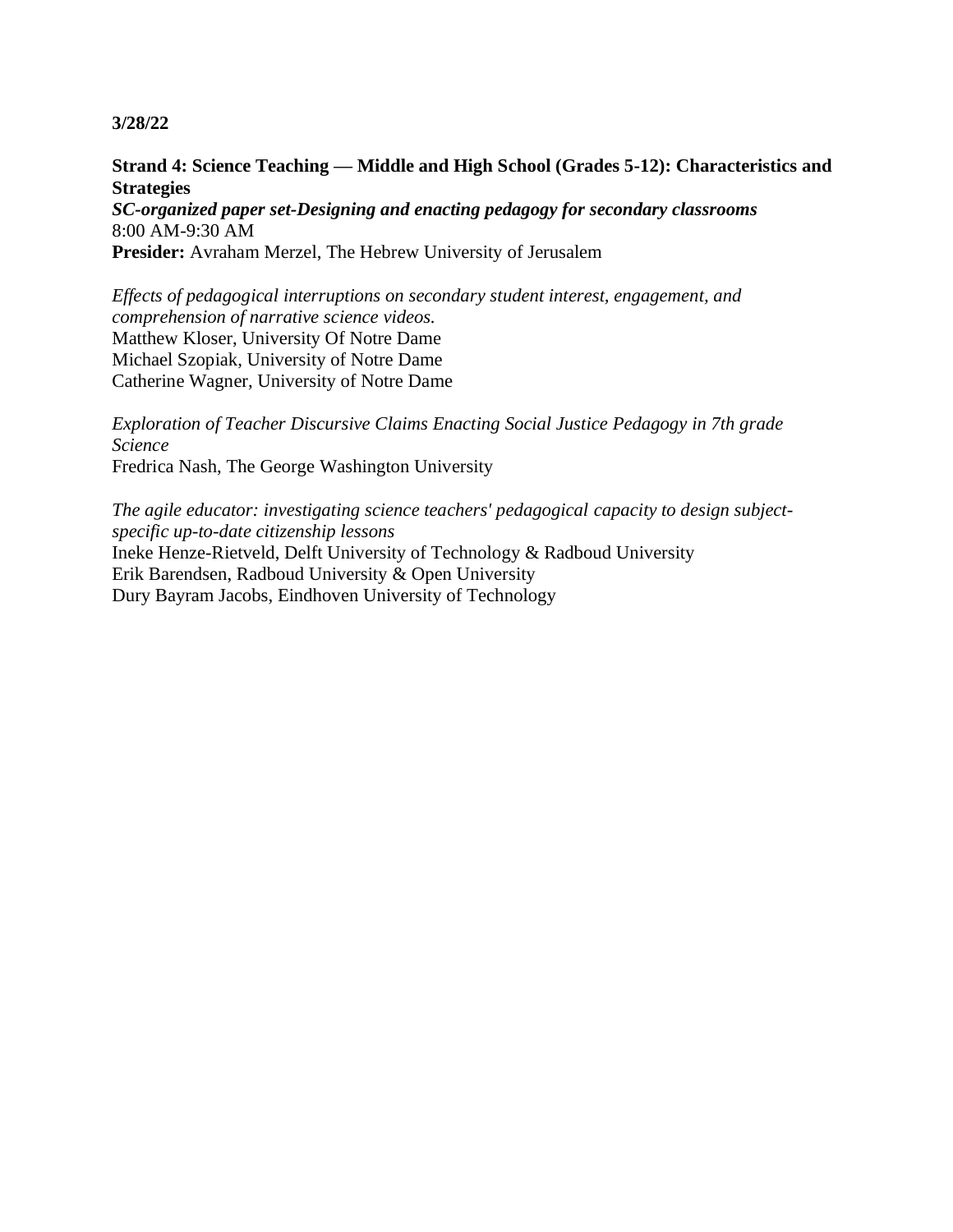**3/28/22**

**Strand 4: Science Teaching — Middle and High School (Grades 5-12): Characteristics and Strategies**
***SC-organized paper set-Designing and enacting pedagogy for secondary classrooms***
8:00 AM-9:30 AM
**Presider:** Avraham Merzel, The Hebrew University of Jerusalem

*Effects of pedagogical interruptions on secondary student interest, engagement, and comprehension of narrative science videos.*
Matthew Kloser, University Of Notre Dame
Michael Szopiak, University of Notre Dame
Catherine Wagner, University of Notre Dame

*Exploration of Teacher Discursive Claims Enacting Social Justice Pedagogy in 7th grade Science*
Fredrica Nash, The George Washington University

*The agile educator: investigating science teachers' pedagogical capacity to design subject-specific up-to-date citizenship lessons*
Ineke Henze-Rietveld, Delft University of Technology & Radboud University
Erik Barendsen, Radboud University & Open University
Dury Bayram Jacobs, Eindhoven University of Technology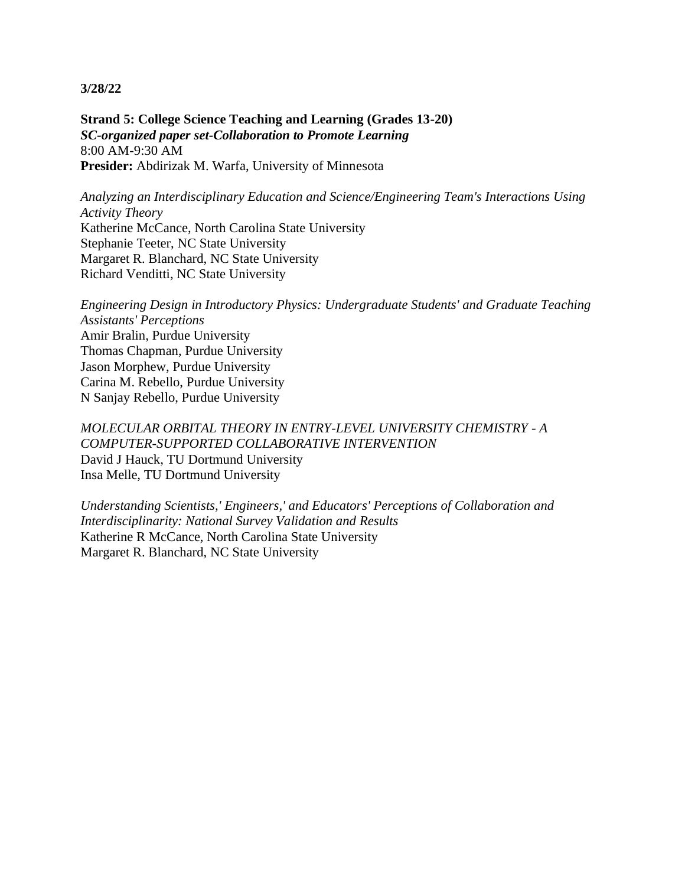**3/28/22**

**Strand 5: College Science Teaching and Learning (Grades 13-20)**
***SC-organized paper set-Collaboration to Promote Learning***
8:00 AM-9:30 AM
**Presider:** Abdirizak M. Warfa, University of Minnesota

*Analyzing an Interdisciplinary Education and Science/Engineering Team's Interactions Using Activity Theory*
Katherine McCance, North Carolina State University
Stephanie Teeter, NC State University
Margaret R. Blanchard, NC State University
Richard Venditti, NC State University

*Engineering Design in Introductory Physics: Undergraduate Students' and Graduate Teaching Assistants' Perceptions*
Amir Bralin, Purdue University
Thomas Chapman, Purdue University
Jason Morphew, Purdue University
Carina M. Rebello, Purdue University
N Sanjay Rebello, Purdue University

*MOLECULAR ORBITAL THEORY IN ENTRY-LEVEL UNIVERSITY CHEMISTRY - A COMPUTER-SUPPORTED COLLABORATIVE INTERVENTION*
David J Hauck, TU Dortmund University
Insa Melle, TU Dortmund University

*Understanding Scientists,' Engineers,' and Educators' Perceptions of Collaboration and Interdisciplinarity: National Survey Validation and Results*
Katherine R McCance, North Carolina State University
Margaret R. Blanchard, NC State University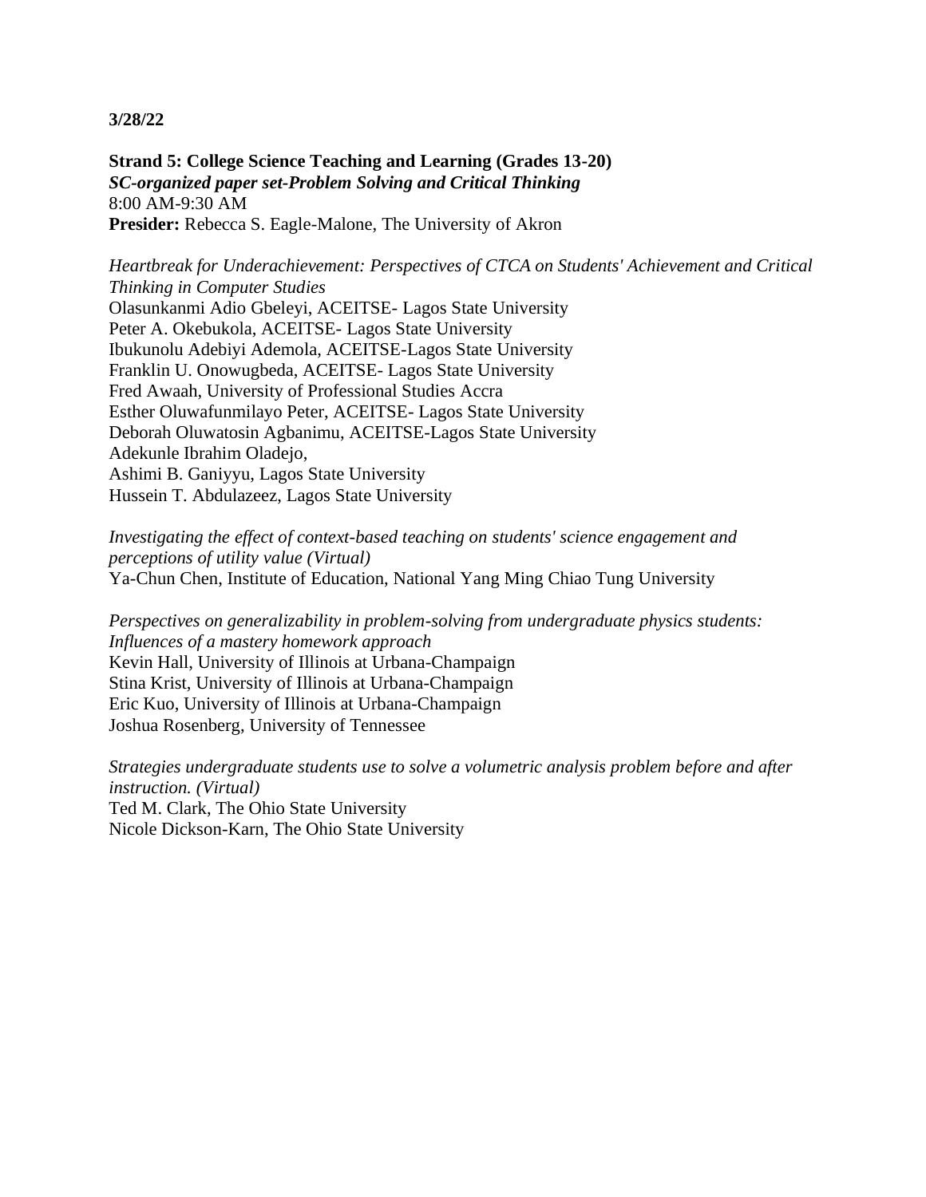**3/28/22**

**Strand 5: College Science Teaching and Learning (Grades 13-20)**
***SC-organized paper set-Problem Solving and Critical Thinking***
8:00 AM-9:30 AM
**Presider:** Rebecca S. Eagle-Malone, The University of Akron

*Heartbreak for Underachievement: Perspectives of CTCA on Students' Achievement and Critical Thinking in Computer Studies*
Olasunkanmi Adio Gbeleyi, ACEITSE- Lagos State University
Peter A. Okebukola, ACEITSE- Lagos State University
Ibukunolu Adebiyi Ademola, ACEITSE-Lagos State University
Franklin U. Onowugbeda, ACEITSE- Lagos State University
Fred Awaah, University of Professional Studies Accra
Esther Oluwafunmilayo Peter, ACEITSE- Lagos State University
Deborah Oluwatosin Agbanimu, ACEITSE-Lagos State University
Adekunle Ibrahim Oladejo,
Ashimi B. Ganiyyu, Lagos State University
Hussein T. Abdulazeez, Lagos State University

*Investigating the effect of context-based teaching on students' science engagement and perceptions of utility value (Virtual)*
Ya-Chun Chen, Institute of Education, National Yang Ming Chiao Tung University

*Perspectives on generalizability in problem-solving from undergraduate physics students: Influences of a mastery homework approach*
Kevin Hall, University of Illinois at Urbana-Champaign
Stina Krist, University of Illinois at Urbana-Champaign
Eric Kuo, University of Illinois at Urbana-Champaign
Joshua Rosenberg, University of Tennessee

*Strategies undergraduate students use to solve a volumetric analysis problem before and after instruction. (Virtual)*
Ted M. Clark, The Ohio State University
Nicole Dickson-Karn, The Ohio State University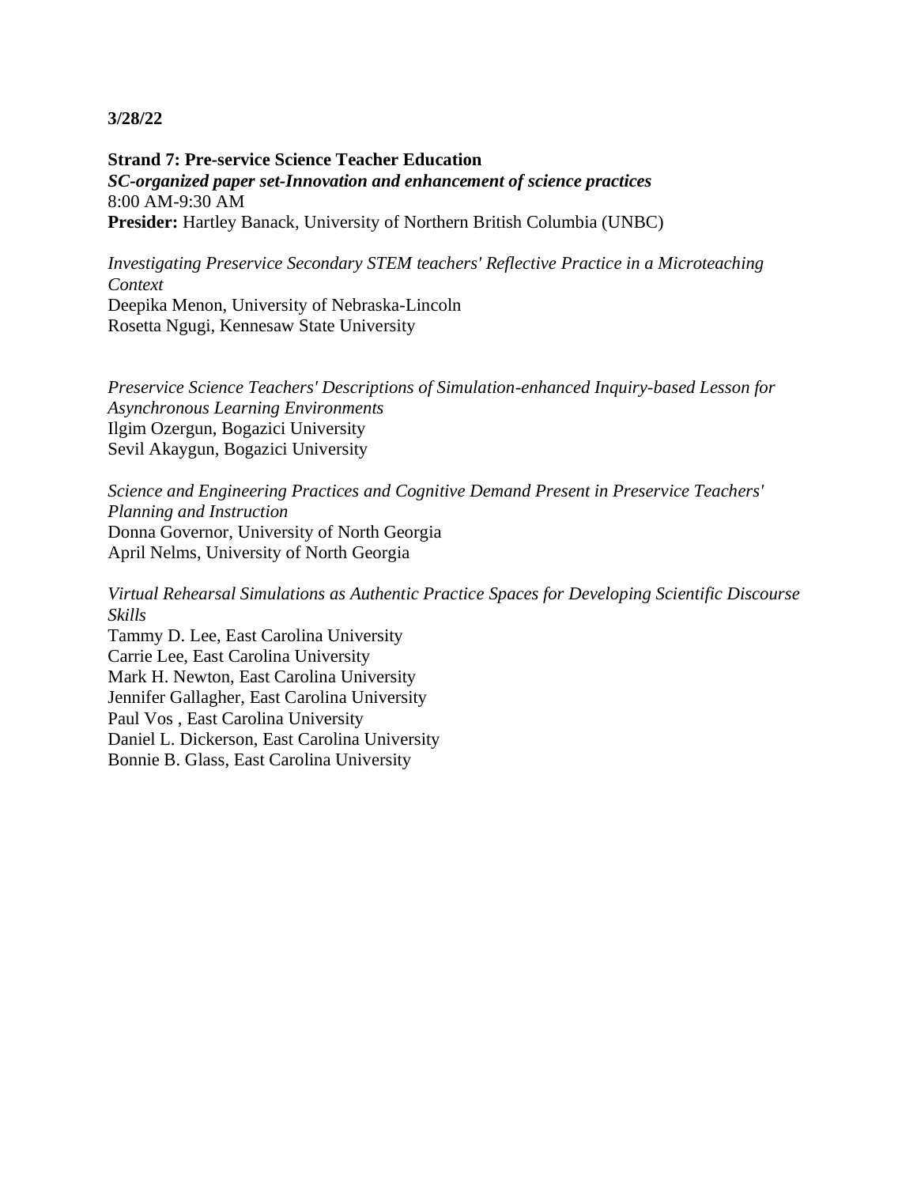**3/28/22**

**Strand 7: Pre-service Science Teacher Education**
***SC-organized paper set-Innovation and enhancement of science practices***
8:00 AM-9:30 AM
**Presider:** Hartley Banack, University of Northern British Columbia (UNBC)

*Investigating Preservice Secondary STEM teachers' Reflective Practice in a Microteaching Context*
Deepika Menon, University of Nebraska-Lincoln
Rosetta Ngugi, Kennesaw State University

*Preservice Science Teachers' Descriptions of Simulation-enhanced Inquiry-based Lesson for Asynchronous Learning Environments*
Ilgim Ozergun, Bogazici University
Sevil Akaygun, Bogazici University

*Science and Engineering Practices and Cognitive Demand Present in Preservice Teachers' Planning and Instruction*
Donna Governor, University of North Georgia
April Nelms, University of North Georgia

*Virtual Rehearsal Simulations as Authentic Practice Spaces for Developing Scientific Discourse Skills*
Tammy D. Lee, East Carolina University
Carrie Lee, East Carolina University
Mark H. Newton, East Carolina University
Jennifer Gallagher, East Carolina University
Paul Vos , East Carolina University
Daniel L. Dickerson, East Carolina University
Bonnie B. Glass, East Carolina University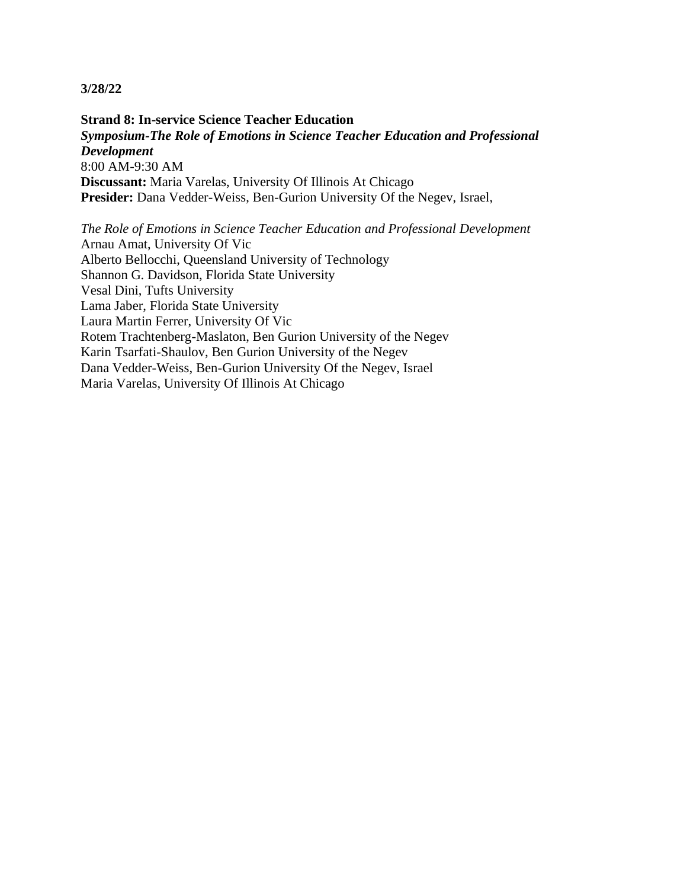**3/28/22**

**Strand 8: In-service Science Teacher Education**
***Symposium-The Role of Emotions in Science Teacher Education and Professional Development***
8:00 AM-9:30 AM
**Discussant:** Maria Varelas, University Of Illinois At Chicago
**Presider:** Dana Vedder-Weiss, Ben-Gurion University Of the Negev, Israel,

*The Role of Emotions in Science Teacher Education and Professional Development*
Arnau Amat, University Of Vic
Alberto Bellocchi, Queensland University of Technology
Shannon G. Davidson, Florida State University
Vesal Dini, Tufts University
Lama Jaber, Florida State University
Laura Martin Ferrer, University Of Vic
Rotem Trachtenberg-Maslaton, Ben Gurion University of the Negev
Karin Tsarfati-Shaulov, Ben Gurion University of the Negev
Dana Vedder-Weiss, Ben-Gurion University Of the Negev, Israel
Maria Varelas, University Of Illinois At Chicago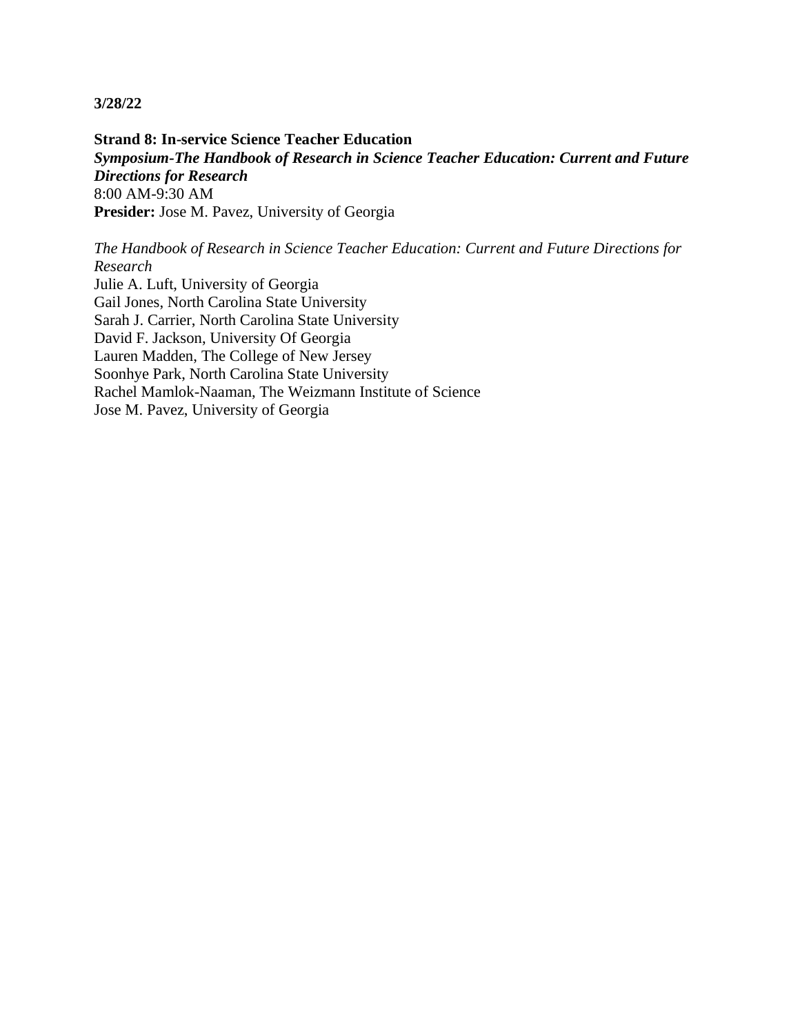**3/28/22**

**Strand 8: In-service Science Teacher Education**
***Symposium-The Handbook of Research in Science Teacher Education: Current and Future Directions for Research***
8:00 AM-9:30 AM
**Presider:** Jose M. Pavez, University of Georgia

*The Handbook of Research in Science Teacher Education: Current and Future Directions for Research*
Julie A. Luft, University of Georgia
Gail Jones, North Carolina State University
Sarah J. Carrier, North Carolina State University
David F. Jackson, University Of Georgia
Lauren Madden, The College of New Jersey
Soonhye Park, North Carolina State University
Rachel Mamlok-Naaman, The Weizmann Institute of Science
Jose M. Pavez, University of Georgia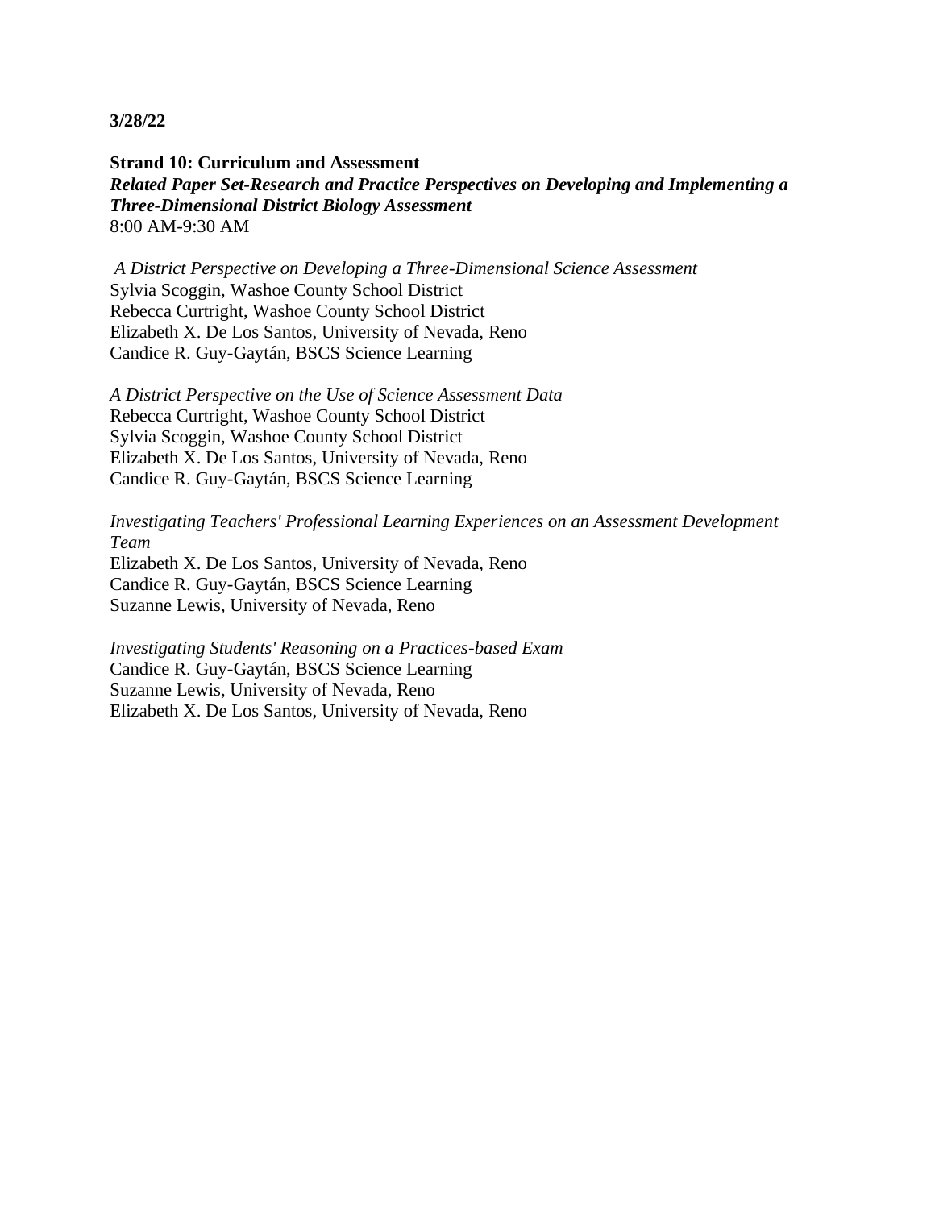**3/28/22**

**Strand 10: Curriculum and Assessment**
***Related Paper Set-Research and Practice Perspectives on Developing and Implementing a Three-Dimensional District Biology Assessment***
8:00 AM-9:30 AM

*A District Perspective on Developing a Three-Dimensional Science Assessment*
Sylvia Scoggin, Washoe County School District
Rebecca Curtright, Washoe County School District
Elizabeth X. De Los Santos, University of Nevada, Reno
Candice R. Guy-Gaytán, BSCS Science Learning

*A District Perspective on the Use of Science Assessment Data*
Rebecca Curtright, Washoe County School District
Sylvia Scoggin, Washoe County School District
Elizabeth X. De Los Santos, University of Nevada, Reno
Candice R. Guy-Gaytán, BSCS Science Learning

*Investigating Teachers' Professional Learning Experiences on an Assessment Development Team*
Elizabeth X. De Los Santos, University of Nevada, Reno
Candice R. Guy-Gaytán, BSCS Science Learning
Suzanne Lewis, University of Nevada, Reno

*Investigating Students' Reasoning on a Practices-based Exam*
Candice R. Guy-Gaytán, BSCS Science Learning
Suzanne Lewis, University of Nevada, Reno
Elizabeth X. De Los Santos, University of Nevada, Reno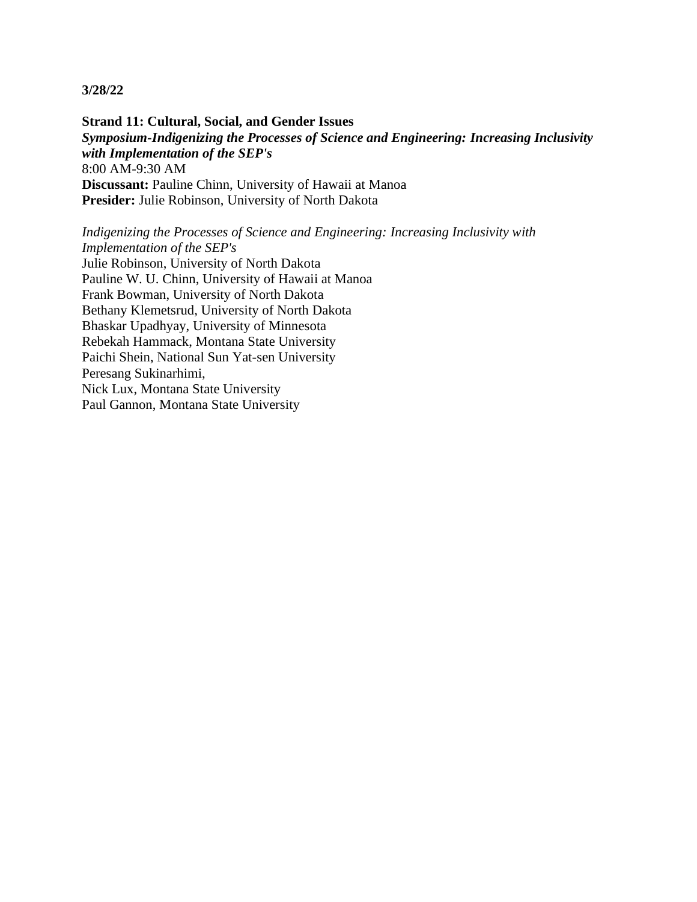**3/28/22**

**Strand 11: Cultural, Social, and Gender Issues**
***Symposium-Indigenizing the Processes of Science and Engineering: Increasing Inclusivity with Implementation of the SEP's***
8:00 AM-9:30 AM
**Discussant:** Pauline Chinn, University of Hawaii at Manoa
**Presider:** Julie Robinson, University of North Dakota

*Indigenizing the Processes of Science and Engineering: Increasing Inclusivity with Implementation of the SEP's*
Julie Robinson, University of North Dakota
Pauline W. U. Chinn, University of Hawaii at Manoa
Frank Bowman, University of North Dakota
Bethany Klemetsrud, University of North Dakota
Bhaskar Upadhyay, University of Minnesota
Rebekah Hammack, Montana State University
Paichi Shein, National Sun Yat-sen University
Peresang Sukinarhimi,
Nick Lux, Montana State University
Paul Gannon, Montana State University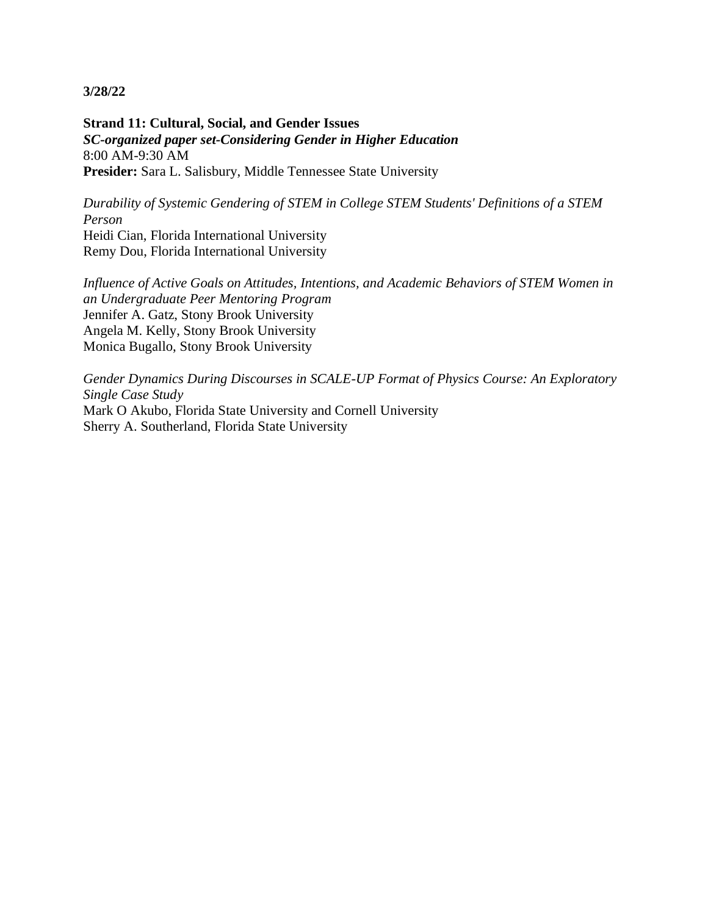**3/28/22**

**Strand 11: Cultural, Social, and Gender Issues**
***SC-organized paper set-Considering Gender in Higher Education***
8:00 AM-9:30 AM
**Presider:** Sara L. Salisbury, Middle Tennessee State University

*Durability of Systemic Gendering of STEM in College STEM Students' Definitions of a STEM Person*
Heidi Cian, Florida International University
Remy Dou, Florida International University

*Influence of Active Goals on Attitudes, Intentions, and Academic Behaviors of STEM Women in an Undergraduate Peer Mentoring Program*
Jennifer A. Gatz, Stony Brook University
Angela M. Kelly, Stony Brook University
Monica Bugallo, Stony Brook University

*Gender Dynamics During Discourses in SCALE-UP Format of Physics Course: An Exploratory Single Case Study*
Mark O Akubo, Florida State University and Cornell University
Sherry A. Southerland, Florida State University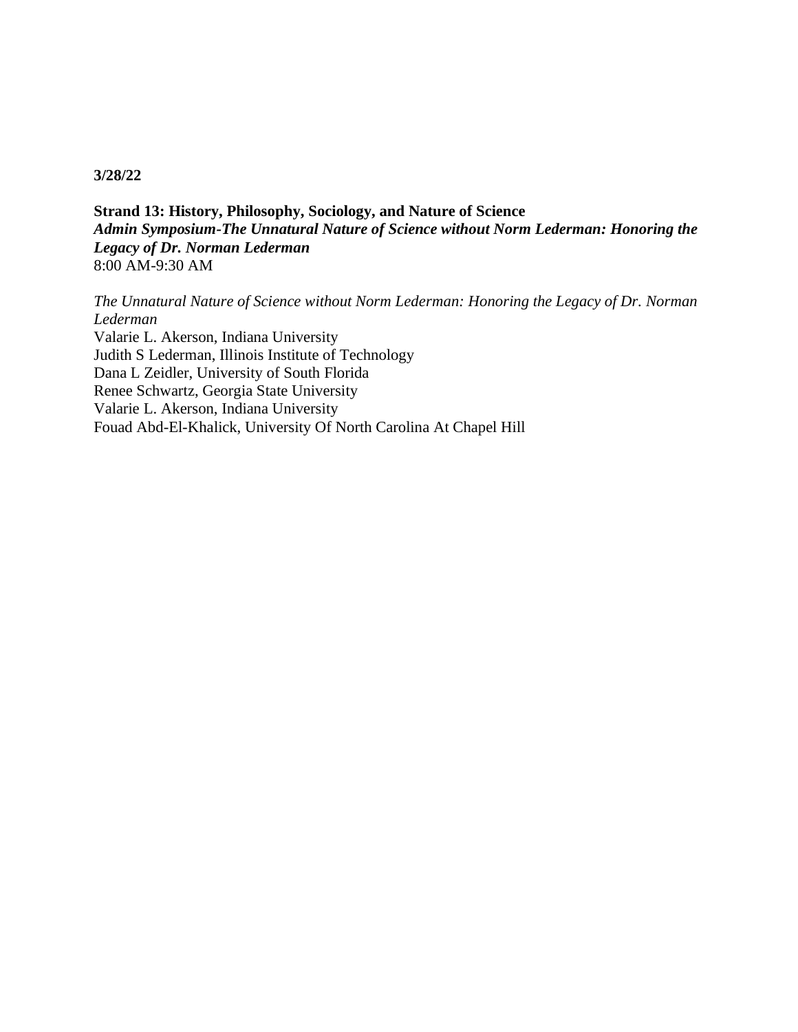**3/28/22**

**Strand 13: History, Philosophy, Sociology, and Nature of Science**
***Admin Symposium-The Unnatural Nature of Science without Norm Lederman: Honoring the Legacy of Dr. Norman Lederman***
8:00 AM-9:30 AM

*The Unnatural Nature of Science without Norm Lederman: Honoring the Legacy of Dr. Norman Lederman*
Valarie L. Akerson, Indiana University
Judith S Lederman, Illinois Institute of Technology
Dana L Zeidler, University of South Florida
Renee Schwartz, Georgia State University
Valarie L. Akerson, Indiana University
Fouad Abd-El-Khalick, University Of North Carolina At Chapel Hill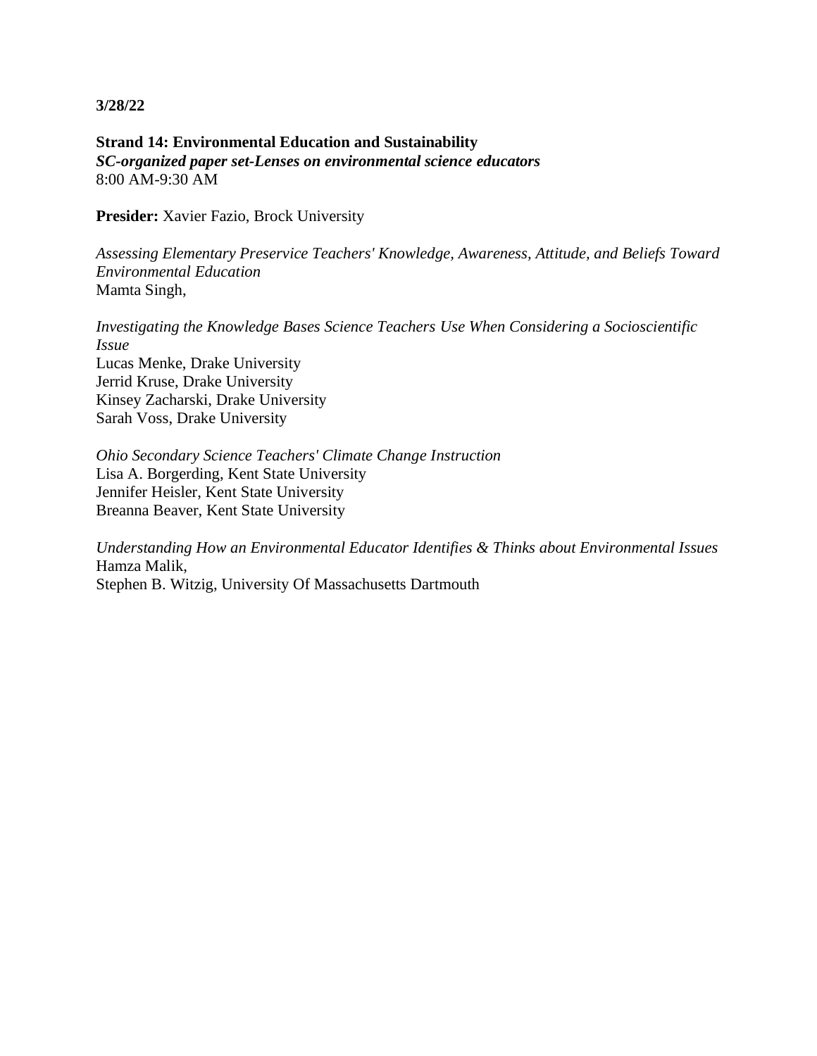**3/28/22**

**Strand 14: Environmental Education and Sustainability**
***SC-organized paper set-Lenses on environmental science educators***
8:00 AM-9:30 AM

**Presider:** Xavier Fazio, Brock University

*Assessing Elementary Preservice Teachers' Knowledge, Awareness, Attitude, and Beliefs Toward Environmental Education*
Mamta Singh,

*Investigating the Knowledge Bases Science Teachers Use When Considering a Socioscientific Issue*
Lucas Menke, Drake University
Jerrid Kruse, Drake University
Kinsey Zacharski, Drake University
Sarah Voss, Drake University

*Ohio Secondary Science Teachers' Climate Change Instruction*
Lisa A. Borgerding, Kent State University
Jennifer Heisler, Kent State University
Breanna Beaver, Kent State University

*Understanding How an Environmental Educator Identifies & Thinks about Environmental Issues*
Hamza Malik,
Stephen B. Witzig, University Of Massachusetts Dartmouth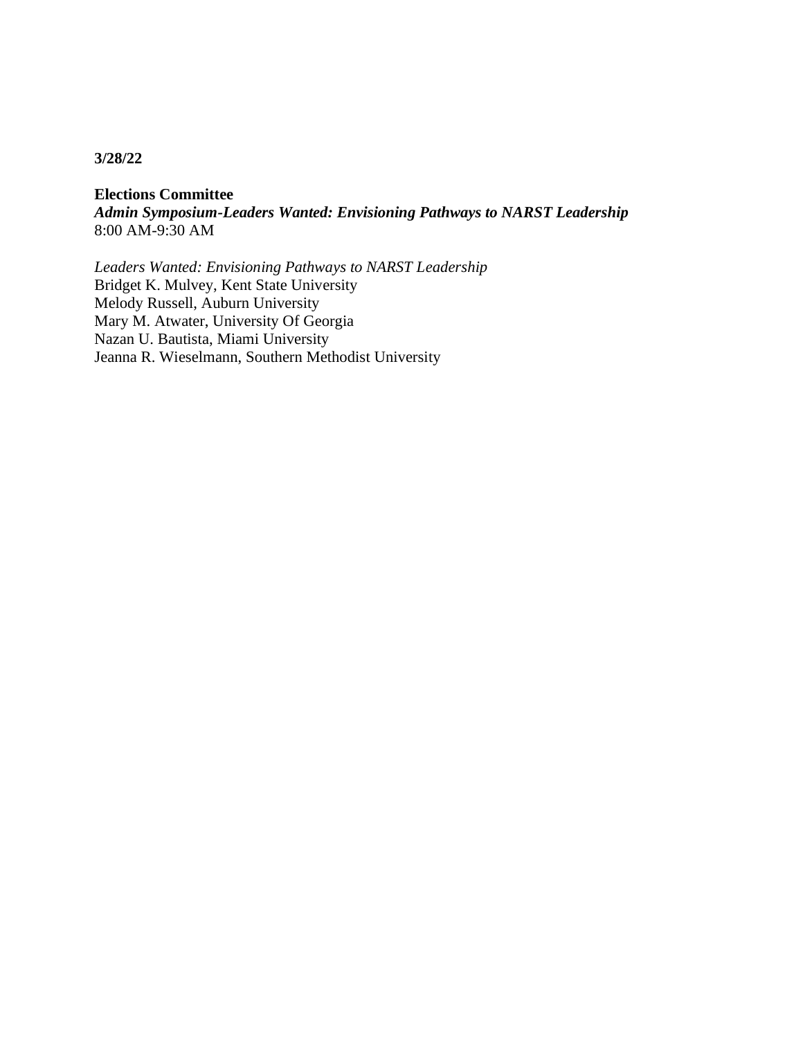**3/28/22**

**Elections Committee**
***Admin Symposium-Leaders Wanted: Envisioning Pathways to NARST Leadership***
8:00 AM-9:30 AM

*Leaders Wanted: Envisioning Pathways to NARST Leadership*
Bridget K. Mulvey, Kent State University
Melody Russell, Auburn University
Mary M. Atwater, University Of Georgia
Nazan U. Bautista, Miami University
Jeanna R. Wieselmann, Southern Methodist University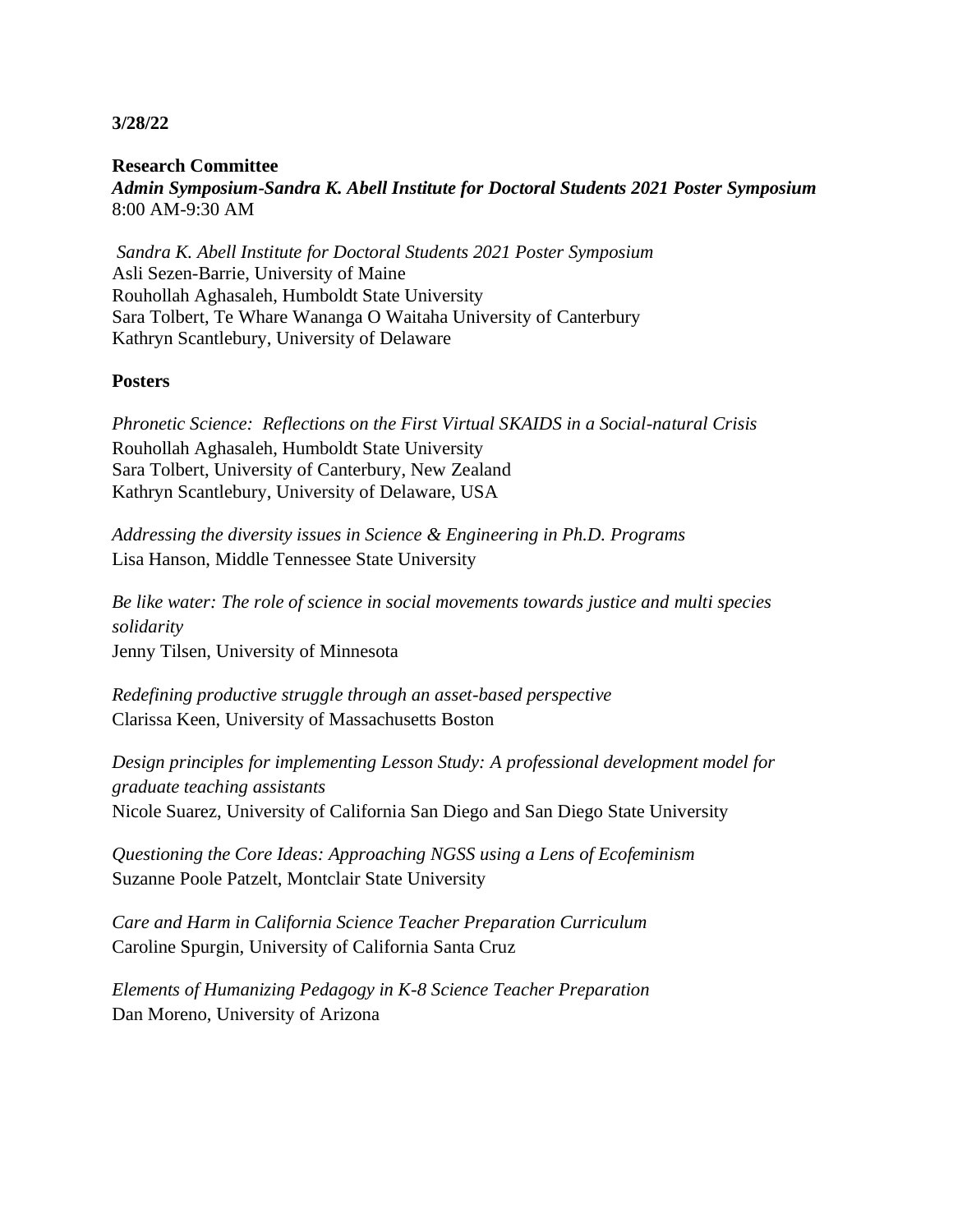**3/28/22**

**Research Committee**

***Admin Symposium-Sandra K. Abell Institute for Doctoral Students 2021 Poster Symposium***

8:00 AM-9:30 AM

*Sandra K. Abell Institute for Doctoral Students 2021 Poster Symposium*

Asli Sezen-Barrie, University of Maine

Rouhollah Aghasaleh, Humboldt State University

Sara Tolbert, Te Whare Wananga O Waitaha University of Canterbury

Kathryn Scantlebury, University of Delaware

**Posters**

*Phronetic Science: Reflections on the First Virtual SKAIDS in a Social-natural Crisis*

Rouhollah Aghasaleh, Humboldt State University

Sara Tolbert, University of Canterbury, New Zealand

Kathryn Scantlebury, University of Delaware, USA

*Addressing the diversity issues in Science & Engineering in Ph.D. Programs*

Lisa Hanson, Middle Tennessee State University

*Be like water: The role of science in social movements towards justice and multi species solidarity*

Jenny Tilsen, University of Minnesota

*Redefining productive struggle through an asset-based perspective*

Clarissa Keen, University of Massachusetts Boston

*Design principles for implementing Lesson Study: A professional development model for graduate teaching assistants*

Nicole Suarez, University of California San Diego and San Diego State University

*Questioning the Core Ideas: Approaching NGSS using a Lens of Ecofeminism*

Suzanne Poole Patzelt, Montclair State University

*Care and Harm in California Science Teacher Preparation Curriculum*

Caroline Spurgin, University of California Santa Cruz

*Elements of Humanizing Pedagogy in K-8 Science Teacher Preparation*

Dan Moreno, University of Arizona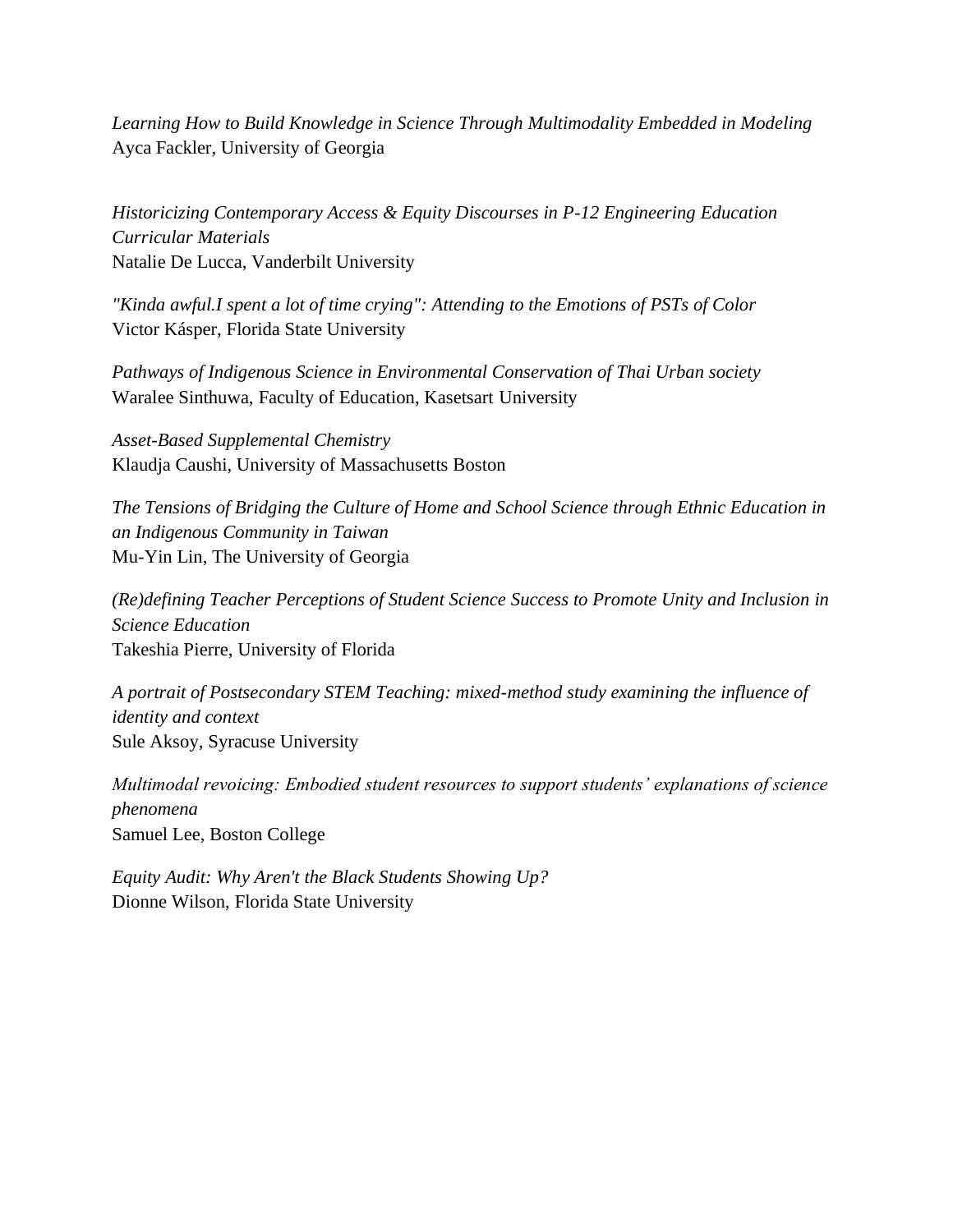*Learning How to Build Knowledge in Science Through Multimodality Embedded in Modeling*
Ayca Fackler, University of Georgia

*Historicizing Contemporary Access & Equity Discourses in P-12 Engineering Education Curricular Materials*
Natalie De Lucca, Vanderbilt University

*"Kinda awful.I spent a lot of time crying": Attending to the Emotions of PSTs of Color*
Victor Kásper, Florida State University

*Pathways of Indigenous Science in Environmental Conservation of Thai Urban society*
Waralee Sinthuwa, Faculty of Education, Kasetsart University

*Asset-Based Supplemental Chemistry*
Klaudja Caushi, University of Massachusetts Boston

*The Tensions of Bridging the Culture of Home and School Science through Ethnic Education in an Indigenous Community in Taiwan*
Mu-Yin Lin, The University of Georgia

*(Re)defining Teacher Perceptions of Student Science Success to Promote Unity and Inclusion in Science Education*
Takeshia Pierre, University of Florida

*A portrait of Postsecondary STEM Teaching: mixed-method study examining the influence of identity and context*
Sule Aksoy, Syracuse University

*Multimodal revoicing: Embodied student resources to support students' explanations of science phenomena*
Samuel Lee, Boston College

*Equity Audit: Why Aren't the Black Students Showing Up?*
Dionne Wilson, Florida State University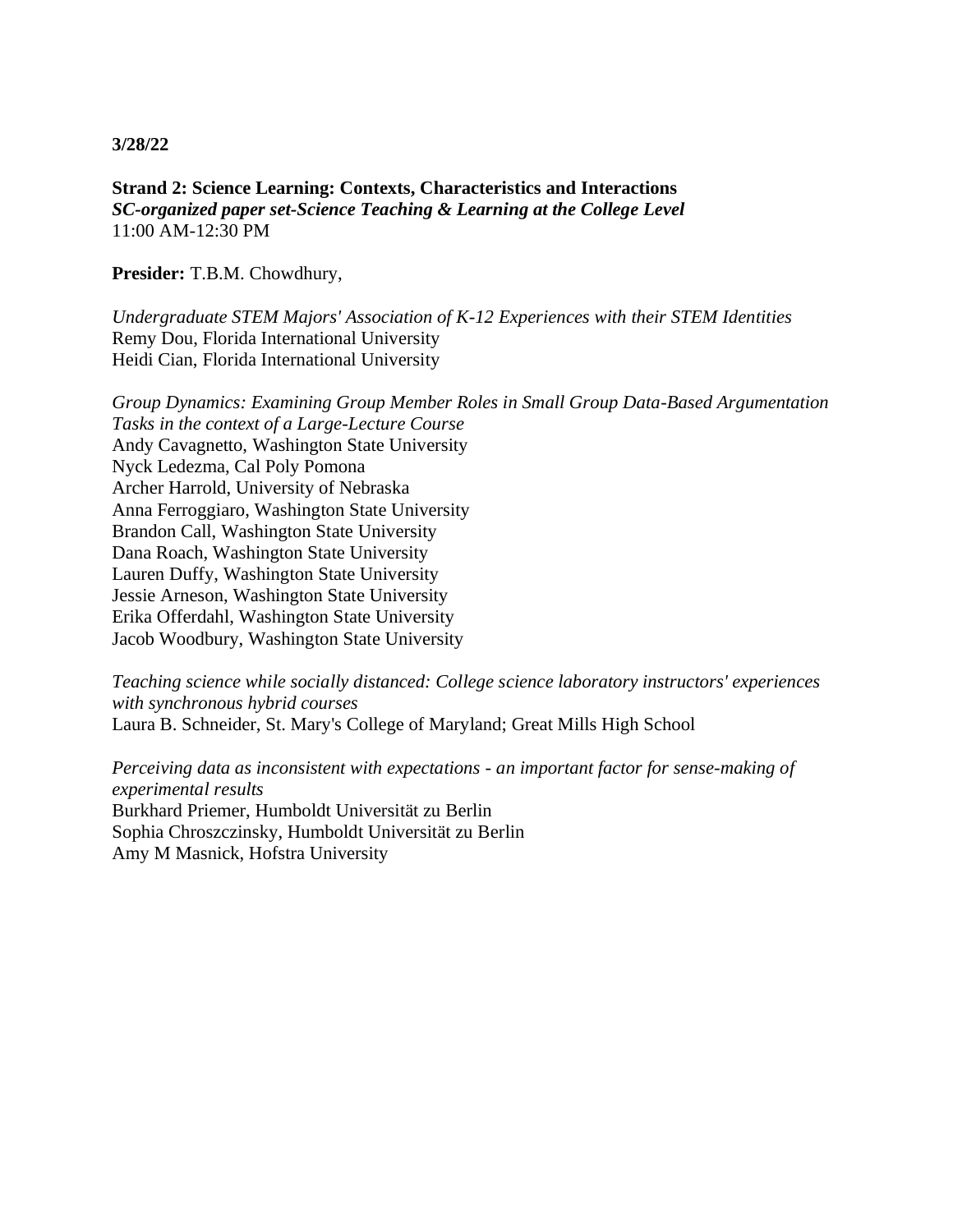**3/28/22**

**Strand 2: Science Learning: Contexts, Characteristics and Interactions**
***SC-organized paper set-Science Teaching & Learning at the College Level***
11:00 AM-12:30 PM

**Presider:** T.B.M. Chowdhury,

*Undergraduate STEM Majors' Association of K-12 Experiences with their STEM Identities*
Remy Dou, Florida International University
Heidi Cian, Florida International University

*Group Dynamics: Examining Group Member Roles in Small Group Data-Based Argumentation Tasks in the context of a Large-Lecture Course*
Andy Cavagnetto, Washington State University
Nyck Ledezma, Cal Poly Pomona
Archer Harrold, University of Nebraska
Anna Ferroggiaro, Washington State University
Brandon Call, Washington State University
Dana Roach, Washington State University
Lauren Duffy, Washington State University
Jessie Arneson, Washington State University
Erika Offerdahl, Washington State University
Jacob Woodbury, Washington State University

*Teaching science while socially distanced: College science laboratory instructors' experiences with synchronous hybrid courses*
Laura B. Schneider, St. Mary's College of Maryland; Great Mills High School

*Perceiving data as inconsistent with expectations - an important factor for sense-making of experimental results*
Burkhard Priemer, Humboldt Universität zu Berlin
Sophia Chroszczinsky, Humboldt Universität zu Berlin
Amy M Masnick, Hofstra University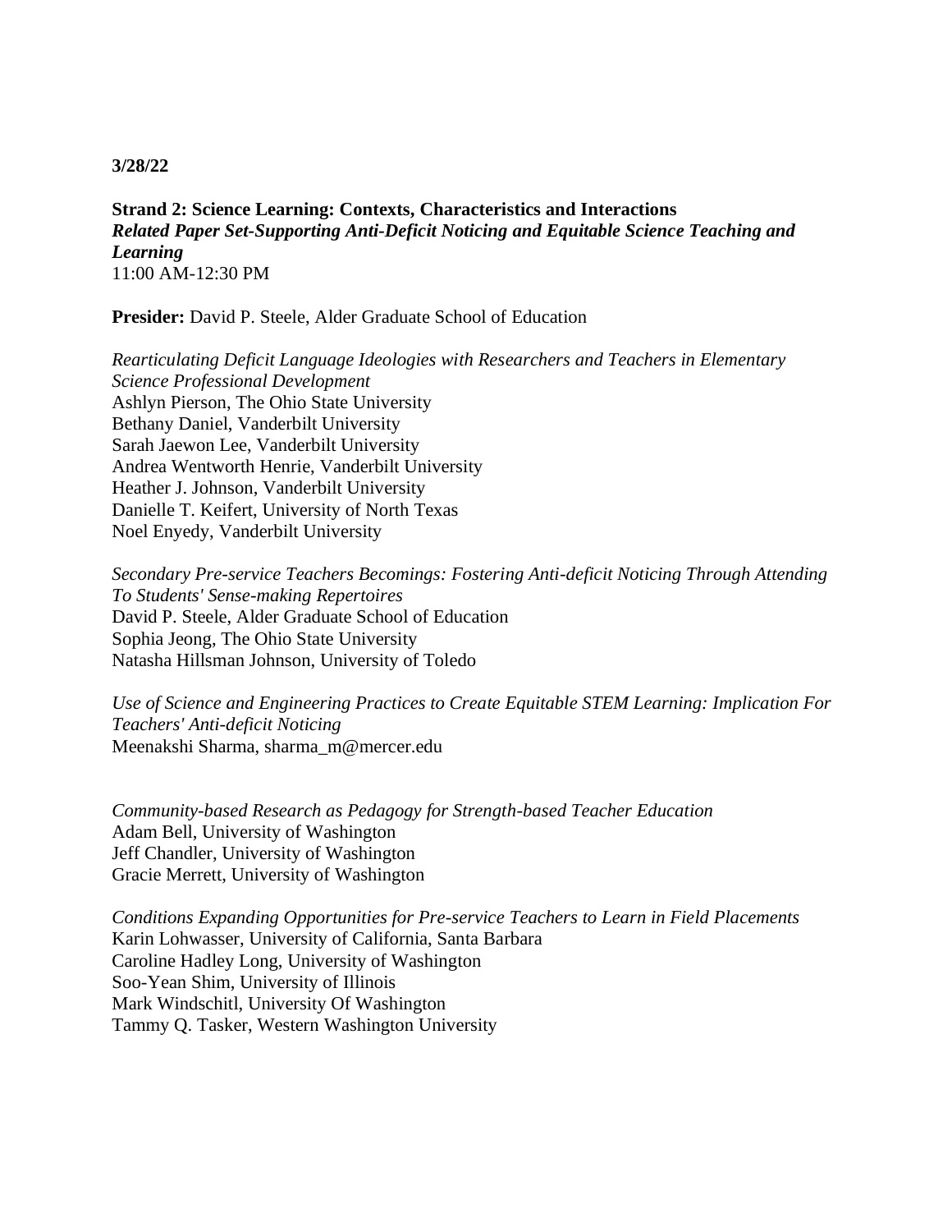**3/28/22**

**Strand 2: Science Learning: Contexts, Characteristics and Interactions**
***Related Paper Set-Supporting Anti-Deficit Noticing and Equitable Science Teaching and Learning***
11:00 AM-12:30 PM

**Presider:** David P. Steele, Alder Graduate School of Education

*Rearticulating Deficit Language Ideologies with Researchers and Teachers in Elementary Science Professional Development*
Ashlyn Pierson, The Ohio State University
Bethany Daniel, Vanderbilt University
Sarah Jaewon Lee, Vanderbilt University
Andrea Wentworth Henrie, Vanderbilt University
Heather J. Johnson, Vanderbilt University
Danielle T. Keifert, University of North Texas
Noel Enyedy, Vanderbilt University

*Secondary Pre-service Teachers Becomings: Fostering Anti-deficit Noticing Through Attending To Students' Sense-making Repertoires*
David P. Steele, Alder Graduate School of Education
Sophia Jeong, The Ohio State University
Natasha Hillsman Johnson, University of Toledo

*Use of Science and Engineering Practices to Create Equitable STEM Learning: Implication For Teachers' Anti-deficit Noticing*
Meenakshi Sharma, sharma_m@mercer.edu

*Community-based Research as Pedagogy for Strength-based Teacher Education*
Adam Bell, University of Washington
Jeff Chandler, University of Washington
Gracie Merrett, University of Washington

*Conditions Expanding Opportunities for Pre-service Teachers to Learn in Field Placements*
Karin Lohwasser, University of California, Santa Barbara
Caroline Hadley Long, University of Washington
Soo-Yean Shim, University of Illinois
Mark Windschitl, University Of Washington
Tammy Q. Tasker, Western Washington University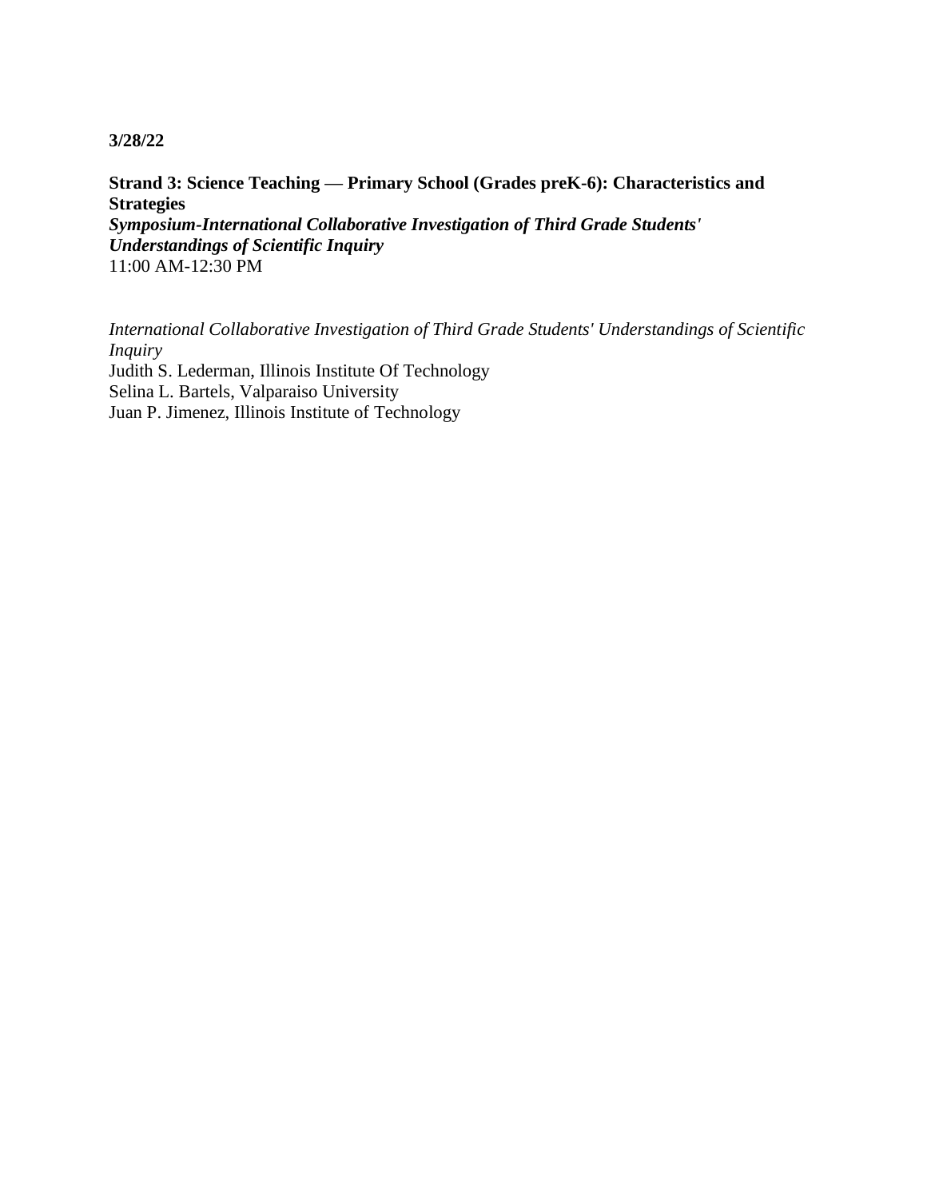**3/28/22**

**Strand 3: Science Teaching — Primary School (Grades preK-6): Characteristics and Strategies**
***Symposium-International Collaborative Investigation of Third Grade Students' Understandings of Scientific Inquiry***
11:00 AM-12:30 PM

*International Collaborative Investigation of Third Grade Students' Understandings of Scientific Inquiry*
Judith S. Lederman, Illinois Institute Of Technology
Selina L. Bartels, Valparaiso University
Juan P. Jimenez, Illinois Institute of Technology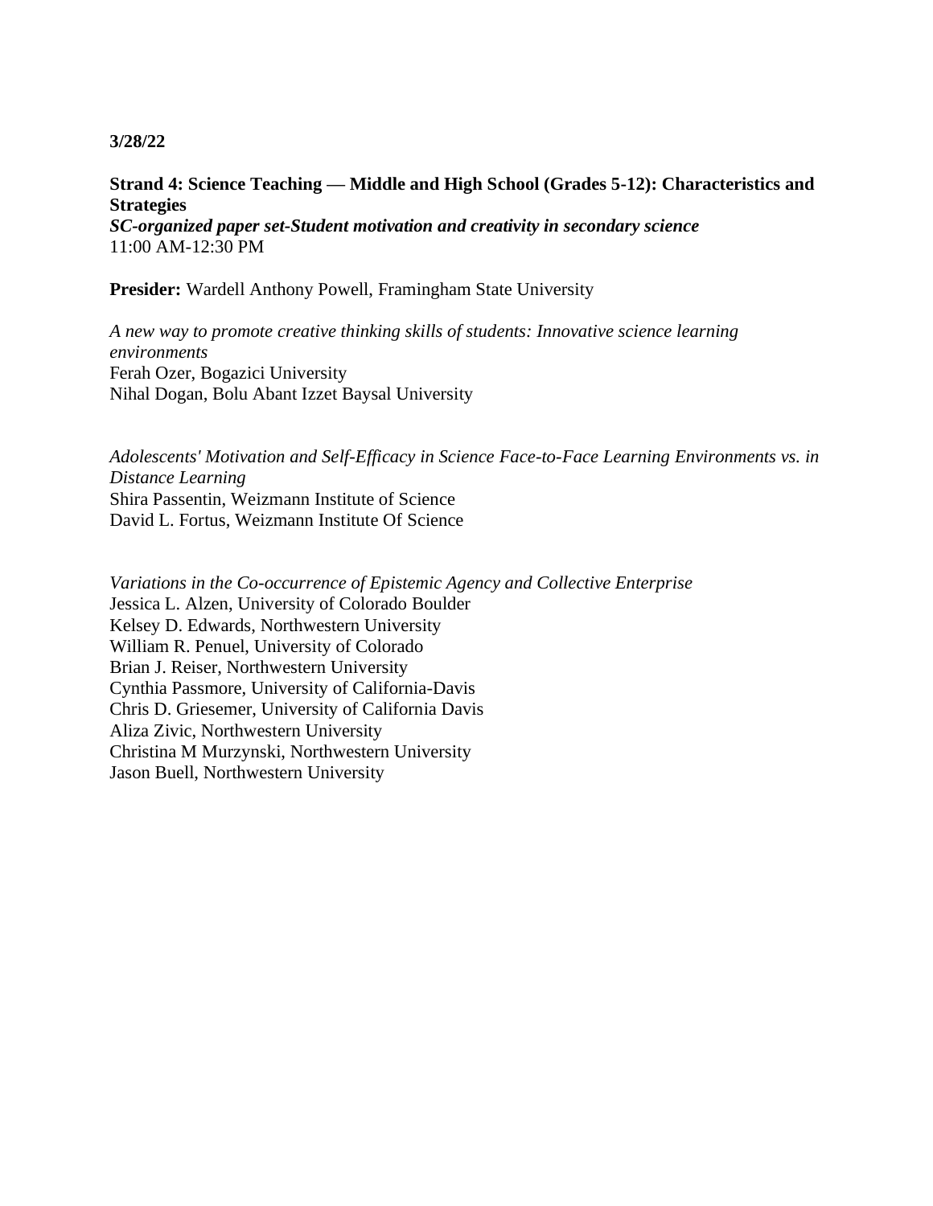**3/28/22**

**Strand 4: Science Teaching — Middle and High School (Grades 5-12): Characteristics and Strategies**
***SC-organized paper set-Student motivation and creativity in secondary science***
11:00 AM-12:30 PM

**Presider:** Wardell Anthony Powell, Framingham State University

*A new way to promote creative thinking skills of students: Innovative science learning environments*
Ferah Ozer, Bogazici University
Nihal Dogan, Bolu Abant Izzet Baysal University

*Adolescents' Motivation and Self-Efficacy in Science Face-to-Face Learning Environments vs. in Distance Learning*
Shira Passentin, Weizmann Institute of Science
David L. Fortus, Weizmann Institute Of Science

*Variations in the Co-occurrence of Epistemic Agency and Collective Enterprise*
Jessica L. Alzen, University of Colorado Boulder
Kelsey D. Edwards, Northwestern University
William R. Penuel, University of Colorado
Brian J. Reiser, Northwestern University
Cynthia Passmore, University of California-Davis
Chris D. Griesemer, University of California Davis
Aliza Zivic, Northwestern University
Christina M Murzynski, Northwestern University
Jason Buell, Northwestern University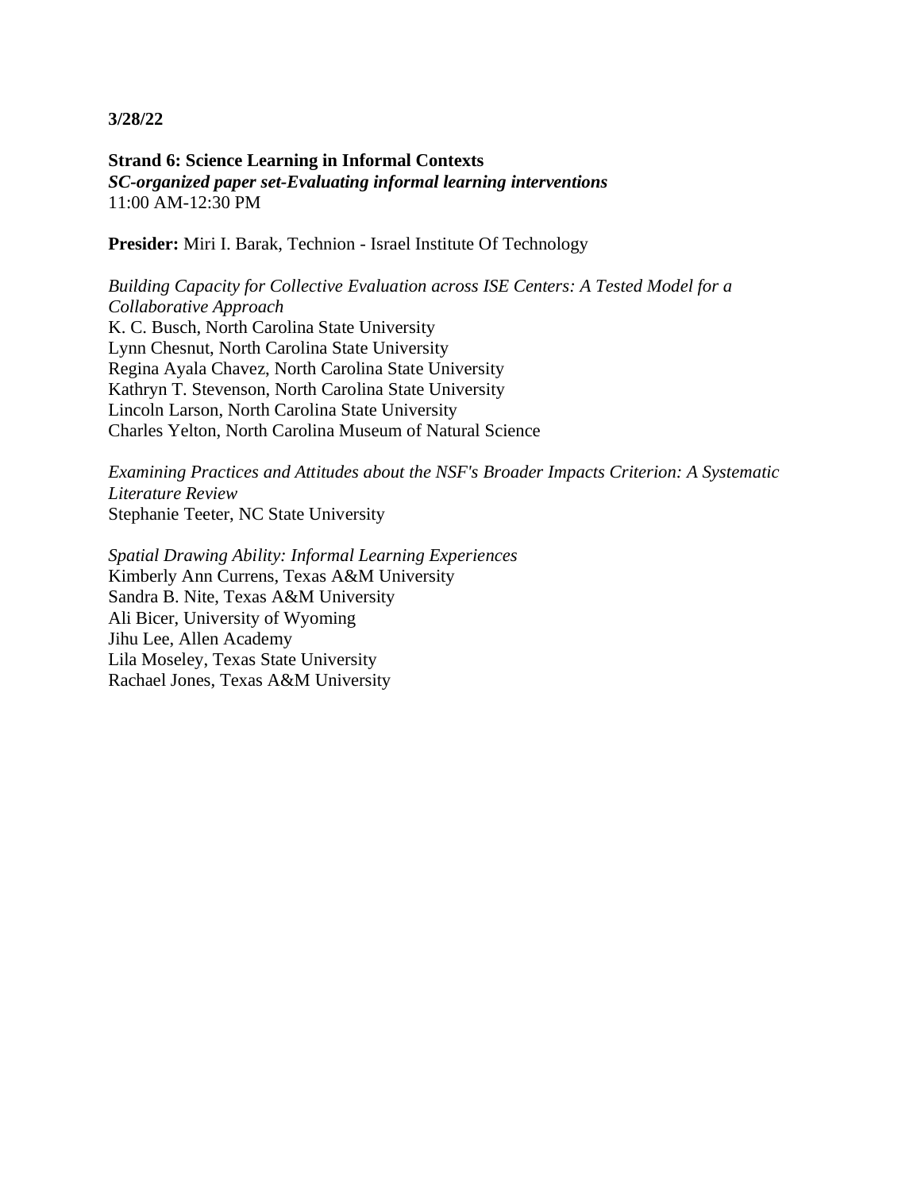**3/28/22**

**Strand 6: Science Learning in Informal Contexts**
***SC-organized paper set-Evaluating informal learning interventions***
11:00 AM-12:30 PM

**Presider:** Miri I. Barak, Technion - Israel Institute Of Technology

*Building Capacity for Collective Evaluation across ISE Centers: A Tested Model for a Collaborative Approach*
K. C. Busch, North Carolina State University
Lynn Chesnut, North Carolina State University
Regina Ayala Chavez, North Carolina State University
Kathryn T. Stevenson, North Carolina State University
Lincoln Larson, North Carolina State University
Charles Yelton, North Carolina Museum of Natural Science

*Examining Practices and Attitudes about the NSF's Broader Impacts Criterion: A Systematic Literature Review*
Stephanie Teeter, NC State University

*Spatial Drawing Ability: Informal Learning Experiences*
Kimberly Ann Currens, Texas A&M University
Sandra B. Nite, Texas A&M University
Ali Bicer, University of Wyoming
Jihu Lee, Allen Academy
Lila Moseley, Texas State University
Rachael Jones, Texas A&M University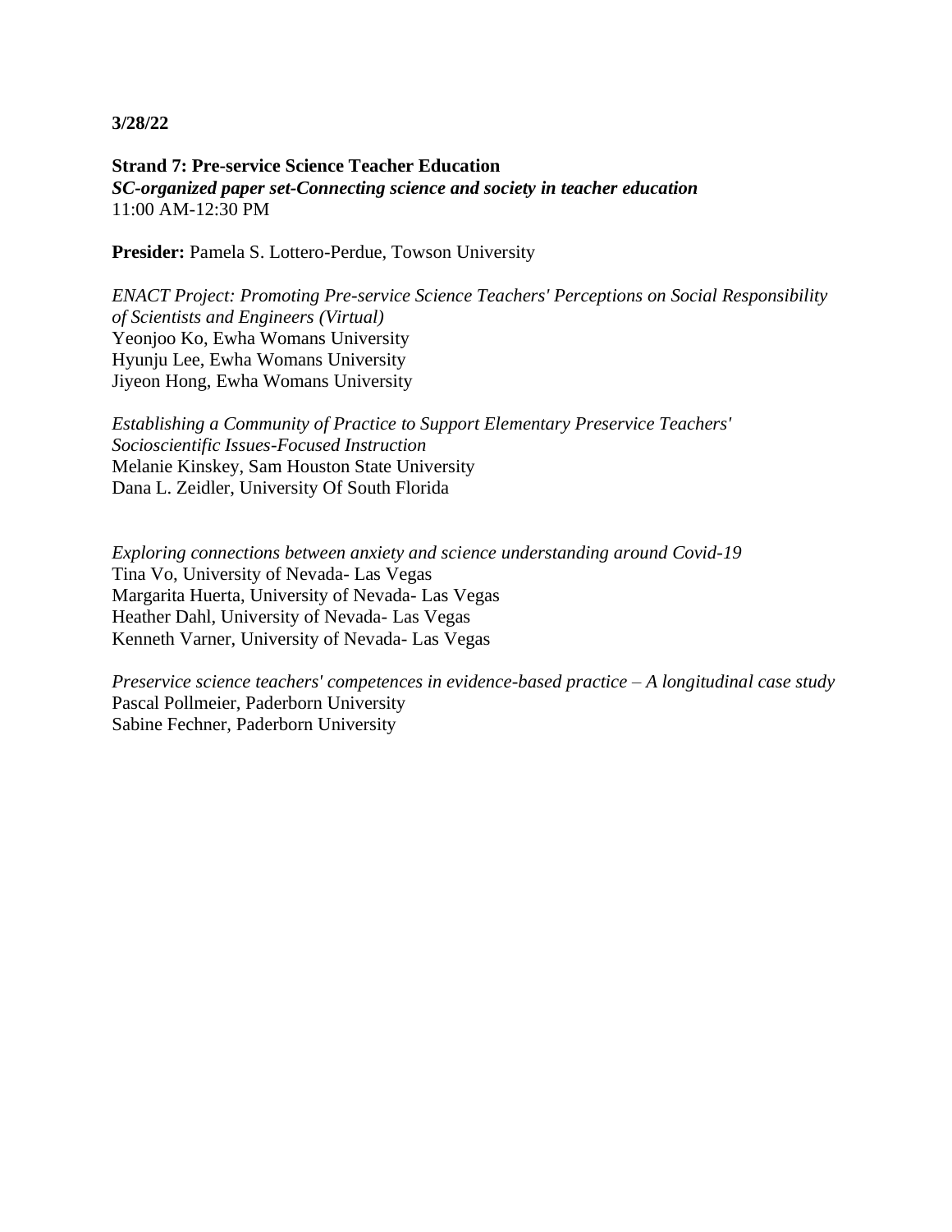**3/28/22**

**Strand 7: Pre-service Science Teacher Education**
***SC-organized paper set-Connecting science and society in teacher education***
11:00 AM-12:30 PM

**Presider:** Pamela S. Lottero-Perdue, Towson University

*ENACT Project: Promoting Pre-service Science Teachers' Perceptions on Social Responsibility of Scientists and Engineers (Virtual)*
Yeonjoo Ko, Ewha Womans University
Hyunju Lee, Ewha Womans University
Jiyeon Hong, Ewha Womans University

*Establishing a Community of Practice to Support Elementary Preservice Teachers' Socioscientific Issues-Focused Instruction*
Melanie Kinskey, Sam Houston State University
Dana L. Zeidler, University Of South Florida

*Exploring connections between anxiety and science understanding around Covid-19*
Tina Vo, University of Nevada- Las Vegas
Margarita Huerta, University of Nevada- Las Vegas
Heather Dahl, University of Nevada- Las Vegas
Kenneth Varner, University of Nevada- Las Vegas

*Preservice science teachers' competences in evidence-based practice – A longitudinal case study*
Pascal Pollmeier, Paderborn University
Sabine Fechner, Paderborn University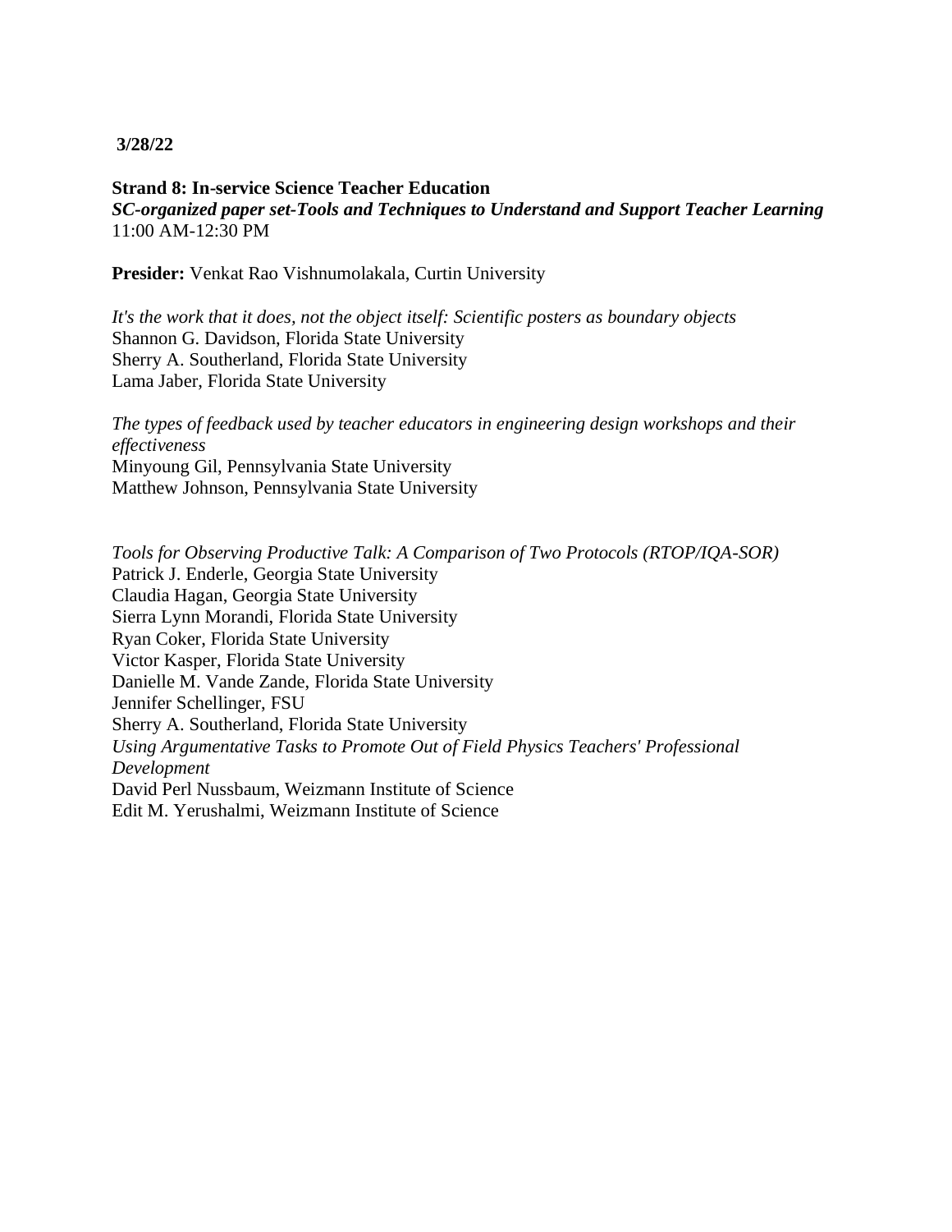**3/28/22**

**Strand 8: In-service Science Teacher Education**
***SC-organized paper set-Tools and Techniques to Understand and Support Teacher Learning***
11:00 AM-12:30 PM

**Presider:** Venkat Rao Vishnumolakala, Curtin University

*It's the work that it does, not the object itself: Scientific posters as boundary objects*
Shannon G. Davidson, Florida State University
Sherry A. Southerland, Florida State University
Lama Jaber, Florida State University

*The types of feedback used by teacher educators in engineering design workshops and their effectiveness*
Minyoung Gil, Pennsylvania State University
Matthew Johnson, Pennsylvania State University

*Tools for Observing Productive Talk: A Comparison of Two Protocols (RTOP/IQA-SOR)*
Patrick J. Enderle, Georgia State University
Claudia Hagan, Georgia State University
Sierra Lynn Morandi, Florida State University
Ryan Coker, Florida State University
Victor Kasper, Florida State University
Danielle M. Vande Zande, Florida State University
Jennifer Schellinger, FSU
Sherry A. Southerland, Florida State University

*Using Argumentative Tasks to Promote Out of Field Physics Teachers' Professional Development*
David Perl Nussbaum, Weizmann Institute of Science
Edit M. Yerushalmi, Weizmann Institute of Science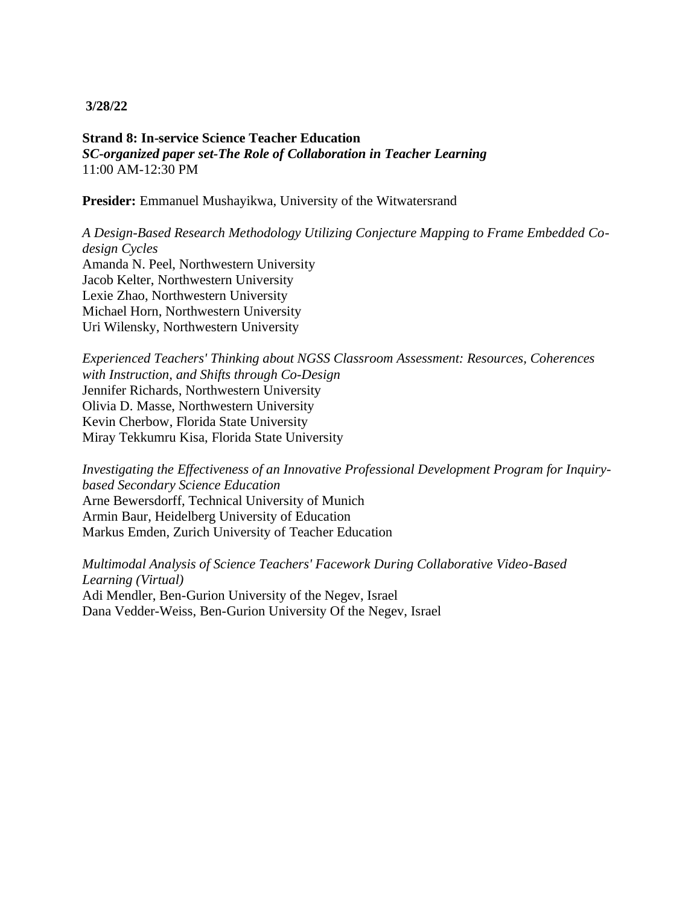**3/28/22**

**Strand 8: In-service Science Teacher Education**
***SC-organized paper set-The Role of Collaboration in Teacher Learning***
11:00 AM-12:30 PM

**Presider:** Emmanuel Mushayikwa, University of the Witwatersrand

*A Design-Based Research Methodology Utilizing Conjecture Mapping to Frame Embedded Co-design Cycles*
Amanda N. Peel, Northwestern University
Jacob Kelter, Northwestern University
Lexie Zhao, Northwestern University
Michael Horn, Northwestern University
Uri Wilensky, Northwestern University

*Experienced Teachers' Thinking about NGSS Classroom Assessment: Resources, Coherences with Instruction, and Shifts through Co-Design*
Jennifer Richards, Northwestern University
Olivia D. Masse, Northwestern University
Kevin Cherbow, Florida State University
Miray Tekkumru Kisa, Florida State University

*Investigating the Effectiveness of an Innovative Professional Development Program for Inquiry-based Secondary Science Education*
Arne Bewersdorff, Technical University of Munich
Armin Baur, Heidelberg University of Education
Markus Emden, Zurich University of Teacher Education

*Multimodal Analysis of Science Teachers' Facework During Collaborative Video-Based Learning (Virtual)*
Adi Mendler, Ben-Gurion University of the Negev, Israel
Dana Vedder-Weiss, Ben-Gurion University Of the Negev, Israel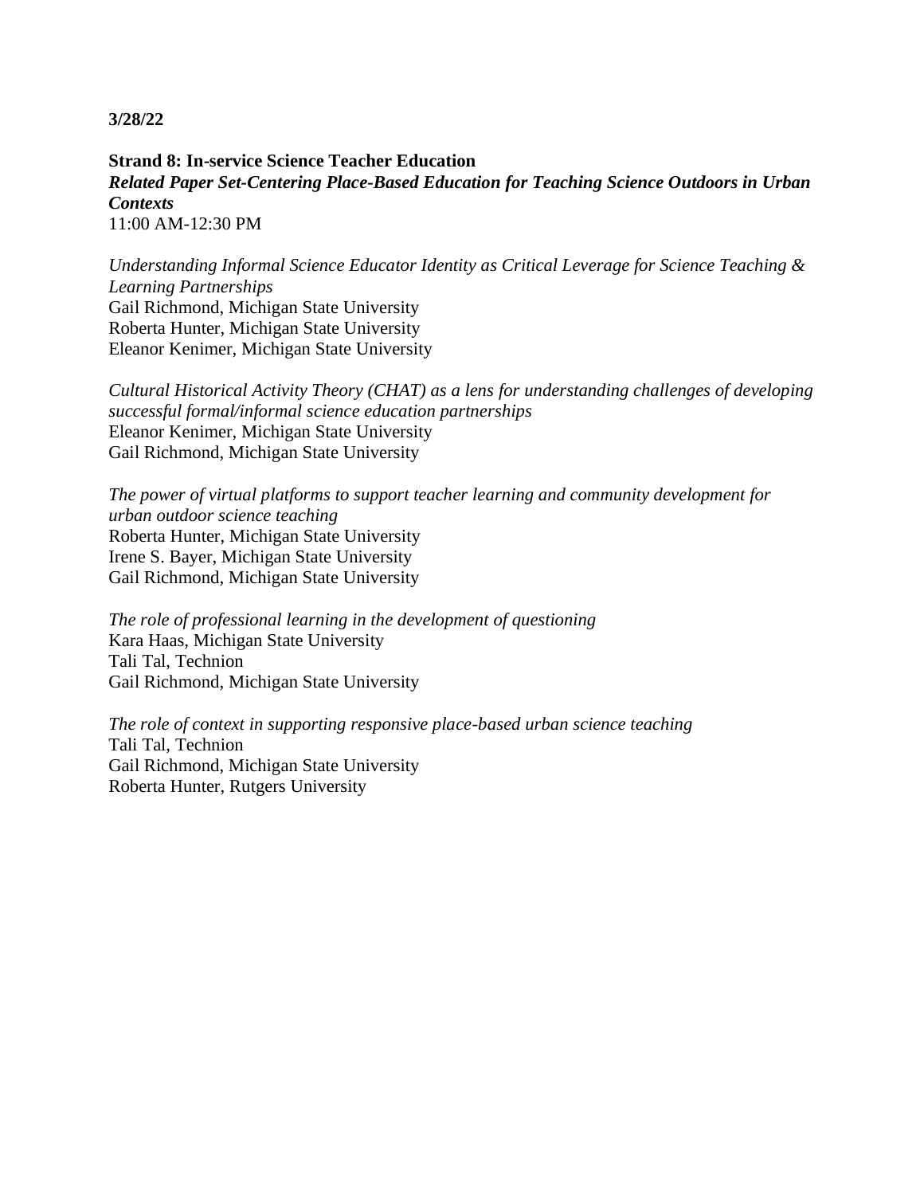**3/28/22**

**Strand 8: In-service Science Teacher Education**
***Related Paper Set-Centering Place-Based Education for Teaching Science Outdoors in Urban Contexts***
11:00 AM-12:30 PM

*Understanding Informal Science Educator Identity as Critical Leverage for Science Teaching & Learning Partnerships*
Gail Richmond, Michigan State University
Roberta Hunter, Michigan State University
Eleanor Kenimer, Michigan State University

*Cultural Historical Activity Theory (CHAT) as a lens for understanding challenges of developing successful formal/informal science education partnerships*
Eleanor Kenimer, Michigan State University
Gail Richmond, Michigan State University

*The power of virtual platforms to support teacher learning and community development for urban outdoor science teaching*
Roberta Hunter, Michigan State University
Irene S. Bayer, Michigan State University
Gail Richmond, Michigan State University

*The role of professional learning in the development of questioning*
Kara Haas, Michigan State University
Tali Tal, Technion
Gail Richmond, Michigan State University

*The role of context in supporting responsive place-based urban science teaching*
Tali Tal, Technion
Gail Richmond, Michigan State University
Roberta Hunter, Rutgers University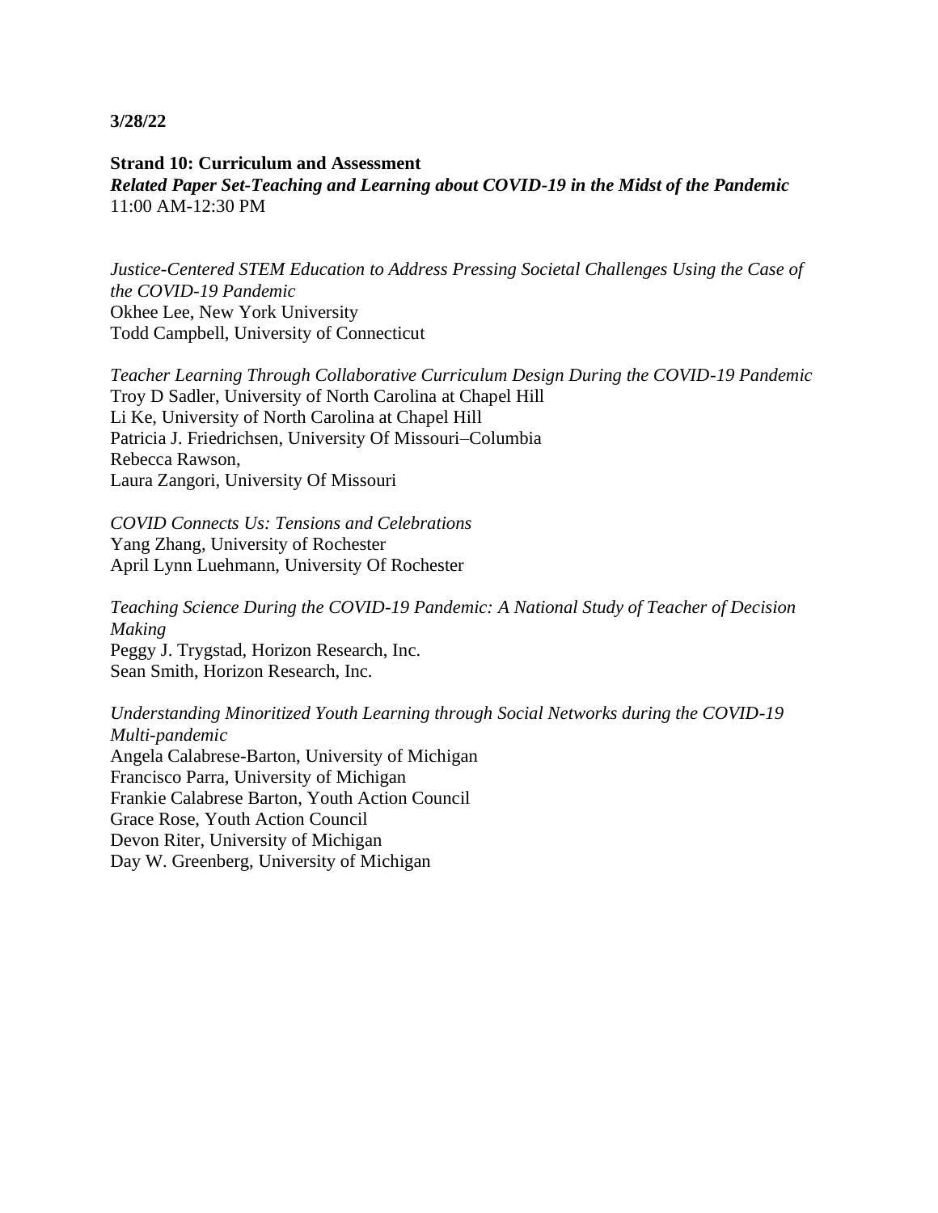**3/28/22**

**Strand 10: Curriculum and Assessment**
***Related Paper Set-Teaching and Learning about COVID-19 in the Midst of the Pandemic***
11:00 AM-12:30 PM

*Justice-Centered STEM Education to Address Pressing Societal Challenges Using the Case of the COVID-19 Pandemic*
Okhee Lee, New York University
Todd Campbell, University of Connecticut

*Teacher Learning Through Collaborative Curriculum Design During the COVID-19 Pandemic*
Troy D Sadler, University of North Carolina at Chapel Hill
Li Ke, University of North Carolina at Chapel Hill
Patricia J. Friedrichsen, University Of Missouri–Columbia
Rebecca Rawson,
Laura Zangori, University Of Missouri

*COVID Connects Us: Tensions and Celebrations*
Yang Zhang, University of Rochester
April Lynn Luehmann, University Of Rochester

*Teaching Science During the COVID-19 Pandemic: A National Study of Teacher of Decision Making*
Peggy J. Trygstad, Horizon Research, Inc.
Sean Smith, Horizon Research, Inc.

*Understanding Minoritized Youth Learning through Social Networks during the COVID-19 Multi-pandemic*
Angela Calabrese-Barton, University of Michigan
Francisco Parra, University of Michigan
Frankie Calabrese Barton, Youth Action Council
Grace Rose, Youth Action Council
Devon Riter, University of Michigan
Day W. Greenberg, University of Michigan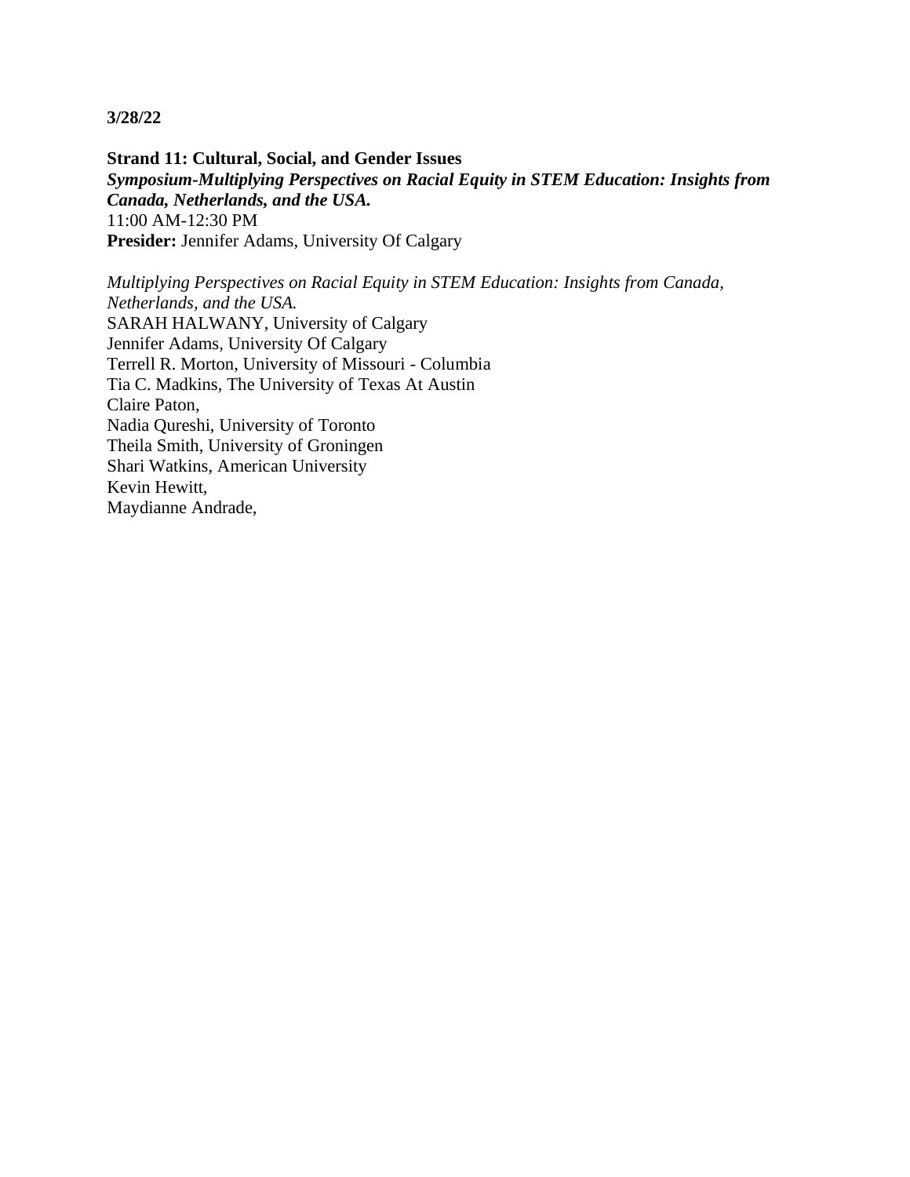**3/28/22**

**Strand 11: Cultural, Social, and Gender Issues**
***Symposium-Multiplying Perspectives on Racial Equity in STEM Education: Insights from Canada, Netherlands, and the USA.***
11:00 AM-12:30 PM
**Presider:** Jennifer Adams, University Of Calgary

*Multiplying Perspectives on Racial Equity in STEM Education: Insights from Canada, Netherlands, and the USA.*
SARAH HALWANY, University of Calgary
Jennifer Adams, University Of Calgary
Terrell R. Morton, University of Missouri - Columbia
Tia C. Madkins, The University of Texas At Austin
Claire Paton,
Nadia Qureshi, University of Toronto
Theila Smith, University of Groningen
Shari Watkins, American University
Kevin Hewitt,
Maydianne Andrade,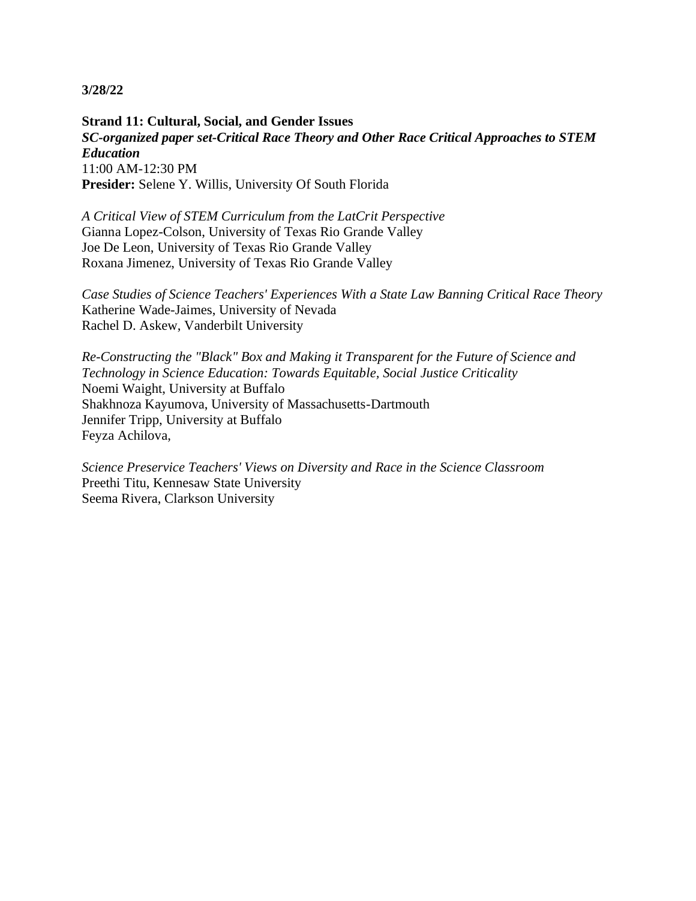**3/28/22**

**Strand 11: Cultural, Social, and Gender Issues**
***SC-organized paper set-Critical Race Theory and Other Race Critical Approaches to STEM Education***
11:00 AM-12:30 PM
**Presider:** Selene Y. Willis, University Of South Florida

*A Critical View of STEM Curriculum from the LatCrit Perspective*
Gianna Lopez-Colson, University of Texas Rio Grande Valley
Joe De Leon, University of Texas Rio Grande Valley
Roxana Jimenez, University of Texas Rio Grande Valley

*Case Studies of Science Teachers' Experiences With a State Law Banning Critical Race Theory*
Katherine Wade-Jaimes, University of Nevada
Rachel D. Askew, Vanderbilt University

*Re-Constructing the "Black" Box and Making it Transparent for the Future of Science and Technology in Science Education: Towards Equitable, Social Justice Criticality*
Noemi Waight, University at Buffalo
Shakhnoza Kayumova, University of Massachusetts-Dartmouth
Jennifer Tripp, University at Buffalo
Feyza Achilova,

*Science Preservice Teachers' Views on Diversity and Race in the Science Classroom*
Preethi Titu, Kennesaw State University
Seema Rivera, Clarkson University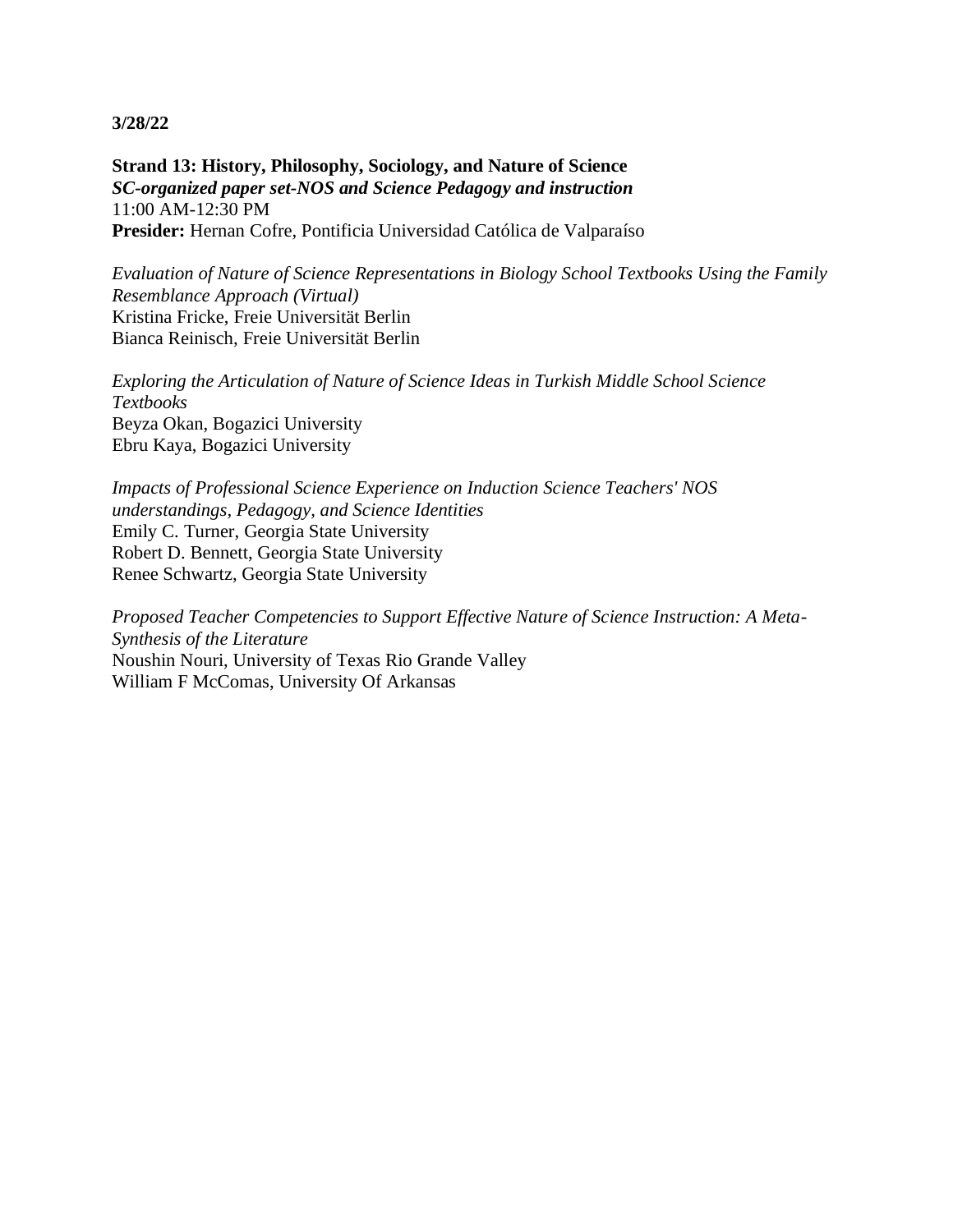**3/28/22**

**Strand 13: History, Philosophy, Sociology, and Nature of Science**
***SC-organized paper set-NOS and Science Pedagogy and instruction***
11:00 AM-12:30 PM
**Presider:** Hernan Cofre, Pontificia Universidad Católica de Valparaíso

*Evaluation of Nature of Science Representations in Biology School Textbooks Using the Family Resemblance Approach (Virtual)*
Kristina Fricke, Freie Universität Berlin
Bianca Reinisch, Freie Universität Berlin

*Exploring the Articulation of Nature of Science Ideas in Turkish Middle School Science Textbooks*
Beyza Okan, Bogazici University
Ebru Kaya, Bogazici University

*Impacts of Professional Science Experience on Induction Science Teachers' NOS understandings, Pedagogy, and Science Identities*
Emily C. Turner, Georgia State University
Robert D. Bennett, Georgia State University
Renee Schwartz, Georgia State University

*Proposed Teacher Competencies to Support Effective Nature of Science Instruction: A Meta-Synthesis of the Literature*
Noushin Nouri, University of Texas Rio Grande Valley
William F McComas, University Of Arkansas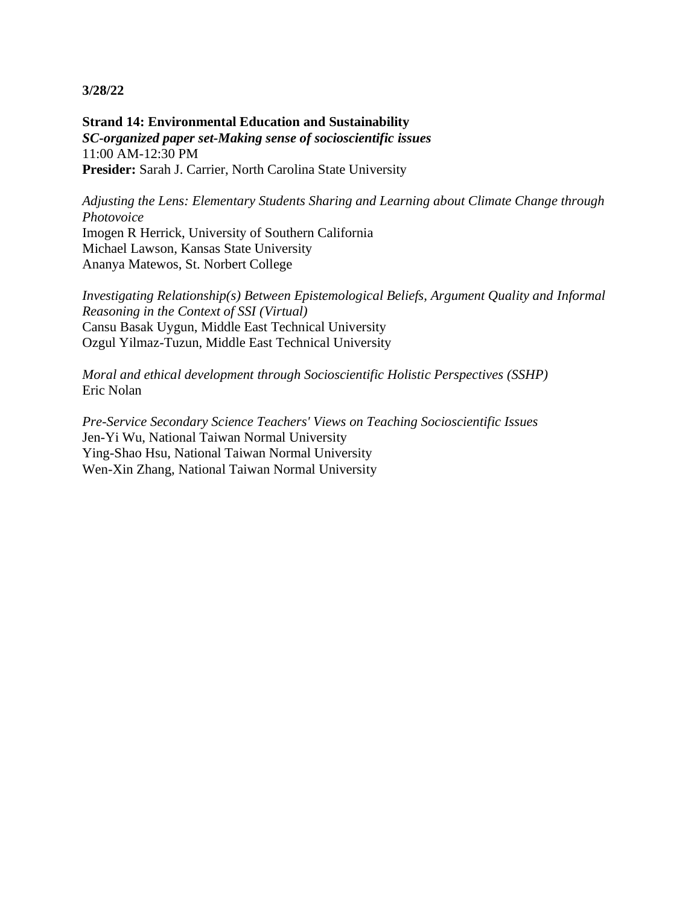**3/28/22**

**Strand 14: Environmental Education and Sustainability**
***SC-organized paper set-Making sense of socioscientific issues***
11:00 AM-12:30 PM
**Presider:** Sarah J. Carrier, North Carolina State University

*Adjusting the Lens: Elementary Students Sharing and Learning about Climate Change through Photovoice*
Imogen R Herrick, University of Southern California
Michael Lawson, Kansas State University
Ananya Matewos, St. Norbert College

*Investigating Relationship(s) Between Epistemological Beliefs, Argument Quality and Informal Reasoning in the Context of SSI (Virtual)*
Cansu Basak Uygun, Middle East Technical University
Ozgul Yilmaz-Tuzun, Middle East Technical University

*Moral and ethical development through Socioscientific Holistic Perspectives (SSHP)*
Eric Nolan

*Pre-Service Secondary Science Teachers' Views on Teaching Socioscientific Issues*
Jen-Yi Wu, National Taiwan Normal University
Ying-Shao Hsu, National Taiwan Normal University
Wen-Xin Zhang, National Taiwan Normal University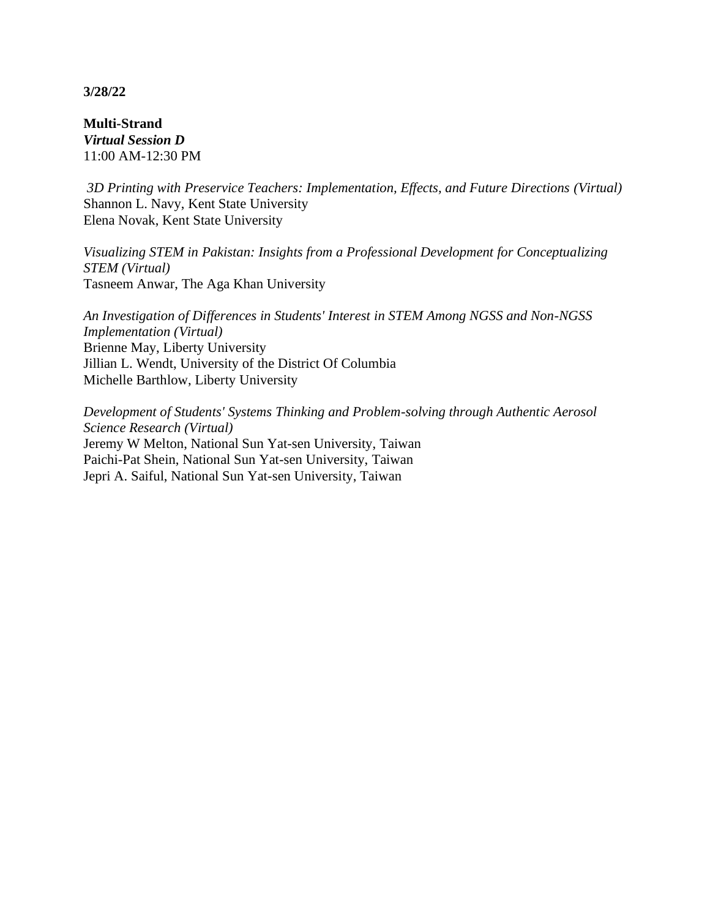**3/28/22**

**Multi-Strand**
***Virtual Session D***
11:00 AM-12:30 PM

*3D Printing with Preservice Teachers: Implementation, Effects, and Future Directions (Virtual)*
Shannon L. Navy, Kent State University
Elena Novak, Kent State University

*Visualizing STEM in Pakistan: Insights from a Professional Development for Conceptualizing STEM (Virtual)*
Tasneem Anwar, The Aga Khan University

*An Investigation of Differences in Students' Interest in STEM Among NGSS and Non-NGSS Implementation (Virtual)*
Brienne May, Liberty University
Jillian L. Wendt, University of the District Of Columbia
Michelle Barthlow, Liberty University

*Development of Students' Systems Thinking and Problem-solving through Authentic Aerosol Science Research (Virtual)*
Jeremy W Melton, National Sun Yat-sen University, Taiwan
Paichi-Pat Shein, National Sun Yat-sen University, Taiwan
Jepri A. Saiful, National Sun Yat-sen University, Taiwan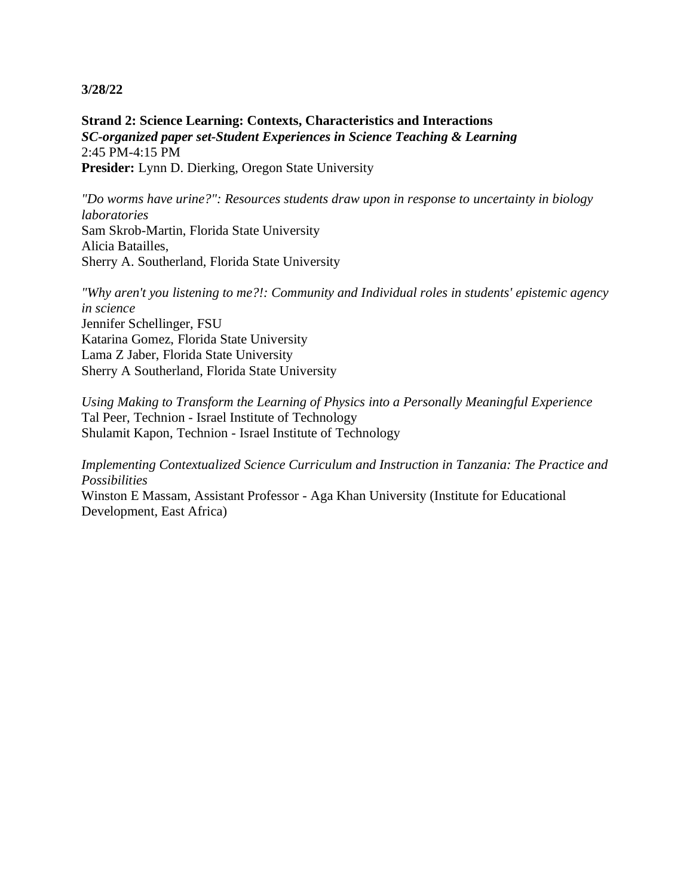**3/28/22**

**Strand 2: Science Learning: Contexts, Characteristics and Interactions**
***SC-organized paper set-Student Experiences in Science Teaching & Learning***
2:45 PM-4:15 PM
**Presider:** Lynn D. Dierking, Oregon State University

*"Do worms have urine?": Resources students draw upon in response to uncertainty in biology laboratories*
Sam Skrob-Martin, Florida State University
Alicia Batailles,
Sherry A. Southerland, Florida State University

*"Why aren't you listening to me?!: Community and Individual roles in students' epistemic agency in science*
Jennifer Schellinger, FSU
Katarina Gomez, Florida State University
Lama Z Jaber, Florida State University
Sherry A Southerland, Florida State University

*Using Making to Transform the Learning of Physics into a Personally Meaningful Experience*
Tal Peer, Technion - Israel Institute of Technology
Shulamit Kapon, Technion - Israel Institute of Technology

*Implementing Contextualized Science Curriculum and Instruction in Tanzania: The Practice and Possibilities*
Winston E Massam, Assistant Professor - Aga Khan University (Institute for Educational Development, East Africa)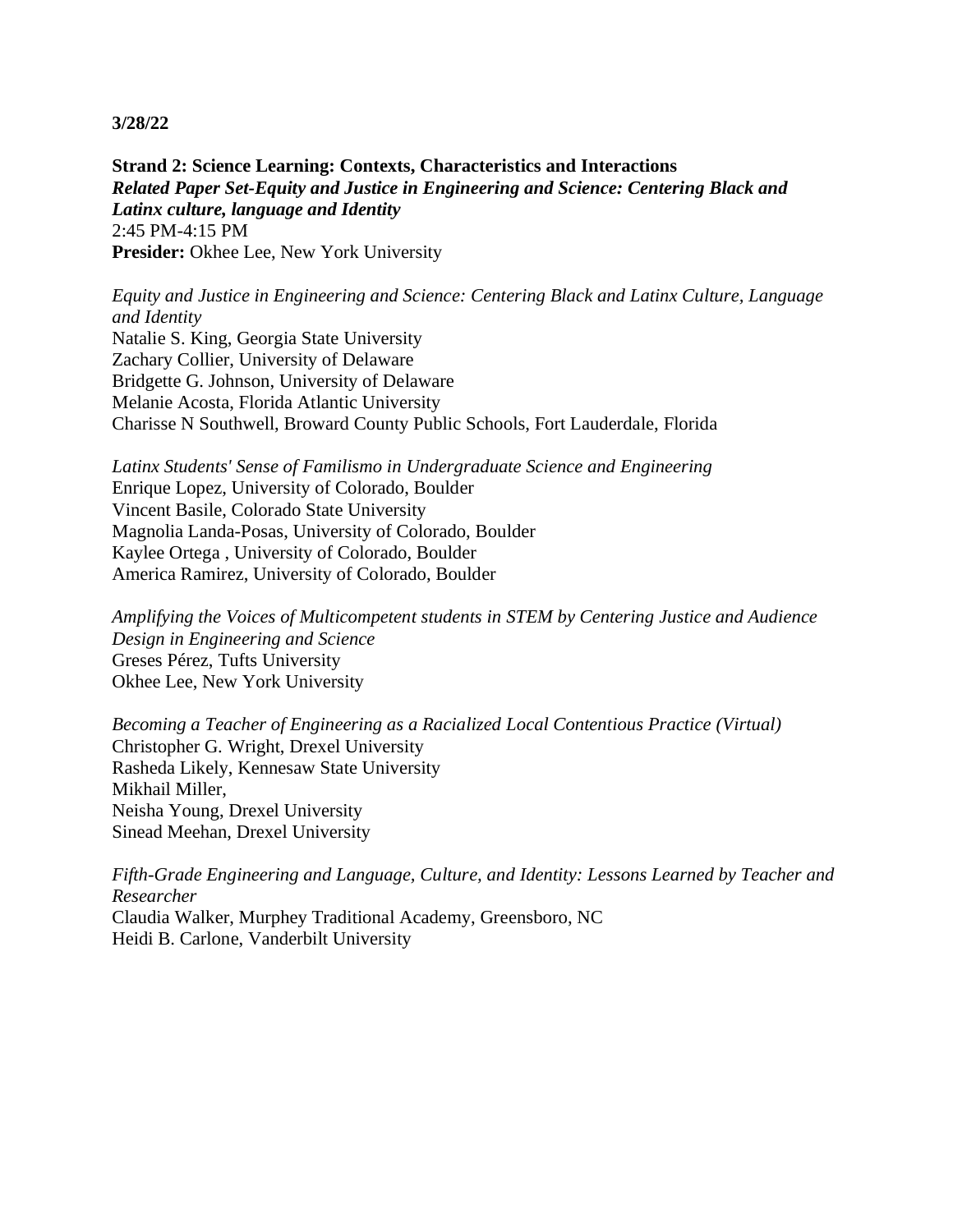**3/28/22**

**Strand 2: Science Learning: Contexts, Characteristics and Interactions**
***Related Paper Set-Equity and Justice in Engineering and Science: Centering Black and Latinx culture, language and Identity***
2:45 PM-4:15 PM
**Presider:** Okhee Lee, New York University

*Equity and Justice in Engineering and Science: Centering Black and Latinx Culture, Language and Identity*
Natalie S. King, Georgia State University
Zachary Collier, University of Delaware
Bridgette G. Johnson, University of Delaware
Melanie Acosta, Florida Atlantic University
Charisse N Southwell, Broward County Public Schools, Fort Lauderdale, Florida

*Latinx Students' Sense of Familismo in Undergraduate Science and Engineering*
Enrique Lopez, University of Colorado, Boulder
Vincent Basile, Colorado State University
Magnolia Landa-Posas, University of Colorado, Boulder
Kaylee Ortega , University of Colorado, Boulder
America Ramirez, University of Colorado, Boulder

*Amplifying the Voices of Multicompetent students in STEM by Centering Justice and Audience Design in Engineering and Science*
Greses Pérez, Tufts University
Okhee Lee, New York University

*Becoming a Teacher of Engineering as a Racialized Local Contentious Practice (Virtual)*
Christopher G. Wright, Drexel University
Rasheda Likely, Kennesaw State University
Mikhail Miller,
Neisha Young, Drexel University
Sinead Meehan, Drexel University

*Fifth-Grade Engineering and Language, Culture, and Identity: Lessons Learned by Teacher and Researcher*
Claudia Walker, Murphey Traditional Academy, Greensboro, NC
Heidi B. Carlone, Vanderbilt University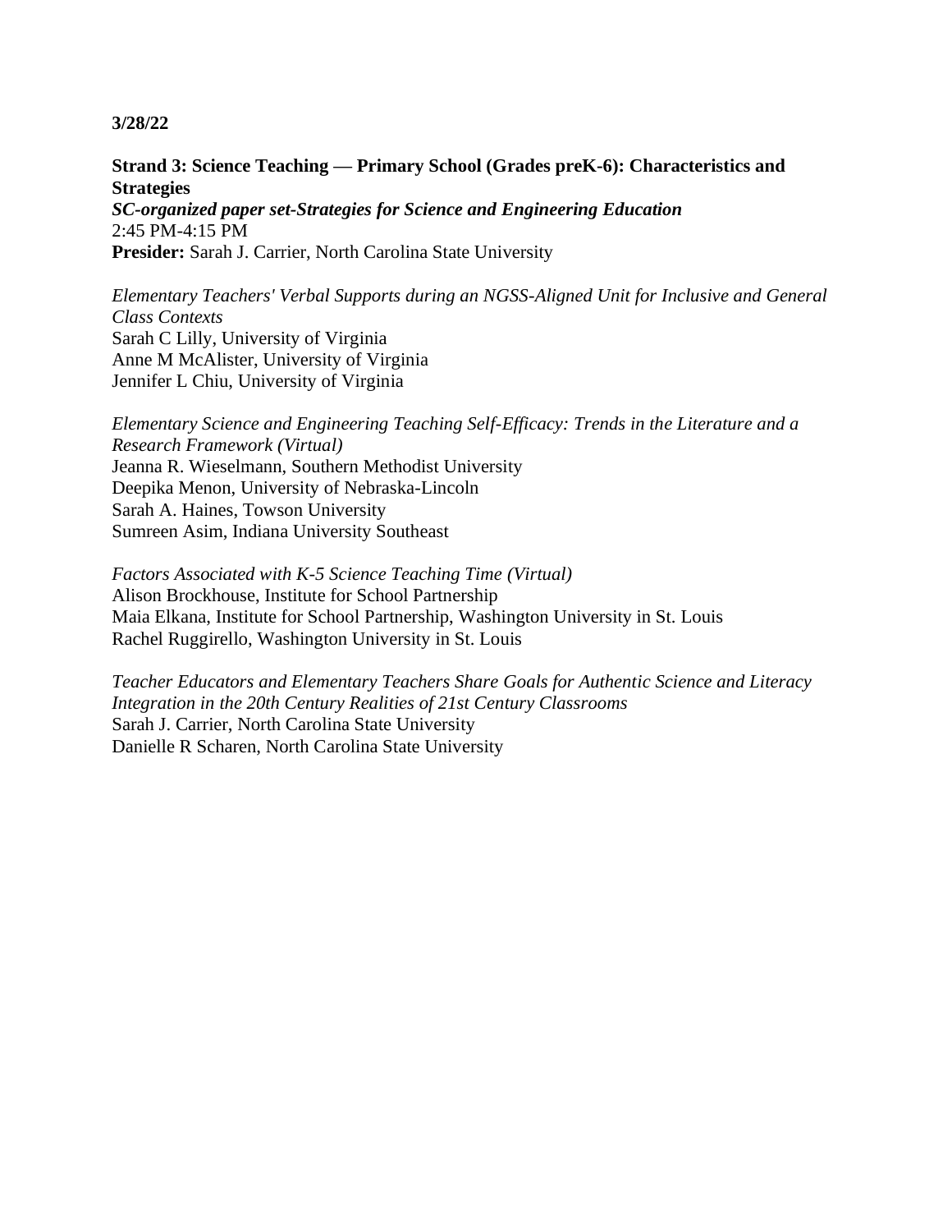**3/28/22**

**Strand 3: Science Teaching — Primary School (Grades preK-6): Characteristics and Strategies**
***SC-organized paper set-Strategies for Science and Engineering Education***
2:45 PM-4:15 PM
**Presider:** Sarah J. Carrier, North Carolina State University

*Elementary Teachers' Verbal Supports during an NGSS-Aligned Unit for Inclusive and General Class Contexts*
Sarah C Lilly, University of Virginia
Anne M McAlister, University of Virginia
Jennifer L Chiu, University of Virginia

*Elementary Science and Engineering Teaching Self-Efficacy: Trends in the Literature and a Research Framework (Virtual)*
Jeanna R. Wieselmann, Southern Methodist University
Deepika Menon, University of Nebraska-Lincoln
Sarah A. Haines, Towson University
Sumreen Asim, Indiana University Southeast

*Factors Associated with K-5 Science Teaching Time (Virtual)*
Alison Brockhouse, Institute for School Partnership
Maia Elkana, Institute for School Partnership, Washington University in St. Louis
Rachel Ruggirello, Washington University in St. Louis

*Teacher Educators and Elementary Teachers Share Goals for Authentic Science and Literacy Integration in the 20th Century Realities of 21st Century Classrooms*
Sarah J. Carrier, North Carolina State University
Danielle R Scharen, North Carolina State University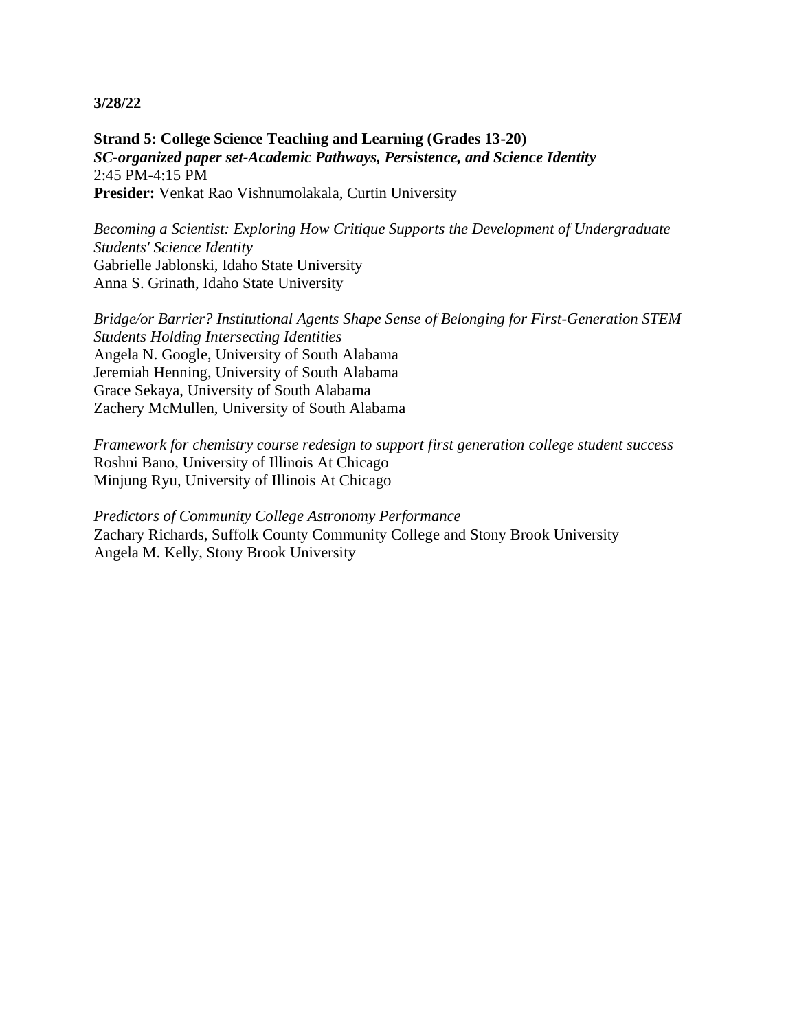**3/28/22**

**Strand 5: College Science Teaching and Learning (Grades 13-20)**
***SC-organized paper set-Academic Pathways, Persistence, and Science Identity***
2:45 PM-4:15 PM
**Presider:** Venkat Rao Vishnumolakala, Curtin University

*Becoming a Scientist: Exploring How Critique Supports the Development of Undergraduate Students' Science Identity*
Gabrielle Jablonski, Idaho State University
Anna S. Grinath, Idaho State University

*Bridge/or Barrier? Institutional Agents Shape Sense of Belonging for First-Generation STEM Students Holding Intersecting Identities*
Angela N. Google, University of South Alabama
Jeremiah Henning, University of South Alabama
Grace Sekaya, University of South Alabama
Zachery McMullen, University of South Alabama

*Framework for chemistry course redesign to support first generation college student success*
Roshni Bano, University of Illinois At Chicago
Minjung Ryu, University of Illinois At Chicago

*Predictors of Community College Astronomy Performance*
Zachary Richards, Suffolk County Community College and Stony Brook University
Angela M. Kelly, Stony Brook University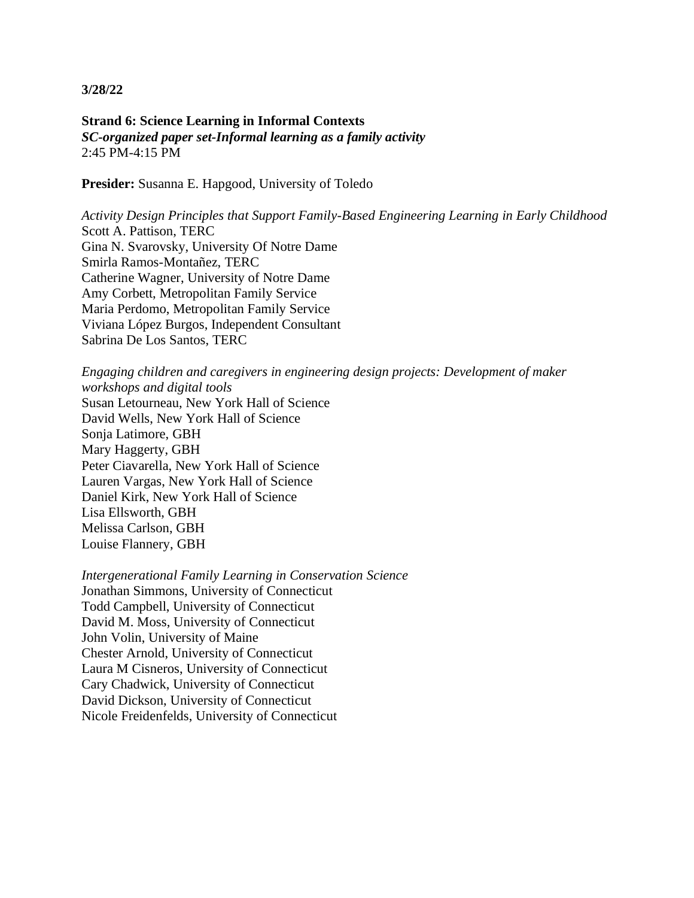**3/28/22**

**Strand 6: Science Learning in Informal Contexts**
***SC-organized paper set-Informal learning as a family activity***
2:45 PM-4:15 PM

**Presider:** Susanna E. Hapgood, University of Toledo

*Activity Design Principles that Support Family-Based Engineering Learning in Early Childhood*
Scott A. Pattison, TERC
Gina N. Svarovsky, University Of Notre Dame
Smirla Ramos-Montañez, TERC
Catherine Wagner, University of Notre Dame
Amy Corbett, Metropolitan Family Service
Maria Perdomo, Metropolitan Family Service
Viviana López Burgos, Independent Consultant
Sabrina De Los Santos, TERC

*Engaging children and caregivers in engineering design projects: Development of maker workshops and digital tools*
Susan Letourneau, New York Hall of Science
David Wells, New York Hall of Science
Sonja Latimore, GBH
Mary Haggerty, GBH
Peter Ciavarella, New York Hall of Science
Lauren Vargas, New York Hall of Science
Daniel Kirk, New York Hall of Science
Lisa Ellsworth, GBH
Melissa Carlson, GBH
Louise Flannery, GBH

*Intergenerational Family Learning in Conservation Science*
Jonathan Simmons, University of Connecticut
Todd Campbell, University of Connecticut
David M. Moss, University of Connecticut
John Volin, University of Maine
Chester Arnold, University of Connecticut
Laura M Cisneros, University of Connecticut
Cary Chadwick, University of Connecticut
David Dickson, University of Connecticut
Nicole Freidenfelds, University of Connecticut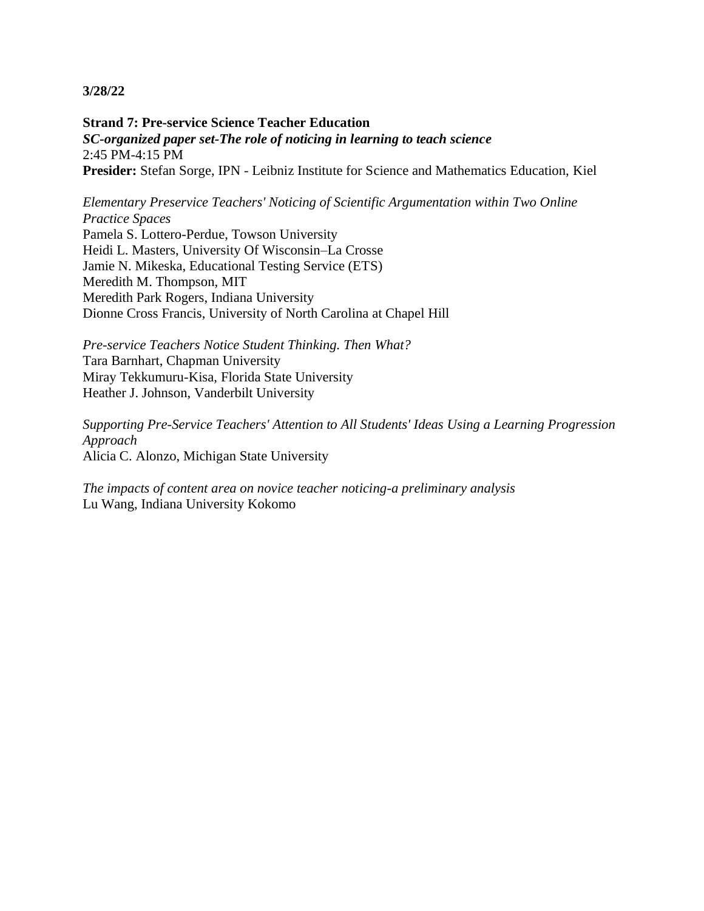**3/28/22**

**Strand 7: Pre-service Science Teacher Education**
***SC-organized paper set-The role of noticing in learning to teach science***
2:45 PM-4:15 PM
**Presider:** Stefan Sorge, IPN - Leibniz Institute for Science and Mathematics Education, Kiel

*Elementary Preservice Teachers' Noticing of Scientific Argumentation within Two Online Practice Spaces*
Pamela S. Lottero-Perdue, Towson University
Heidi L. Masters, University Of Wisconsin–La Crosse
Jamie N. Mikeska, Educational Testing Service (ETS)
Meredith M. Thompson, MIT
Meredith Park Rogers, Indiana University
Dionne Cross Francis, University of North Carolina at Chapel Hill

*Pre-service Teachers Notice Student Thinking. Then What?*
Tara Barnhart, Chapman University
Miray Tekkumuru-Kisa, Florida State University
Heather J. Johnson, Vanderbilt University

*Supporting Pre-Service Teachers' Attention to All Students' Ideas Using a Learning Progression Approach*
Alicia C. Alonzo, Michigan State University

*The impacts of content area on novice teacher noticing-a preliminary analysis*
Lu Wang, Indiana University Kokomo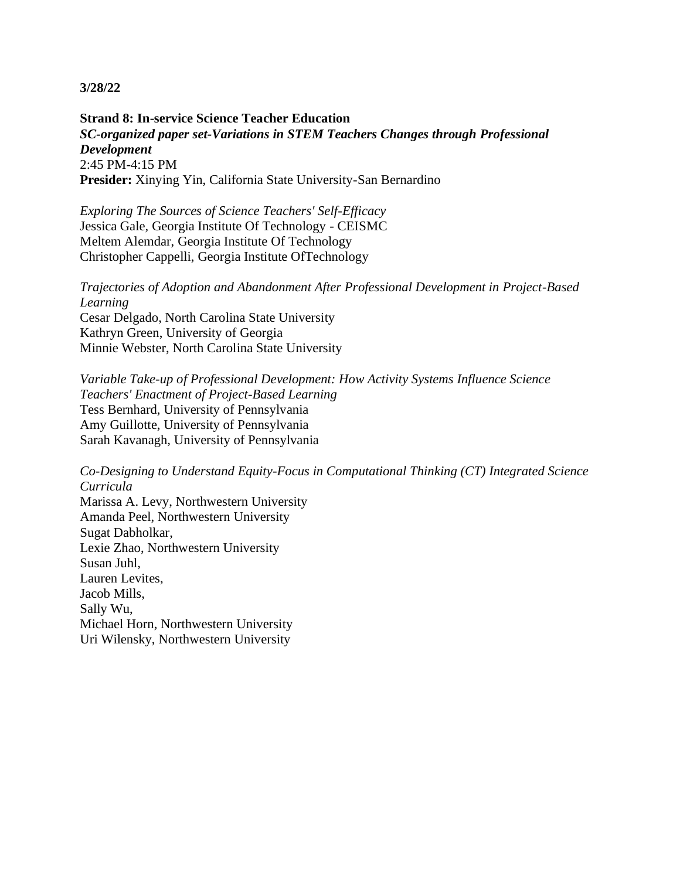**3/28/22**

**Strand 8: In-service Science Teacher Education**
***SC-organized paper set-Variations in STEM Teachers Changes through Professional Development***
2:45 PM-4:15 PM
**Presider:** Xinying Yin, California State University-San Bernardino

*Exploring The Sources of Science Teachers' Self-Efficacy*
Jessica Gale, Georgia Institute Of Technology - CEISMC
Meltem Alemdar, Georgia Institute Of Technology
Christopher Cappelli, Georgia Institute OfTechnology

*Trajectories of Adoption and Abandonment After Professional Development in Project-Based Learning*
Cesar Delgado, North Carolina State University
Kathryn Green, University of Georgia
Minnie Webster, North Carolina State University

*Variable Take-up of Professional Development: How Activity Systems Influence Science Teachers' Enactment of Project-Based Learning*
Tess Bernhard, University of Pennsylvania
Amy Guillotte, University of Pennsylvania
Sarah Kavanagh, University of Pennsylvania

*Co-Designing to Understand Equity-Focus in Computational Thinking (CT) Integrated Science Curricula*
Marissa A. Levy, Northwestern University
Amanda Peel, Northwestern University
Sugat Dabholkar,
Lexie Zhao, Northwestern University
Susan Juhl,
Lauren Levites,
Jacob Mills,
Sally Wu,
Michael Horn, Northwestern University
Uri Wilensky, Northwestern University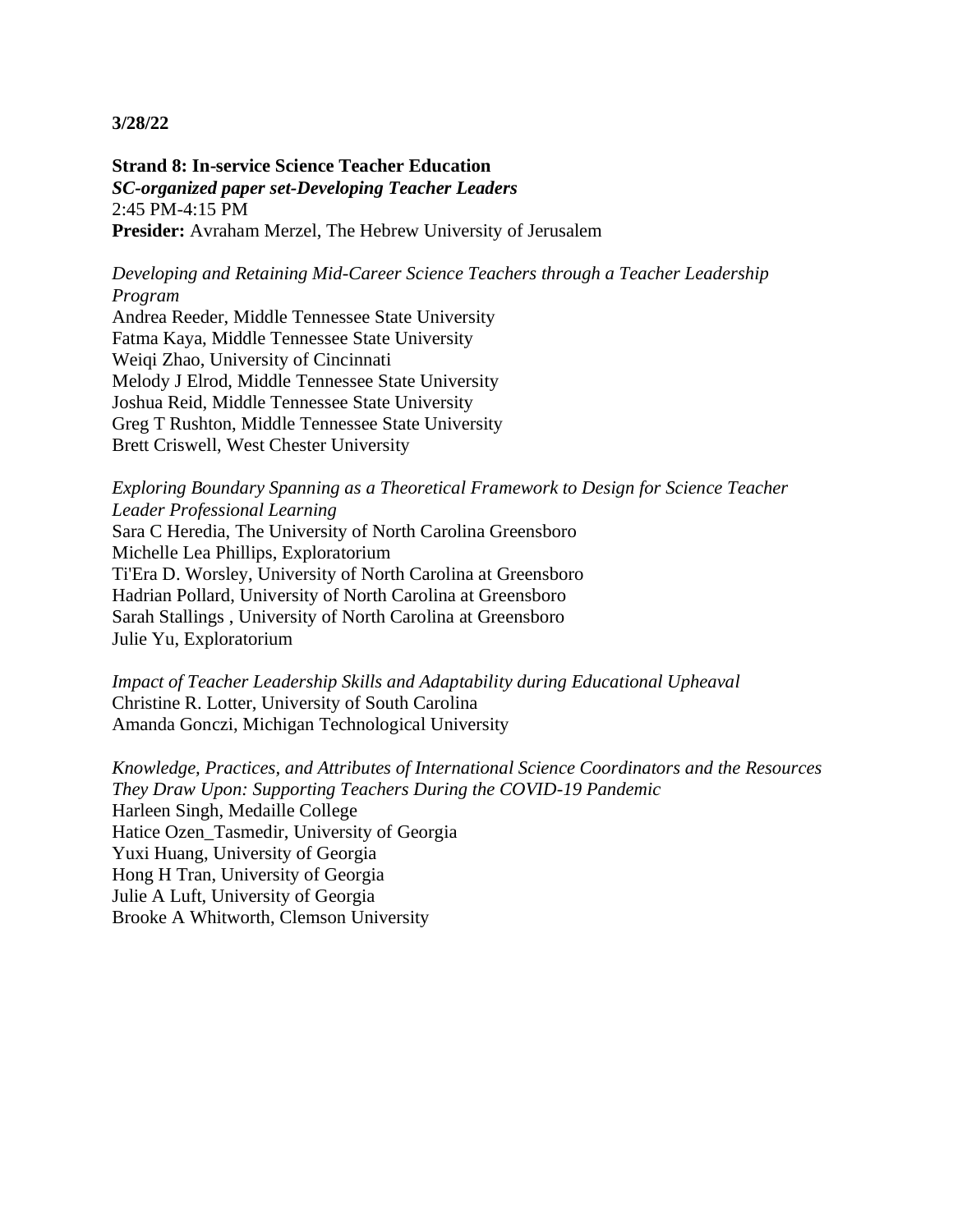**3/28/22**

**Strand 8: In-service Science Teacher Education**
***SC-organized paper set-Developing Teacher Leaders***
2:45 PM-4:15 PM
**Presider:** Avraham Merzel, The Hebrew University of Jerusalem

*Developing and Retaining Mid-Career Science Teachers through a Teacher Leadership Program*
Andrea Reeder, Middle Tennessee State University
Fatma Kaya, Middle Tennessee State University
Weiqi Zhao, University of Cincinnati
Melody J Elrod, Middle Tennessee State University
Joshua Reid, Middle Tennessee State University
Greg T Rushton, Middle Tennessee State University
Brett Criswell, West Chester University

*Exploring Boundary Spanning as a Theoretical Framework to Design for Science Teacher Leader Professional Learning*
Sara C Heredia, The University of North Carolina Greensboro
Michelle Lea Phillips, Exploratorium
Ti'Era D. Worsley, University of North Carolina at Greensboro
Hadrian Pollard, University of North Carolina at Greensboro
Sarah Stallings , University of North Carolina at Greensboro
Julie Yu, Exploratorium

*Impact of Teacher Leadership Skills and Adaptability during Educational Upheaval*
Christine R. Lotter, University of South Carolina
Amanda Gonczi, Michigan Technological University

*Knowledge, Practices, and Attributes of International Science Coordinators and the Resources They Draw Upon: Supporting Teachers During the COVID-19 Pandemic*
Harleen Singh, Medaille College
Hatice Ozen_Tasmedir, University of Georgia
Yuxi Huang, University of Georgia
Hong H Tran, University of Georgia
Julie A Luft, University of Georgia
Brooke A Whitworth, Clemson University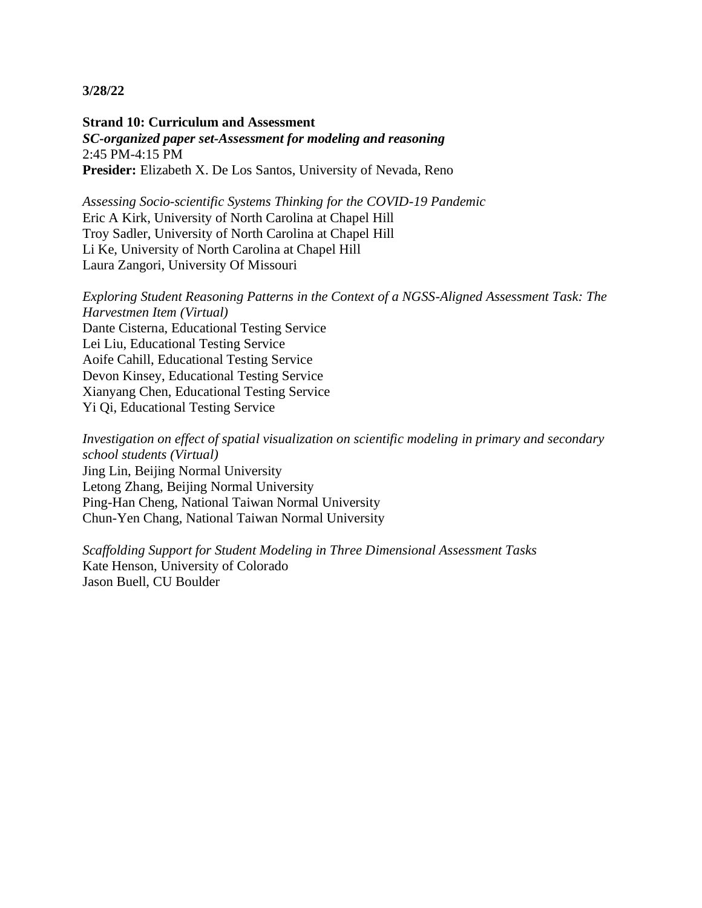**3/28/22**

**Strand 10: Curriculum and Assessment**
***SC-organized paper set-Assessment for modeling and reasoning***
2:45 PM-4:15 PM
**Presider:** Elizabeth X. De Los Santos, University of Nevada, Reno

*Assessing Socio-scientific Systems Thinking for the COVID-19 Pandemic*
Eric A Kirk, University of North Carolina at Chapel Hill
Troy Sadler, University of North Carolina at Chapel Hill
Li Ke, University of North Carolina at Chapel Hill
Laura Zangori, University Of Missouri

*Exploring Student Reasoning Patterns in the Context of a NGSS-Aligned Assessment Task: The Harvestmen Item (Virtual)*
Dante Cisterna, Educational Testing Service
Lei Liu, Educational Testing Service
Aoife Cahill, Educational Testing Service
Devon Kinsey, Educational Testing Service
Xianyang Chen, Educational Testing Service
Yi Qi, Educational Testing Service

*Investigation on effect of spatial visualization on scientific modeling in primary and secondary school students (Virtual)*
Jing Lin, Beijing Normal University
Letong Zhang, Beijing Normal University
Ping-Han Cheng, National Taiwan Normal University
Chun-Yen Chang, National Taiwan Normal University

*Scaffolding Support for Student Modeling in Three Dimensional Assessment Tasks*
Kate Henson, University of Colorado
Jason Buell, CU Boulder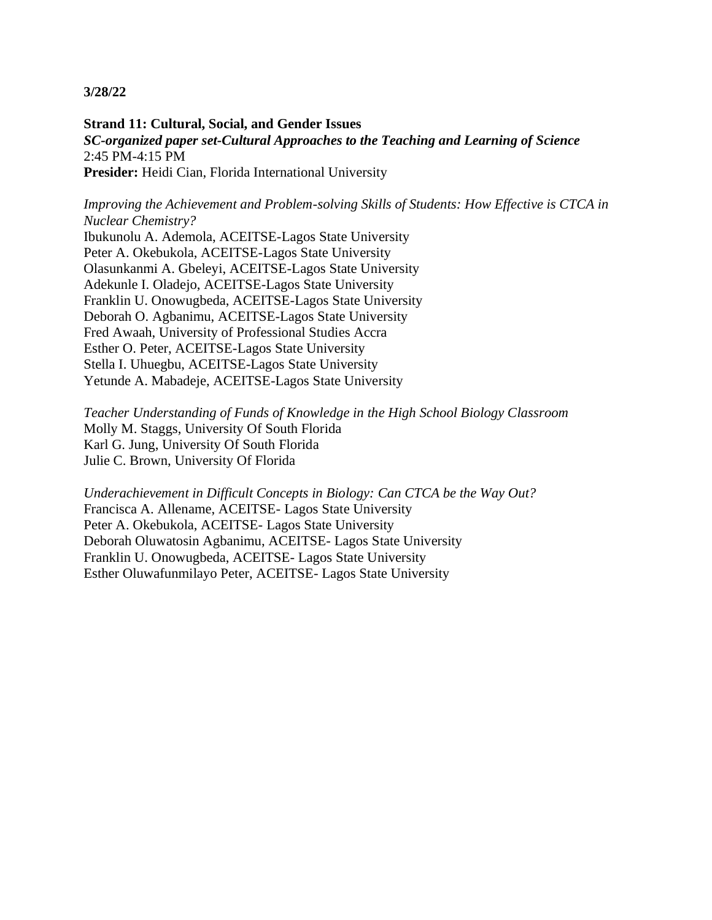**3/28/22**

**Strand 11: Cultural, Social, and Gender Issues**
***SC-organized paper set-Cultural Approaches to the Teaching and Learning of Science***
2:45 PM-4:15 PM
**Presider:** Heidi Cian, Florida International University

*Improving the Achievement and Problem-solving Skills of Students: How Effective is CTCA in Nuclear Chemistry?*
Ibukunolu A. Ademola, ACEITSE-Lagos State University
Peter A. Okebukola, ACEITSE-Lagos State University
Olasunkanmi A. Gbeleyi, ACEITSE-Lagos State University
Adekunle I. Oladejo, ACEITSE-Lagos State University
Franklin U. Onowugbeda, ACEITSE-Lagos State University
Deborah O. Agbanimu, ACEITSE-Lagos State University
Fred Awaah, University of Professional Studies Accra
Esther O. Peter, ACEITSE-Lagos State University
Stella I. Uhuegbu, ACEITSE-Lagos State University
Yetunde A. Mabadeje, ACEITSE-Lagos State University

*Teacher Understanding of Funds of Knowledge in the High School Biology Classroom*
Molly M. Staggs, University Of South Florida
Karl G. Jung, University Of South Florida
Julie C. Brown, University Of Florida

*Underachievement in Difficult Concepts in Biology: Can CTCA be the Way Out?*
Francisca A. Allename, ACEITSE- Lagos State University
Peter A. Okebukola, ACEITSE- Lagos State University
Deborah Oluwatosin Agbanimu, ACEITSE- Lagos State University
Franklin U. Onowugbeda, ACEITSE- Lagos State University
Esther Oluwafunmilayo Peter, ACEITSE- Lagos State University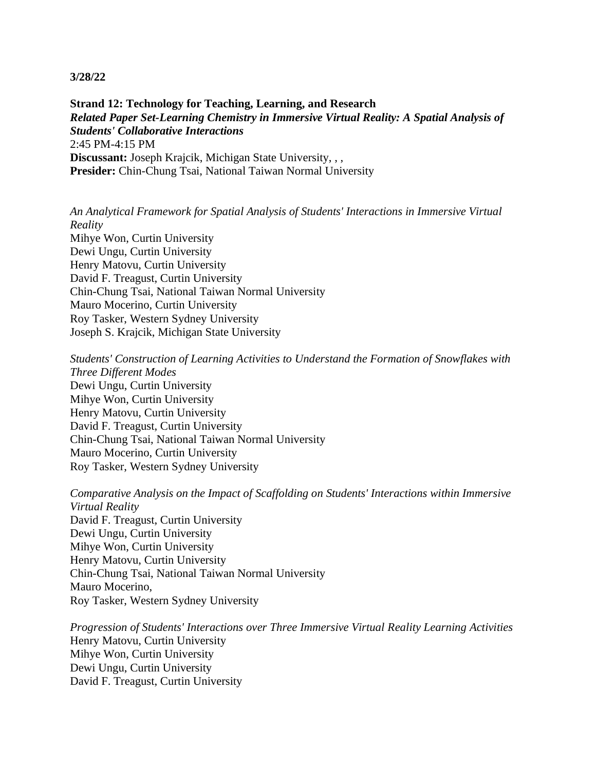**3/28/22**

**Strand 12: Technology for Teaching, Learning, and Research**
***Related Paper Set-Learning Chemistry in Immersive Virtual Reality: A Spatial Analysis of Students' Collaborative Interactions***
2:45 PM-4:15 PM
**Discussant:** Joseph Krajcik, Michigan State University, , ,
**Presider:** Chin-Chung Tsai, National Taiwan Normal University

*An Analytical Framework for Spatial Analysis of Students' Interactions in Immersive Virtual Reality*
Mihye Won, Curtin University
Dewi Ungu, Curtin University
Henry Matovu, Curtin University
David F. Treagust, Curtin University
Chin-Chung Tsai, National Taiwan Normal University
Mauro Mocerino, Curtin University
Roy Tasker, Western Sydney University
Joseph S. Krajcik, Michigan State University

*Students' Construction of Learning Activities to Understand the Formation of Snowflakes with Three Different Modes*
Dewi Ungu, Curtin University
Mihye Won, Curtin University
Henry Matovu, Curtin University
David F. Treagust, Curtin University
Chin-Chung Tsai, National Taiwan Normal University
Mauro Mocerino, Curtin University
Roy Tasker, Western Sydney University

*Comparative Analysis on the Impact of Scaffolding on Students' Interactions within Immersive Virtual Reality*
David F. Treagust, Curtin University
Dewi Ungu, Curtin University
Mihye Won, Curtin University
Henry Matovu, Curtin University
Chin-Chung Tsai, National Taiwan Normal University
Mauro Mocerino,
Roy Tasker, Western Sydney University

*Progression of Students' Interactions over Three Immersive Virtual Reality Learning Activities*
Henry Matovu, Curtin University
Mihye Won, Curtin University
Dewi Ungu, Curtin University
David F. Treagust, Curtin University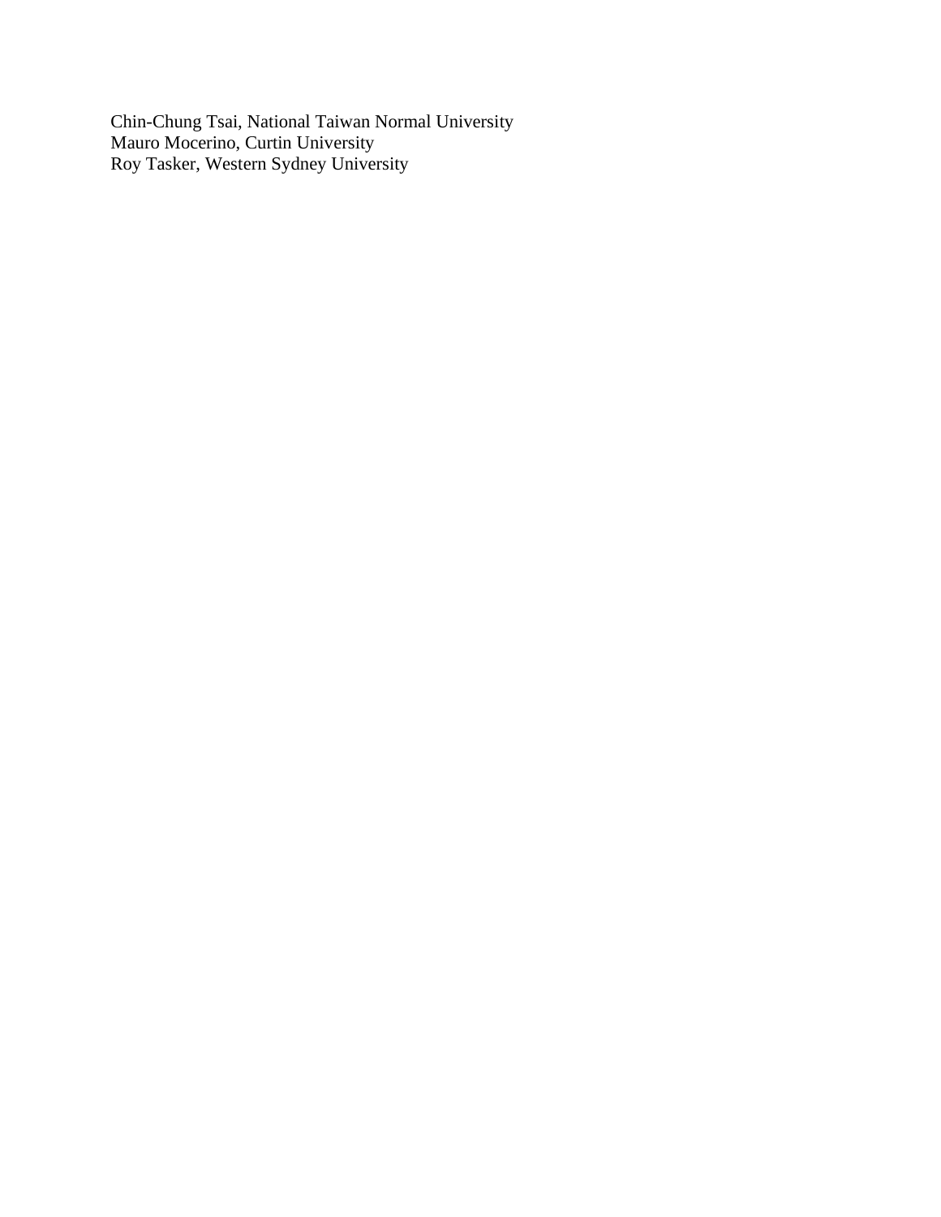Chin-Chung Tsai, National Taiwan Normal University
Mauro Mocerino, Curtin University
Roy Tasker, Western Sydney University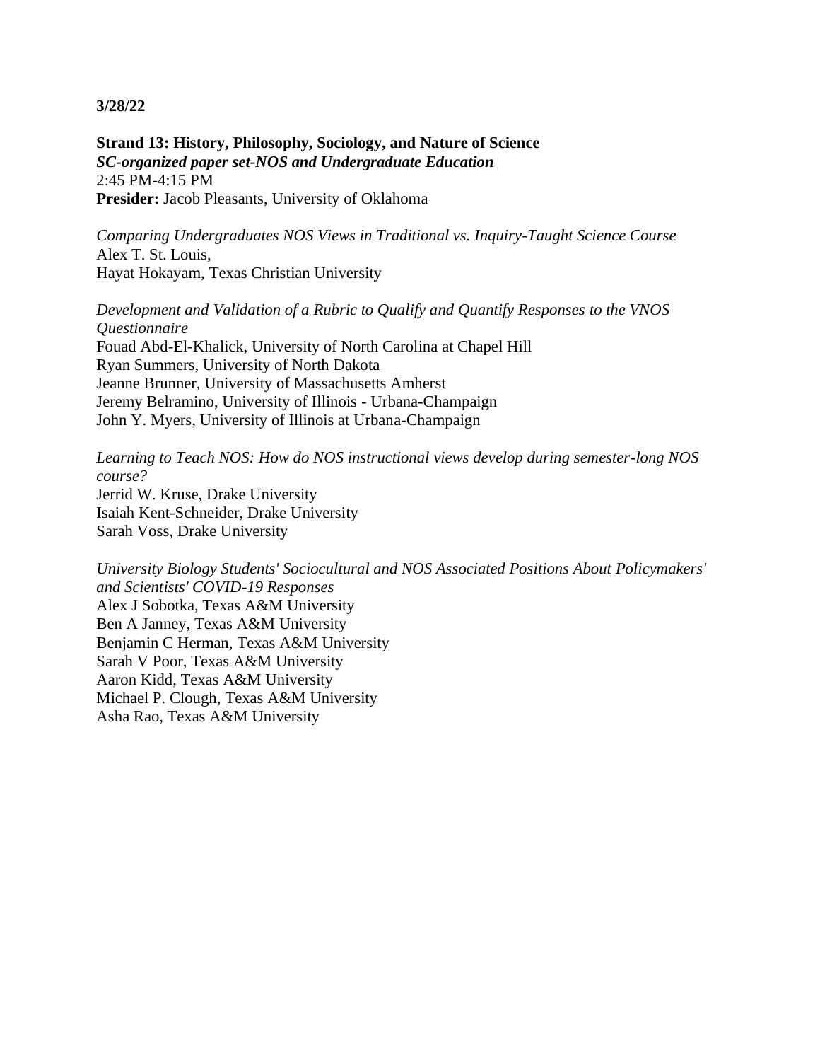**3/28/22**

**Strand 13: History, Philosophy, Sociology, and Nature of Science**
***SC-organized paper set-NOS and Undergraduate Education***
2:45 PM-4:15 PM
**Presider:** Jacob Pleasants, University of Oklahoma

*Comparing Undergraduates NOS Views in Traditional vs. Inquiry-Taught Science Course*
Alex T. St. Louis,
Hayat Hokayam, Texas Christian University

*Development and Validation of a Rubric to Qualify and Quantify Responses to the VNOS Questionnaire*
Fouad Abd-El-Khalick, University of North Carolina at Chapel Hill
Ryan Summers, University of North Dakota
Jeanne Brunner, University of Massachusetts Amherst
Jeremy Belramino, University of Illinois - Urbana-Champaign
John Y. Myers, University of Illinois at Urbana-Champaign

*Learning to Teach NOS: How do NOS instructional views develop during semester-long NOS course?*
Jerrid W. Kruse, Drake University
Isaiah Kent-Schneider, Drake University
Sarah Voss, Drake University

*University Biology Students' Sociocultural and NOS Associated Positions About Policymakers' and Scientists' COVID-19 Responses*
Alex J Sobotka, Texas A&M University
Ben A Janney, Texas A&M University
Benjamin C Herman, Texas A&M University
Sarah V Poor, Texas A&M University
Aaron Kidd, Texas A&M University
Michael P. Clough, Texas A&M University
Asha Rao, Texas A&M University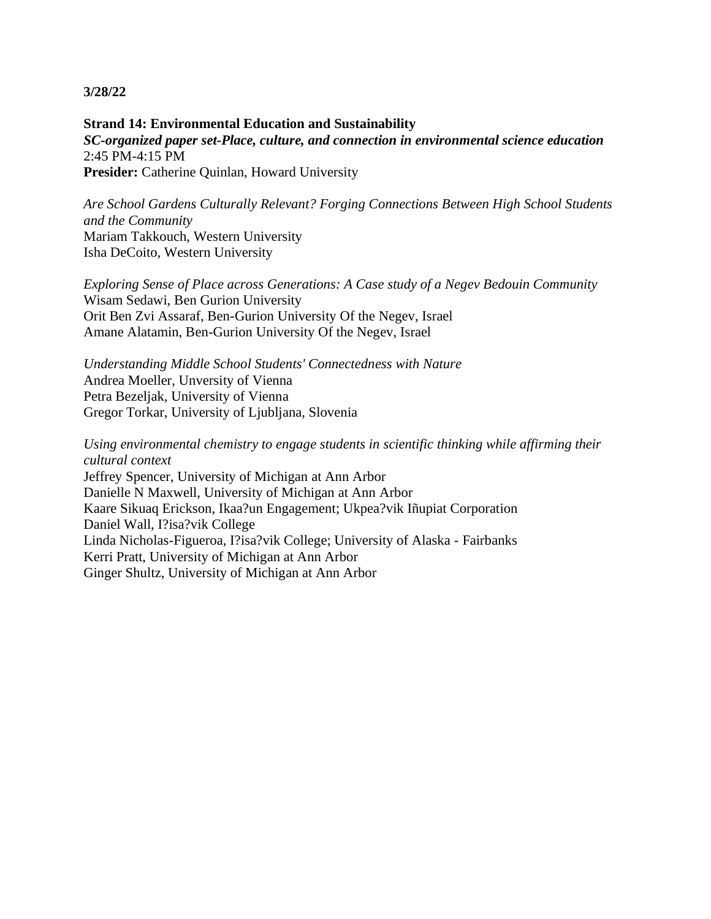**3/28/22**

**Strand 14: Environmental Education and Sustainability**
***SC-organized paper set-Place, culture, and connection in environmental science education***
2:45 PM-4:15 PM
**Presider:** Catherine Quinlan, Howard University

*Are School Gardens Culturally Relevant? Forging Connections Between High School Students and the Community*
Mariam Takkouch, Western University
Isha DeCoito, Western University

*Exploring Sense of Place across Generations: A Case study of a Negev Bedouin Community*
Wisam Sedawi, Ben Gurion University
Orit Ben Zvi Assaraf, Ben-Gurion University Of the Negev, Israel
Amane Alatamin, Ben-Gurion University Of the Negev, Israel

*Understanding Middle School Students' Connectedness with Nature*
Andrea Moeller, Unversity of Vienna
Petra Bezeljak, University of Vienna
Gregor Torkar, University of Ljubljana, Slovenia

*Using environmental chemistry to engage students in scientific thinking while affirming their cultural context*
Jeffrey Spencer, University of Michigan at Ann Arbor
Danielle N Maxwell, University of Michigan at Ann Arbor
Kaare Sikuaq Erickson, Ikaa?un Engagement; Ukpea?vik Iñupiat Corporation
Daniel Wall, I?isa?vik College
Linda Nicholas-Figueroa, I?isa?vik College; University of Alaska - Fairbanks
Kerri Pratt, University of Michigan at Ann Arbor
Ginger Shultz, University of Michigan at Ann Arbor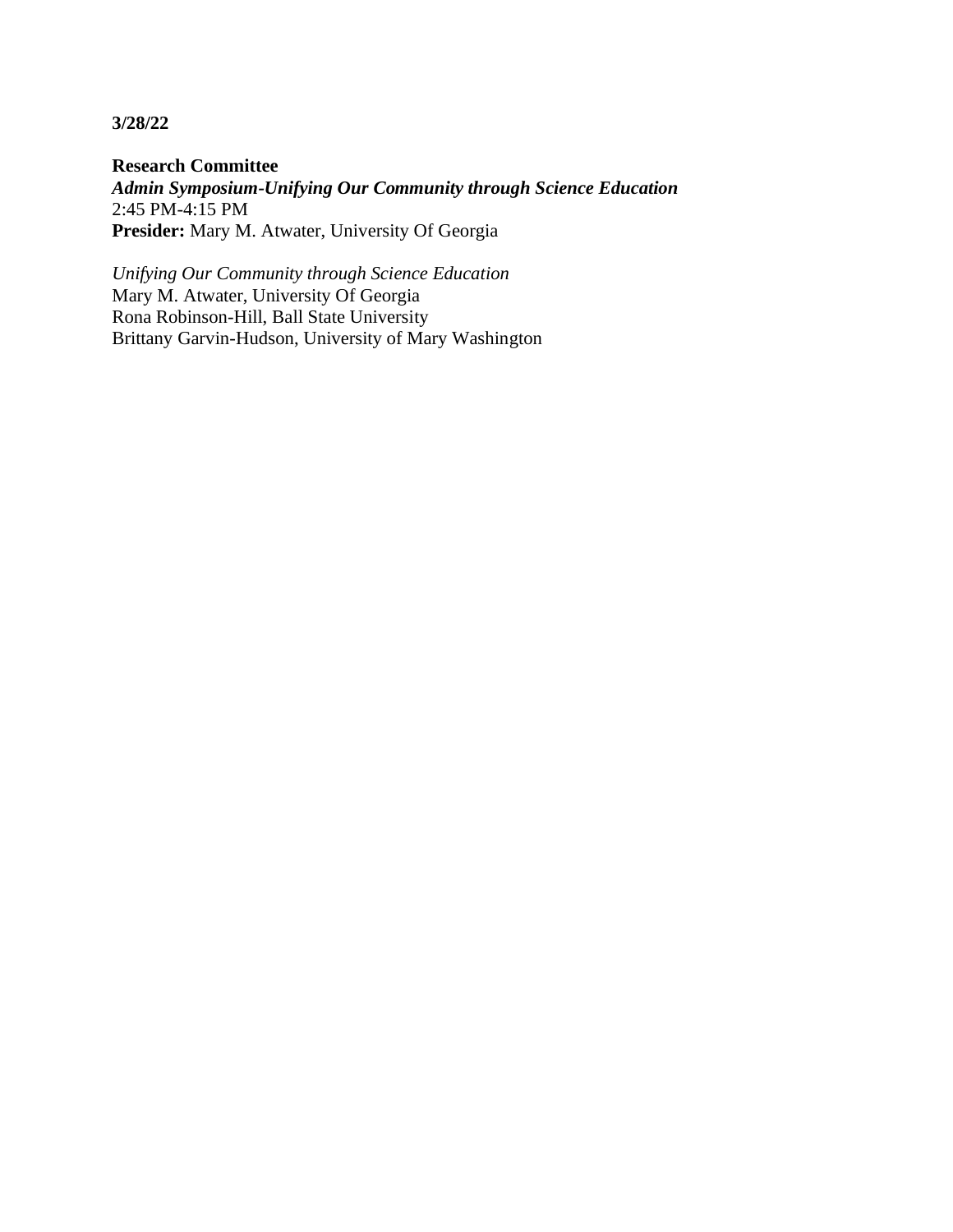**3/28/22**

**Research Committee**
***Admin Symposium-Unifying Our Community through Science Education***
2:45 PM-4:15 PM
**Presider:** Mary M. Atwater, University Of Georgia

*Unifying Our Community through Science Education*
Mary M. Atwater, University Of Georgia
Rona Robinson-Hill, Ball State University
Brittany Garvin-Hudson, University of Mary Washington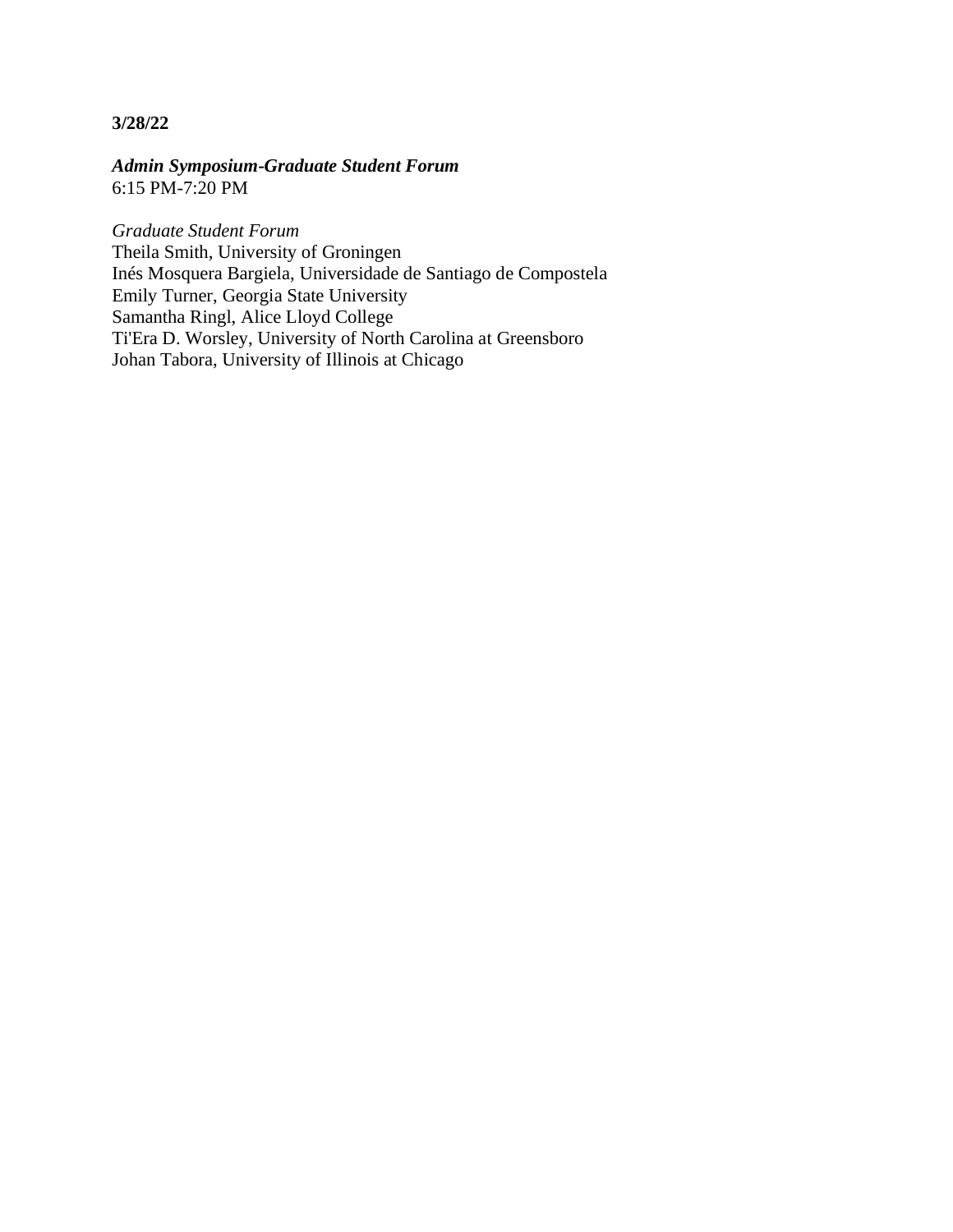**3/28/22**

***Admin Symposium-Graduate Student Forum***
6:15 PM-7:20 PM

*Graduate Student Forum*
Theila Smith, University of Groningen
Inés Mosquera Bargiela, Universidade de Santiago de Compostela
Emily Turner, Georgia State University
Samantha Ringl, Alice Lloyd College
Ti'Era D. Worsley, University of North Carolina at Greensboro
Johan Tabora, University of Illinois at Chicago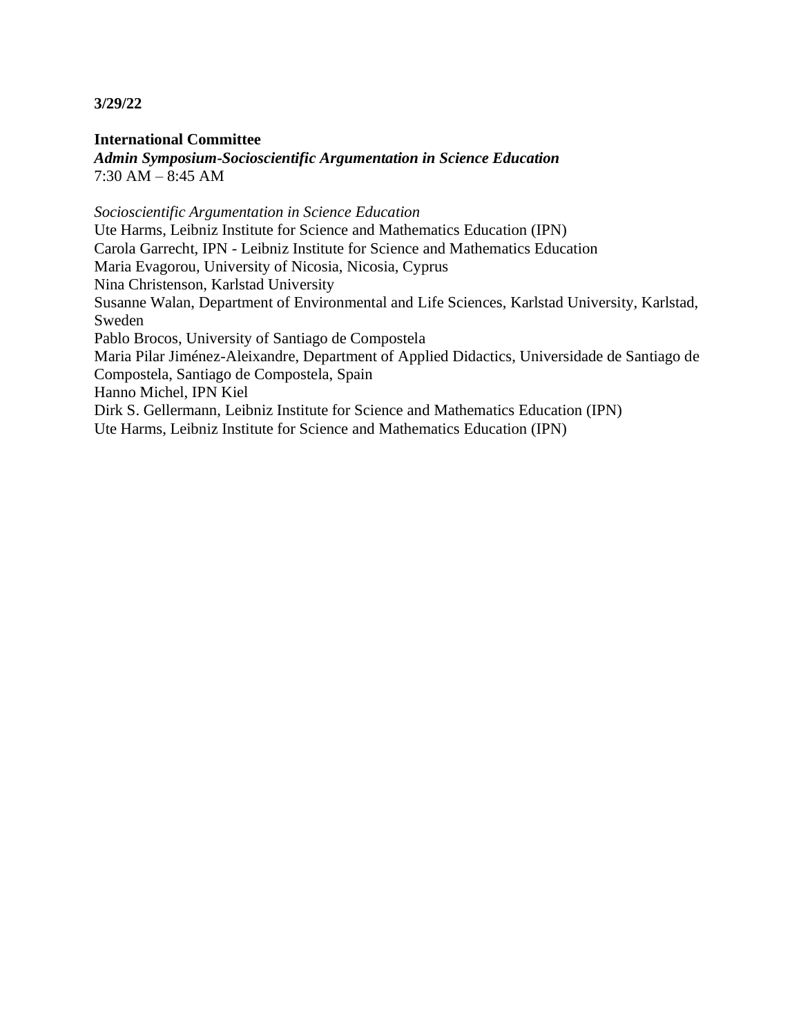**3/29/22**

**International Committee**
***Admin Symposium-Socioscientific Argumentation in Science Education***
7:30 AM – 8:45 AM

*Socioscientific Argumentation in Science Education*
Ute Harms, Leibniz Institute for Science and Mathematics Education (IPN)
Carola Garrecht, IPN - Leibniz Institute for Science and Mathematics Education
Maria Evagorou, University of Nicosia, Nicosia, Cyprus
Nina Christenson, Karlstad University
Susanne Walan, Department of Environmental and Life Sciences, Karlstad University, Karlstad, Sweden
Pablo Brocos, University of Santiago de Compostela
Maria Pilar Jiménez-Aleixandre, Department of Applied Didactics, Universidade de Santiago de Compostela, Santiago de Compostela, Spain
Hanno Michel, IPN Kiel
Dirk S. Gellermann, Leibniz Institute for Science and Mathematics Education (IPN)
Ute Harms, Leibniz Institute for Science and Mathematics Education (IPN)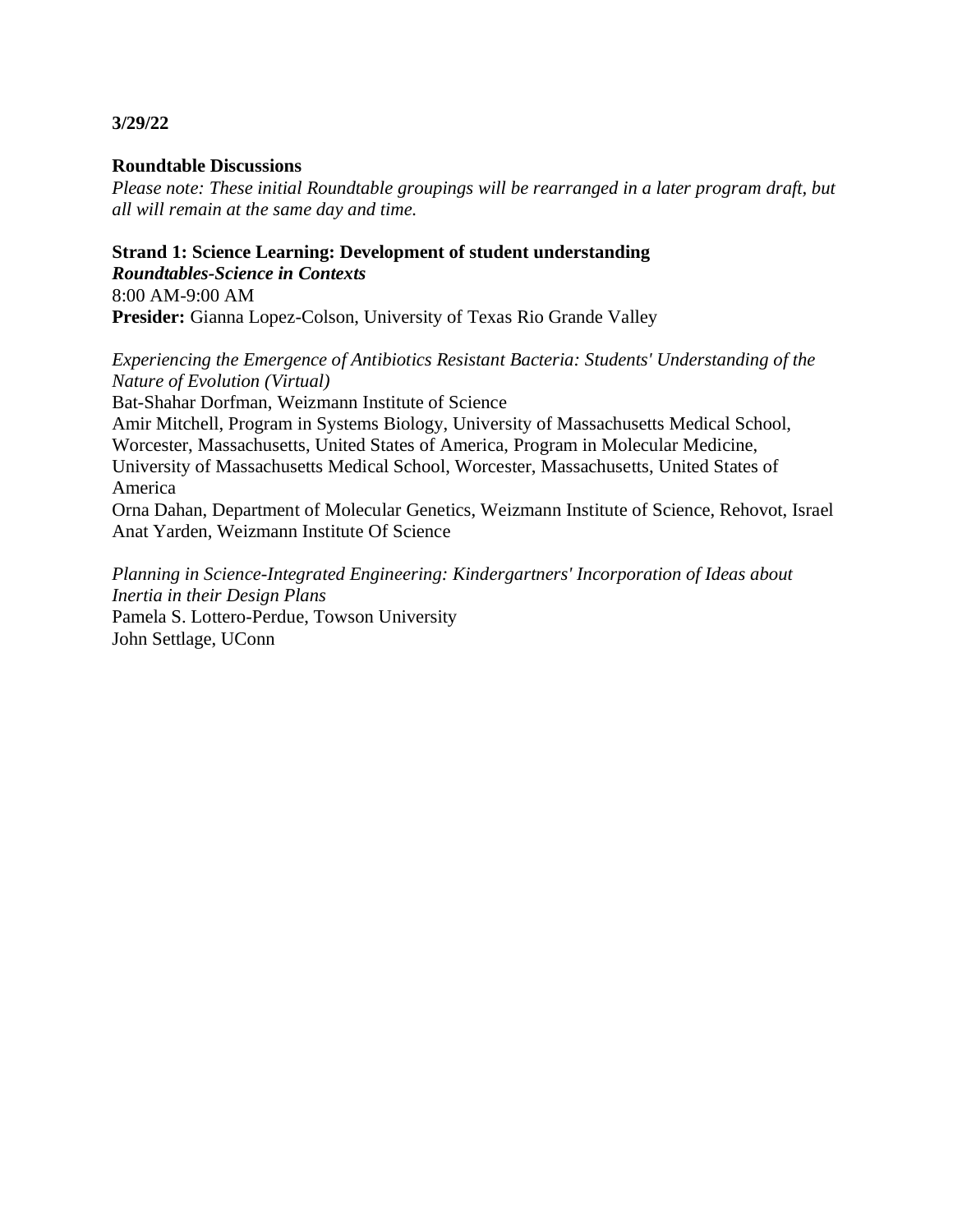**3/29/22**

**Roundtable Discussions**

*Please note: These initial Roundtable groupings will be rearranged in a later program draft, but all will remain at the same day and time.*

**Strand 1: Science Learning: Development of student understanding**
***Roundtables-Science in Contexts***
8:00 AM-9:00 AM
**Presider:** Gianna Lopez-Colson, University of Texas Rio Grande Valley

*Experiencing the Emergence of Antibiotics Resistant Bacteria: Students' Understanding of the Nature of Evolution (Virtual)*
Bat-Shahar Dorfman, Weizmann Institute of Science
Amir Mitchell, Program in Systems Biology, University of Massachusetts Medical School, Worcester, Massachusetts, United States of America, Program in Molecular Medicine, University of Massachusetts Medical School, Worcester, Massachusetts, United States of America
Orna Dahan, Department of Molecular Genetics, Weizmann Institute of Science, Rehovot, Israel
Anat Yarden, Weizmann Institute Of Science

*Planning in Science-Integrated Engineering: Kindergartners' Incorporation of Ideas about Inertia in their Design Plans*
Pamela S. Lottero-Perdue, Towson University
John Settlage, UConn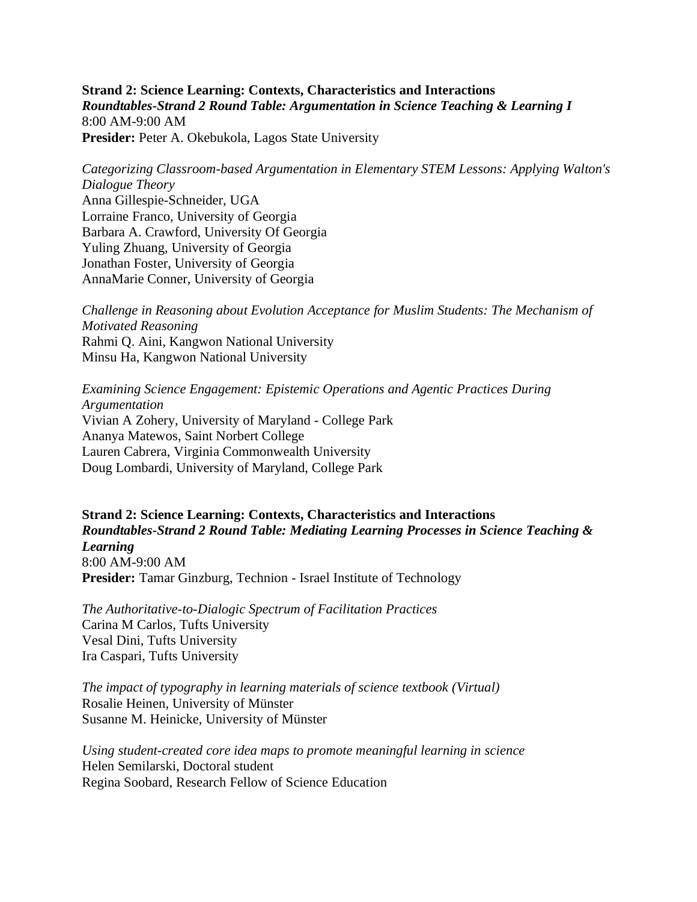**Strand 2: Science Learning: Contexts, Characteristics and Interactions**
***Roundtables-Strand 2 Round Table: Argumentation in Science Teaching & Learning I***
8:00 AM-9:00 AM
**Presider:** Peter A. Okebukola, Lagos State University

*Categorizing Classroom-based Argumentation in Elementary STEM Lessons: Applying Walton's Dialogue Theory*
Anna Gillespie-Schneider, UGA
Lorraine Franco, University of Georgia
Barbara A. Crawford, University Of Georgia
Yuling Zhuang, University of Georgia
Jonathan Foster, University of Georgia
AnnaMarie Conner, University of Georgia

*Challenge in Reasoning about Evolution Acceptance for Muslim Students: The Mechanism of Motivated Reasoning*
Rahmi Q. Aini, Kangwon National University
Minsu Ha, Kangwon National University

*Examining Science Engagement: Epistemic Operations and Agentic Practices During Argumentation*
Vivian A Zohery, University of Maryland - College Park
Ananya Matewos, Saint Norbert College
Lauren Cabrera, Virginia Commonwealth University
Doug Lombardi, University of Maryland, College Park

**Strand 2: Science Learning: Contexts, Characteristics and Interactions**
***Roundtables-Strand 2 Round Table: Mediating Learning Processes in Science Teaching & Learning***
8:00 AM-9:00 AM
**Presider:** Tamar Ginzburg, Technion - Israel Institute of Technology

*The Authoritative-to-Dialogic Spectrum of Facilitation Practices*
Carina M Carlos, Tufts University
Vesal Dini, Tufts University
Ira Caspari, Tufts University

*The impact of typography in learning materials of science textbook (Virtual)*
Rosalie Heinen, University of Münster
Susanne M. Heinicke, University of Münster

*Using student-created core idea maps to promote meaningful learning in science*
Helen Semilarski, Doctoral student
Regina Soobard, Research Fellow of Science Education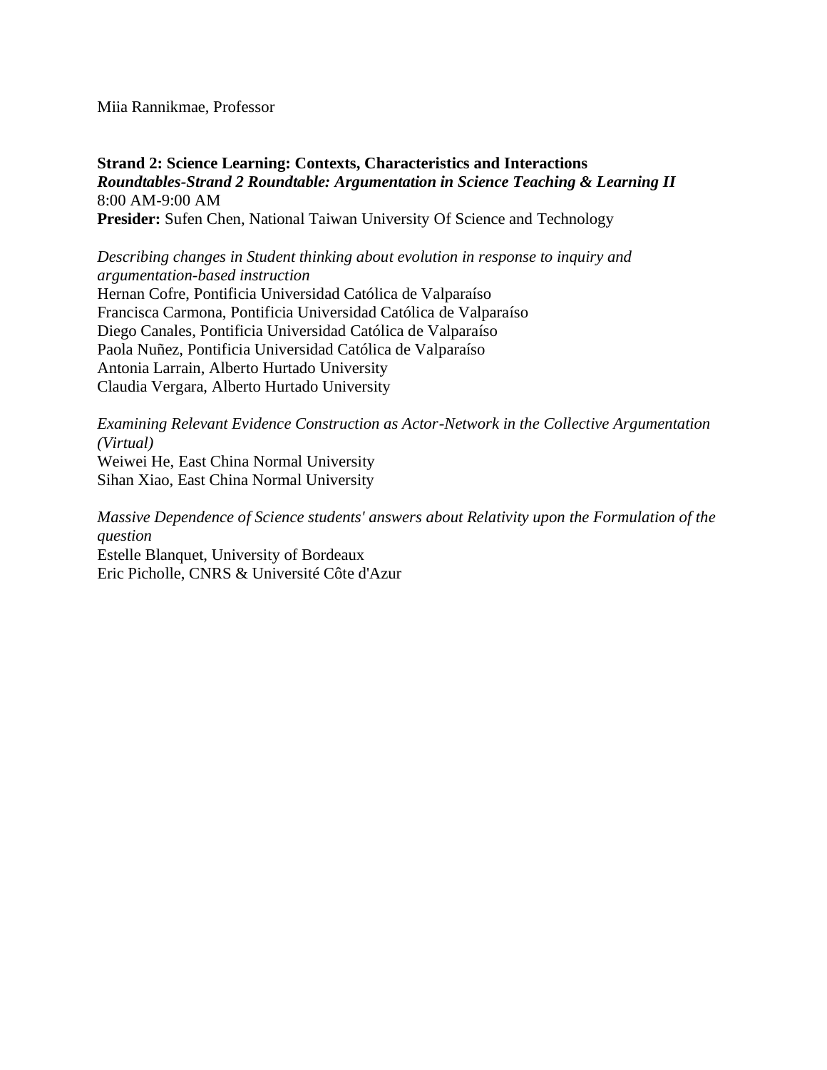Miia Rannikmae, Professor

**Strand 2: Science Learning: Contexts, Characteristics and Interactions**
***Roundtables-Strand 2 Roundtable: Argumentation in Science Teaching & Learning II***
8:00 AM-9:00 AM
**Presider:** Sufen Chen, National Taiwan University Of Science and Technology

*Describing changes in Student thinking about evolution in response to inquiry and argumentation-based instruction*
Hernan Cofre, Pontificia Universidad Católica de Valparaíso
Francisca Carmona, Pontificia Universidad Católica de Valparaíso
Diego Canales, Pontificia Universidad Católica de Valparaíso
Paola Nuñez, Pontificia Universidad Católica de Valparaíso
Antonia Larrain, Alberto Hurtado University
Claudia Vergara, Alberto Hurtado University

*Examining Relevant Evidence Construction as Actor-Network in the Collective Argumentation (Virtual)*
Weiwei He, East China Normal University
Sihan Xiao, East China Normal University

*Massive Dependence of Science students' answers about Relativity upon the Formulation of the question*
Estelle Blanquet, University of Bordeaux
Eric Picholle, CNRS & Université Côte d'Azur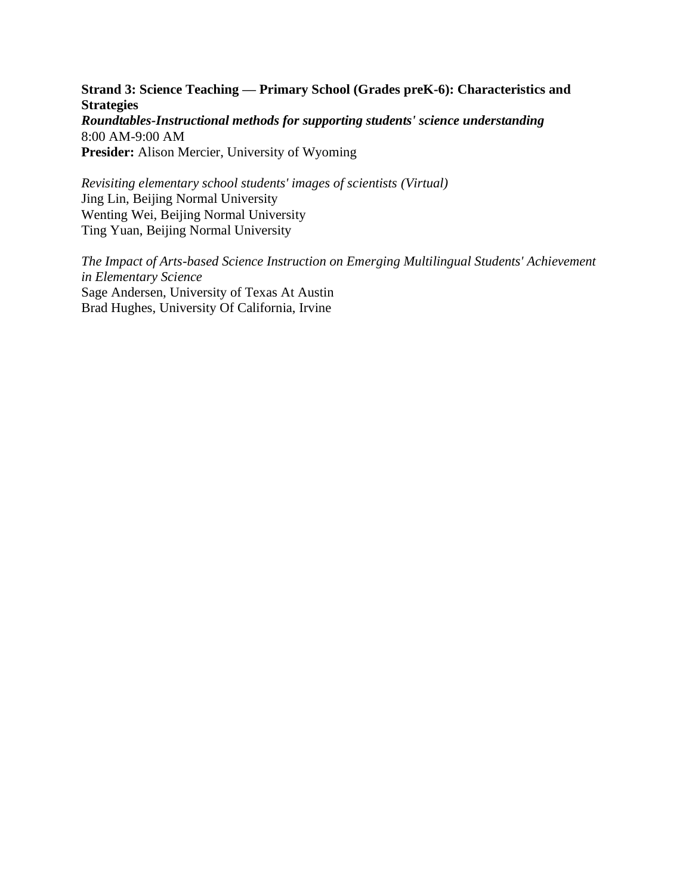**Strand 3: Science Teaching — Primary School (Grades preK-6): Characteristics and Strategies**
***Roundtables-Instructional methods for supporting students' science understanding***
8:00 AM-9:00 AM
**Presider:** Alison Mercier, University of Wyoming

*Revisiting elementary school students' images of scientists (Virtual)*
Jing Lin, Beijing Normal University
Wenting Wei, Beijing Normal University
Ting Yuan, Beijing Normal University

*The Impact of Arts-based Science Instruction on Emerging Multilingual Students' Achievement in Elementary Science*
Sage Andersen, University of Texas At Austin
Brad Hughes, University Of California, Irvine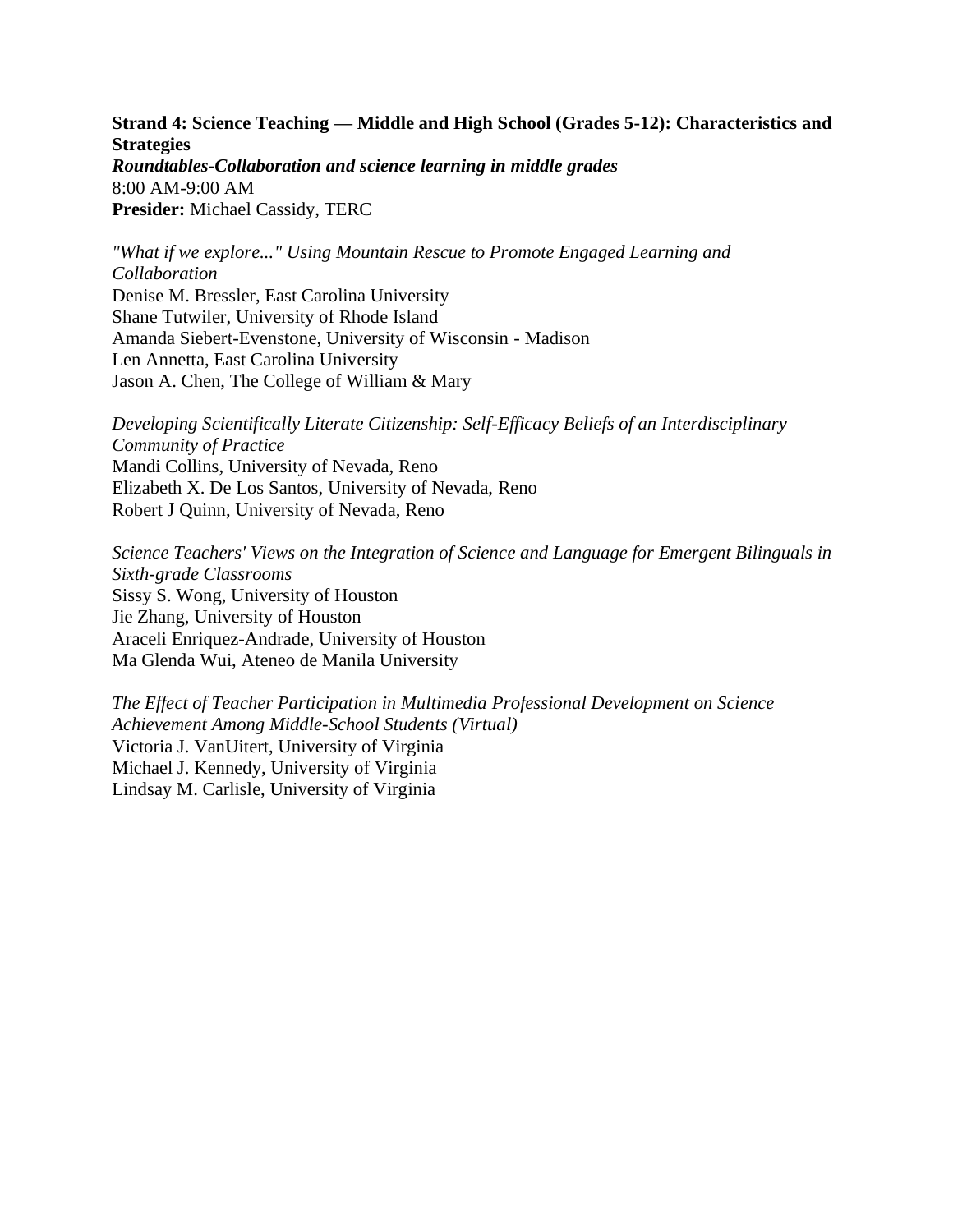**Strand 4: Science Teaching — Middle and High School (Grades 5-12): Characteristics and Strategies**
***Roundtables-Collaboration and science learning in middle grades***
8:00 AM-9:00 AM
**Presider:** Michael Cassidy, TERC

*"What if we explore..." Using Mountain Rescue to Promote Engaged Learning and Collaboration*
Denise M. Bressler, East Carolina University
Shane Tutwiler, University of Rhode Island
Amanda Siebert-Evenstone, University of Wisconsin - Madison
Len Annetta, East Carolina University
Jason A. Chen, The College of William & Mary

*Developing Scientifically Literate Citizenship: Self-Efficacy Beliefs of an Interdisciplinary Community of Practice*
Mandi Collins, University of Nevada, Reno
Elizabeth X. De Los Santos, University of Nevada, Reno
Robert J Quinn, University of Nevada, Reno

*Science Teachers' Views on the Integration of Science and Language for Emergent Bilinguals in Sixth-grade Classrooms*
Sissy S. Wong, University of Houston
Jie Zhang, University of Houston
Araceli Enriquez-Andrade, University of Houston
Ma Glenda Wui, Ateneo de Manila University

*The Effect of Teacher Participation in Multimedia Professional Development on Science Achievement Among Middle-School Students (Virtual)*
Victoria J. VanUitert, University of Virginia
Michael J. Kennedy, University of Virginia
Lindsay M. Carlisle, University of Virginia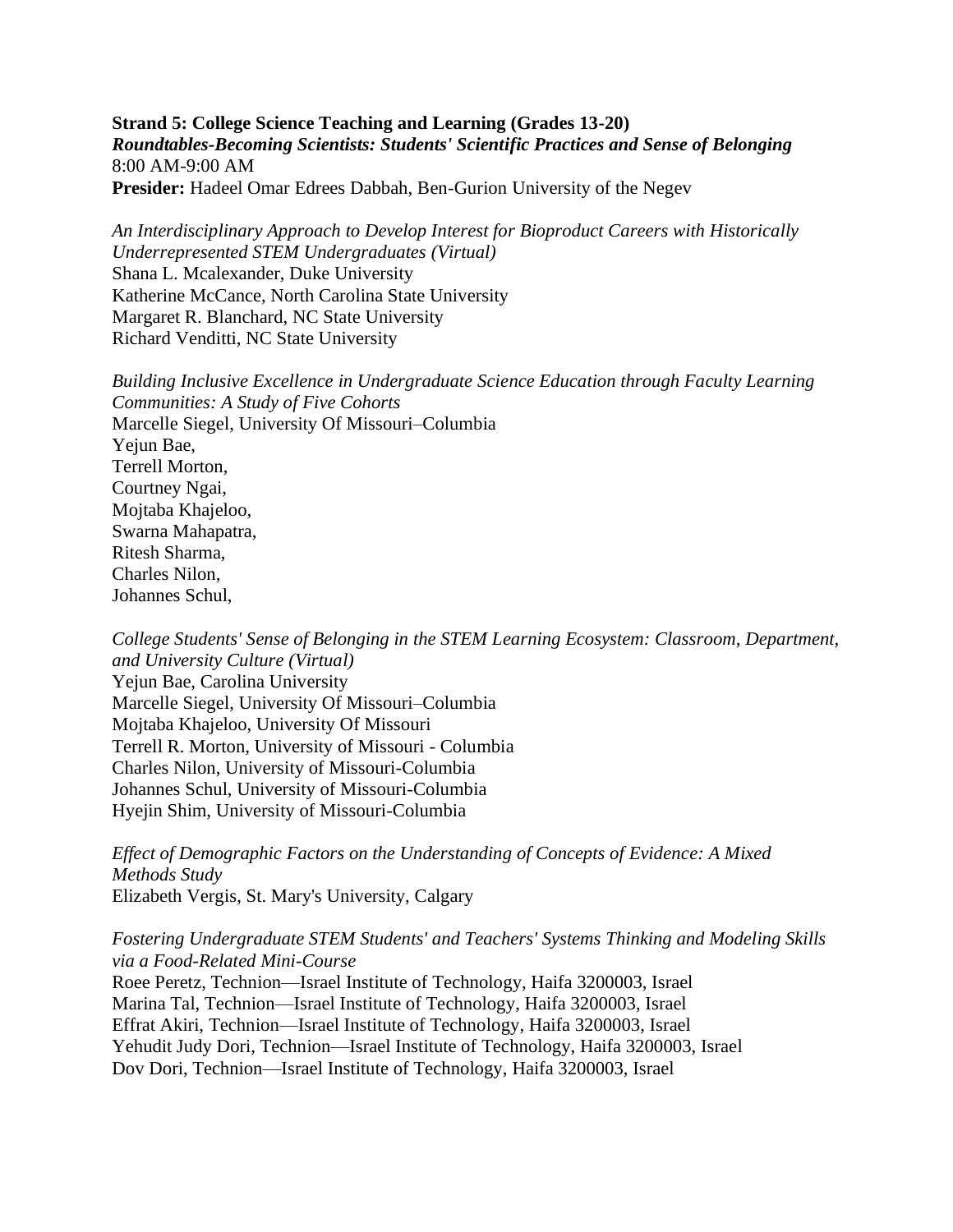**Strand 5: College Science Teaching and Learning (Grades 13-20)**
***Roundtables-Becoming Scientists: Students' Scientific Practices and Sense of Belonging***
8:00 AM-9:00 AM
**Presider:** Hadeel Omar Edrees Dabbah, Ben-Gurion University of the Negev

*An Interdisciplinary Approach to Develop Interest for Bioproduct Careers with Historically Underrepresented STEM Undergraduates (Virtual)*
Shana L. Mcalexander, Duke University
Katherine McCance, North Carolina State University
Margaret R. Blanchard, NC State University
Richard Venditti, NC State University

*Building Inclusive Excellence in Undergraduate Science Education through Faculty Learning Communities: A Study of Five Cohorts*
Marcelle Siegel, University Of Missouri–Columbia
Yejun Bae,
Terrell Morton,
Courtney Ngai,
Mojtaba Khajeloo,
Swarna Mahapatra,
Ritesh Sharma,
Charles Nilon,
Johannes Schul,

*College Students' Sense of Belonging in the STEM Learning Ecosystem: Classroom, Department, and University Culture (Virtual)*
Yejun Bae, Carolina University
Marcelle Siegel, University Of Missouri–Columbia
Mojtaba Khajeloo, University Of Missouri
Terrell R. Morton, University of Missouri - Columbia
Charles Nilon, University of Missouri-Columbia
Johannes Schul, University of Missouri-Columbia
Hyejin Shim, University of Missouri-Columbia

*Effect of Demographic Factors on the Understanding of Concepts of Evidence: A Mixed Methods Study*
Elizabeth Vergis, St. Mary's University, Calgary

*Fostering Undergraduate STEM Students' and Teachers' Systems Thinking and Modeling Skills via a Food-Related Mini-Course*
Roee Peretz, Technion—Israel Institute of Technology, Haifa 3200003, Israel
Marina Tal, Technion—Israel Institute of Technology, Haifa 3200003, Israel
Effrat Akiri, Technion—Israel Institute of Technology, Haifa 3200003, Israel
Yehudit Judy Dori, Technion—Israel Institute of Technology, Haifa 3200003, Israel
Dov Dori, Technion—Israel Institute of Technology, Haifa 3200003, Israel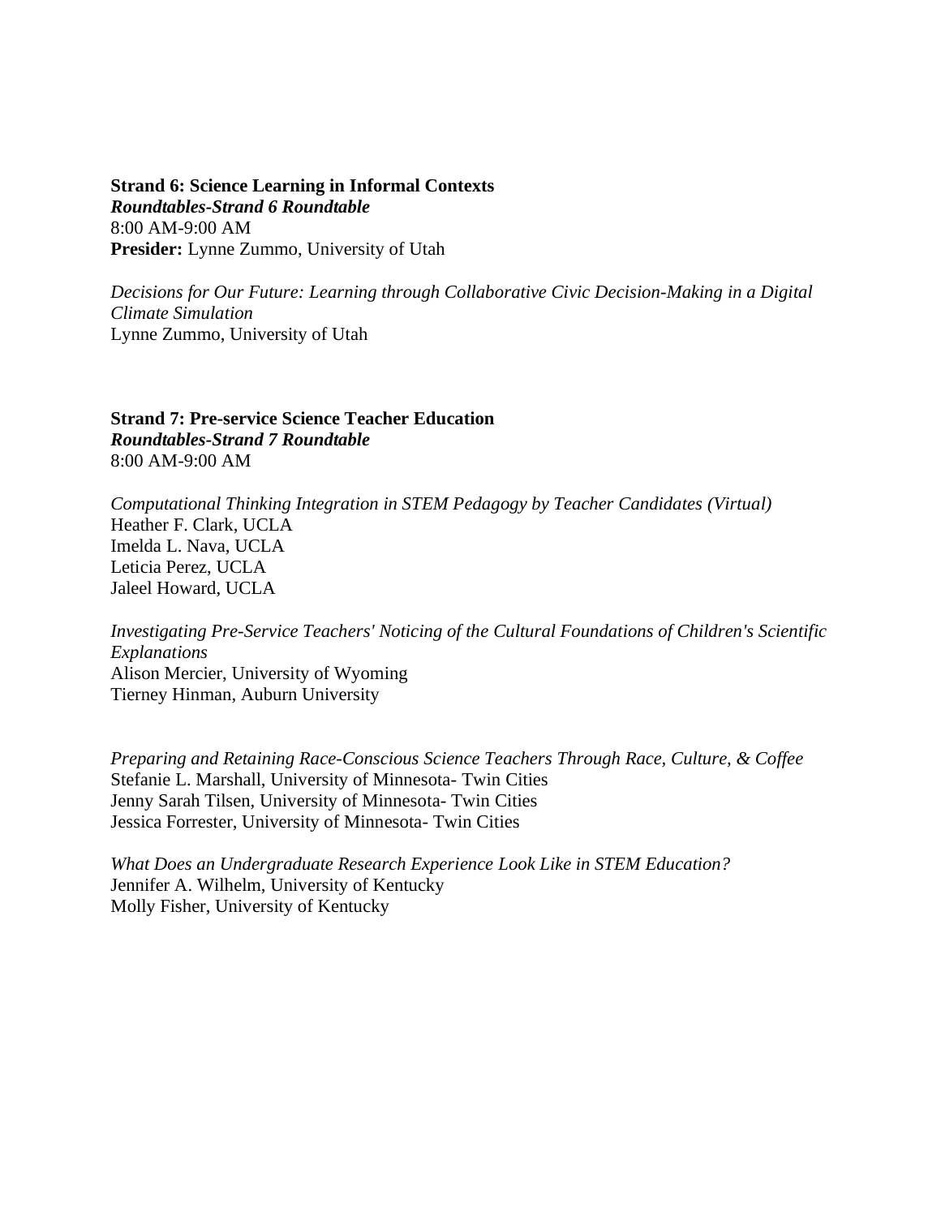**Strand 6: Science Learning in Informal Contexts**
***Roundtables-Strand 6 Roundtable***
8:00 AM-9:00 AM
**Presider:** Lynne Zummo, University of Utah

*Decisions for Our Future: Learning through Collaborative Civic Decision-Making in a Digital Climate Simulation*
Lynne Zummo, University of Utah

**Strand 7: Pre-service Science Teacher Education**
***Roundtables-Strand 7 Roundtable***
8:00 AM-9:00 AM

*Computational Thinking Integration in STEM Pedagogy by Teacher Candidates (Virtual)*
Heather F. Clark, UCLA
Imelda L. Nava, UCLA
Leticia Perez, UCLA
Jaleel Howard, UCLA

*Investigating Pre-Service Teachers' Noticing of the Cultural Foundations of Children's Scientific Explanations*
Alison Mercier, University of Wyoming
Tierney Hinman, Auburn University

*Preparing and Retaining Race-Conscious Science Teachers Through Race, Culture, & Coffee*
Stefanie L. Marshall, University of Minnesota- Twin Cities
Jenny Sarah Tilsen, University of Minnesota- Twin Cities
Jessica Forrester, University of Minnesota- Twin Cities

*What Does an Undergraduate Research Experience Look Like in STEM Education?*
Jennifer A. Wilhelm, University of Kentucky
Molly Fisher, University of Kentucky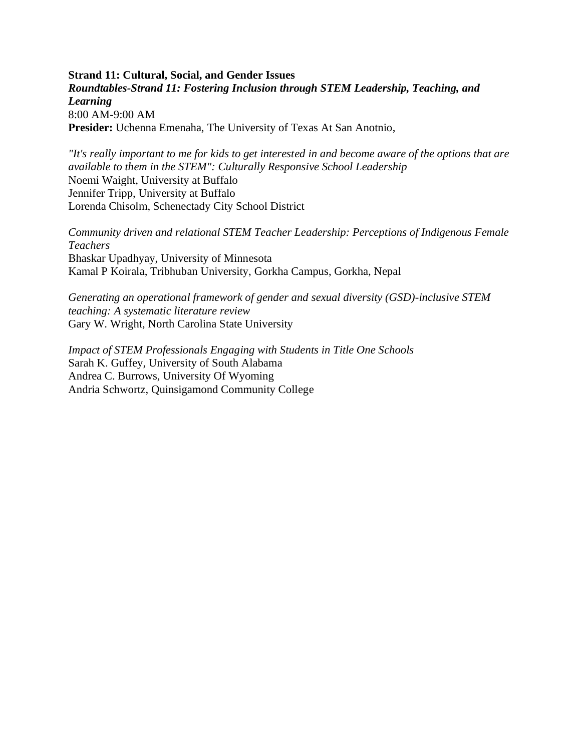**Strand 11: Cultural, Social, and Gender Issues**
***Roundtables-Strand 11: Fostering Inclusion through STEM Leadership, Teaching, and Learning***
8:00 AM-9:00 AM
**Presider:** Uchenna Emenaha, The University of Texas At San Anotnio,

*"It's really important to me for kids to get interested in and become aware of the options that are available to them in the STEM": Culturally Responsive School Leadership*
Noemi Waight, University at Buffalo
Jennifer Tripp, University at Buffalo
Lorenda Chisolm, Schenectady City School District

*Community driven and relational STEM Teacher Leadership: Perceptions of Indigenous Female Teachers*
Bhaskar Upadhyay, University of Minnesota
Kamal P Koirala, Tribhuban University, Gorkha Campus, Gorkha, Nepal

*Generating an operational framework of gender and sexual diversity (GSD)-inclusive STEM teaching: A systematic literature review*
Gary W. Wright, North Carolina State University

*Impact of STEM Professionals Engaging with Students in Title One Schools*
Sarah K. Guffey, University of South Alabama
Andrea C. Burrows, University Of Wyoming
Andria Schwortz, Quinsigamond Community College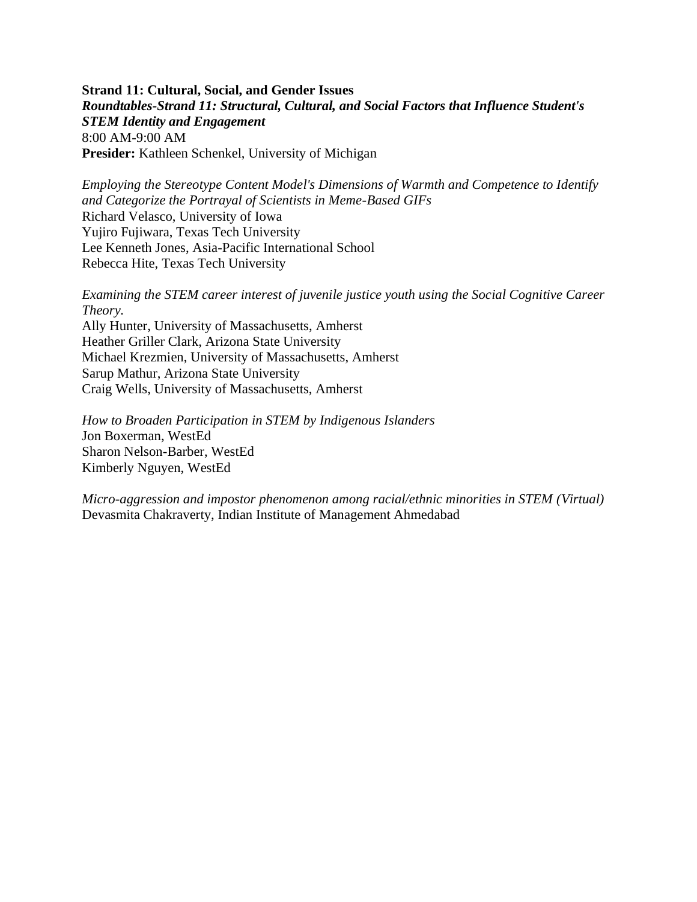**Strand 11: Cultural, Social, and Gender Issues**
***Roundtables-Strand 11: Structural, Cultural, and Social Factors that Influence Student's STEM Identity and Engagement***
8:00 AM-9:00 AM
**Presider:** Kathleen Schenkel, University of Michigan

*Employing the Stereotype Content Model's Dimensions of Warmth and Competence to Identify and Categorize the Portrayal of Scientists in Meme-Based GIFs*
Richard Velasco, University of Iowa
Yujiro Fujiwara, Texas Tech University
Lee Kenneth Jones, Asia-Pacific International School
Rebecca Hite, Texas Tech University

*Examining the STEM career interest of juvenile justice youth using the Social Cognitive Career Theory.*
Ally Hunter, University of Massachusetts, Amherst
Heather Griller Clark, Arizona State University
Michael Krezmien, University of Massachusetts, Amherst
Sarup Mathur, Arizona State University
Craig Wells, University of Massachusetts, Amherst

*How to Broaden Participation in STEM by Indigenous Islanders*
Jon Boxerman, WestEd
Sharon Nelson-Barber, WestEd
Kimberly Nguyen, WestEd

*Micro-aggression and impostor phenomenon among racial/ethnic minorities in STEM (Virtual)*
Devasmita Chakraverty, Indian Institute of Management Ahmedabad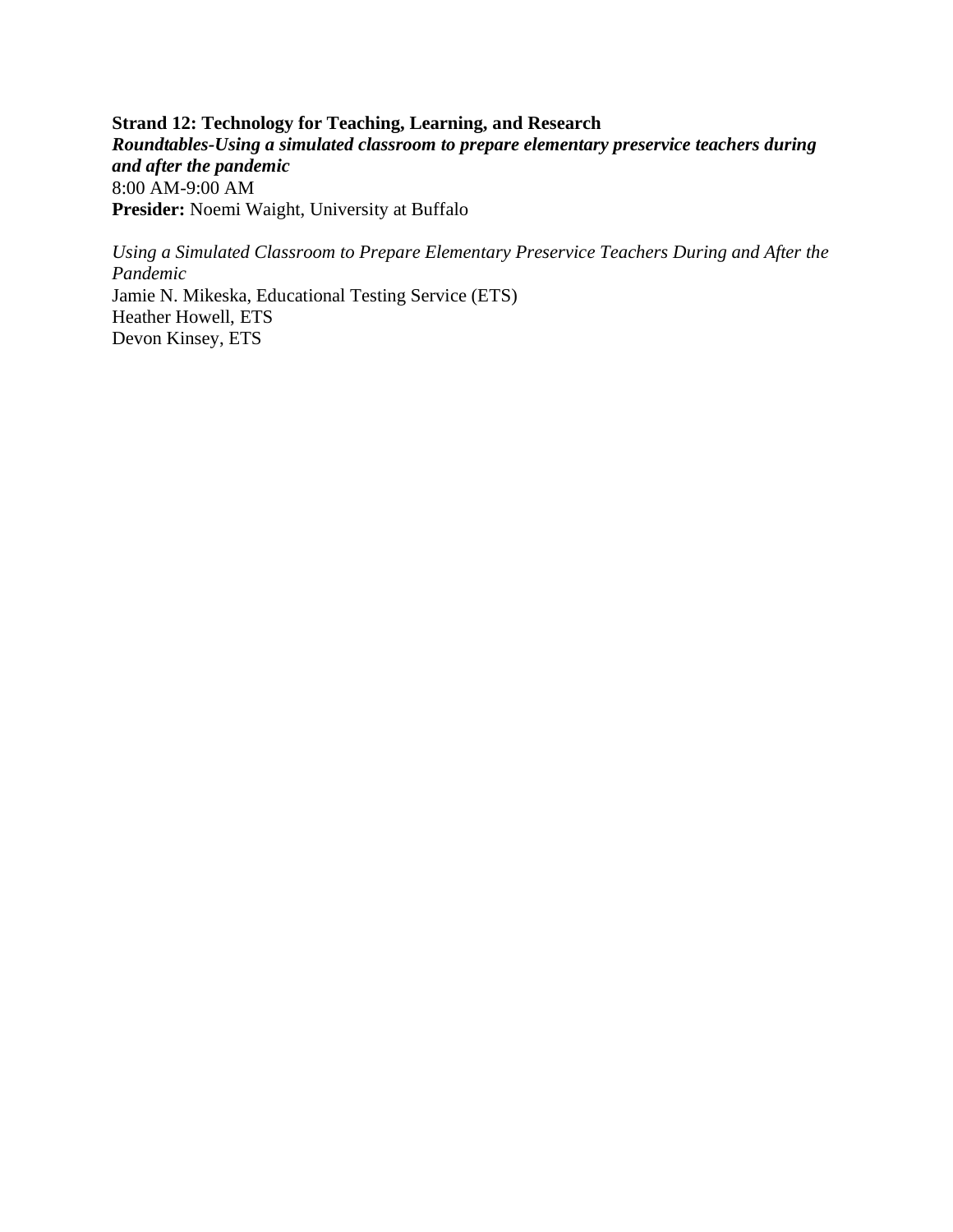**Strand 12: Technology for Teaching, Learning, and Research**
***Roundtables-Using a simulated classroom to prepare elementary preservice teachers during and after the pandemic***
8:00 AM-9:00 AM
**Presider:** Noemi Waight, University at Buffalo

*Using a Simulated Classroom to Prepare Elementary Preservice Teachers During and After the Pandemic*
Jamie N. Mikeska, Educational Testing Service (ETS)
Heather Howell, ETS
Devon Kinsey, ETS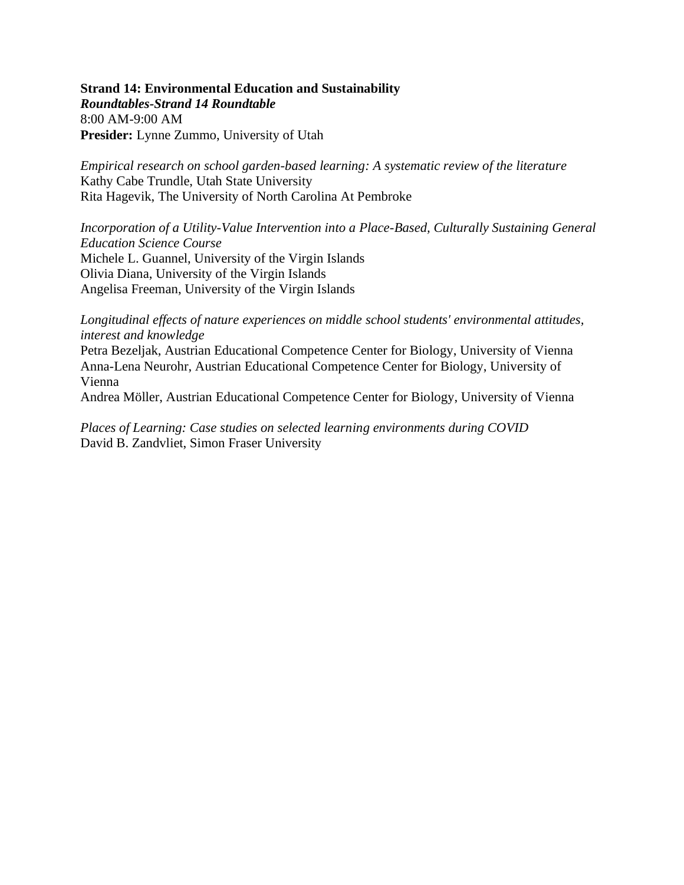**Strand 14: Environmental Education and Sustainability**
***Roundtables-Strand 14 Roundtable***
8:00 AM-9:00 AM
**Presider:** Lynne Zummo, University of Utah

*Empirical research on school garden-based learning: A systematic review of the literature*
Kathy Cabe Trundle, Utah State University
Rita Hagevik, The University of North Carolina At Pembroke

*Incorporation of a Utility-Value Intervention into a Place-Based, Culturally Sustaining General Education Science Course*
Michele L. Guannel, University of the Virgin Islands
Olivia Diana, University of the Virgin Islands
Angelisa Freeman, University of the Virgin Islands

*Longitudinal effects of nature experiences on middle school students' environmental attitudes, interest and knowledge*
Petra Bezeljak, Austrian Educational Competence Center for Biology, University of Vienna
Anna-Lena Neurohr, Austrian Educational Competence Center for Biology, University of Vienna
Andrea Möller, Austrian Educational Competence Center for Biology, University of Vienna

*Places of Learning: Case studies on selected learning environments during COVID*
David B. Zandvliet, Simon Fraser University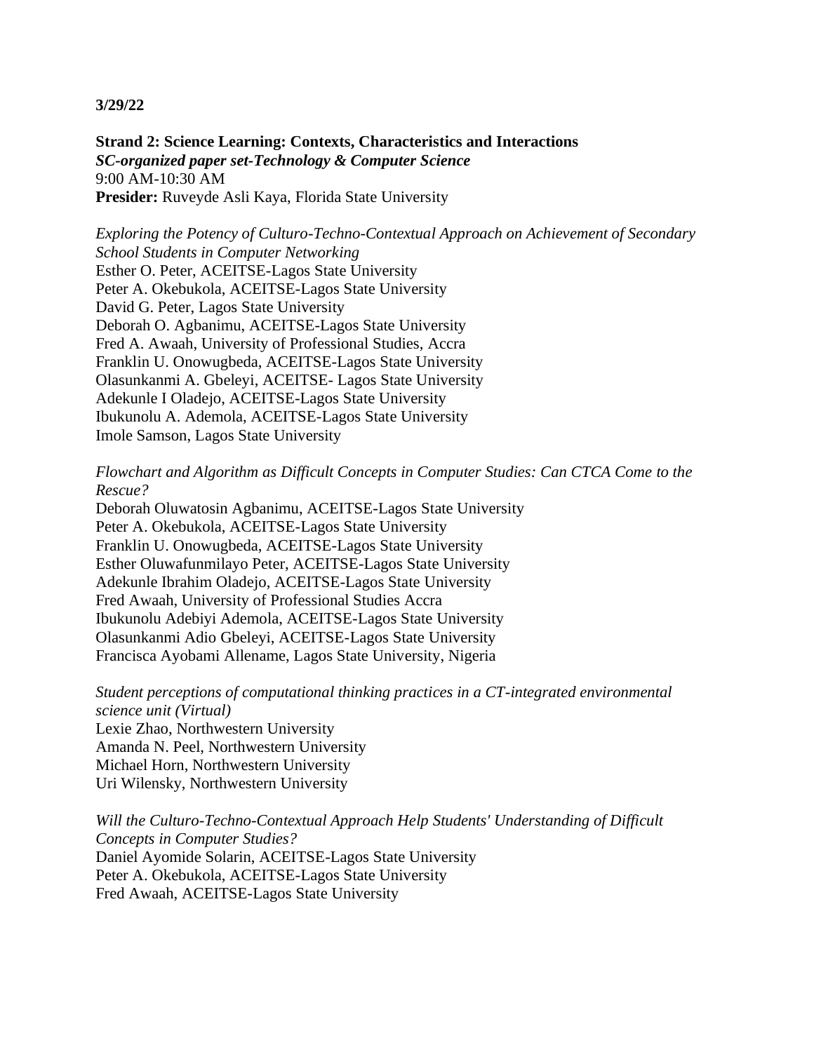**3/29/22**

**Strand 2: Science Learning: Contexts, Characteristics and Interactions**
***SC-organized paper set-Technology & Computer Science***
9:00 AM-10:30 AM
**Presider:** Ruveyde Asli Kaya, Florida State University

*Exploring the Potency of Culturo-Techno-Contextual Approach on Achievement of Secondary School Students in Computer Networking*
Esther O. Peter, ACEITSE-Lagos State University
Peter A. Okebukola, ACEITSE-Lagos State University
David G. Peter, Lagos State University
Deborah O. Agbanimu, ACEITSE-Lagos State University
Fred A. Awaah, University of Professional Studies, Accra
Franklin U. Onowugbeda, ACEITSE-Lagos State University
Olasunkanmi A. Gbeleyi, ACEITSE- Lagos State University
Adekunle I Oladejo, ACEITSE-Lagos State University
Ibukunolu A. Ademola, ACEITSE-Lagos State University
Imole Samson, Lagos State University

*Flowchart and Algorithm as Difficult Concepts in Computer Studies: Can CTCA Come to the Rescue?*
Deborah Oluwatosin Agbanimu, ACEITSE-Lagos State University
Peter A. Okebukola, ACEITSE-Lagos State University
Franklin U. Onowugbeda, ACEITSE-Lagos State University
Esther Oluwafunmilayo Peter, ACEITSE-Lagos State University
Adekunle Ibrahim Oladejo, ACEITSE-Lagos State University
Fred Awaah, University of Professional Studies Accra
Ibukunolu Adebiyi Ademola, ACEITSE-Lagos State University
Olasunkanmi Adio Gbeleyi, ACEITSE-Lagos State University
Francisca Ayobami Allename, Lagos State University, Nigeria

*Student perceptions of computational thinking practices in a CT-integrated environmental science unit (Virtual)*
Lexie Zhao, Northwestern University
Amanda N. Peel, Northwestern University
Michael Horn, Northwestern University
Uri Wilensky, Northwestern University

*Will the Culturo-Techno-Contextual Approach Help Students' Understanding of Difficult Concepts in Computer Studies?*
Daniel Ayomide Solarin, ACEITSE-Lagos State University
Peter A. Okebukola, ACEITSE-Lagos State University
Fred Awaah, ACEITSE-Lagos State University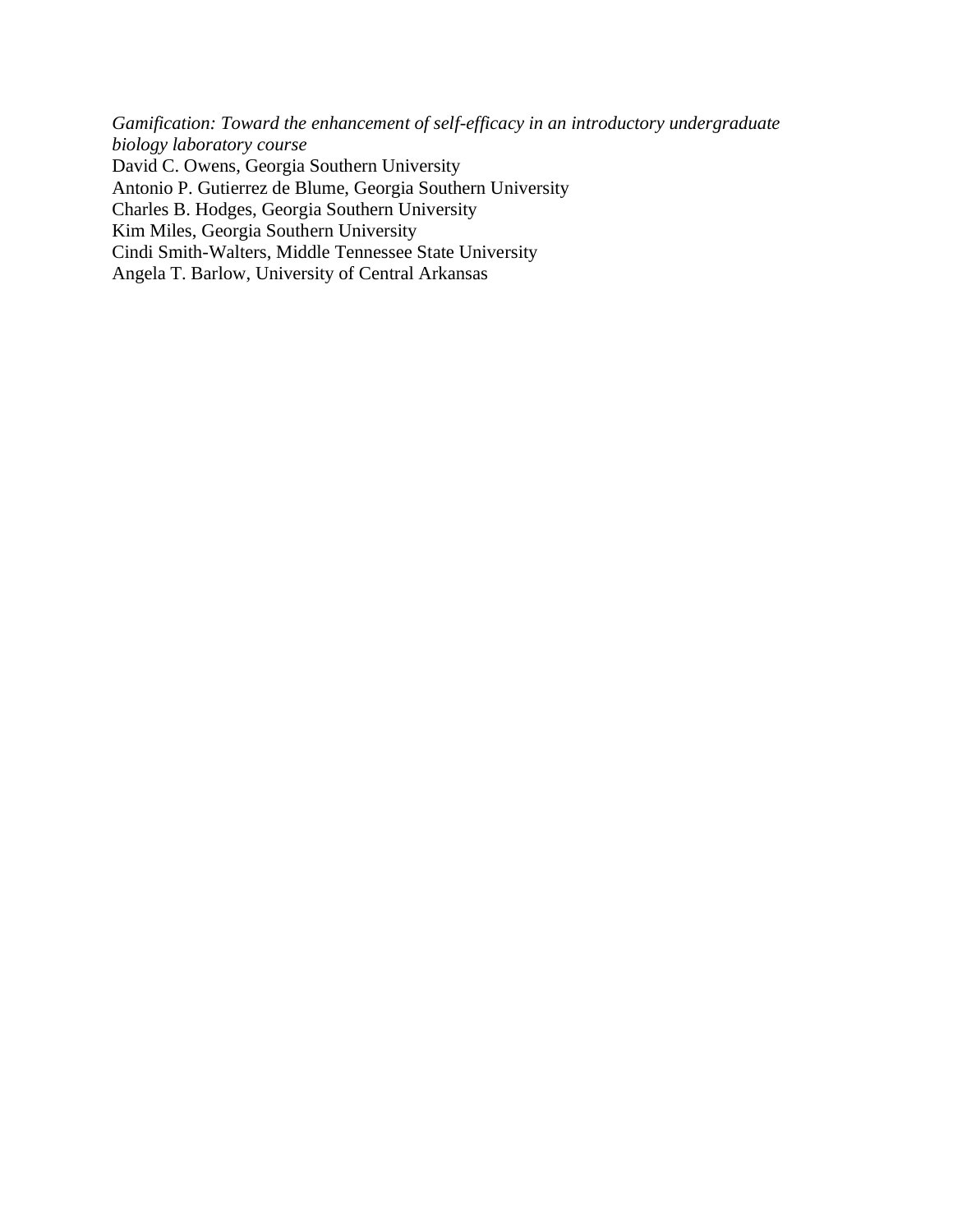*Gamification: Toward the enhancement of self-efficacy in an introductory undergraduate biology laboratory course*

David C. Owens, Georgia Southern University
Antonio P. Gutierrez de Blume, Georgia Southern University
Charles B. Hodges, Georgia Southern University
Kim Miles, Georgia Southern University
Cindi Smith-Walters, Middle Tennessee State University
Angela T. Barlow, University of Central Arkansas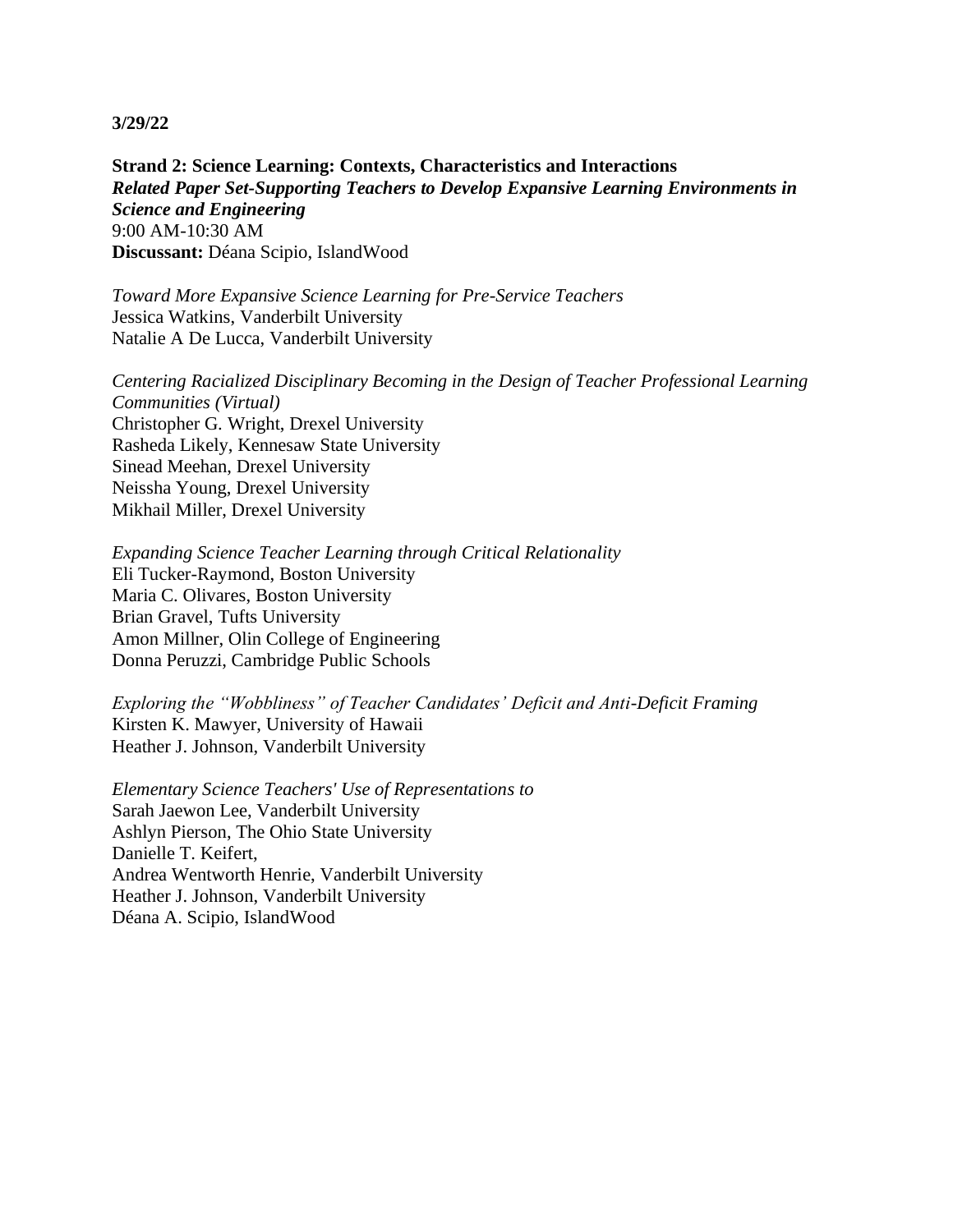**3/29/22**

**Strand 2: Science Learning: Contexts, Characteristics and Interactions**
***Related Paper Set-Supporting Teachers to Develop Expansive Learning Environments in Science and Engineering***
9:00 AM-10:30 AM
**Discussant:** Déana Scipio, IslandWood

*Toward More Expansive Science Learning for Pre-Service Teachers*
Jessica Watkins, Vanderbilt University
Natalie A De Lucca, Vanderbilt University

*Centering Racialized Disciplinary Becoming in the Design of Teacher Professional Learning Communities (Virtual)*
Christopher G. Wright, Drexel University
Rasheda Likely, Kennesaw State University
Sinead Meehan, Drexel University
Neissha Young, Drexel University
Mikhail Miller, Drexel University

*Expanding Science Teacher Learning through Critical Relationality*
Eli Tucker-Raymond, Boston University
Maria C. Olivares, Boston University
Brian Gravel, Tufts University
Amon Millner, Olin College of Engineering
Donna Peruzzi, Cambridge Public Schools

*Exploring the "Wobbliness" of Teacher Candidates' Deficit and Anti-Deficit Framing*
Kirsten K. Mawyer, University of Hawaii
Heather J. Johnson, Vanderbilt University

*Elementary Science Teachers' Use of Representations to*
Sarah Jaewon Lee, Vanderbilt University
Ashlyn Pierson, The Ohio State University
Danielle T. Keifert,
Andrea Wentworth Henrie, Vanderbilt University
Heather J. Johnson, Vanderbilt University
Déana A. Scipio, IslandWood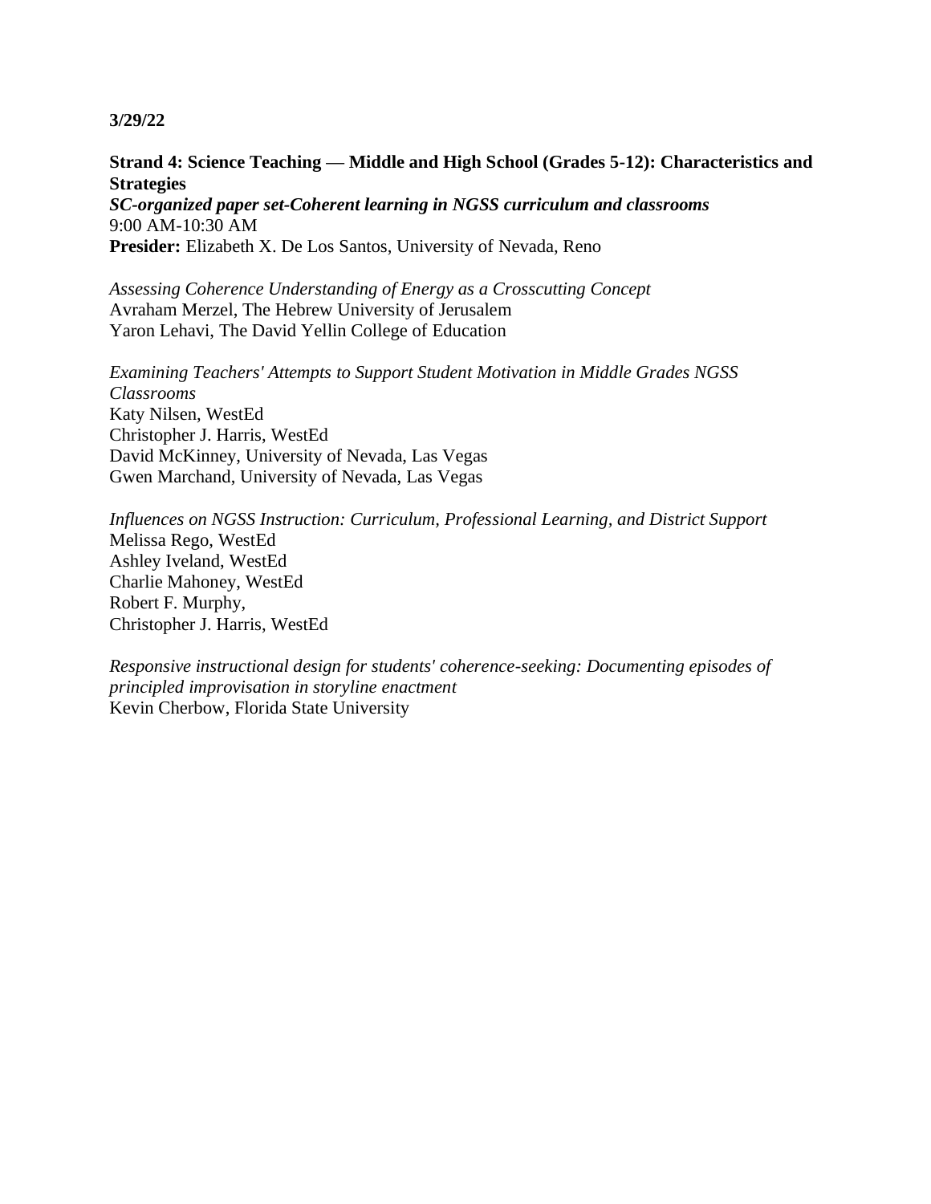**3/29/22**

**Strand 4: Science Teaching — Middle and High School (Grades 5-12): Characteristics and Strategies**
***SC-organized paper set-Coherent learning in NGSS curriculum and classrooms***
9:00 AM-10:30 AM
**Presider:** Elizabeth X. De Los Santos, University of Nevada, Reno

*Assessing Coherence Understanding of Energy as a Crosscutting Concept*
Avraham Merzel, The Hebrew University of Jerusalem
Yaron Lehavi, The David Yellin College of Education

*Examining Teachers' Attempts to Support Student Motivation in Middle Grades NGSS Classrooms*
Katy Nilsen, WestEd
Christopher J. Harris, WestEd
David McKinney, University of Nevada, Las Vegas
Gwen Marchand, University of Nevada, Las Vegas

*Influences on NGSS Instruction: Curriculum, Professional Learning, and District Support*
Melissa Rego, WestEd
Ashley Iveland, WestEd
Charlie Mahoney, WestEd
Robert F. Murphy,
Christopher J. Harris, WestEd

*Responsive instructional design for students' coherence-seeking: Documenting episodes of principled improvisation in storyline enactment*
Kevin Cherbow, Florida State University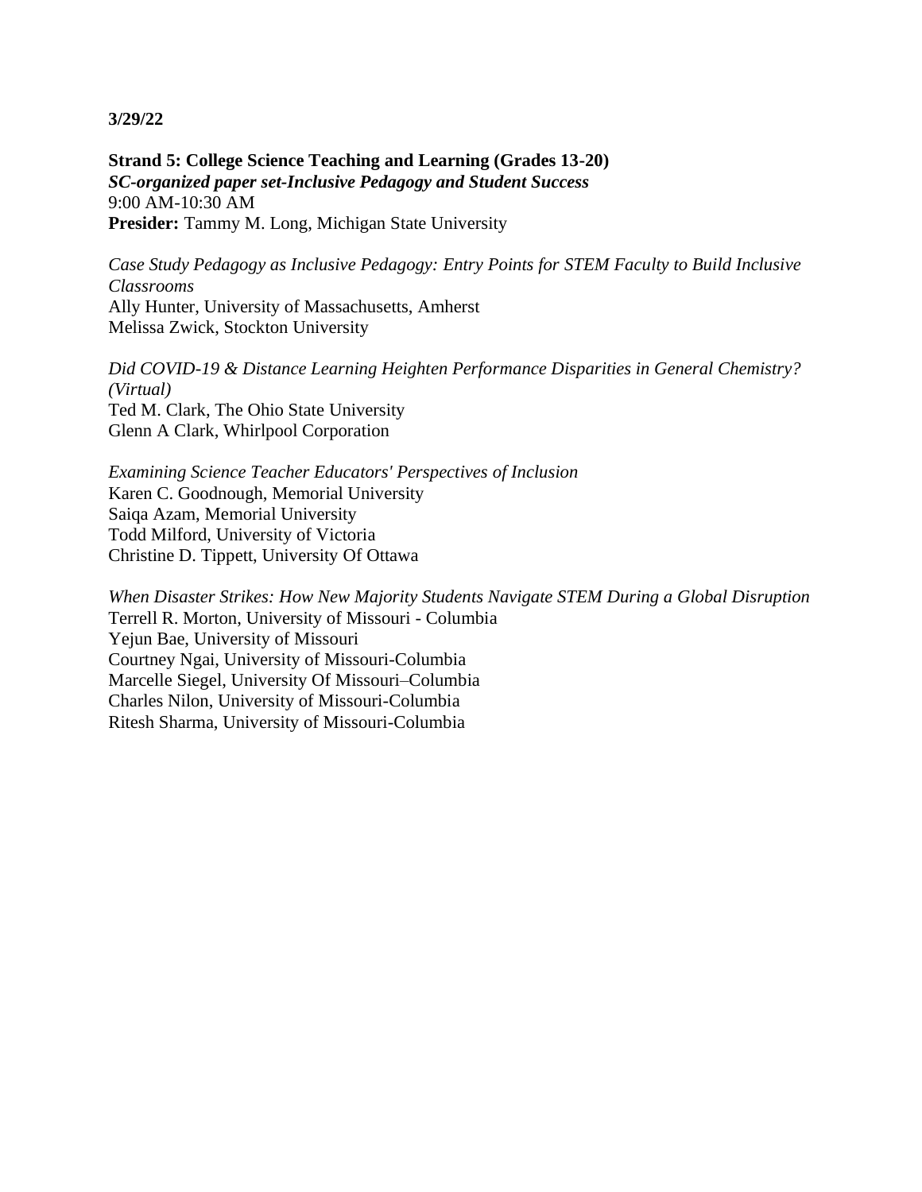**3/29/22**

**Strand 5: College Science Teaching and Learning (Grades 13-20)**
***SC-organized paper set-Inclusive Pedagogy and Student Success***
9:00 AM-10:30 AM
**Presider:** Tammy M. Long, Michigan State University

*Case Study Pedagogy as Inclusive Pedagogy: Entry Points for STEM Faculty to Build Inclusive Classrooms*
Ally Hunter, University of Massachusetts, Amherst
Melissa Zwick, Stockton University

*Did COVID-19 & Distance Learning Heighten Performance Disparities in General Chemistry? (Virtual)*
Ted M. Clark, The Ohio State University
Glenn A Clark, Whirlpool Corporation

*Examining Science Teacher Educators' Perspectives of Inclusion*
Karen C. Goodnough, Memorial University
Saiqa Azam, Memorial University
Todd Milford, University of Victoria
Christine D. Tippett, University Of Ottawa

*When Disaster Strikes: How New Majority Students Navigate STEM During a Global Disruption*
Terrell R. Morton, University of Missouri - Columbia
Yejun Bae, University of Missouri
Courtney Ngai, University of Missouri-Columbia
Marcelle Siegel, University Of Missouri–Columbia
Charles Nilon, University of Missouri-Columbia
Ritesh Sharma, University of Missouri-Columbia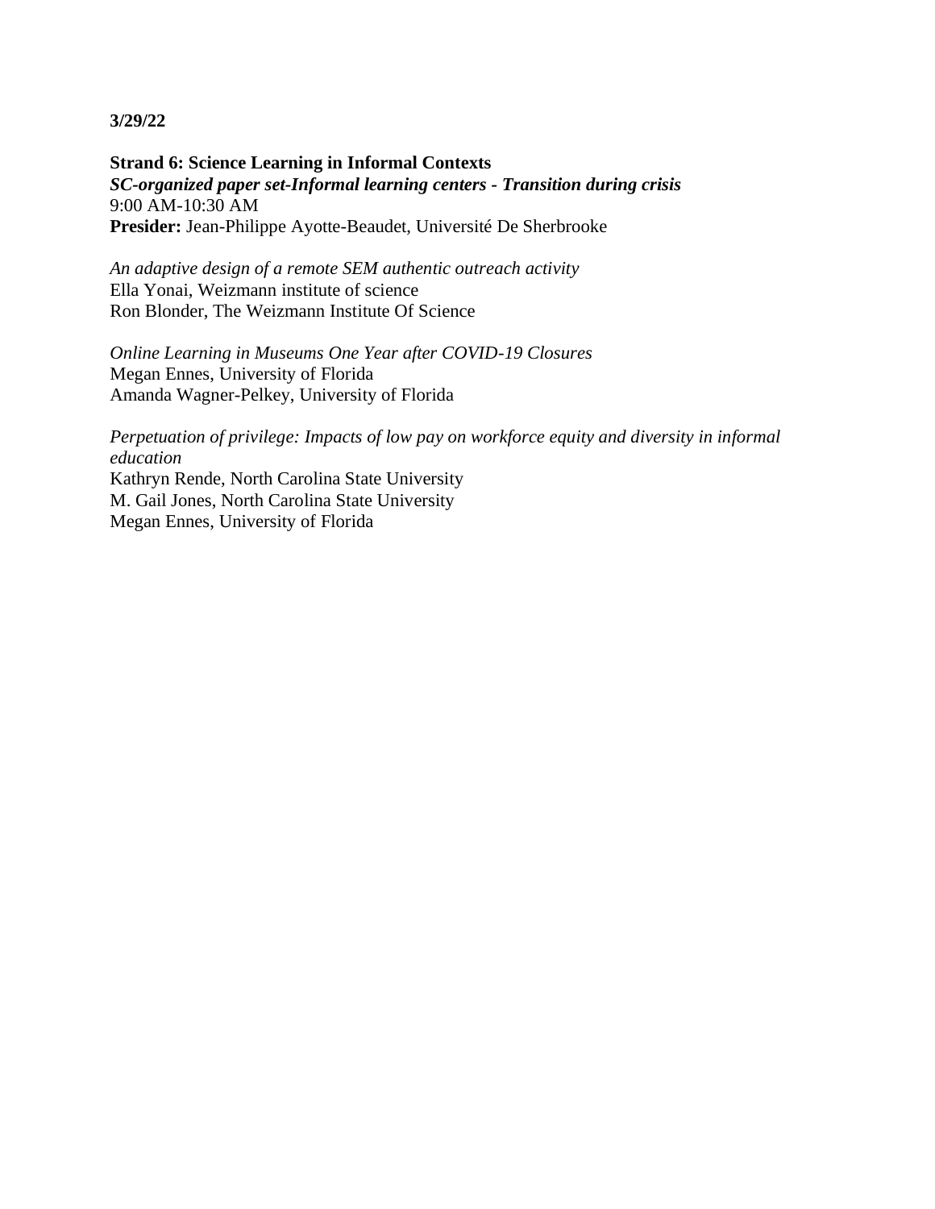**3/29/22**

**Strand 6: Science Learning in Informal Contexts**
***SC-organized paper set-Informal learning centers - Transition during crisis***
9:00 AM-10:30 AM
**Presider:** Jean-Philippe Ayotte-Beaudet, Université De Sherbrooke

*An adaptive design of a remote SEM authentic outreach activity*
Ella Yonai, Weizmann institute of science
Ron Blonder, The Weizmann Institute Of Science

*Online Learning in Museums One Year after COVID-19 Closures*
Megan Ennes, University of Florida
Amanda Wagner-Pelkey, University of Florida

*Perpetuation of privilege: Impacts of low pay on workforce equity and diversity in informal education*
Kathryn Rende, North Carolina State University
M. Gail Jones, North Carolina State University
Megan Ennes, University of Florida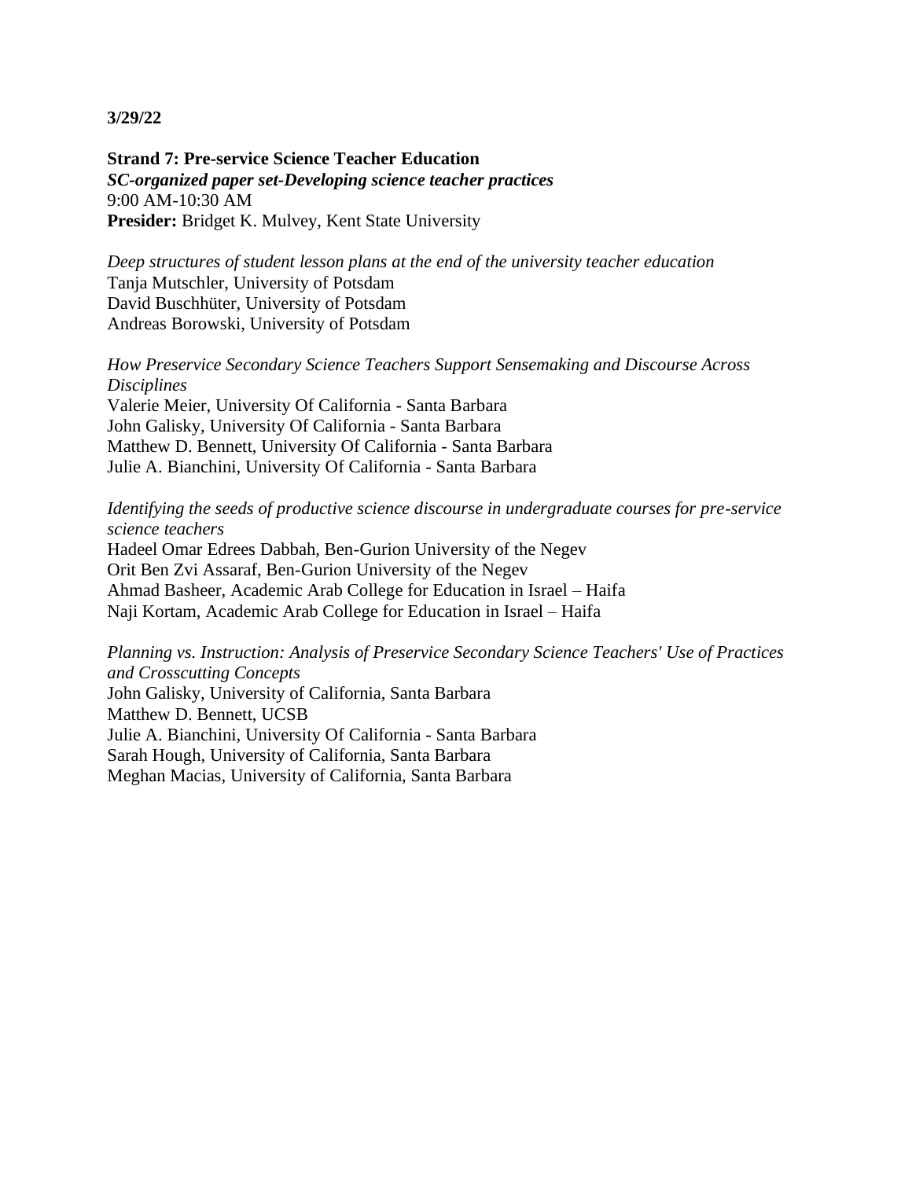**3/29/22**

**Strand 7: Pre-service Science Teacher Education**
***SC-organized paper set-Developing science teacher practices***
9:00 AM-10:30 AM
**Presider:** Bridget K. Mulvey, Kent State University

*Deep structures of student lesson plans at the end of the university teacher education*
Tanja Mutschler, University of Potsdam
David Buschhüter, University of Potsdam
Andreas Borowski, University of Potsdam

*How Preservice Secondary Science Teachers Support Sensemaking and Discourse Across Disciplines*
Valerie Meier, University Of California - Santa Barbara
John Galisky, University Of California - Santa Barbara
Matthew D. Bennett, University Of California - Santa Barbara
Julie A. Bianchini, University Of California - Santa Barbara

*Identifying the seeds of productive science discourse in undergraduate courses for pre-service science teachers*
Hadeel Omar Edrees Dabbah, Ben-Gurion University of the Negev
Orit Ben Zvi Assaraf, Ben-Gurion University of the Negev
Ahmad Basheer, Academic Arab College for Education in Israel – Haifa
Naji Kortam, Academic Arab College for Education in Israel – Haifa

*Planning vs. Instruction: Analysis of Preservice Secondary Science Teachers' Use of Practices and Crosscutting Concepts*
John Galisky, University of California, Santa Barbara
Matthew D. Bennett, UCSB
Julie A. Bianchini, University Of California - Santa Barbara
Sarah Hough, University of California, Santa Barbara
Meghan Macias, University of California, Santa Barbara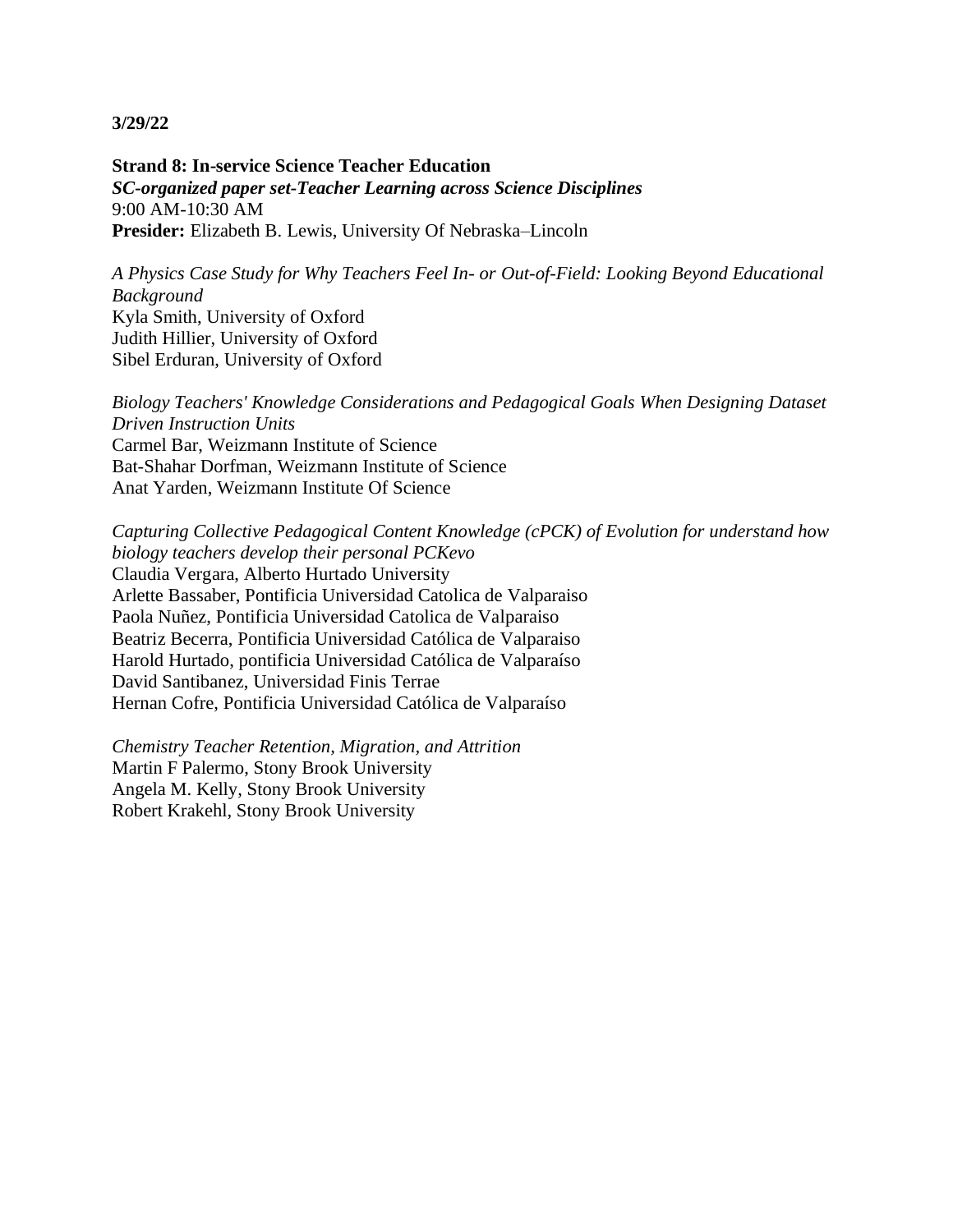**3/29/22**

**Strand 8: In-service Science Teacher Education**
***SC-organized paper set-Teacher Learning across Science Disciplines***
9:00 AM-10:30 AM
**Presider:** Elizabeth B. Lewis, University Of Nebraska–Lincoln

*A Physics Case Study for Why Teachers Feel In- or Out-of-Field: Looking Beyond Educational Background*
Kyla Smith, University of Oxford
Judith Hillier, University of Oxford
Sibel Erduran, University of Oxford

*Biology Teachers' Knowledge Considerations and Pedagogical Goals When Designing Dataset Driven Instruction Units*
Carmel Bar, Weizmann Institute of Science
Bat-Shahar Dorfman, Weizmann Institute of Science
Anat Yarden, Weizmann Institute Of Science

*Capturing Collective Pedagogical Content Knowledge (cPCK) of Evolution for understand how biology teachers develop their personal PCKevo*
Claudia Vergara, Alberto Hurtado University
Arlette Bassaber, Pontificia Universidad Catolica de Valparaiso
Paola Nuñez, Pontificia Universidad Catolica de Valparaiso
Beatriz Becerra, Pontificia Universidad Católica de Valparaiso
Harold Hurtado, pontificia Universidad Católica de Valparaíso
David Santibanez, Universidad Finis Terrae
Hernan Cofre, Pontificia Universidad Católica de Valparaíso

*Chemistry Teacher Retention, Migration, and Attrition*
Martin F Palermo, Stony Brook University
Angela M. Kelly, Stony Brook University
Robert Krakehl, Stony Brook University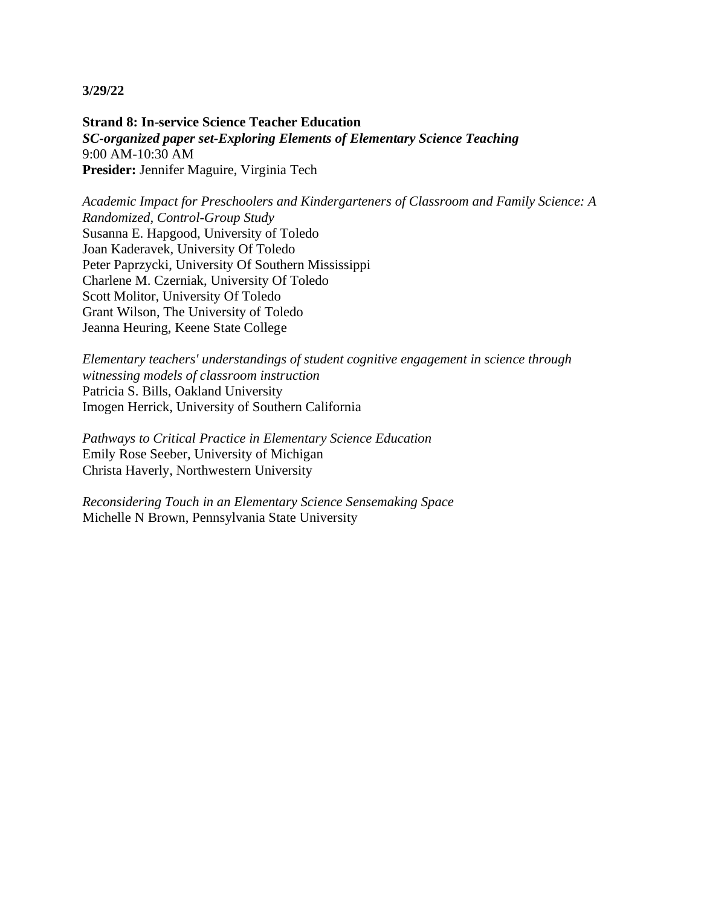**3/29/22**

**Strand 8: In-service Science Teacher Education**
***SC-organized paper set-Exploring Elements of Elementary Science Teaching***
9:00 AM-10:30 AM
**Presider:** Jennifer Maguire, Virginia Tech

*Academic Impact for Preschoolers and Kindergarteners of Classroom and Family Science: A Randomized, Control-Group Study*
Susanna E. Hapgood, University of Toledo
Joan Kaderavek, University Of Toledo
Peter Paprzycki, University Of Southern Mississippi
Charlene M. Czerniak, University Of Toledo
Scott Molitor, University Of Toledo
Grant Wilson, The University of Toledo
Jeanna Heuring, Keene State College

*Elementary teachers' understandings of student cognitive engagement in science through witnessing models of classroom instruction*
Patricia S. Bills, Oakland University
Imogen Herrick, University of Southern California

*Pathways to Critical Practice in Elementary Science Education*
Emily Rose Seeber, University of Michigan
Christa Haverly, Northwestern University

*Reconsidering Touch in an Elementary Science Sensemaking Space*
Michelle N Brown, Pennsylvania State University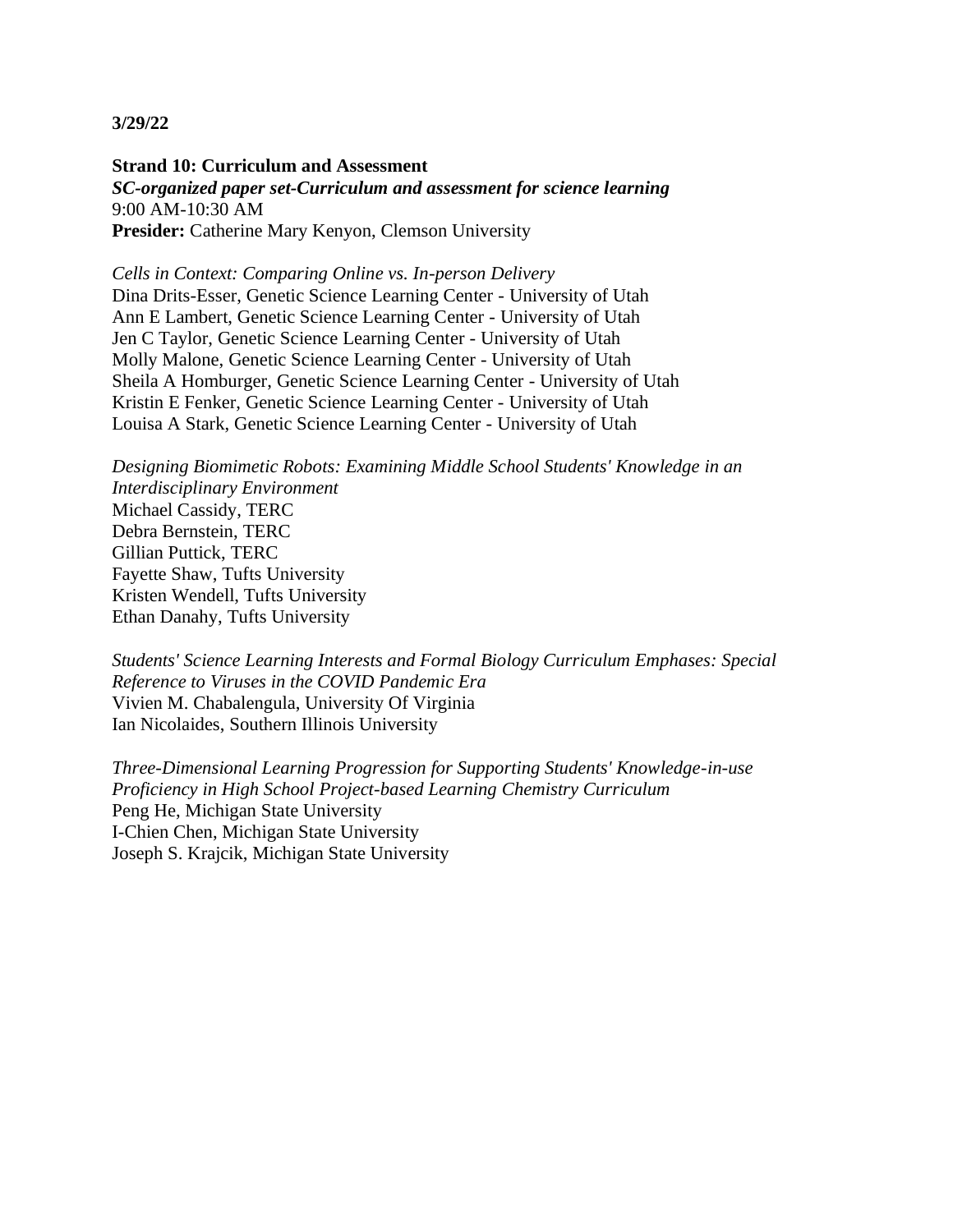**3/29/22**

**Strand 10: Curriculum and Assessment**
***SC-organized paper set-Curriculum and assessment for science learning***
9:00 AM-10:30 AM
**Presider:** Catherine Mary Kenyon, Clemson University

*Cells in Context: Comparing Online vs. In-person Delivery*
Dina Drits-Esser, Genetic Science Learning Center - University of Utah
Ann E Lambert, Genetic Science Learning Center - University of Utah
Jen C Taylor, Genetic Science Learning Center - University of Utah
Molly Malone, Genetic Science Learning Center - University of Utah
Sheila A Homburger, Genetic Science Learning Center - University of Utah
Kristin E Fenker, Genetic Science Learning Center - University of Utah
Louisa A Stark, Genetic Science Learning Center - University of Utah

*Designing Biomimetic Robots: Examining Middle School Students' Knowledge in an Interdisciplinary Environment*
Michael Cassidy, TERC
Debra Bernstein, TERC
Gillian Puttick, TERC
Fayette Shaw, Tufts University
Kristen Wendell, Tufts University
Ethan Danahy, Tufts University

*Students' Science Learning Interests and Formal Biology Curriculum Emphases: Special Reference to Viruses in the COVID Pandemic Era*
Vivien M. Chabalengula, University Of Virginia
Ian Nicolaides, Southern Illinois University

*Three-Dimensional Learning Progression for Supporting Students' Knowledge-in-use Proficiency in High School Project-based Learning Chemistry Curriculum*
Peng He, Michigan State University
I-Chien Chen, Michigan State University
Joseph S. Krajcik, Michigan State University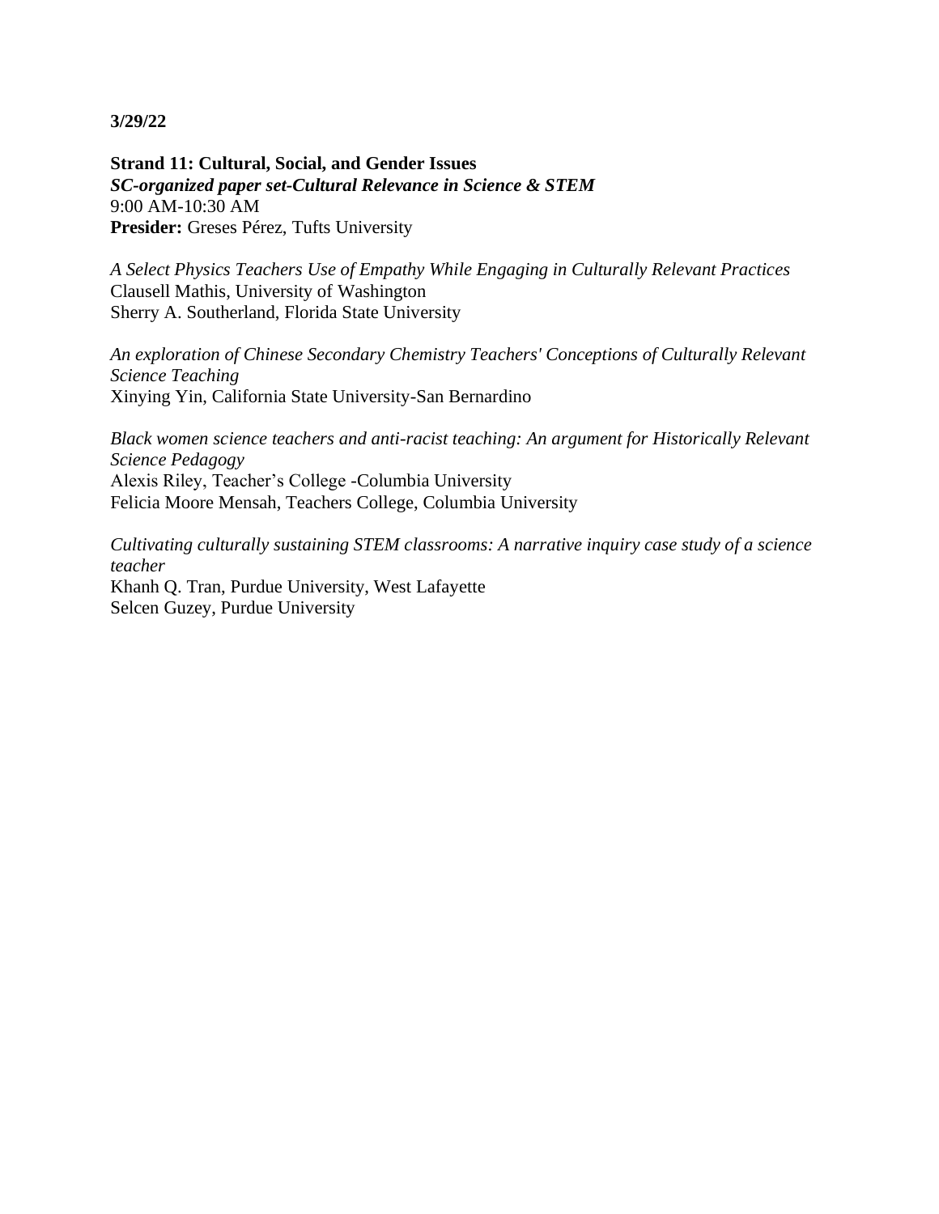**3/29/22**

**Strand 11: Cultural, Social, and Gender Issues**
***SC-organized paper set-Cultural Relevance in Science & STEM***
9:00 AM-10:30 AM
**Presider:** Greses Pérez, Tufts University

*A Select Physics Teachers Use of Empathy While Engaging in Culturally Relevant Practices*
Clausell Mathis, University of Washington
Sherry A. Southerland, Florida State University

*An exploration of Chinese Secondary Chemistry Teachers' Conceptions of Culturally Relevant Science Teaching*
Xinying Yin, California State University-San Bernardino

*Black women science teachers and anti-racist teaching: An argument for Historically Relevant Science Pedagogy*
Alexis Riley, Teacher's College -Columbia University
Felicia Moore Mensah, Teachers College, Columbia University

*Cultivating culturally sustaining STEM classrooms: A narrative inquiry case study of a science teacher*
Khanh Q. Tran, Purdue University, West Lafayette
Selcen Guzey, Purdue University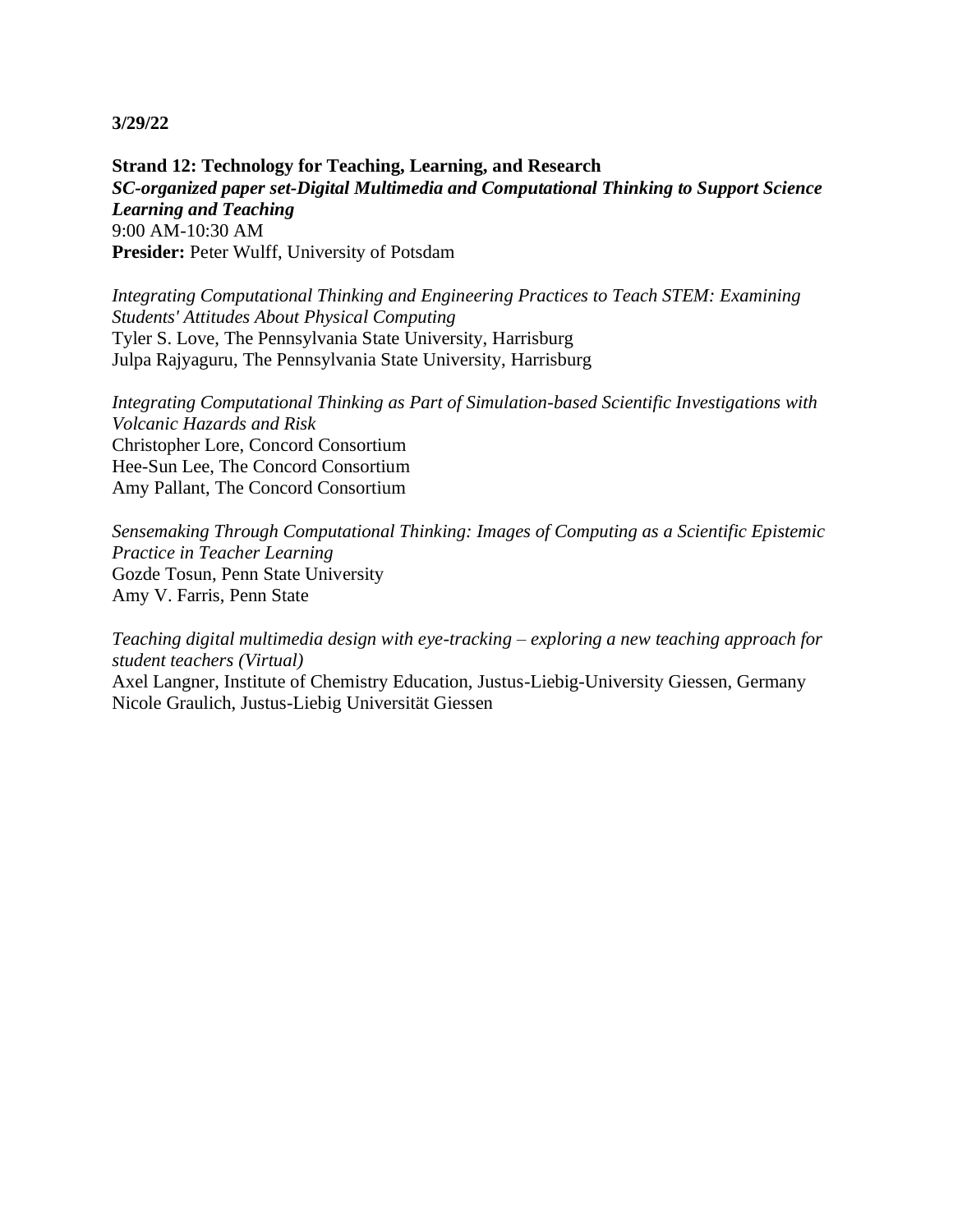**3/29/22**

**Strand 12: Technology for Teaching, Learning, and Research**
***SC-organized paper set-Digital Multimedia and Computational Thinking to Support Science Learning and Teaching***
9:00 AM-10:30 AM
**Presider:** Peter Wulff, University of Potsdam

*Integrating Computational Thinking and Engineering Practices to Teach STEM: Examining Students' Attitudes About Physical Computing*
Tyler S. Love, The Pennsylvania State University, Harrisburg
Julpa Rajyaguru, The Pennsylvania State University, Harrisburg

*Integrating Computational Thinking as Part of Simulation-based Scientific Investigations with Volcanic Hazards and Risk*
Christopher Lore, Concord Consortium
Hee-Sun Lee, The Concord Consortium
Amy Pallant, The Concord Consortium

*Sensemaking Through Computational Thinking: Images of Computing as a Scientific Epistemic Practice in Teacher Learning*
Gozde Tosun, Penn State University
Amy V. Farris, Penn State

*Teaching digital multimedia design with eye-tracking – exploring a new teaching approach for student teachers (Virtual)*
Axel Langner, Institute of Chemistry Education, Justus-Liebig-University Giessen, Germany
Nicole Graulich, Justus-Liebig Universität Giessen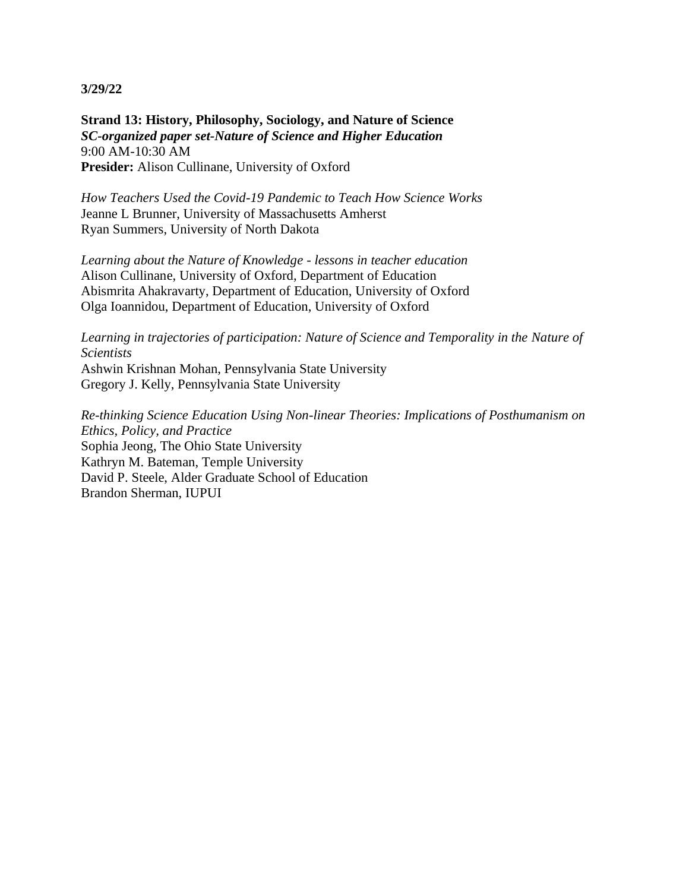**3/29/22**

**Strand 13: History, Philosophy, Sociology, and Nature of Science**
***SC-organized paper set-Nature of Science and Higher Education***
9:00 AM-10:30 AM
**Presider:** Alison Cullinane, University of Oxford

*How Teachers Used the Covid-19 Pandemic to Teach How Science Works*
Jeanne L Brunner, University of Massachusetts Amherst
Ryan Summers, University of North Dakota

*Learning about the Nature of Knowledge - lessons in teacher education*
Alison Cullinane, University of Oxford, Department of Education
Abismrita Ahakravarty, Department of Education, University of Oxford
Olga Ioannidou, Department of Education, University of Oxford

*Learning in trajectories of participation: Nature of Science and Temporality in the Nature of Scientists*
Ashwin Krishnan Mohan, Pennsylvania State University
Gregory J. Kelly, Pennsylvania State University

*Re-thinking Science Education Using Non-linear Theories: Implications of Posthumanism on Ethics, Policy, and Practice*
Sophia Jeong, The Ohio State University
Kathryn M. Bateman, Temple University
David P. Steele, Alder Graduate School of Education
Brandon Sherman, IUPUI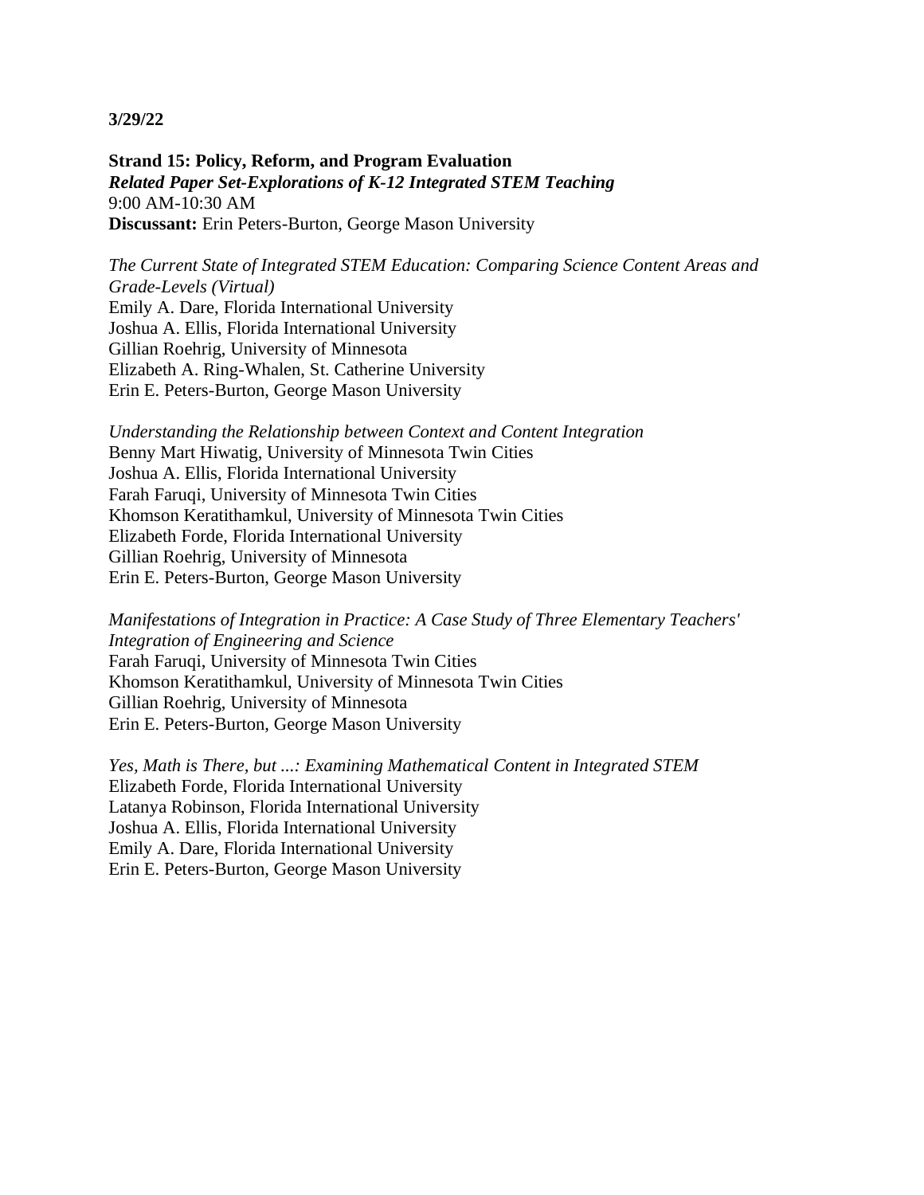**3/29/22**

**Strand 15: Policy, Reform, and Program Evaluation**
***Related Paper Set-Explorations of K-12 Integrated STEM Teaching***
9:00 AM-10:30 AM
**Discussant:** Erin Peters-Burton, George Mason University

*The Current State of Integrated STEM Education: Comparing Science Content Areas and Grade-Levels (Virtual)*
Emily A. Dare, Florida International University
Joshua A. Ellis, Florida International University
Gillian Roehrig, University of Minnesota
Elizabeth A. Ring-Whalen, St. Catherine University
Erin E. Peters-Burton, George Mason University

*Understanding the Relationship between Context and Content Integration*
Benny Mart Hiwatig, University of Minnesota Twin Cities
Joshua A. Ellis, Florida International University
Farah Faruqi, University of Minnesota Twin Cities
Khomson Keratithamkul, University of Minnesota Twin Cities
Elizabeth Forde, Florida International University
Gillian Roehrig, University of Minnesota
Erin E. Peters-Burton, George Mason University

*Manifestations of Integration in Practice: A Case Study of Three Elementary Teachers' Integration of Engineering and Science*
Farah Faruqi, University of Minnesota Twin Cities
Khomson Keratithamkul, University of Minnesota Twin Cities
Gillian Roehrig, University of Minnesota
Erin E. Peters-Burton, George Mason University

*Yes, Math is There, but ...: Examining Mathematical Content in Integrated STEM*
Elizabeth Forde, Florida International University
Latanya Robinson, Florida International University
Joshua A. Ellis, Florida International University
Emily A. Dare, Florida International University
Erin E. Peters-Burton, George Mason University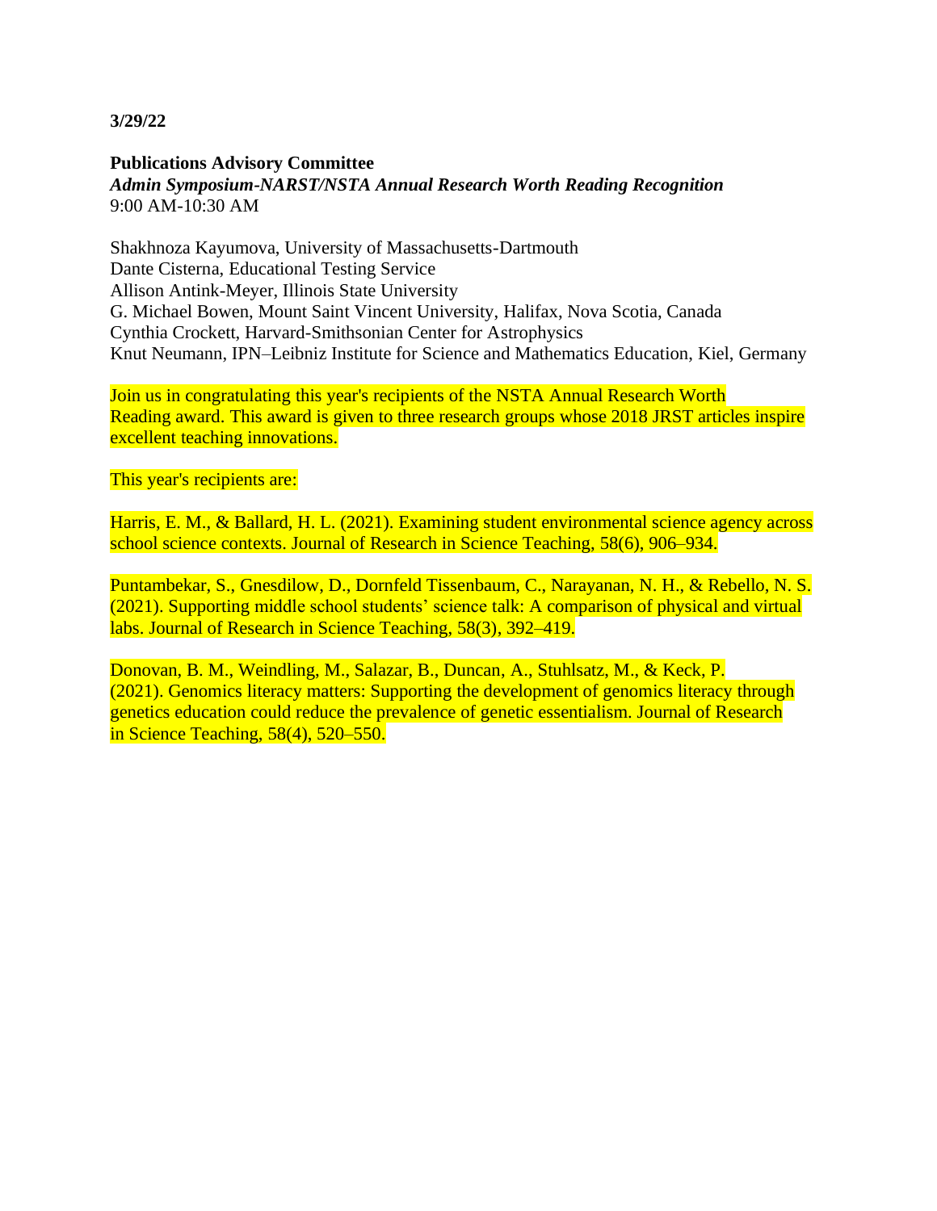**3/29/22**

**Publications Advisory Committee**
***Admin Symposium-NARST/NSTA Annual Research Worth Reading Recognition***
9:00 AM-10:30 AM

Shakhnoza Kayumova, University of Massachusetts-Dartmouth
Dante Cisterna, Educational Testing Service
Allison Antink-Meyer, Illinois State University
G. Michael Bowen, Mount Saint Vincent University, Halifax, Nova Scotia, Canada
Cynthia Crockett, Harvard-Smithsonian Center for Astrophysics
Knut Neumann, IPN–Leibniz Institute for Science and Mathematics Education, Kiel, Germany

Join us in congratulating this year's recipients of the NSTA Annual Research Worth Reading award. This award is given to three research groups whose 2018 JRST articles inspire excellent teaching innovations.

This year's recipients are:

Harris, E. M., & Ballard, H. L. (2021). Examining student environmental science agency across school science contexts. Journal of Research in Science Teaching, 58(6), 906–934.

Puntambekar, S., Gnesdilow, D., Dornfeld Tissenbaum, C., Narayanan, N. H., & Rebello, N. S. (2021). Supporting middle school students' science talk: A comparison of physical and virtual labs. Journal of Research in Science Teaching, 58(3), 392–419.

Donovan, B. M., Weindling, M., Salazar, B., Duncan, A., Stuhlsatz, M., & Keck, P. (2021). Genomics literacy matters: Supporting the development of genomics literacy through genetics education could reduce the prevalence of genetic essentialism. Journal of Research in Science Teaching, 58(4), 520–550.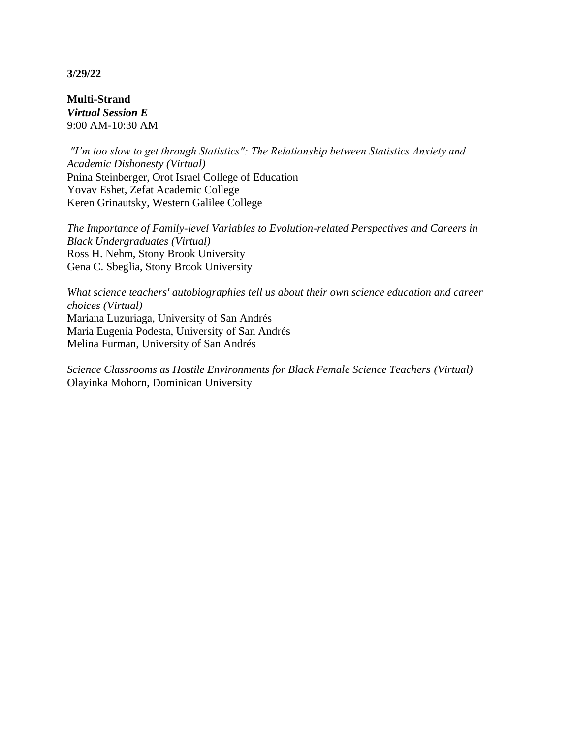**3/29/22**

**Multi-Strand**
***Virtual Session E***
9:00 AM-10:30 AM

*"I'm too slow to get through Statistics": The Relationship between Statistics Anxiety and Academic Dishonesty (Virtual)*
Pnina Steinberger, Orot Israel College of Education
Yovav Eshet, Zefat Academic College
Keren Grinautsky, Western Galilee College

*The Importance of Family-level Variables to Evolution-related Perspectives and Careers in Black Undergraduates (Virtual)*
Ross H. Nehm, Stony Brook University
Gena C. Sbeglia, Stony Brook University

*What science teachers' autobiographies tell us about their own science education and career choices (Virtual)*
Mariana Luzuriaga, University of San Andrés
Maria Eugenia Podesta, University of San Andrés
Melina Furman, University of San Andrés

*Science Classrooms as Hostile Environments for Black Female Science Teachers (Virtual)*
Olayinka Mohorn, Dominican University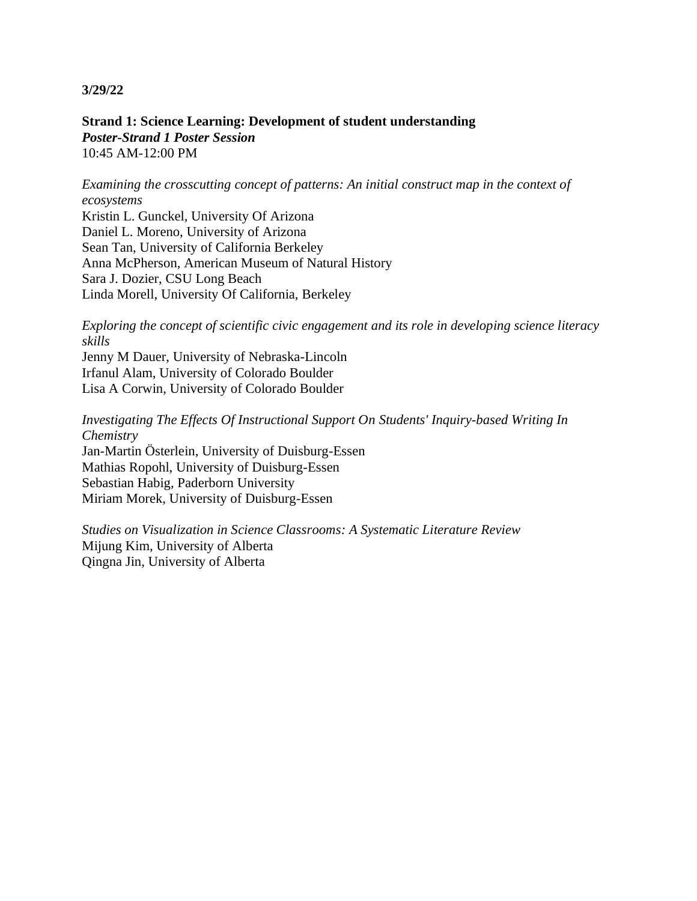**3/29/22**

**Strand 1: Science Learning: Development of student understanding**
***Poster-Strand 1 Poster Session***
10:45 AM-12:00 PM

*Examining the crosscutting concept of patterns: An initial construct map in the context of ecosystems*
Kristin L. Gunckel, University Of Arizona
Daniel L. Moreno, University of Arizona
Sean Tan, University of California Berkeley
Anna McPherson, American Museum of Natural History
Sara J. Dozier, CSU Long Beach
Linda Morell, University Of California, Berkeley

*Exploring the concept of scientific civic engagement and its role in developing science literacy skills*
Jenny M Dauer, University of Nebraska-Lincoln
Irfanul Alam, University of Colorado Boulder
Lisa A Corwin, University of Colorado Boulder

*Investigating The Effects Of Instructional Support On Students' Inquiry-based Writing In Chemistry*
Jan-Martin Österlein, University of Duisburg-Essen
Mathias Ropohl, University of Duisburg-Essen
Sebastian Habig, Paderborn University
Miriam Morek, University of Duisburg-Essen

*Studies on Visualization in Science Classrooms: A Systematic Literature Review*
Mijung Kim, University of Alberta
Qingna Jin, University of Alberta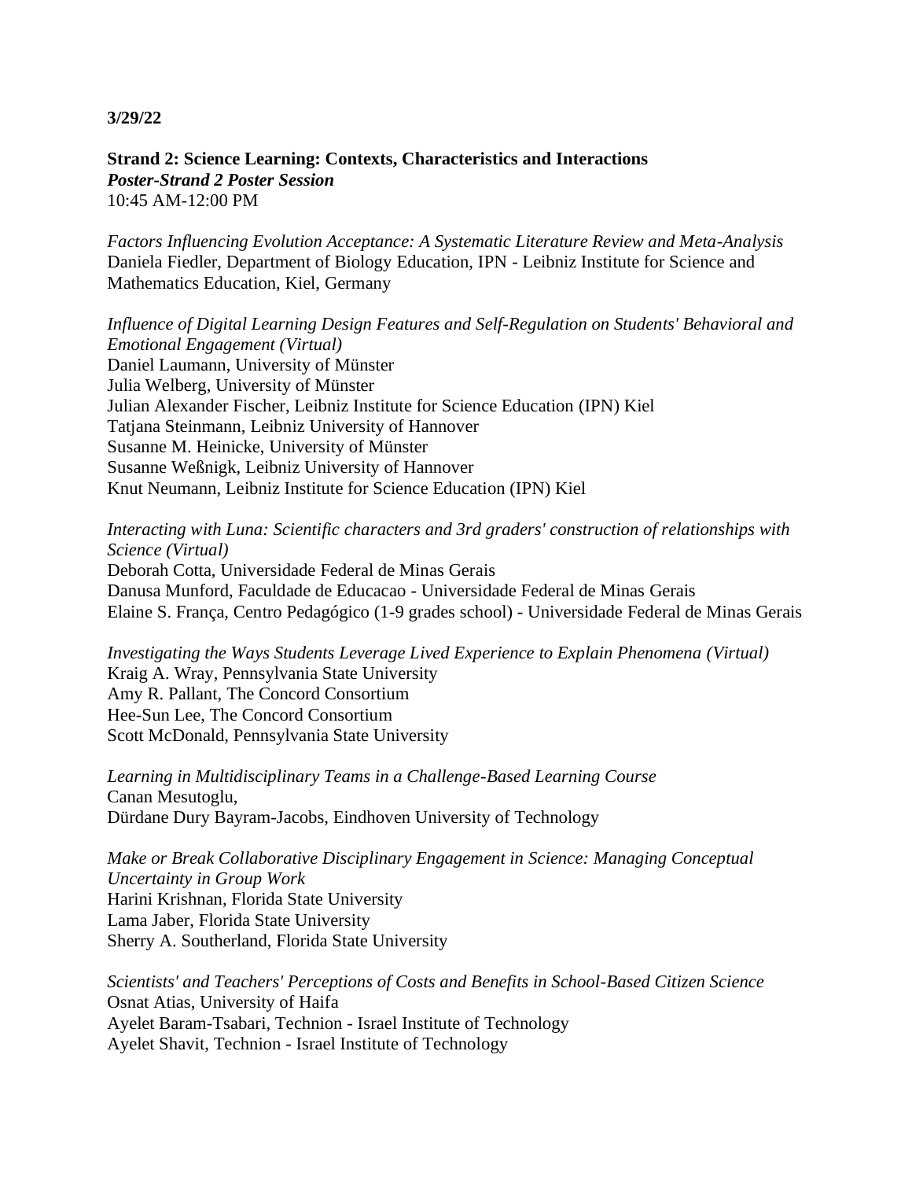**3/29/22**

**Strand 2: Science Learning: Contexts, Characteristics and Interactions**
***Poster-Strand 2 Poster Session***
10:45 AM-12:00 PM

*Factors Influencing Evolution Acceptance: A Systematic Literature Review and Meta-Analysis*
Daniela Fiedler, Department of Biology Education, IPN - Leibniz Institute for Science and Mathematics Education, Kiel, Germany

*Influence of Digital Learning Design Features and Self-Regulation on Students' Behavioral and Emotional Engagement (Virtual)*
Daniel Laumann, University of Münster
Julia Welberg, University of Münster
Julian Alexander Fischer, Leibniz Institute for Science Education (IPN) Kiel
Tatjana Steinmann, Leibniz University of Hannover
Susanne M. Heinicke, University of Münster
Susanne Weßnigk, Leibniz University of Hannover
Knut Neumann, Leibniz Institute for Science Education (IPN) Kiel

*Interacting with Luna: Scientific characters and 3rd graders' construction of relationships with Science (Virtual)*
Deborah Cotta, Universidade Federal de Minas Gerais
Danusa Munford, Faculdade de Educacao - Universidade Federal de Minas Gerais
Elaine S. França, Centro Pedagógico (1-9 grades school) - Universidade Federal de Minas Gerais

*Investigating the Ways Students Leverage Lived Experience to Explain Phenomena (Virtual)*
Kraig A. Wray, Pennsylvania State University
Amy R. Pallant, The Concord Consortium
Hee-Sun Lee, The Concord Consortium
Scott McDonald, Pennsylvania State University

*Learning in Multidisciplinary Teams in a Challenge-Based Learning Course*
Canan Mesutoglu,
Dürdane Dury Bayram-Jacobs, Eindhoven University of Technology

*Make or Break Collaborative Disciplinary Engagement in Science: Managing Conceptual Uncertainty in Group Work*
Harini Krishnan, Florida State University
Lama Jaber, Florida State University
Sherry A. Southerland, Florida State University

*Scientists' and Teachers' Perceptions of Costs and Benefits in School-Based Citizen Science*
Osnat Atias, University of Haifa
Ayelet Baram-Tsabari, Technion - Israel Institute of Technology
Ayelet Shavit, Technion - Israel Institute of Technology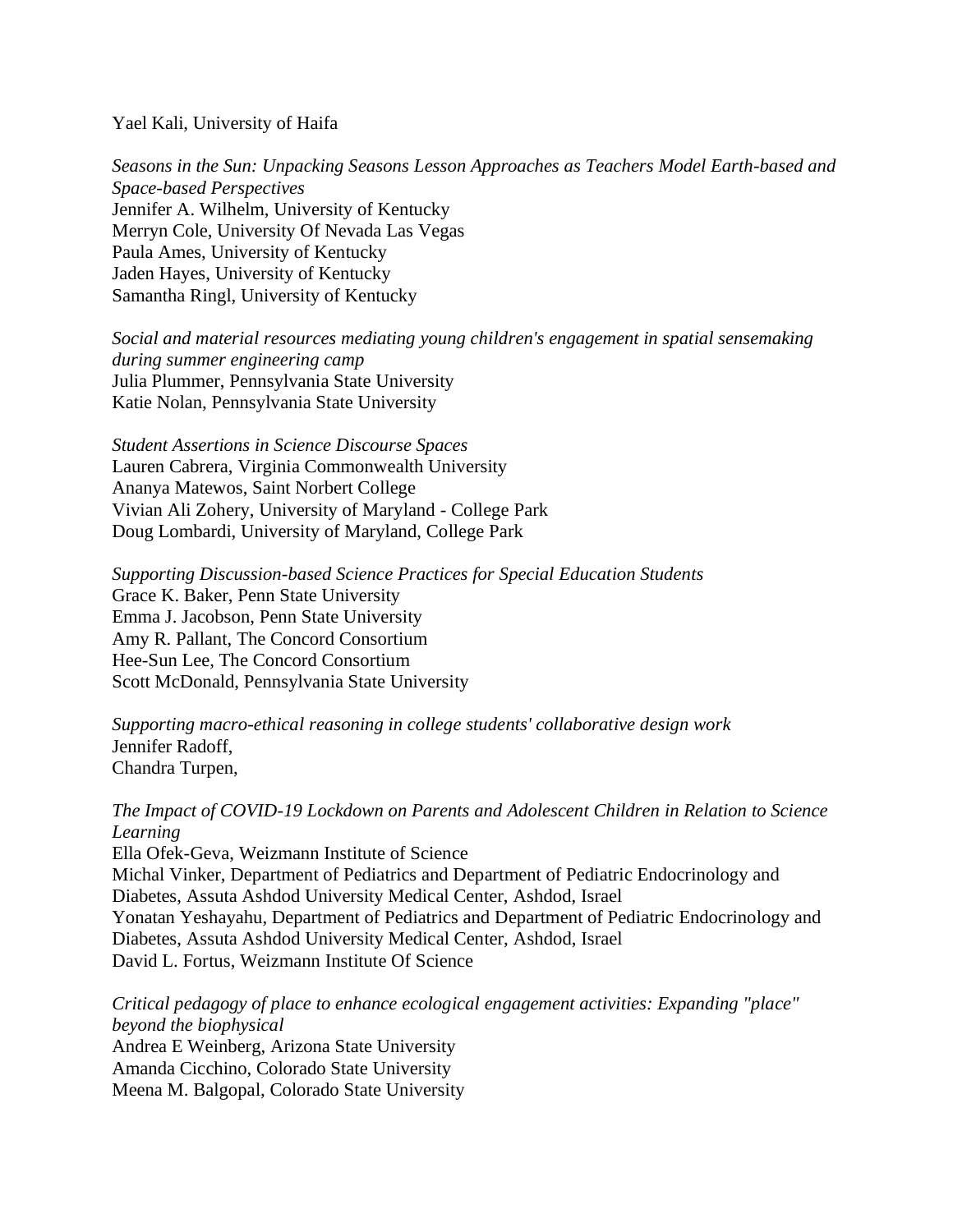Yael Kali, University of Haifa

*Seasons in the Sun: Unpacking Seasons Lesson Approaches as Teachers Model Earth-based and Space-based Perspectives*
Jennifer A. Wilhelm, University of Kentucky
Merryn Cole, University Of Nevada Las Vegas
Paula Ames, University of Kentucky
Jaden Hayes, University of Kentucky
Samantha Ringl, University of Kentucky

*Social and material resources mediating young children's engagement in spatial sensemaking during summer engineering camp*
Julia Plummer, Pennsylvania State University
Katie Nolan, Pennsylvania State University

*Student Assertions in Science Discourse Spaces*
Lauren Cabrera, Virginia Commonwealth University
Ananya Matewos, Saint Norbert College
Vivian Ali Zohery, University of Maryland - College Park
Doug Lombardi, University of Maryland, College Park

*Supporting Discussion-based Science Practices for Special Education Students*
Grace K. Baker, Penn State University
Emma J. Jacobson, Penn State University
Amy R. Pallant, The Concord Consortium
Hee-Sun Lee, The Concord Consortium
Scott McDonald, Pennsylvania State University

*Supporting macro-ethical reasoning in college students' collaborative design work*
Jennifer Radoff,
Chandra Turpen,

*The Impact of COVID-19 Lockdown on Parents and Adolescent Children in Relation to Science Learning*
Ella Ofek-Geva, Weizmann Institute of Science
Michal Vinker, Department of Pediatrics and Department of Pediatric Endocrinology and Diabetes, Assuta Ashdod University Medical Center, Ashdod, Israel
Yonatan Yeshayahu, Department of Pediatrics and Department of Pediatric Endocrinology and Diabetes, Assuta Ashdod University Medical Center, Ashdod, Israel
David L. Fortus, Weizmann Institute Of Science

*Critical pedagogy of place to enhance ecological engagement activities: Expanding "place" beyond the biophysical*
Andrea E Weinberg, Arizona State University
Amanda Cicchino, Colorado State University
Meena M. Balgopal, Colorado State University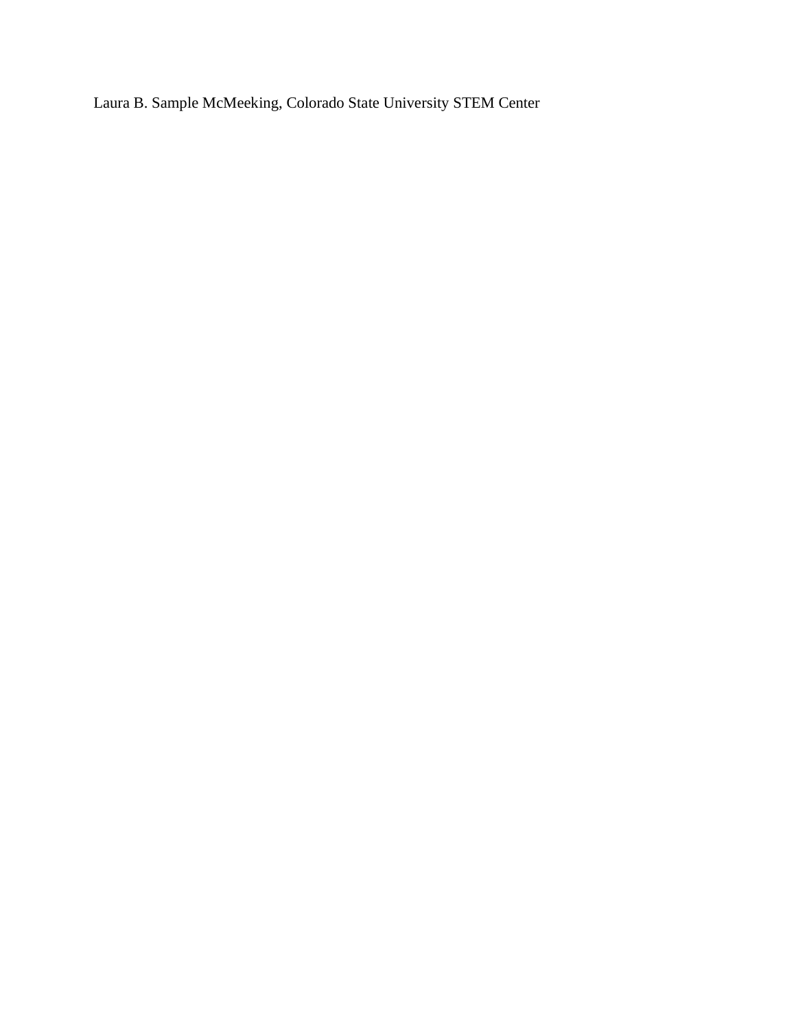Laura B. Sample McMeeking, Colorado State University STEM Center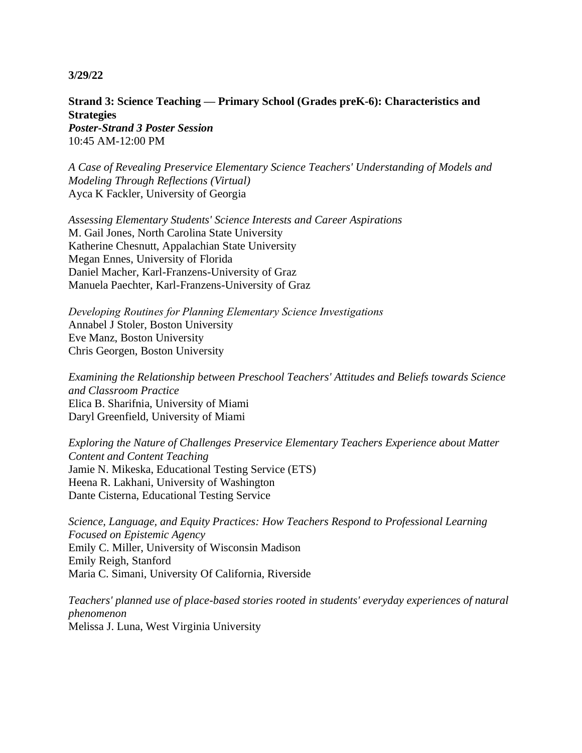**3/29/22**

**Strand 3: Science Teaching — Primary School (Grades preK-6): Characteristics and Strategies**
***Poster-Strand 3 Poster Session***
10:45 AM-12:00 PM

*A Case of Revealing Preservice Elementary Science Teachers' Understanding of Models and Modeling Through Reflections (Virtual)*
Ayca K Fackler, University of Georgia

*Assessing Elementary Students' Science Interests and Career Aspirations*
M. Gail Jones, North Carolina State University
Katherine Chesnutt, Appalachian State University
Megan Ennes, University of Florida
Daniel Macher, Karl-Franzens-University of Graz
Manuela Paechter, Karl-Franzens-University of Graz

*Developing Routines for Planning Elementary Science Investigations*
Annabel J Stoler, Boston University
Eve Manz, Boston University
Chris Georgen, Boston University

*Examining the Relationship between Preschool Teachers' Attitudes and Beliefs towards Science and Classroom Practice*
Elica B. Sharifnia, University of Miami
Daryl Greenfield, University of Miami

*Exploring the Nature of Challenges Preservice Elementary Teachers Experience about Matter Content and Content Teaching*
Jamie N. Mikeska, Educational Testing Service (ETS)
Heena R. Lakhani, University of Washington
Dante Cisterna, Educational Testing Service

*Science, Language, and Equity Practices: How Teachers Respond to Professional Learning Focused on Epistemic Agency*
Emily C. Miller, University of Wisconsin Madison
Emily Reigh, Stanford
Maria C. Simani, University Of California, Riverside

*Teachers' planned use of place-based stories rooted in students' everyday experiences of natural phenomenon*
Melissa J. Luna, West Virginia University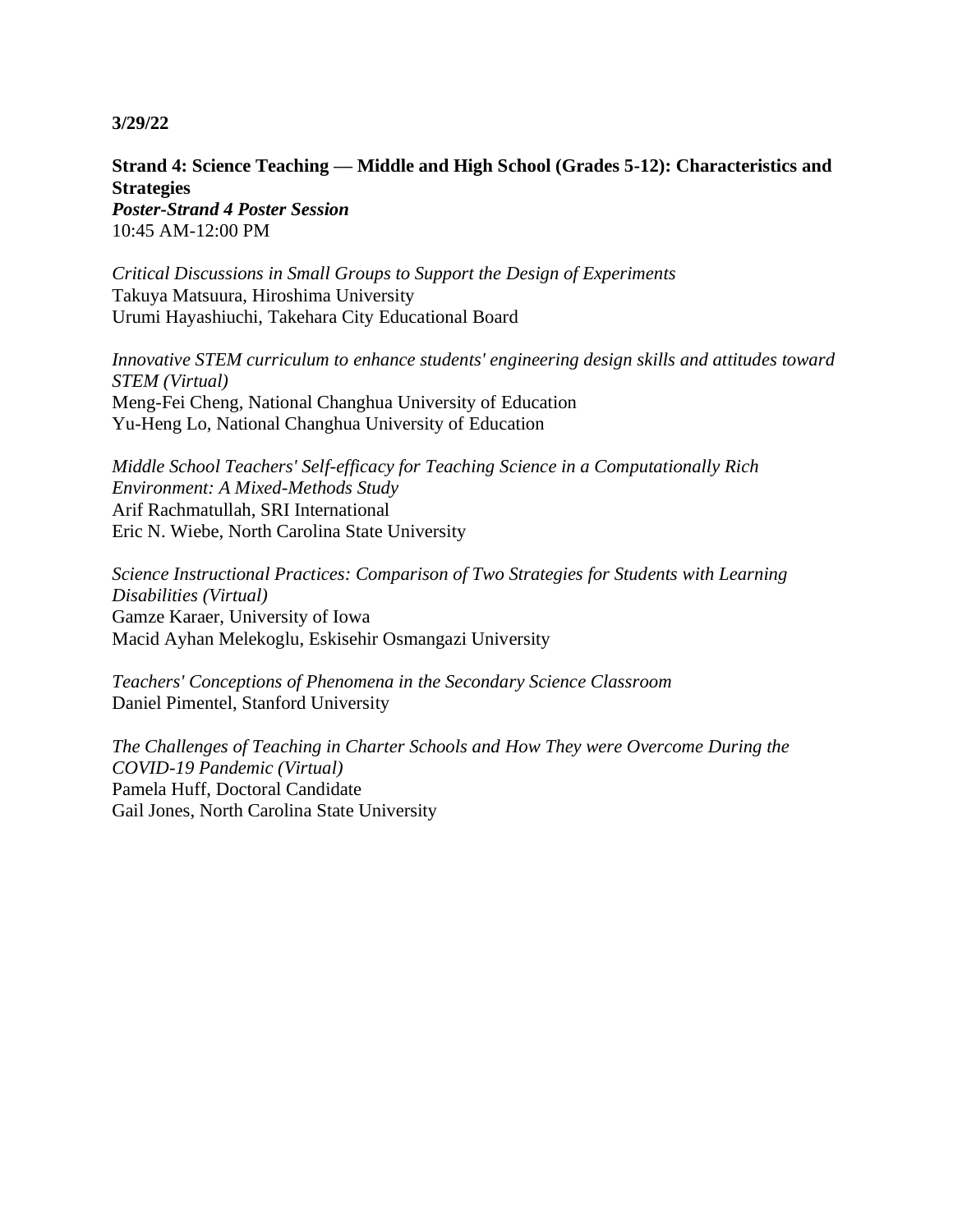**3/29/22**

**Strand 4: Science Teaching — Middle and High School (Grades 5-12): Characteristics and Strategies**
***Poster-Strand 4 Poster Session***
10:45 AM-12:00 PM

*Critical Discussions in Small Groups to Support the Design of Experiments*
Takuya Matsuura, Hiroshima University
Urumi Hayashiuchi, Takehara City Educational Board

*Innovative STEM curriculum to enhance students' engineering design skills and attitudes toward STEM (Virtual)*
Meng-Fei Cheng, National Changhua University of Education
Yu-Heng Lo, National Changhua University of Education

*Middle School Teachers' Self-efficacy for Teaching Science in a Computationally Rich Environment: A Mixed-Methods Study*
Arif Rachmatullah, SRI International
Eric N. Wiebe, North Carolina State University

*Science Instructional Practices: Comparison of Two Strategies for Students with Learning Disabilities (Virtual)*
Gamze Karaer, University of Iowa
Macid Ayhan Melekoglu, Eskisehir Osmangazi University

*Teachers' Conceptions of Phenomena in the Secondary Science Classroom*
Daniel Pimentel, Stanford University

*The Challenges of Teaching in Charter Schools and How They were Overcome During the COVID-19 Pandemic (Virtual)*
Pamela Huff, Doctoral Candidate
Gail Jones, North Carolina State University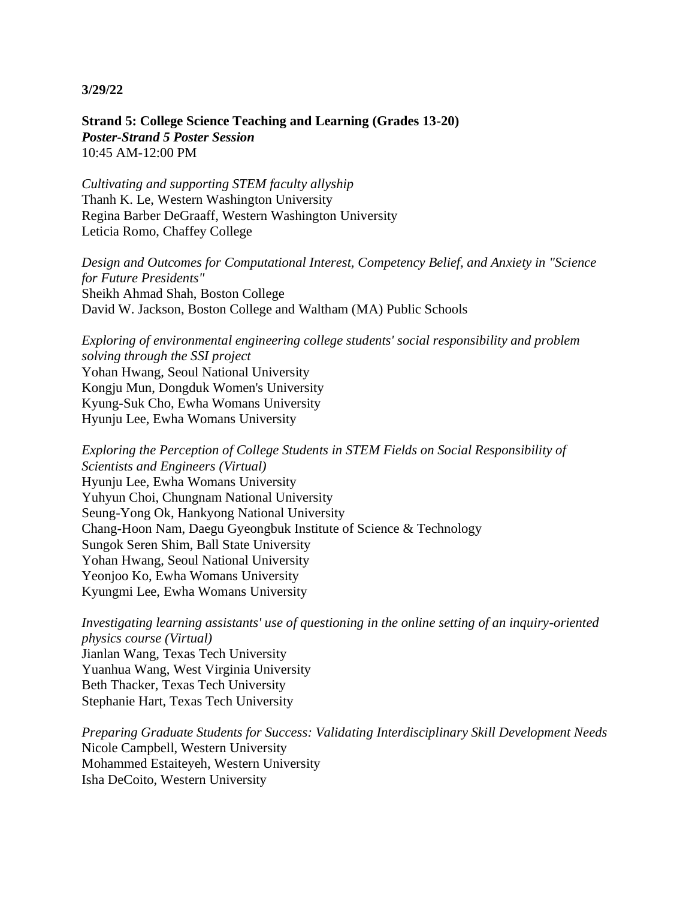**3/29/22**

**Strand 5: College Science Teaching and Learning (Grades 13-20)**
***Poster-Strand 5 Poster Session***
10:45 AM-12:00 PM

*Cultivating and supporting STEM faculty allyship*
Thanh K. Le, Western Washington University
Regina Barber DeGraaff, Western Washington University
Leticia Romo, Chaffey College

*Design and Outcomes for Computational Interest, Competency Belief, and Anxiety in "Science for Future Presidents"*
Sheikh Ahmad Shah, Boston College
David W. Jackson, Boston College and Waltham (MA) Public Schools

*Exploring of environmental engineering college students' social responsibility and problem solving through the SSI project*
Yohan Hwang, Seoul National University
Kongju Mun, Dongduk Women's University
Kyung-Suk Cho, Ewha Womans University
Hyunju Lee, Ewha Womans University

*Exploring the Perception of College Students in STEM Fields on Social Responsibility of Scientists and Engineers (Virtual)*
Hyunju Lee, Ewha Womans University
Yuhyun Choi, Chungnam National University
Seung-Yong Ok, Hankyong National University
Chang-Hoon Nam, Daegu Gyeongbuk Institute of Science & Technology
Sungok Seren Shim, Ball State University
Yohan Hwang, Seoul National University
Yeonjoo Ko, Ewha Womans University
Kyungmi Lee, Ewha Womans University

*Investigating learning assistants' use of questioning in the online setting of an inquiry-oriented physics course (Virtual)*
Jianlan Wang, Texas Tech University
Yuanhua Wang, West Virginia University
Beth Thacker, Texas Tech University
Stephanie Hart, Texas Tech University

*Preparing Graduate Students for Success: Validating Interdisciplinary Skill Development Needs*
Nicole Campbell, Western University
Mohammed Estaiteyeh, Western University
Isha DeCoito, Western University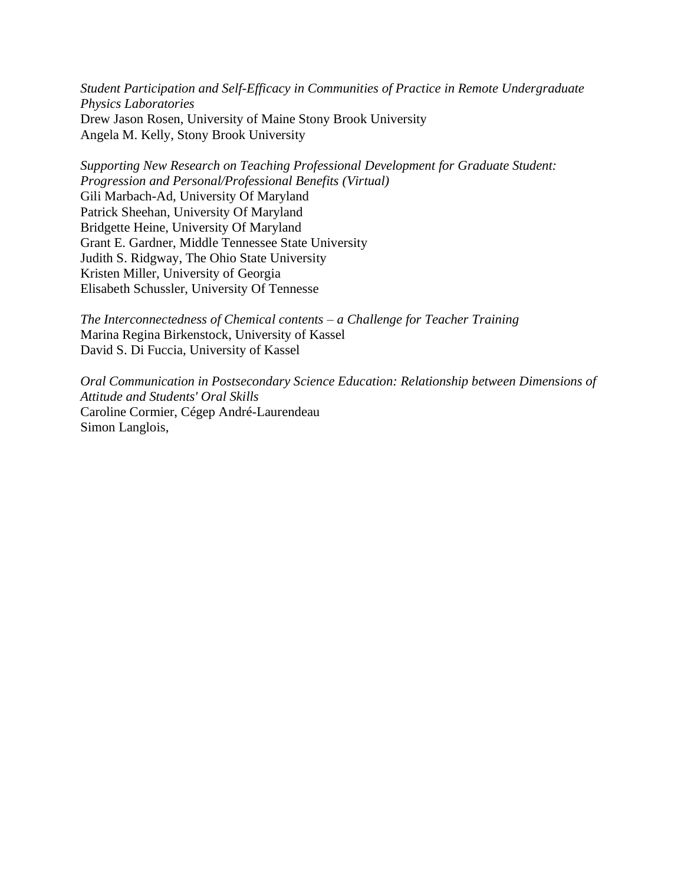*Student Participation and Self-Efficacy in Communities of Practice in Remote Undergraduate Physics Laboratories*
Drew Jason Rosen, University of Maine Stony Brook University
Angela M. Kelly, Stony Brook University

*Supporting New Research on Teaching Professional Development for Graduate Student: Progression and Personal/Professional Benefits (Virtual)*
Gili Marbach-Ad, University Of Maryland
Patrick Sheehan, University Of Maryland
Bridgette Heine, University Of Maryland
Grant E. Gardner, Middle Tennessee State University
Judith S. Ridgway, The Ohio State University
Kristen Miller, University of Georgia
Elisabeth Schussler, University Of Tennesse

*The Interconnectedness of Chemical contents – a Challenge for Teacher Training*
Marina Regina Birkenstock, University of Kassel
David S. Di Fuccia, University of Kassel

*Oral Communication in Postsecondary Science Education: Relationship between Dimensions of Attitude and Students' Oral Skills*
Caroline Cormier, Cégep André-Laurendeau
Simon Langlois,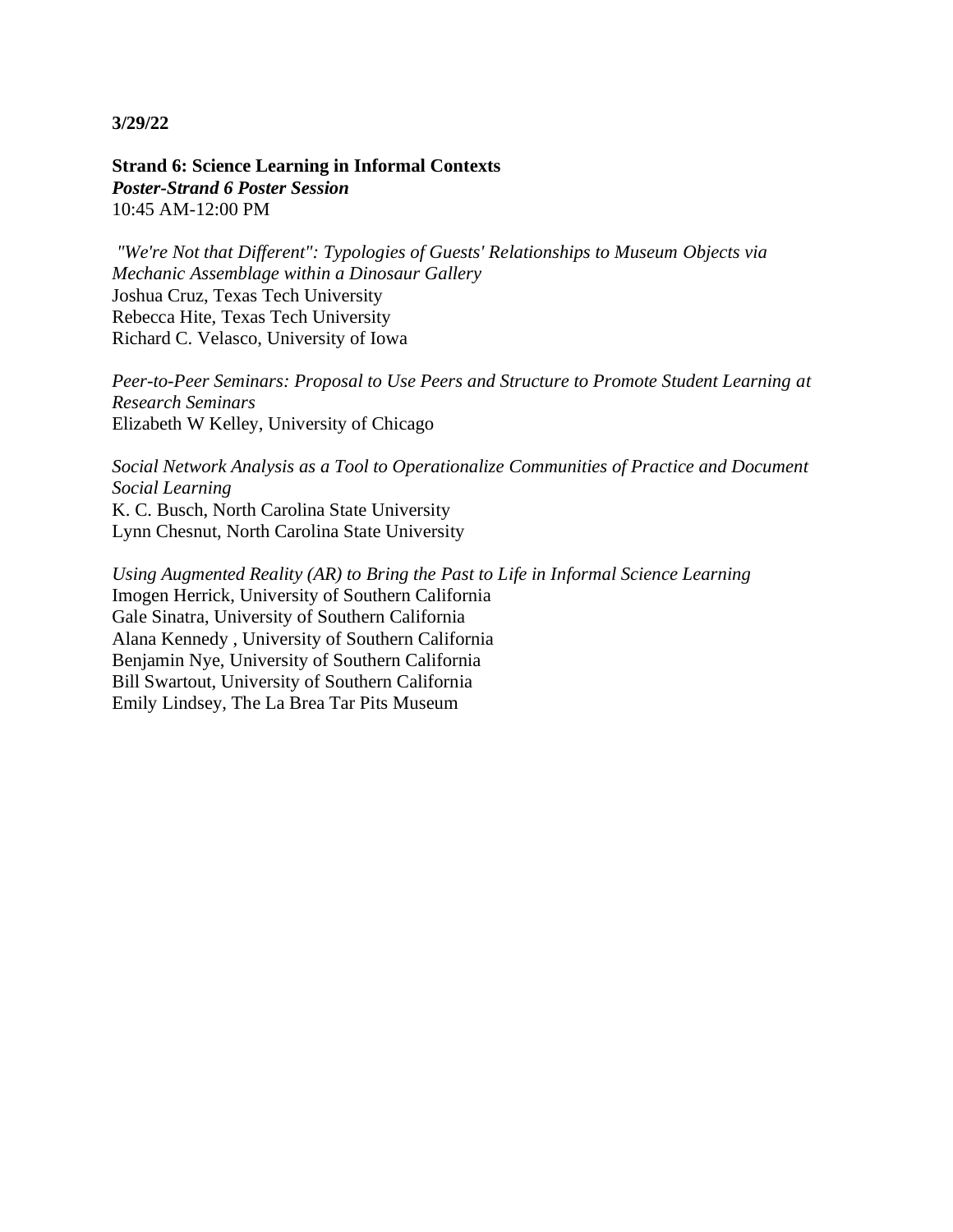**3/29/22**

**Strand 6: Science Learning in Informal Contexts**
***Poster-Strand 6 Poster Session***
10:45 AM-12:00 PM

*"We're Not that Different": Typologies of Guests' Relationships to Museum Objects via Mechanic Assemblage within a Dinosaur Gallery*
Joshua Cruz, Texas Tech University
Rebecca Hite, Texas Tech University
Richard C. Velasco, University of Iowa

*Peer-to-Peer Seminars: Proposal to Use Peers and Structure to Promote Student Learning at Research Seminars*
Elizabeth W Kelley, University of Chicago

*Social Network Analysis as a Tool to Operationalize Communities of Practice and Document Social Learning*
K. C. Busch, North Carolina State University
Lynn Chesnut, North Carolina State University

*Using Augmented Reality (AR) to Bring the Past to Life in Informal Science Learning*
Imogen Herrick, University of Southern California
Gale Sinatra, University of Southern California
Alana Kennedy , University of Southern California
Benjamin Nye, University of Southern California
Bill Swartout, University of Southern California
Emily Lindsey, The La Brea Tar Pits Museum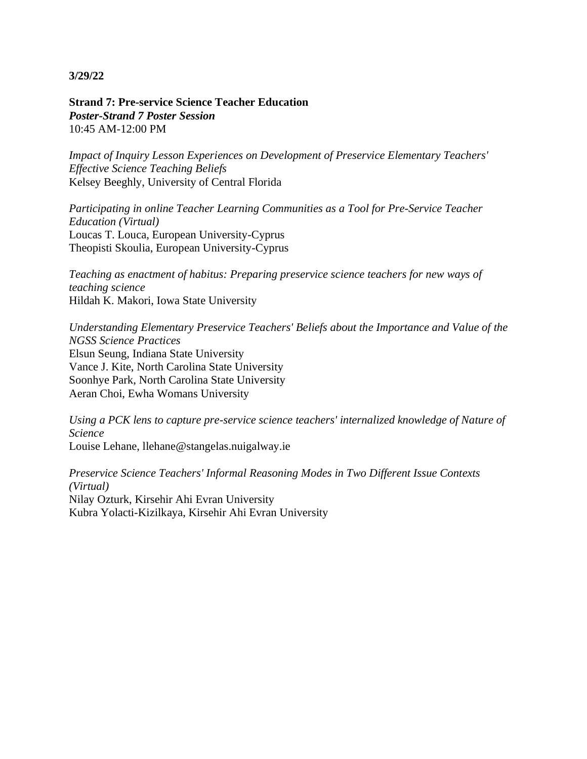**3/29/22**

**Strand 7: Pre-service Science Teacher Education**
***Poster-Strand 7 Poster Session***
10:45 AM-12:00 PM

*Impact of Inquiry Lesson Experiences on Development of Preservice Elementary Teachers' Effective Science Teaching Beliefs*
Kelsey Beeghly, University of Central Florida

*Participating in online Teacher Learning Communities as a Tool for Pre-Service Teacher Education (Virtual)*
Loucas T. Louca, European University-Cyprus
Theopisti Skoulia, European University-Cyprus

*Teaching as enactment of habitus: Preparing preservice science teachers for new ways of teaching science*
Hildah K. Makori, Iowa State University

*Understanding Elementary Preservice Teachers' Beliefs about the Importance and Value of the NGSS Science Practices*
Elsun Seung, Indiana State University
Vance J. Kite, North Carolina State University
Soonhye Park, North Carolina State University
Aeran Choi, Ewha Womans University

*Using a PCK lens to capture pre-service science teachers' internalized knowledge of Nature of Science*
Louise Lehane, llehane@stangelas.nuigalway.ie

*Preservice Science Teachers' Informal Reasoning Modes in Two Different Issue Contexts (Virtual)*
Nilay Ozturk, Kirsehir Ahi Evran University
Kubra Yolacti-Kizilkaya, Kirsehir Ahi Evran University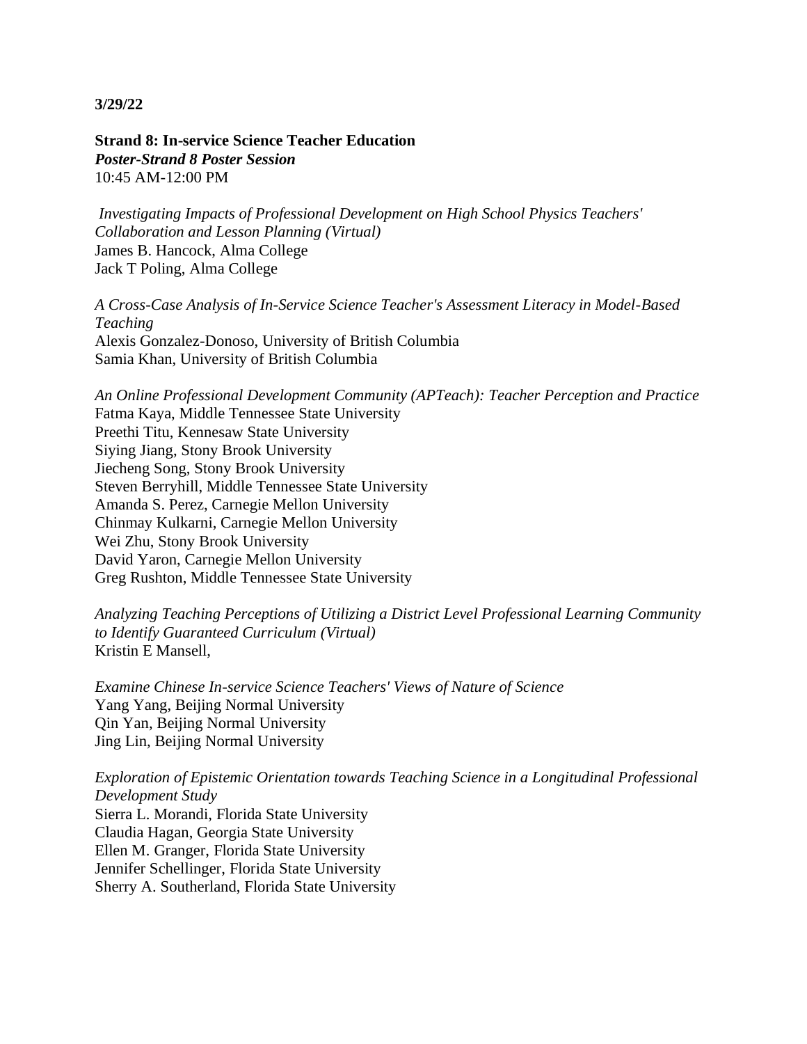**3/29/22**

**Strand 8: In-service Science Teacher Education**
***Poster-Strand 8 Poster Session***
10:45 AM-12:00 PM

*Investigating Impacts of Professional Development on High School Physics Teachers' Collaboration and Lesson Planning (Virtual)*
James B. Hancock, Alma College
Jack T Poling, Alma College

*A Cross-Case Analysis of In-Service Science Teacher's Assessment Literacy in Model-Based Teaching*
Alexis Gonzalez-Donoso, University of British Columbia
Samia Khan, University of British Columbia

*An Online Professional Development Community (APTeach): Teacher Perception and Practice*
Fatma Kaya, Middle Tennessee State University
Preethi Titu, Kennesaw State University
Siying Jiang, Stony Brook University
Jiecheng Song, Stony Brook University
Steven Berryhill, Middle Tennessee State University
Amanda S. Perez, Carnegie Mellon University
Chinmay Kulkarni, Carnegie Mellon University
Wei Zhu, Stony Brook University
David Yaron, Carnegie Mellon University
Greg Rushton, Middle Tennessee State University

*Analyzing Teaching Perceptions of Utilizing a District Level Professional Learning Community to Identify Guaranteed Curriculum (Virtual)*
Kristin E Mansell,

*Examine Chinese In-service Science Teachers' Views of Nature of Science*
Yang Yang, Beijing Normal University
Qin Yan, Beijing Normal University
Jing Lin, Beijing Normal University

*Exploration of Epistemic Orientation towards Teaching Science in a Longitudinal Professional Development Study*
Sierra L. Morandi, Florida State University
Claudia Hagan, Georgia State University
Ellen M. Granger, Florida State University
Jennifer Schellinger, Florida State University
Sherry A. Southerland, Florida State University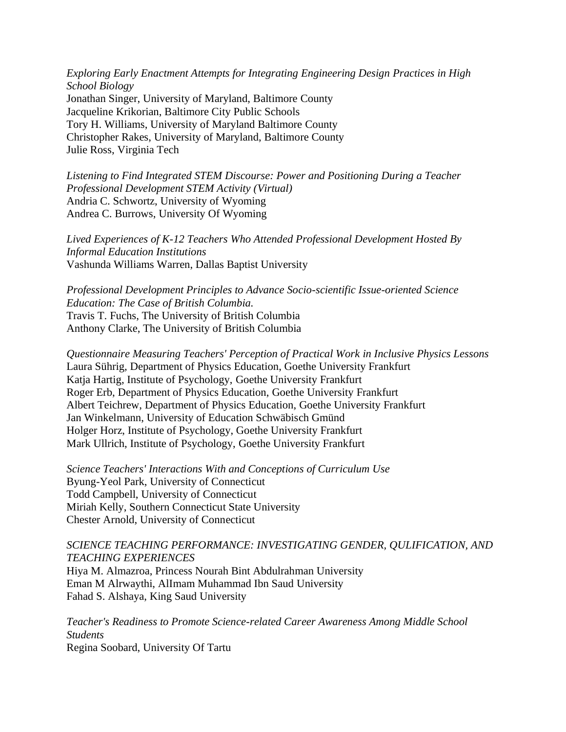*Exploring Early Enactment Attempts for Integrating Engineering Design Practices in High School Biology*
Jonathan Singer, University of Maryland, Baltimore County
Jacqueline Krikorian, Baltimore City Public Schools
Tory H. Williams, University of Maryland Baltimore County
Christopher Rakes, University of Maryland, Baltimore County
Julie Ross, Virginia Tech

*Listening to Find Integrated STEM Discourse: Power and Positioning During a Teacher Professional Development STEM Activity (Virtual)*
Andria C. Schwortz, University of Wyoming
Andrea C. Burrows, University Of Wyoming

*Lived Experiences of K-12 Teachers Who Attended Professional Development Hosted By Informal Education Institutions*
Vashunda Williams Warren, Dallas Baptist University

*Professional Development Principles to Advance Socio-scientific Issue-oriented Science Education: The Case of British Columbia.*
Travis T. Fuchs, The University of British Columbia
Anthony Clarke, The University of British Columbia

*Questionnaire Measuring Teachers' Perception of Practical Work in Inclusive Physics Lessons*
Laura Sührig, Department of Physics Education, Goethe University Frankfurt
Katja Hartig, Institute of Psychology, Goethe University Frankfurt
Roger Erb, Department of Physics Education, Goethe University Frankfurt
Albert Teichrew, Department of Physics Education, Goethe University Frankfurt
Jan Winkelmann, University of Education Schwäbisch Gmünd
Holger Horz, Institute of Psychology, Goethe University Frankfurt
Mark Ullrich, Institute of Psychology, Goethe University Frankfurt

*Science Teachers' Interactions With and Conceptions of Curriculum Use*
Byung-Yeol Park, University of Connecticut
Todd Campbell, University of Connecticut
Miriah Kelly, Southern Connecticut State University
Chester Arnold, University of Connecticut

*SCIENCE TEACHING PERFORMANCE: INVESTIGATING GENDER, QULIFICATION, AND TEACHING EXPERIENCES*
Hiya M. Almazroa, Princess Nourah Bint Abdulrahman University
Eman M Alrwaythi, AlImam Muhammad Ibn Saud University
Fahad S. Alshaya, King Saud University

*Teacher's Readiness to Promote Science-related Career Awareness Among Middle School Students*
Regina Soobard, University Of Tartu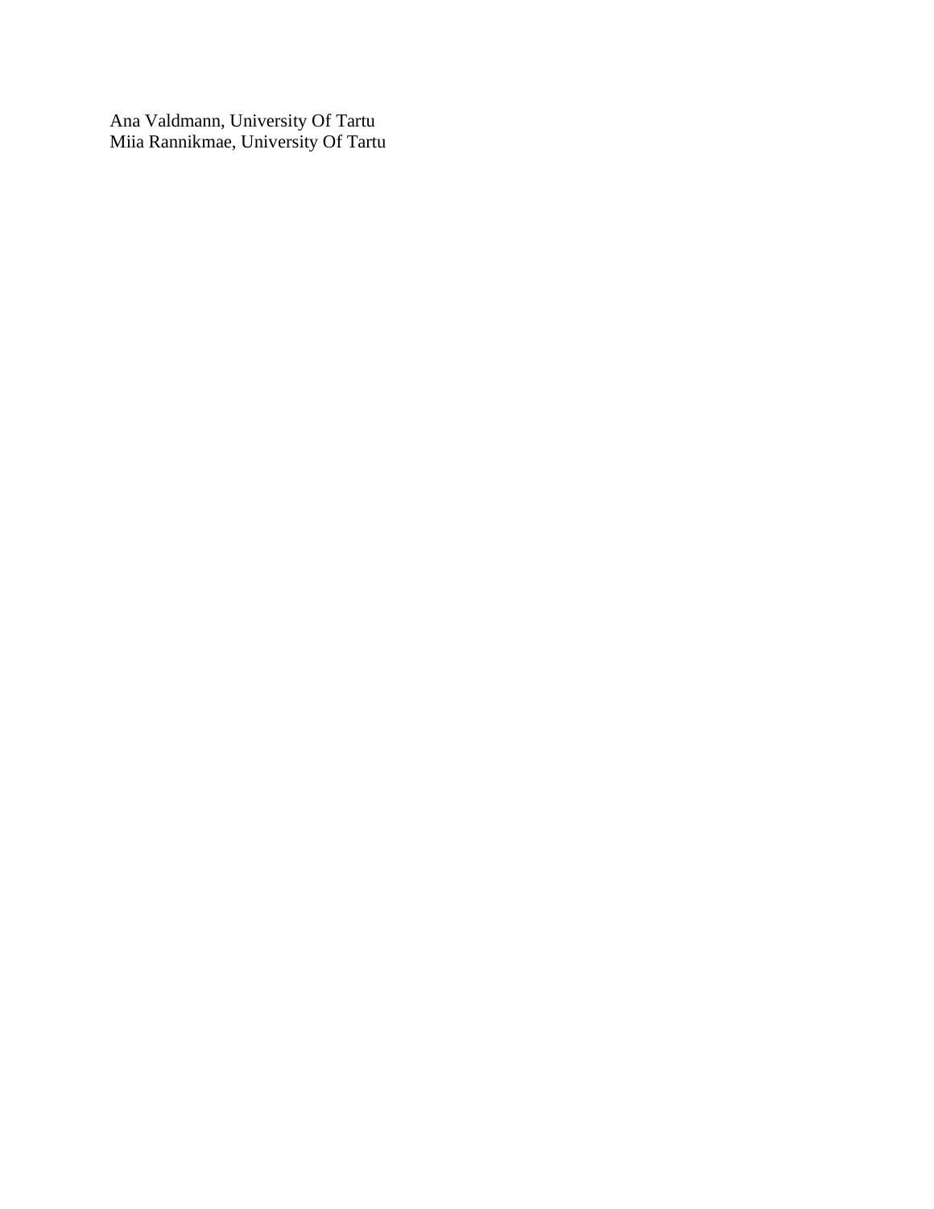Ana Valdmann, University Of Tartu
Miia Rannikmae, University Of Tartu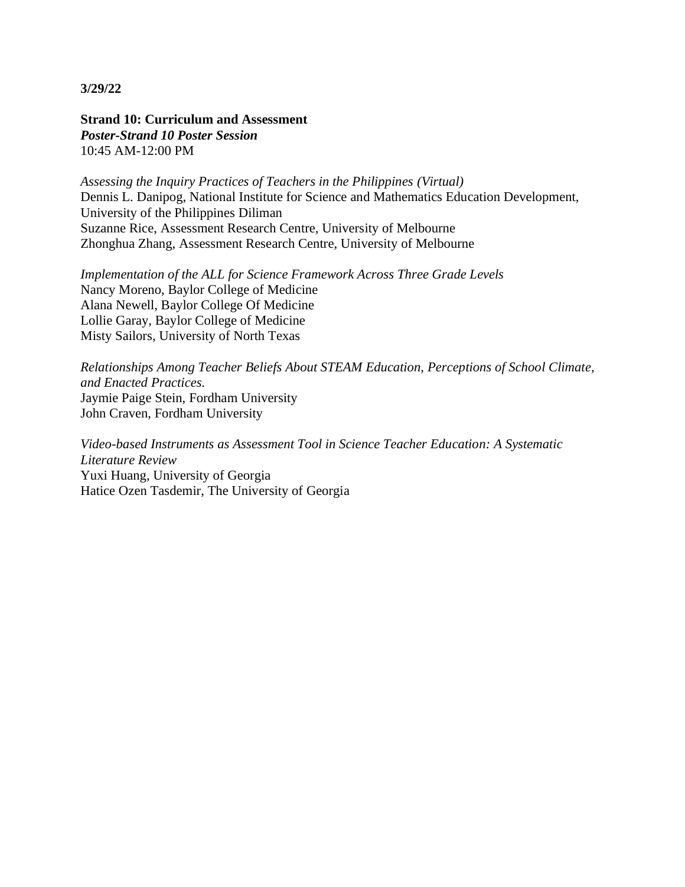**3/29/22**

**Strand 10: Curriculum and Assessment**
***Poster-Strand 10 Poster Session***
10:45 AM-12:00 PM

*Assessing the Inquiry Practices of Teachers in the Philippines (Virtual)*
Dennis L. Danipog, National Institute for Science and Mathematics Education Development, University of the Philippines Diliman
Suzanne Rice, Assessment Research Centre, University of Melbourne
Zhonghua Zhang, Assessment Research Centre, University of Melbourne

*Implementation of the ALL for Science Framework Across Three Grade Levels*
Nancy Moreno, Baylor College of Medicine
Alana Newell, Baylor College Of Medicine
Lollie Garay, Baylor College of Medicine
Misty Sailors, University of North Texas

*Relationships Among Teacher Beliefs About STEAM Education, Perceptions of School Climate, and Enacted Practices.*
Jaymie Paige Stein, Fordham University
John Craven, Fordham University

*Video-based Instruments as Assessment Tool in Science Teacher Education: A Systematic Literature Review*
Yuxi Huang, University of Georgia
Hatice Ozen Tasdemir, The University of Georgia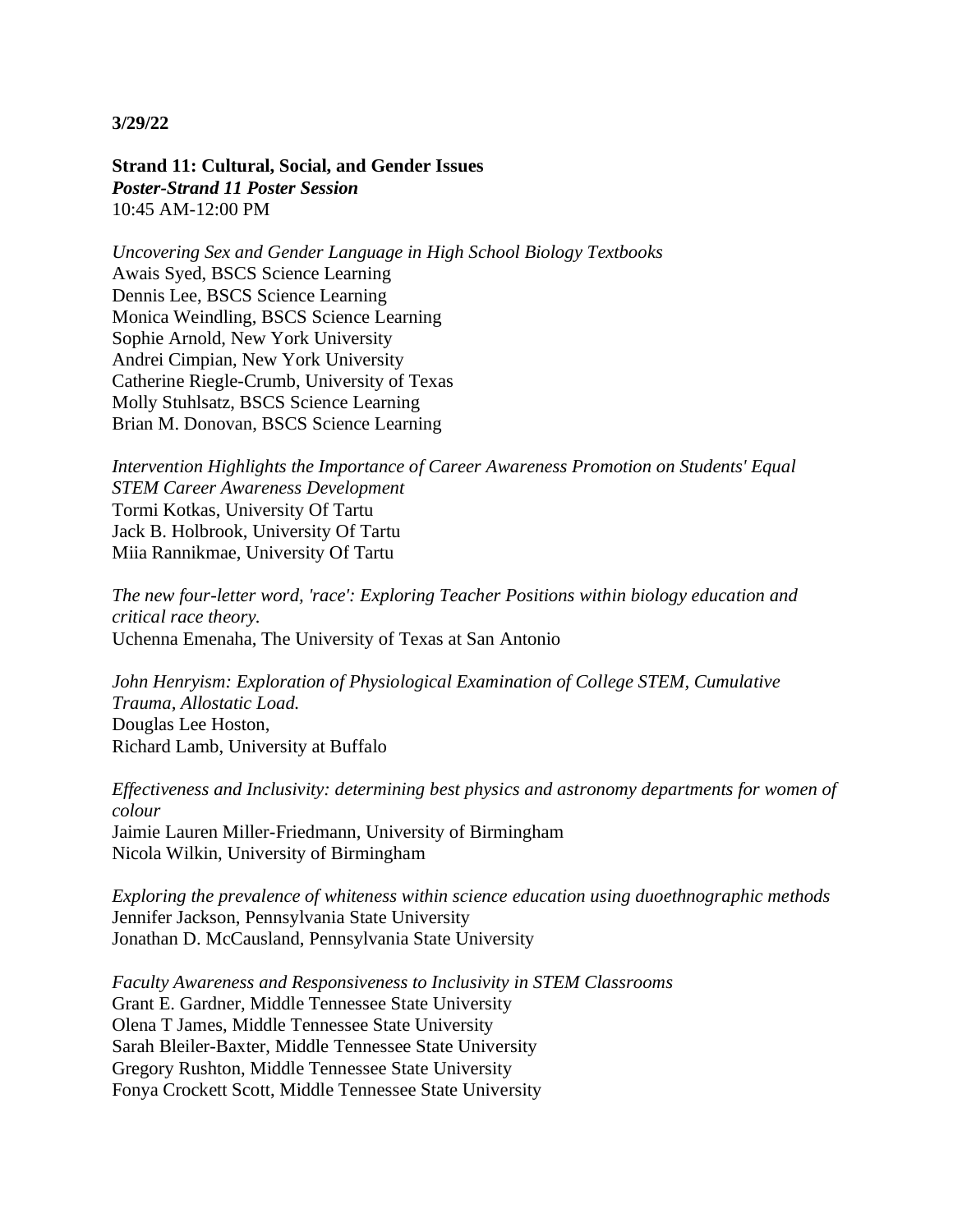**3/29/22**

**Strand 11: Cultural, Social, and Gender Issues**
***Poster-Strand 11 Poster Session***
10:45 AM-12:00 PM

*Uncovering Sex and Gender Language in High School Biology Textbooks*
Awais Syed, BSCS Science Learning
Dennis Lee, BSCS Science Learning
Monica Weindling, BSCS Science Learning
Sophie Arnold, New York University
Andrei Cimpian, New York University
Catherine Riegle-Crumb, University of Texas
Molly Stuhlsatz, BSCS Science Learning
Brian M. Donovan, BSCS Science Learning

*Intervention Highlights the Importance of Career Awareness Promotion on Students' Equal STEM Career Awareness Development*
Tormi Kotkas, University Of Tartu
Jack B. Holbrook, University Of Tartu
Miia Rannikmae, University Of Tartu

*The new four-letter word, 'race': Exploring Teacher Positions within biology education and critical race theory.*
Uchenna Emenaha, The University of Texas at San Antonio

*John Henryism: Exploration of Physiological Examination of College STEM, Cumulative Trauma, Allostatic Load.*
Douglas Lee Hoston,
Richard Lamb, University at Buffalo

*Effectiveness and Inclusivity: determining best physics and astronomy departments for women of colour*
Jaimie Lauren Miller-Friedmann, University of Birmingham
Nicola Wilkin, University of Birmingham

*Exploring the prevalence of whiteness within science education using duoethnographic methods*
Jennifer Jackson, Pennsylvania State University
Jonathan D. McCausland, Pennsylvania State University

*Faculty Awareness and Responsiveness to Inclusivity in STEM Classrooms*
Grant E. Gardner, Middle Tennessee State University
Olena T James, Middle Tennessee State University
Sarah Bleiler-Baxter, Middle Tennessee State University
Gregory Rushton, Middle Tennessee State University
Fonya Crockett Scott, Middle Tennessee State University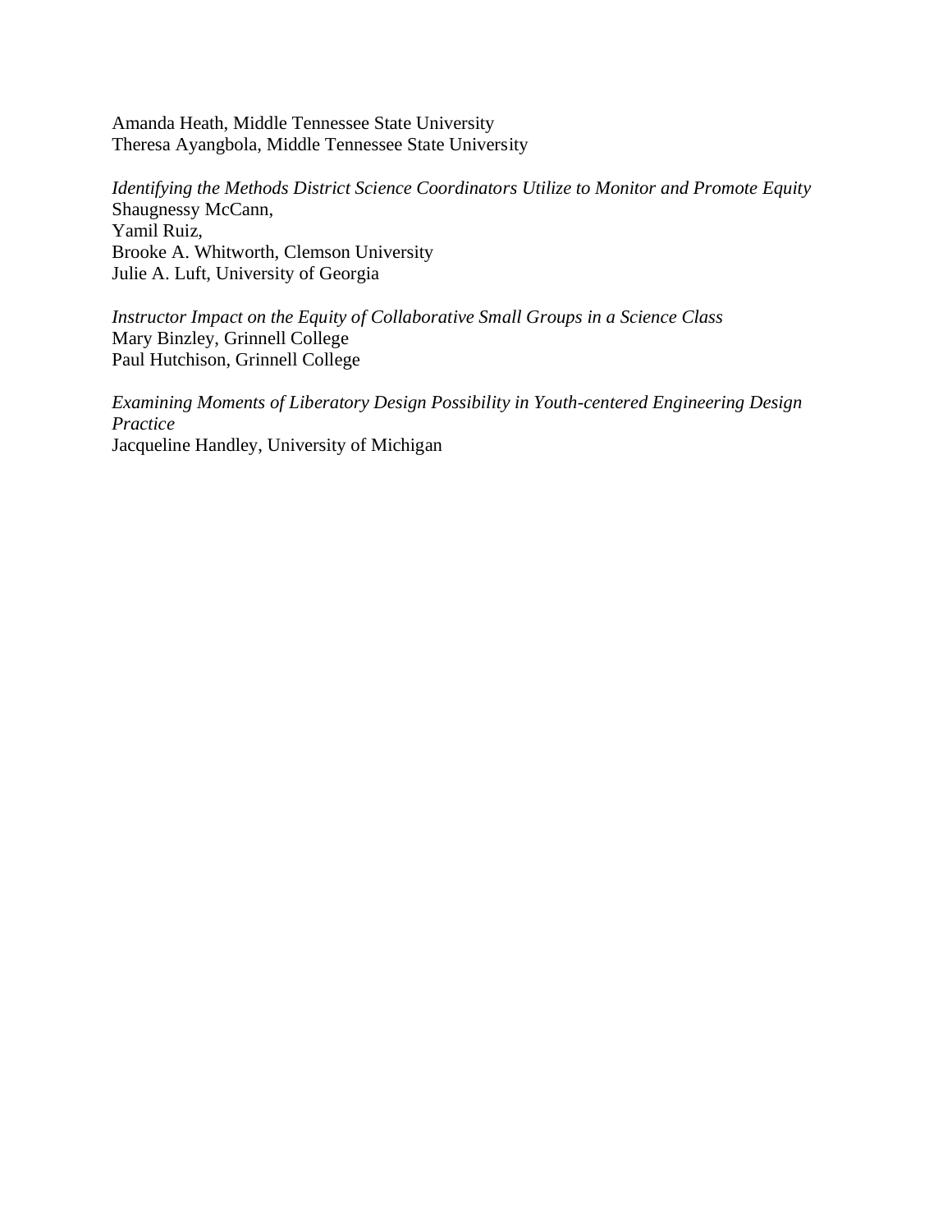Amanda Heath, Middle Tennessee State University
Theresa Ayangbola, Middle Tennessee State University

*Identifying the Methods District Science Coordinators Utilize to Monitor and Promote Equity*
Shaugnessy McCann,
Yamil Ruiz,
Brooke A. Whitworth, Clemson University
Julie A. Luft, University of Georgia

*Instructor Impact on the Equity of Collaborative Small Groups in a Science Class*
Mary Binzley, Grinnell College
Paul Hutchison, Grinnell College

*Examining Moments of Liberatory Design Possibility in Youth-centered Engineering Design Practice*
Jacqueline Handley, University of Michigan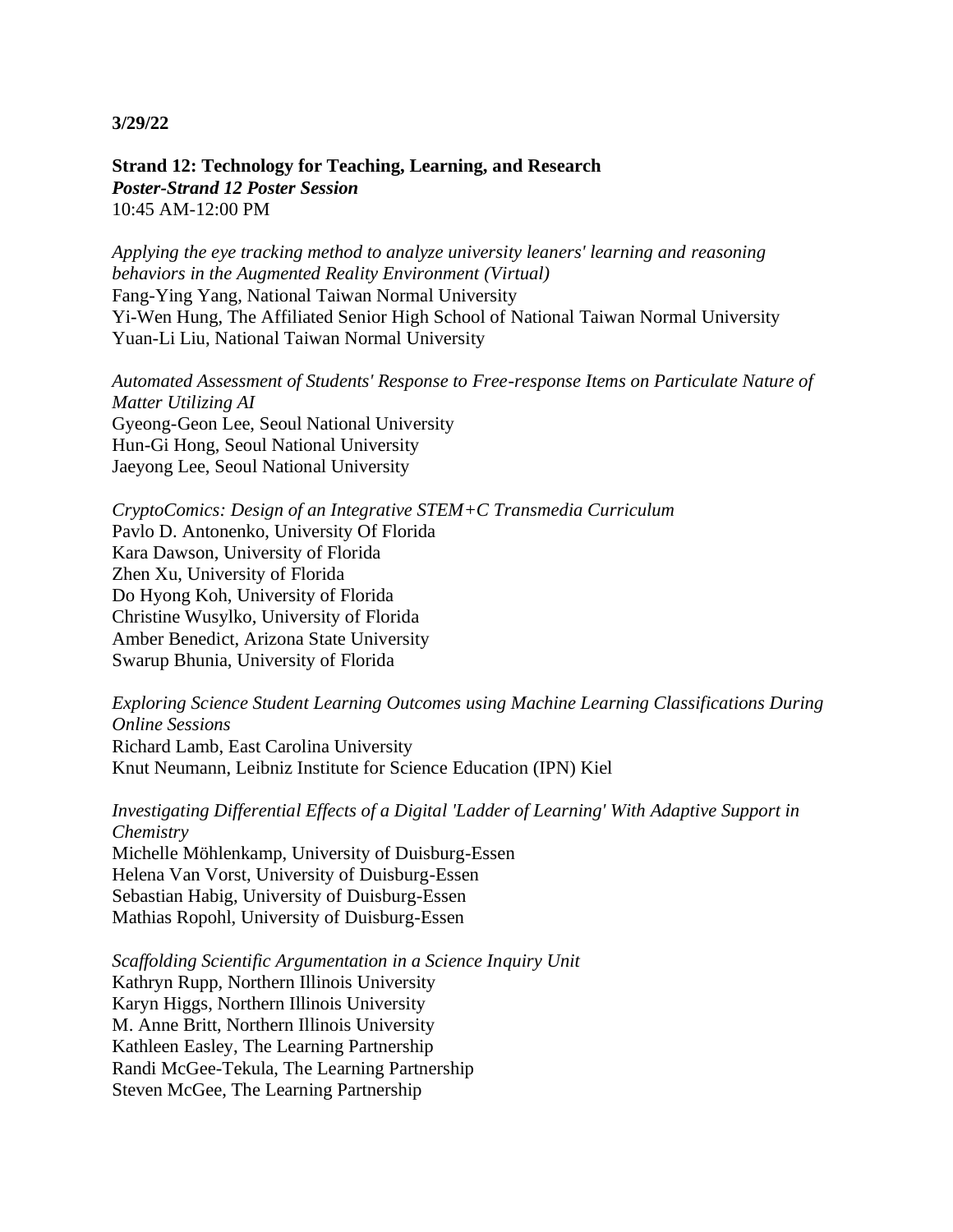**3/29/22**

**Strand 12: Technology for Teaching, Learning, and Research**
***Poster-Strand 12 Poster Session***
10:45 AM-12:00 PM

*Applying the eye tracking method to analyze university leaners' learning and reasoning behaviors in the Augmented Reality Environment (Virtual)*
Fang-Ying Yang, National Taiwan Normal University
Yi-Wen Hung, The Affiliated Senior High School of National Taiwan Normal University
Yuan-Li Liu, National Taiwan Normal University

*Automated Assessment of Students' Response to Free-response Items on Particulate Nature of Matter Utilizing AI*
Gyeong-Geon Lee, Seoul National University
Hun-Gi Hong, Seoul National University
Jaeyong Lee, Seoul National University

*CryptoComics: Design of an Integrative STEM+C Transmedia Curriculum*
Pavlo D. Antonenko, University Of Florida
Kara Dawson, University of Florida
Zhen Xu, University of Florida
Do Hyong Koh, University of Florida
Christine Wusylko, University of Florida
Amber Benedict, Arizona State University
Swarup Bhunia, University of Florida

*Exploring Science Student Learning Outcomes using Machine Learning Classifications During Online Sessions*
Richard Lamb, East Carolina University
Knut Neumann, Leibniz Institute for Science Education (IPN) Kiel

*Investigating Differential Effects of a Digital 'Ladder of Learning' With Adaptive Support in Chemistry*
Michelle Möhlenkamp, University of Duisburg-Essen
Helena Van Vorst, University of Duisburg-Essen
Sebastian Habig, University of Duisburg-Essen
Mathias Ropohl, University of Duisburg-Essen

*Scaffolding Scientific Argumentation in a Science Inquiry Unit*
Kathryn Rupp, Northern Illinois University
Karyn Higgs, Northern Illinois University
M. Anne Britt, Northern Illinois University
Kathleen Easley, The Learning Partnership
Randi McGee-Tekula, The Learning Partnership
Steven McGee, The Learning Partnership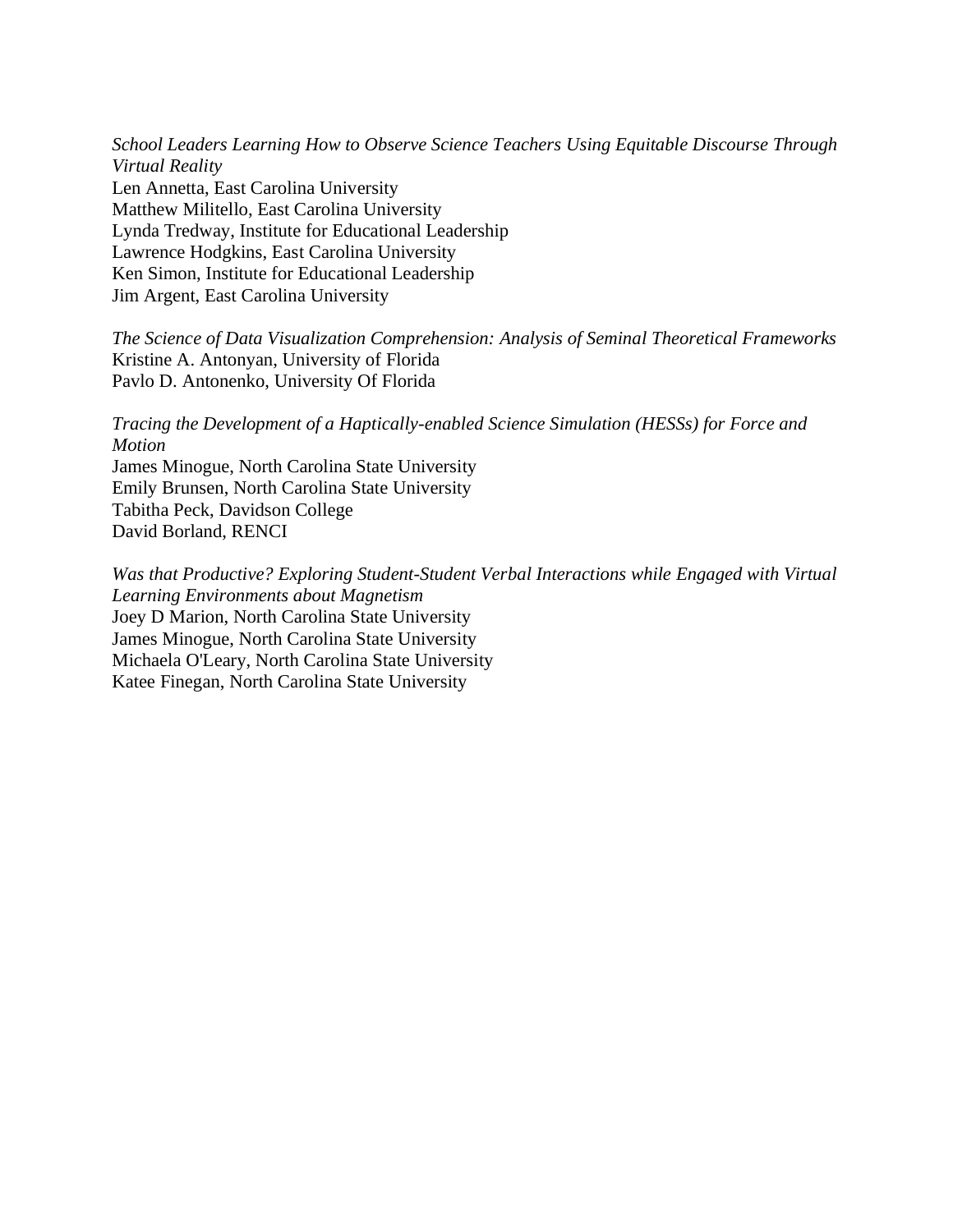*School Leaders Learning How to Observe Science Teachers Using Equitable Discourse Through Virtual Reality*  
Len Annetta, East Carolina University  
Matthew Militello, East Carolina University  
Lynda Tredway, Institute for Educational Leadership  
Lawrence Hodgkins, East Carolina University  
Ken Simon, Institute for Educational Leadership  
Jim Argent, East Carolina University

*The Science of Data Visualization Comprehension: Analysis of Seminal Theoretical Frameworks*  
Kristine A. Antonyan, University of Florida  
Pavlo D. Antonenko, University Of Florida

*Tracing the Development of a Haptically-enabled Science Simulation (HESSs) for Force and Motion*  
James Minogue, North Carolina State University  
Emily Brunsen, North Carolina State University  
Tabitha Peck, Davidson College  
David Borland, RENCI

*Was that Productive? Exploring Student-Student Verbal Interactions while Engaged with Virtual Learning Environments about Magnetism*  
Joey D Marion, North Carolina State University  
James Minogue, North Carolina State University  
Michaela O'Leary, North Carolina State University  
Katee Finegan, North Carolina State University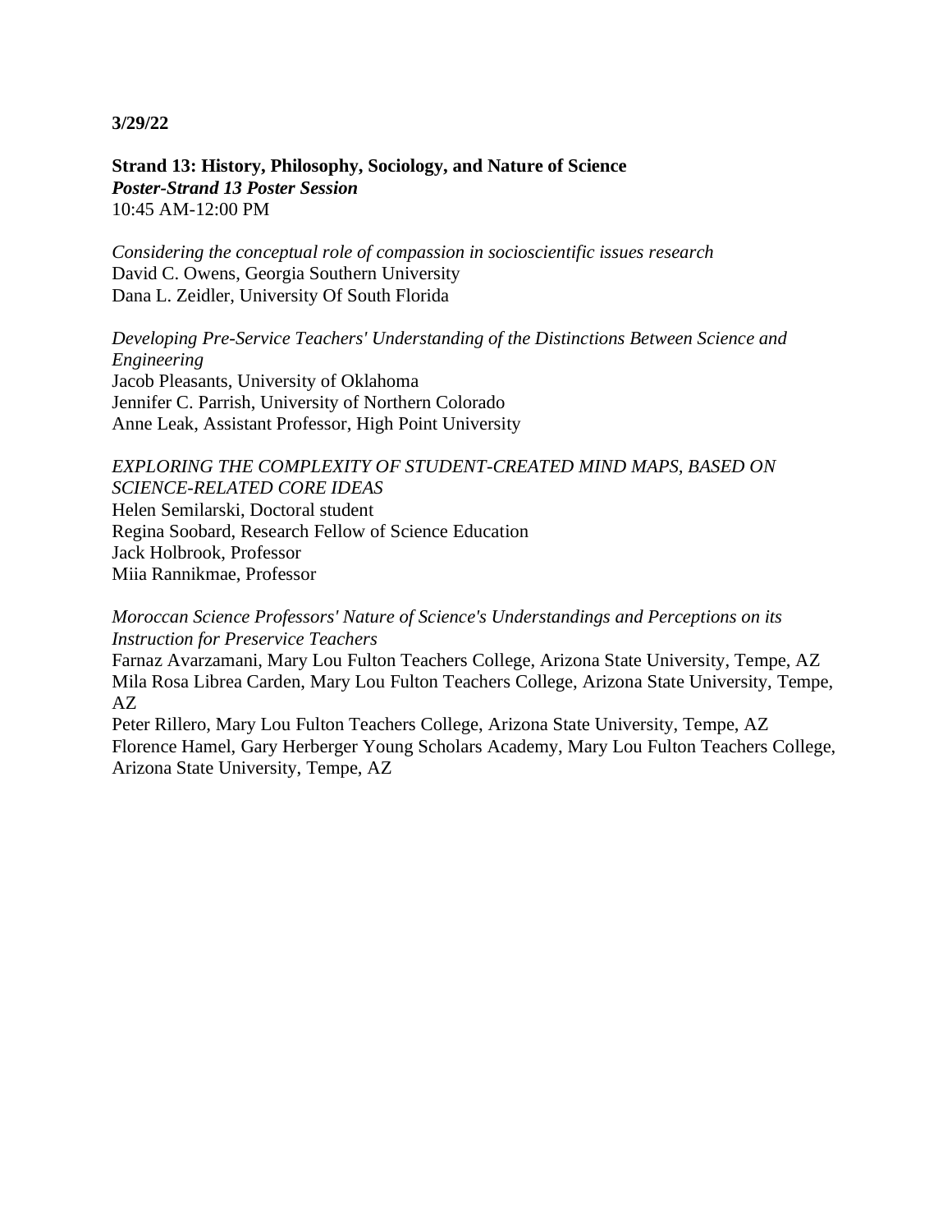**3/29/22**

**Strand 13: History, Philosophy, Sociology, and Nature of Science**
***Poster-Strand 13 Poster Session***
10:45 AM-12:00 PM

*Considering the conceptual role of compassion in socioscientific issues research*
David C. Owens, Georgia Southern University
Dana L. Zeidler, University Of South Florida

*Developing Pre-Service Teachers' Understanding of the Distinctions Between Science and Engineering*
Jacob Pleasants, University of Oklahoma
Jennifer C. Parrish, University of Northern Colorado
Anne Leak, Assistant Professor, High Point University

*EXPLORING THE COMPLEXITY OF STUDENT-CREATED MIND MAPS, BASED ON SCIENCE-RELATED CORE IDEAS*
Helen Semilarski, Doctoral student
Regina Soobard, Research Fellow of Science Education
Jack Holbrook, Professor
Miia Rannikmae, Professor

*Moroccan Science Professors' Nature of Science's Understandings and Perceptions on its Instruction for Preservice Teachers*
Farnaz Avarzamani, Mary Lou Fulton Teachers College, Arizona State University, Tempe, AZ
Mila Rosa Librea Carden, Mary Lou Fulton Teachers College, Arizona State University, Tempe, AZ
Peter Rillero, Mary Lou Fulton Teachers College, Arizona State University, Tempe, AZ
Florence Hamel, Gary Herberger Young Scholars Academy, Mary Lou Fulton Teachers College, Arizona State University, Tempe, AZ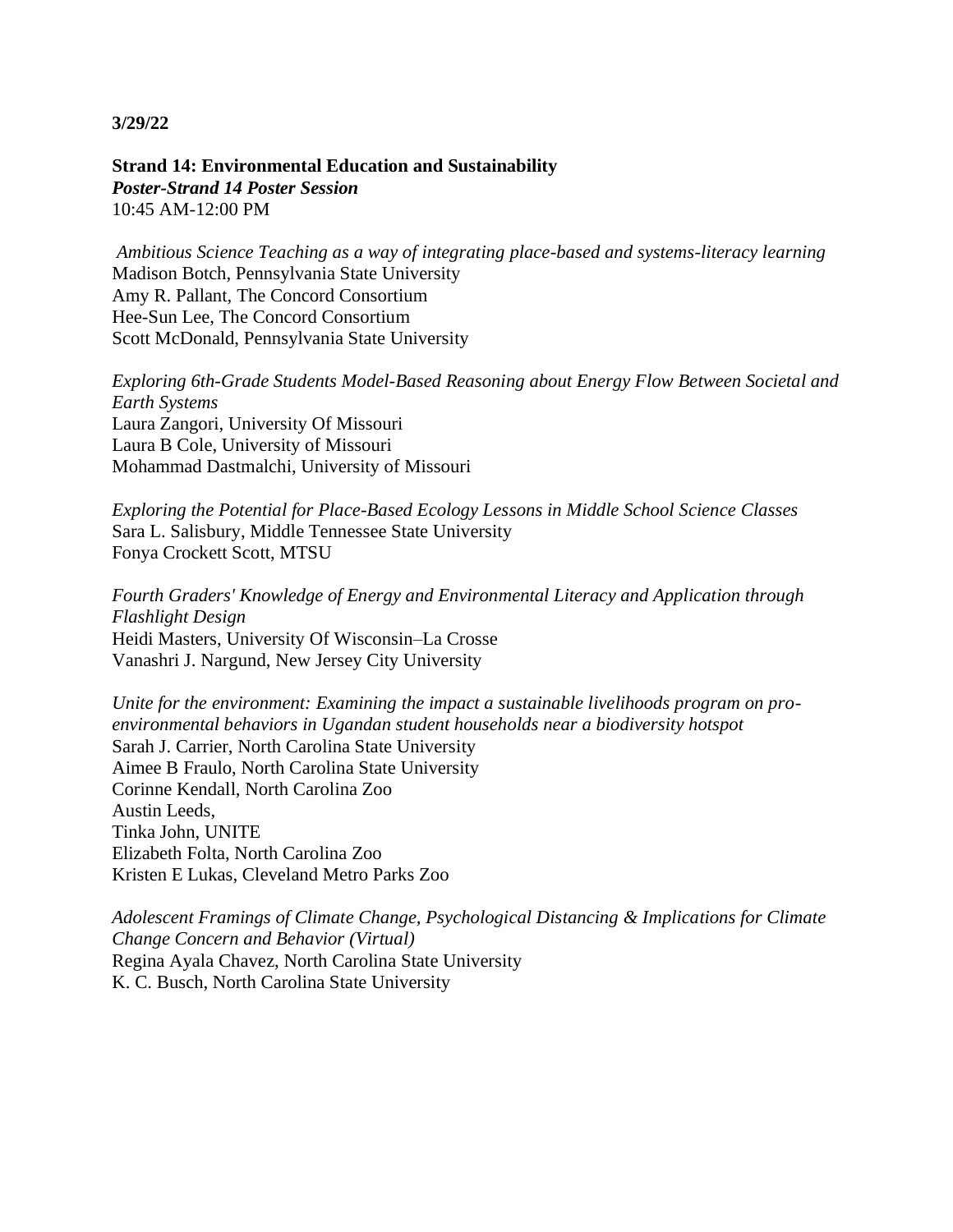**3/29/22**

**Strand 14: Environmental Education and Sustainability**
***Poster-Strand 14 Poster Session***
10:45 AM-12:00 PM

*Ambitious Science Teaching as a way of integrating place-based and systems-literacy learning*
Madison Botch, Pennsylvania State University
Amy R. Pallant, The Concord Consortium
Hee-Sun Lee, The Concord Consortium
Scott McDonald, Pennsylvania State University

*Exploring 6th-Grade Students Model-Based Reasoning about Energy Flow Between Societal and Earth Systems*
Laura Zangori, University Of Missouri
Laura B Cole, University of Missouri
Mohammad Dastmalchi, University of Missouri

*Exploring the Potential for Place-Based Ecology Lessons in Middle School Science Classes*
Sara L. Salisbury, Middle Tennessee State University
Fonya Crockett Scott, MTSU

*Fourth Graders' Knowledge of Energy and Environmental Literacy and Application through Flashlight Design*
Heidi Masters, University Of Wisconsin–La Crosse
Vanashri J. Nargund, New Jersey City University

*Unite for the environment: Examining the impact a sustainable livelihoods program on pro-environmental behaviors in Ugandan student households near a biodiversity hotspot*
Sarah J. Carrier, North Carolina State University
Aimee B Fraulo, North Carolina State University
Corinne Kendall, North Carolina Zoo
Austin Leeds,
Tinka John, UNITE
Elizabeth Folta, North Carolina Zoo
Kristen E Lukas, Cleveland Metro Parks Zoo

*Adolescent Framings of Climate Change, Psychological Distancing & Implications for Climate Change Concern and Behavior (Virtual)*
Regina Ayala Chavez, North Carolina State University
K. C. Busch, North Carolina State University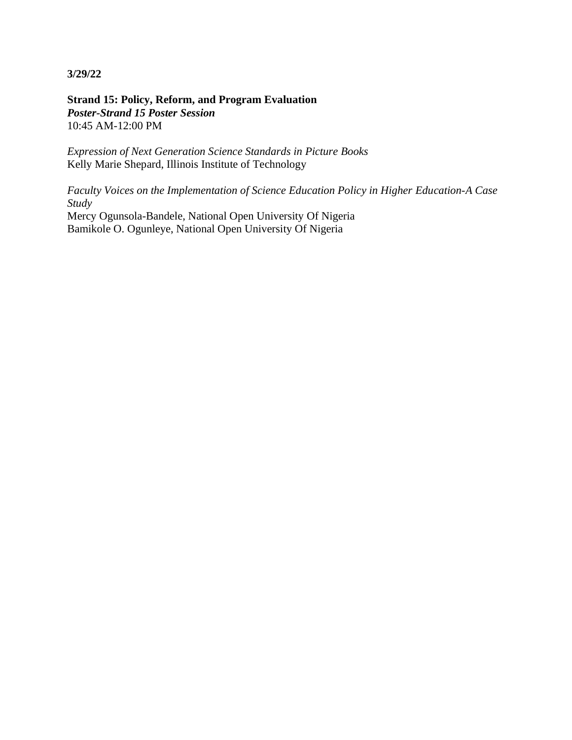**3/29/22**

**Strand 15: Policy, Reform, and Program Evaluation**
***Poster-Strand 15 Poster Session***
10:45 AM-12:00 PM

*Expression of Next Generation Science Standards in Picture Books*
Kelly Marie Shepard, Illinois Institute of Technology

*Faculty Voices on the Implementation of Science Education Policy in Higher Education-A Case Study*
Mercy Ogunsola-Bandele, National Open University Of Nigeria
Bamikole O. Ogunleye, National Open University Of Nigeria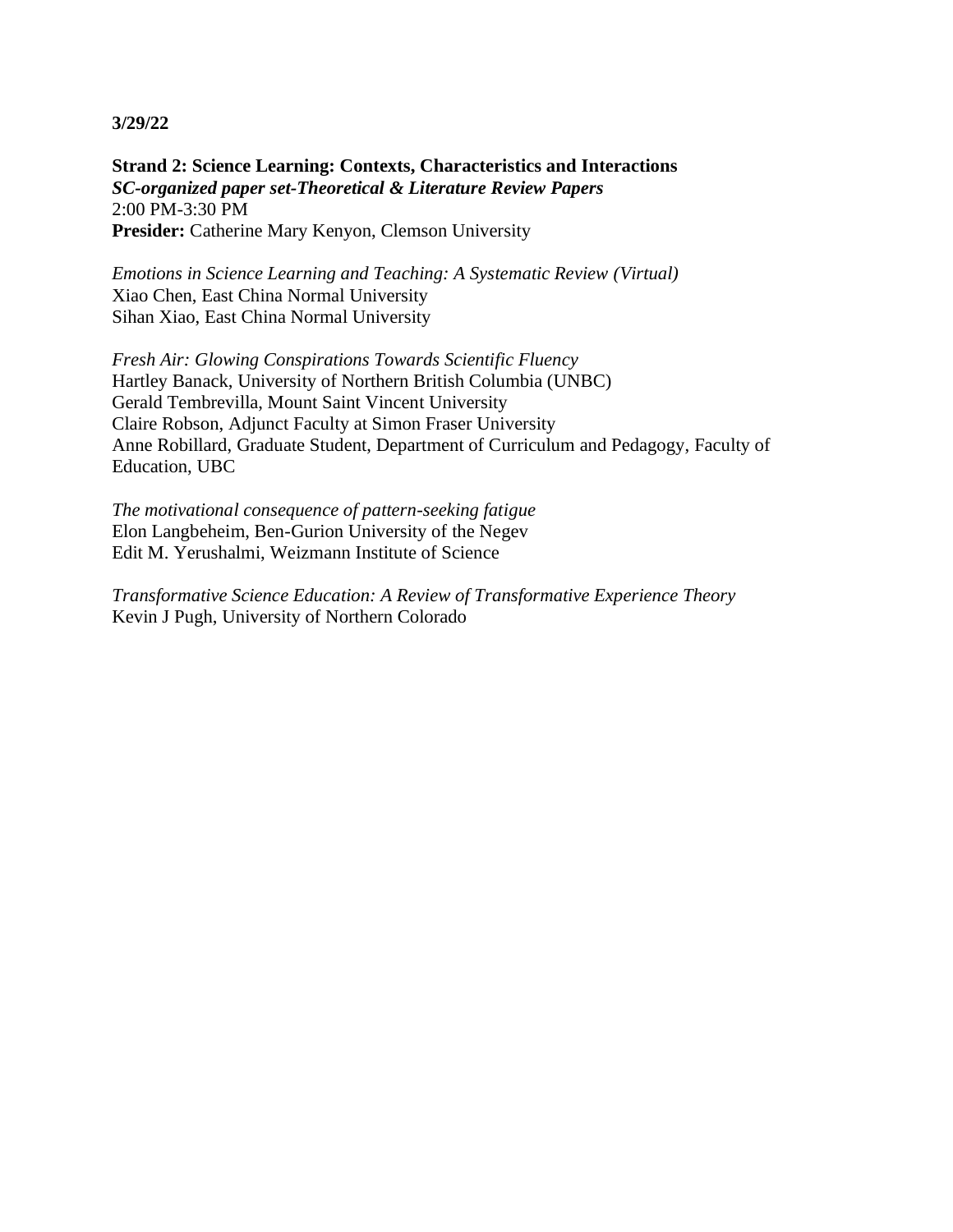**3/29/22**

**Strand 2: Science Learning: Contexts, Characteristics and Interactions**
***SC-organized paper set-Theoretical & Literature Review Papers***
2:00 PM-3:30 PM
**Presider:** Catherine Mary Kenyon, Clemson University

*Emotions in Science Learning and Teaching: A Systematic Review (Virtual)*
Xiao Chen, East China Normal University
Sihan Xiao, East China Normal University

*Fresh Air: Glowing Conspirations Towards Scientific Fluency*
Hartley Banack, University of Northern British Columbia (UNBC)
Gerald Tembrevilla, Mount Saint Vincent University
Claire Robson, Adjunct Faculty at Simon Fraser University
Anne Robillard, Graduate Student, Department of Curriculum and Pedagogy, Faculty of Education, UBC

*The motivational consequence of pattern-seeking fatigue*
Elon Langbeheim, Ben-Gurion University of the Negev
Edit M. Yerushalmi, Weizmann Institute of Science

*Transformative Science Education: A Review of Transformative Experience Theory*
Kevin J Pugh, University of Northern Colorado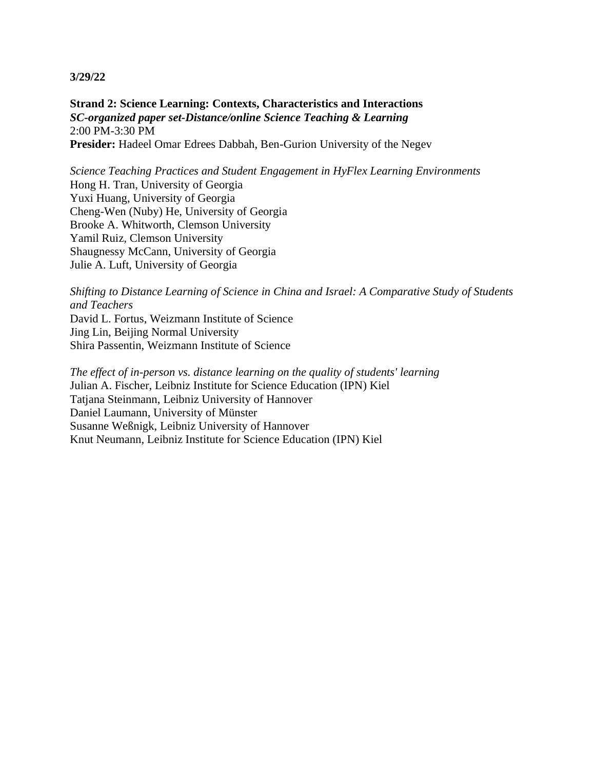**3/29/22**

**Strand 2: Science Learning: Contexts, Characteristics and Interactions**
***SC-organized paper set-Distance/online Science Teaching & Learning***
2:00 PM-3:30 PM
**Presider:** Hadeel Omar Edrees Dabbah, Ben-Gurion University of the Negev

*Science Teaching Practices and Student Engagement in HyFlex Learning Environments*
Hong H. Tran, University of Georgia
Yuxi Huang, University of Georgia
Cheng-Wen (Nuby) He, University of Georgia
Brooke A. Whitworth, Clemson University
Yamil Ruiz, Clemson University
Shaugnessy McCann, University of Georgia
Julie A. Luft, University of Georgia

*Shifting to Distance Learning of Science in China and Israel: A Comparative Study of Students and Teachers*
David L. Fortus, Weizmann Institute of Science
Jing Lin, Beijing Normal University
Shira Passentin, Weizmann Institute of Science

*The effect of in-person vs. distance learning on the quality of students' learning*
Julian A. Fischer, Leibniz Institute for Science Education (IPN) Kiel
Tatjana Steinmann, Leibniz University of Hannover
Daniel Laumann, University of Münster
Susanne Weßnigk, Leibniz University of Hannover
Knut Neumann, Leibniz Institute for Science Education (IPN) Kiel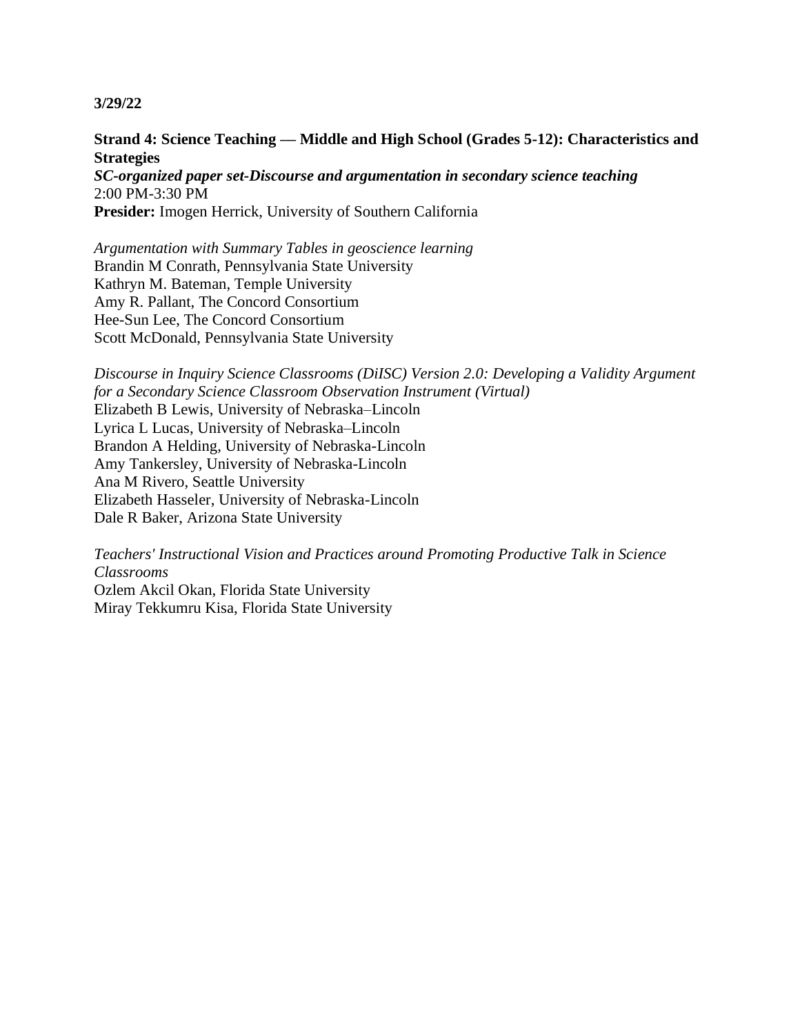**3/29/22**

**Strand 4: Science Teaching — Middle and High School (Grades 5-12): Characteristics and Strategies**
***SC-organized paper set-Discourse and argumentation in secondary science teaching***
2:00 PM-3:30 PM
**Presider:** Imogen Herrick, University of Southern California

*Argumentation with Summary Tables in geoscience learning*
Brandin M Conrath, Pennsylvania State University
Kathryn M. Bateman, Temple University
Amy R. Pallant, The Concord Consortium
Hee-Sun Lee, The Concord Consortium
Scott McDonald, Pennsylvania State University

*Discourse in Inquiry Science Classrooms (DiISC) Version 2.0: Developing a Validity Argument for a Secondary Science Classroom Observation Instrument (Virtual)*
Elizabeth B Lewis, University of Nebraska–Lincoln
Lyrica L Lucas, University of Nebraska–Lincoln
Brandon A Helding, University of Nebraska-Lincoln
Amy Tankersley, University of Nebraska-Lincoln
Ana M Rivero, Seattle University
Elizabeth Hasseler, University of Nebraska-Lincoln
Dale R Baker, Arizona State University

*Teachers' Instructional Vision and Practices around Promoting Productive Talk in Science Classrooms*
Ozlem Akcil Okan, Florida State University
Miray Tekkumru Kisa, Florida State University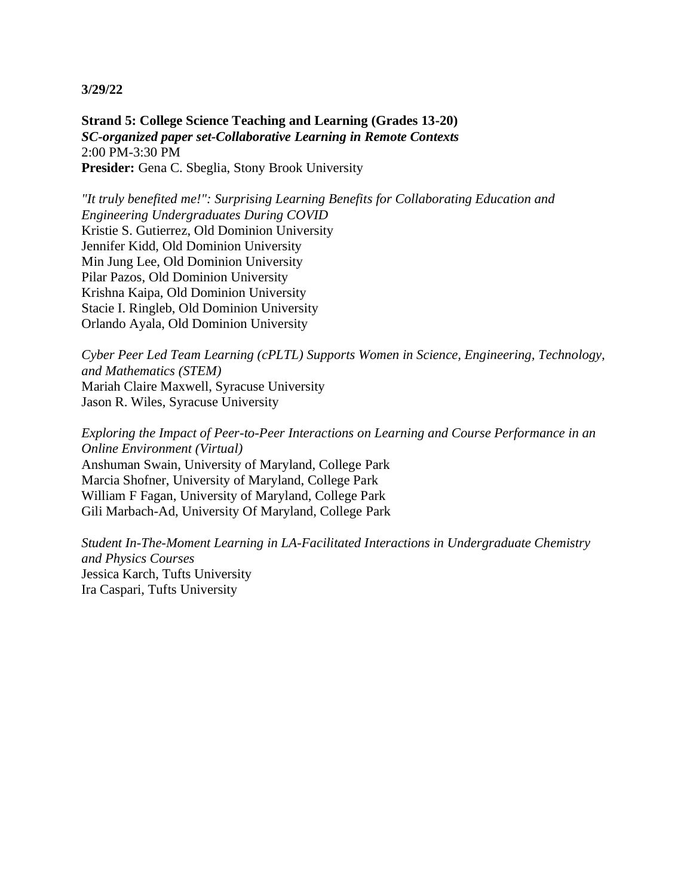**3/29/22**

**Strand 5: College Science Teaching and Learning (Grades 13-20)**
***SC-organized paper set-Collaborative Learning in Remote Contexts***
2:00 PM-3:30 PM
**Presider:** Gena C. Sbeglia, Stony Brook University

*"It truly benefited me!": Surprising Learning Benefits for Collaborating Education and Engineering Undergraduates During COVID*
Kristie S. Gutierrez, Old Dominion University
Jennifer Kidd, Old Dominion University
Min Jung Lee, Old Dominion University
Pilar Pazos, Old Dominion University
Krishna Kaipa, Old Dominion University
Stacie I. Ringleb, Old Dominion University
Orlando Ayala, Old Dominion University

*Cyber Peer Led Team Learning (cPLTL) Supports Women in Science, Engineering, Technology, and Mathematics (STEM)*
Mariah Claire Maxwell, Syracuse University
Jason R. Wiles, Syracuse University

*Exploring the Impact of Peer-to-Peer Interactions on Learning and Course Performance in an Online Environment (Virtual)*
Anshuman Swain, University of Maryland, College Park
Marcia Shofner, University of Maryland, College Park
William F Fagan, University of Maryland, College Park
Gili Marbach-Ad, University Of Maryland, College Park

*Student In-The-Moment Learning in LA-Facilitated Interactions in Undergraduate Chemistry and Physics Courses*
Jessica Karch, Tufts University
Ira Caspari, Tufts University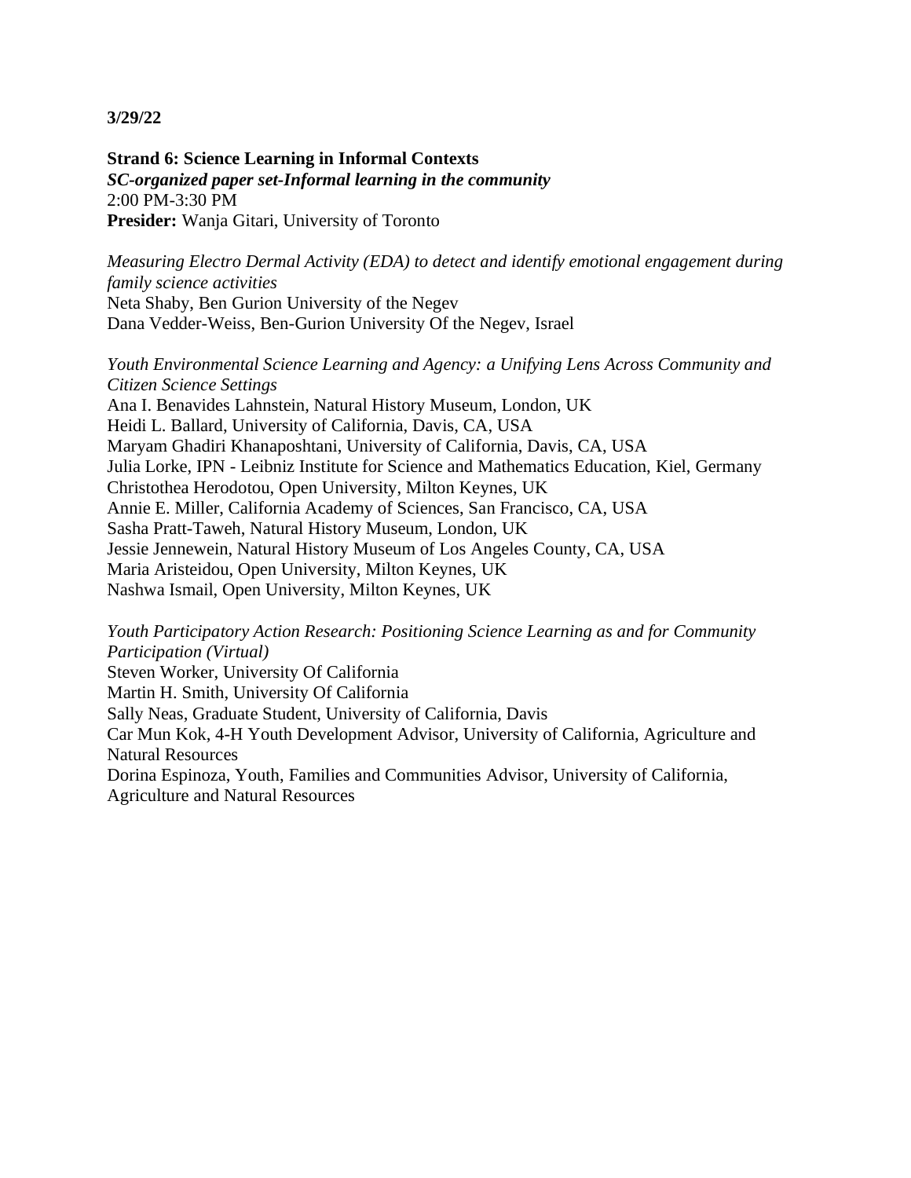**3/29/22**

**Strand 6: Science Learning in Informal Contexts**
***SC-organized paper set-Informal learning in the community***
2:00 PM-3:30 PM
**Presider:** Wanja Gitari, University of Toronto

*Measuring Electro Dermal Activity (EDA) to detect and identify emotional engagement during family science activities*
Neta Shaby, Ben Gurion University of the Negev
Dana Vedder-Weiss, Ben-Gurion University Of the Negev, Israel

*Youth Environmental Science Learning and Agency: a Unifying Lens Across Community and Citizen Science Settings*
Ana I. Benavides Lahnstein, Natural History Museum, London, UK
Heidi L. Ballard, University of California, Davis, CA, USA
Maryam Ghadiri Khanaposhtani, University of California, Davis, CA, USA
Julia Lorke, IPN - Leibniz Institute for Science and Mathematics Education, Kiel, Germany
Christothea Herodotou, Open University, Milton Keynes, UK
Annie E. Miller, California Academy of Sciences, San Francisco, CA, USA
Sasha Pratt-Taweh, Natural History Museum, London, UK
Jessie Jennewein, Natural History Museum of Los Angeles County, CA, USA
Maria Aristeidou, Open University, Milton Keynes, UK
Nashwa Ismail, Open University, Milton Keynes, UK

*Youth Participatory Action Research: Positioning Science Learning as and for Community Participation (Virtual)*
Steven Worker, University Of California
Martin H. Smith, University Of California
Sally Neas, Graduate Student, University of California, Davis
Car Mun Kok, 4-H Youth Development Advisor, University of California, Agriculture and Natural Resources
Dorina Espinoza, Youth, Families and Communities Advisor, University of California, Agriculture and Natural Resources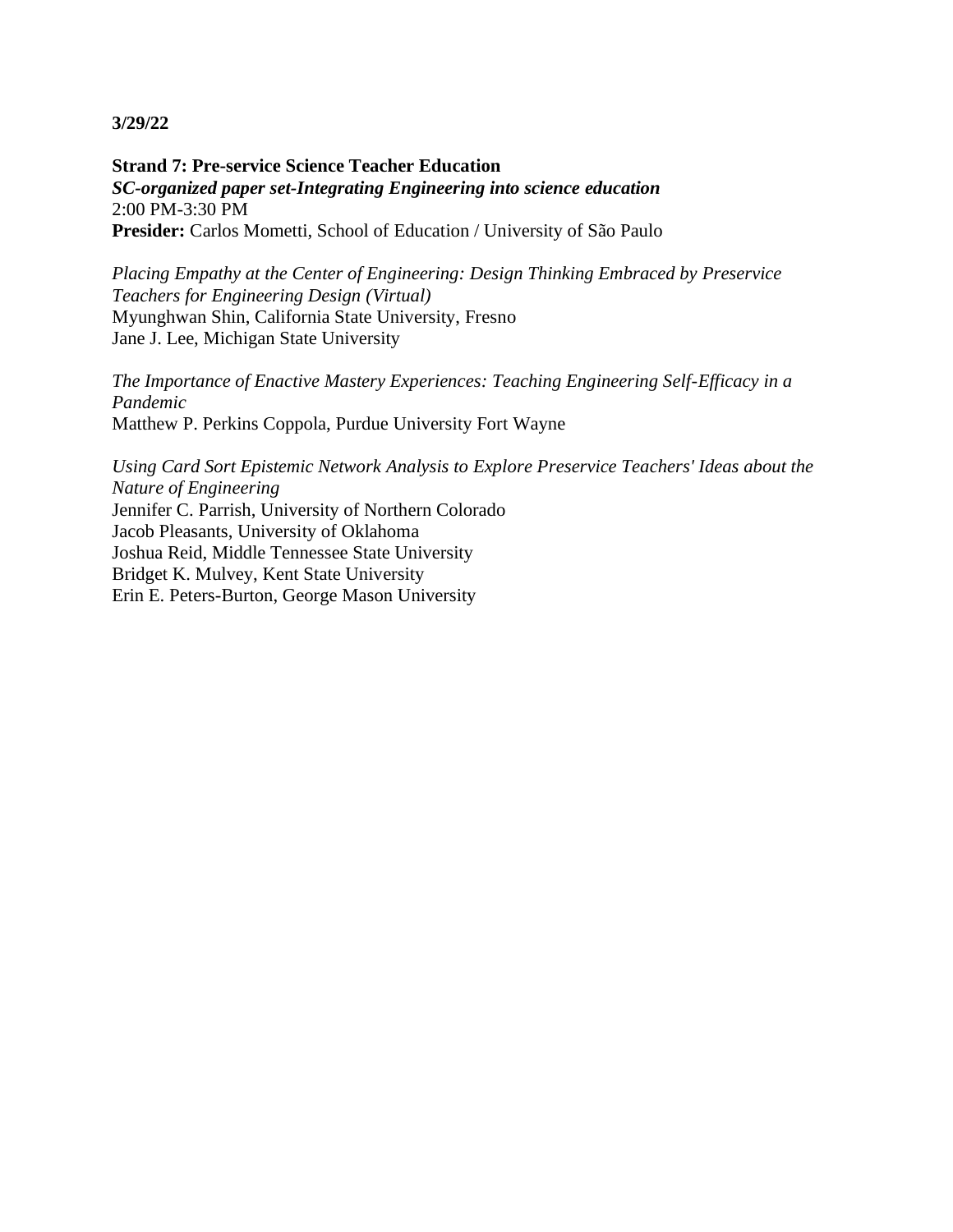**3/29/22**

**Strand 7: Pre-service Science Teacher Education**
***SC-organized paper set-Integrating Engineering into science education***
2:00 PM-3:30 PM
**Presider:** Carlos Mometti, School of Education / University of São Paulo

*Placing Empathy at the Center of Engineering: Design Thinking Embraced by Preservice Teachers for Engineering Design (Virtual)*
Myunghwan Shin, California State University, Fresno
Jane J. Lee, Michigan State University

*The Importance of Enactive Mastery Experiences: Teaching Engineering Self-Efficacy in a Pandemic*
Matthew P. Perkins Coppola, Purdue University Fort Wayne

*Using Card Sort Epistemic Network Analysis to Explore Preservice Teachers' Ideas about the Nature of Engineering*
Jennifer C. Parrish, University of Northern Colorado
Jacob Pleasants, University of Oklahoma
Joshua Reid, Middle Tennessee State University
Bridget K. Mulvey, Kent State University
Erin E. Peters-Burton, George Mason University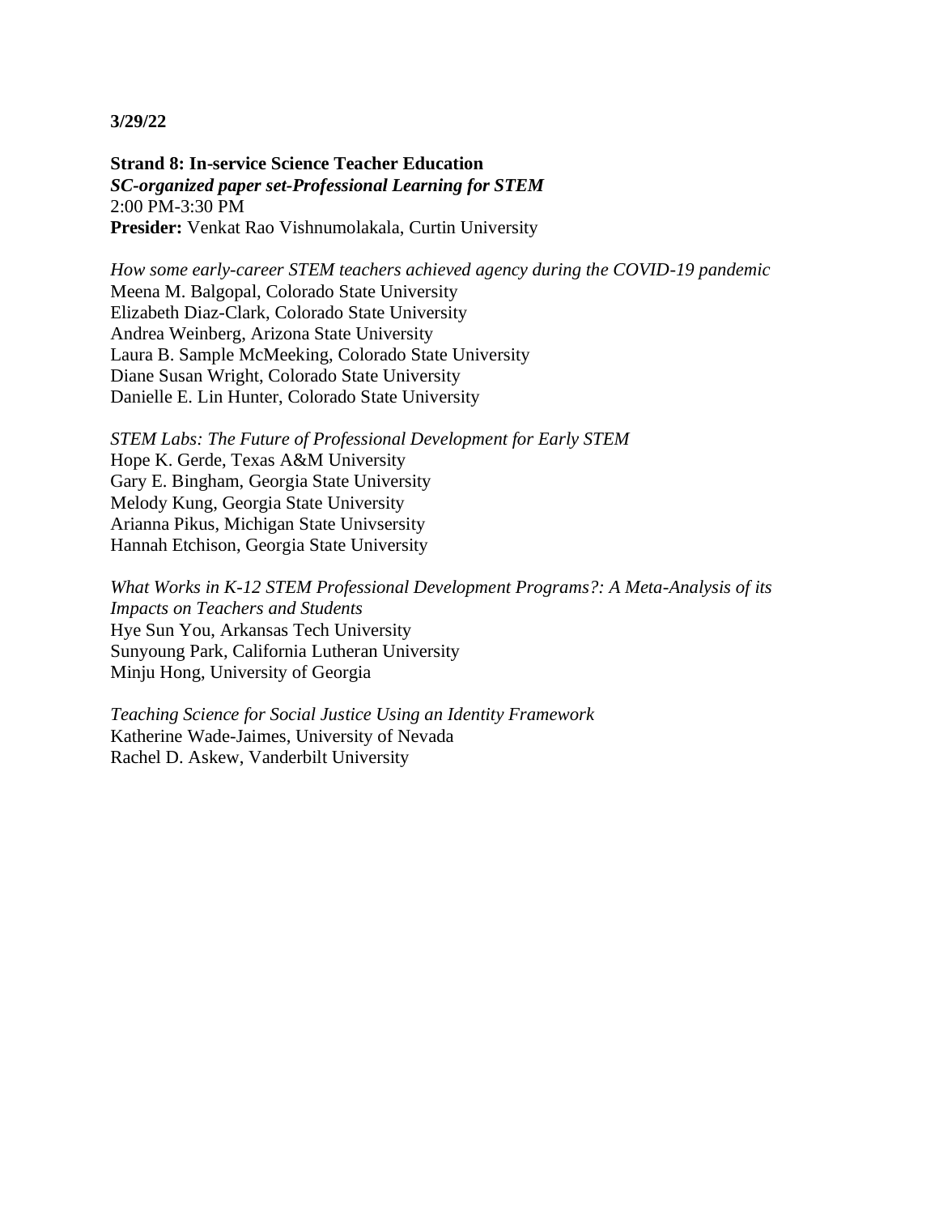**3/29/22**

**Strand 8: In-service Science Teacher Education**
***SC-organized paper set-Professional Learning for STEM***
2:00 PM-3:30 PM
**Presider:** Venkat Rao Vishnumolakala, Curtin University

*How some early-career STEM teachers achieved agency during the COVID-19 pandemic*
Meena M. Balgopal, Colorado State University
Elizabeth Diaz-Clark, Colorado State University
Andrea Weinberg, Arizona State University
Laura B. Sample McMeeking, Colorado State University
Diane Susan Wright, Colorado State University
Danielle E. Lin Hunter, Colorado State University

*STEM Labs: The Future of Professional Development for Early STEM*
Hope K. Gerde, Texas A&M University
Gary E. Bingham, Georgia State University
Melody Kung, Georgia State University
Arianna Pikus, Michigan State Univsersity
Hannah Etchison, Georgia State University

*What Works in K-12 STEM Professional Development Programs?: A Meta-Analysis of its Impacts on Teachers and Students*
Hye Sun You, Arkansas Tech University
Sunyoung Park, California Lutheran University
Minju Hong, University of Georgia

*Teaching Science for Social Justice Using an Identity Framework*
Katherine Wade-Jaimes, University of Nevada
Rachel D. Askew, Vanderbilt University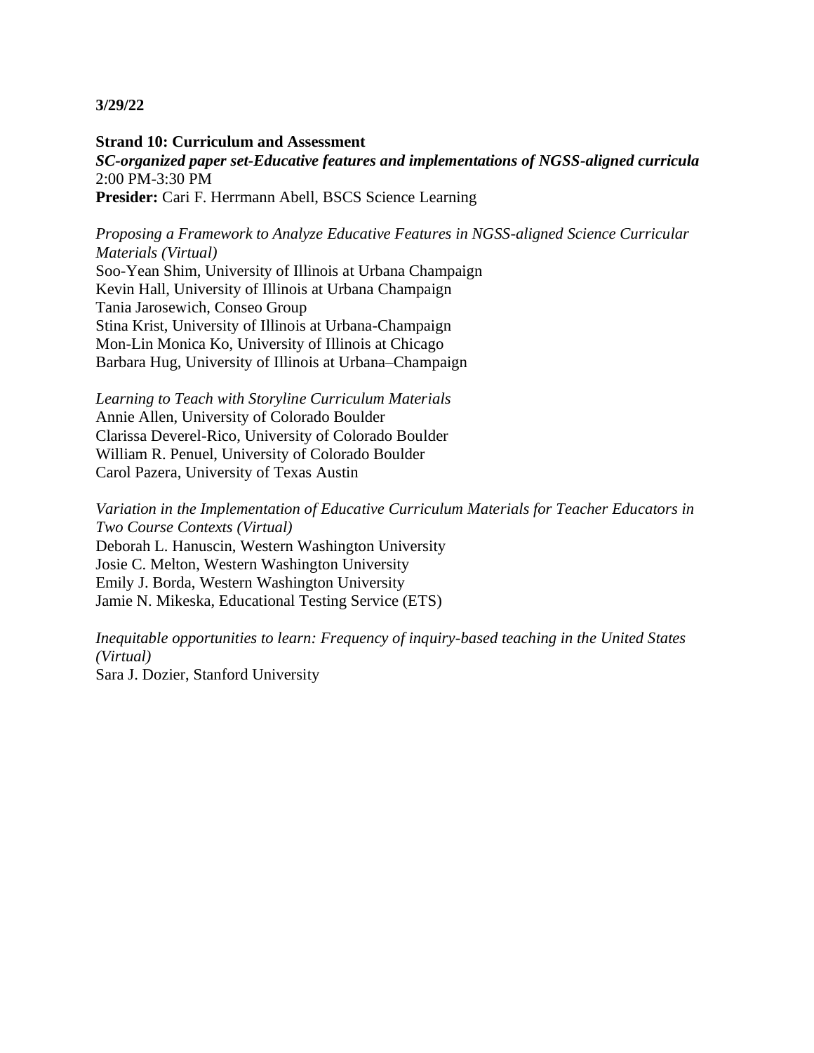**3/29/22**

**Strand 10: Curriculum and Assessment**
***SC-organized paper set-Educative features and implementations of NGSS-aligned curricula***
2:00 PM-3:30 PM
**Presider:** Cari F. Herrmann Abell, BSCS Science Learning

*Proposing a Framework to Analyze Educative Features in NGSS-aligned Science Curricular Materials (Virtual)*
Soo-Yean Shim, University of Illinois at Urbana Champaign
Kevin Hall, University of Illinois at Urbana Champaign
Tania Jarosewich, Conseo Group
Stina Krist, University of Illinois at Urbana-Champaign
Mon-Lin Monica Ko, University of Illinois at Chicago
Barbara Hug, University of Illinois at Urbana–Champaign

*Learning to Teach with Storyline Curriculum Materials*
Annie Allen, University of Colorado Boulder
Clarissa Deverel-Rico, University of Colorado Boulder
William R. Penuel, University of Colorado Boulder
Carol Pazera, University of Texas Austin

*Variation in the Implementation of Educative Curriculum Materials for Teacher Educators in Two Course Contexts (Virtual)*
Deborah L. Hanuscin, Western Washington University
Josie C. Melton, Western Washington University
Emily J. Borda, Western Washington University
Jamie N. Mikeska, Educational Testing Service (ETS)

*Inequitable opportunities to learn: Frequency of inquiry-based teaching in the United States (Virtual)*
Sara J. Dozier, Stanford University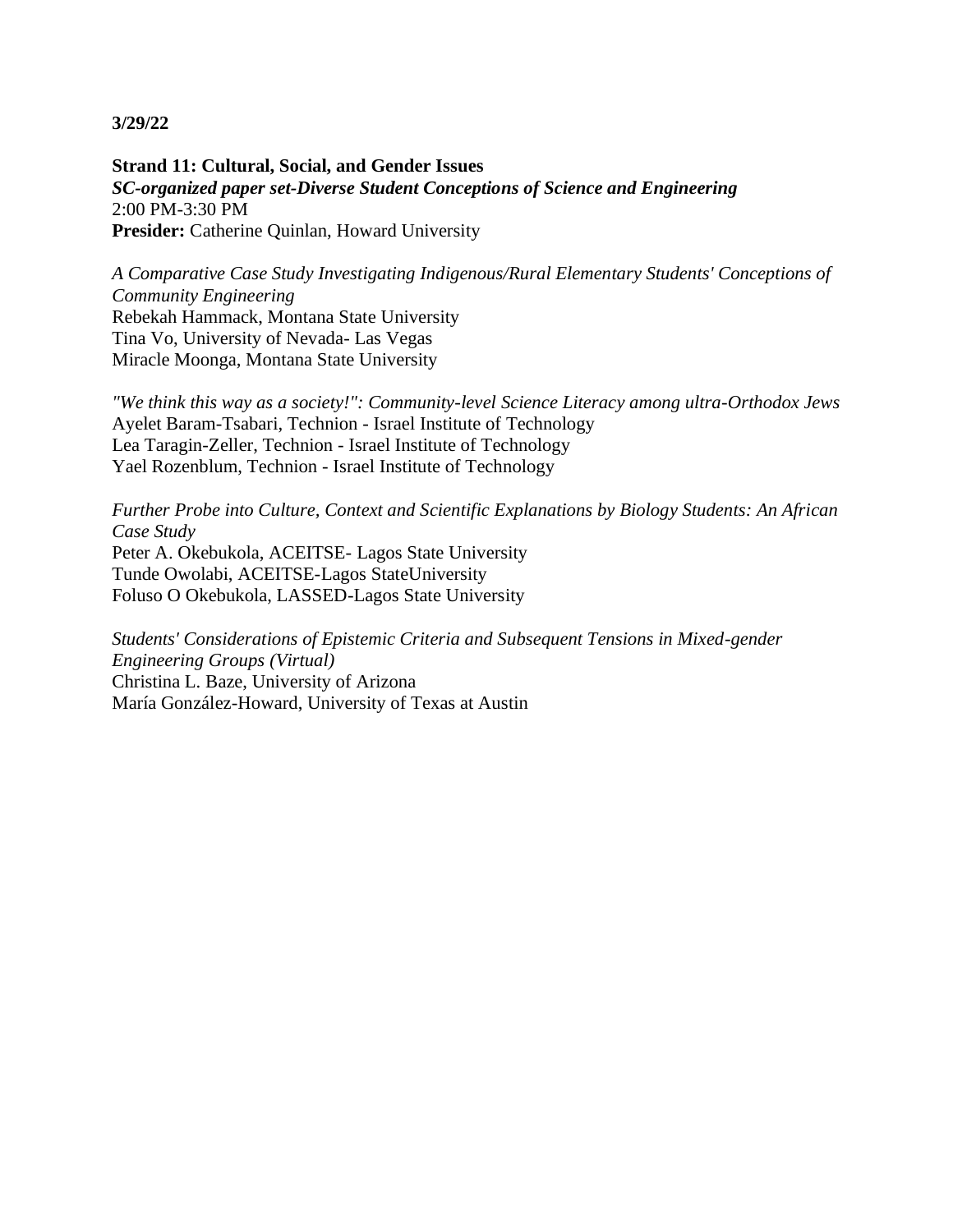**3/29/22**

**Strand 11: Cultural, Social, and Gender Issues**
***SC-organized paper set-Diverse Student Conceptions of Science and Engineering***
2:00 PM-3:30 PM
**Presider:** Catherine Quinlan, Howard University

*A Comparative Case Study Investigating Indigenous/Rural Elementary Students' Conceptions of Community Engineering*
Rebekah Hammack, Montana State University
Tina Vo, University of Nevada- Las Vegas
Miracle Moonga, Montana State University

*"We think this way as a society!": Community-level Science Literacy among ultra-Orthodox Jews*
Ayelet Baram-Tsabari, Technion - Israel Institute of Technology
Lea Taragin-Zeller, Technion - Israel Institute of Technology
Yael Rozenblum, Technion - Israel Institute of Technology

*Further Probe into Culture, Context and Scientific Explanations by Biology Students: An African Case Study*
Peter A. Okebukola, ACEITSE- Lagos State University
Tunde Owolabi, ACEITSE-Lagos StateUniversity
Foluso O Okebukola, LASSED-Lagos State University

*Students' Considerations of Epistemic Criteria and Subsequent Tensions in Mixed-gender Engineering Groups (Virtual)*
Christina L. Baze, University of Arizona
María González-Howard, University of Texas at Austin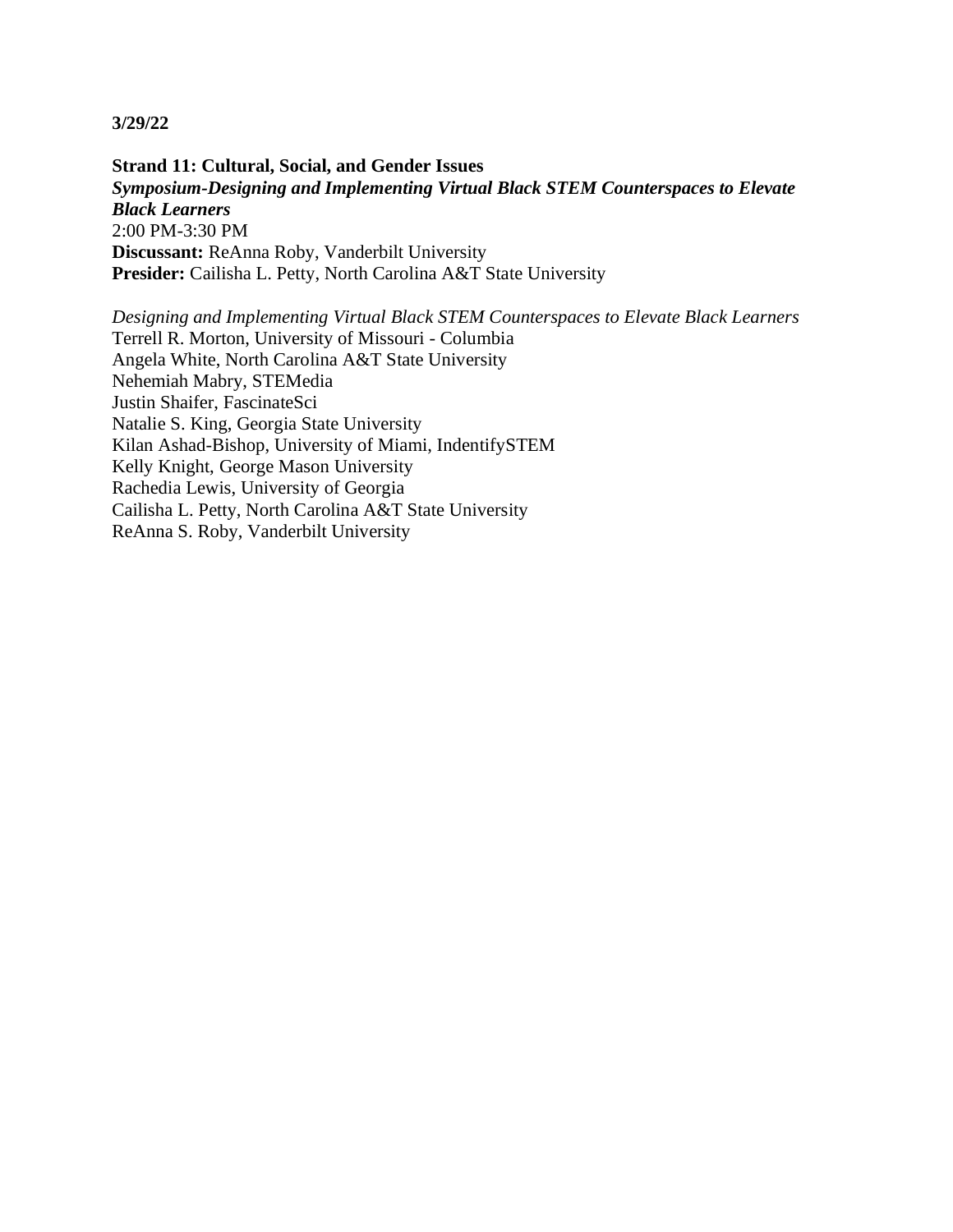**3/29/22**

**Strand 11: Cultural, Social, and Gender Issues**
***Symposium-Designing and Implementing Virtual Black STEM Counterspaces to Elevate Black Learners***
2:00 PM-3:30 PM
**Discussant:** ReAnna Roby, Vanderbilt University
**Presider:** Cailisha L. Petty, North Carolina A&T State University

*Designing and Implementing Virtual Black STEM Counterspaces to Elevate Black Learners*
Terrell R. Morton, University of Missouri - Columbia
Angela White, North Carolina A&T State University
Nehemiah Mabry, STEMedia
Justin Shaifer, FascinateSci
Natalie S. King, Georgia State University
Kilan Ashad-Bishop, University of Miami, IndentifySTEM
Kelly Knight, George Mason University
Rachedia Lewis, University of Georgia
Cailisha L. Petty, North Carolina A&T State University
ReAnna S. Roby, Vanderbilt University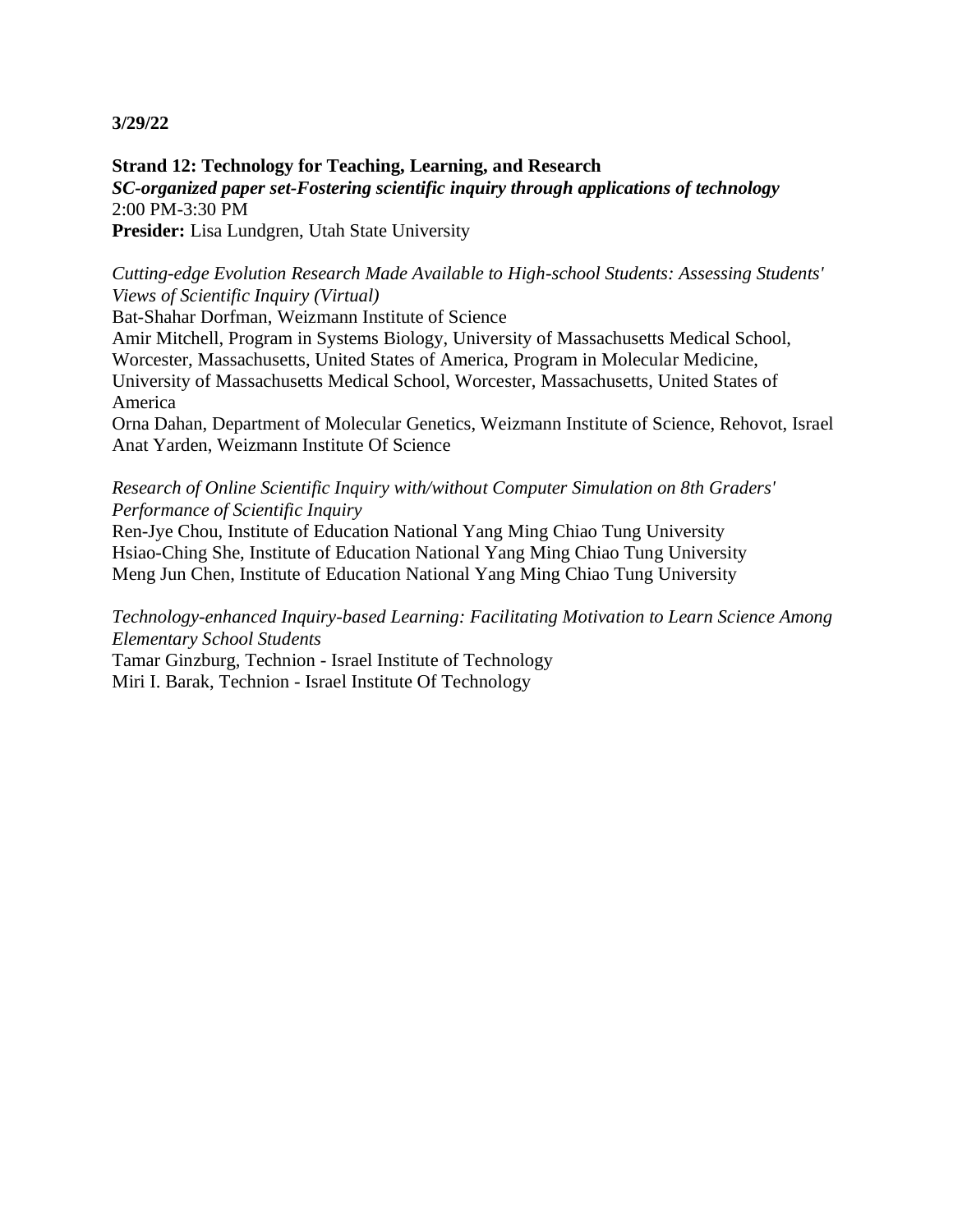**3/29/22**

**Strand 12: Technology for Teaching, Learning, and Research**
***SC-organized paper set-Fostering scientific inquiry through applications of technology***
2:00 PM-3:30 PM
**Presider:** Lisa Lundgren, Utah State University

*Cutting-edge Evolution Research Made Available to High-school Students: Assessing Students' Views of Scientific Inquiry (Virtual)*
Bat-Shahar Dorfman, Weizmann Institute of Science
Amir Mitchell, Program in Systems Biology, University of Massachusetts Medical School, Worcester, Massachusetts, United States of America, Program in Molecular Medicine, University of Massachusetts Medical School, Worcester, Massachusetts, United States of America
Orna Dahan, Department of Molecular Genetics, Weizmann Institute of Science, Rehovot, Israel
Anat Yarden, Weizmann Institute Of Science

*Research of Online Scientific Inquiry with/without Computer Simulation on 8th Graders' Performance of Scientific Inquiry*
Ren-Jye Chou, Institute of Education National Yang Ming Chiao Tung University
Hsiao-Ching She, Institute of Education National Yang Ming Chiao Tung University
Meng Jun Chen, Institute of Education National Yang Ming Chiao Tung University

*Technology-enhanced Inquiry-based Learning: Facilitating Motivation to Learn Science Among Elementary School Students*
Tamar Ginzburg, Technion - Israel Institute of Technology
Miri I. Barak, Technion - Israel Institute Of Technology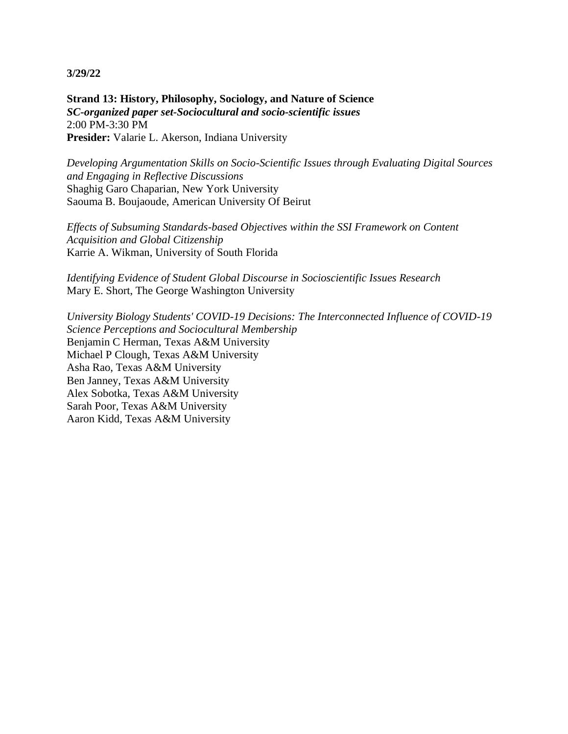**3/29/22**

**Strand 13: History, Philosophy, Sociology, and Nature of Science**
***SC-organized paper set-Sociocultural and socio-scientific issues***
2:00 PM-3:30 PM
**Presider:** Valarie L. Akerson, Indiana University

*Developing Argumentation Skills on Socio-Scientific Issues through Evaluating Digital Sources and Engaging in Reflective Discussions*
Shaghig Garo Chaparian, New York University
Saouma B. Boujaoude, American University Of Beirut

*Effects of Subsuming Standards-based Objectives within the SSI Framework on Content Acquisition and Global Citizenship*
Karrie A. Wikman, University of South Florida

*Identifying Evidence of Student Global Discourse in Socioscientific Issues Research*
Mary E. Short, The George Washington University

*University Biology Students' COVID-19 Decisions: The Interconnected Influence of COVID-19 Science Perceptions and Sociocultural Membership*
Benjamin C Herman, Texas A&M University
Michael P Clough, Texas A&M University
Asha Rao, Texas A&M University
Ben Janney, Texas A&M University
Alex Sobotka, Texas A&M University
Sarah Poor, Texas A&M University
Aaron Kidd, Texas A&M University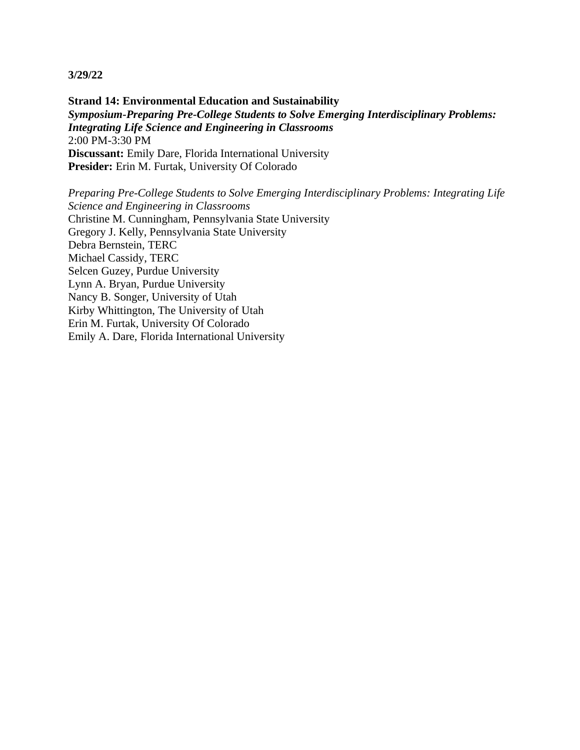**3/29/22**

**Strand 14: Environmental Education and Sustainability**
***Symposium-Preparing Pre-College Students to Solve Emerging Interdisciplinary Problems: Integrating Life Science and Engineering in Classrooms***
2:00 PM-3:30 PM
**Discussant:** Emily Dare, Florida International University
**Presider:** Erin M. Furtak, University Of Colorado

*Preparing Pre-College Students to Solve Emerging Interdisciplinary Problems: Integrating Life Science and Engineering in Classrooms*
Christine M. Cunningham, Pennsylvania State University
Gregory J. Kelly, Pennsylvania State University
Debra Bernstein, TERC
Michael Cassidy, TERC
Selcen Guzey, Purdue University
Lynn A. Bryan, Purdue University
Nancy B. Songer, University of Utah
Kirby Whittington, The University of Utah
Erin M. Furtak, University Of Colorado
Emily A. Dare, Florida International University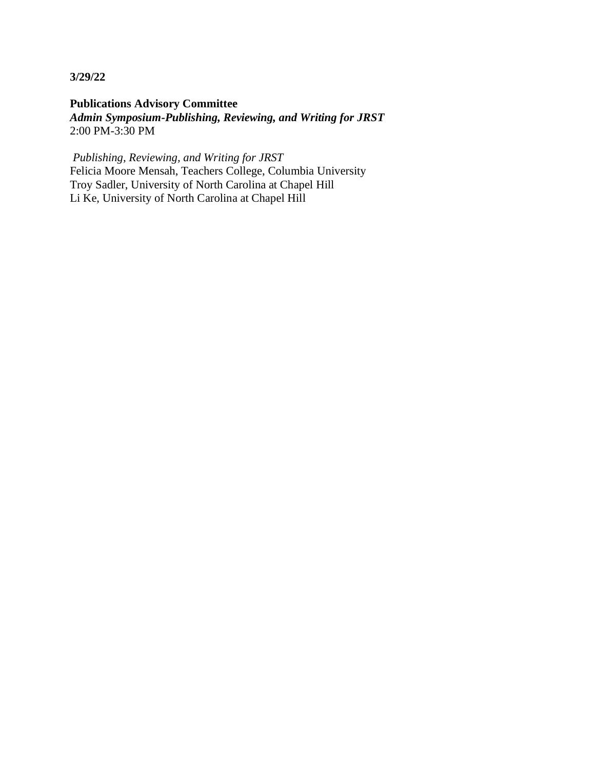**3/29/22**

**Publications Advisory Committee**
***Admin Symposium-Publishing, Reviewing, and Writing for JRST***
2:00 PM-3:30 PM

*Publishing, Reviewing, and Writing for JRST*
Felicia Moore Mensah, Teachers College, Columbia University
Troy Sadler, University of North Carolina at Chapel Hill
Li Ke, University of North Carolina at Chapel Hill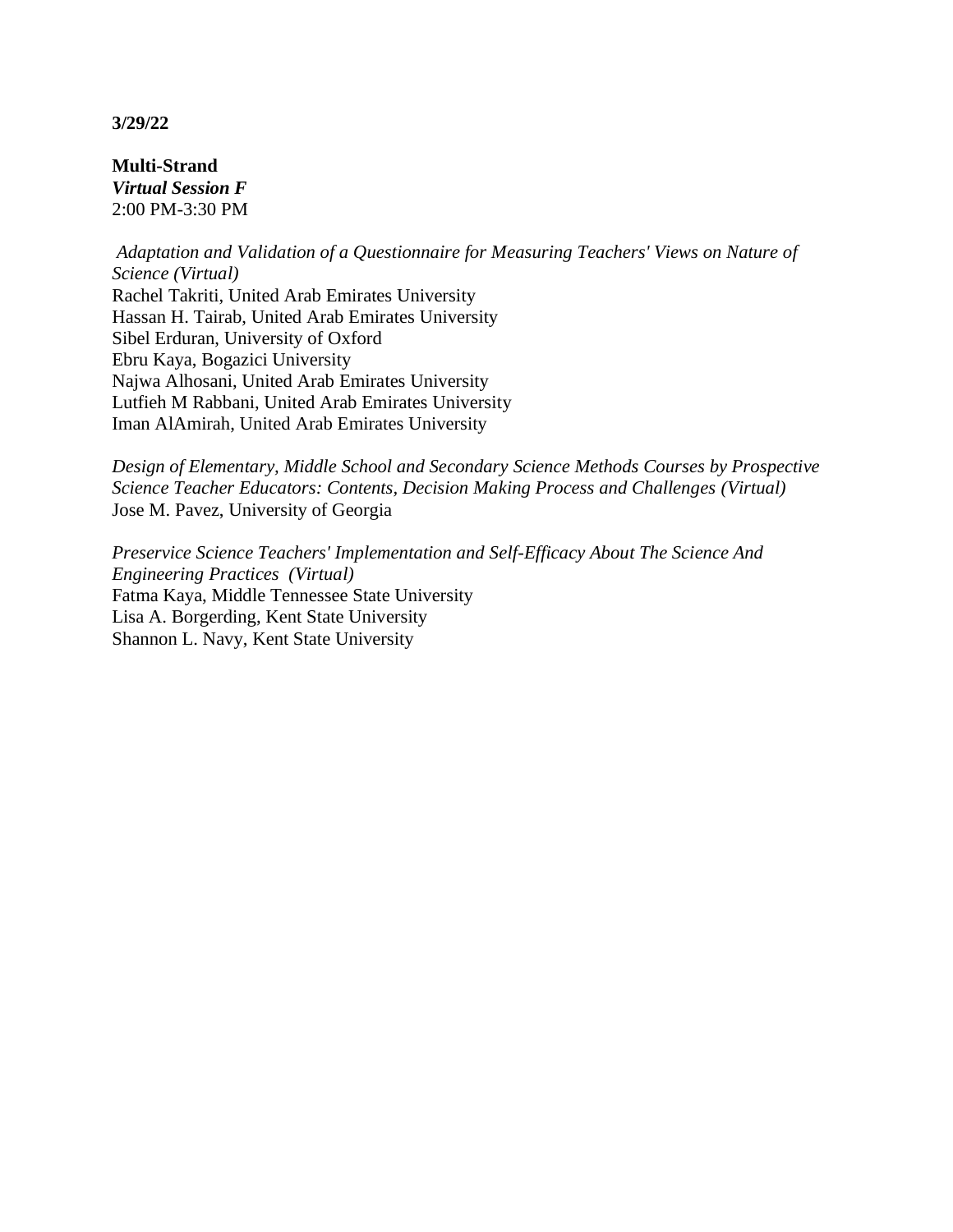**3/29/22**

**Multi-Strand**
***Virtual Session F***
2:00 PM-3:30 PM

*Adaptation and Validation of a Questionnaire for Measuring Teachers' Views on Nature of Science (Virtual)*
Rachel Takriti, United Arab Emirates University
Hassan H. Tairab, United Arab Emirates University
Sibel Erduran, University of Oxford
Ebru Kaya, Bogazici University
Najwa Alhosani, United Arab Emirates University
Lutfieh M Rabbani, United Arab Emirates University
Iman AlAmirah, United Arab Emirates University

*Design of Elementary, Middle School and Secondary Science Methods Courses by Prospective Science Teacher Educators: Contents, Decision Making Process and Challenges (Virtual)*
Jose M. Pavez, University of Georgia

*Preservice Science Teachers' Implementation and Self-Efficacy About The Science And Engineering Practices (Virtual)*
Fatma Kaya, Middle Tennessee State University
Lisa A. Borgerding, Kent State University
Shannon L. Navy, Kent State University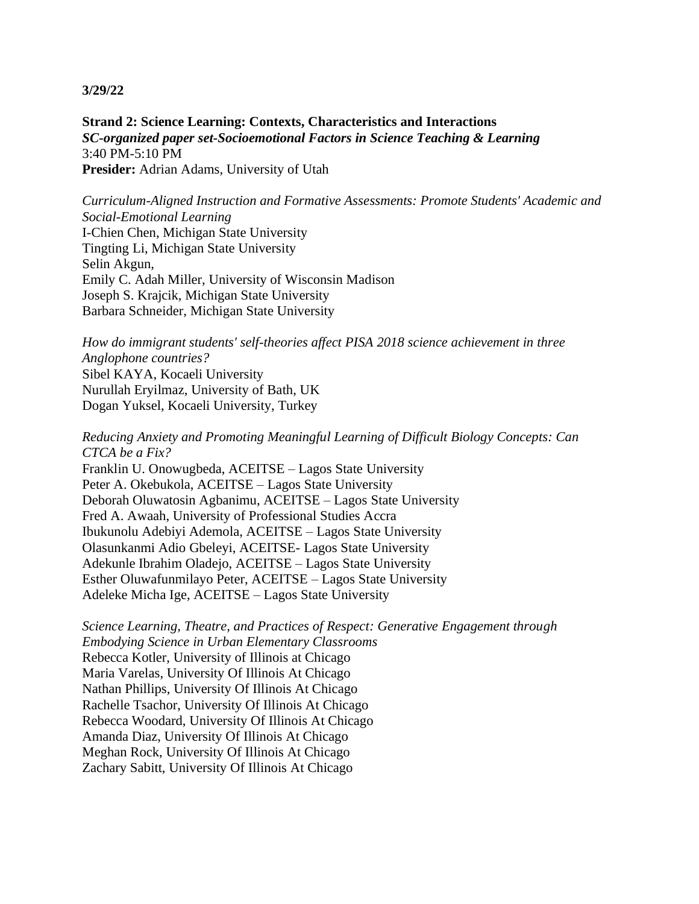**3/29/22**

**Strand 2: Science Learning: Contexts, Characteristics and Interactions**
***SC-organized paper set-Socioemotional Factors in Science Teaching & Learning***
3:40 PM-5:10 PM
**Presider:** Adrian Adams, University of Utah

*Curriculum-Aligned Instruction and Formative Assessments: Promote Students' Academic and Social-Emotional Learning*
I-Chien Chen, Michigan State University
Tingting Li, Michigan State University
Selin Akgun,
Emily C. Adah Miller, University of Wisconsin Madison
Joseph S. Krajcik, Michigan State University
Barbara Schneider, Michigan State University

*How do immigrant students' self-theories affect PISA 2018 science achievement in three Anglophone countries?*
Sibel KAYA, Kocaeli University
Nurullah Eryilmaz, University of Bath, UK
Dogan Yuksel, Kocaeli University, Turkey

*Reducing Anxiety and Promoting Meaningful Learning of Difficult Biology Concepts: Can CTCA be a Fix?*
Franklin U. Onowugbeda, ACEITSE – Lagos State University
Peter A. Okebukola, ACEITSE – Lagos State University
Deborah Oluwatosin Agbanimu, ACEITSE – Lagos State University
Fred A. Awaah, University of Professional Studies Accra
Ibukunolu Adebiyi Ademola, ACEITSE – Lagos State University
Olasunkanmi Adio Gbeleyi, ACEITSE- Lagos State University
Adekunle Ibrahim Oladejo, ACEITSE – Lagos State University
Esther Oluwafunmilayo Peter, ACEITSE – Lagos State University
Adeleke Micha Ige, ACEITSE – Lagos State University

*Science Learning, Theatre, and Practices of Respect: Generative Engagement through Embodying Science in Urban Elementary Classrooms*
Rebecca Kotler, University of Illinois at Chicago
Maria Varelas, University Of Illinois At Chicago
Nathan Phillips, University Of Illinois At Chicago
Rachelle Tsachor, University Of Illinois At Chicago
Rebecca Woodard, University Of Illinois At Chicago
Amanda Diaz, University Of Illinois At Chicago
Meghan Rock, University Of Illinois At Chicago
Zachary Sabitt, University Of Illinois At Chicago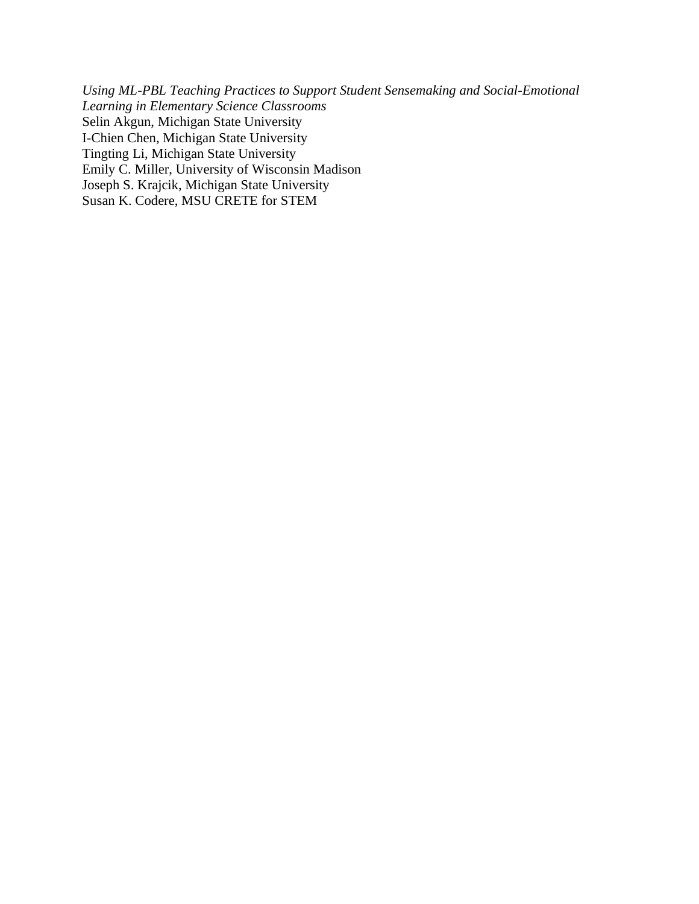*Using ML-PBL Teaching Practices to Support Student Sensemaking and Social-Emotional Learning in Elementary Science Classrooms*

Selin Akgun, Michigan State University
I-Chien Chen, Michigan State University
Tingting Li, Michigan State University
Emily C. Miller, University of Wisconsin Madison
Joseph S. Krajcik, Michigan State University
Susan K. Codere, MSU CRETE for STEM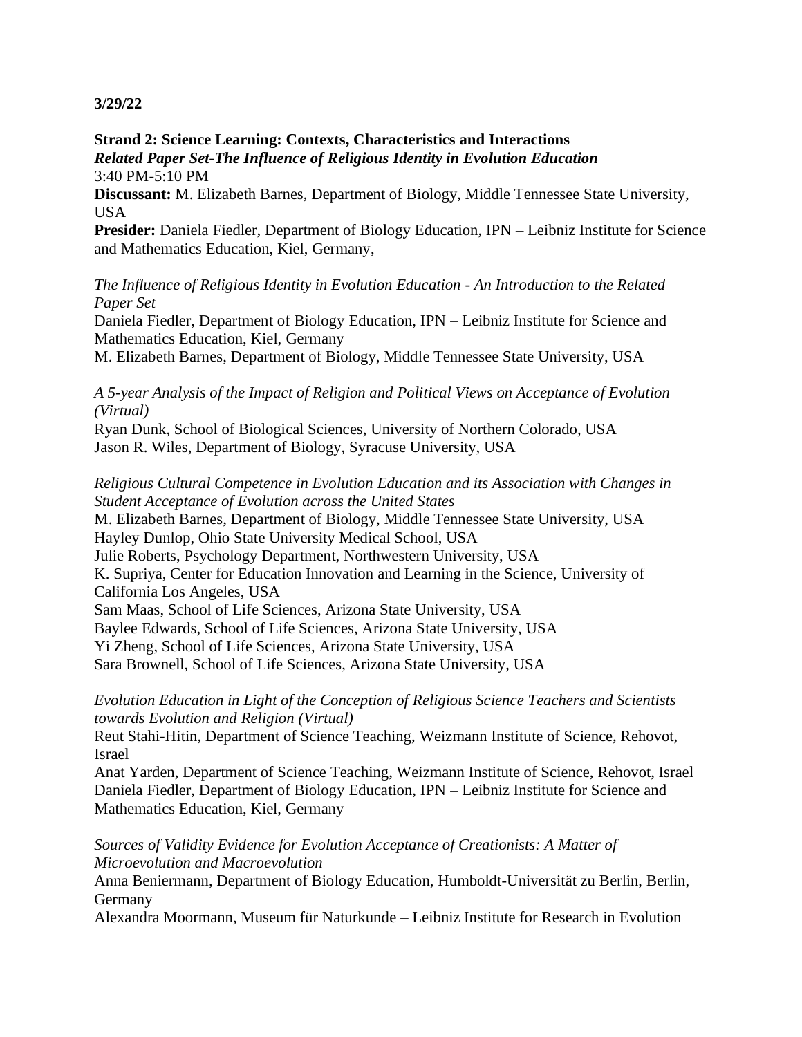**3/29/22**

**Strand 2: Science Learning: Contexts, Characteristics and Interactions**
***Related Paper Set-The Influence of Religious Identity in Evolution Education***
3:40 PM-5:10 PM
**Discussant:** M. Elizabeth Barnes, Department of Biology, Middle Tennessee State University, USA
**Presider:** Daniela Fiedler, Department of Biology Education, IPN – Leibniz Institute for Science and Mathematics Education, Kiel, Germany,

*The Influence of Religious Identity in Evolution Education - An Introduction to the Related Paper Set*
Daniela Fiedler, Department of Biology Education, IPN – Leibniz Institute for Science and Mathematics Education, Kiel, Germany
M. Elizabeth Barnes, Department of Biology, Middle Tennessee State University, USA

*A 5-year Analysis of the Impact of Religion and Political Views on Acceptance of Evolution (Virtual)*
Ryan Dunk, School of Biological Sciences, University of Northern Colorado, USA
Jason R. Wiles, Department of Biology, Syracuse University, USA

*Religious Cultural Competence in Evolution Education and its Association with Changes in Student Acceptance of Evolution across the United States*
M. Elizabeth Barnes, Department of Biology, Middle Tennessee State University, USA
Hayley Dunlop, Ohio State University Medical School, USA
Julie Roberts, Psychology Department, Northwestern University, USA
K. Supriya, Center for Education Innovation and Learning in the Science, University of California Los Angeles, USA
Sam Maas, School of Life Sciences, Arizona State University, USA
Baylee Edwards, School of Life Sciences, Arizona State University, USA
Yi Zheng, School of Life Sciences, Arizona State University, USA
Sara Brownell, School of Life Sciences, Arizona State University, USA

*Evolution Education in Light of the Conception of Religious Science Teachers and Scientists towards Evolution and Religion (Virtual)*
Reut Stahi-Hitin, Department of Science Teaching, Weizmann Institute of Science, Rehovot, Israel
Anat Yarden, Department of Science Teaching, Weizmann Institute of Science, Rehovot, Israel
Daniela Fiedler, Department of Biology Education, IPN – Leibniz Institute for Science and Mathematics Education, Kiel, Germany

*Sources of Validity Evidence for Evolution Acceptance of Creationists: A Matter of Microevolution and Macroevolution*
Anna Beniermann, Department of Biology Education, Humboldt-Universität zu Berlin, Berlin, Germany
Alexandra Moormann, Museum für Naturkunde – Leibniz Institute for Research in Evolution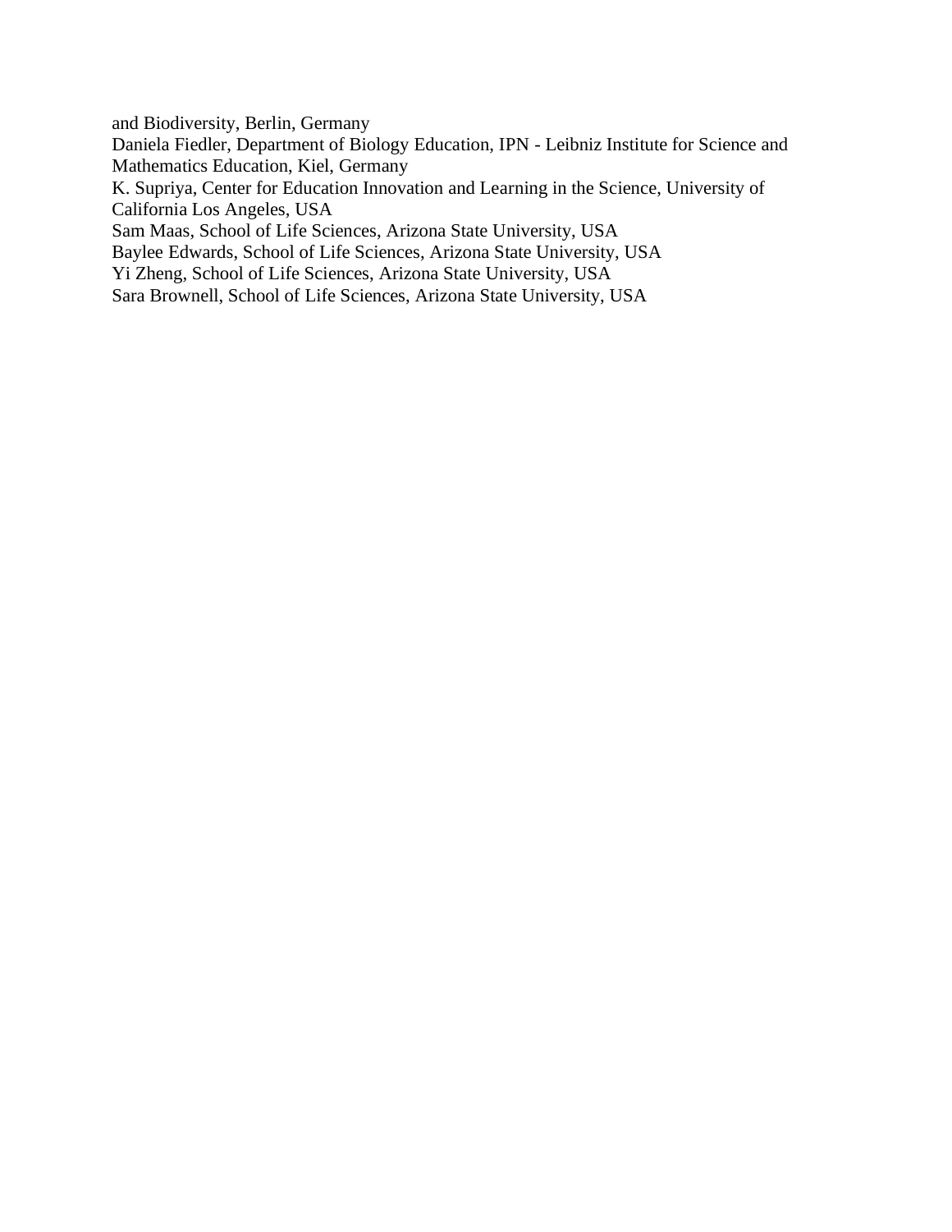and Biodiversity, Berlin, Germany
Daniela Fiedler, Department of Biology Education, IPN - Leibniz Institute for Science and Mathematics Education, Kiel, Germany
K. Supriya, Center for Education Innovation and Learning in the Science, University of California Los Angeles, USA
Sam Maas, School of Life Sciences, Arizona State University, USA
Baylee Edwards, School of Life Sciences, Arizona State University, USA
Yi Zheng, School of Life Sciences, Arizona State University, USA
Sara Brownell, School of Life Sciences, Arizona State University, USA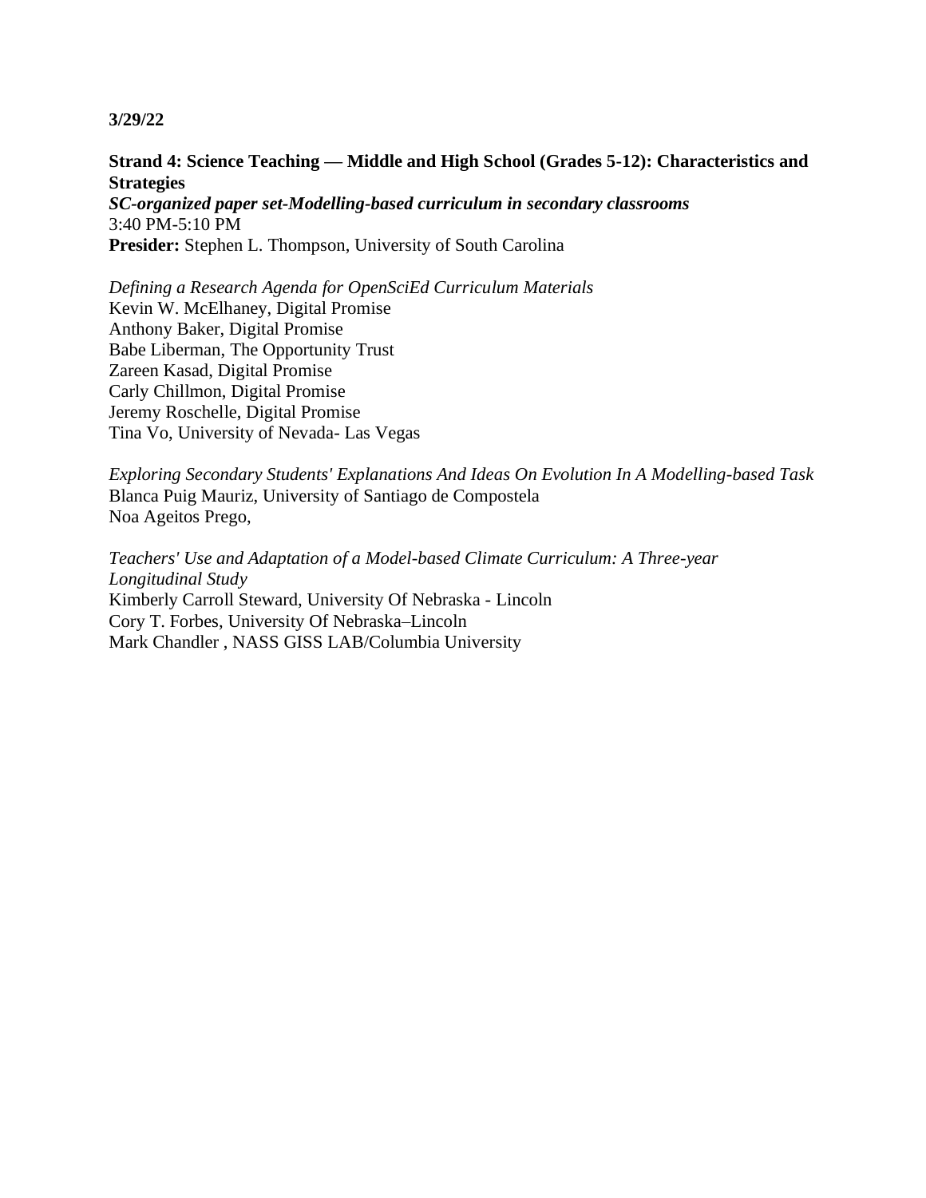**3/29/22**

**Strand 4: Science Teaching — Middle and High School (Grades 5-12): Characteristics and Strategies**
***SC-organized paper set-Modelling-based curriculum in secondary classrooms***
3:40 PM-5:10 PM
**Presider:** Stephen L. Thompson, University of South Carolina

*Defining a Research Agenda for OpenSciEd Curriculum Materials*
Kevin W. McElhaney, Digital Promise
Anthony Baker, Digital Promise
Babe Liberman, The Opportunity Trust
Zareen Kasad, Digital Promise
Carly Chillmon, Digital Promise
Jeremy Roschelle, Digital Promise
Tina Vo, University of Nevada- Las Vegas

*Exploring Secondary Students' Explanations And Ideas On Evolution In A Modelling-based Task*
Blanca Puig Mauriz, University of Santiago de Compostela
Noa Ageitos Prego,

*Teachers' Use and Adaptation of a Model-based Climate Curriculum: A Three-year Longitudinal Study*
Kimberly Carroll Steward, University Of Nebraska - Lincoln
Cory T. Forbes, University Of Nebraska–Lincoln
Mark Chandler , NASS GISS LAB/Columbia University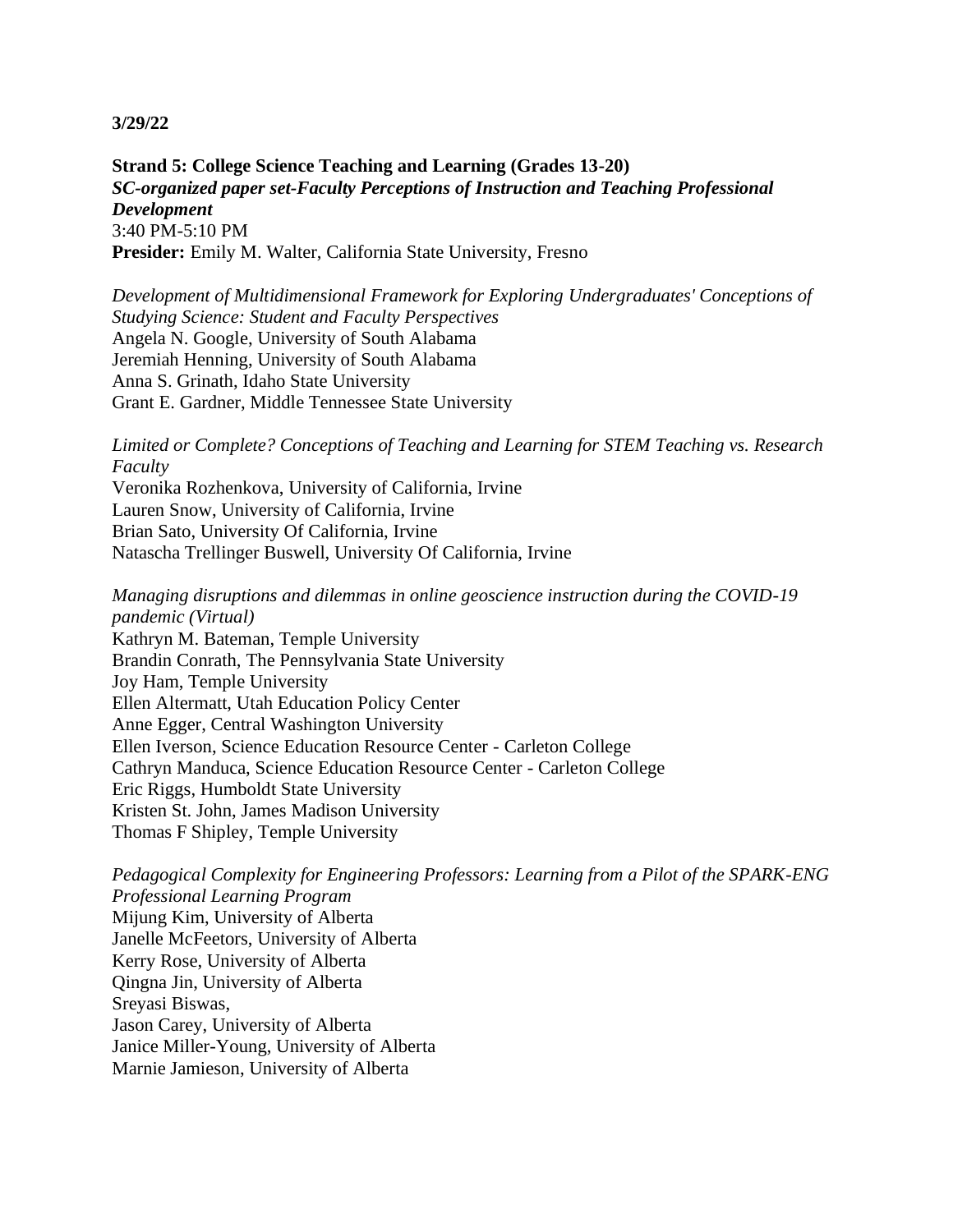**3/29/22**

**Strand 5: College Science Teaching and Learning (Grades 13-20)**
***SC-organized paper set-Faculty Perceptions of Instruction and Teaching Professional Development***
3:40 PM-5:10 PM
**Presider:** Emily M. Walter, California State University, Fresno

*Development of Multidimensional Framework for Exploring Undergraduates' Conceptions of Studying Science: Student and Faculty Perspectives*
Angela N. Google, University of South Alabama
Jeremiah Henning, University of South Alabama
Anna S. Grinath, Idaho State University
Grant E. Gardner, Middle Tennessee State University

*Limited or Complete? Conceptions of Teaching and Learning for STEM Teaching vs. Research Faculty*
Veronika Rozhenkova, University of California, Irvine
Lauren Snow, University of California, Irvine
Brian Sato, University Of California, Irvine
Natascha Trellinger Buswell, University Of California, Irvine

*Managing disruptions and dilemmas in online geoscience instruction during the COVID-19 pandemic (Virtual)*
Kathryn M. Bateman, Temple University
Brandin Conrath, The Pennsylvania State University
Joy Ham, Temple University
Ellen Altermatt, Utah Education Policy Center
Anne Egger, Central Washington University
Ellen Iverson, Science Education Resource Center - Carleton College
Cathryn Manduca, Science Education Resource Center - Carleton College
Eric Riggs, Humboldt State University
Kristen St. John, James Madison University
Thomas F Shipley, Temple University

*Pedagogical Complexity for Engineering Professors: Learning from a Pilot of the SPARK-ENG Professional Learning Program*
Mijung Kim, University of Alberta
Janelle McFeetors, University of Alberta
Kerry Rose, University of Alberta
Qingna Jin, University of Alberta
Sreyasi Biswas,
Jason Carey, University of Alberta
Janice Miller-Young, University of Alberta
Marnie Jamieson, University of Alberta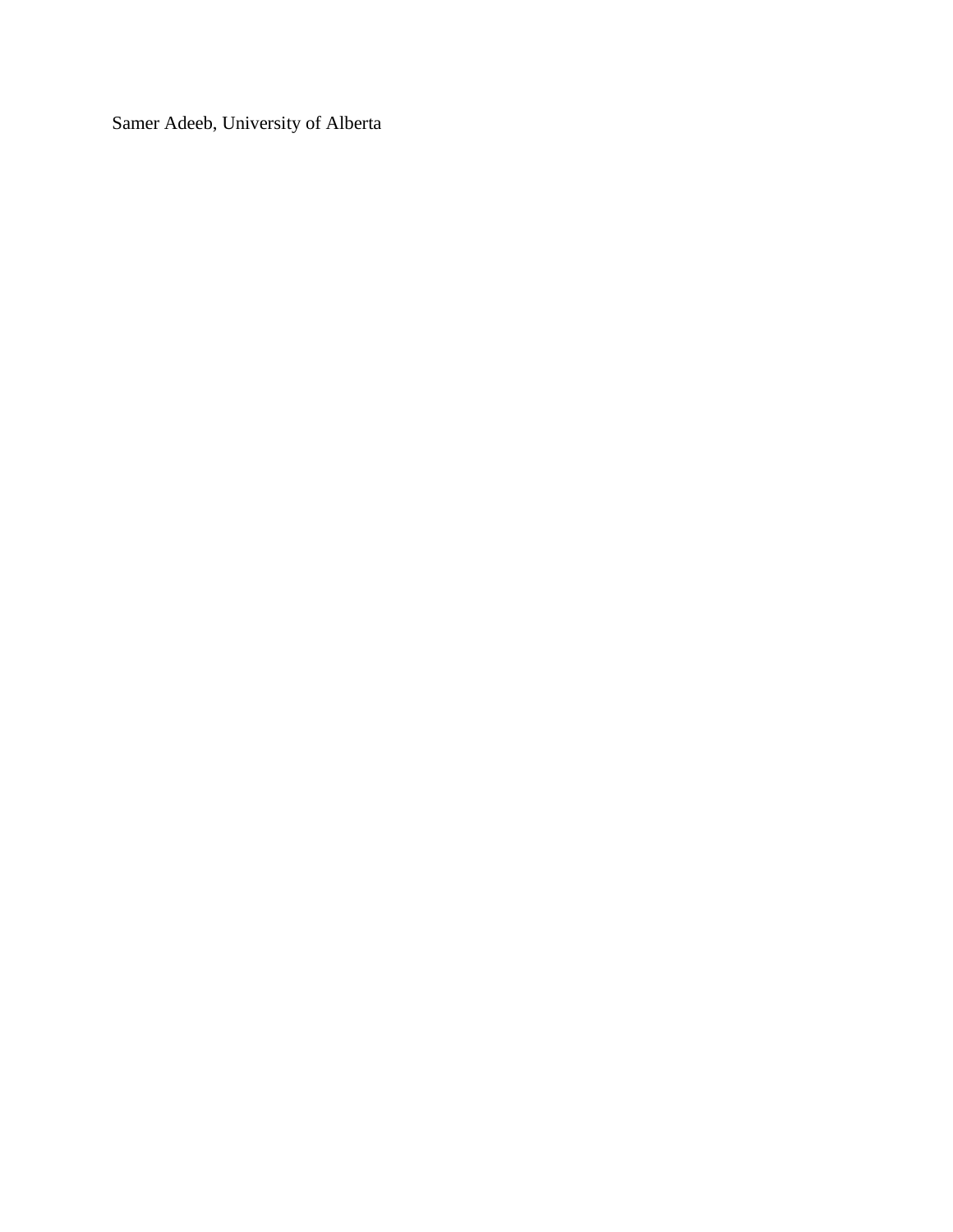Samer Adeeb, University of Alberta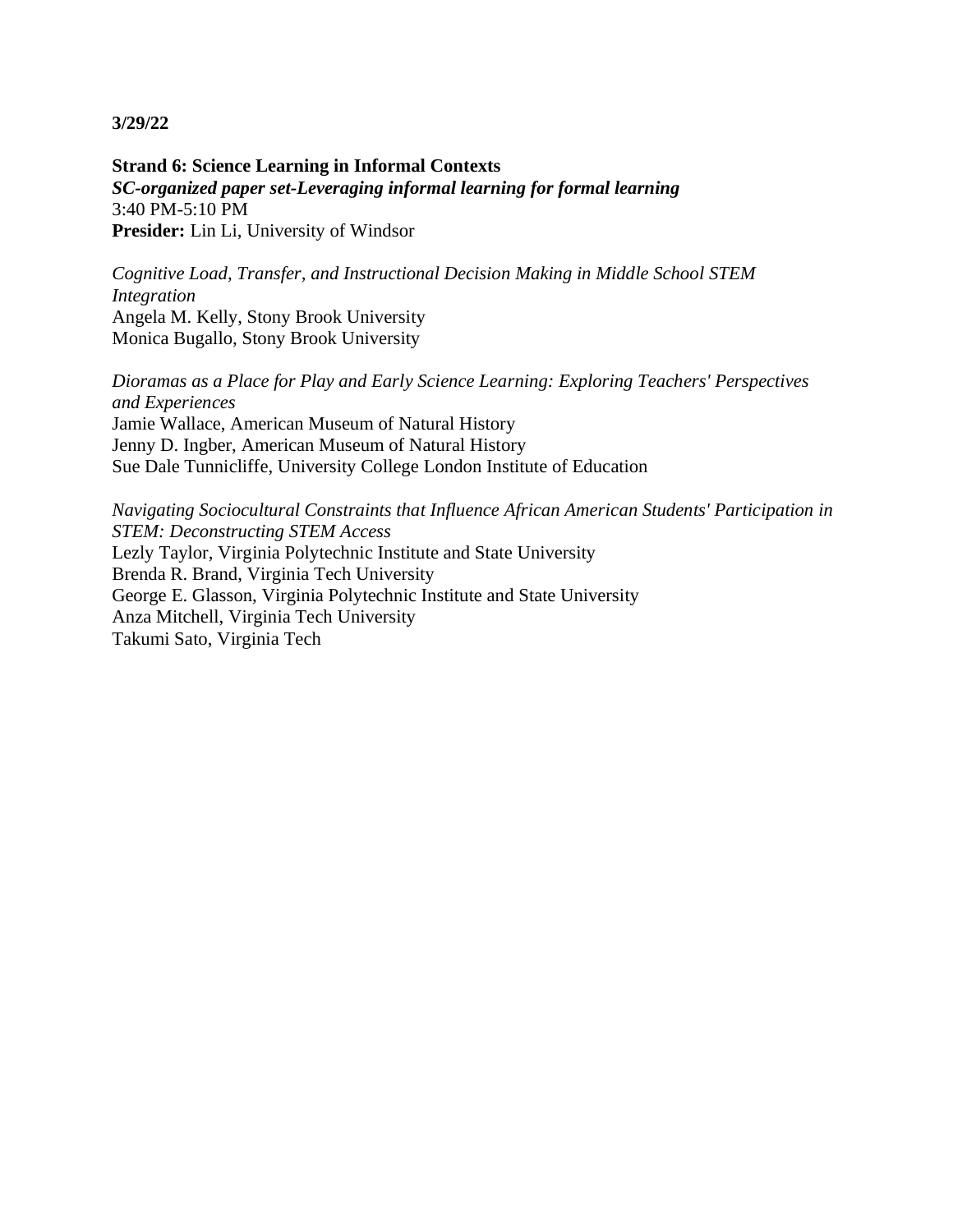**3/29/22**

**Strand 6: Science Learning in Informal Contexts**
***SC-organized paper set-Leveraging informal learning for formal learning***
3:40 PM-5:10 PM
**Presider:** Lin Li, University of Windsor

*Cognitive Load, Transfer, and Instructional Decision Making in Middle School STEM Integration*
Angela M. Kelly, Stony Brook University
Monica Bugallo, Stony Brook University

*Dioramas as a Place for Play and Early Science Learning: Exploring Teachers' Perspectives and Experiences*
Jamie Wallace, American Museum of Natural History
Jenny D. Ingber, American Museum of Natural History
Sue Dale Tunnicliffe, University College London Institute of Education

*Navigating Sociocultural Constraints that Influence African American Students' Participation in STEM: Deconstructing STEM Access*
Lezly Taylor, Virginia Polytechnic Institute and State University
Brenda R. Brand, Virginia Tech University
George E. Glasson, Virginia Polytechnic Institute and State University
Anza Mitchell, Virginia Tech University
Takumi Sato, Virginia Tech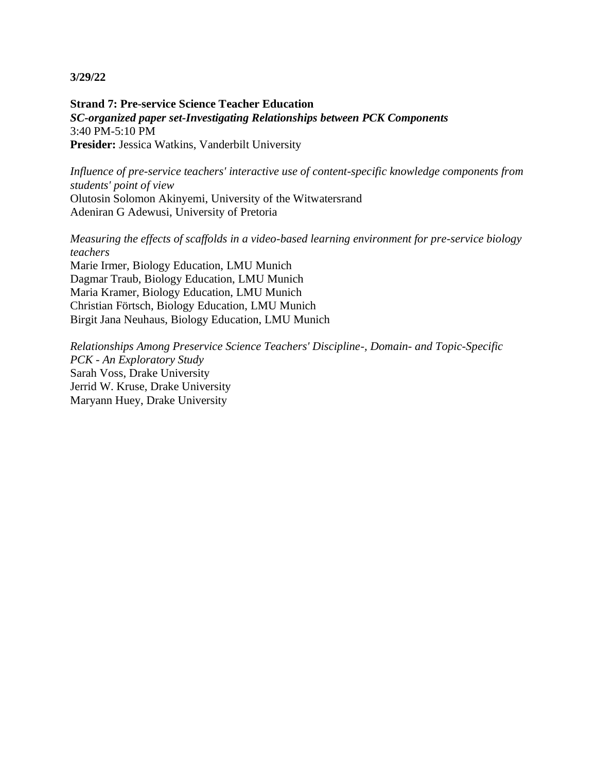**3/29/22**

**Strand 7: Pre-service Science Teacher Education**
***SC-organized paper set-Investigating Relationships between PCK Components***
3:40 PM-5:10 PM
**Presider:** Jessica Watkins, Vanderbilt University

*Influence of pre-service teachers' interactive use of content-specific knowledge components from students' point of view*
Olutosin Solomon Akinyemi, University of the Witwatersrand
Adeniran G Adewusi, University of Pretoria

*Measuring the effects of scaffolds in a video-based learning environment for pre-service biology teachers*
Marie Irmer, Biology Education, LMU Munich
Dagmar Traub, Biology Education, LMU Munich
Maria Kramer, Biology Education, LMU Munich
Christian Förtsch, Biology Education, LMU Munich
Birgit Jana Neuhaus, Biology Education, LMU Munich

*Relationships Among Preservice Science Teachers' Discipline-, Domain- and Topic-Specific PCK - An Exploratory Study*
Sarah Voss, Drake University
Jerrid W. Kruse, Drake University
Maryann Huey, Drake University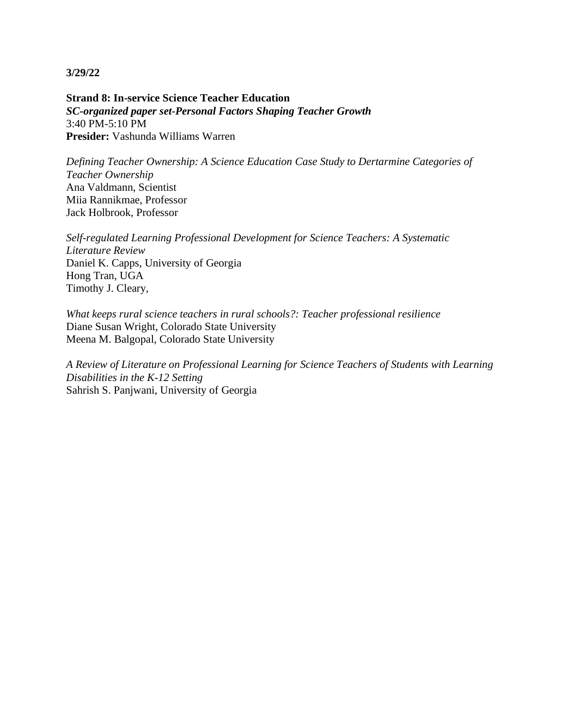**3/29/22**

**Strand 8: In-service Science Teacher Education**
***SC-organized paper set-Personal Factors Shaping Teacher Growth***
3:40 PM-5:10 PM
**Presider:** Vashunda Williams Warren

*Defining Teacher Ownership: A Science Education Case Study to Dertarmine Categories of Teacher Ownership*
Ana Valdmann, Scientist
Miia Rannikmae, Professor
Jack Holbrook, Professor

*Self-regulated Learning Professional Development for Science Teachers: A Systematic Literature Review*
Daniel K. Capps, University of Georgia
Hong Tran, UGA
Timothy J. Cleary,

*What keeps rural science teachers in rural schools?: Teacher professional resilience*
Diane Susan Wright, Colorado State University
Meena M. Balgopal, Colorado State University

*A Review of Literature on Professional Learning for Science Teachers of Students with Learning Disabilities in the K-12 Setting*
Sahrish S. Panjwani, University of Georgia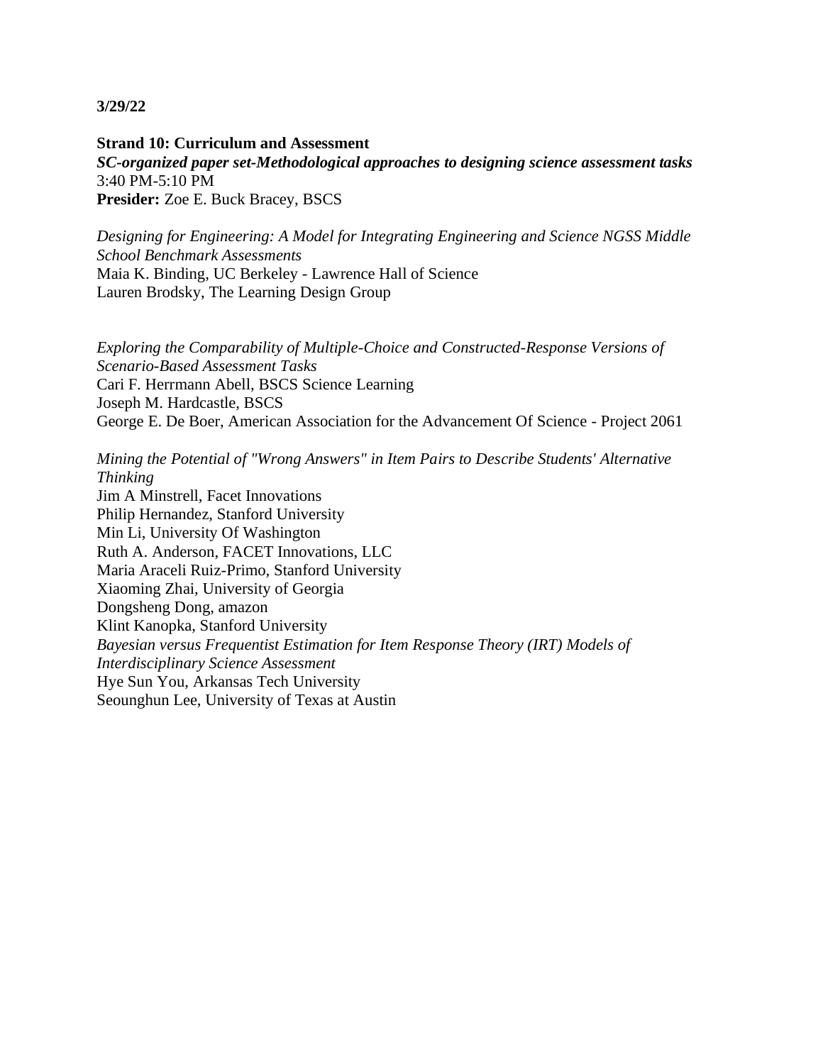**3/29/22**

**Strand 10: Curriculum and Assessment**
***SC-organized paper set-Methodological approaches to designing science assessment tasks***
3:40 PM-5:10 PM
**Presider:** Zoe E. Buck Bracey, BSCS

*Designing for Engineering: A Model for Integrating Engineering and Science NGSS Middle School Benchmark Assessments*
Maia K. Binding, UC Berkeley - Lawrence Hall of Science
Lauren Brodsky, The Learning Design Group

*Exploring the Comparability of Multiple-Choice and Constructed-Response Versions of Scenario-Based Assessment Tasks*
Cari F. Herrmann Abell, BSCS Science Learning
Joseph M. Hardcastle, BSCS
George E. De Boer, American Association for the Advancement Of Science - Project 2061

*Mining the Potential of "Wrong Answers" in Item Pairs to Describe Students' Alternative Thinking*
Jim A Minstrell, Facet Innovations
Philip Hernandez, Stanford University
Min Li, University Of Washington
Ruth A. Anderson, FACET Innovations, LLC
Maria Araceli Ruiz-Primo, Stanford University
Xiaoming Zhai, University of Georgia
Dongsheng Dong, amazon
Klint Kanopka, Stanford University

*Bayesian versus Frequentist Estimation for Item Response Theory (IRT) Models of Interdisciplinary Science Assessment*
Hye Sun You, Arkansas Tech University
Seounghun Lee, University of Texas at Austin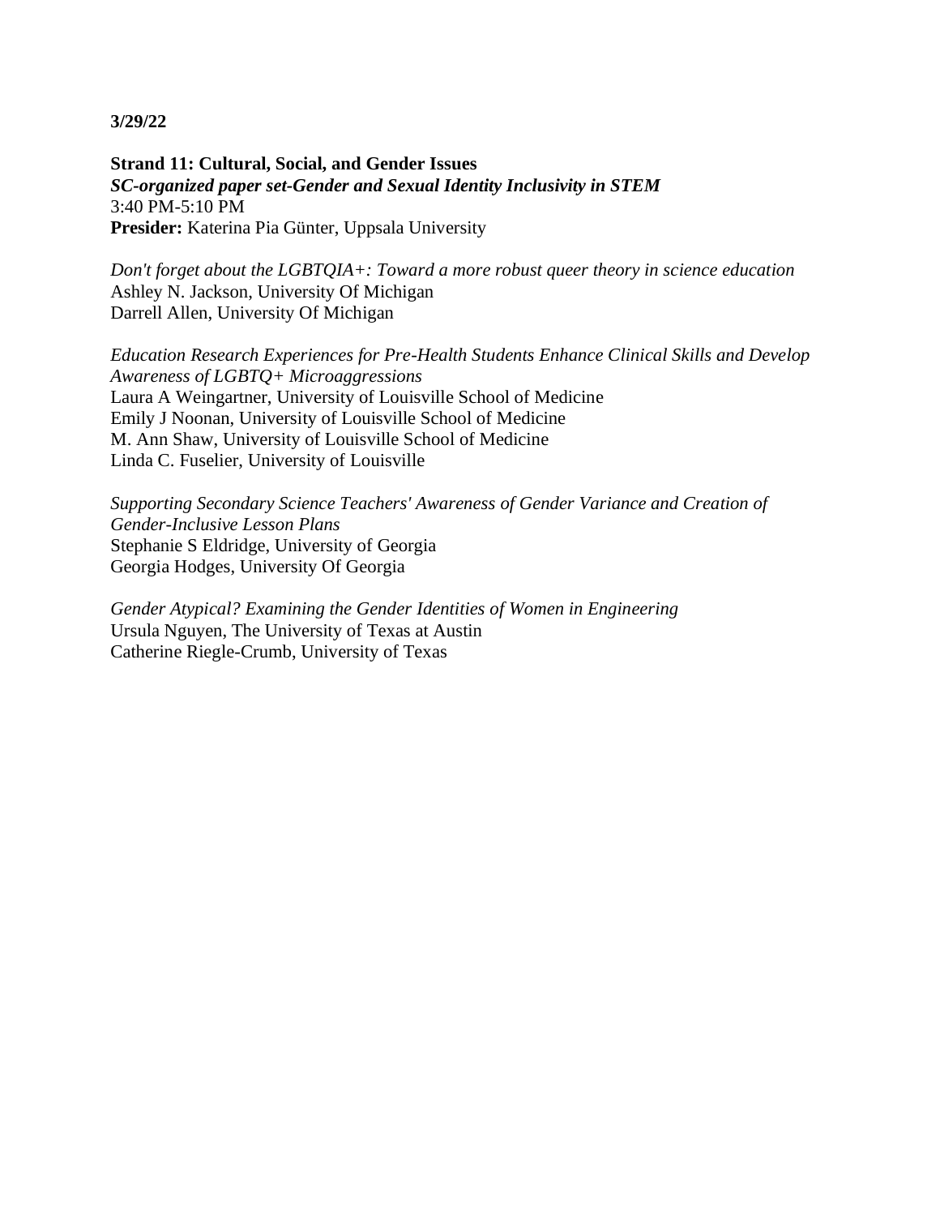**3/29/22**

**Strand 11: Cultural, Social, and Gender Issues**
***SC-organized paper set-Gender and Sexual Identity Inclusivity in STEM***
3:40 PM-5:10 PM
**Presider:** Katerina Pia Günter, Uppsala University

*Don't forget about the LGBTQIA+: Toward a more robust queer theory in science education*
Ashley N. Jackson, University Of Michigan
Darrell Allen, University Of Michigan

*Education Research Experiences for Pre-Health Students Enhance Clinical Skills and Develop Awareness of LGBTQ+ Microaggressions*
Laura A Weingartner, University of Louisville School of Medicine
Emily J Noonan, University of Louisville School of Medicine
M. Ann Shaw, University of Louisville School of Medicine
Linda C. Fuselier, University of Louisville

*Supporting Secondary Science Teachers' Awareness of Gender Variance and Creation of Gender-Inclusive Lesson Plans*
Stephanie S Eldridge, University of Georgia
Georgia Hodges, University Of Georgia

*Gender Atypical? Examining the Gender Identities of Women in Engineering*
Ursula Nguyen, The University of Texas at Austin
Catherine Riegle-Crumb, University of Texas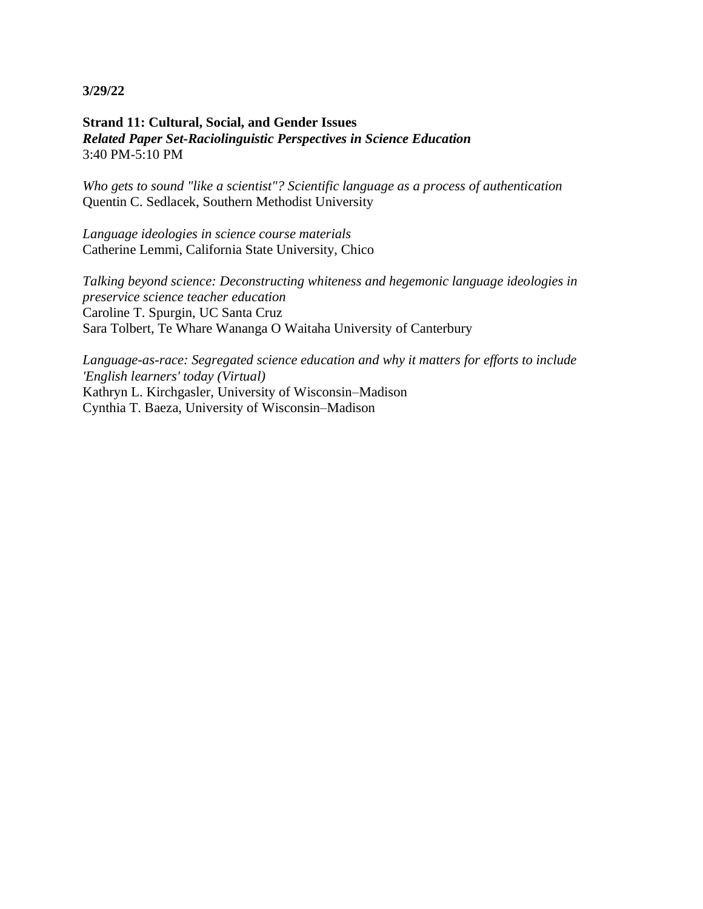**3/29/22**

**Strand 11: Cultural, Social, and Gender Issues**
***Related Paper Set-Raciolinguistic Perspectives in Science Education***
3:40 PM-5:10 PM

*Who gets to sound "like a scientist"? Scientific language as a process of authentication*
Quentin C. Sedlacek, Southern Methodist University

*Language ideologies in science course materials*
Catherine Lemmi, California State University, Chico

*Talking beyond science: Deconstructing whiteness and hegemonic language ideologies in preservice science teacher education*
Caroline T. Spurgin, UC Santa Cruz
Sara Tolbert, Te Whare Wananga O Waitaha University of Canterbury

*Language-as-race: Segregated science education and why it matters for efforts to include 'English learners' today (Virtual)*
Kathryn L. Kirchgasler, University of Wisconsin–Madison
Cynthia T. Baeza, University of Wisconsin–Madison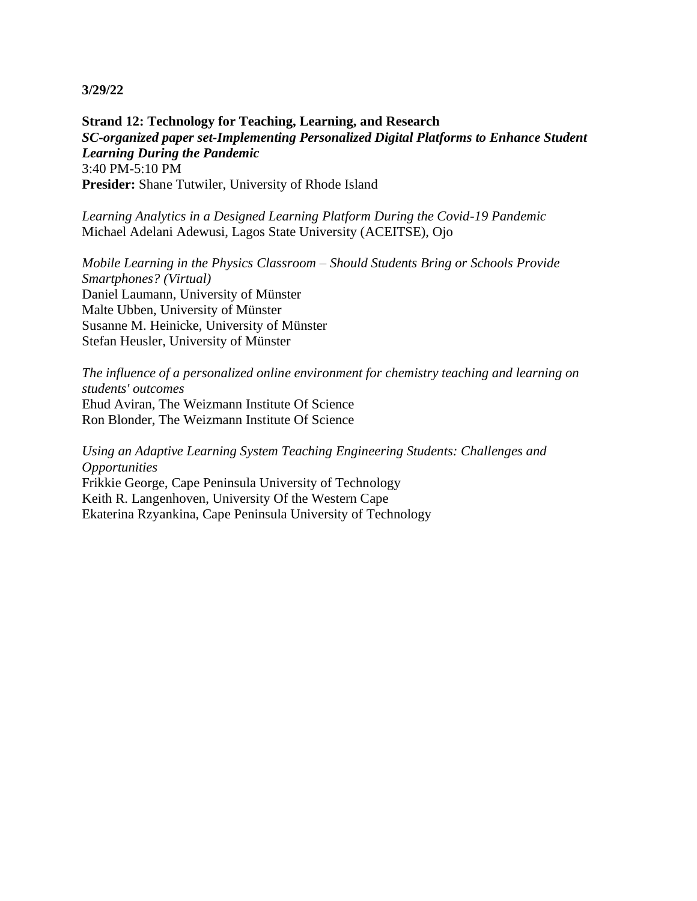**3/29/22**

**Strand 12: Technology for Teaching, Learning, and Research**
***SC-organized paper set-Implementing Personalized Digital Platforms to Enhance Student Learning During the Pandemic***
3:40 PM-5:10 PM
**Presider:** Shane Tutwiler, University of Rhode Island

*Learning Analytics in a Designed Learning Platform During the Covid-19 Pandemic*
Michael Adelani Adewusi, Lagos State University (ACEITSE), Ojo

*Mobile Learning in the Physics Classroom – Should Students Bring or Schools Provide Smartphones? (Virtual)*
Daniel Laumann, University of Münster
Malte Ubben, University of Münster
Susanne M. Heinicke, University of Münster
Stefan Heusler, University of Münster

*The influence of a personalized online environment for chemistry teaching and learning on students' outcomes*
Ehud Aviran, The Weizmann Institute Of Science
Ron Blonder, The Weizmann Institute Of Science

*Using an Adaptive Learning System Teaching Engineering Students: Challenges and Opportunities*
Frikkie George, Cape Peninsula University of Technology
Keith R. Langenhoven, University Of the Western Cape
Ekaterina Rzyankina, Cape Peninsula University of Technology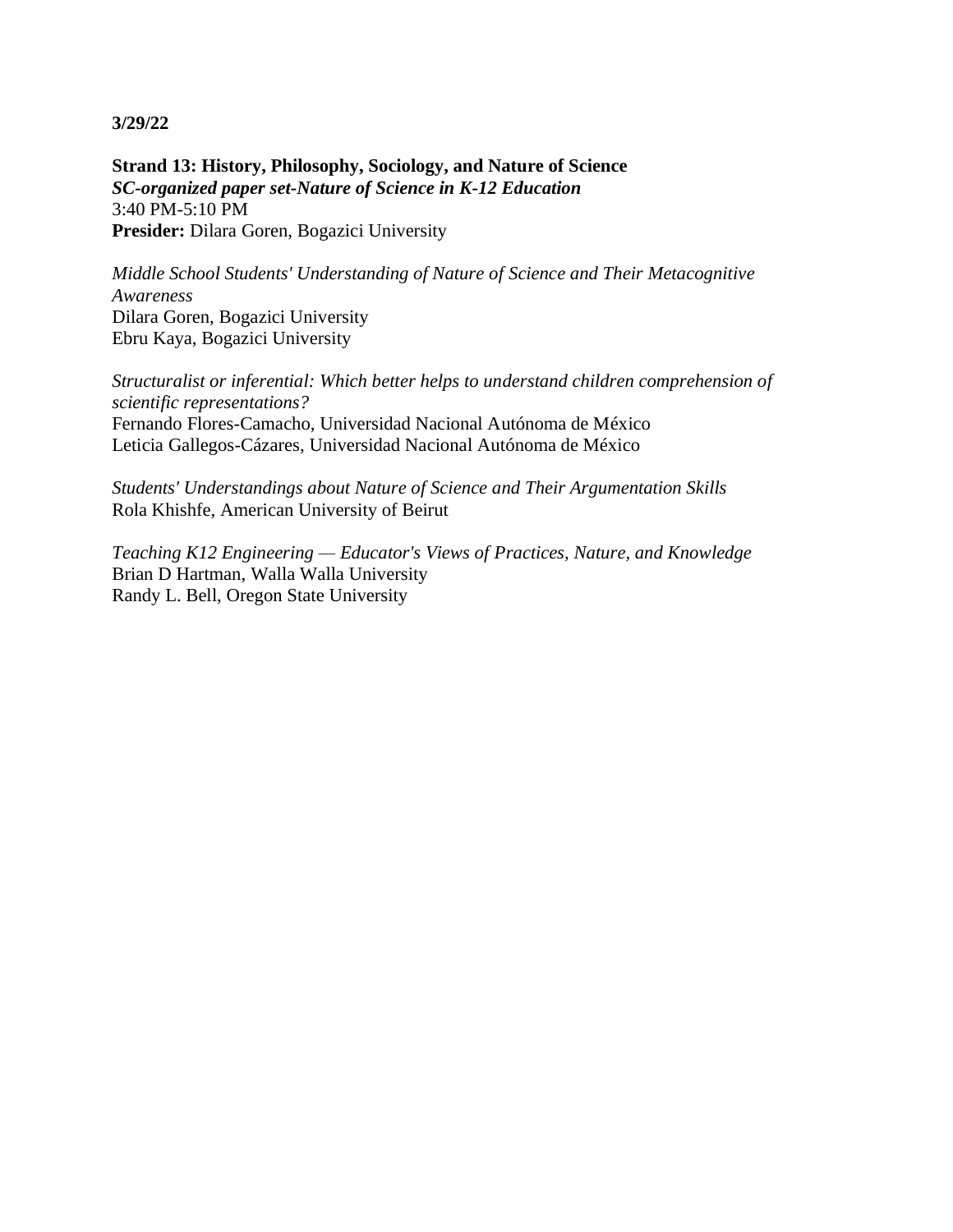**3/29/22**

**Strand 13: History, Philosophy, Sociology, and Nature of Science**
***SC-organized paper set-Nature of Science in K-12 Education***
3:40 PM-5:10 PM
**Presider:** Dilara Goren, Bogazici University

*Middle School Students' Understanding of Nature of Science and Their Metacognitive Awareness*
Dilara Goren, Bogazici University
Ebru Kaya, Bogazici University

*Structuralist or inferential: Which better helps to understand children comprehension of scientific representations?*
Fernando Flores-Camacho, Universidad Nacional Autónoma de México
Leticia Gallegos-Cázares, Universidad Nacional Autónoma de México

*Students' Understandings about Nature of Science and Their Argumentation Skills*
Rola Khishfe, American University of Beirut

*Teaching K12 Engineering — Educator's Views of Practices, Nature, and Knowledge*
Brian D Hartman, Walla Walla University
Randy L. Bell, Oregon State University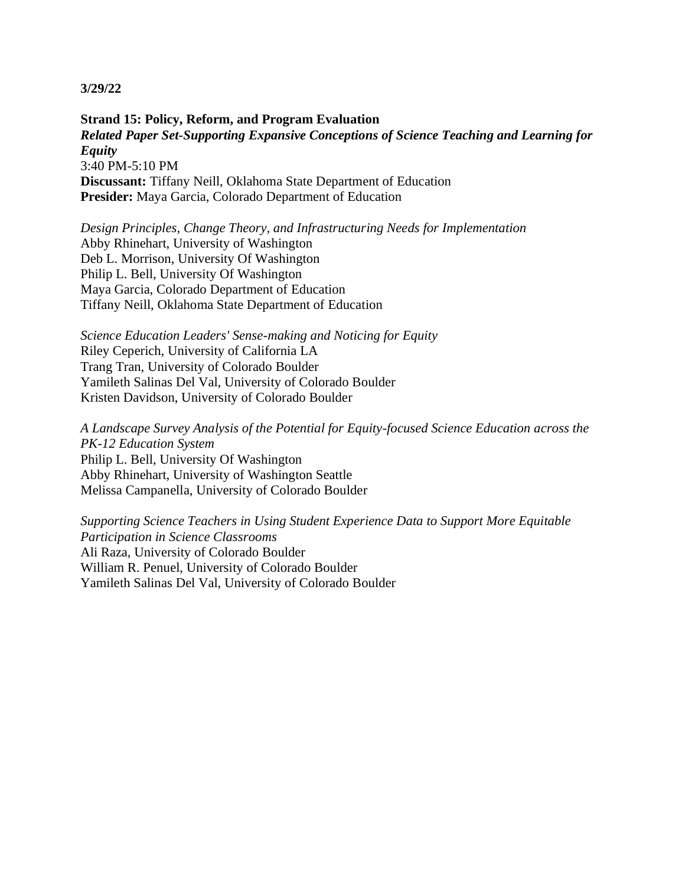**3/29/22**

**Strand 15: Policy, Reform, and Program Evaluation**
***Related Paper Set-Supporting Expansive Conceptions of Science Teaching and Learning for Equity***
3:40 PM-5:10 PM
**Discussant:** Tiffany Neill, Oklahoma State Department of Education
**Presider:** Maya Garcia, Colorado Department of Education

*Design Principles, Change Theory, and Infrastructuring Needs for Implementation*
Abby Rhinehart, University of Washington
Deb L. Morrison, University Of Washington
Philip L. Bell, University Of Washington
Maya Garcia, Colorado Department of Education
Tiffany Neill, Oklahoma State Department of Education

*Science Education Leaders' Sense-making and Noticing for Equity*
Riley Ceperich, University of California LA
Trang Tran, University of Colorado Boulder
Yamileth Salinas Del Val, University of Colorado Boulder
Kristen Davidson, University of Colorado Boulder

*A Landscape Survey Analysis of the Potential for Equity-focused Science Education across the PK-12 Education System*
Philip L. Bell, University Of Washington
Abby Rhinehart, University of Washington Seattle
Melissa Campanella, University of Colorado Boulder

*Supporting Science Teachers in Using Student Experience Data to Support More Equitable Participation in Science Classrooms*
Ali Raza, University of Colorado Boulder
William R. Penuel, University of Colorado Boulder
Yamileth Salinas Del Val, University of Colorado Boulder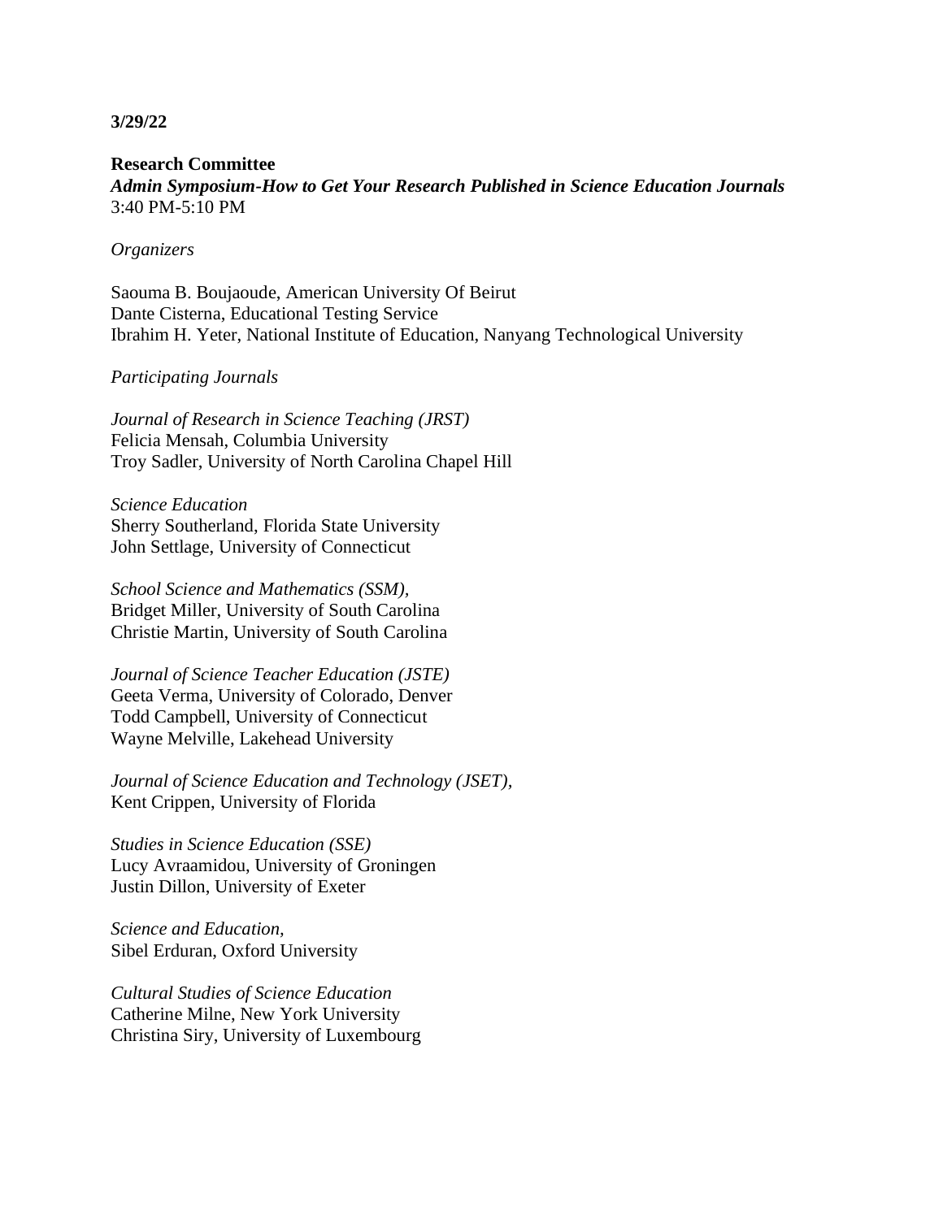**3/29/22**

**Research Committee**
***Admin Symposium-How to Get Your Research Published in Science Education Journals***
3:40 PM-5:10 PM

*Organizers*

Saouma B. Boujaoude, American University Of Beirut
Dante Cisterna, Educational Testing Service
Ibrahim H. Yeter, National Institute of Education, Nanyang Technological University

*Participating Journals*

*Journal of Research in Science Teaching (JRST)*
Felicia Mensah, Columbia University
Troy Sadler, University of North Carolina Chapel Hill

*Science Education*
Sherry Southerland, Florida State University
John Settlage, University of Connecticut

*School Science and Mathematics (SSM),*
Bridget Miller, University of South Carolina
Christie Martin, University of South Carolina

*Journal of Science Teacher Education (JSTE)*
Geeta Verma, University of Colorado, Denver
Todd Campbell, University of Connecticut
Wayne Melville, Lakehead University

*Journal of Science Education and Technology (JSET),*
Kent Crippen, University of Florida

*Studies in Science Education (SSE)*
Lucy Avraamidou, University of Groningen
Justin Dillon, University of Exeter

*Science and Education,*
Sibel Erduran, Oxford University

*Cultural Studies of Science Education*
Catherine Milne, New York University
Christina Siry, University of Luxembourg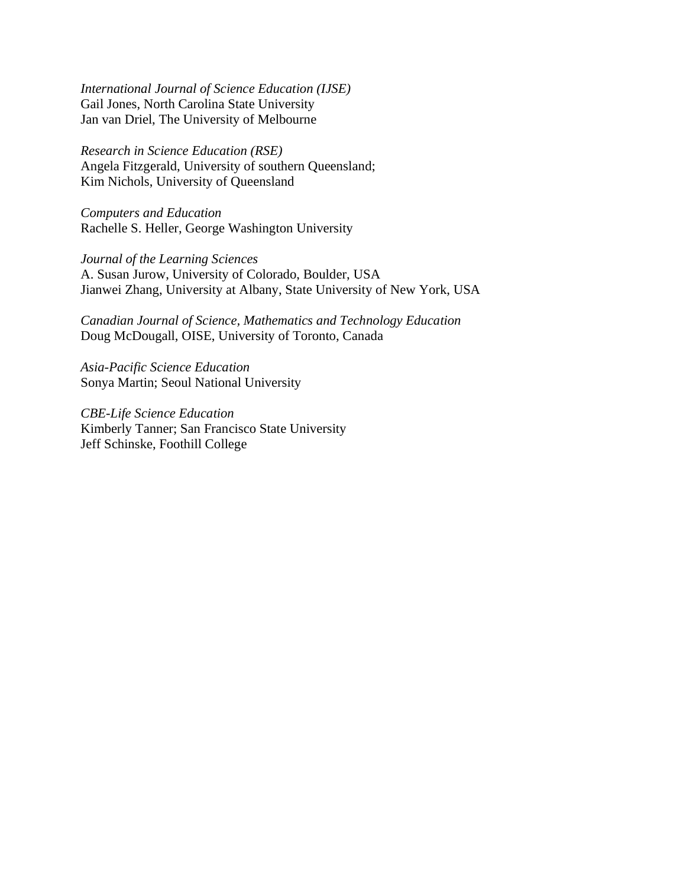*International Journal of Science Education (IJSE)*
Gail Jones, North Carolina State University
Jan van Driel, The University of Melbourne

*Research in Science Education (RSE)*
Angela Fitzgerald, University of southern Queensland;
Kim Nichols, University of Queensland

*Computers and Education*
Rachelle S. Heller, George Washington University

*Journal of the Learning Sciences*
A. Susan Jurow, University of Colorado, Boulder, USA
Jianwei Zhang, University at Albany, State University of New York, USA

*Canadian Journal of Science, Mathematics and Technology Education*
Doug McDougall, OISE, University of Toronto, Canada

*Asia-Pacific Science Education*
Sonya Martin; Seoul National University

*CBE-Life Science Education*
Kimberly Tanner; San Francisco State University
Jeff Schinske, Foothill College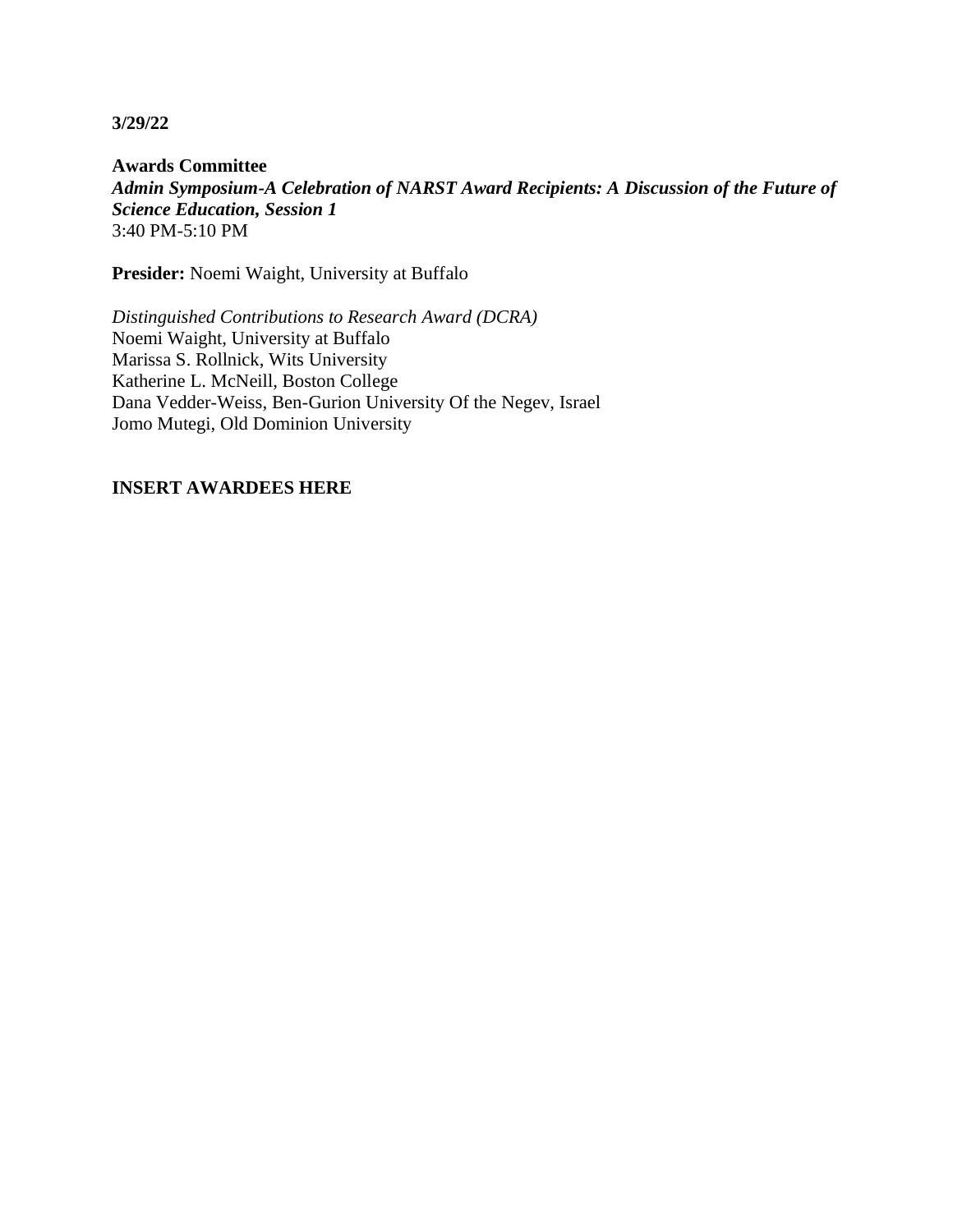**3/29/22**

**Awards Committee**
***Admin Symposium-A Celebration of NARST Award Recipients: A Discussion of the Future of Science Education, Session 1***
3:40 PM-5:10 PM

**Presider:** Noemi Waight, University at Buffalo

*Distinguished Contributions to Research Award (DCRA)*
Noemi Waight, University at Buffalo
Marissa S. Rollnick, Wits University
Katherine L. McNeill, Boston College
Dana Vedder-Weiss, Ben-Gurion University Of the Negev, Israel
Jomo Mutegi, Old Dominion University

**INSERT AWARDEES HERE**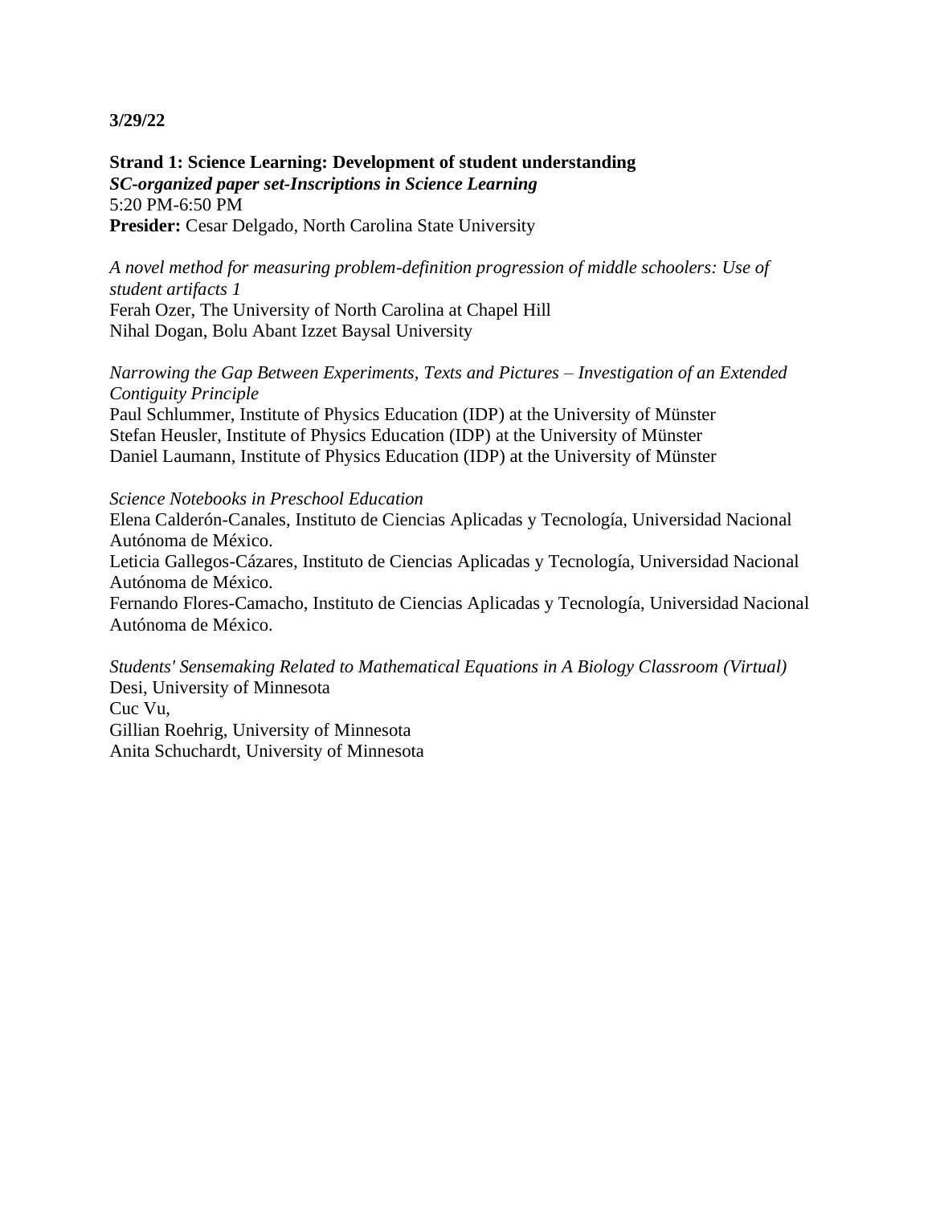**3/29/22**

**Strand 1: Science Learning: Development of student understanding**
***SC-organized paper set-Inscriptions in Science Learning***
5:20 PM-6:50 PM
**Presider:** Cesar Delgado, North Carolina State University

*A novel method for measuring problem-definition progression of middle schoolers: Use of student artifacts 1*
Ferah Ozer, The University of North Carolina at Chapel Hill
Nihal Dogan, Bolu Abant Izzet Baysal University

*Narrowing the Gap Between Experiments, Texts and Pictures – Investigation of an Extended Contiguity Principle*
Paul Schlummer, Institute of Physics Education (IDP) at the University of Münster
Stefan Heusler, Institute of Physics Education (IDP) at the University of Münster
Daniel Laumann, Institute of Physics Education (IDP) at the University of Münster

*Science Notebooks in Preschool Education*
Elena Calderón-Canales, Instituto de Ciencias Aplicadas y Tecnología, Universidad Nacional Autónoma de México.
Leticia Gallegos-Cázares, Instituto de Ciencias Aplicadas y Tecnología, Universidad Nacional Autónoma de México.
Fernando Flores-Camacho, Instituto de Ciencias Aplicadas y Tecnología, Universidad Nacional Autónoma de México.

*Students' Sensemaking Related to Mathematical Equations in A Biology Classroom (Virtual)*
Desi, University of Minnesota
Cuc Vu,
Gillian Roehrig, University of Minnesota
Anita Schuchardt, University of Minnesota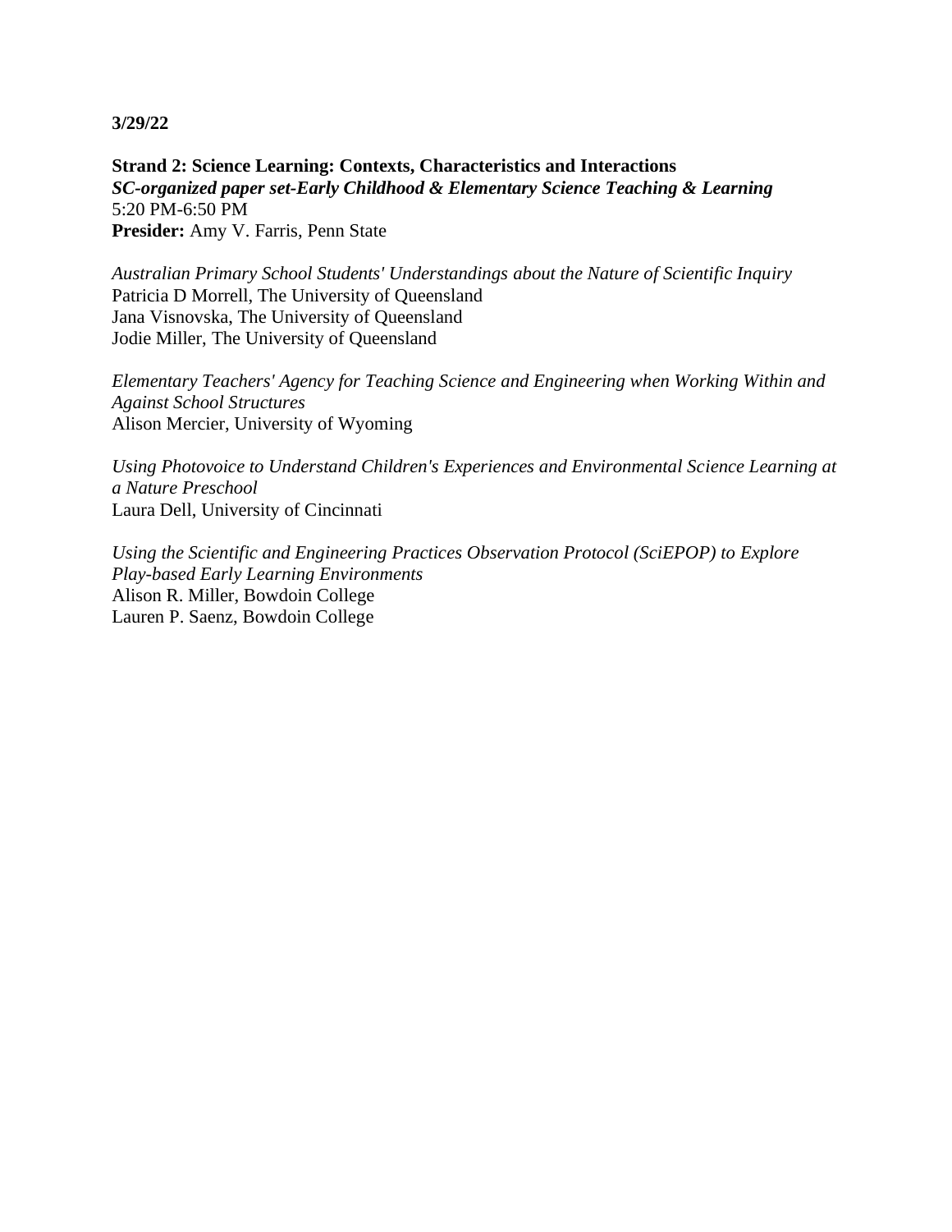**3/29/22**

**Strand 2: Science Learning: Contexts, Characteristics and Interactions**
***SC-organized paper set-Early Childhood & Elementary Science Teaching & Learning***
5:20 PM-6:50 PM
**Presider:** Amy V. Farris, Penn State

*Australian Primary School Students' Understandings about the Nature of Scientific Inquiry*
Patricia D Morrell, The University of Queensland
Jana Visnovska, The University of Queensland
Jodie Miller, The University of Queensland

*Elementary Teachers' Agency for Teaching Science and Engineering when Working Within and Against School Structures*
Alison Mercier, University of Wyoming

*Using Photovoice to Understand Children's Experiences and Environmental Science Learning at a Nature Preschool*
Laura Dell, University of Cincinnati

*Using the Scientific and Engineering Practices Observation Protocol (SciEPOP) to Explore Play-based Early Learning Environments*
Alison R. Miller, Bowdoin College
Lauren P. Saenz, Bowdoin College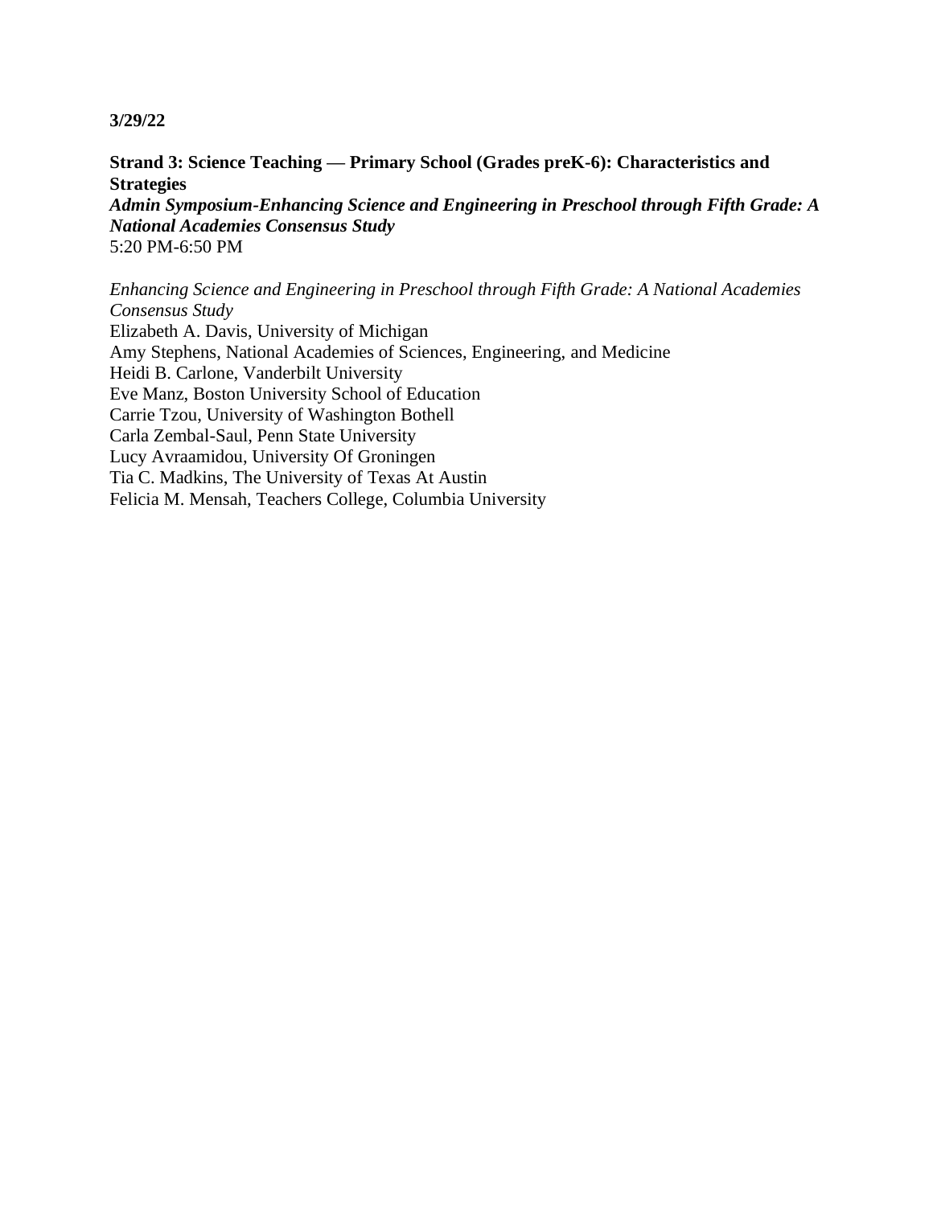**3/29/22**

**Strand 3: Science Teaching — Primary School (Grades preK-6): Characteristics and Strategies**
***Admin Symposium-Enhancing Science and Engineering in Preschool through Fifth Grade: A National Academies Consensus Study***
5:20 PM-6:50 PM

*Enhancing Science and Engineering in Preschool through Fifth Grade: A National Academies Consensus Study*
Elizabeth A. Davis, University of Michigan
Amy Stephens, National Academies of Sciences, Engineering, and Medicine
Heidi B. Carlone, Vanderbilt University
Eve Manz, Boston University School of Education
Carrie Tzou, University of Washington Bothell
Carla Zembal-Saul, Penn State University
Lucy Avraamidou, University Of Groningen
Tia C. Madkins, The University of Texas At Austin
Felicia M. Mensah, Teachers College, Columbia University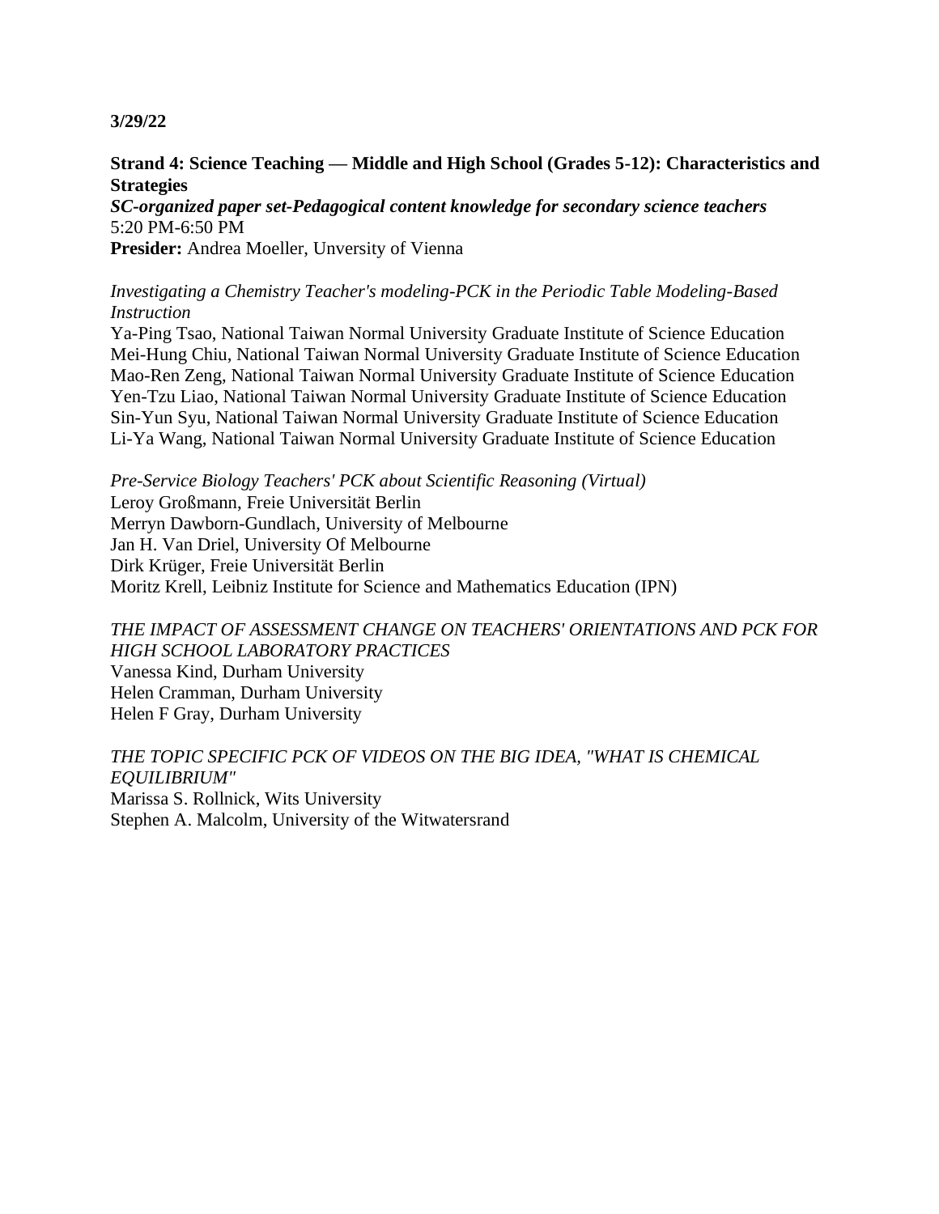**3/29/22**

**Strand 4: Science Teaching — Middle and High School (Grades 5-12): Characteristics and Strategies**
***SC-organized paper set-Pedagogical content knowledge for secondary science teachers***
5:20 PM-6:50 PM
**Presider:** Andrea Moeller, Unversity of Vienna

*Investigating a Chemistry Teacher's modeling-PCK in the Periodic Table Modeling-Based Instruction*
Ya-Ping Tsao, National Taiwan Normal University Graduate Institute of Science Education
Mei-Hung Chiu, National Taiwan Normal University Graduate Institute of Science Education
Mao-Ren Zeng, National Taiwan Normal University Graduate Institute of Science Education
Yen-Tzu Liao, National Taiwan Normal University Graduate Institute of Science Education
Sin-Yun Syu, National Taiwan Normal University Graduate Institute of Science Education
Li-Ya Wang, National Taiwan Normal University Graduate Institute of Science Education

*Pre-Service Biology Teachers' PCK about Scientific Reasoning (Virtual)*
Leroy Großmann, Freie Universität Berlin
Merryn Dawborn-Gundlach, University of Melbourne
Jan H. Van Driel, University Of Melbourne
Dirk Krüger, Freie Universität Berlin
Moritz Krell, Leibniz Institute for Science and Mathematics Education (IPN)

*THE IMPACT OF ASSESSMENT CHANGE ON TEACHERS' ORIENTATIONS AND PCK FOR HIGH SCHOOL LABORATORY PRACTICES*
Vanessa Kind, Durham University
Helen Cramman, Durham University
Helen F Gray, Durham University

*THE TOPIC SPECIFIC PCK OF VIDEOS ON THE BIG IDEA, "WHAT IS CHEMICAL EQUILIBRIUM"*
Marissa S. Rollnick, Wits University
Stephen A. Malcolm, University of the Witwatersrand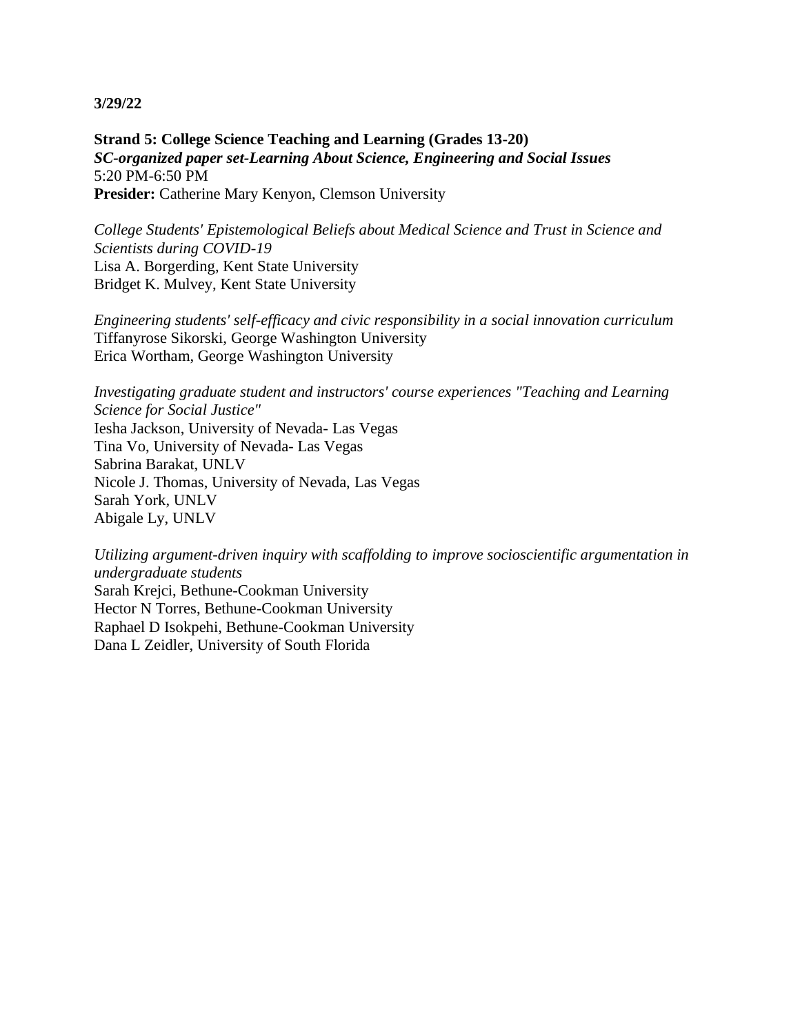**3/29/22**

**Strand 5: College Science Teaching and Learning (Grades 13-20)**
***SC-organized paper set-Learning About Science, Engineering and Social Issues***
5:20 PM-6:50 PM
**Presider:** Catherine Mary Kenyon, Clemson University

*College Students' Epistemological Beliefs about Medical Science and Trust in Science and Scientists during COVID-19*
Lisa A. Borgerding, Kent State University
Bridget K. Mulvey, Kent State University

*Engineering students' self-efficacy and civic responsibility in a social innovation curriculum*
Tiffanyrose Sikorski, George Washington University
Erica Wortham, George Washington University

*Investigating graduate student and instructors' course experiences "Teaching and Learning Science for Social Justice"*
Iesha Jackson, University of Nevada- Las Vegas
Tina Vo, University of Nevada- Las Vegas
Sabrina Barakat, UNLV
Nicole J. Thomas, University of Nevada, Las Vegas
Sarah York, UNLV
Abigale Ly, UNLV

*Utilizing argument-driven inquiry with scaffolding to improve socioscientific argumentation in undergraduate students*
Sarah Krejci, Bethune-Cookman University
Hector N Torres, Bethune-Cookman University
Raphael D Isokpehi, Bethune-Cookman University
Dana L Zeidler, University of South Florida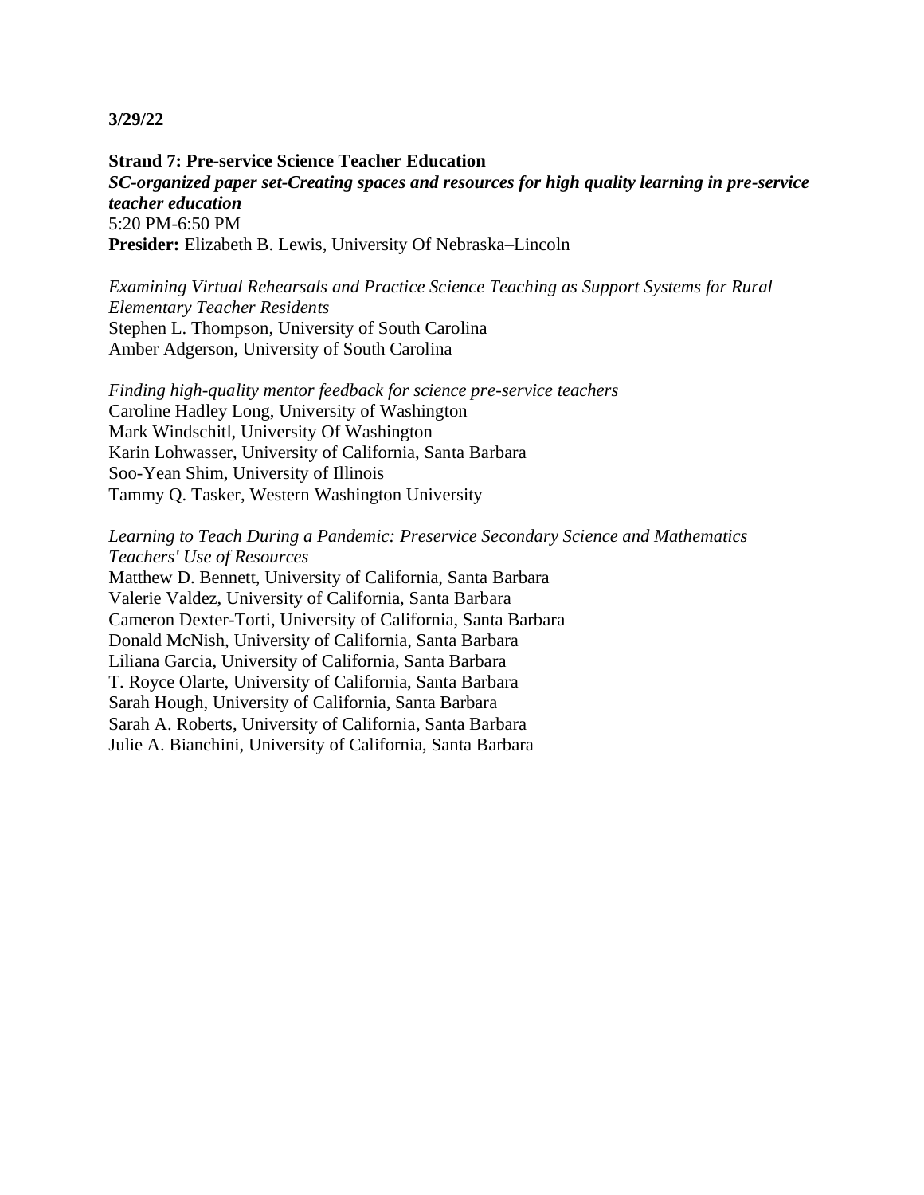**3/29/22**

**Strand 7: Pre-service Science Teacher Education**
***SC-organized paper set-Creating spaces and resources for high quality learning in pre-service teacher education***
5:20 PM-6:50 PM
**Presider:** Elizabeth B. Lewis, University Of Nebraska–Lincoln

*Examining Virtual Rehearsals and Practice Science Teaching as Support Systems for Rural Elementary Teacher Residents*
Stephen L. Thompson, University of South Carolina
Amber Adgerson, University of South Carolina

*Finding high-quality mentor feedback for science pre-service teachers*
Caroline Hadley Long, University of Washington
Mark Windschitl, University Of Washington
Karin Lohwasser, University of California, Santa Barbara
Soo-Yean Shim, University of Illinois
Tammy Q. Tasker, Western Washington University

*Learning to Teach During a Pandemic: Preservice Secondary Science and Mathematics Teachers' Use of Resources*
Matthew D. Bennett, University of California, Santa Barbara
Valerie Valdez, University of California, Santa Barbara
Cameron Dexter-Torti, University of California, Santa Barbara
Donald McNish, University of California, Santa Barbara
Liliana Garcia, University of California, Santa Barbara
T. Royce Olarte, University of California, Santa Barbara
Sarah Hough, University of California, Santa Barbara
Sarah A. Roberts, University of California, Santa Barbara
Julie A. Bianchini, University of California, Santa Barbara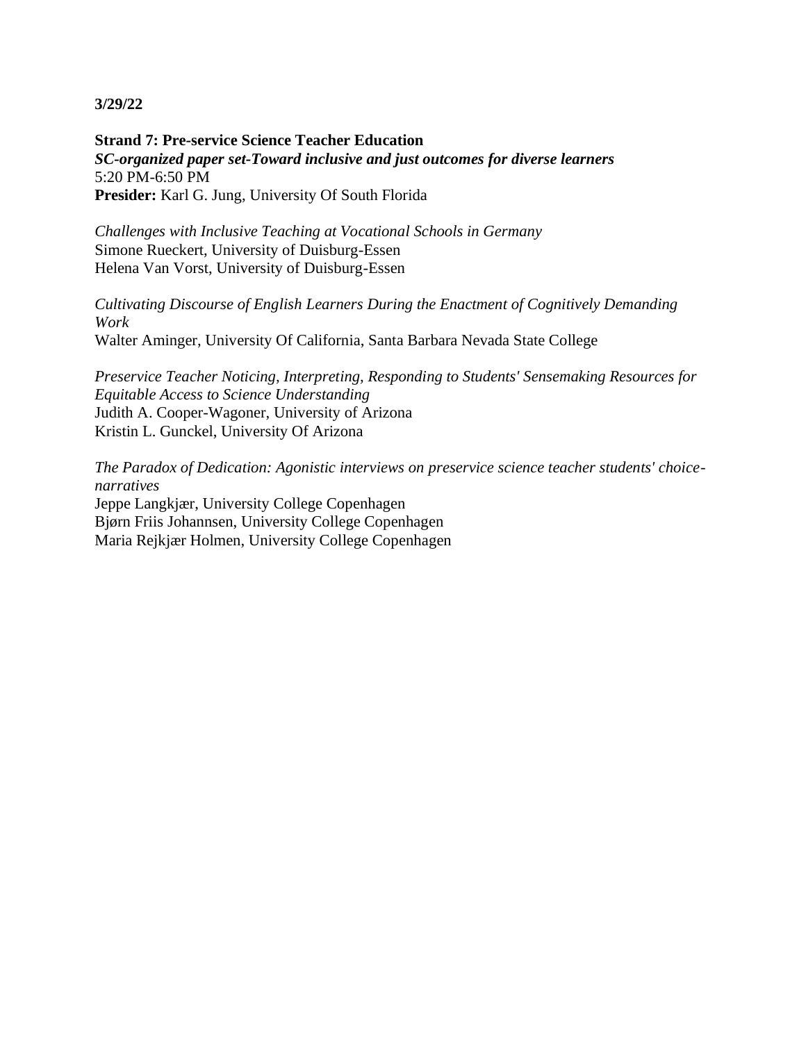**3/29/22**

**Strand 7: Pre-service Science Teacher Education**
***SC-organized paper set-Toward inclusive and just outcomes for diverse learners***
5:20 PM-6:50 PM
**Presider:** Karl G. Jung, University Of South Florida

*Challenges with Inclusive Teaching at Vocational Schools in Germany*
Simone Rueckert, University of Duisburg-Essen
Helena Van Vorst, University of Duisburg-Essen

*Cultivating Discourse of English Learners During the Enactment of Cognitively Demanding Work*
Walter Aminger, University Of California, Santa Barbara Nevada State College

*Preservice Teacher Noticing, Interpreting, Responding to Students' Sensemaking Resources for Equitable Access to Science Understanding*
Judith A. Cooper-Wagoner, University of Arizona
Kristin L. Gunckel, University Of Arizona

*The Paradox of Dedication: Agonistic interviews on preservice science teacher students' choice-narratives*
Jeppe Langkjær, University College Copenhagen
Bjørn Friis Johannsen, University College Copenhagen
Maria Rejkjær Holmen, University College Copenhagen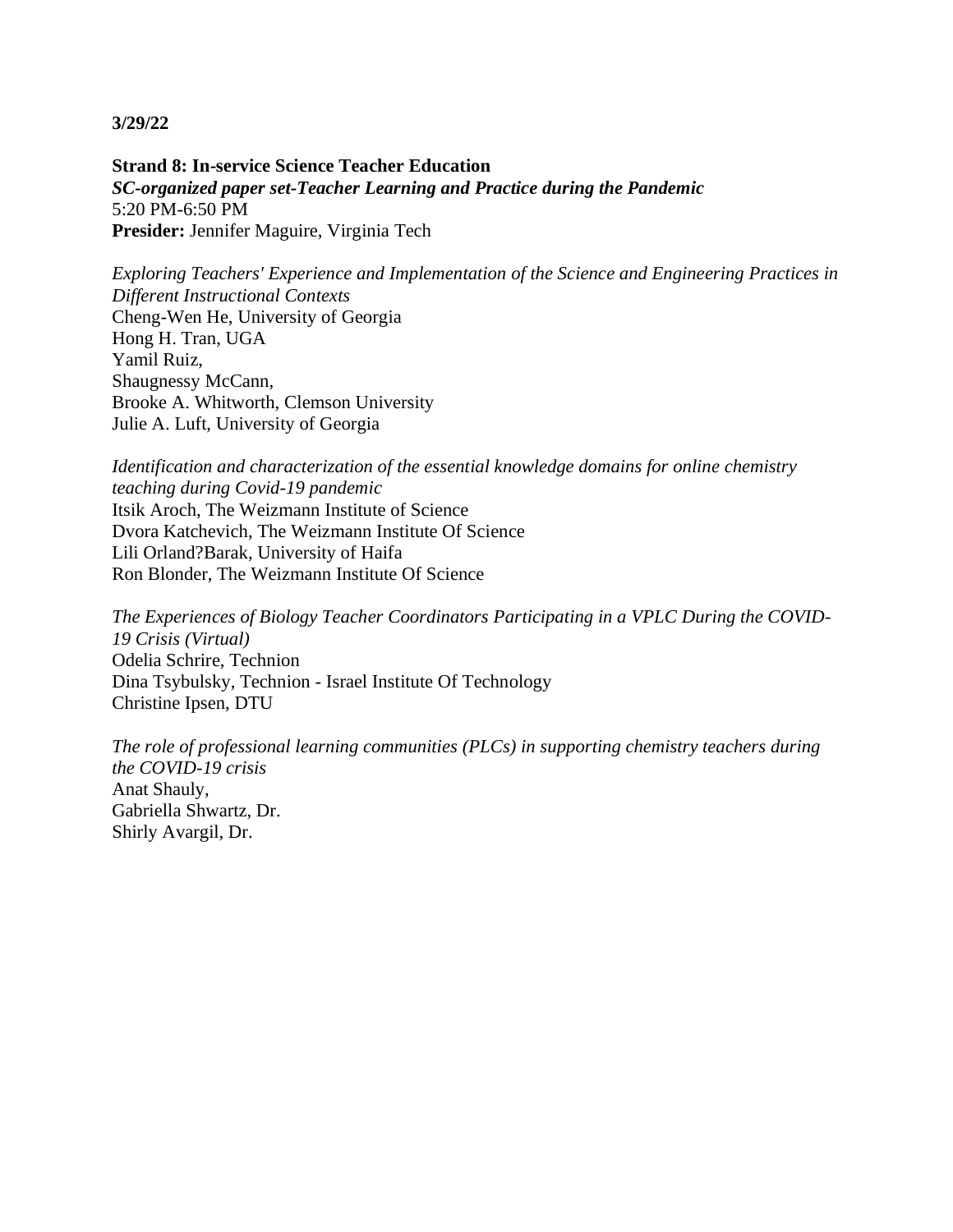**3/29/22**

**Strand 8: In-service Science Teacher Education**
***SC-organized paper set-Teacher Learning and Practice during the Pandemic***
5:20 PM-6:50 PM
**Presider:** Jennifer Maguire, Virginia Tech

*Exploring Teachers' Experience and Implementation of the Science and Engineering Practices in Different Instructional Contexts*
Cheng-Wen He, University of Georgia
Hong H. Tran, UGA
Yamil Ruiz,
Shaugnessy McCann,
Brooke A. Whitworth, Clemson University
Julie A. Luft, University of Georgia

*Identification and characterization of the essential knowledge domains for online chemistry teaching during Covid-19 pandemic*
Itsik Aroch, The Weizmann Institute of Science
Dvora Katchevich, The Weizmann Institute Of Science
Lili Orland?Barak, University of Haifa
Ron Blonder, The Weizmann Institute Of Science

*The Experiences of Biology Teacher Coordinators Participating in a VPLC During the COVID-19 Crisis (Virtual)*
Odelia Schrire, Technion
Dina Tsybulsky, Technion - Israel Institute Of Technology
Christine Ipsen, DTU

*The role of professional learning communities (PLCs) in supporting chemistry teachers during the COVID-19 crisis*
Anat Shauly,
Gabriella Shwartz, Dr.
Shirly Avargil, Dr.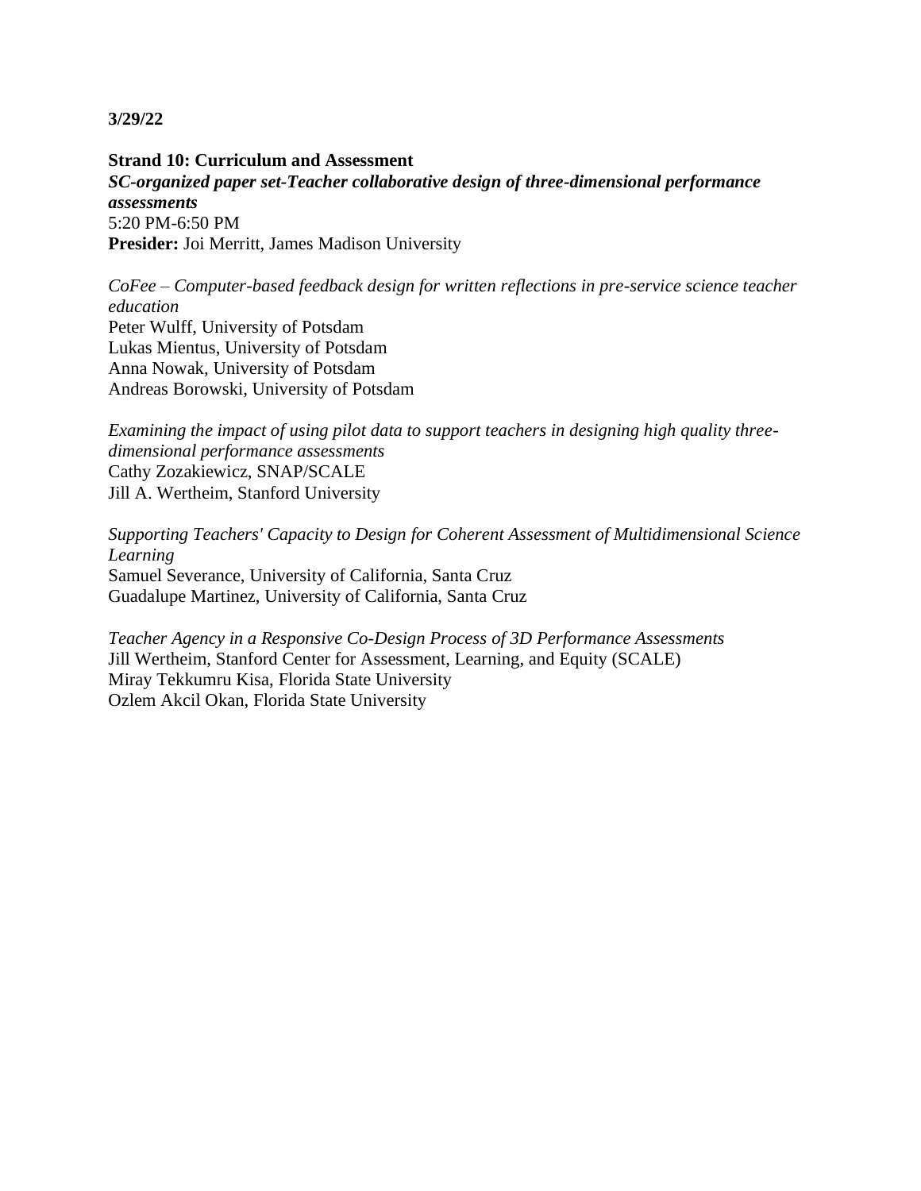**3/29/22**

**Strand 10: Curriculum and Assessment**
***SC-organized paper set-Teacher collaborative design of three-dimensional performance assessments***
5:20 PM-6:50 PM
**Presider:** Joi Merritt, James Madison University

*CoFee – Computer-based feedback design for written reflections in pre-service science teacher education*
Peter Wulff, University of Potsdam
Lukas Mientus, University of Potsdam
Anna Nowak, University of Potsdam
Andreas Borowski, University of Potsdam

*Examining the impact of using pilot data to support teachers in designing high quality three-dimensional performance assessments*
Cathy Zozakiewicz, SNAP/SCALE
Jill A. Wertheim, Stanford University

*Supporting Teachers' Capacity to Design for Coherent Assessment of Multidimensional Science Learning*
Samuel Severance, University of California, Santa Cruz
Guadalupe Martinez, University of California, Santa Cruz

*Teacher Agency in a Responsive Co-Design Process of 3D Performance Assessments*
Jill Wertheim, Stanford Center for Assessment, Learning, and Equity (SCALE)
Miray Tekkumru Kisa, Florida State University
Ozlem Akcil Okan, Florida State University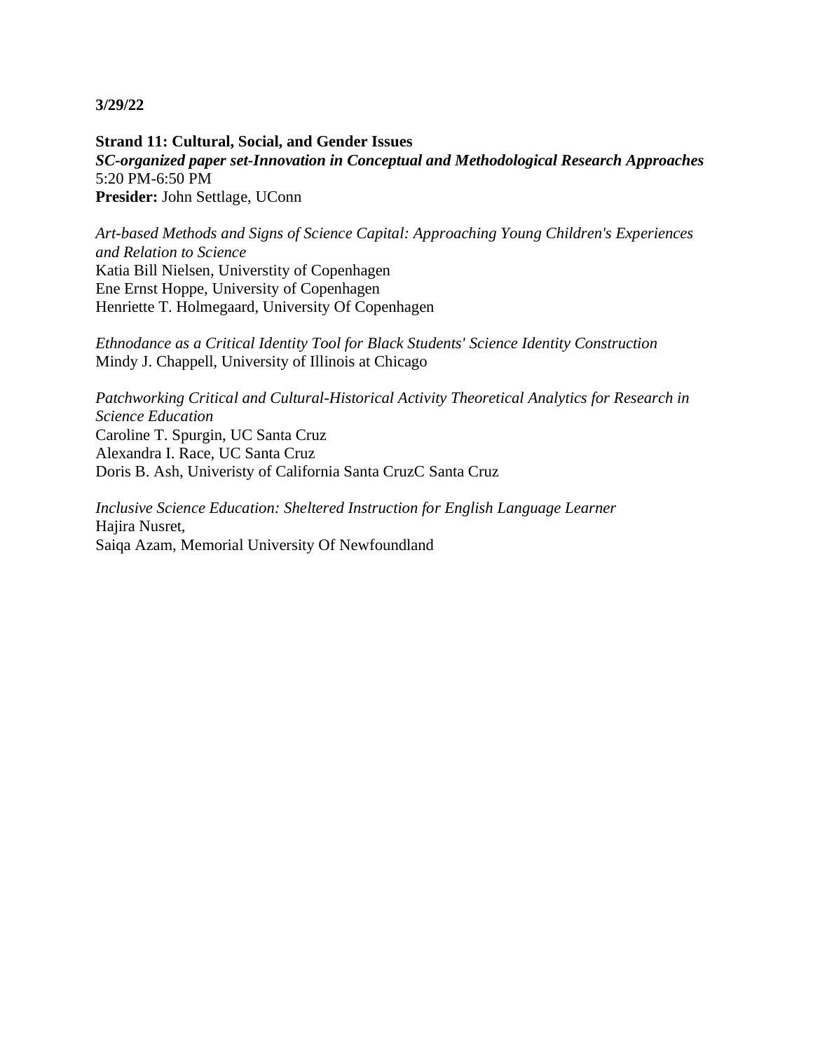**3/29/22**

**Strand 11: Cultural, Social, and Gender Issues**
***SC-organized paper set-Innovation in Conceptual and Methodological Research Approaches***
5:20 PM-6:50 PM
**Presider:** John Settlage, UConn

*Art-based Methods and Signs of Science Capital: Approaching Young Children's Experiences and Relation to Science*
Katia Bill Nielsen, Universtity of Copenhagen
Ene Ernst Hoppe, University of Copenhagen
Henriette T. Holmegaard, University Of Copenhagen

*Ethnodance as a Critical Identity Tool for Black Students' Science Identity Construction*
Mindy J. Chappell, University of Illinois at Chicago

*Patchworking Critical and Cultural-Historical Activity Theoretical Analytics for Research in Science Education*
Caroline T. Spurgin, UC Santa Cruz
Alexandra I. Race, UC Santa Cruz
Doris B. Ash, Univeristy of California Santa CruzC Santa Cruz

*Inclusive Science Education: Sheltered Instruction for English Language Learner*
Hajira Nusret,
Saiqa Azam, Memorial University Of Newfoundland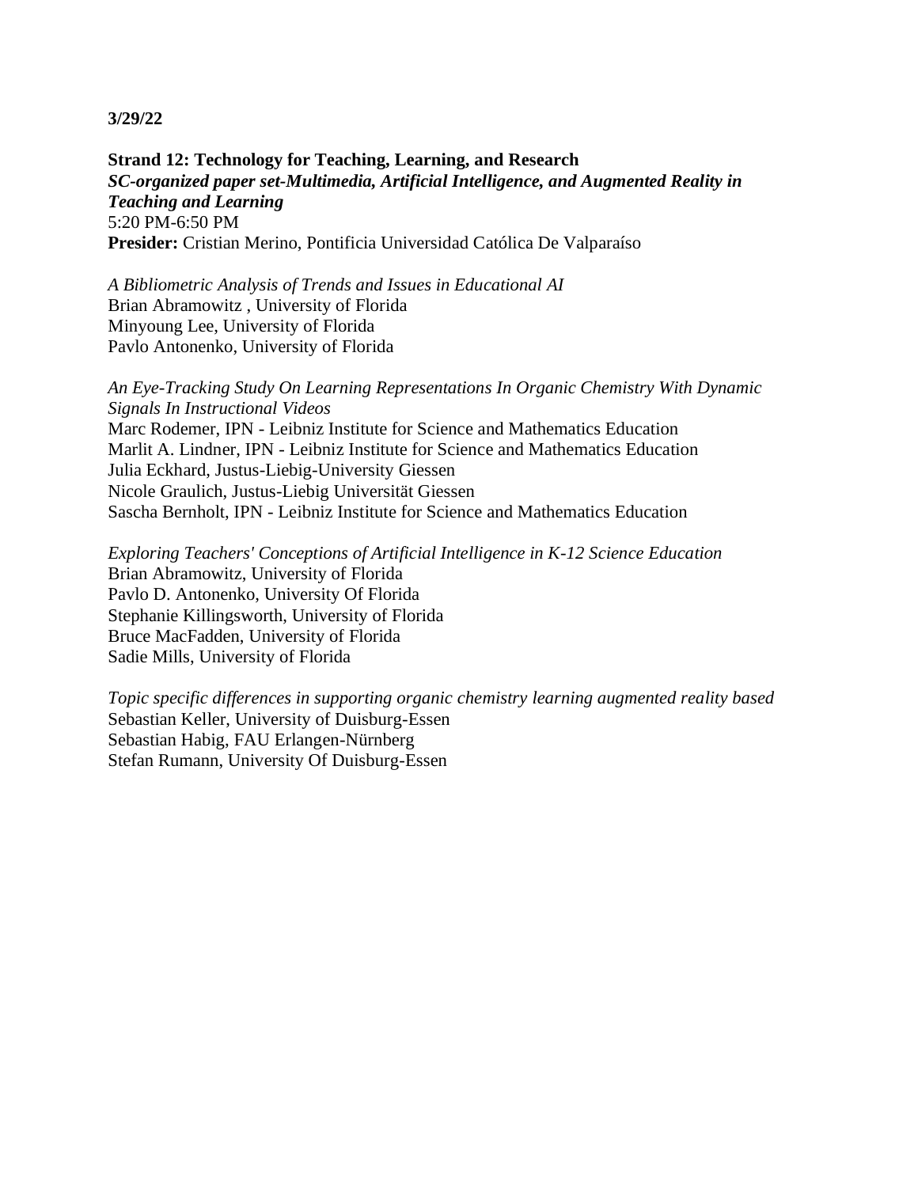**3/29/22**

**Strand 12: Technology for Teaching, Learning, and Research**
***SC-organized paper set-Multimedia, Artificial Intelligence, and Augmented Reality in Teaching and Learning***
5:20 PM-6:50 PM
**Presider:** Cristian Merino, Pontificia Universidad Católica De Valparaíso

*A Bibliometric Analysis of Trends and Issues in Educational AI*
Brian Abramowitz , University of Florida
Minyoung Lee, University of Florida
Pavlo Antonenko, University of Florida

*An Eye-Tracking Study On Learning Representations In Organic Chemistry With Dynamic Signals In Instructional Videos*
Marc Rodemer, IPN - Leibniz Institute for Science and Mathematics Education
Marlit A. Lindner, IPN - Leibniz Institute for Science and Mathematics Education
Julia Eckhard, Justus-Liebig-University Giessen
Nicole Graulich, Justus-Liebig Universität Giessen
Sascha Bernholt, IPN - Leibniz Institute for Science and Mathematics Education

*Exploring Teachers' Conceptions of Artificial Intelligence in K-12 Science Education*
Brian Abramowitz, University of Florida
Pavlo D. Antonenko, University Of Florida
Stephanie Killingsworth, University of Florida
Bruce MacFadden, University of Florida
Sadie Mills, University of Florida

*Topic specific differences in supporting organic chemistry learning augmented reality based*
Sebastian Keller, University of Duisburg-Essen
Sebastian Habig, FAU Erlangen-Nürnberg
Stefan Rumann, University Of Duisburg-Essen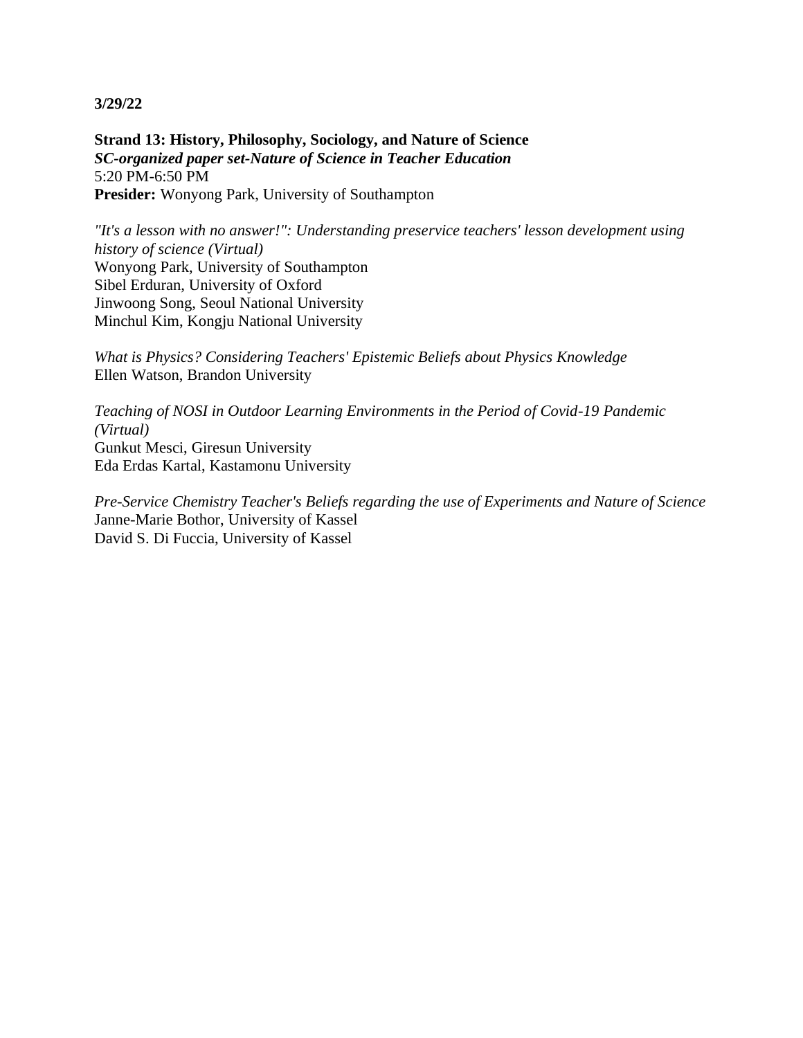**3/29/22**

**Strand 13: History, Philosophy, Sociology, and Nature of Science**
***SC-organized paper set-Nature of Science in Teacher Education***
5:20 PM-6:50 PM
**Presider:** Wonyong Park, University of Southampton

*"It's a lesson with no answer!": Understanding preservice teachers' lesson development using history of science (Virtual)*
Wonyong Park, University of Southampton
Sibel Erduran, University of Oxford
Jinwoong Song, Seoul National University
Minchul Kim, Kongju National University

*What is Physics? Considering Teachers' Epistemic Beliefs about Physics Knowledge*
Ellen Watson, Brandon University

*Teaching of NOSI in Outdoor Learning Environments in the Period of Covid-19 Pandemic (Virtual)*
Gunkut Mesci, Giresun University
Eda Erdas Kartal, Kastamonu University

*Pre-Service Chemistry Teacher's Beliefs regarding the use of Experiments and Nature of Science*
Janne-Marie Bothor, University of Kassel
David S. Di Fuccia, University of Kassel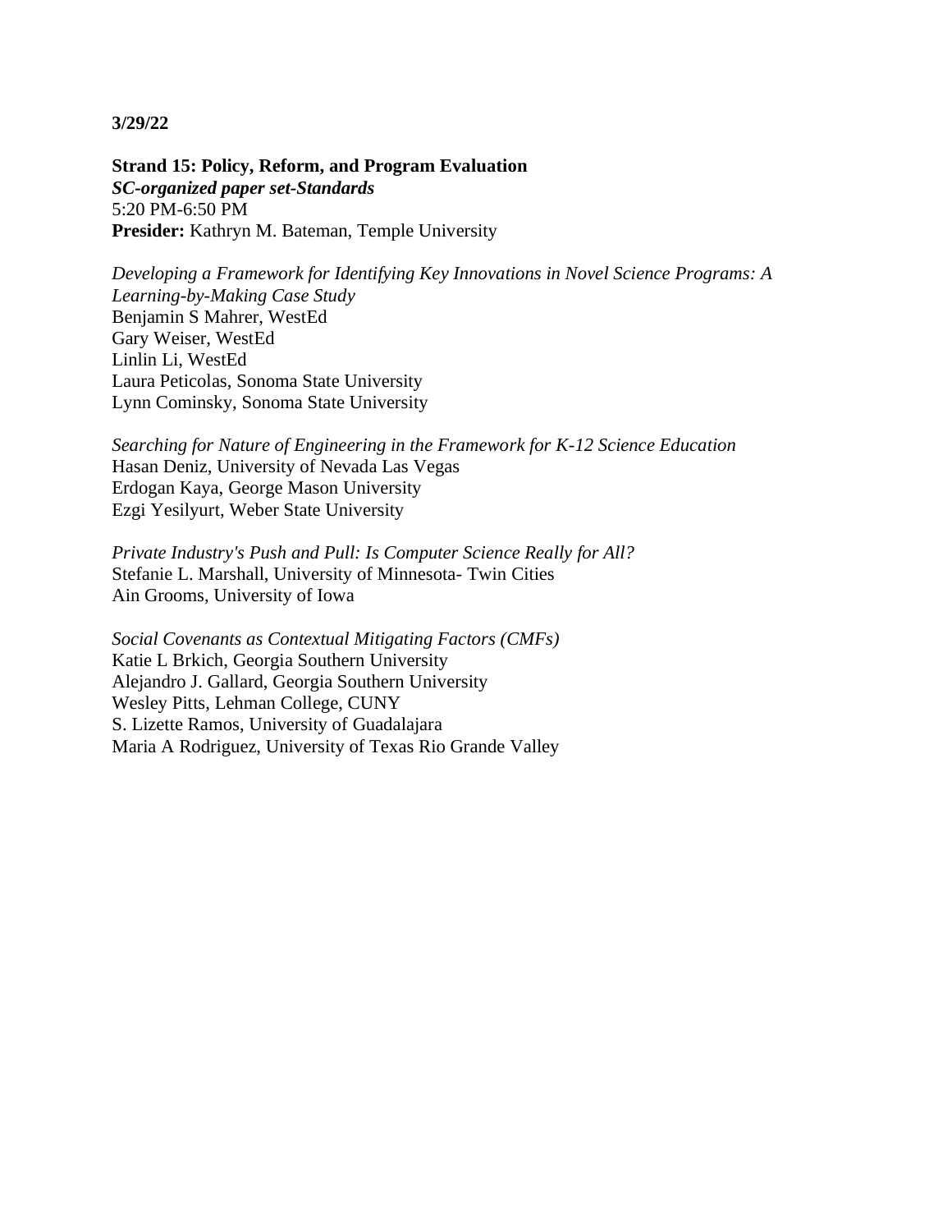**3/29/22**

**Strand 15: Policy, Reform, and Program Evaluation**
***SC-organized paper set-Standards***
5:20 PM-6:50 PM
**Presider:** Kathryn M. Bateman, Temple University

*Developing a Framework for Identifying Key Innovations in Novel Science Programs: A Learning-by-Making Case Study*
Benjamin S Mahrer, WestEd
Gary Weiser, WestEd
Linlin Li, WestEd
Laura Peticolas, Sonoma State University
Lynn Cominsky, Sonoma State University

*Searching for Nature of Engineering in the Framework for K-12 Science Education*
Hasan Deniz, University of Nevada Las Vegas
Erdogan Kaya, George Mason University
Ezgi Yesilyurt, Weber State University

*Private Industry's Push and Pull: Is Computer Science Really for All?*
Stefanie L. Marshall, University of Minnesota- Twin Cities
Ain Grooms, University of Iowa

*Social Covenants as Contextual Mitigating Factors (CMFs)*
Katie L Brkich, Georgia Southern University
Alejandro J. Gallard, Georgia Southern University
Wesley Pitts, Lehman College, CUNY
S. Lizette Ramos, University of Guadalajara
Maria A Rodriguez, University of Texas Rio Grande Valley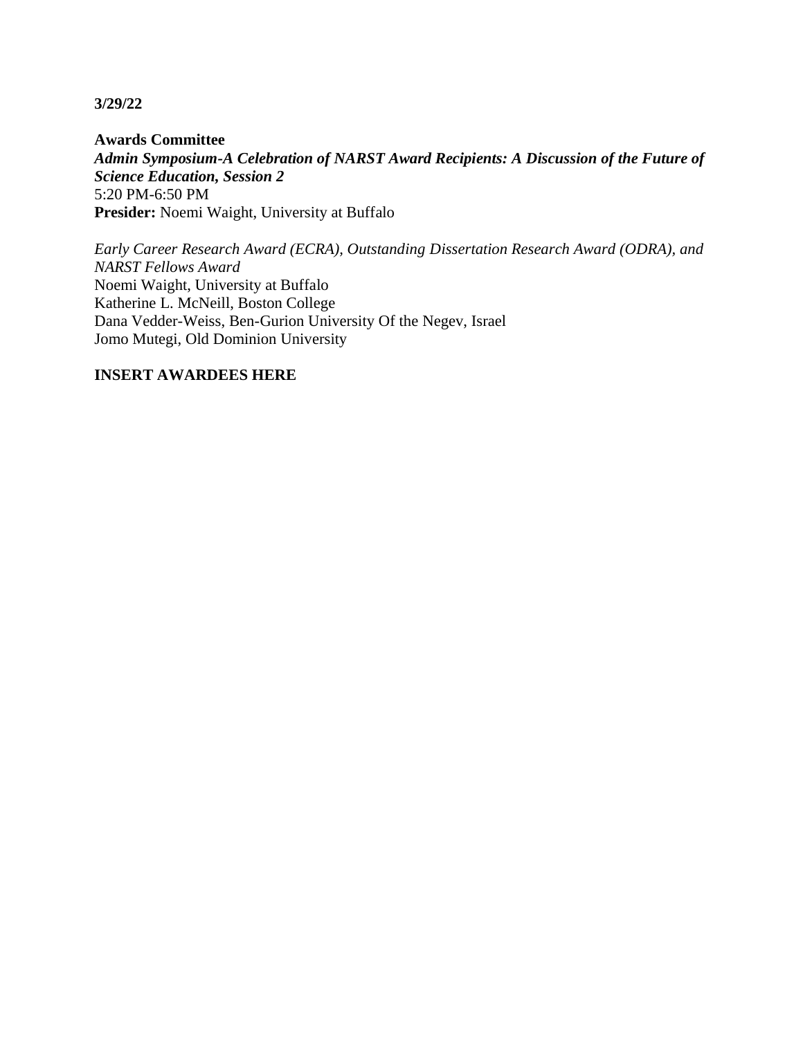**3/29/22**

**Awards Committee**
***Admin Symposium-A Celebration of NARST Award Recipients: A Discussion of the Future of Science Education, Session 2***
5:20 PM-6:50 PM
**Presider:** Noemi Waight, University at Buffalo

*Early Career Research Award (ECRA), Outstanding Dissertation Research Award (ODRA), and NARST Fellows Award*
Noemi Waight, University at Buffalo
Katherine L. McNeill, Boston College
Dana Vedder-Weiss, Ben-Gurion University Of the Negev, Israel
Jomo Mutegi, Old Dominion University

**INSERT AWARDEES HERE**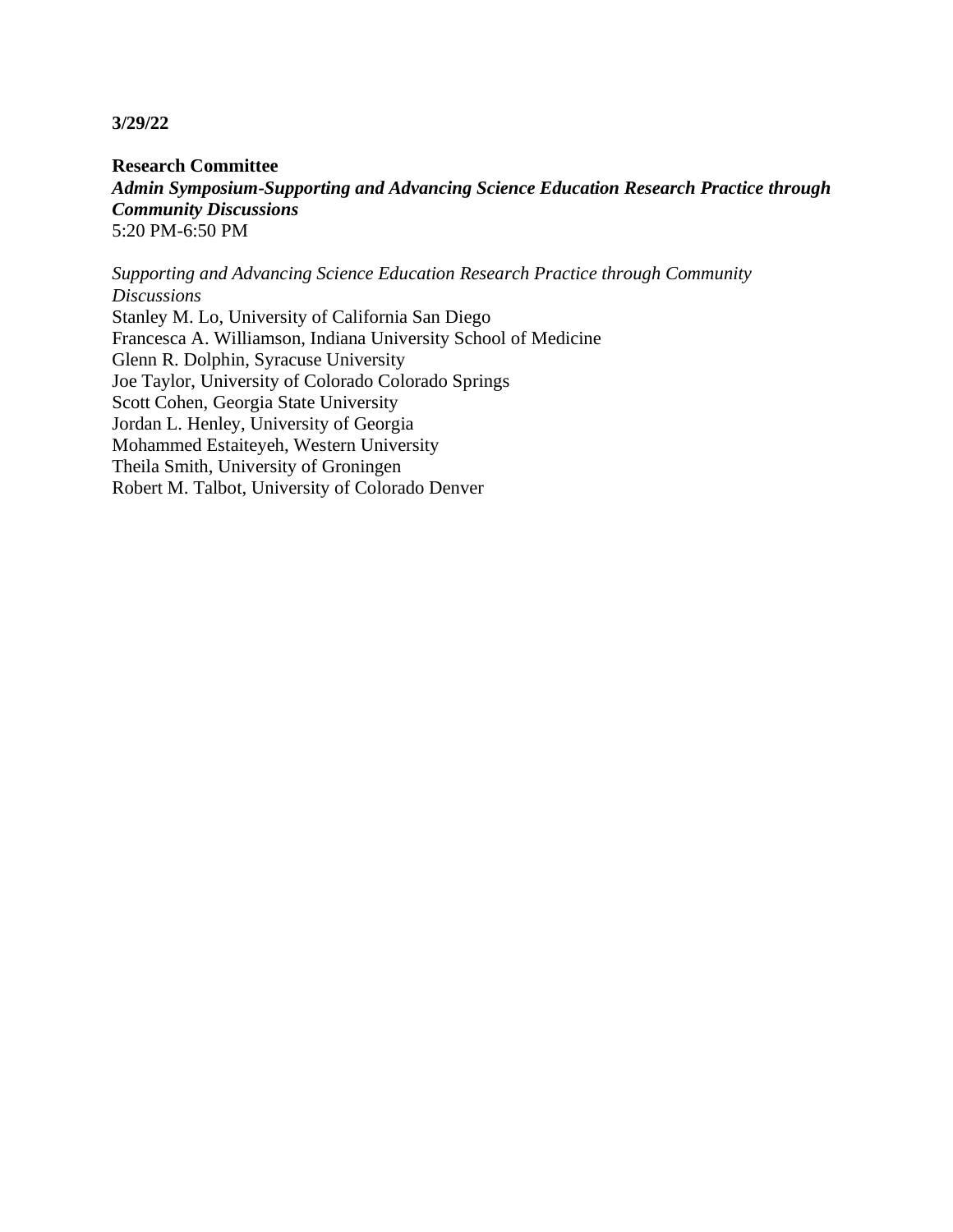**3/29/22**

**Research Committee**
***Admin Symposium-Supporting and Advancing Science Education Research Practice through Community Discussions***
5:20 PM-6:50 PM

*Supporting and Advancing Science Education Research Practice through Community Discussions*
Stanley M. Lo, University of California San Diego
Francesca A. Williamson, Indiana University School of Medicine
Glenn R. Dolphin, Syracuse University
Joe Taylor, University of Colorado Colorado Springs
Scott Cohen, Georgia State University
Jordan L. Henley, University of Georgia
Mohammed Estaiteyeh, Western University
Theila Smith, University of Groningen
Robert M. Talbot, University of Colorado Denver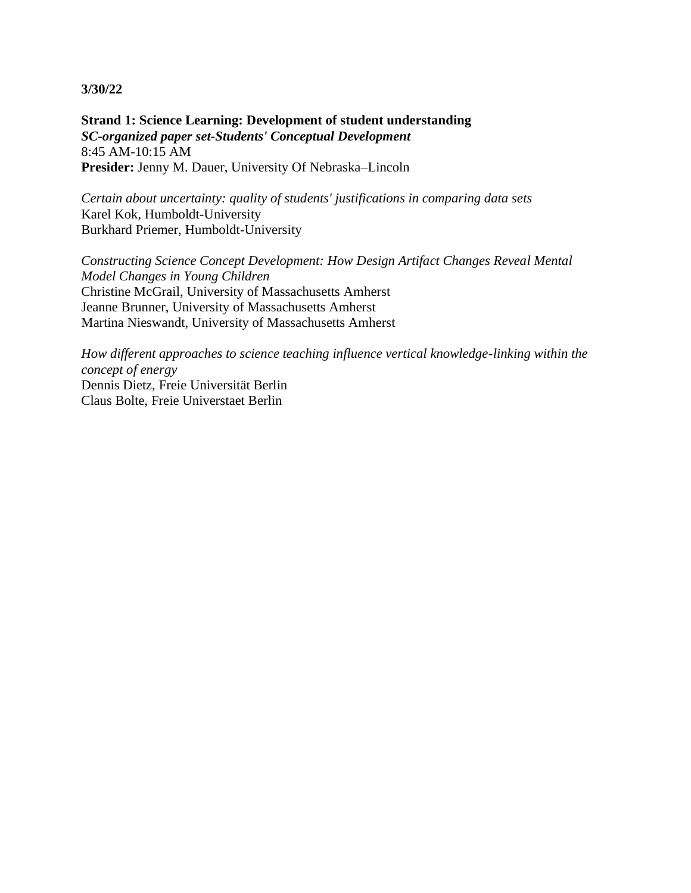**3/30/22**

**Strand 1: Science Learning: Development of student understanding**
***SC-organized paper set-Students' Conceptual Development***
8:45 AM-10:15 AM
**Presider:** Jenny M. Dauer, University Of Nebraska–Lincoln

*Certain about uncertainty: quality of students' justifications in comparing data sets*
Karel Kok, Humboldt-University
Burkhard Priemer, Humboldt-University

*Constructing Science Concept Development: How Design Artifact Changes Reveal Mental Model Changes in Young Children*
Christine McGrail, University of Massachusetts Amherst
Jeanne Brunner, University of Massachusetts Amherst
Martina Nieswandt, University of Massachusetts Amherst

*How different approaches to science teaching influence vertical knowledge-linking within the concept of energy*
Dennis Dietz, Freie Universität Berlin
Claus Bolte, Freie Universtaet Berlin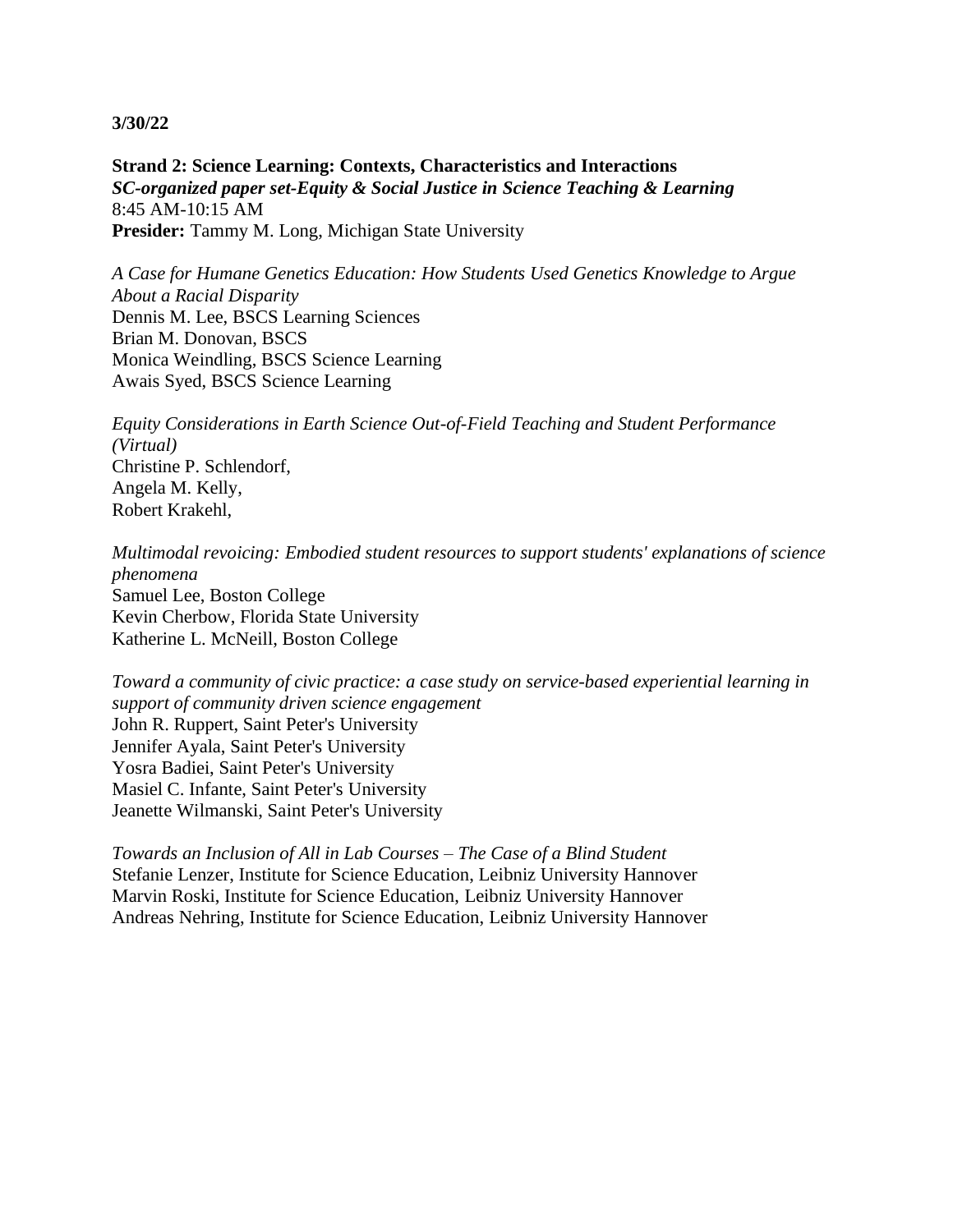**3/30/22**

**Strand 2: Science Learning: Contexts, Characteristics and Interactions**
***SC-organized paper set-Equity & Social Justice in Science Teaching & Learning***
8:45 AM-10:15 AM
**Presider:** Tammy M. Long, Michigan State University

*A Case for Humane Genetics Education: How Students Used Genetics Knowledge to Argue About a Racial Disparity*
Dennis M. Lee, BSCS Learning Sciences
Brian M. Donovan, BSCS
Monica Weindling, BSCS Science Learning
Awais Syed, BSCS Science Learning

*Equity Considerations in Earth Science Out-of-Field Teaching and Student Performance (Virtual)*
Christine P. Schlendorf,
Angela M. Kelly,
Robert Krakehl,

*Multimodal revoicing: Embodied student resources to support students' explanations of science phenomena*
Samuel Lee, Boston College
Kevin Cherbow, Florida State University
Katherine L. McNeill, Boston College

*Toward a community of civic practice: a case study on service-based experiential learning in support of community driven science engagement*
John R. Ruppert, Saint Peter's University
Jennifer Ayala, Saint Peter's University
Yosra Badiei, Saint Peter's University
Masiel C. Infante, Saint Peter's University
Jeanette Wilmanski, Saint Peter's University

*Towards an Inclusion of All in Lab Courses – The Case of a Blind Student*
Stefanie Lenzer, Institute for Science Education, Leibniz University Hannover
Marvin Roski, Institute for Science Education, Leibniz University Hannover
Andreas Nehring, Institute for Science Education, Leibniz University Hannover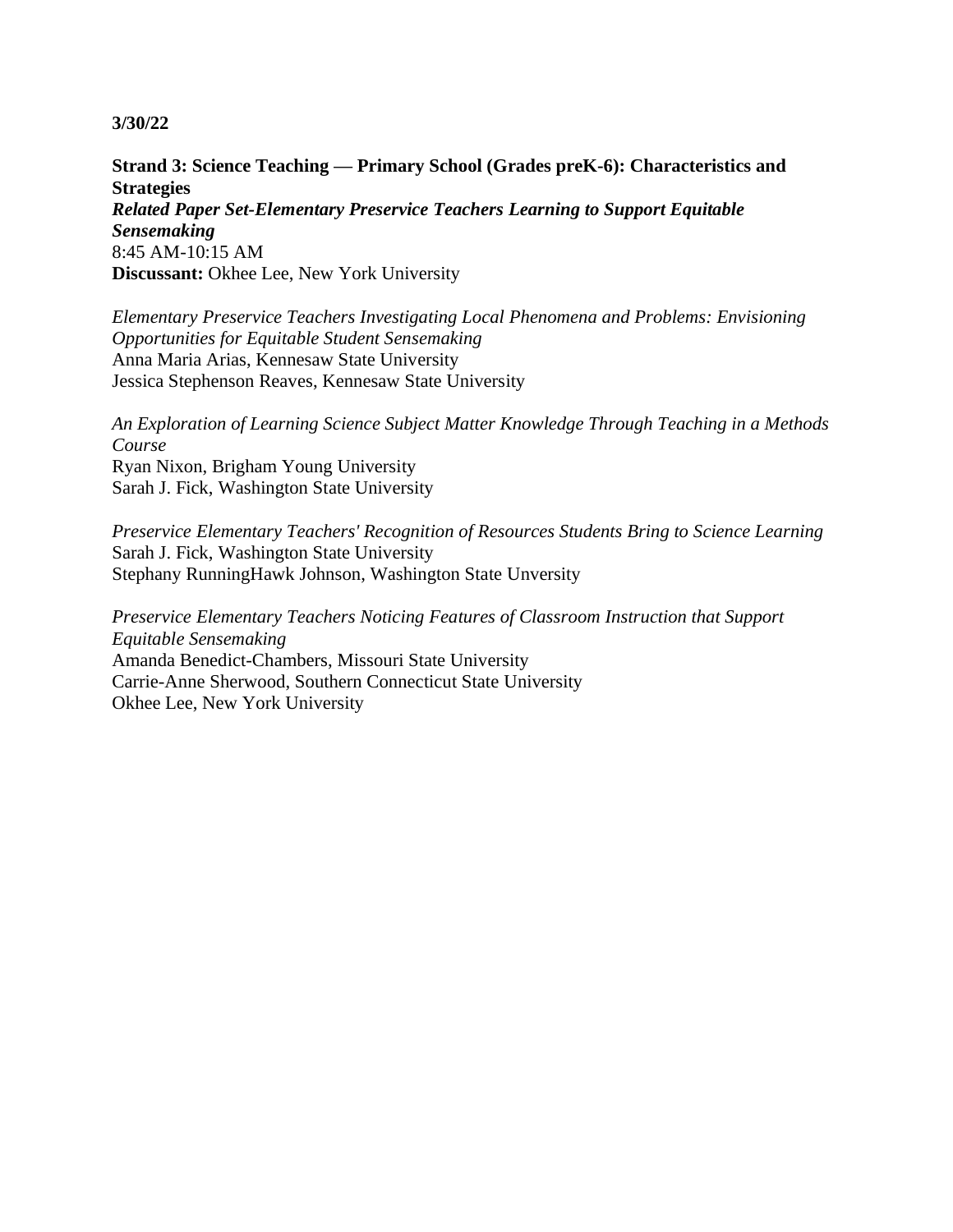**3/30/22**

**Strand 3: Science Teaching — Primary School (Grades preK-6): Characteristics and Strategies**
***Related Paper Set-Elementary Preservice Teachers Learning to Support Equitable Sensemaking***
8:45 AM-10:15 AM
**Discussant:** Okhee Lee, New York University

*Elementary Preservice Teachers Investigating Local Phenomena and Problems: Envisioning Opportunities for Equitable Student Sensemaking*
Anna Maria Arias, Kennesaw State University
Jessica Stephenson Reaves, Kennesaw State University

*An Exploration of Learning Science Subject Matter Knowledge Through Teaching in a Methods Course*
Ryan Nixon, Brigham Young University
Sarah J. Fick, Washington State University

*Preservice Elementary Teachers' Recognition of Resources Students Bring to Science Learning*
Sarah J. Fick, Washington State University
Stephany RunningHawk Johnson, Washington State Unversity

*Preservice Elementary Teachers Noticing Features of Classroom Instruction that Support Equitable Sensemaking*
Amanda Benedict-Chambers, Missouri State University
Carrie-Anne Sherwood, Southern Connecticut State University
Okhee Lee, New York University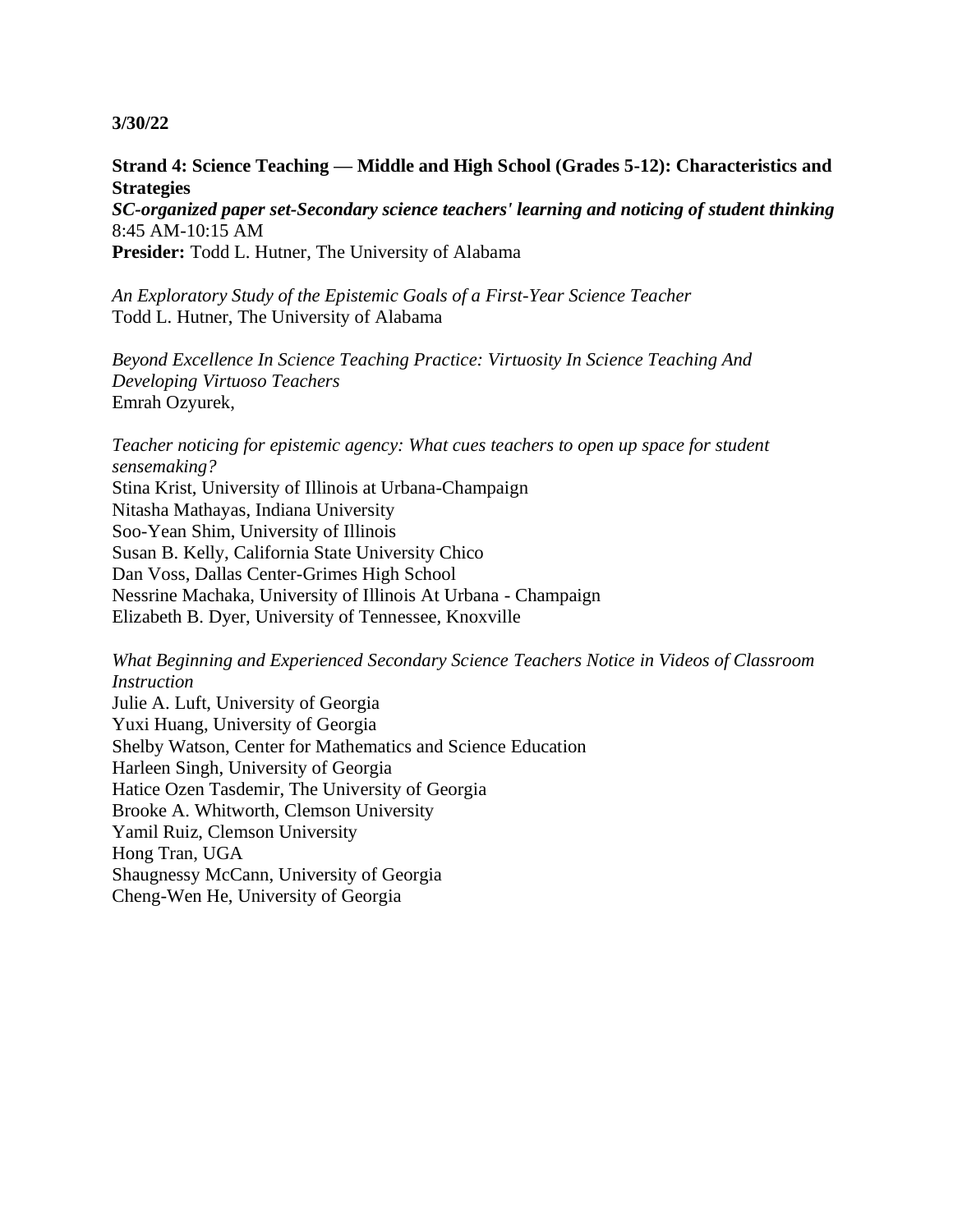**3/30/22**

**Strand 4: Science Teaching — Middle and High School (Grades 5-12): Characteristics and Strategies**
***SC-organized paper set-Secondary science teachers' learning and noticing of student thinking***
8:45 AM-10:15 AM
**Presider:** Todd L. Hutner, The University of Alabama

*An Exploratory Study of the Epistemic Goals of a First-Year Science Teacher*
Todd L. Hutner, The University of Alabama

*Beyond Excellence In Science Teaching Practice: Virtuosity In Science Teaching And Developing Virtuoso Teachers*
Emrah Ozyurek,

*Teacher noticing for epistemic agency: What cues teachers to open up space for student sensemaking?*
Stina Krist, University of Illinois at Urbana-Champaign
Nitasha Mathayas, Indiana University
Soo-Yean Shim, University of Illinois
Susan B. Kelly, California State University Chico
Dan Voss, Dallas Center-Grimes High School
Nessrine Machaka, University of Illinois At Urbana - Champaign
Elizabeth B. Dyer, University of Tennessee, Knoxville

*What Beginning and Experienced Secondary Science Teachers Notice in Videos of Classroom Instruction*
Julie A. Luft, University of Georgia
Yuxi Huang, University of Georgia
Shelby Watson, Center for Mathematics and Science Education
Harleen Singh, University of Georgia
Hatice Ozen Tasdemir, The University of Georgia
Brooke A. Whitworth, Clemson University
Yamil Ruiz, Clemson University
Hong Tran, UGA
Shaugnessy McCann, University of Georgia
Cheng-Wen He, University of Georgia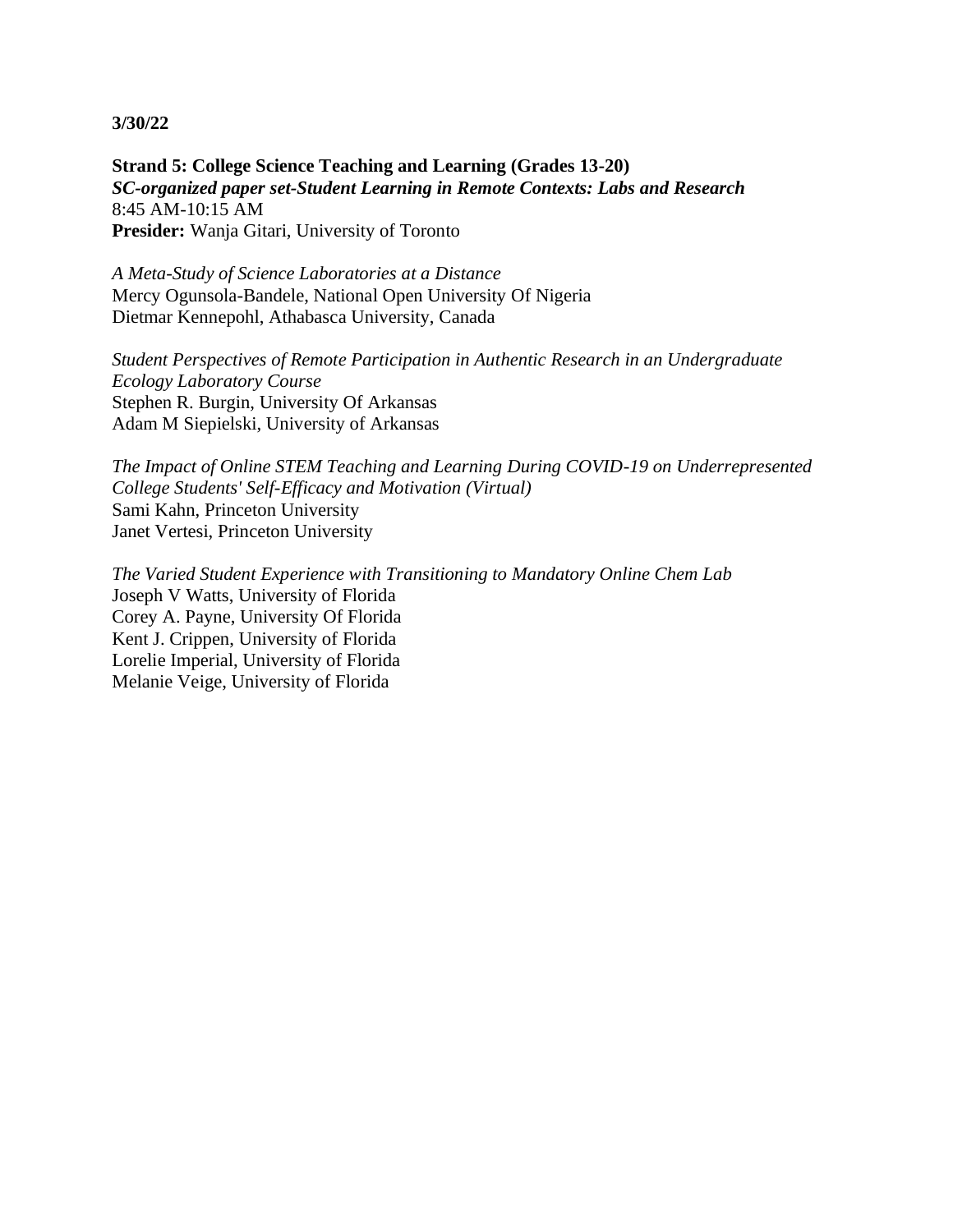**3/30/22**

**Strand 5: College Science Teaching and Learning (Grades 13-20)**
***SC-organized paper set-Student Learning in Remote Contexts: Labs and Research***
8:45 AM-10:15 AM
**Presider:** Wanja Gitari, University of Toronto

*A Meta-Study of Science Laboratories at a Distance*
Mercy Ogunsola-Bandele, National Open University Of Nigeria
Dietmar Kennepohl, Athabasca University, Canada

*Student Perspectives of Remote Participation in Authentic Research in an Undergraduate Ecology Laboratory Course*
Stephen R. Burgin, University Of Arkansas
Adam M Siepielski, University of Arkansas

*The Impact of Online STEM Teaching and Learning During COVID-19 on Underrepresented College Students' Self-Efficacy and Motivation (Virtual)*
Sami Kahn, Princeton University
Janet Vertesi, Princeton University

*The Varied Student Experience with Transitioning to Mandatory Online Chem Lab*
Joseph V Watts, University of Florida
Corey A. Payne, University Of Florida
Kent J. Crippen, University of Florida
Lorelie Imperial, University of Florida
Melanie Veige, University of Florida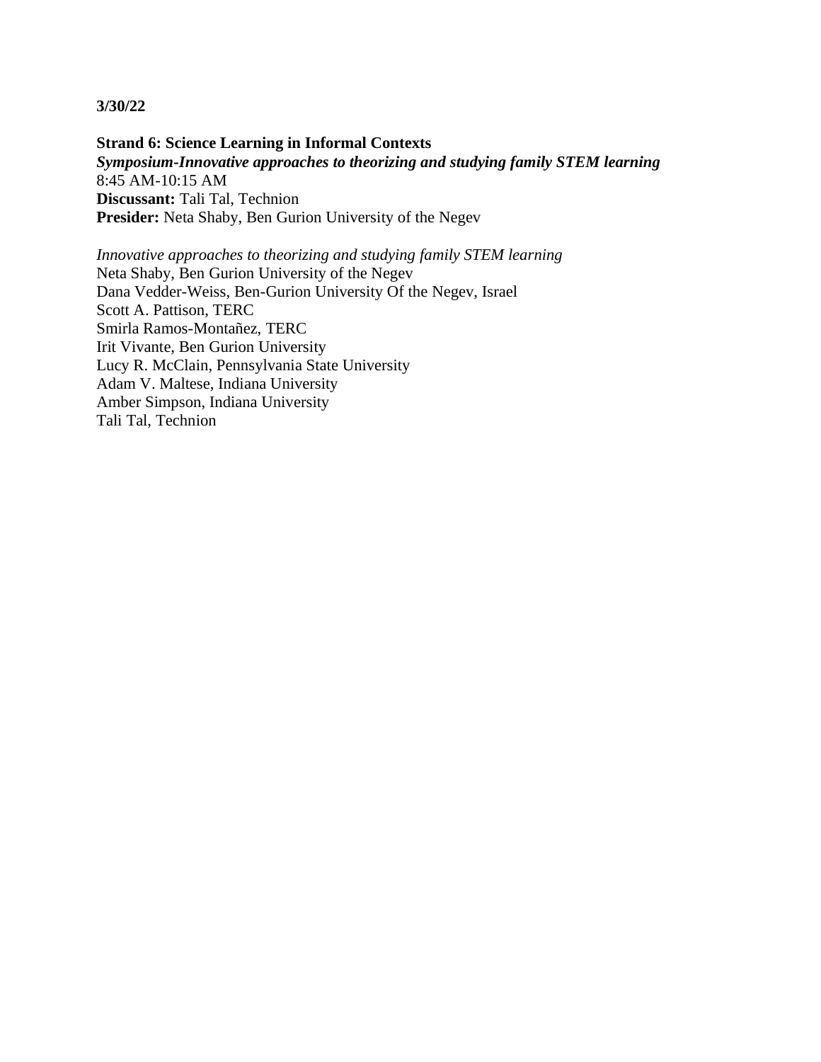**3/30/22**

**Strand 6: Science Learning in Informal Contexts**
***Symposium-Innovative approaches to theorizing and studying family STEM learning***
8:45 AM-10:15 AM
**Discussant:** Tali Tal, Technion
**Presider:** Neta Shaby, Ben Gurion University of the Negev

*Innovative approaches to theorizing and studying family STEM learning*
Neta Shaby, Ben Gurion University of the Negev
Dana Vedder-Weiss, Ben-Gurion University Of the Negev, Israel
Scott A. Pattison, TERC
Smirla Ramos-Montañez, TERC
Irit Vivante, Ben Gurion University
Lucy R. McClain, Pennsylvania State University
Adam V. Maltese, Indiana University
Amber Simpson, Indiana University
Tali Tal, Technion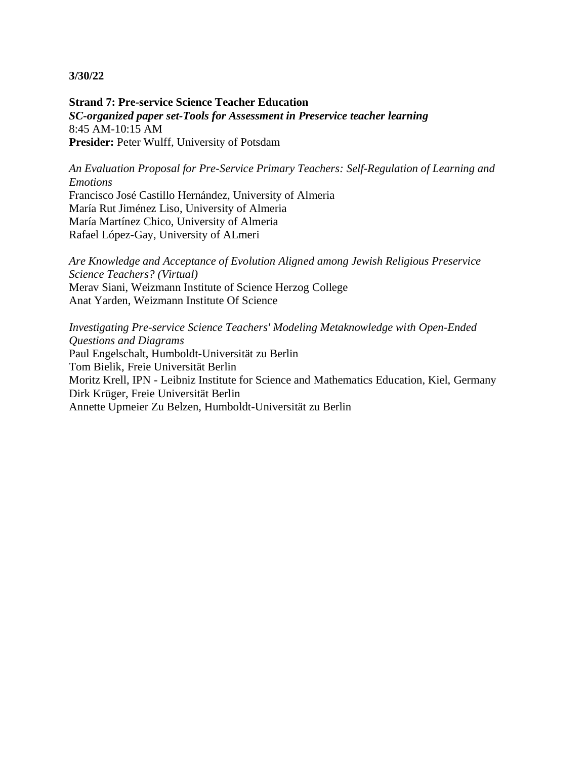**3/30/22**

**Strand 7: Pre-service Science Teacher Education**
***SC-organized paper set-Tools for Assessment in Preservice teacher learning***
8:45 AM-10:15 AM
**Presider:** Peter Wulff, University of Potsdam

*An Evaluation Proposal for Pre-Service Primary Teachers: Self-Regulation of Learning and Emotions*
Francisco José Castillo Hernández, University of Almeria
María Rut Jiménez Liso, University of Almeria
María Martínez Chico, University of Almeria
Rafael López-Gay, University of ALmeri

*Are Knowledge and Acceptance of Evolution Aligned among Jewish Religious Preservice Science Teachers? (Virtual)*
Merav Siani, Weizmann Institute of Science Herzog College
Anat Yarden, Weizmann Institute Of Science

*Investigating Pre-service Science Teachers' Modeling Metaknowledge with Open-Ended Questions and Diagrams*
Paul Engelschalt, Humboldt-Universität zu Berlin
Tom Bielik, Freie Universität Berlin
Moritz Krell, IPN - Leibniz Institute for Science and Mathematics Education, Kiel, Germany
Dirk Krüger, Freie Universität Berlin
Annette Upmeier Zu Belzen, Humboldt-Universität zu Berlin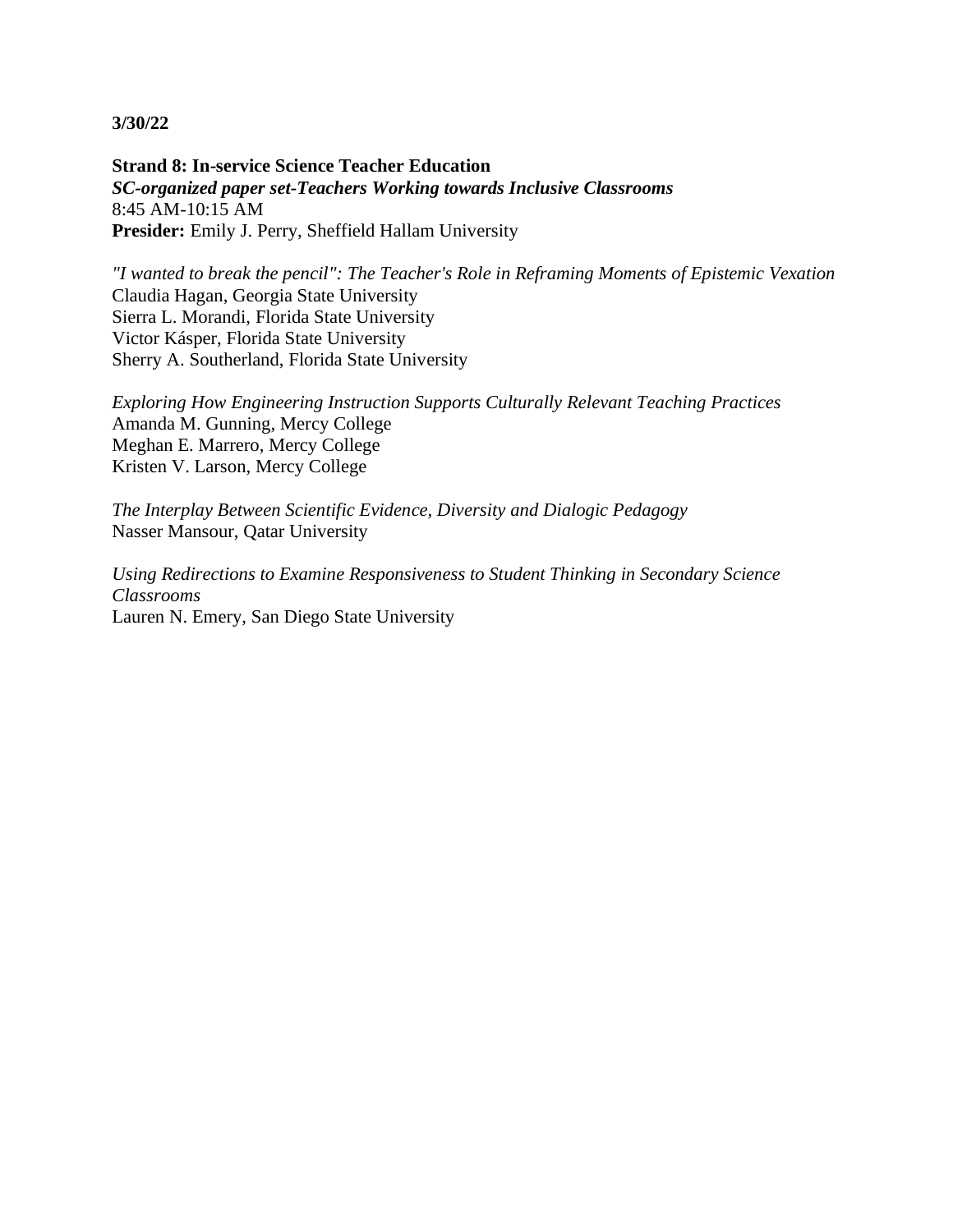**3/30/22**

**Strand 8: In-service Science Teacher Education**
***SC-organized paper set-Teachers Working towards Inclusive Classrooms***
8:45 AM-10:15 AM
**Presider:** Emily J. Perry, Sheffield Hallam University

*"I wanted to break the pencil": The Teacher's Role in Reframing Moments of Epistemic Vexation*
Claudia Hagan, Georgia State University
Sierra L. Morandi, Florida State University
Victor Kásper, Florida State University
Sherry A. Southerland, Florida State University

*Exploring How Engineering Instruction Supports Culturally Relevant Teaching Practices*
Amanda M. Gunning, Mercy College
Meghan E. Marrero, Mercy College
Kristen V. Larson, Mercy College

*The Interplay Between Scientific Evidence, Diversity and Dialogic Pedagogy*
Nasser Mansour, Qatar University

*Using Redirections to Examine Responsiveness to Student Thinking in Secondary Science Classrooms*
Lauren N. Emery, San Diego State University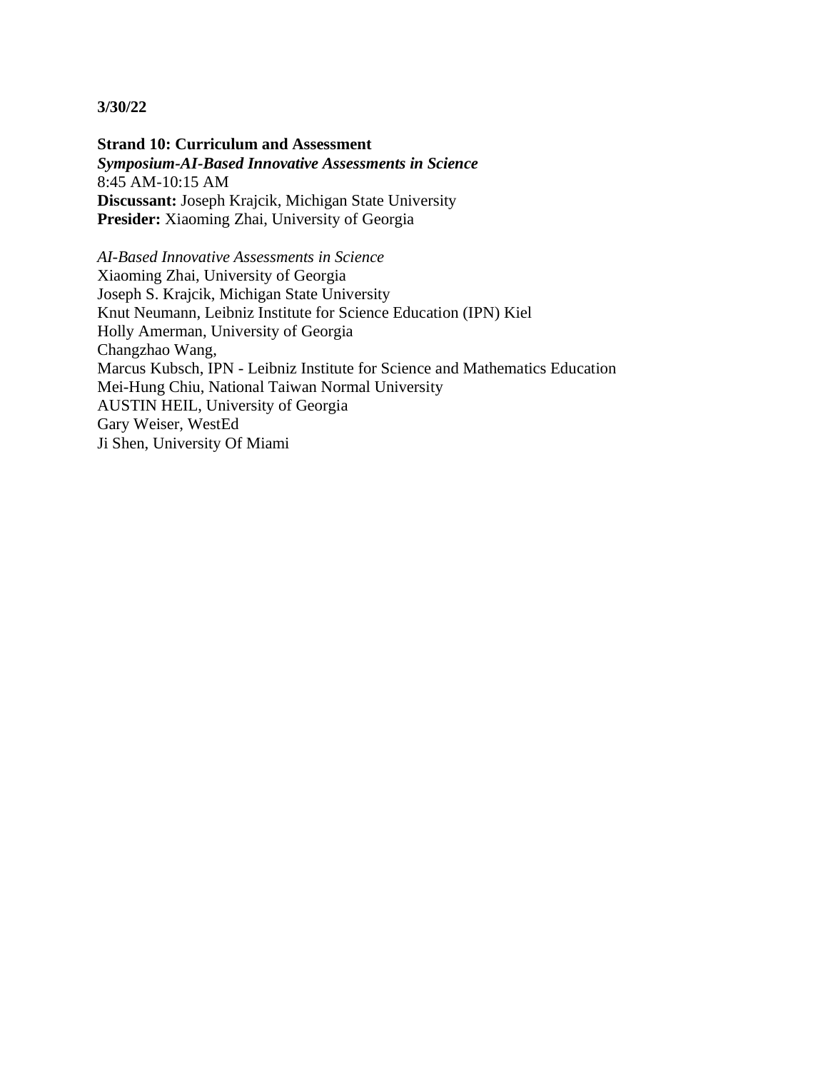**3/30/22**

**Strand 10: Curriculum and Assessment**  
***Symposium-AI-Based Innovative Assessments in Science***  
8:45 AM-10:15 AM  
**Discussant:** Joseph Krajcik, Michigan State University  
**Presider:** Xiaoming Zhai, University of Georgia

*AI-Based Innovative Assessments in Science*  
Xiaoming Zhai, University of Georgia  
Joseph S. Krajcik, Michigan State University  
Knut Neumann, Leibniz Institute for Science Education (IPN) Kiel  
Holly Amerman, University of Georgia  
Changzhao Wang,  
Marcus Kubsch, IPN - Leibniz Institute for Science and Mathematics Education  
Mei-Hung Chiu, National Taiwan Normal University  
AUSTIN HEIL, University of Georgia  
Gary Weiser, WestEd  
Ji Shen, University Of Miami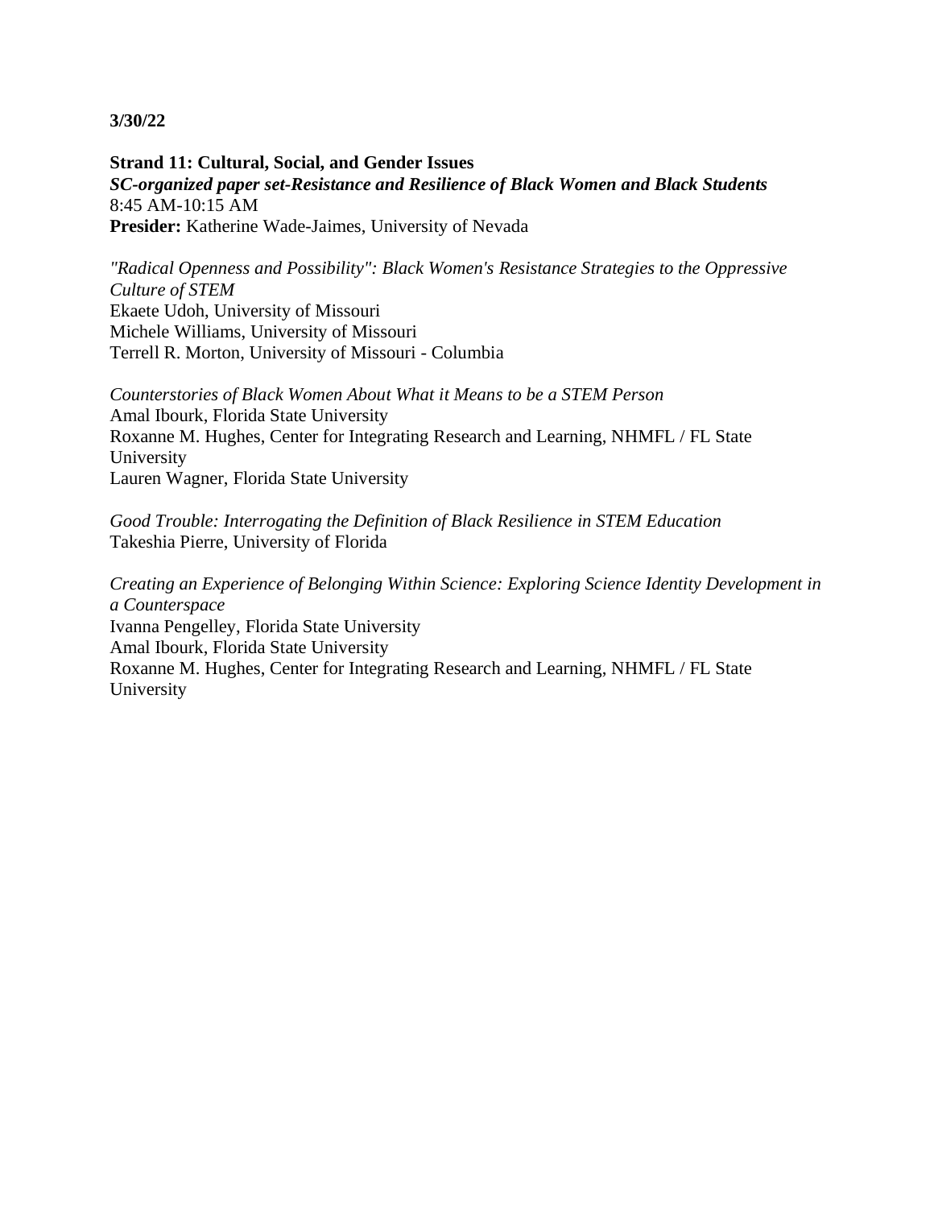**3/30/22**

**Strand 11: Cultural, Social, and Gender Issues**
***SC-organized paper set-Resistance and Resilience of Black Women and Black Students***
8:45 AM-10:15 AM
**Presider:** Katherine Wade-Jaimes, University of Nevada

*"Radical Openness and Possibility": Black Women's Resistance Strategies to the Oppressive Culture of STEM*
Ekaete Udoh, University of Missouri
Michele Williams, University of Missouri
Terrell R. Morton, University of Missouri - Columbia

*Counterstories of Black Women About What it Means to be a STEM Person*
Amal Ibourk, Florida State University
Roxanne M. Hughes, Center for Integrating Research and Learning, NHMFL / FL State University
Lauren Wagner, Florida State University

*Good Trouble: Interrogating the Definition of Black Resilience in STEM Education*
Takeshia Pierre, University of Florida

*Creating an Experience of Belonging Within Science: Exploring Science Identity Development in a Counterspace*
Ivanna Pengelley, Florida State University
Amal Ibourk, Florida State University
Roxanne M. Hughes, Center for Integrating Research and Learning, NHMFL / FL State University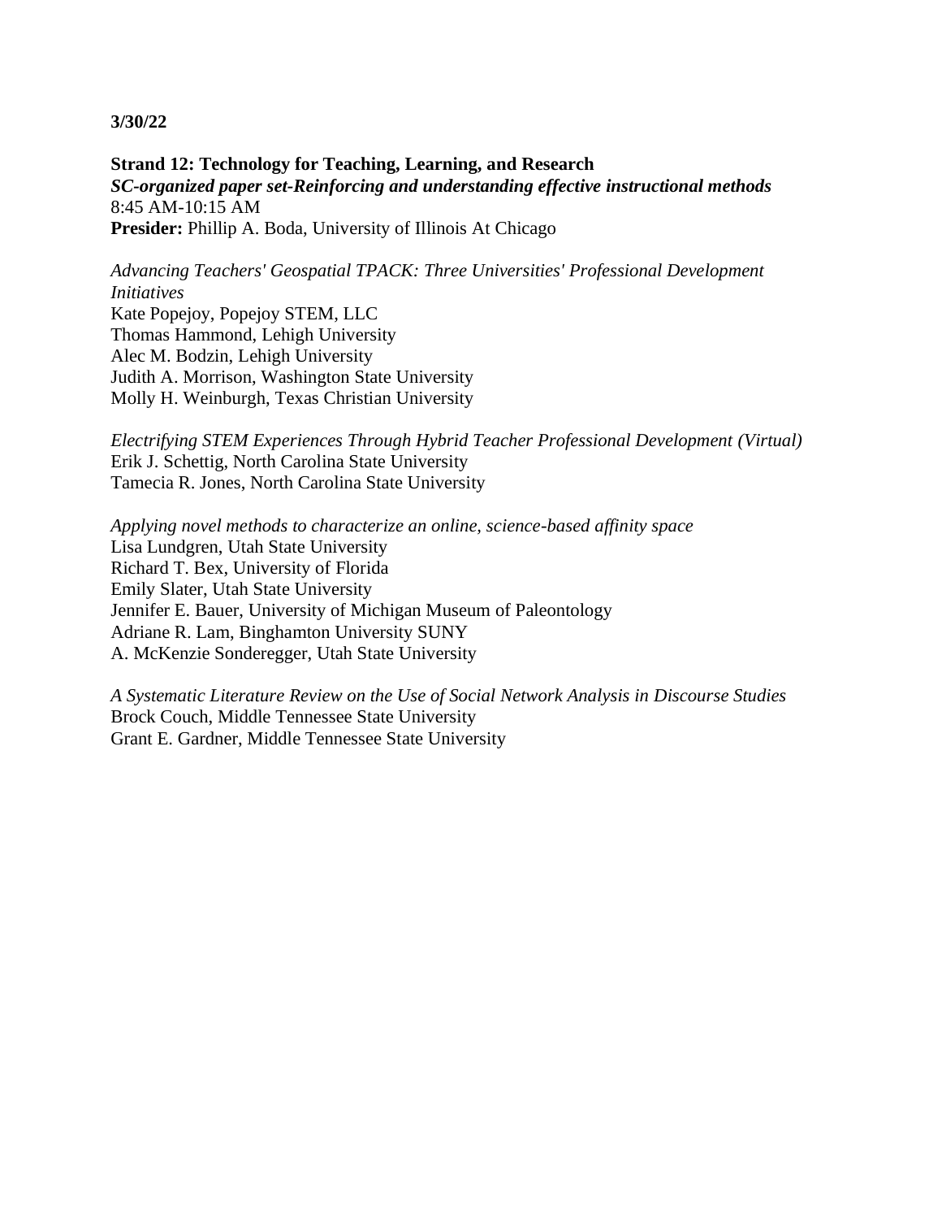**3/30/22**

**Strand 12: Technology for Teaching, Learning, and Research**
***SC-organized paper set-Reinforcing and understanding effective instructional methods***
8:45 AM-10:15 AM
**Presider:** Phillip A. Boda, University of Illinois At Chicago

*Advancing Teachers' Geospatial TPACK: Three Universities' Professional Development Initiatives*
Kate Popejoy, Popejoy STEM, LLC
Thomas Hammond, Lehigh University
Alec M. Bodzin, Lehigh University
Judith A. Morrison, Washington State University
Molly H. Weinburgh, Texas Christian University

*Electrifying STEM Experiences Through Hybrid Teacher Professional Development (Virtual)*
Erik J. Schettig, North Carolina State University
Tamecia R. Jones, North Carolina State University

*Applying novel methods to characterize an online, science-based affinity space*
Lisa Lundgren, Utah State University
Richard T. Bex, University of Florida
Emily Slater, Utah State University
Jennifer E. Bauer, University of Michigan Museum of Paleontology
Adriane R. Lam, Binghamton University SUNY
A. McKenzie Sonderegger, Utah State University

*A Systematic Literature Review on the Use of Social Network Analysis in Discourse Studies*
Brock Couch, Middle Tennessee State University
Grant E. Gardner, Middle Tennessee State University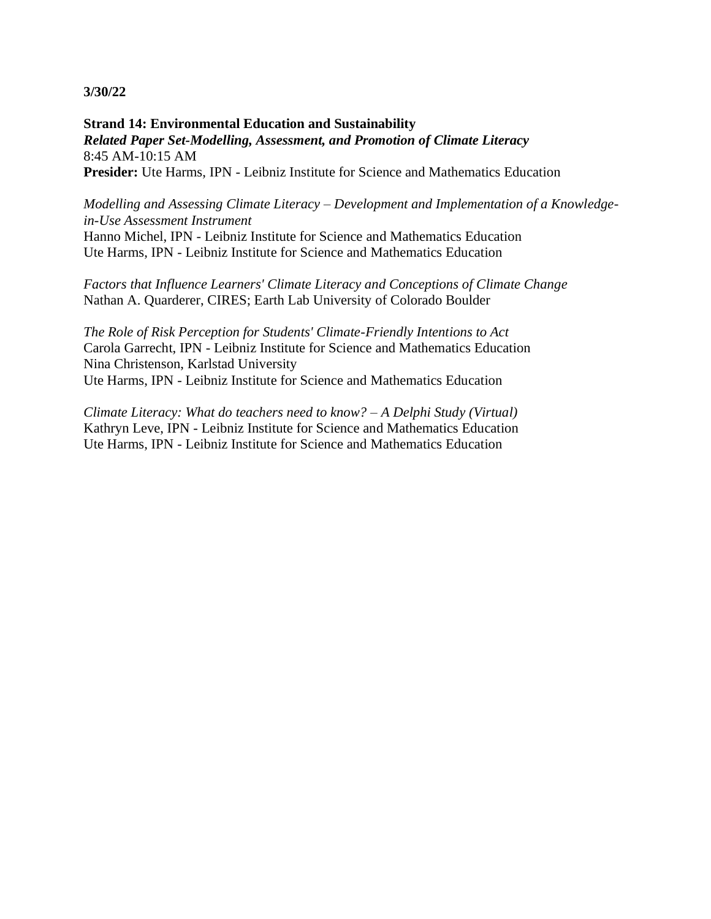**3/30/22**

**Strand 14: Environmental Education and Sustainability**
***Related Paper Set-Modelling, Assessment, and Promotion of Climate Literacy***
8:45 AM-10:15 AM
**Presider:** Ute Harms, IPN - Leibniz Institute for Science and Mathematics Education

*Modelling and Assessing Climate Literacy – Development and Implementation of a Knowledge-in-Use Assessment Instrument*
Hanno Michel, IPN - Leibniz Institute for Science and Mathematics Education
Ute Harms, IPN - Leibniz Institute for Science and Mathematics Education

*Factors that Influence Learners' Climate Literacy and Conceptions of Climate Change*
Nathan A. Quarderer, CIRES; Earth Lab University of Colorado Boulder

*The Role of Risk Perception for Students' Climate-Friendly Intentions to Act*
Carola Garrecht, IPN - Leibniz Institute for Science and Mathematics Education
Nina Christenson, Karlstad University
Ute Harms, IPN - Leibniz Institute for Science and Mathematics Education

*Climate Literacy: What do teachers need to know? – A Delphi Study (Virtual)*
Kathryn Leve, IPN - Leibniz Institute for Science and Mathematics Education
Ute Harms, IPN - Leibniz Institute for Science and Mathematics Education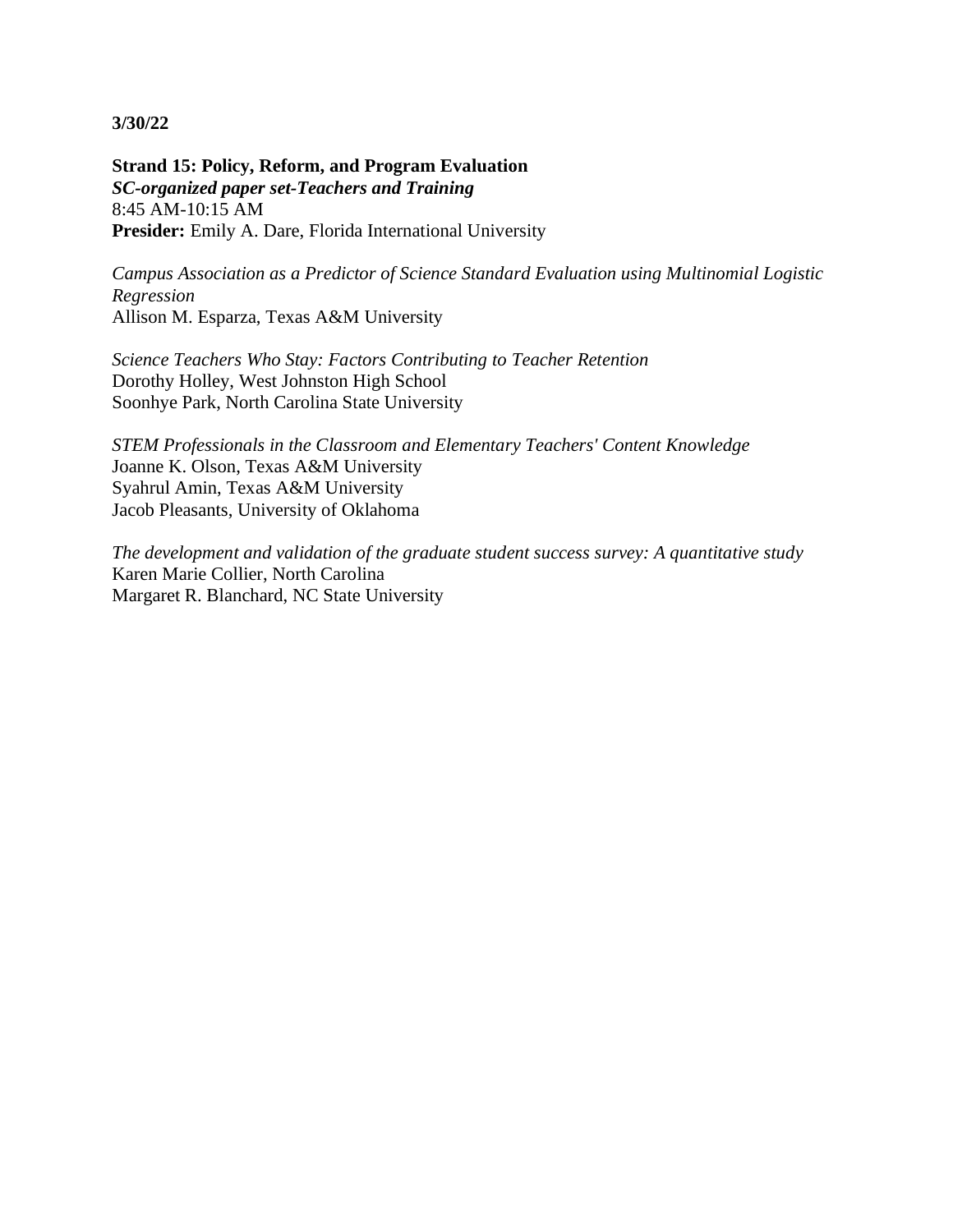**3/30/22**

**Strand 15: Policy, Reform, and Program Evaluation**
***SC-organized paper set-Teachers and Training***
8:45 AM-10:15 AM
**Presider:** Emily A. Dare, Florida International University

*Campus Association as a Predictor of Science Standard Evaluation using Multinomial Logistic Regression*
Allison M. Esparza, Texas A&M University

*Science Teachers Who Stay: Factors Contributing to Teacher Retention*
Dorothy Holley, West Johnston High School
Soonhye Park, North Carolina State University

*STEM Professionals in the Classroom and Elementary Teachers' Content Knowledge*
Joanne K. Olson, Texas A&M University
Syahrul Amin, Texas A&M University
Jacob Pleasants, University of Oklahoma

*The development and validation of the graduate student success survey: A quantitative study*
Karen Marie Collier, North Carolina
Margaret R. Blanchard, NC State University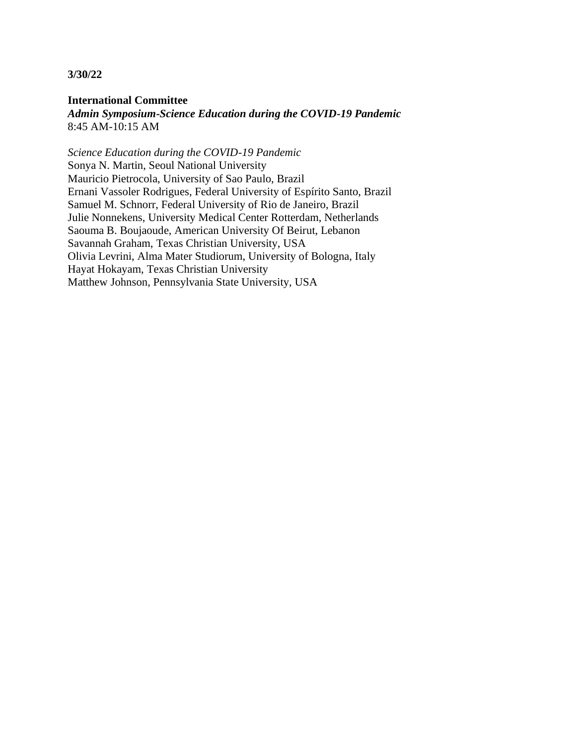**3/30/22**

**International Committee**
***Admin Symposium-Science Education during the COVID-19 Pandemic***
8:45 AM-10:15 AM

*Science Education during the COVID-19 Pandemic*
Sonya N. Martin, Seoul National University
Mauricio Pietrocola, University of Sao Paulo, Brazil
Ernani Vassoler Rodrigues, Federal University of Espírito Santo, Brazil
Samuel M. Schnorr, Federal University of Rio de Janeiro, Brazil
Julie Nonnekens, University Medical Center Rotterdam, Netherlands
Saouma B. Boujaoude, American University Of Beirut, Lebanon
Savannah Graham, Texas Christian University, USA
Olivia Levrini, Alma Mater Studiorum, University of Bologna, Italy
Hayat Hokayam, Texas Christian University
Matthew Johnson, Pennsylvania State University, USA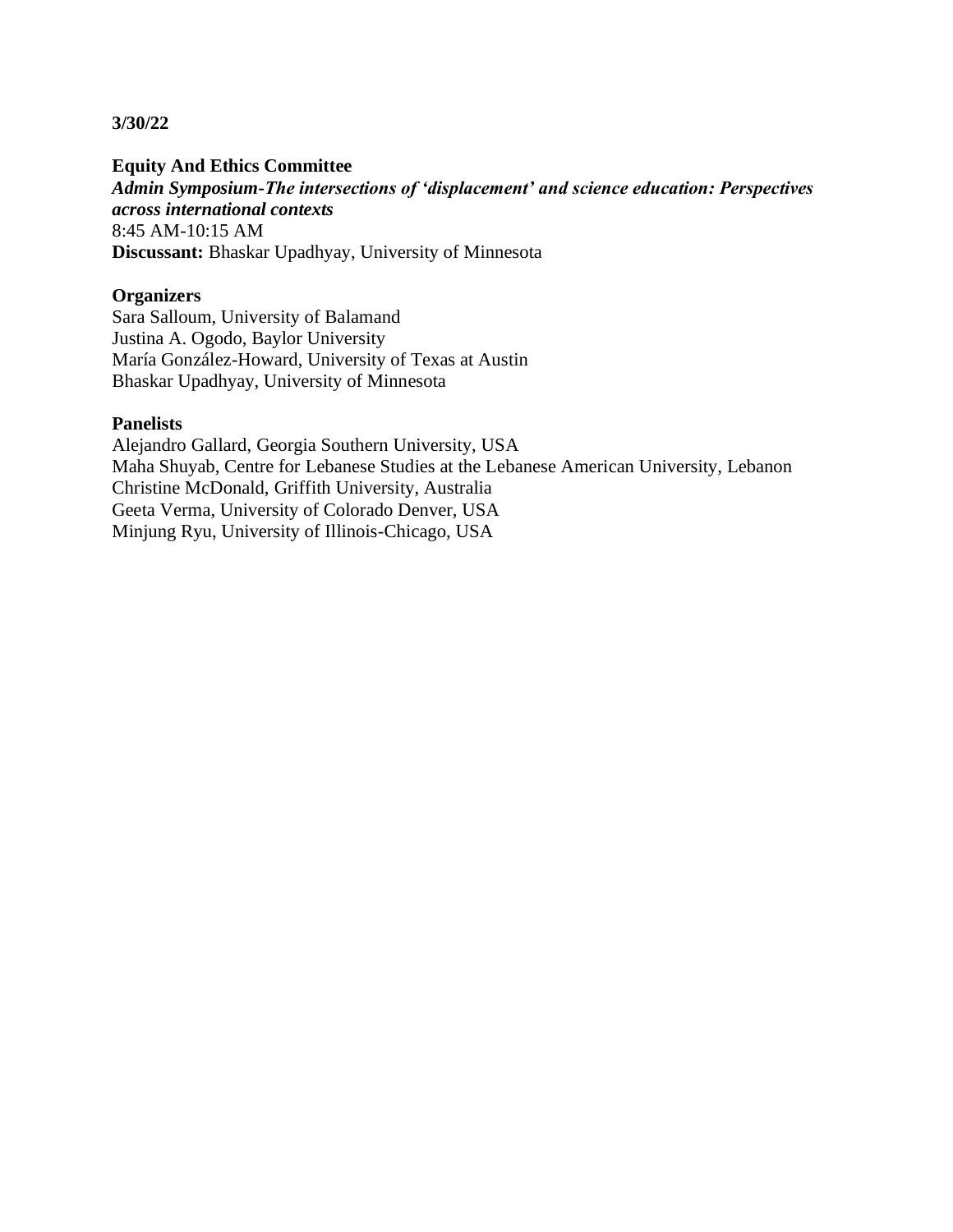**3/30/22**

**Equity And Ethics Committee**
***Admin Symposium-The intersections of 'displacement' and science education: Perspectives across international contexts***
8:45 AM-10:15 AM
**Discussant:** Bhaskar Upadhyay, University of Minnesota

**Organizers**
Sara Salloum, University of Balamand
Justina A. Ogodo, Baylor University
María González-Howard, University of Texas at Austin
Bhaskar Upadhyay, University of Minnesota

**Panelists**
Alejandro Gallard, Georgia Southern University, USA
Maha Shuyab, Centre for Lebanese Studies at the Lebanese American University, Lebanon
Christine McDonald, Griffith University, Australia
Geeta Verma, University of Colorado Denver, USA
Minjung Ryu, University of Illinois-Chicago, USA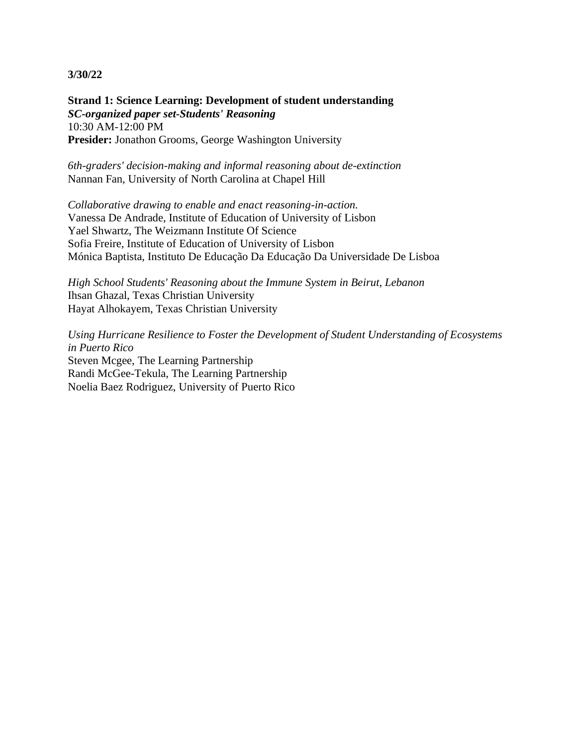**3/30/22**

**Strand 1: Science Learning: Development of student understanding**
***SC-organized paper set-Students' Reasoning***
10:30 AM-12:00 PM
**Presider:** Jonathon Grooms, George Washington University

*6th-graders' decision-making and informal reasoning about de-extinction*
Nannan Fan, University of North Carolina at Chapel Hill

*Collaborative drawing to enable and enact reasoning-in-action.*
Vanessa De Andrade, Institute of Education of University of Lisbon
Yael Shwartz, The Weizmann Institute Of Science
Sofia Freire, Institute of Education of University of Lisbon
Mónica Baptista, Instituto De Educação Da Educação Da Universidade De Lisboa

*High School Students' Reasoning about the Immune System in Beirut, Lebanon*
Ihsan Ghazal, Texas Christian University
Hayat Alhokayem, Texas Christian University

*Using Hurricane Resilience to Foster the Development of Student Understanding of Ecosystems in Puerto Rico*
Steven Mcgee, The Learning Partnership
Randi McGee-Tekula, The Learning Partnership
Noelia Baez Rodriguez, University of Puerto Rico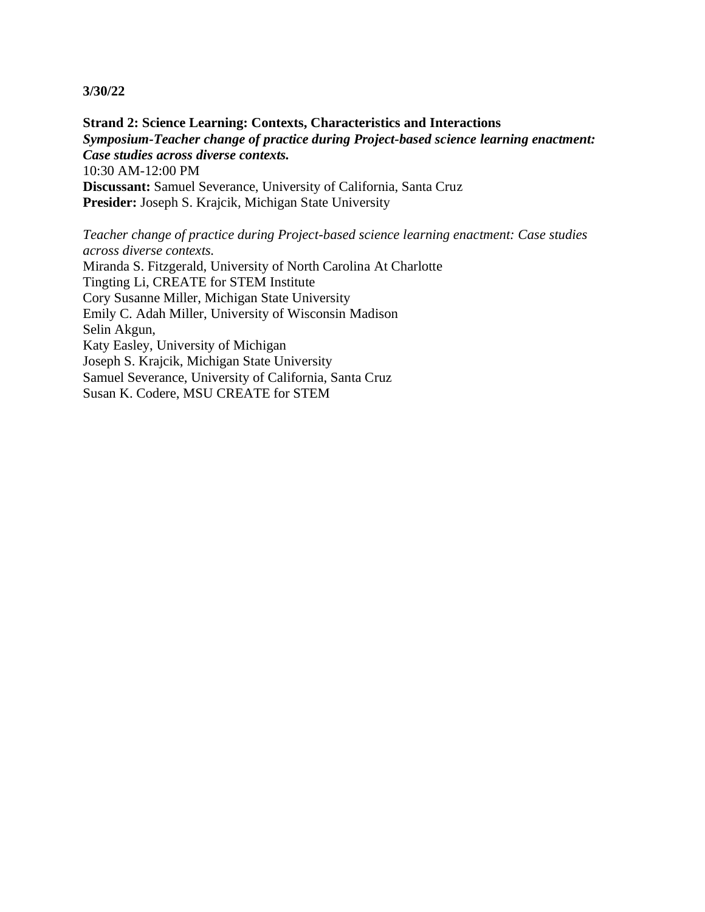**3/30/22**

**Strand 2: Science Learning: Contexts, Characteristics and Interactions**
***Symposium-Teacher change of practice during Project-based science learning enactment: Case studies across diverse contexts.***
10:30 AM-12:00 PM
**Discussant:** Samuel Severance, University of California, Santa Cruz
**Presider:** Joseph S. Krajcik, Michigan State University

*Teacher change of practice during Project-based science learning enactment: Case studies across diverse contexts.*
Miranda S. Fitzgerald, University of North Carolina At Charlotte
Tingting Li, CREATE for STEM Institute
Cory Susanne Miller, Michigan State University
Emily C. Adah Miller, University of Wisconsin Madison
Selin Akgun,
Katy Easley, University of Michigan
Joseph S. Krajcik, Michigan State University
Samuel Severance, University of California, Santa Cruz
Susan K. Codere, MSU CREATE for STEM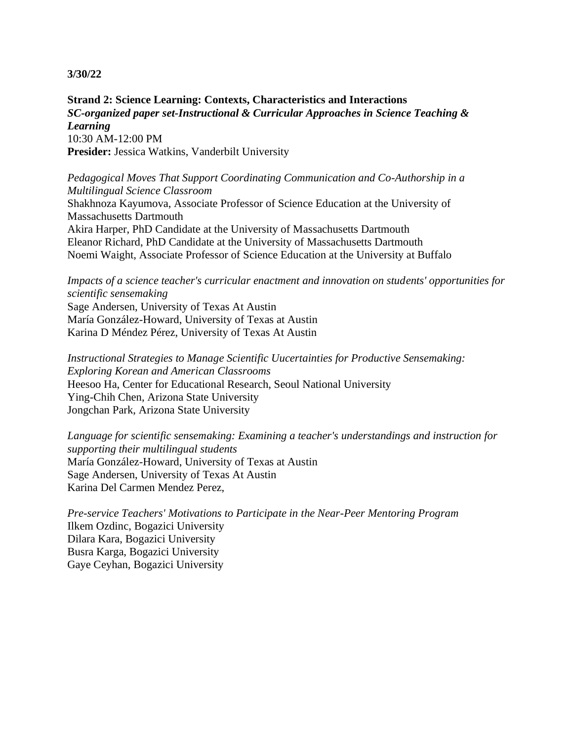**3/30/22**

**Strand 2: Science Learning: Contexts, Characteristics and Interactions**
***SC-organized paper set-Instructional & Curricular Approaches in Science Teaching & Learning***
10:30 AM-12:00 PM
**Presider:** Jessica Watkins, Vanderbilt University

*Pedagogical Moves That Support Coordinating Communication and Co-Authorship in a Multilingual Science Classroom*
Shakhnoza Kayumova, Associate Professor of Science Education at the University of Massachusetts Dartmouth
Akira Harper, PhD Candidate at the University of Massachusetts Dartmouth
Eleanor Richard, PhD Candidate at the University of Massachusetts Dartmouth
Noemi Waight, Associate Professor of Science Education at the University at Buffalo

*Impacts of a science teacher's curricular enactment and innovation on students' opportunities for scientific sensemaking*
Sage Andersen, University of Texas At Austin
María González-Howard, University of Texas at Austin
Karina D Méndez Pérez, University of Texas At Austin

*Instructional Strategies to Manage Scientific Uucertainties for Productive Sensemaking: Exploring Korean and American Classrooms*
Heesoo Ha, Center for Educational Research, Seoul National University
Ying-Chih Chen, Arizona State University
Jongchan Park, Arizona State University

*Language for scientific sensemaking: Examining a teacher's understandings and instruction for supporting their multilingual students*
María González-Howard, University of Texas at Austin
Sage Andersen, University of Texas At Austin
Karina Del Carmen Mendez Perez,

*Pre-service Teachers' Motivations to Participate in the Near-Peer Mentoring Program*
Ilkem Ozdinc, Bogazici University
Dilara Kara, Bogazici University
Busra Karga, Bogazici University
Gaye Ceyhan, Bogazici University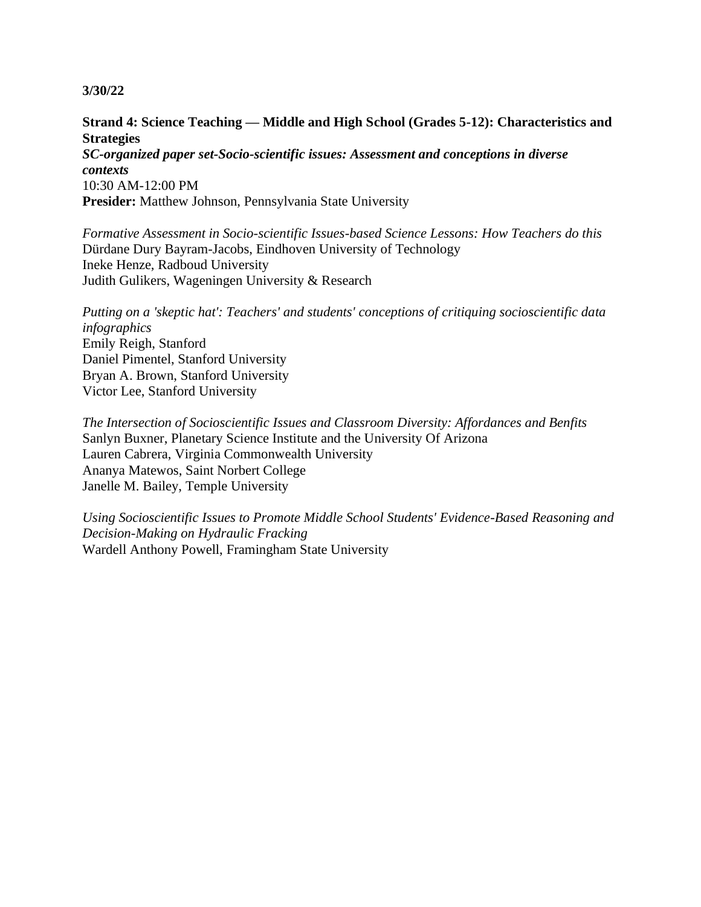**3/30/22**

**Strand 4: Science Teaching — Middle and High School (Grades 5-12): Characteristics and Strategies**
***SC-organized paper set-Socio-scientific issues: Assessment and conceptions in diverse contexts***
10:30 AM-12:00 PM
**Presider:** Matthew Johnson, Pennsylvania State University

*Formative Assessment in Socio-scientific Issues-based Science Lessons: How Teachers do this*
Dürdane Dury Bayram-Jacobs, Eindhoven University of Technology
Ineke Henze, Radboud University
Judith Gulikers, Wageningen University & Research

*Putting on a 'skeptic hat': Teachers' and students' conceptions of critiquing socioscientific data infographics*
Emily Reigh, Stanford
Daniel Pimentel, Stanford University
Bryan A. Brown, Stanford University
Victor Lee, Stanford University

*The Intersection of Socioscientific Issues and Classroom Diversity: Affordances and Benfits*
Sanlyn Buxner, Planetary Science Institute and the University Of Arizona
Lauren Cabrera, Virginia Commonwealth University
Ananya Matewos, Saint Norbert College
Janelle M. Bailey, Temple University

*Using Socioscientific Issues to Promote Middle School Students' Evidence-Based Reasoning and Decision-Making on Hydraulic Fracking*
Wardell Anthony Powell, Framingham State University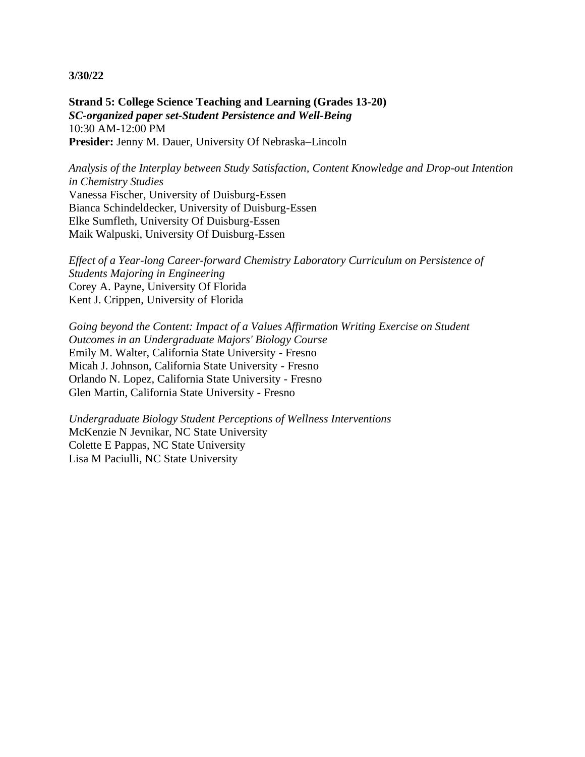**3/30/22**

**Strand 5: College Science Teaching and Learning (Grades 13-20)**
***SC-organized paper set-Student Persistence and Well-Being***
10:30 AM-12:00 PM
**Presider:** Jenny M. Dauer, University Of Nebraska–Lincoln

*Analysis of the Interplay between Study Satisfaction, Content Knowledge and Drop-out Intention in Chemistry Studies*
Vanessa Fischer, University of Duisburg-Essen
Bianca Schindeldecker, University of Duisburg-Essen
Elke Sumfleth, University Of Duisburg-Essen
Maik Walpuski, University Of Duisburg-Essen

*Effect of a Year-long Career-forward Chemistry Laboratory Curriculum on Persistence of Students Majoring in Engineering*
Corey A. Payne, University Of Florida
Kent J. Crippen, University of Florida

*Going beyond the Content: Impact of a Values Affirmation Writing Exercise on Student Outcomes in an Undergraduate Majors' Biology Course*
Emily M. Walter, California State University - Fresno
Micah J. Johnson, California State University - Fresno
Orlando N. Lopez, California State University - Fresno
Glen Martin, California State University - Fresno

*Undergraduate Biology Student Perceptions of Wellness Interventions*
McKenzie N Jevnikar, NC State University
Colette E Pappas, NC State University
Lisa M Paciulli, NC State University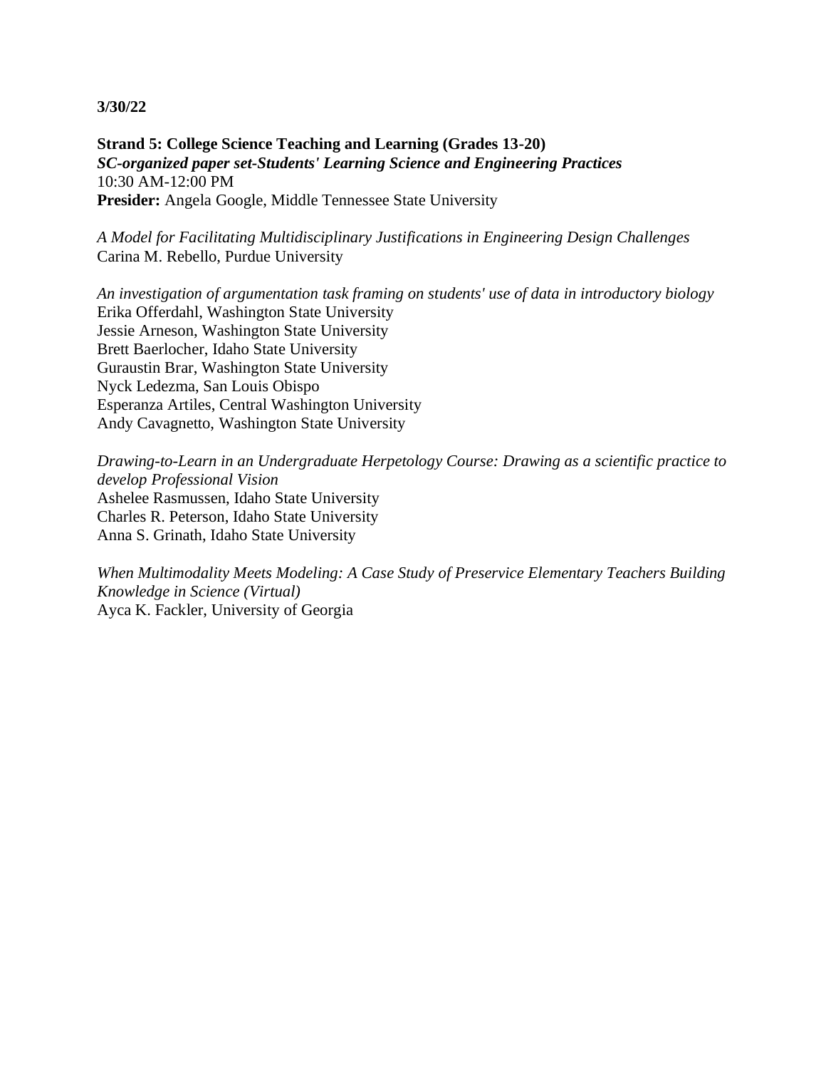**3/30/22**

**Strand 5: College Science Teaching and Learning (Grades 13-20)**
***SC-organized paper set-Students' Learning Science and Engineering Practices***
10:30 AM-12:00 PM
**Presider:** Angela Google, Middle Tennessee State University

*A Model for Facilitating Multidisciplinary Justifications in Engineering Design Challenges*
Carina M. Rebello, Purdue University

*An investigation of argumentation task framing on students' use of data in introductory biology*
Erika Offerdahl, Washington State University
Jessie Arneson, Washington State University
Brett Baerlocher, Idaho State University
Guraustin Brar, Washington State University
Nyck Ledezma, San Louis Obispo
Esperanza Artiles, Central Washington University
Andy Cavagnetto, Washington State University

*Drawing-to-Learn in an Undergraduate Herpetology Course: Drawing as a scientific practice to develop Professional Vision*
Ashelee Rasmussen, Idaho State University
Charles R. Peterson, Idaho State University
Anna S. Grinath, Idaho State University

*When Multimodality Meets Modeling: A Case Study of Preservice Elementary Teachers Building Knowledge in Science (Virtual)*
Ayca K. Fackler, University of Georgia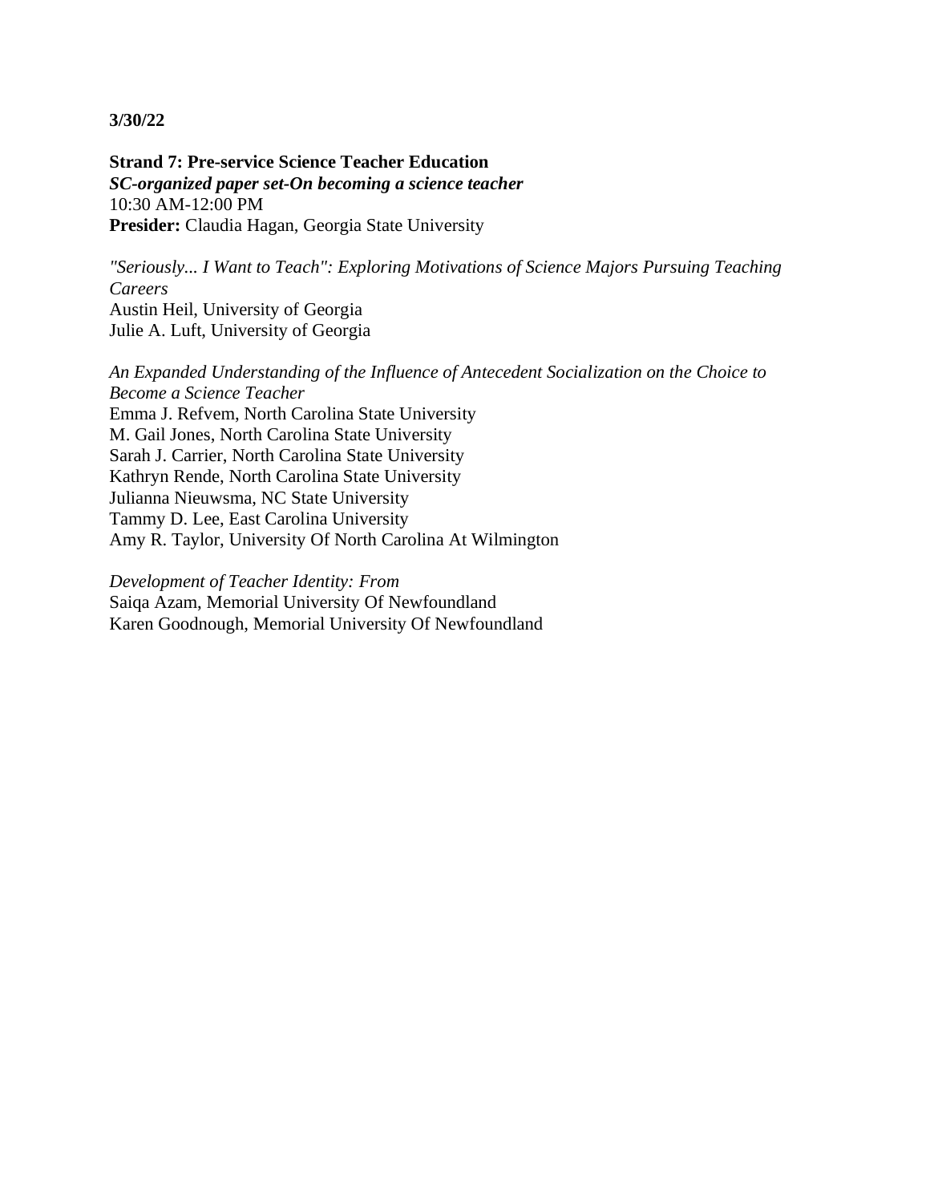**3/30/22**

**Strand 7: Pre-service Science Teacher Education**
***SC-organized paper set-On becoming a science teacher***
10:30 AM-12:00 PM
**Presider:** Claudia Hagan, Georgia State University

*"Seriously... I Want to Teach": Exploring Motivations of Science Majors Pursuing Teaching Careers*
Austin Heil, University of Georgia
Julie A. Luft, University of Georgia

*An Expanded Understanding of the Influence of Antecedent Socialization on the Choice to Become a Science Teacher*
Emma J. Refvem, North Carolina State University
M. Gail Jones, North Carolina State University
Sarah J. Carrier, North Carolina State University
Kathryn Rende, North Carolina State University
Julianna Nieuwsma, NC State University
Tammy D. Lee, East Carolina University
Amy R. Taylor, University Of North Carolina At Wilmington

*Development of Teacher Identity: From*
Saiqa Azam, Memorial University Of Newfoundland
Karen Goodnough, Memorial University Of Newfoundland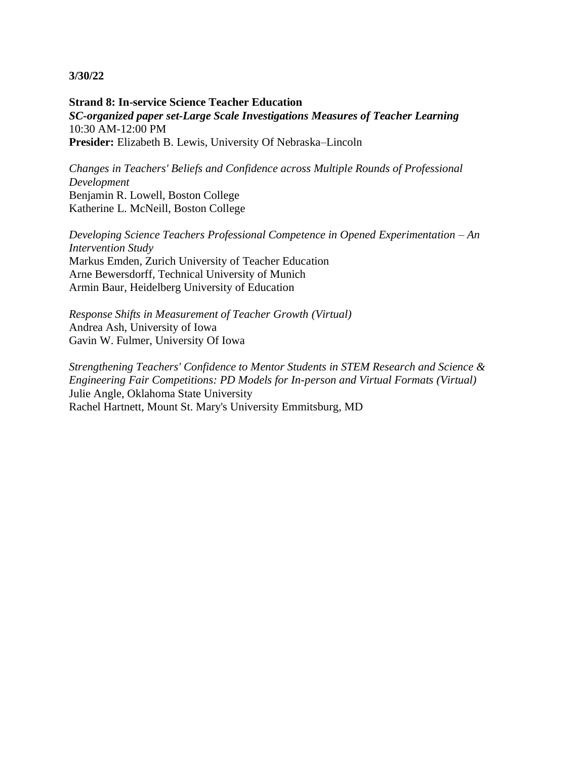**3/30/22**

**Strand 8: In-service Science Teacher Education**
***SC-organized paper set-Large Scale Investigations Measures of Teacher Learning***
10:30 AM-12:00 PM
**Presider:** Elizabeth B. Lewis, University Of Nebraska–Lincoln

*Changes in Teachers' Beliefs and Confidence across Multiple Rounds of Professional Development*
Benjamin R. Lowell, Boston College
Katherine L. McNeill, Boston College

*Developing Science Teachers Professional Competence in Opened Experimentation – An Intervention Study*
Markus Emden, Zurich University of Teacher Education
Arne Bewersdorff, Technical University of Munich
Armin Baur, Heidelberg University of Education

*Response Shifts in Measurement of Teacher Growth (Virtual)*
Andrea Ash, University of Iowa
Gavin W. Fulmer, University Of Iowa

*Strengthening Teachers' Confidence to Mentor Students in STEM Research and Science & Engineering Fair Competitions: PD Models for In-person and Virtual Formats (Virtual)*
Julie Angle, Oklahoma State University
Rachel Hartnett, Mount St. Mary's University Emmitsburg, MD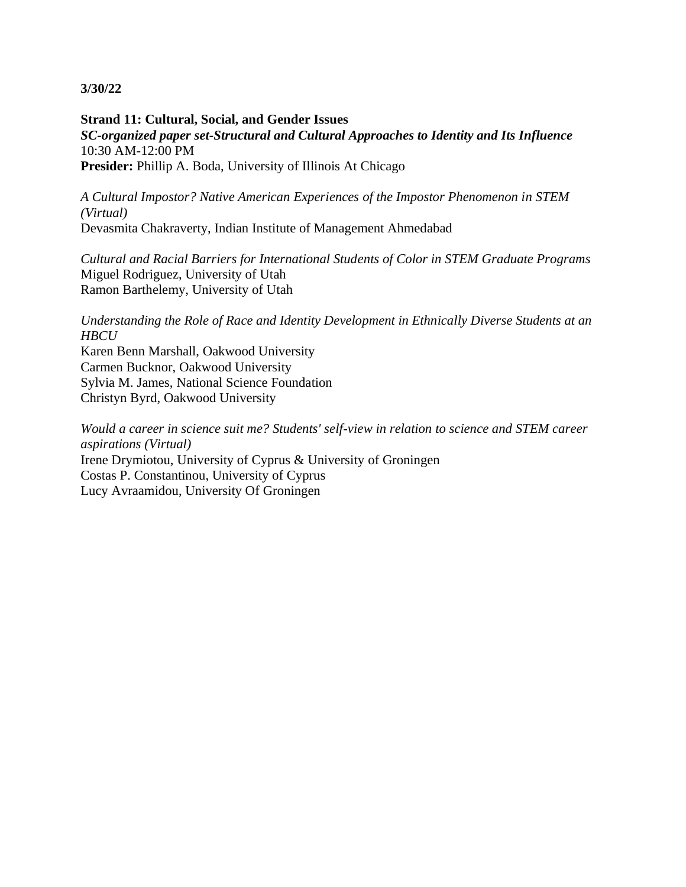**3/30/22**

**Strand 11: Cultural, Social, and Gender Issues**
***SC-organized paper set-Structural and Cultural Approaches to Identity and Its Influence***
10:30 AM-12:00 PM
**Presider:** Phillip A. Boda, University of Illinois At Chicago

*A Cultural Impostor? Native American Experiences of the Impostor Phenomenon in STEM (Virtual)*
Devasmita Chakraverty, Indian Institute of Management Ahmedabad

*Cultural and Racial Barriers for International Students of Color in STEM Graduate Programs*
Miguel Rodriguez, University of Utah
Ramon Barthelemy, University of Utah

*Understanding the Role of Race and Identity Development in Ethnically Diverse Students at an HBCU*
Karen Benn Marshall, Oakwood University
Carmen Bucknor, Oakwood University
Sylvia M. James, National Science Foundation
Christyn Byrd, Oakwood University

*Would a career in science suit me? Students' self-view in relation to science and STEM career aspirations (Virtual)*
Irene Drymiotou, University of Cyprus & University of Groningen
Costas P. Constantinou, University of Cyprus
Lucy Avraamidou, University Of Groningen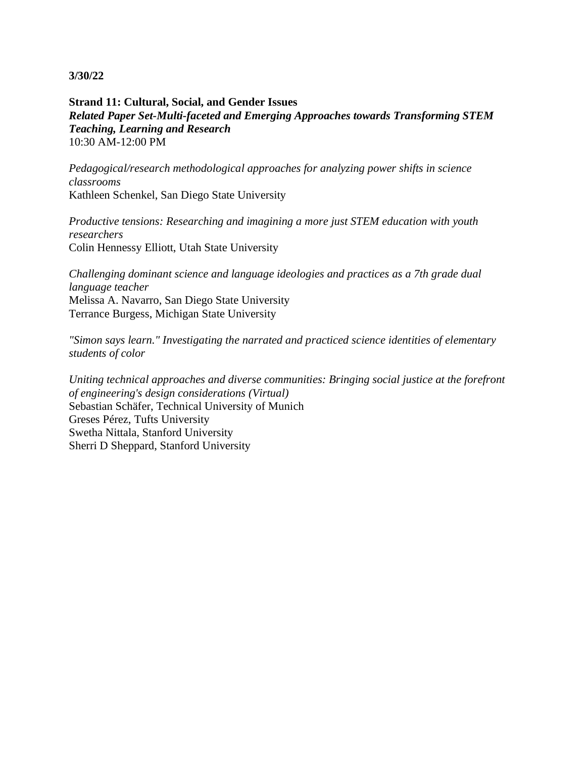**3/30/22**

**Strand 11: Cultural, Social, and Gender Issues**
***Related Paper Set-Multi-faceted and Emerging Approaches towards Transforming STEM Teaching, Learning and Research***
10:30 AM-12:00 PM

*Pedagogical/research methodological approaches for analyzing power shifts in science classrooms*
Kathleen Schenkel, San Diego State University

*Productive tensions: Researching and imagining a more just STEM education with youth researchers*
Colin Hennessy Elliott, Utah State University

*Challenging dominant science and language ideologies and practices as a 7th grade dual language teacher*
Melissa A. Navarro, San Diego State University
Terrance Burgess, Michigan State University

*"Simon says learn." Investigating the narrated and practiced science identities of elementary students of color*

*Uniting technical approaches and diverse communities: Bringing social justice at the forefront of engineering's design considerations (Virtual)*
Sebastian Schäfer, Technical University of Munich
Greses Pérez, Tufts University
Swetha Nittala, Stanford University
Sherri D Sheppard, Stanford University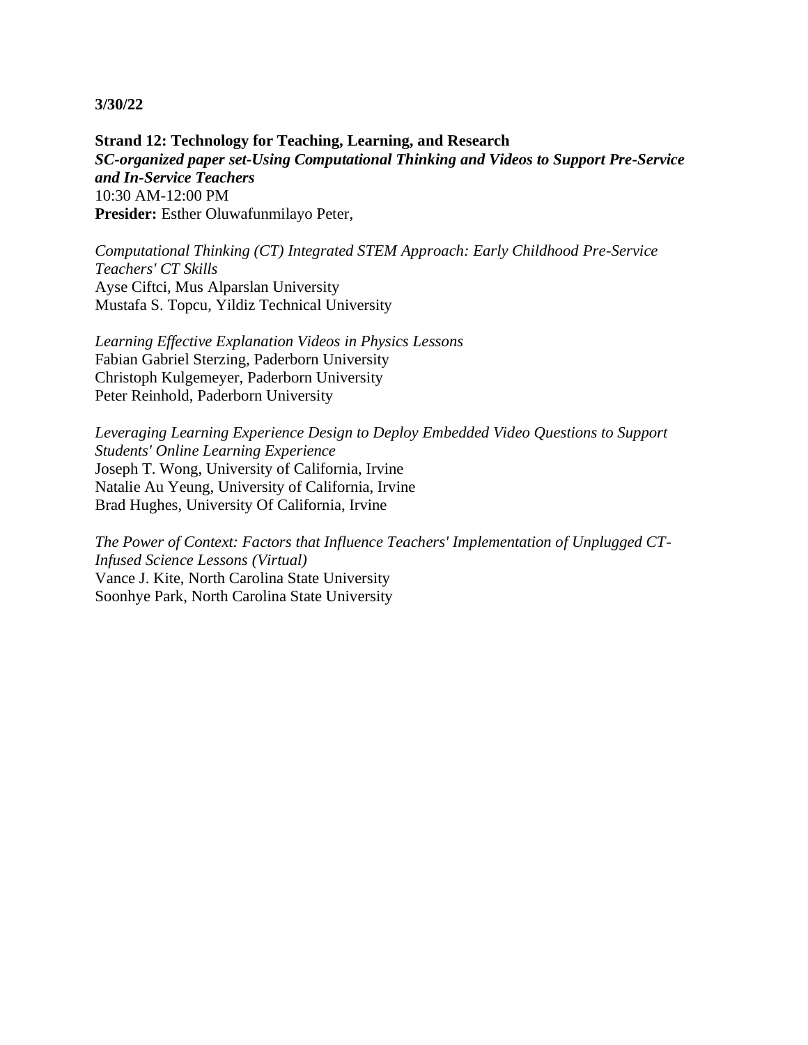**3/30/22**

**Strand 12: Technology for Teaching, Learning, and Research**
***SC-organized paper set-Using Computational Thinking and Videos to Support Pre-Service and In-Service Teachers***
10:30 AM-12:00 PM
**Presider:** Esther Oluwafunmilayo Peter,

*Computational Thinking (CT) Integrated STEM Approach: Early Childhood Pre-Service Teachers' CT Skills*
Ayse Ciftci, Mus Alparslan University
Mustafa S. Topcu, Yildiz Technical University

*Learning Effective Explanation Videos in Physics Lessons*
Fabian Gabriel Sterzing, Paderborn University
Christoph Kulgemeyer, Paderborn University
Peter Reinhold, Paderborn University

*Leveraging Learning Experience Design to Deploy Embedded Video Questions to Support Students' Online Learning Experience*
Joseph T. Wong, University of California, Irvine
Natalie Au Yeung, University of California, Irvine
Brad Hughes, University Of California, Irvine

*The Power of Context: Factors that Influence Teachers' Implementation of Unplugged CT-Infused Science Lessons (Virtual)*
Vance J. Kite, North Carolina State University
Soonhye Park, North Carolina State University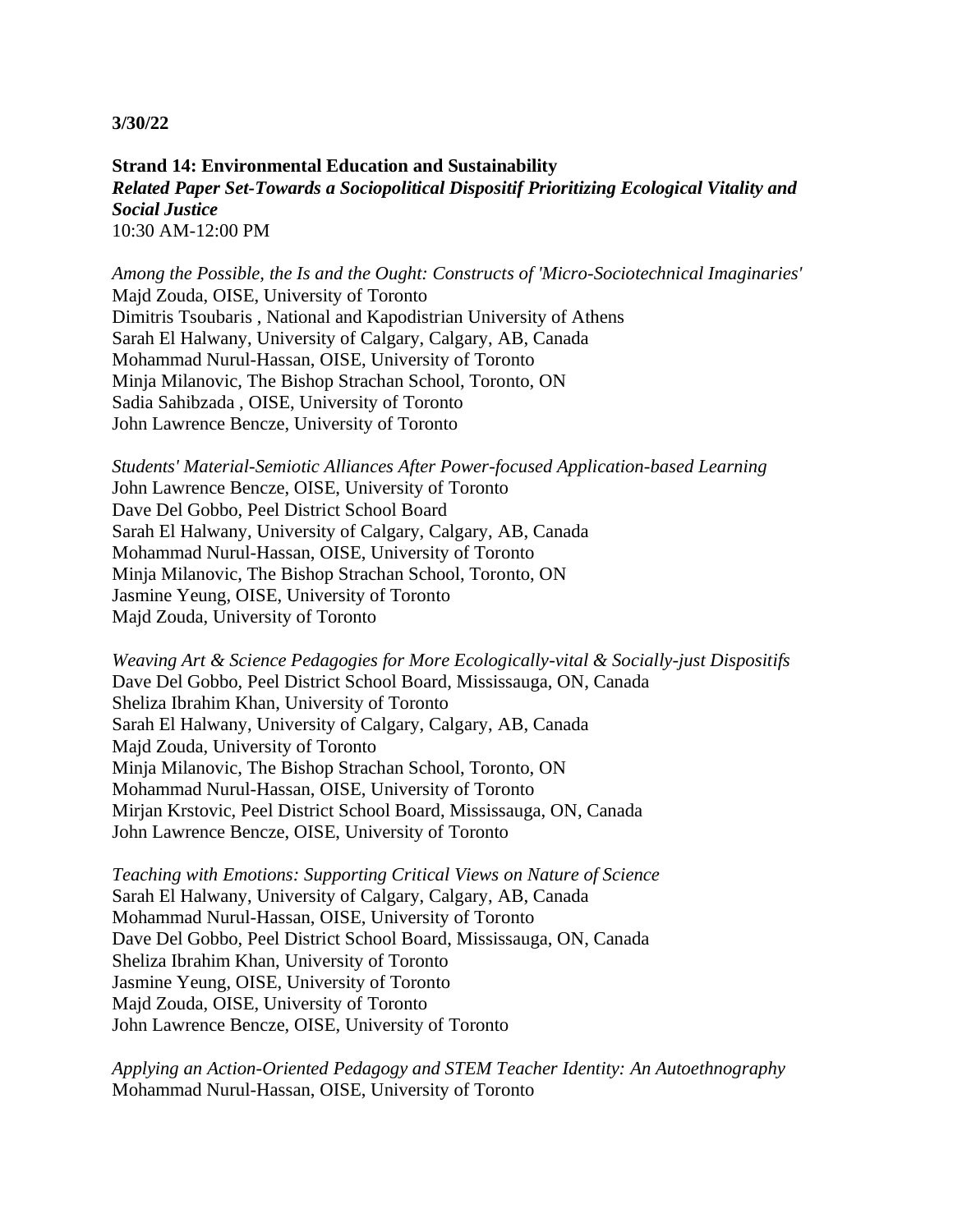**3/30/22**

**Strand 14: Environmental Education and Sustainability**
***Related Paper Set-Towards a Sociopolitical Dispositif Prioritizing Ecological Vitality and Social Justice***
10:30 AM-12:00 PM

*Among the Possible, the Is and the Ought: Constructs of 'Micro-Sociotechnical Imaginaries'*
Majd Zouda, OISE, University of Toronto
Dimitris Tsoubaris , National and Kapodistrian University of Athens
Sarah El Halwany, University of Calgary, Calgary, AB, Canada
Mohammad Nurul-Hassan, OISE, University of Toronto
Minja Milanovic, The Bishop Strachan School, Toronto, ON
Sadia Sahibzada , OISE, University of Toronto
John Lawrence Bencze, University of Toronto

*Students' Material-Semiotic Alliances After Power-focused Application-based Learning*
John Lawrence Bencze, OISE, University of Toronto
Dave Del Gobbo, Peel District School Board
Sarah El Halwany, University of Calgary, Calgary, AB, Canada
Mohammad Nurul-Hassan, OISE, University of Toronto
Minja Milanovic, The Bishop Strachan School, Toronto, ON
Jasmine Yeung, OISE, University of Toronto
Majd Zouda, University of Toronto

*Weaving Art & Science Pedagogies for More Ecologically-vital & Socially-just Dispositifs*
Dave Del Gobbo, Peel District School Board, Mississauga, ON, Canada
Sheliza Ibrahim Khan, University of Toronto
Sarah El Halwany, University of Calgary, Calgary, AB, Canada
Majd Zouda, University of Toronto
Minja Milanovic, The Bishop Strachan School, Toronto, ON
Mohammad Nurul-Hassan, OISE, University of Toronto
Mirjan Krstovic, Peel District School Board, Mississauga, ON, Canada
John Lawrence Bencze, OISE, University of Toronto

*Teaching with Emotions: Supporting Critical Views on Nature of Science*
Sarah El Halwany, University of Calgary, Calgary, AB, Canada
Mohammad Nurul-Hassan, OISE, University of Toronto
Dave Del Gobbo, Peel District School Board, Mississauga, ON, Canada
Sheliza Ibrahim Khan, University of Toronto
Jasmine Yeung, OISE, University of Toronto
Majd Zouda, OISE, University of Toronto
John Lawrence Bencze, OISE, University of Toronto

*Applying an Action-Oriented Pedagogy and STEM Teacher Identity: An Autoethnography*
Mohammad Nurul-Hassan, OISE, University of Toronto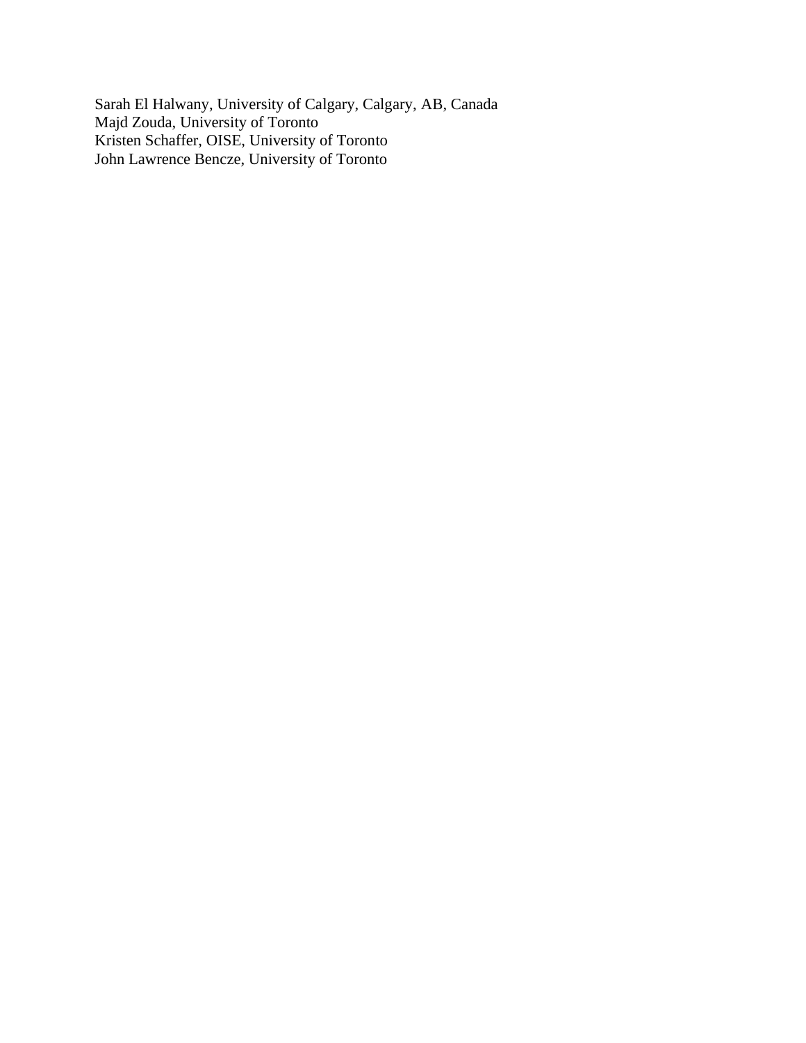Sarah El Halwany, University of Calgary, Calgary, AB, Canada
Majd Zouda, University of Toronto
Kristen Schaffer, OISE, University of Toronto
John Lawrence Bencze, University of Toronto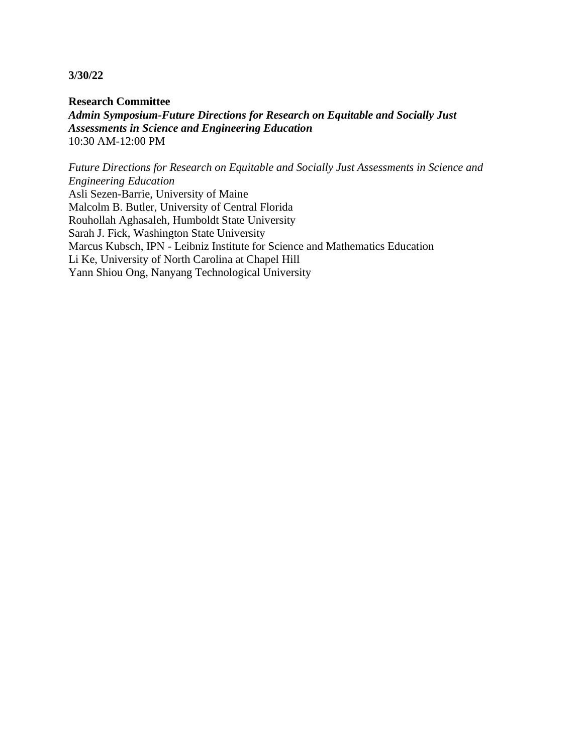**3/30/22**

**Research Committee**
***Admin Symposium-Future Directions for Research on Equitable and Socially Just Assessments in Science and Engineering Education***
10:30 AM-12:00 PM

*Future Directions for Research on Equitable and Socially Just Assessments in Science and Engineering Education*
Asli Sezen-Barrie, University of Maine
Malcolm B. Butler, University of Central Florida
Rouhollah Aghasaleh, Humboldt State University
Sarah J. Fick, Washington State University
Marcus Kubsch, IPN - Leibniz Institute for Science and Mathematics Education
Li Ke, University of North Carolina at Chapel Hill
Yann Shiou Ong, Nanyang Technological University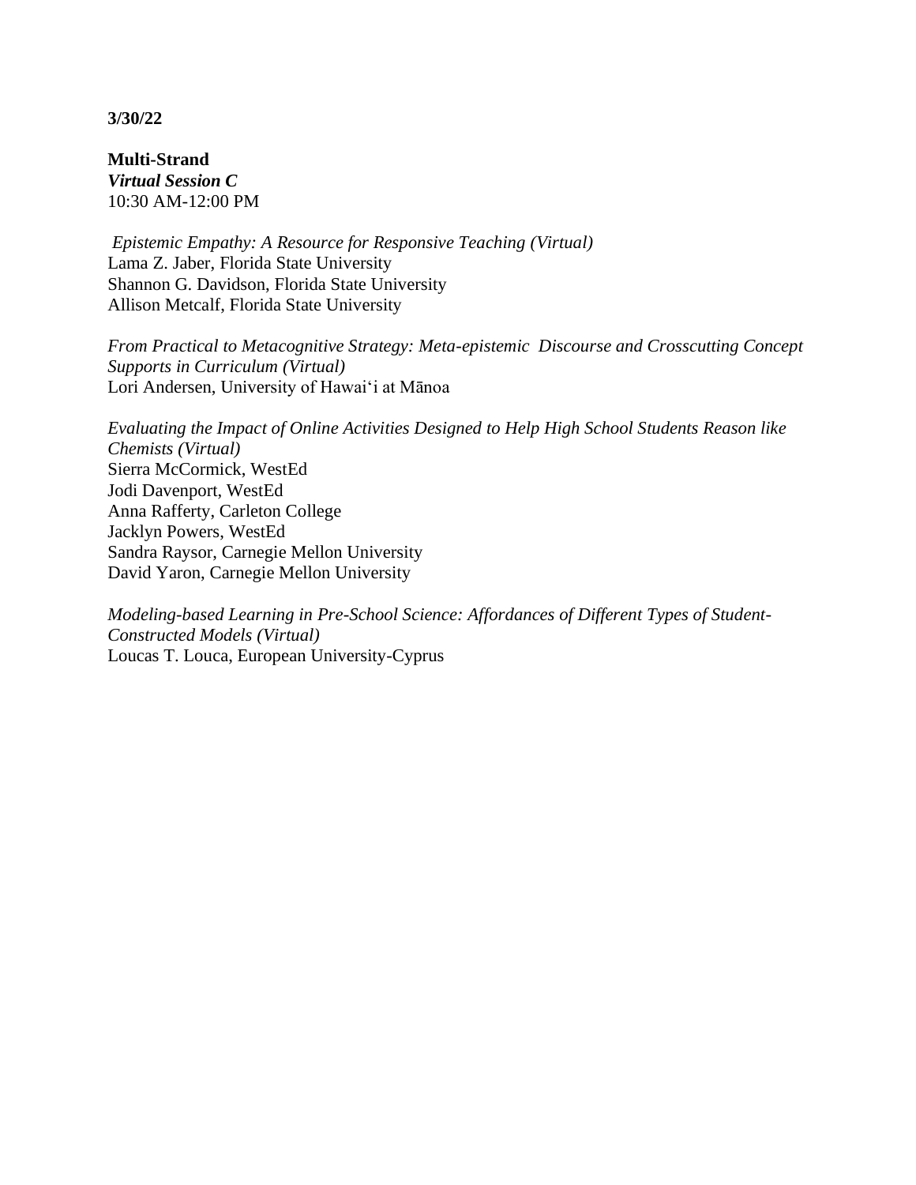**3/30/22**

**Multi-Strand**
***Virtual Session C***
10:30 AM-12:00 PM

*Epistemic Empathy: A Resource for Responsive Teaching (Virtual)*
Lama Z. Jaber, Florida State University
Shannon G. Davidson, Florida State University
Allison Metcalf, Florida State University

*From Practical to Metacognitive Strategy: Meta-epistemic Discourse and Crosscutting Concept Supports in Curriculum (Virtual)*
Lori Andersen, University of Hawaiʻi at Mānoa

*Evaluating the Impact of Online Activities Designed to Help High School Students Reason like Chemists (Virtual)*
Sierra McCormick, WestEd
Jodi Davenport, WestEd
Anna Rafferty, Carleton College
Jacklyn Powers, WestEd
Sandra Raysor, Carnegie Mellon University
David Yaron, Carnegie Mellon University

*Modeling-based Learning in Pre-School Science: Affordances of Different Types of Student-Constructed Models (Virtual)*
Loucas T. Louca, European University-Cyprus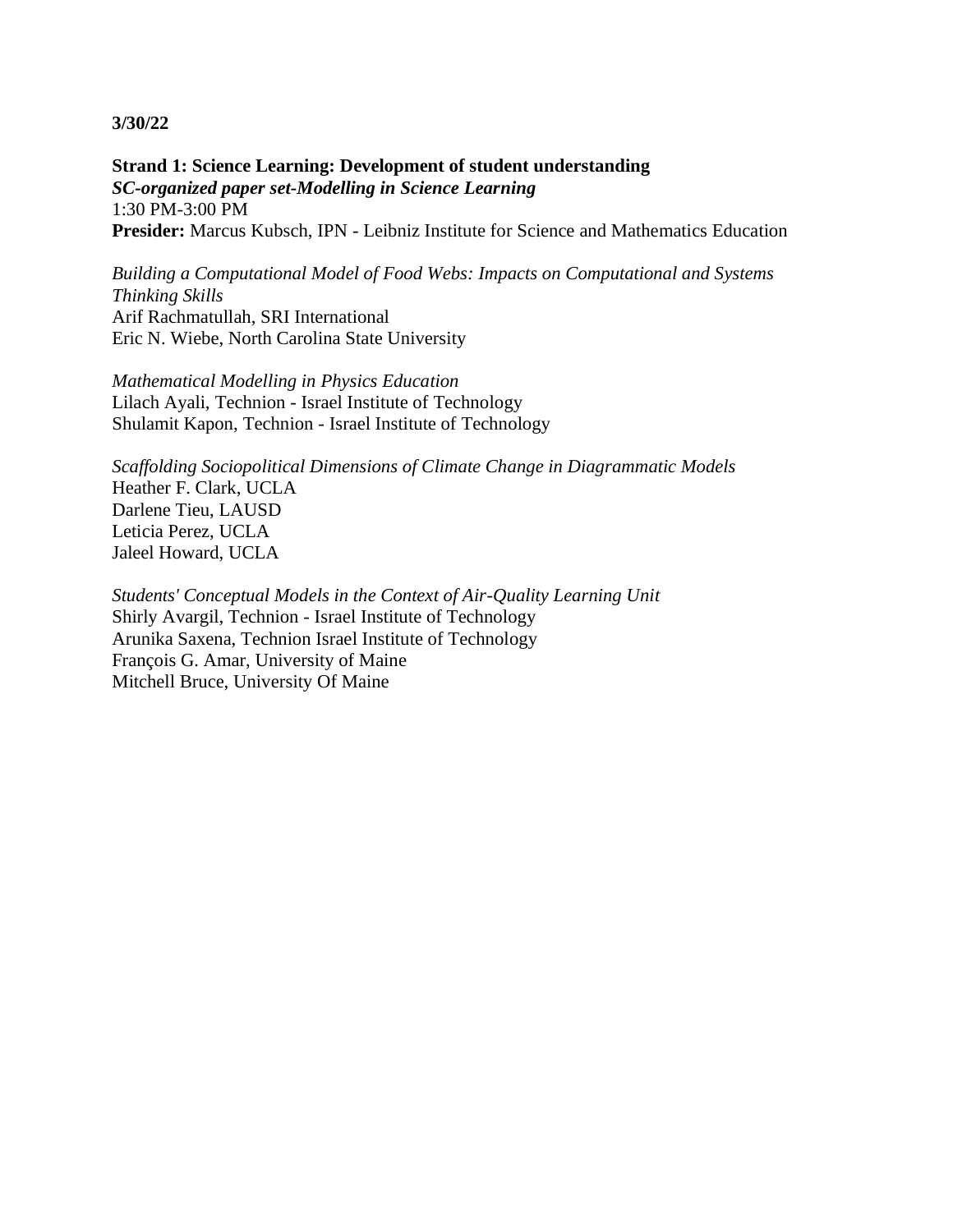**3/30/22**

**Strand 1: Science Learning: Development of student understanding**
***SC-organized paper set-Modelling in Science Learning***
1:30 PM-3:00 PM
**Presider:** Marcus Kubsch, IPN - Leibniz Institute for Science and Mathematics Education

*Building a Computational Model of Food Webs: Impacts on Computational and Systems Thinking Skills*
Arif Rachmatullah, SRI International
Eric N. Wiebe, North Carolina State University

*Mathematical Modelling in Physics Education*
Lilach Ayali, Technion - Israel Institute of Technology
Shulamit Kapon, Technion - Israel Institute of Technology

*Scaffolding Sociopolitical Dimensions of Climate Change in Diagrammatic Models*
Heather F. Clark, UCLA
Darlene Tieu, LAUSD
Leticia Perez, UCLA
Jaleel Howard, UCLA

*Students' Conceptual Models in the Context of Air-Quality Learning Unit*
Shirly Avargil, Technion - Israel Institute of Technology
Arunika Saxena, Technion Israel Institute of Technology
François G. Amar, University of Maine
Mitchell Bruce, University Of Maine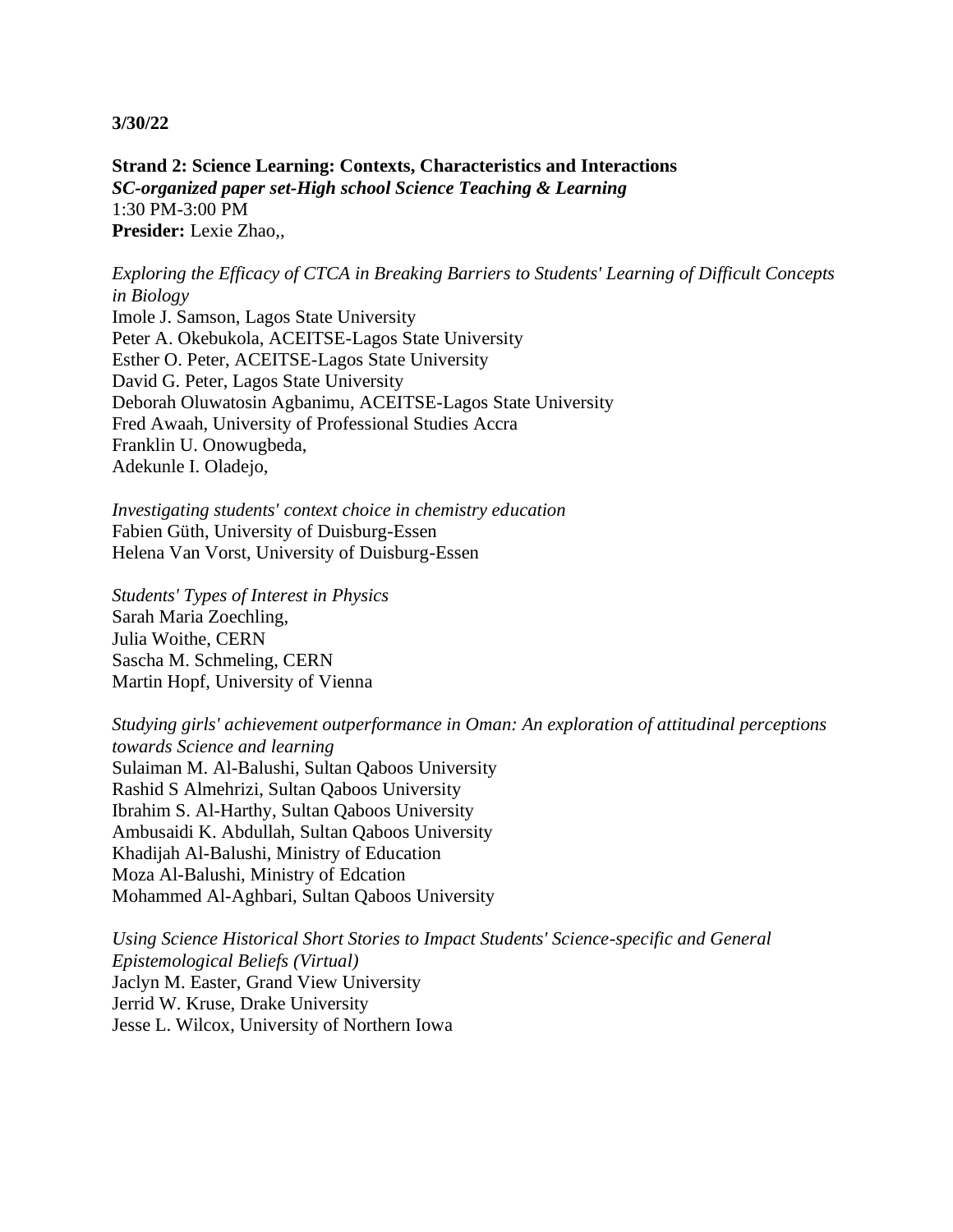**3/30/22**

**Strand 2: Science Learning: Contexts, Characteristics and Interactions**
***SC-organized paper set-High school Science Teaching & Learning***
1:30 PM-3:00 PM
**Presider:** Lexie Zhao,,

*Exploring the Efficacy of CTCA in Breaking Barriers to Students' Learning of Difficult Concepts in Biology*
Imole J. Samson, Lagos State University
Peter A. Okebukola, ACEITSE-Lagos State University
Esther O. Peter, ACEITSE-Lagos State University
David G. Peter, Lagos State University
Deborah Oluwatosin Agbanimu, ACEITSE-Lagos State University
Fred Awaah, University of Professional Studies Accra
Franklin U. Onowugbeda,
Adekunle I. Oladejo,

*Investigating students' context choice in chemistry education*
Fabien Güth, University of Duisburg-Essen
Helena Van Vorst, University of Duisburg-Essen

*Students' Types of Interest in Physics*
Sarah Maria Zoechling,
Julia Woithe, CERN
Sascha M. Schmeling, CERN
Martin Hopf, University of Vienna

*Studying girls' achievement outperformance in Oman: An exploration of attitudinal perceptions towards Science and learning*
Sulaiman M. Al-Balushi, Sultan Qaboos University
Rashid S Almehrizi, Sultan Qaboos University
Ibrahim S. Al-Harthy, Sultan Qaboos University
Ambusaidi K. Abdullah, Sultan Qaboos University
Khadijah Al-Balushi, Ministry of Education
Moza Al-Balushi, Ministry of Edcation
Mohammed Al-Aghbari, Sultan Qaboos University

*Using Science Historical Short Stories to Impact Students' Science-specific and General Epistemological Beliefs (Virtual)*
Jaclyn M. Easter, Grand View University
Jerrid W. Kruse, Drake University
Jesse L. Wilcox, University of Northern Iowa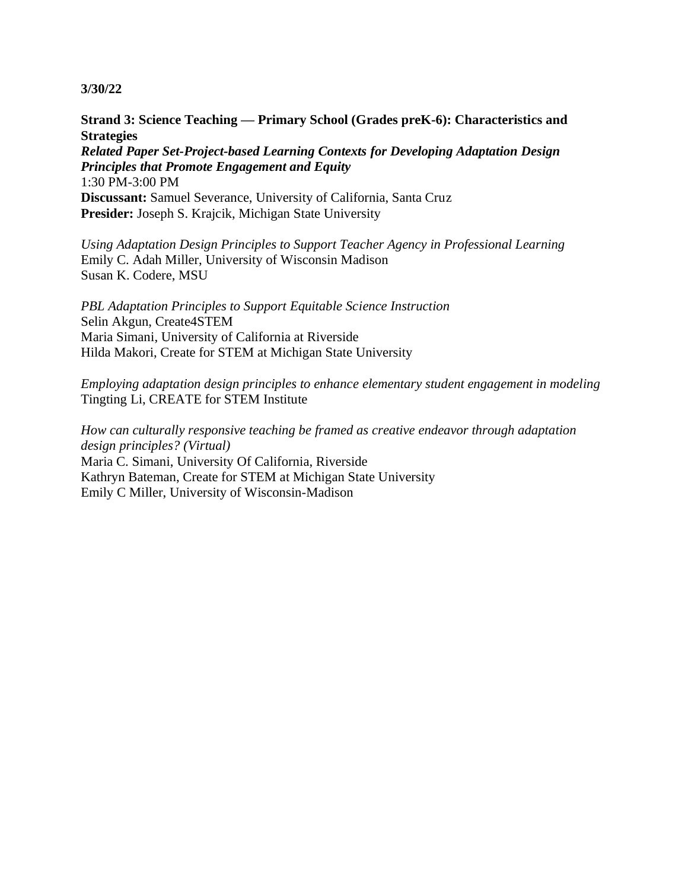**3/30/22**

**Strand 3: Science Teaching — Primary School (Grades preK-6): Characteristics and Strategies**
***Related Paper Set-Project-based Learning Contexts for Developing Adaptation Design Principles that Promote Engagement and Equity***
1:30 PM-3:00 PM
**Discussant:** Samuel Severance, University of California, Santa Cruz
**Presider:** Joseph S. Krajcik, Michigan State University

*Using Adaptation Design Principles to Support Teacher Agency in Professional Learning*
Emily C. Adah Miller, University of Wisconsin Madison
Susan K. Codere, MSU

*PBL Adaptation Principles to Support Equitable Science Instruction*
Selin Akgun, Create4STEM
Maria Simani, University of California at Riverside
Hilda Makori, Create for STEM at Michigan State University

*Employing adaptation design principles to enhance elementary student engagement in modeling*
Tingting Li, CREATE for STEM Institute

*How can culturally responsive teaching be framed as creative endeavor through adaptation design principles? (Virtual)*
Maria C. Simani, University Of California, Riverside
Kathryn Bateman, Create for STEM at Michigan State University
Emily C Miller, University of Wisconsin-Madison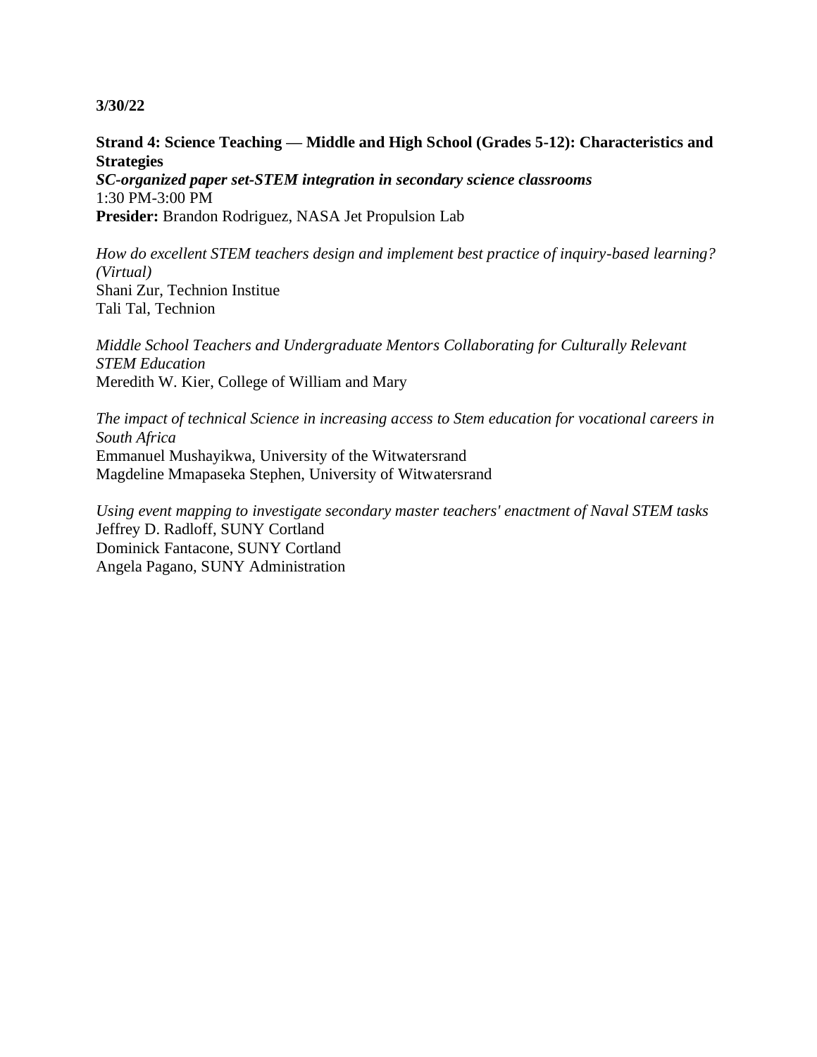**3/30/22**

**Strand 4: Science Teaching — Middle and High School (Grades 5-12): Characteristics and Strategies**
***SC-organized paper set-STEM integration in secondary science classrooms***
1:30 PM-3:00 PM
**Presider:** Brandon Rodriguez, NASA Jet Propulsion Lab

*How do excellent STEM teachers design and implement best practice of inquiry-based learning? (Virtual)*
Shani Zur, Technion Institue
Tali Tal, Technion

*Middle School Teachers and Undergraduate Mentors Collaborating for Culturally Relevant STEM Education*
Meredith W. Kier, College of William and Mary

*The impact of technical Science in increasing access to Stem education for vocational careers in South Africa*
Emmanuel Mushayikwa, University of the Witwatersrand
Magdeline Mmapaseka Stephen, University of Witwatersrand

*Using event mapping to investigate secondary master teachers' enactment of Naval STEM tasks*
Jeffrey D. Radloff, SUNY Cortland
Dominick Fantacone, SUNY Cortland
Angela Pagano, SUNY Administration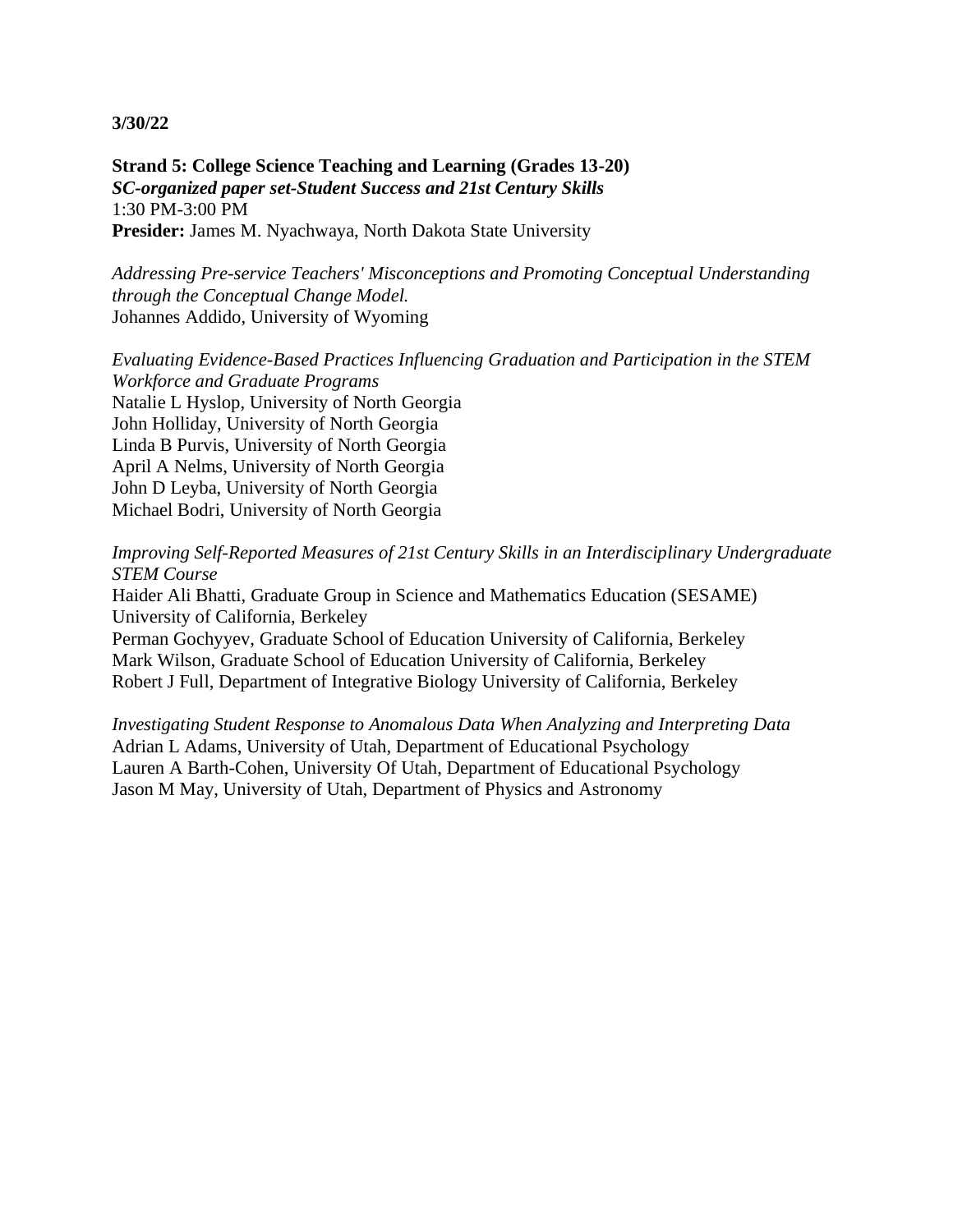**3/30/22**

**Strand 5: College Science Teaching and Learning (Grades 13-20)**
***SC-organized paper set-Student Success and 21st Century Skills***
1:30 PM-3:00 PM
**Presider:** James M. Nyachwaya, North Dakota State University

*Addressing Pre-service Teachers' Misconceptions and Promoting Conceptual Understanding through the Conceptual Change Model.*
Johannes Addido, University of Wyoming

*Evaluating Evidence-Based Practices Influencing Graduation and Participation in the STEM Workforce and Graduate Programs*
Natalie L Hyslop, University of North Georgia
John Holliday, University of North Georgia
Linda B Purvis, University of North Georgia
April A Nelms, University of North Georgia
John D Leyba, University of North Georgia
Michael Bodri, University of North Georgia

*Improving Self-Reported Measures of 21st Century Skills in an Interdisciplinary Undergraduate STEM Course*
Haider Ali Bhatti, Graduate Group in Science and Mathematics Education (SESAME) University of California, Berkeley
Perman Gochyyev, Graduate School of Education University of California, Berkeley
Mark Wilson, Graduate School of Education University of California, Berkeley
Robert J Full, Department of Integrative Biology University of California, Berkeley

*Investigating Student Response to Anomalous Data When Analyzing and Interpreting Data*
Adrian L Adams, University of Utah, Department of Educational Psychology
Lauren A Barth-Cohen, University Of Utah, Department of Educational Psychology
Jason M May, University of Utah, Department of Physics and Astronomy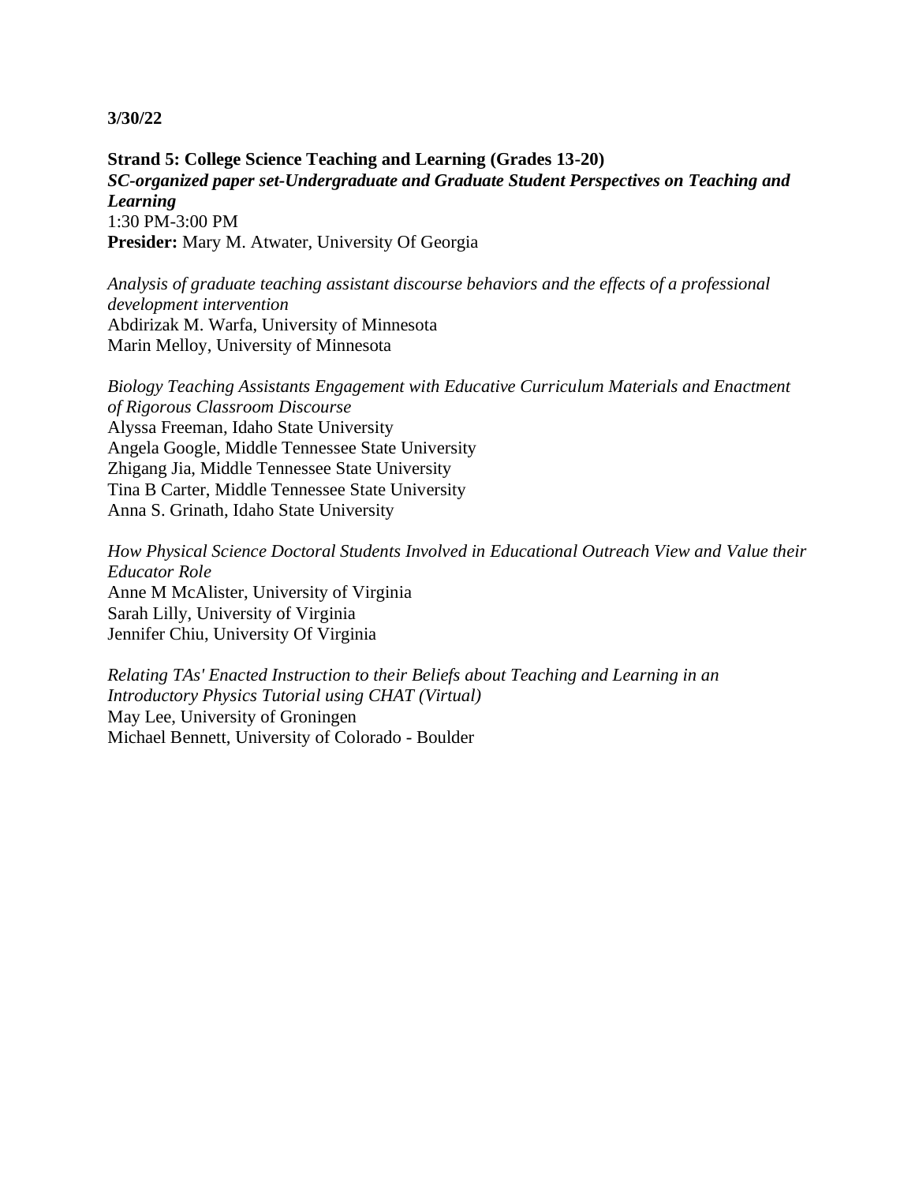**3/30/22**

**Strand 5: College Science Teaching and Learning (Grades 13-20)**
***SC-organized paper set-Undergraduate and Graduate Student Perspectives on Teaching and Learning***
1:30 PM-3:00 PM
**Presider:** Mary M. Atwater, University Of Georgia

*Analysis of graduate teaching assistant discourse behaviors and the effects of a professional development intervention*
Abdirizak M. Warfa, University of Minnesota
Marin Melloy, University of Minnesota

*Biology Teaching Assistants Engagement with Educative Curriculum Materials and Enactment of Rigorous Classroom Discourse*
Alyssa Freeman, Idaho State University
Angela Google, Middle Tennessee State University
Zhigang Jia, Middle Tennessee State University
Tina B Carter, Middle Tennessee State University
Anna S. Grinath, Idaho State University

*How Physical Science Doctoral Students Involved in Educational Outreach View and Value their Educator Role*
Anne M McAlister, University of Virginia
Sarah Lilly, University of Virginia
Jennifer Chiu, University Of Virginia

*Relating TAs' Enacted Instruction to their Beliefs about Teaching and Learning in an Introductory Physics Tutorial using CHAT (Virtual)*
May Lee, University of Groningen
Michael Bennett, University of Colorado - Boulder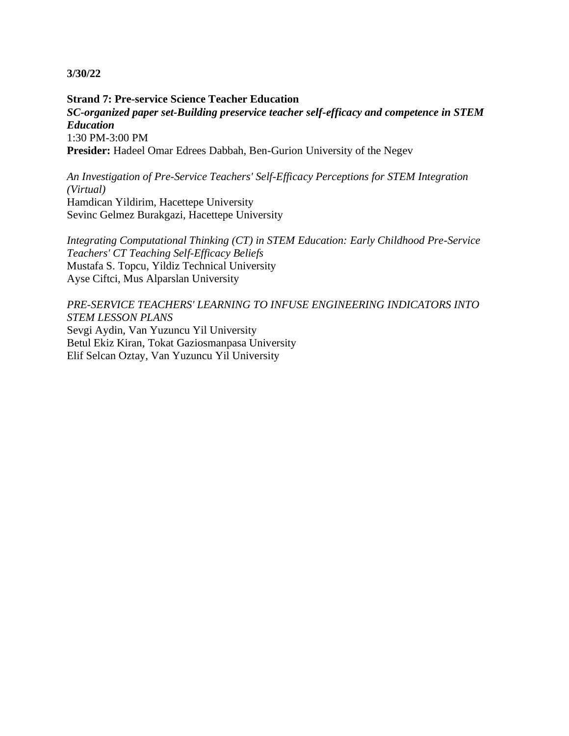**3/30/22**

**Strand 7: Pre-service Science Teacher Education**
***SC-organized paper set-Building preservice teacher self-efficacy and competence in STEM Education***
1:30 PM-3:00 PM
**Presider:** Hadeel Omar Edrees Dabbah, Ben-Gurion University of the Negev

*An Investigation of Pre-Service Teachers' Self-Efficacy Perceptions for STEM Integration (Virtual)*
Hamdican Yildirim, Hacettepe University
Sevinc Gelmez Burakgazi, Hacettepe University

*Integrating Computational Thinking (CT) in STEM Education: Early Childhood Pre-Service Teachers' CT Teaching Self-Efficacy Beliefs*
Mustafa S. Topcu, Yildiz Technical University
Ayse Ciftci, Mus Alparslan University

*PRE-SERVICE TEACHERS' LEARNING TO INFUSE ENGINEERING INDICATORS INTO STEM LESSON PLANS*
Sevgi Aydin, Van Yuzuncu Yil University
Betul Ekiz Kiran, Tokat Gaziosmanpasa University
Elif Selcan Oztay, Van Yuzuncu Yil University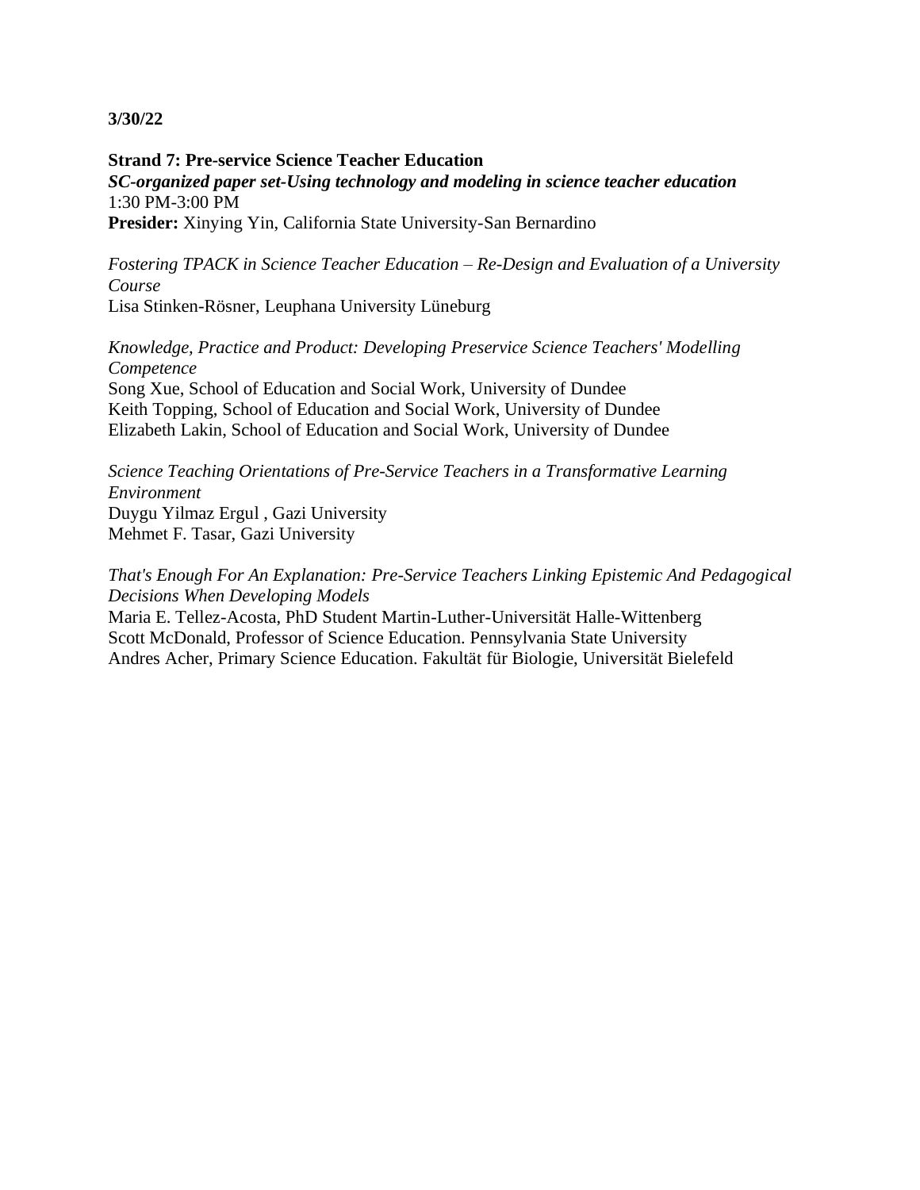**3/30/22**

**Strand 7: Pre-service Science Teacher Education**
***SC-organized paper set-Using technology and modeling in science teacher education***
1:30 PM-3:00 PM
**Presider:** Xinying Yin, California State University-San Bernardino

*Fostering TPACK in Science Teacher Education – Re-Design and Evaluation of a University Course*
Lisa Stinken-Rösner, Leuphana University Lüneburg

*Knowledge, Practice and Product: Developing Preservice Science Teachers' Modelling Competence*
Song Xue, School of Education and Social Work, University of Dundee
Keith Topping, School of Education and Social Work, University of Dundee
Elizabeth Lakin, School of Education and Social Work, University of Dundee

*Science Teaching Orientations of Pre-Service Teachers in a Transformative Learning Environment*
Duygu Yilmaz Ergul , Gazi University
Mehmet F. Tasar, Gazi University

*That's Enough For An Explanation: Pre-Service Teachers Linking Epistemic And Pedagogical Decisions When Developing Models*
Maria E. Tellez-Acosta, PhD Student Martin-Luther-Universität Halle-Wittenberg
Scott McDonald, Professor of Science Education. Pennsylvania State University
Andres Acher, Primary Science Education. Fakultät für Biologie, Universität Bielefeld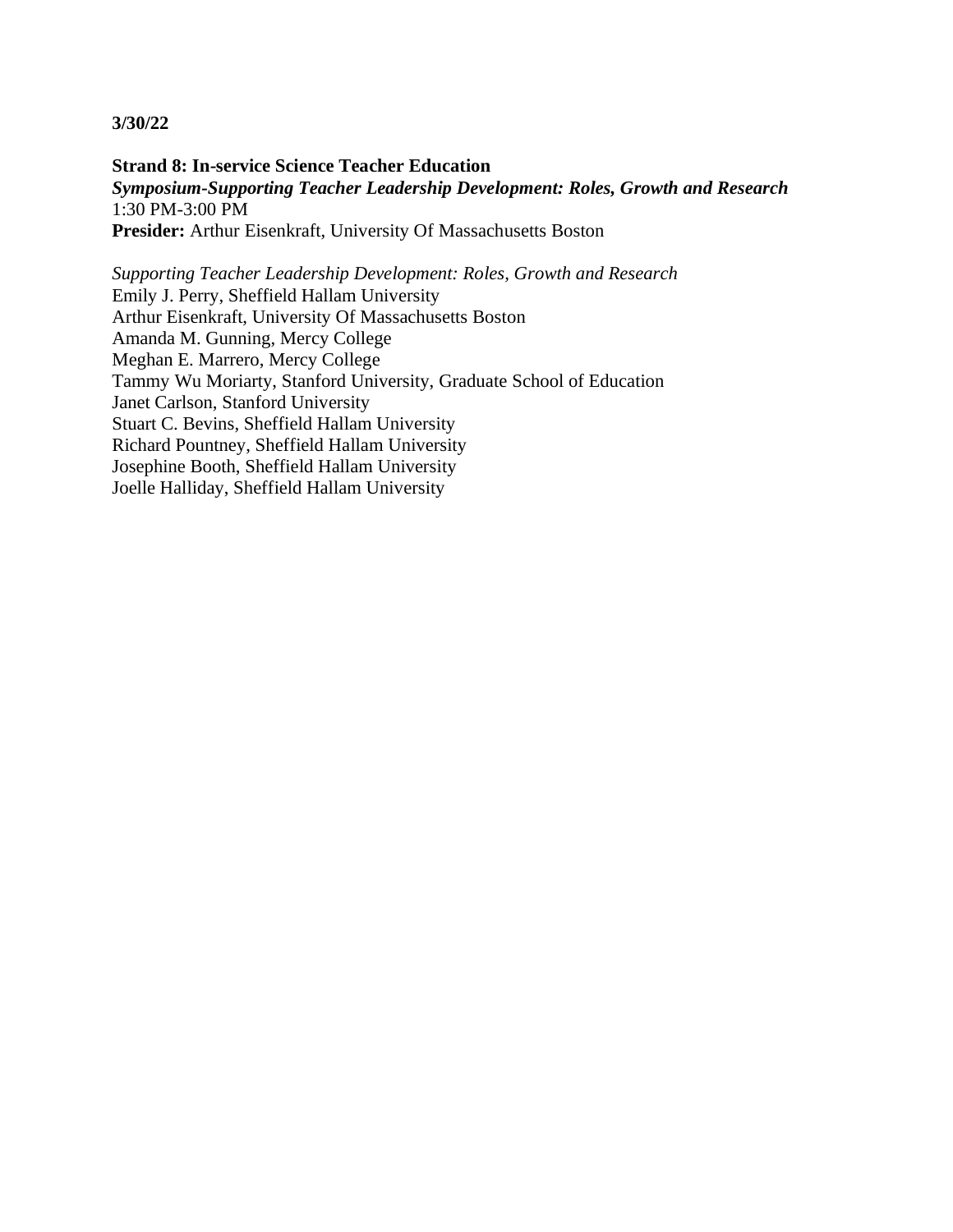**3/30/22**

**Strand 8: In-service Science Teacher Education**
***Symposium-Supporting Teacher Leadership Development: Roles, Growth and Research***
1:30 PM-3:00 PM
**Presider:** Arthur Eisenkraft, University Of Massachusetts Boston

*Supporting Teacher Leadership Development: Roles, Growth and Research*
Emily J. Perry, Sheffield Hallam University
Arthur Eisenkraft, University Of Massachusetts Boston
Amanda M. Gunning, Mercy College
Meghan E. Marrero, Mercy College
Tammy Wu Moriarty, Stanford University, Graduate School of Education
Janet Carlson, Stanford University
Stuart C. Bevins, Sheffield Hallam University
Richard Pountney, Sheffield Hallam University
Josephine Booth, Sheffield Hallam University
Joelle Halliday, Sheffield Hallam University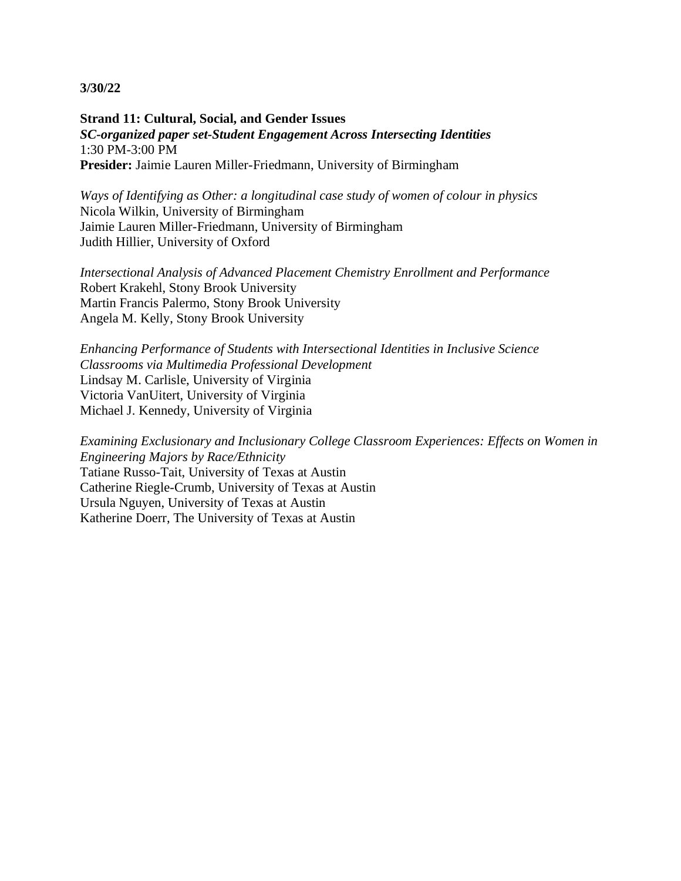**3/30/22**

**Strand 11: Cultural, Social, and Gender Issues**
***SC-organized paper set-Student Engagement Across Intersecting Identities***
1:30 PM-3:00 PM
**Presider:** Jaimie Lauren Miller-Friedmann, University of Birmingham

*Ways of Identifying as Other: a longitudinal case study of women of colour in physics*
Nicola Wilkin, University of Birmingham
Jaimie Lauren Miller-Friedmann, University of Birmingham
Judith Hillier, University of Oxford

*Intersectional Analysis of Advanced Placement Chemistry Enrollment and Performance*
Robert Krakehl, Stony Brook University
Martin Francis Palermo, Stony Brook University
Angela M. Kelly, Stony Brook University

*Enhancing Performance of Students with Intersectional Identities in Inclusive Science Classrooms via Multimedia Professional Development*
Lindsay M. Carlisle, University of Virginia
Victoria VanUitert, University of Virginia
Michael J. Kennedy, University of Virginia

*Examining Exclusionary and Inclusionary College Classroom Experiences: Effects on Women in Engineering Majors by Race/Ethnicity*
Tatiane Russo-Tait, University of Texas at Austin
Catherine Riegle-Crumb, University of Texas at Austin
Ursula Nguyen, University of Texas at Austin
Katherine Doerr, The University of Texas at Austin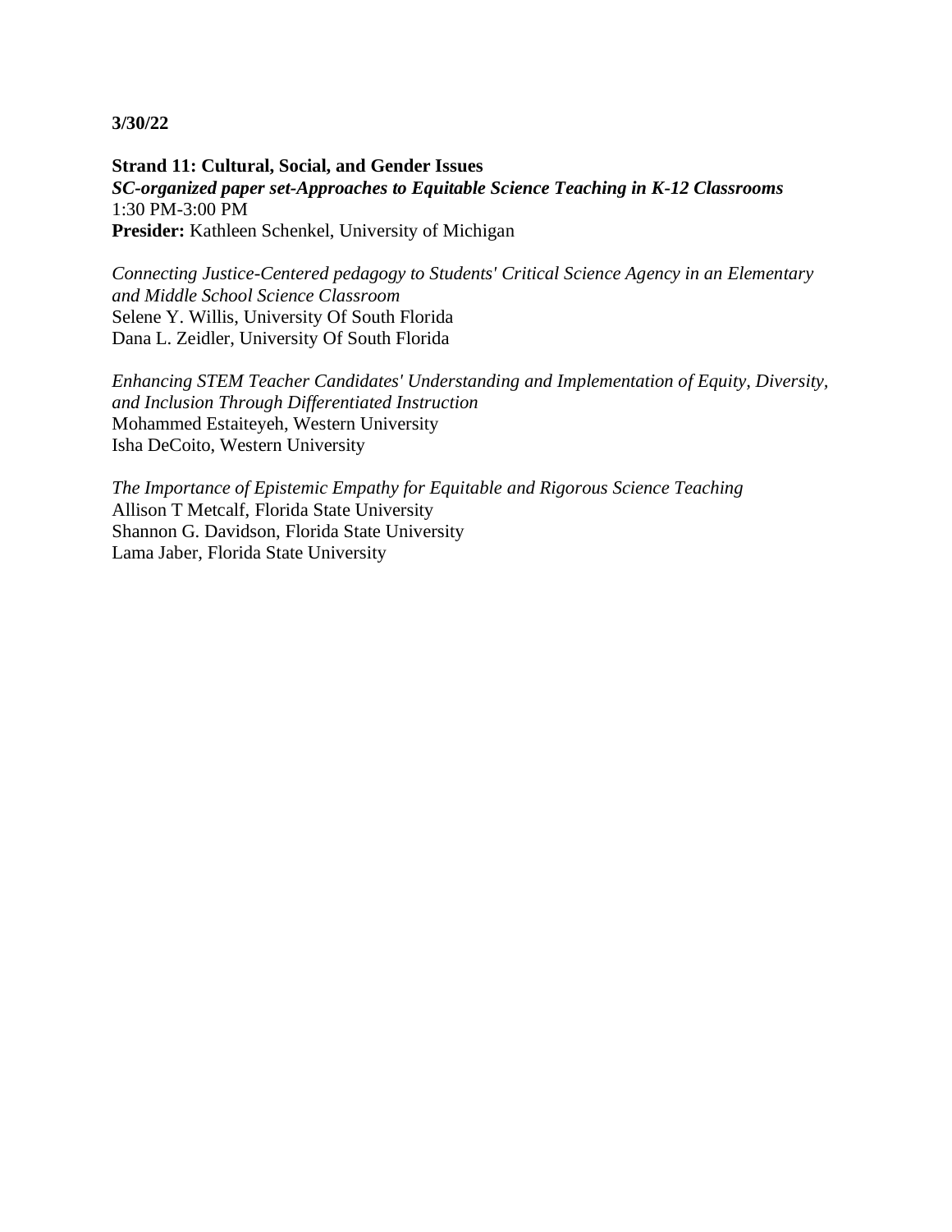**3/30/22**

**Strand 11: Cultural, Social, and Gender Issues**
***SC-organized paper set-Approaches to Equitable Science Teaching in K-12 Classrooms***
1:30 PM-3:00 PM
**Presider:** Kathleen Schenkel, University of Michigan

*Connecting Justice-Centered pedagogy to Students' Critical Science Agency in an Elementary and Middle School Science Classroom*
Selene Y. Willis, University Of South Florida
Dana L. Zeidler, University Of South Florida

*Enhancing STEM Teacher Candidates' Understanding and Implementation of Equity, Diversity, and Inclusion Through Differentiated Instruction*
Mohammed Estaiteyeh, Western University
Isha DeCoito, Western University

*The Importance of Epistemic Empathy for Equitable and Rigorous Science Teaching*
Allison T Metcalf, Florida State University
Shannon G. Davidson, Florida State University
Lama Jaber, Florida State University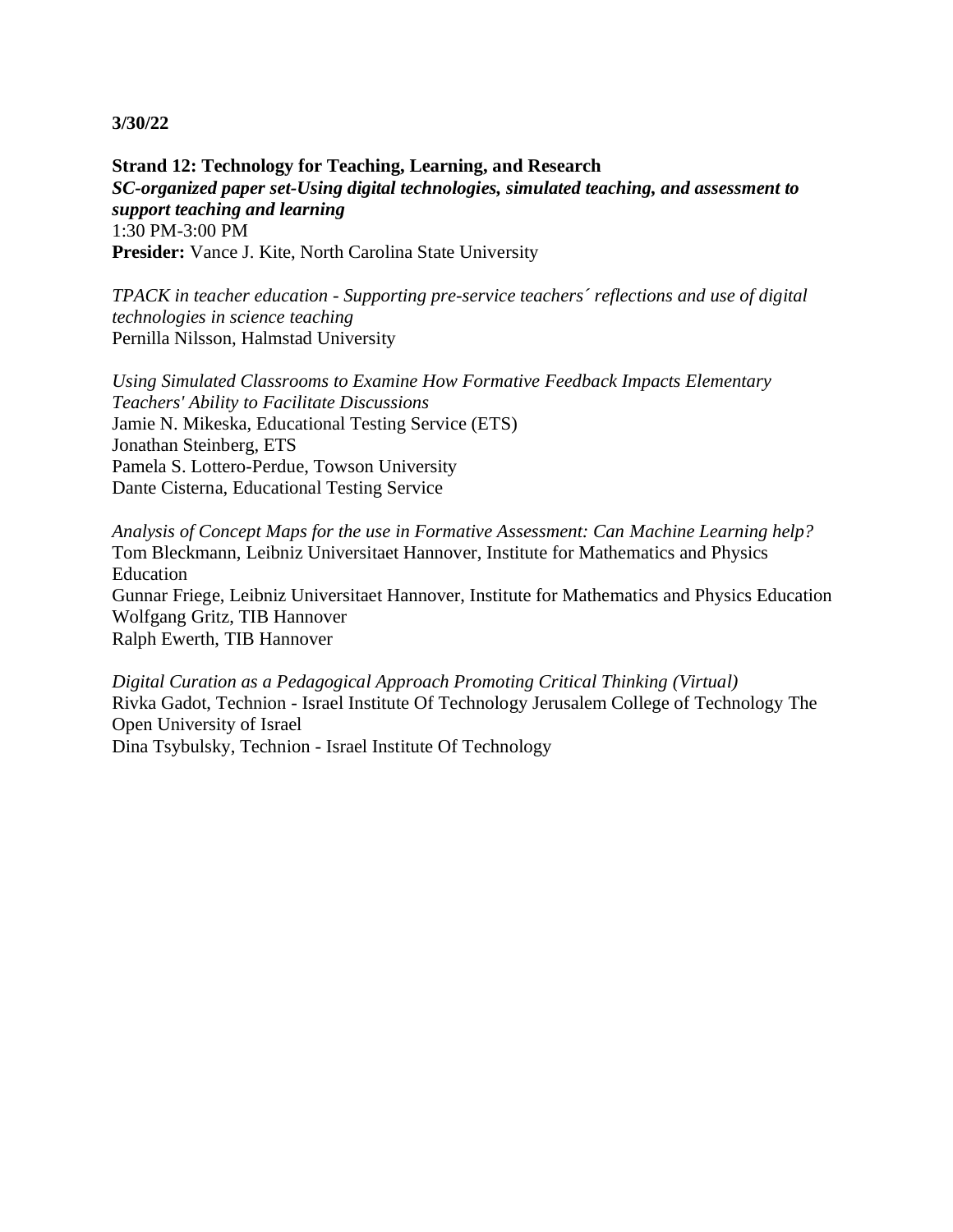**3/30/22**

**Strand 12: Technology for Teaching, Learning, and Research**
***SC-organized paper set-Using digital technologies, simulated teaching, and assessment to support teaching and learning***
1:30 PM-3:00 PM
**Presider:** Vance J. Kite, North Carolina State University

*TPACK in teacher education - Supporting pre-service teachers´ reflections and use of digital technologies in science teaching*
Pernilla Nilsson, Halmstad University

*Using Simulated Classrooms to Examine How Formative Feedback Impacts Elementary Teachers' Ability to Facilitate Discussions*
Jamie N. Mikeska, Educational Testing Service (ETS)
Jonathan Steinberg, ETS
Pamela S. Lottero-Perdue, Towson University
Dante Cisterna, Educational Testing Service

*Analysis of Concept Maps for the use in Formative Assessment: Can Machine Learning help?*
Tom Bleckmann, Leibniz Universitaet Hannover, Institute for Mathematics and Physics Education
Gunnar Friege, Leibniz Universitaet Hannover, Institute for Mathematics and Physics Education
Wolfgang Gritz, TIB Hannover
Ralph Ewerth, TIB Hannover

*Digital Curation as a Pedagogical Approach Promoting Critical Thinking (Virtual)*
Rivka Gadot, Technion - Israel Institute Of Technology Jerusalem College of Technology The Open University of Israel
Dina Tsybulsky, Technion - Israel Institute Of Technology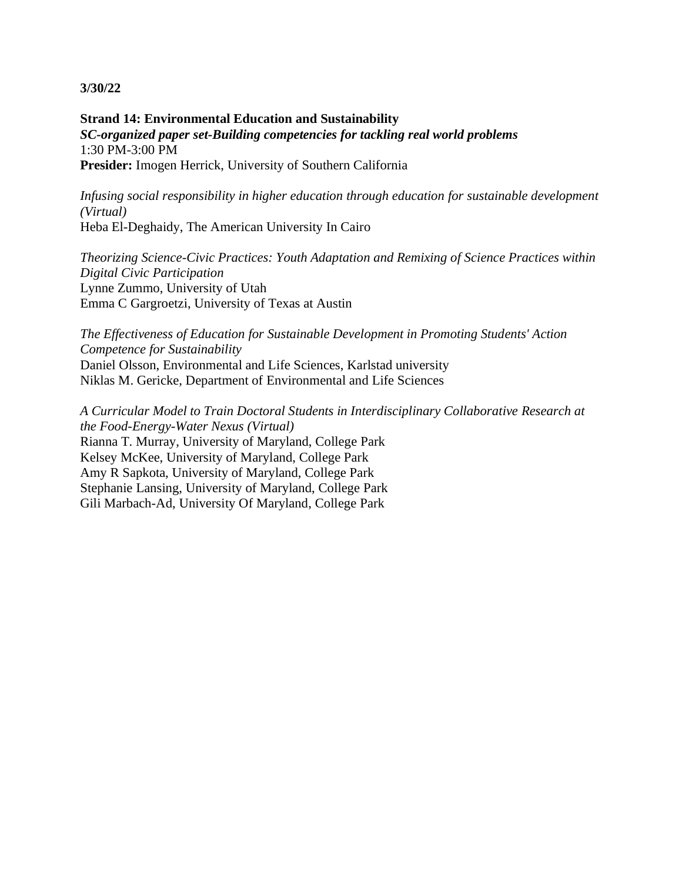**3/30/22**

**Strand 14: Environmental Education and Sustainability**
***SC-organized paper set-Building competencies for tackling real world problems***
1:30 PM-3:00 PM
**Presider:** Imogen Herrick, University of Southern California

*Infusing social responsibility in higher education through education for sustainable development (Virtual)*
Heba El-Deghaidy, The American University In Cairo

*Theorizing Science-Civic Practices: Youth Adaptation and Remixing of Science Practices within Digital Civic Participation*
Lynne Zummo, University of Utah
Emma C Gargroetzi, University of Texas at Austin

*The Effectiveness of Education for Sustainable Development in Promoting Students' Action Competence for Sustainability*
Daniel Olsson, Environmental and Life Sciences, Karlstad university
Niklas M. Gericke, Department of Environmental and Life Sciences

*A Curricular Model to Train Doctoral Students in Interdisciplinary Collaborative Research at the Food-Energy-Water Nexus (Virtual)*
Rianna T. Murray, University of Maryland, College Park
Kelsey McKee, University of Maryland, College Park
Amy R Sapkota, University of Maryland, College Park
Stephanie Lansing, University of Maryland, College Park
Gili Marbach-Ad, University Of Maryland, College Park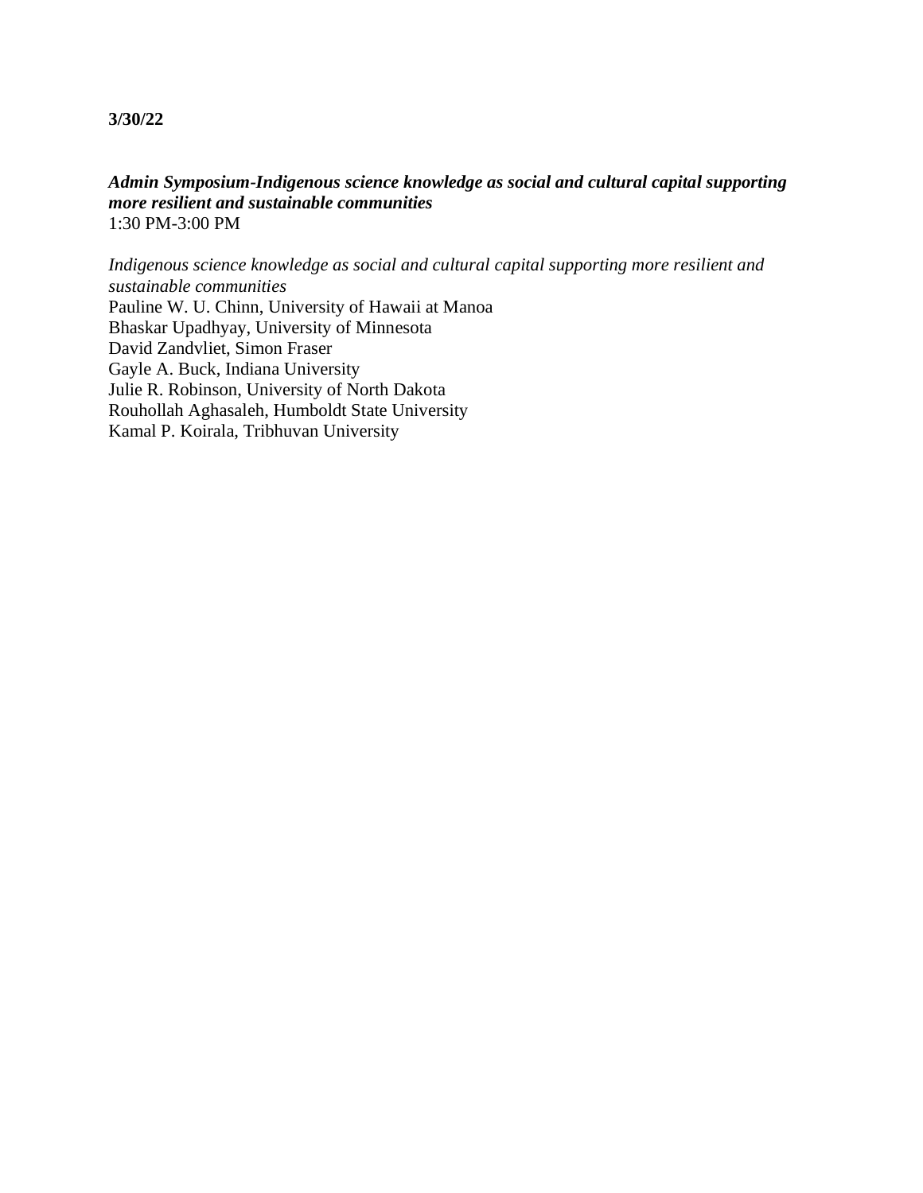**3/30/22**

***Admin Symposium-Indigenous science knowledge as social and cultural capital supporting more resilient and sustainable communities***
1:30 PM-3:00 PM

*Indigenous science knowledge as social and cultural capital supporting more resilient and sustainable communities*
Pauline W. U. Chinn, University of Hawaii at Manoa
Bhaskar Upadhyay, University of Minnesota
David Zandvliet, Simon Fraser
Gayle A. Buck, Indiana University
Julie R. Robinson, University of North Dakota
Rouhollah Aghasaleh, Humboldt State University
Kamal P. Koirala, Tribhuvan University